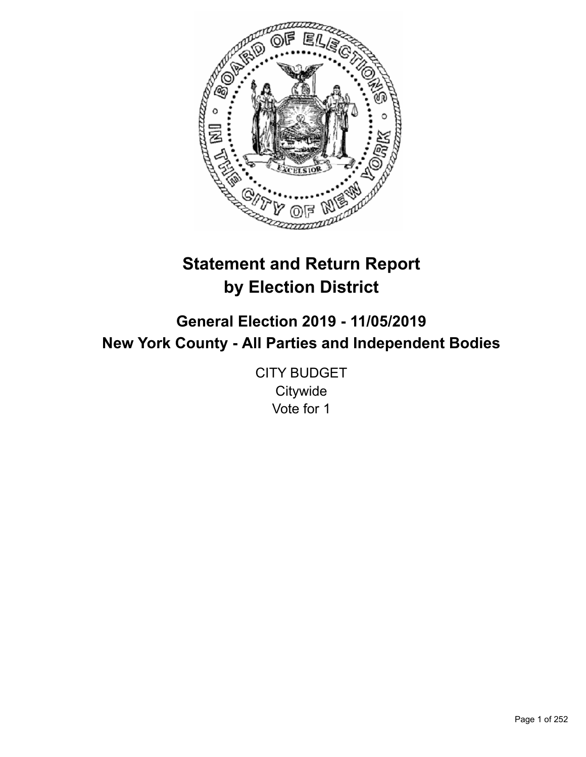# Statement and Return Report by Election District

## General Election 2019 - 11/05/2019
## New York County - All Parties and Independent Bodies

CITY BUDGET
Citywide
Vote for 1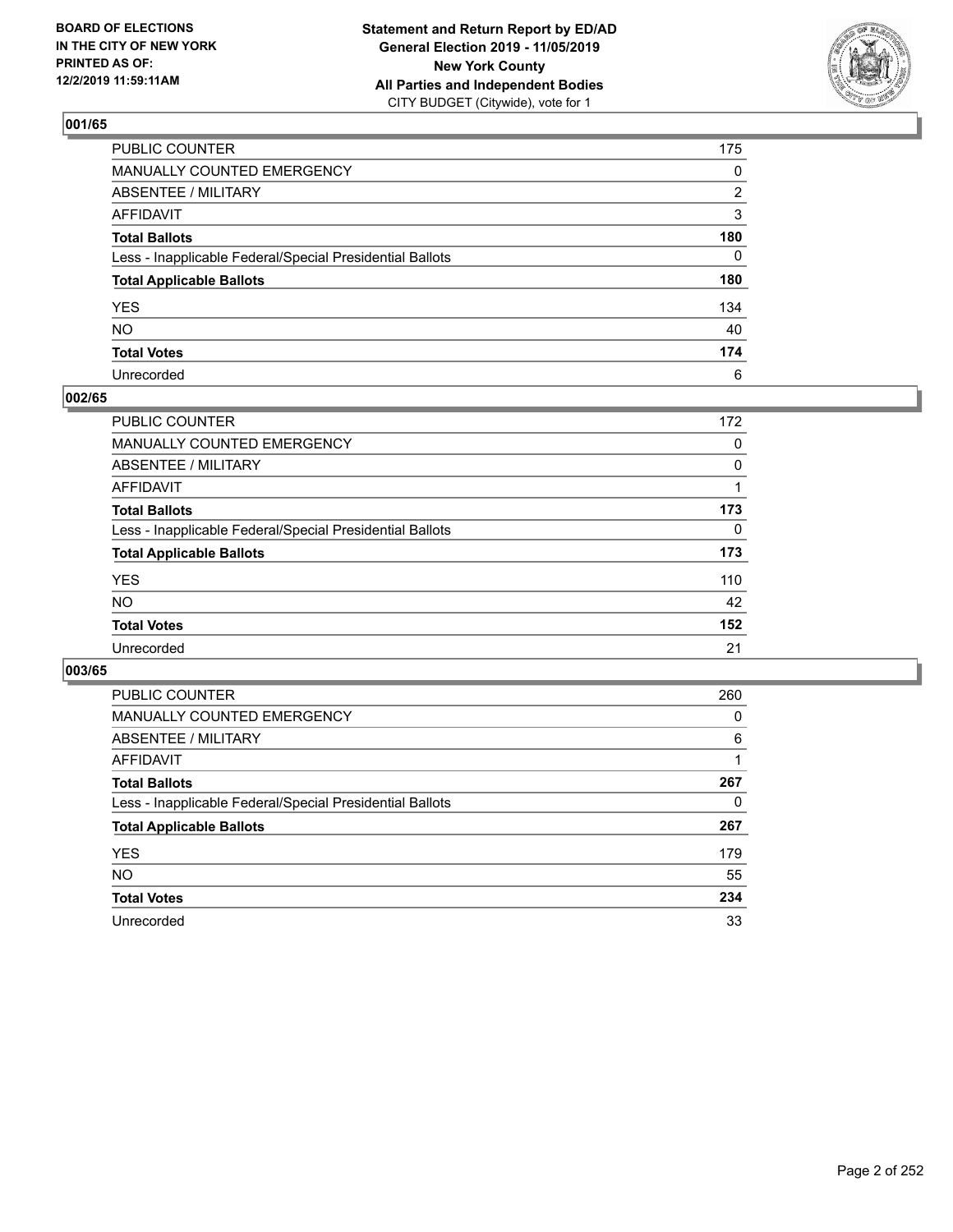BOARD OF ELECTIONS
IN THE CITY OF NEW YORK
PRINTED AS OF:
12/2/2019 11:59:11AM

**Statement and Return Report by ED/AD**
**General Election 2019 - 11/05/2019**
**New York County**
**All Parties and Independent Bodies**
CITY BUDGET (Citywide), vote for 1

## 001/65

| | |
|---|---|
| PUBLIC COUNTER | 175 |
| MANUALLY COUNTED EMERGENCY | 0 |
| ABSENTEE / MILITARY | 2 |
| AFFIDAVIT | 3 |
| **Total Ballots** | **180** |
| Less - Inapplicable Federal/Special Presidential Ballots | 0 |
| **Total Applicable Ballots** | **180** |
| YES | 134 |
| NO | 40 |
| **Total Votes** | **174** |
| Unrecorded | 6 |

## 002/65

| | |
|---|---|
| PUBLIC COUNTER | 172 |
| MANUALLY COUNTED EMERGENCY | 0 |
| ABSENTEE / MILITARY | 0 |
| AFFIDAVIT | 1 |
| **Total Ballots** | **173** |
| Less - Inapplicable Federal/Special Presidential Ballots | 0 |
| **Total Applicable Ballots** | **173** |
| YES | 110 |
| NO | 42 |
| **Total Votes** | **152** |
| Unrecorded | 21 |

## 003/65

| | |
|---|---|
| PUBLIC COUNTER | 260 |
| MANUALLY COUNTED EMERGENCY | 0 |
| ABSENTEE / MILITARY | 6 |
| AFFIDAVIT | 1 |
| **Total Ballots** | **267** |
| Less - Inapplicable Federal/Special Presidential Ballots | 0 |
| **Total Applicable Ballots** | **267** |
| YES | 179 |
| NO | 55 |
| **Total Votes** | **234** |
| Unrecorded | 33 |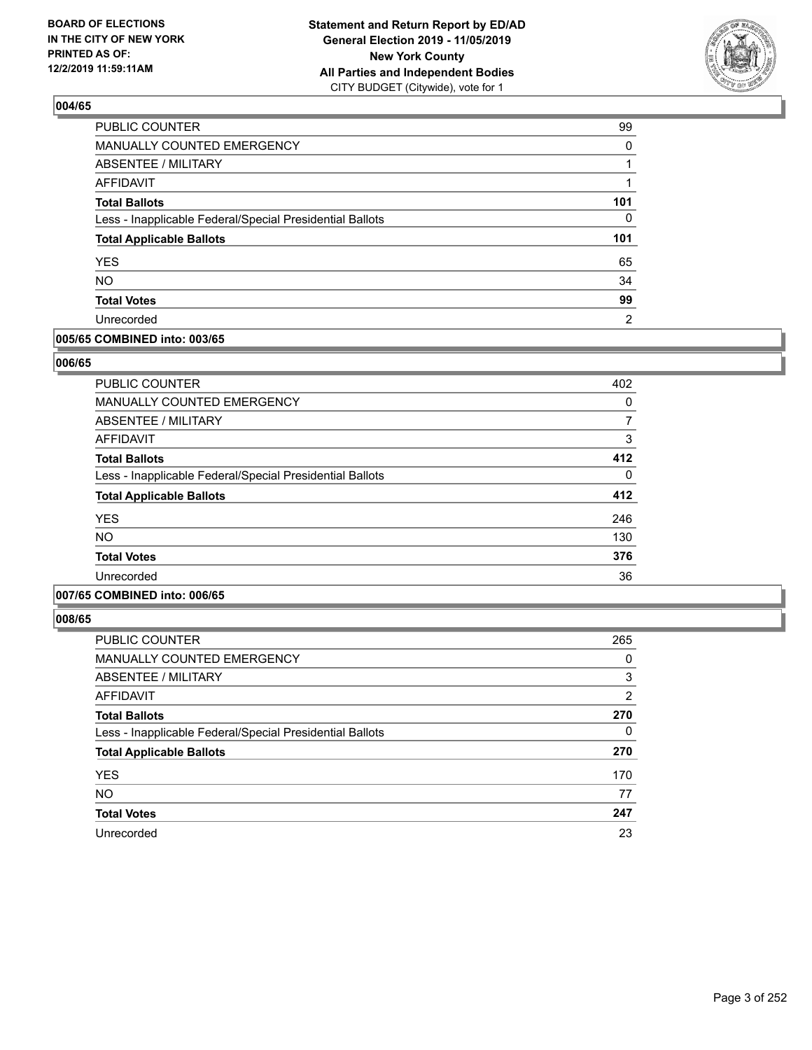**Statement and Return Report by ED/AD**
**General Election 2019 - 11/05/2019**
**New York County**
**All Parties and Independent Bodies**
CITY BUDGET (Citywide), vote for 1

BOARD OF ELECTIONS IN THE CITY OF NEW YORK PRINTED AS OF: 12/2/2019 11:59:11AM

### 004/65

| | |
|---|---|
| PUBLIC COUNTER | 99 |
| MANUALLY COUNTED EMERGENCY | 0 |
| ABSENTEE / MILITARY | 1 |
| AFFIDAVIT | 1 |
| **Total Ballots** | **101** |
| Less - Inapplicable Federal/Special Presidential Ballots | 0 |
| **Total Applicable Ballots** | **101** |
| YES | 65 |
| NO | 34 |
| **Total Votes** | **99** |
| Unrecorded | 2 |

### 005/65 COMBINED into: 003/65

### 006/65

| | |
|---|---|
| PUBLIC COUNTER | 402 |
| MANUALLY COUNTED EMERGENCY | 0 |
| ABSENTEE / MILITARY | 7 |
| AFFIDAVIT | 3 |
| **Total Ballots** | **412** |
| Less - Inapplicable Federal/Special Presidential Ballots | 0 |
| **Total Applicable Ballots** | **412** |
| YES | 246 |
| NO | 130 |
| **Total Votes** | **376** |
| Unrecorded | 36 |

### 007/65 COMBINED into: 006/65

### 008/65

| | |
|---|---|
| PUBLIC COUNTER | 265 |
| MANUALLY COUNTED EMERGENCY | 0 |
| ABSENTEE / MILITARY | 3 |
| AFFIDAVIT | 2 |
| **Total Ballots** | **270** |
| Less - Inapplicable Federal/Special Presidential Ballots | 0 |
| **Total Applicable Ballots** | **270** |
| YES | 170 |
| NO | 77 |
| **Total Votes** | **247** |
| Unrecorded | 23 |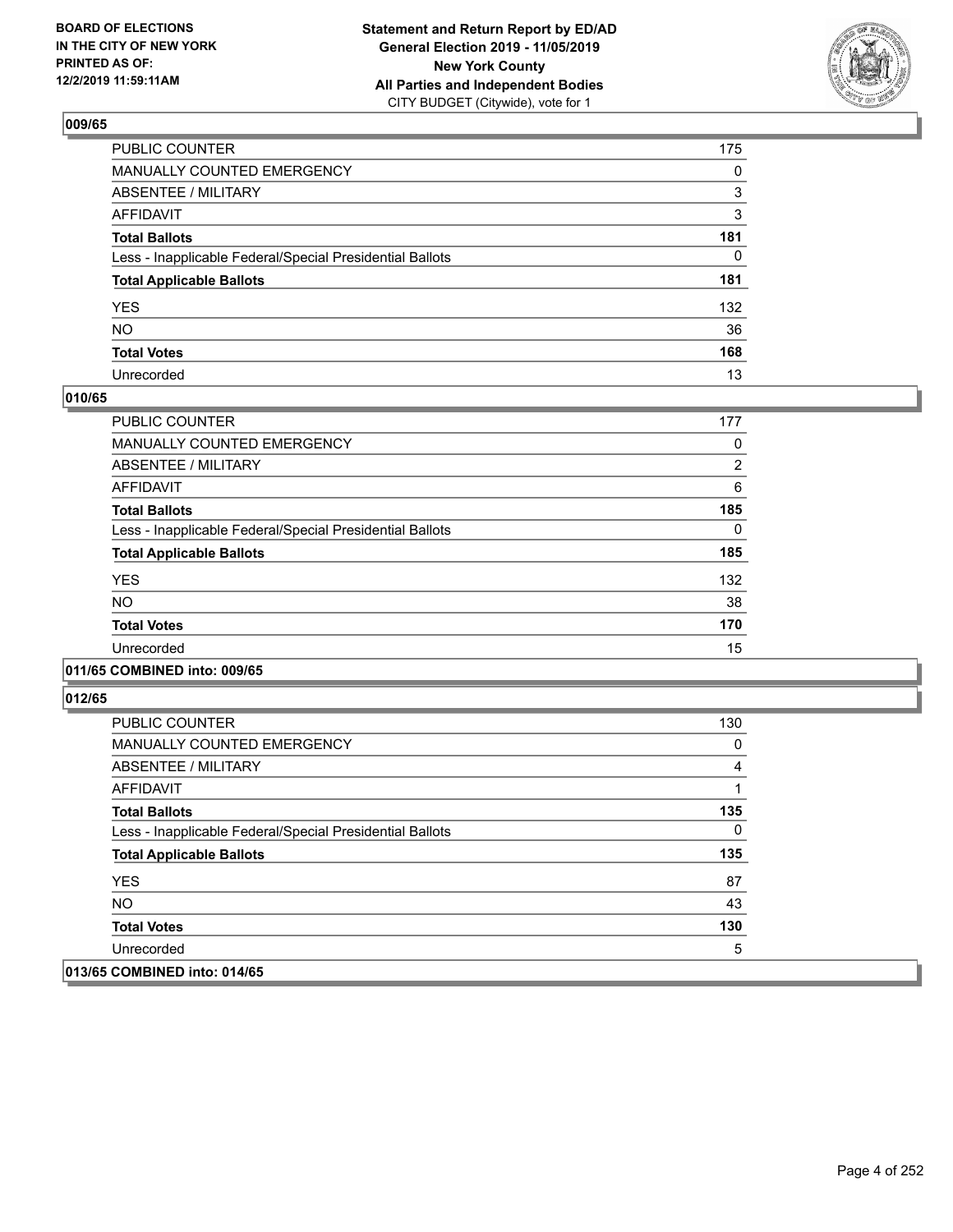**BOARD OF ELECTIONS IN THE CITY OF NEW YORK PRINTED AS OF: 12/2/2019 11:59:11AM**

**Statement and Return Report by ED/AD General Election 2019 - 11/05/2019 New York County All Parties and Independent Bodies**
CITY BUDGET (Citywide), vote for 1

## 009/65

| | |
|---|---|
| PUBLIC COUNTER | 175 |
| MANUALLY COUNTED EMERGENCY | 0 |
| ABSENTEE / MILITARY | 3 |
| AFFIDAVIT | 3 |
| **Total Ballots** | **181** |
| Less - Inapplicable Federal/Special Presidential Ballots | 0 |
| **Total Applicable Ballots** | **181** |
| YES | 132 |
| NO | 36 |
| **Total Votes** | **168** |
| Unrecorded | 13 |

## 010/65

| | |
|---|---|
| PUBLIC COUNTER | 177 |
| MANUALLY COUNTED EMERGENCY | 0 |
| ABSENTEE / MILITARY | 2 |
| AFFIDAVIT | 6 |
| **Total Ballots** | **185** |
| Less - Inapplicable Federal/Special Presidential Ballots | 0 |
| **Total Applicable Ballots** | **185** |
| YES | 132 |
| NO | 38 |
| **Total Votes** | **170** |
| Unrecorded | 15 |

## 011/65 COMBINED into: 009/65

## 012/65

| | |
|---|---|
| PUBLIC COUNTER | 130 |
| MANUALLY COUNTED EMERGENCY | 0 |
| ABSENTEE / MILITARY | 4 |
| AFFIDAVIT | 1 |
| **Total Ballots** | **135** |
| Less - Inapplicable Federal/Special Presidential Ballots | 0 |
| **Total Applicable Ballots** | **135** |
| YES | 87 |
| NO | 43 |
| **Total Votes** | **130** |
| Unrecorded | 5 |

## 013/65 COMBINED into: 014/65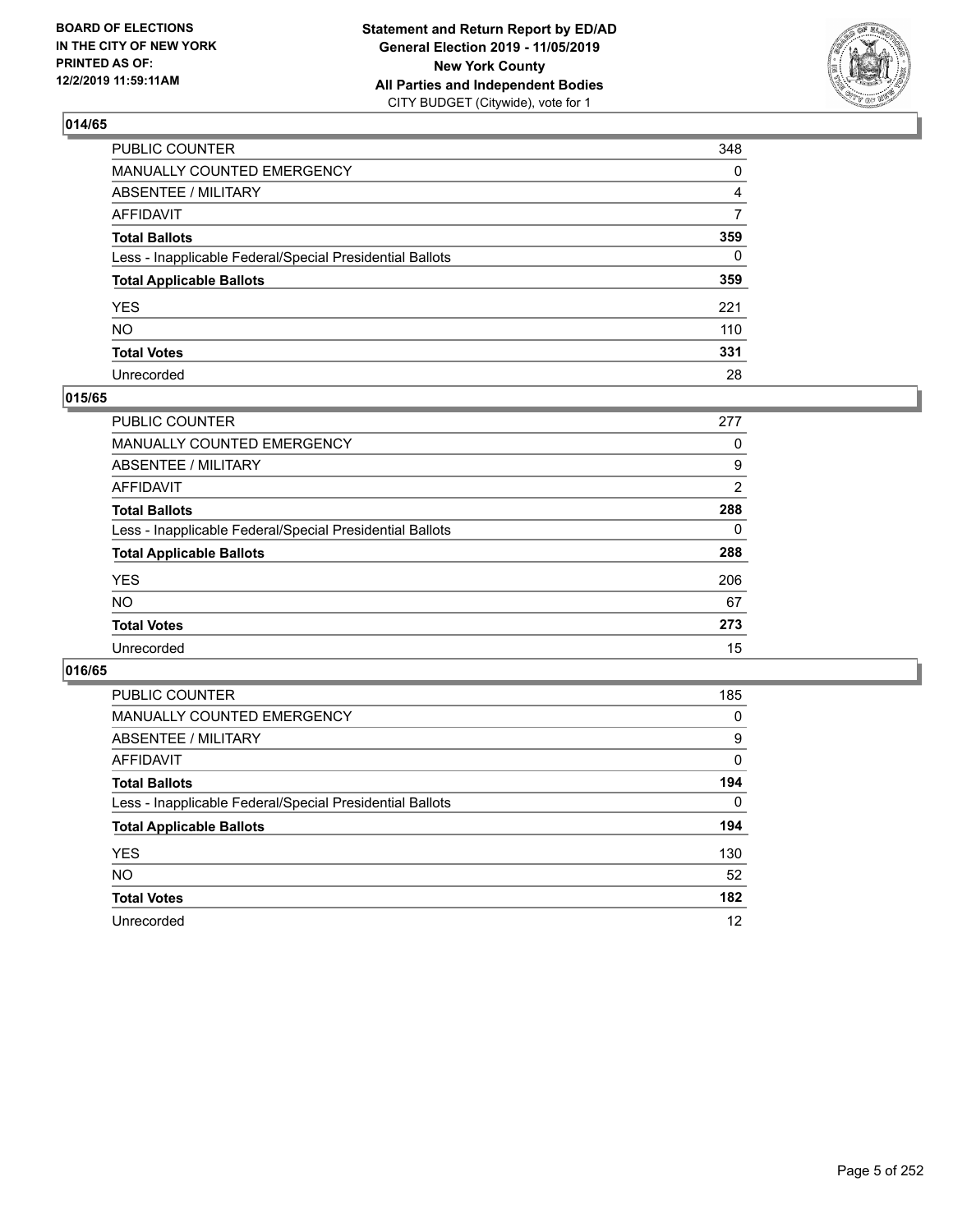**BOARD OF ELECTIONS IN THE CITY OF NEW YORK PRINTED AS OF: 12/2/2019 11:59:11AM**

**Statement and Return Report by ED/AD General Election 2019 - 11/05/2019 New York County All Parties and Independent Bodies**
CITY BUDGET (Citywide), vote for 1

### 014/65

| | |
|---|---|
| PUBLIC COUNTER | 348 |
| MANUALLY COUNTED EMERGENCY | 0 |
| ABSENTEE / MILITARY | 4 |
| AFFIDAVIT | 7 |
| **Total Ballots** | **359** |
| Less - Inapplicable Federal/Special Presidential Ballots | 0 |
| **Total Applicable Ballots** | **359** |
| YES | 221 |
| NO | 110 |
| **Total Votes** | **331** |
| Unrecorded | 28 |

### 015/65

| | |
|---|---|
| PUBLIC COUNTER | 277 |
| MANUALLY COUNTED EMERGENCY | 0 |
| ABSENTEE / MILITARY | 9 |
| AFFIDAVIT | 2 |
| **Total Ballots** | **288** |
| Less - Inapplicable Federal/Special Presidential Ballots | 0 |
| **Total Applicable Ballots** | **288** |
| YES | 206 |
| NO | 67 |
| **Total Votes** | **273** |
| Unrecorded | 15 |

### 016/65

| | |
|---|---|
| PUBLIC COUNTER | 185 |
| MANUALLY COUNTED EMERGENCY | 0 |
| ABSENTEE / MILITARY | 9 |
| AFFIDAVIT | 0 |
| **Total Ballots** | **194** |
| Less - Inapplicable Federal/Special Presidential Ballots | 0 |
| **Total Applicable Ballots** | **194** |
| YES | 130 |
| NO | 52 |
| **Total Votes** | **182** |
| Unrecorded | 12 |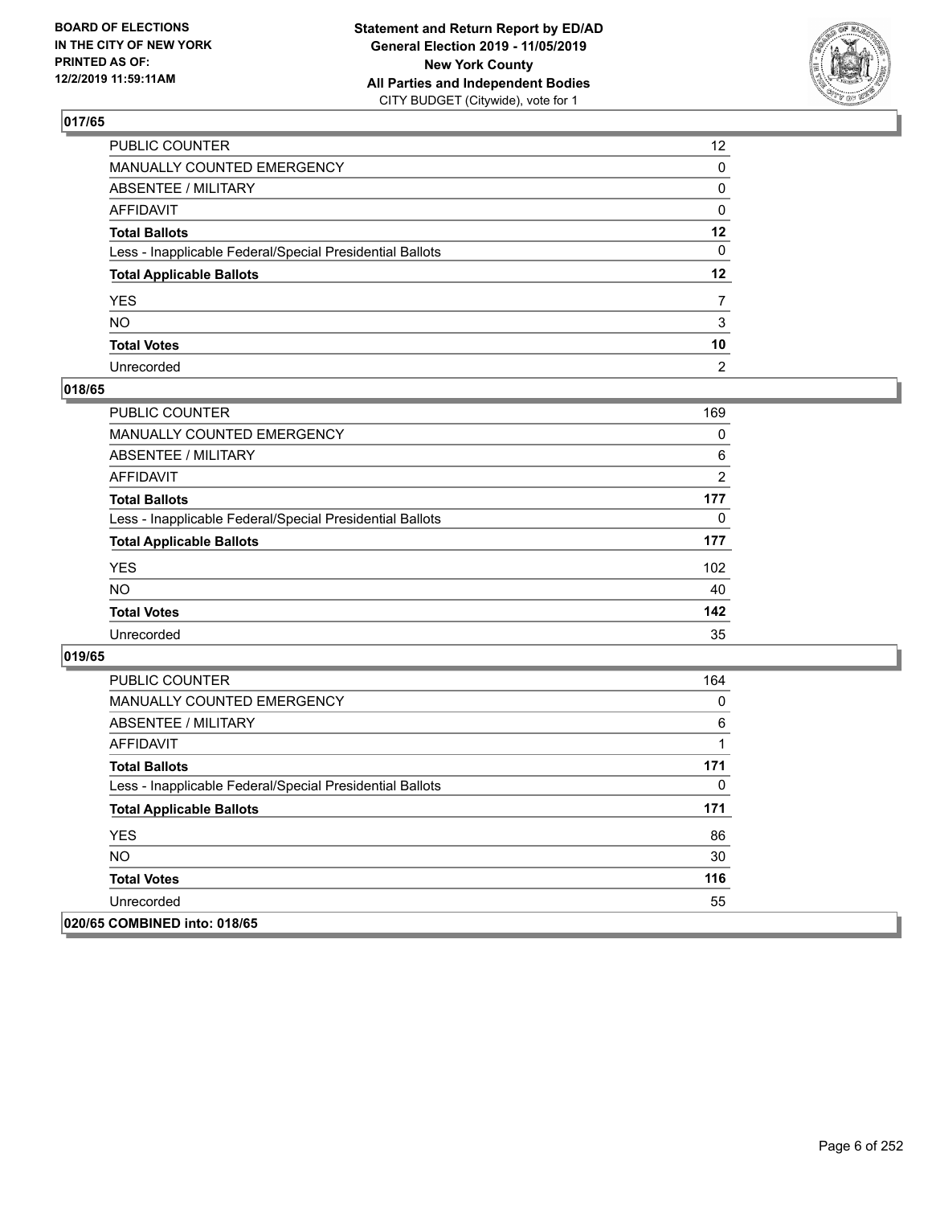## 017/65

| | |
|---|---|
| PUBLIC COUNTER | 12 |
| MANUALLY COUNTED EMERGENCY | 0 |
| ABSENTEE / MILITARY | 0 |
| AFFIDAVIT | 0 |
| **Total Ballots** | **12** |
| Less - Inapplicable Federal/Special Presidential Ballots | 0 |
| **Total Applicable Ballots** | **12** |
| YES | 7 |
| NO | 3 |
| **Total Votes** | **10** |
| Unrecorded | 2 |

## 018/65

| | |
|---|---|
| PUBLIC COUNTER | 169 |
| MANUALLY COUNTED EMERGENCY | 0 |
| ABSENTEE / MILITARY | 6 |
| AFFIDAVIT | 2 |
| **Total Ballots** | **177** |
| Less - Inapplicable Federal/Special Presidential Ballots | 0 |
| **Total Applicable Ballots** | **177** |
| YES | 102 |
| NO | 40 |
| **Total Votes** | **142** |
| Unrecorded | 35 |

## 019/65

| | |
|---|---|
| PUBLIC COUNTER | 164 |
| MANUALLY COUNTED EMERGENCY | 0 |
| ABSENTEE / MILITARY | 6 |
| AFFIDAVIT | 1 |
| **Total Ballots** | **171** |
| Less - Inapplicable Federal/Special Presidential Ballots | 0 |
| **Total Applicable Ballots** | **171** |
| YES | 86 |
| NO | 30 |
| **Total Votes** | **116** |
| Unrecorded | 55 |

## 020/65 COMBINED into: 018/65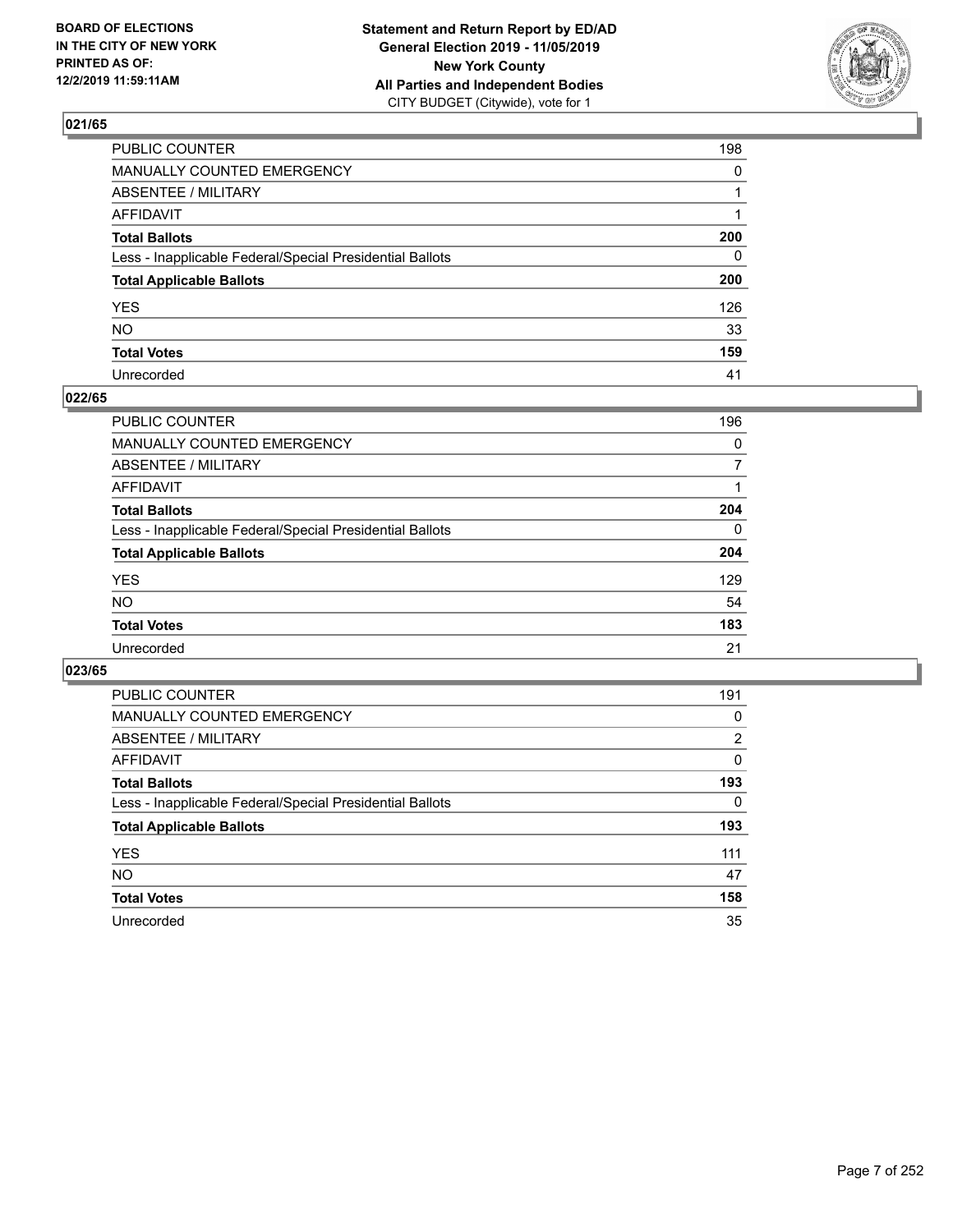BOARD OF ELECTIONS
IN THE CITY OF NEW YORK
PRINTED AS OF:
12/2/2019 11:59:11AM

**Statement and Return Report by ED/AD**
**General Election 2019 - 11/05/2019**
**New York County**
**All Parties and Independent Bodies**
CITY BUDGET (Citywide), vote for 1

## 021/65

| | |
|---|---|
| PUBLIC COUNTER | 198 |
| MANUALLY COUNTED EMERGENCY | 0 |
| ABSENTEE / MILITARY | 1 |
| AFFIDAVIT | 1 |
| **Total Ballots** | **200** |
| Less - Inapplicable Federal/Special Presidential Ballots | 0 |
| **Total Applicable Ballots** | **200** |
| YES | 126 |
| NO | 33 |
| **Total Votes** | **159** |
| Unrecorded | 41 |

## 022/65

| | |
|---|---|
| PUBLIC COUNTER | 196 |
| MANUALLY COUNTED EMERGENCY | 0 |
| ABSENTEE / MILITARY | 7 |
| AFFIDAVIT | 1 |
| **Total Ballots** | **204** |
| Less - Inapplicable Federal/Special Presidential Ballots | 0 |
| **Total Applicable Ballots** | **204** |
| YES | 129 |
| NO | 54 |
| **Total Votes** | **183** |
| Unrecorded | 21 |

## 023/65

| | |
|---|---|
| PUBLIC COUNTER | 191 |
| MANUALLY COUNTED EMERGENCY | 0 |
| ABSENTEE / MILITARY | 2 |
| AFFIDAVIT | 0 |
| **Total Ballots** | **193** |
| Less - Inapplicable Federal/Special Presidential Ballots | 0 |
| **Total Applicable Ballots** | **193** |
| YES | 111 |
| NO | 47 |
| **Total Votes** | **158** |
| Unrecorded | 35 |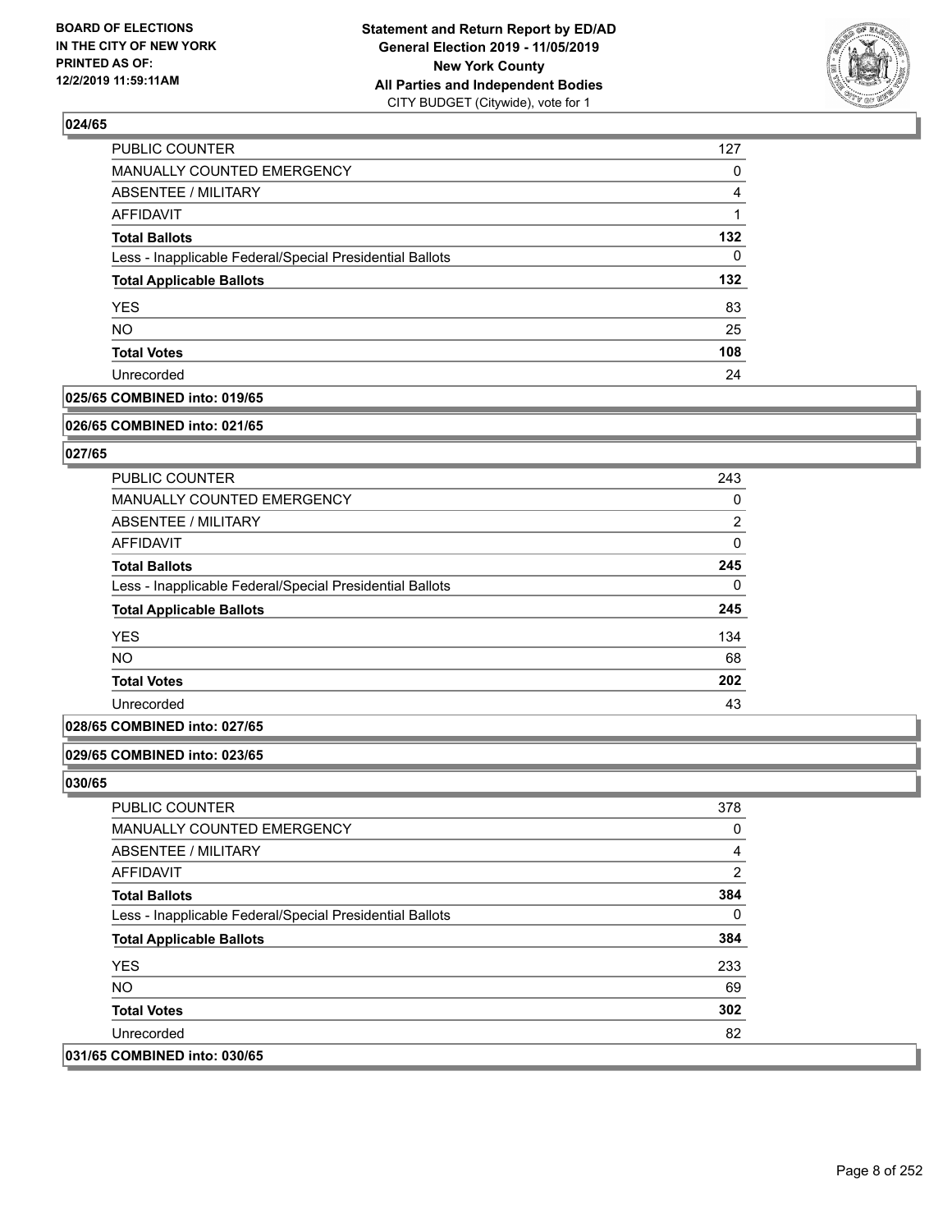**024/65**

| | |
|---|---|
| PUBLIC COUNTER | 127 |
| MANUALLY COUNTED EMERGENCY | 0 |
| ABSENTEE / MILITARY | 4 |
| AFFIDAVIT | 1 |
| **Total Ballots** | **132** |
| Less - Inapplicable Federal/Special Presidential Ballots | 0 |
| **Total Applicable Ballots** | **132** |
| YES | 83 |
| NO | 25 |
| **Total Votes** | **108** |
| Unrecorded | 24 |

**025/65 COMBINED into: 019/65**

**026/65 COMBINED into: 021/65**

**027/65**

| | |
|---|---|
| PUBLIC COUNTER | 243 |
| MANUALLY COUNTED EMERGENCY | 0 |
| ABSENTEE / MILITARY | 2 |
| AFFIDAVIT | 0 |
| **Total Ballots** | **245** |
| Less - Inapplicable Federal/Special Presidential Ballots | 0 |
| **Total Applicable Ballots** | **245** |
| YES | 134 |
| NO | 68 |
| **Total Votes** | **202** |
| Unrecorded | 43 |

**028/65 COMBINED into: 027/65**

**029/65 COMBINED into: 023/65**

**030/65**

| | |
|---|---|
| PUBLIC COUNTER | 378 |
| MANUALLY COUNTED EMERGENCY | 0 |
| ABSENTEE / MILITARY | 4 |
| AFFIDAVIT | 2 |
| **Total Ballots** | **384** |
| Less - Inapplicable Federal/Special Presidential Ballots | 0 |
| **Total Applicable Ballots** | **384** |
| YES | 233 |
| NO | 69 |
| **Total Votes** | **302** |
| Unrecorded | 82 |

**031/65 COMBINED into: 030/65**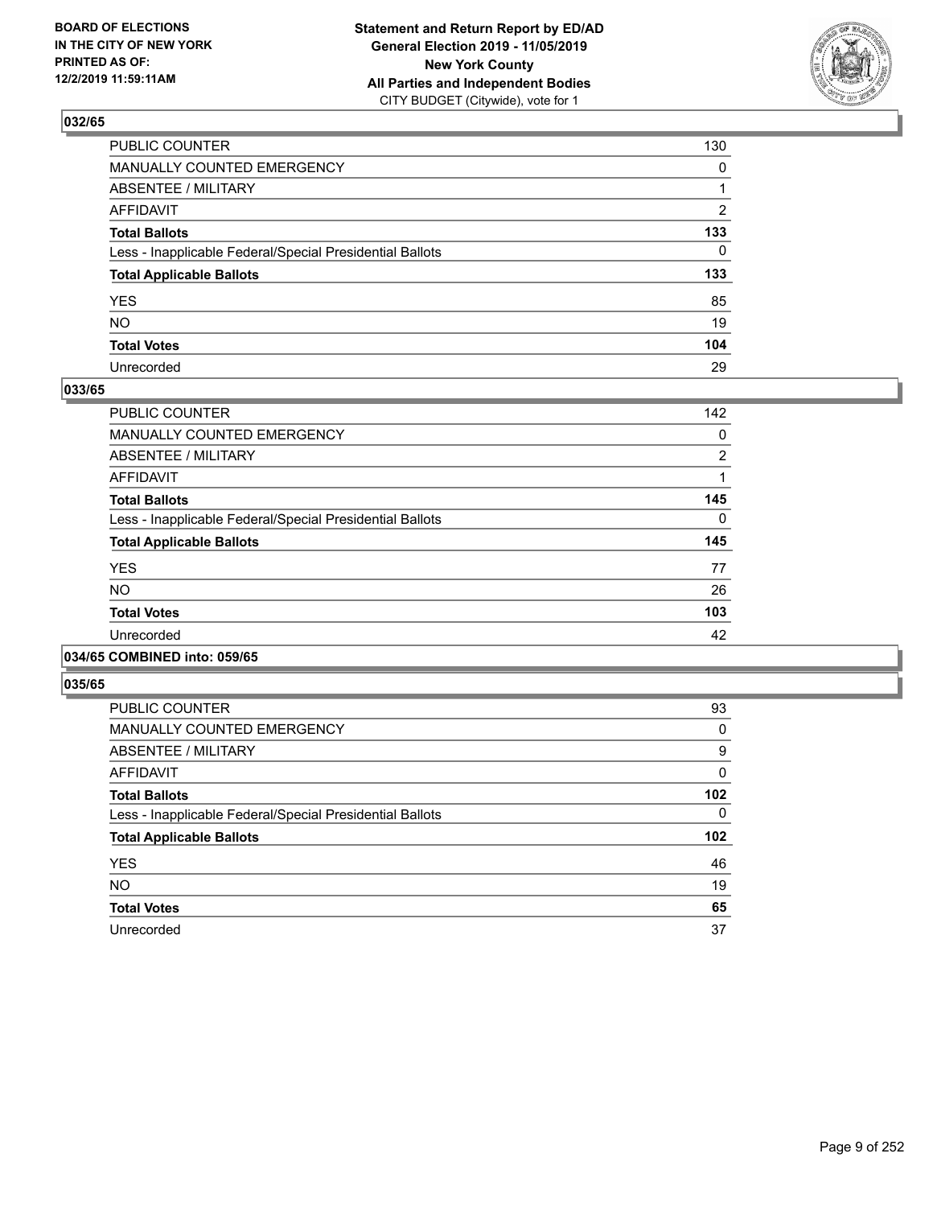## 032/65

| | |
|---|---|
| PUBLIC COUNTER | 130 |
| MANUALLY COUNTED EMERGENCY | 0 |
| ABSENTEE / MILITARY | 1 |
| AFFIDAVIT | 2 |
| **Total Ballots** | **133** |
| Less - Inapplicable Federal/Special Presidential Ballots | 0 |
| **Total Applicable Ballots** | **133** |
| YES | 85 |
| NO | 19 |
| **Total Votes** | **104** |
| Unrecorded | 29 |

## 033/65

| | |
|---|---|
| PUBLIC COUNTER | 142 |
| MANUALLY COUNTED EMERGENCY | 0 |
| ABSENTEE / MILITARY | 2 |
| AFFIDAVIT | 1 |
| **Total Ballots** | **145** |
| Less - Inapplicable Federal/Special Presidential Ballots | 0 |
| **Total Applicable Ballots** | **145** |
| YES | 77 |
| NO | 26 |
| **Total Votes** | **103** |
| Unrecorded | 42 |

## 034/65 COMBINED into: 059/65

## 035/65

| | |
|---|---|
| PUBLIC COUNTER | 93 |
| MANUALLY COUNTED EMERGENCY | 0 |
| ABSENTEE / MILITARY | 9 |
| AFFIDAVIT | 0 |
| **Total Ballots** | **102** |
| Less - Inapplicable Federal/Special Presidential Ballots | 0 |
| **Total Applicable Ballots** | **102** |
| YES | 46 |
| NO | 19 |
| **Total Votes** | **65** |
| Unrecorded | 37 |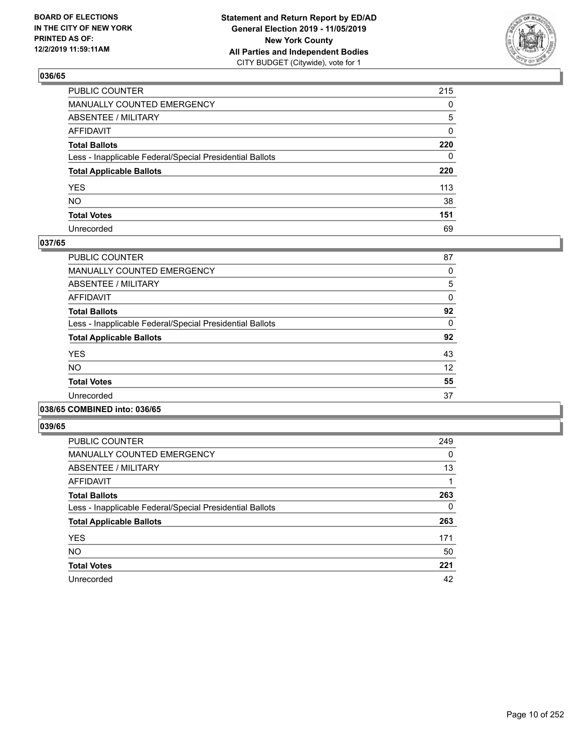## 036/65

| | |
|---|---|
| PUBLIC COUNTER | 215 |
| MANUALLY COUNTED EMERGENCY | 0 |
| ABSENTEE / MILITARY | 5 |
| AFFIDAVIT | 0 |
| **Total Ballots** | **220** |
| Less - Inapplicable Federal/Special Presidential Ballots | 0 |
| **Total Applicable Ballots** | **220** |
| YES | 113 |
| NO | 38 |
| **Total Votes** | **151** |
| Unrecorded | 69 |

## 037/65

| | |
|---|---|
| PUBLIC COUNTER | 87 |
| MANUALLY COUNTED EMERGENCY | 0 |
| ABSENTEE / MILITARY | 5 |
| AFFIDAVIT | 0 |
| **Total Ballots** | **92** |
| Less - Inapplicable Federal/Special Presidential Ballots | 0 |
| **Total Applicable Ballots** | **92** |
| YES | 43 |
| NO | 12 |
| **Total Votes** | **55** |
| Unrecorded | 37 |

## 038/65 COMBINED into: 036/65

## 039/65

| | |
|---|---|
| PUBLIC COUNTER | 249 |
| MANUALLY COUNTED EMERGENCY | 0 |
| ABSENTEE / MILITARY | 13 |
| AFFIDAVIT | 1 |
| **Total Ballots** | **263** |
| Less - Inapplicable Federal/Special Presidential Ballots | 0 |
| **Total Applicable Ballots** | **263** |
| YES | 171 |
| NO | 50 |
| **Total Votes** | **221** |
| Unrecorded | 42 |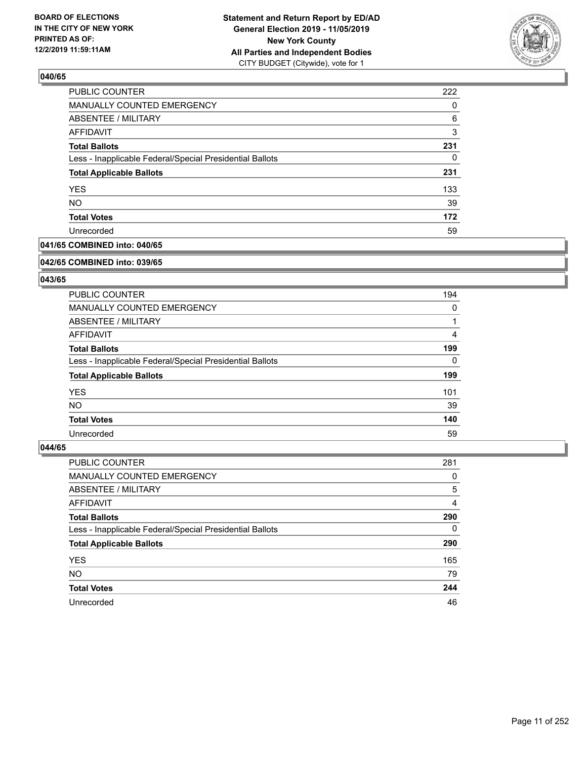## 040/65

| | |
|---|---|
| PUBLIC COUNTER | 222 |
| MANUALLY COUNTED EMERGENCY | 0 |
| ABSENTEE / MILITARY | 6 |
| AFFIDAVIT | 3 |
| **Total Ballots** | **231** |
| Less - Inapplicable Federal/Special Presidential Ballots | 0 |
| **Total Applicable Ballots** | **231** |
| YES | 133 |
| NO | 39 |
| **Total Votes** | **172** |
| Unrecorded | 59 |

## 041/65 COMBINED into: 040/65

## 042/65 COMBINED into: 039/65

## 043/65

| | |
|---|---|
| PUBLIC COUNTER | 194 |
| MANUALLY COUNTED EMERGENCY | 0 |
| ABSENTEE / MILITARY | 1 |
| AFFIDAVIT | 4 |
| **Total Ballots** | **199** |
| Less - Inapplicable Federal/Special Presidential Ballots | 0 |
| **Total Applicable Ballots** | **199** |
| YES | 101 |
| NO | 39 |
| **Total Votes** | **140** |
| Unrecorded | 59 |

## 044/65

| | |
|---|---|
| PUBLIC COUNTER | 281 |
| MANUALLY COUNTED EMERGENCY | 0 |
| ABSENTEE / MILITARY | 5 |
| AFFIDAVIT | 4 |
| **Total Ballots** | **290** |
| Less - Inapplicable Federal/Special Presidential Ballots | 0 |
| **Total Applicable Ballots** | **290** |
| YES | 165 |
| NO | 79 |
| **Total Votes** | **244** |
| Unrecorded | 46 |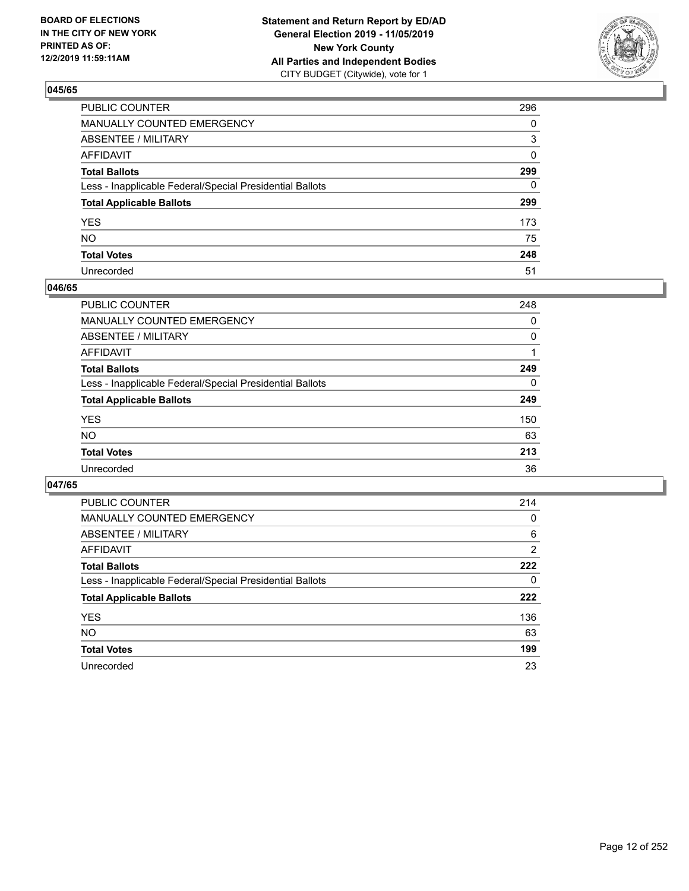## 045/65

| | |
|---|---|
| PUBLIC COUNTER | 296 |
| MANUALLY COUNTED EMERGENCY | 0 |
| ABSENTEE / MILITARY | 3 |
| AFFIDAVIT | 0 |
| **Total Ballots** | **299** |
| Less - Inapplicable Federal/Special Presidential Ballots | 0 |
| **Total Applicable Ballots** | **299** |
| YES | 173 |
| NO | 75 |
| **Total Votes** | **248** |
| Unrecorded | 51 |

## 046/65

| | |
|---|---|
| PUBLIC COUNTER | 248 |
| MANUALLY COUNTED EMERGENCY | 0 |
| ABSENTEE / MILITARY | 0 |
| AFFIDAVIT | 1 |
| **Total Ballots** | **249** |
| Less - Inapplicable Federal/Special Presidential Ballots | 0 |
| **Total Applicable Ballots** | **249** |
| YES | 150 |
| NO | 63 |
| **Total Votes** | **213** |
| Unrecorded | 36 |

## 047/65

| | |
|---|---|
| PUBLIC COUNTER | 214 |
| MANUALLY COUNTED EMERGENCY | 0 |
| ABSENTEE / MILITARY | 6 |
| AFFIDAVIT | 2 |
| **Total Ballots** | **222** |
| Less - Inapplicable Federal/Special Presidential Ballots | 0 |
| **Total Applicable Ballots** | **222** |
| YES | 136 |
| NO | 63 |
| **Total Votes** | **199** |
| Unrecorded | 23 |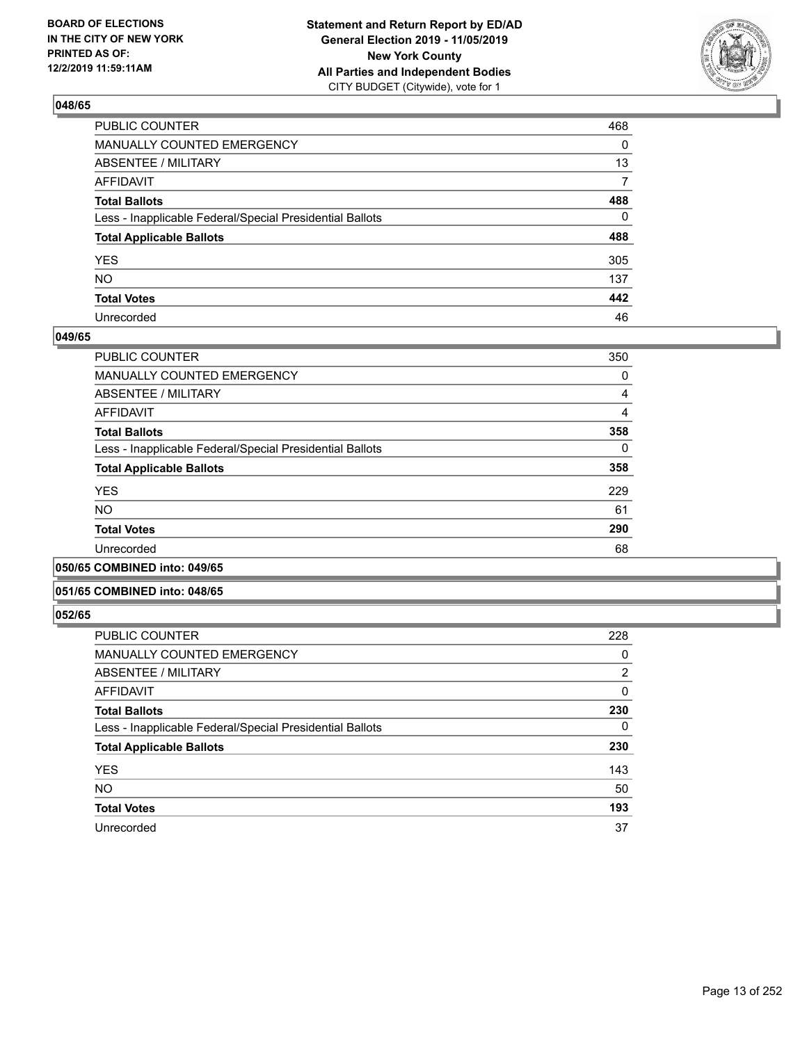BOARD OF ELECTIONS
IN THE CITY OF NEW YORK
PRINTED AS OF:
12/2/2019 11:59:11AM

**Statement and Return Report by ED/AD**
**General Election 2019 - 11/05/2019**
**New York County**
**All Parties and Independent Bodies**
CITY BUDGET (Citywide), vote for 1

## 048/65

| | |
|---|---|
| PUBLIC COUNTER | 468 |
| MANUALLY COUNTED EMERGENCY | 0 |
| ABSENTEE / MILITARY | 13 |
| AFFIDAVIT | 7 |
| **Total Ballots** | **488** |
| Less - Inapplicable Federal/Special Presidential Ballots | 0 |
| **Total Applicable Ballots** | **488** |
| YES | 305 |
| NO | 137 |
| **Total Votes** | **442** |
| Unrecorded | 46 |

## 049/65

| | |
|---|---|
| PUBLIC COUNTER | 350 |
| MANUALLY COUNTED EMERGENCY | 0 |
| ABSENTEE / MILITARY | 4 |
| AFFIDAVIT | 4 |
| **Total Ballots** | **358** |
| Less - Inapplicable Federal/Special Presidential Ballots | 0 |
| **Total Applicable Ballots** | **358** |
| YES | 229 |
| NO | 61 |
| **Total Votes** | **290** |
| Unrecorded | 68 |

## 050/65 COMBINED into: 049/65

## 051/65 COMBINED into: 048/65

## 052/65

| | |
|---|---|
| PUBLIC COUNTER | 228 |
| MANUALLY COUNTED EMERGENCY | 0 |
| ABSENTEE / MILITARY | 2 |
| AFFIDAVIT | 0 |
| **Total Ballots** | **230** |
| Less - Inapplicable Federal/Special Presidential Ballots | 0 |
| **Total Applicable Ballots** | **230** |
| YES | 143 |
| NO | 50 |
| **Total Votes** | **193** |
| Unrecorded | 37 |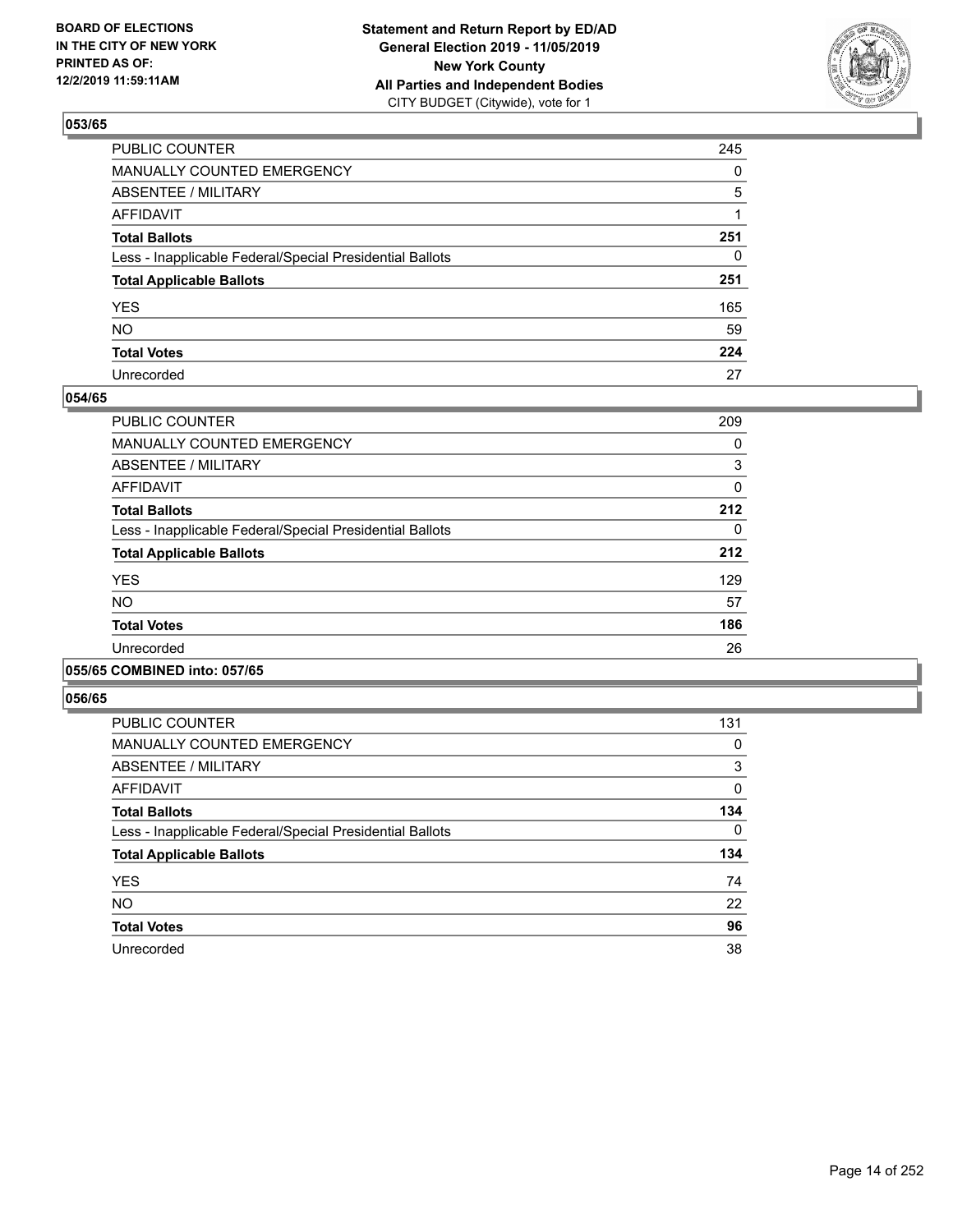## 053/65

| | |
|---|---|
| PUBLIC COUNTER | 245 |
| MANUALLY COUNTED EMERGENCY | 0 |
| ABSENTEE / MILITARY | 5 |
| AFFIDAVIT | 1 |
| **Total Ballots** | **251** |
| Less - Inapplicable Federal/Special Presidential Ballots | 0 |
| **Total Applicable Ballots** | **251** |
| YES | 165 |
| NO | 59 |
| **Total Votes** | **224** |
| Unrecorded | 27 |

## 054/65

| | |
|---|---|
| PUBLIC COUNTER | 209 |
| MANUALLY COUNTED EMERGENCY | 0 |
| ABSENTEE / MILITARY | 3 |
| AFFIDAVIT | 0 |
| **Total Ballots** | **212** |
| Less - Inapplicable Federal/Special Presidential Ballots | 0 |
| **Total Applicable Ballots** | **212** |
| YES | 129 |
| NO | 57 |
| **Total Votes** | **186** |
| Unrecorded | 26 |

## 055/65 COMBINED into: 057/65

## 056/65

| | |
|---|---|
| PUBLIC COUNTER | 131 |
| MANUALLY COUNTED EMERGENCY | 0 |
| ABSENTEE / MILITARY | 3 |
| AFFIDAVIT | 0 |
| **Total Ballots** | **134** |
| Less - Inapplicable Federal/Special Presidential Ballots | 0 |
| **Total Applicable Ballots** | **134** |
| YES | 74 |
| NO | 22 |
| **Total Votes** | **96** |
| Unrecorded | 38 |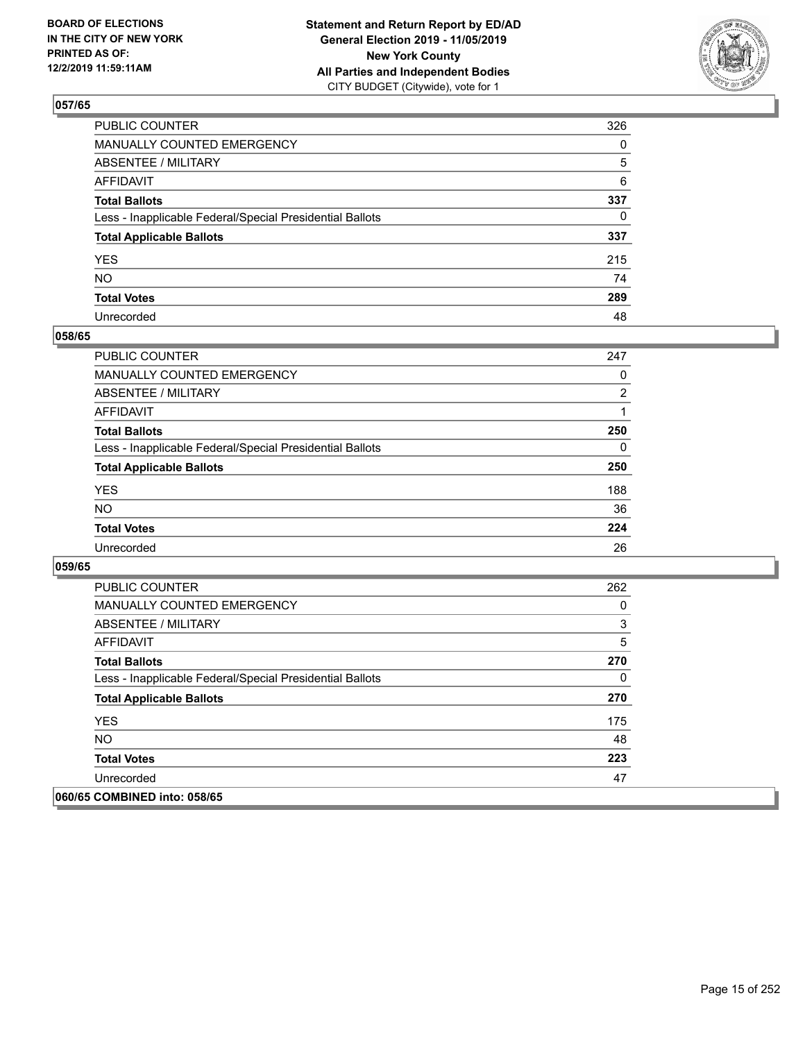## 057/65

| | |
|---|---|
| PUBLIC COUNTER | 326 |
| MANUALLY COUNTED EMERGENCY | 0 |
| ABSENTEE / MILITARY | 5 |
| AFFIDAVIT | 6 |
| **Total Ballots** | **337** |
| Less - Inapplicable Federal/Special Presidential Ballots | 0 |
| **Total Applicable Ballots** | **337** |
| YES | 215 |
| NO | 74 |
| **Total Votes** | **289** |
| Unrecorded | 48 |

## 058/65

| | |
|---|---|
| PUBLIC COUNTER | 247 |
| MANUALLY COUNTED EMERGENCY | 0 |
| ABSENTEE / MILITARY | 2 |
| AFFIDAVIT | 1 |
| **Total Ballots** | **250** |
| Less - Inapplicable Federal/Special Presidential Ballots | 0 |
| **Total Applicable Ballots** | **250** |
| YES | 188 |
| NO | 36 |
| **Total Votes** | **224** |
| Unrecorded | 26 |

## 059/65

| | |
|---|---|
| PUBLIC COUNTER | 262 |
| MANUALLY COUNTED EMERGENCY | 0 |
| ABSENTEE / MILITARY | 3 |
| AFFIDAVIT | 5 |
| **Total Ballots** | **270** |
| Less - Inapplicable Federal/Special Presidential Ballots | 0 |
| **Total Applicable Ballots** | **270** |
| YES | 175 |
| NO | 48 |
| **Total Votes** | **223** |
| Unrecorded | 47 |

## 060/65 COMBINED into: 058/65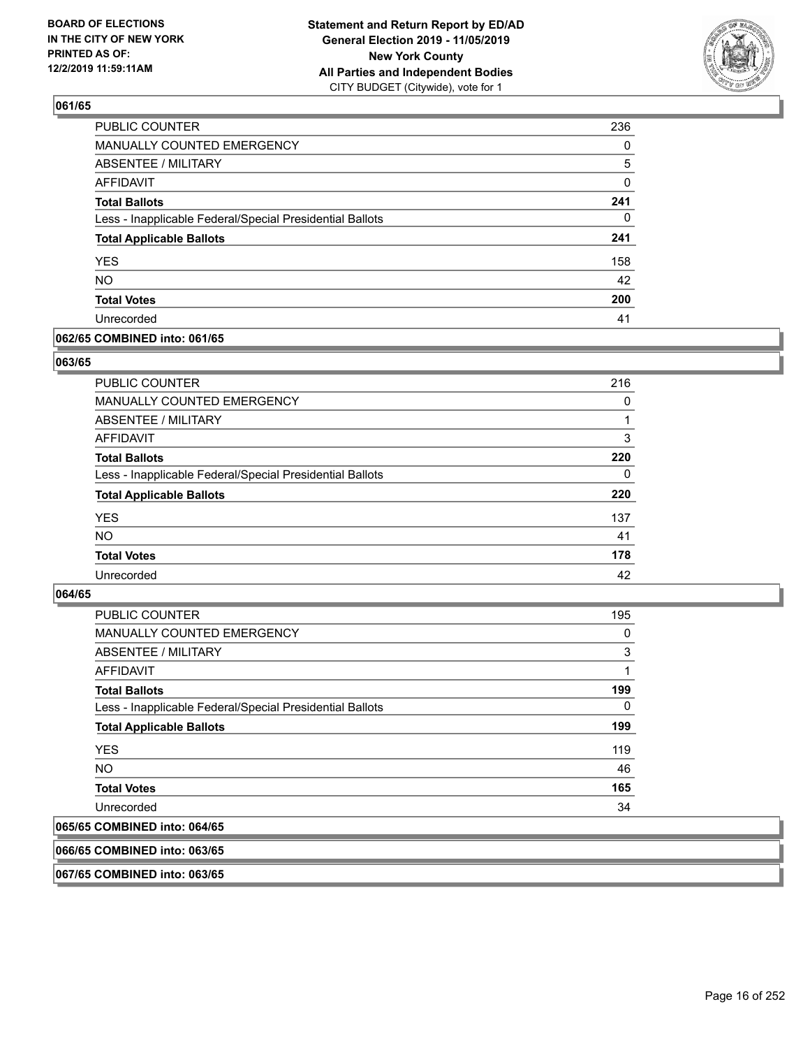**BOARD OF ELECTIONS IN THE CITY OF NEW YORK PRINTED AS OF: 12/2/2019 11:59:11AM**

**Statement and Return Report by ED/AD General Election 2019 - 11/05/2019 New York County All Parties and Independent Bodies** CITY BUDGET (Citywide), vote for 1

### 061/65

| | |
|---|---|
| PUBLIC COUNTER | 236 |
| MANUALLY COUNTED EMERGENCY | 0 |
| ABSENTEE / MILITARY | 5 |
| AFFIDAVIT | 0 |
| **Total Ballots** | **241** |
| Less - Inapplicable Federal/Special Presidential Ballots | 0 |
| **Total Applicable Ballots** | **241** |
| YES | 158 |
| NO | 42 |
| **Total Votes** | **200** |
| Unrecorded | 41 |

### 062/65 COMBINED into: 061/65

### 063/65

| | |
|---|---|
| PUBLIC COUNTER | 216 |
| MANUALLY COUNTED EMERGENCY | 0 |
| ABSENTEE / MILITARY | 1 |
| AFFIDAVIT | 3 |
| **Total Ballots** | **220** |
| Less - Inapplicable Federal/Special Presidential Ballots | 0 |
| **Total Applicable Ballots** | **220** |
| YES | 137 |
| NO | 41 |
| **Total Votes** | **178** |
| Unrecorded | 42 |

### 064/65

| | |
|---|---|
| PUBLIC COUNTER | 195 |
| MANUALLY COUNTED EMERGENCY | 0 |
| ABSENTEE / MILITARY | 3 |
| AFFIDAVIT | 1 |
| **Total Ballots** | **199** |
| Less - Inapplicable Federal/Special Presidential Ballots | 0 |
| **Total Applicable Ballots** | **199** |
| YES | 119 |
| NO | 46 |
| **Total Votes** | **165** |
| Unrecorded | 34 |

### 065/65 COMBINED into: 064/65

### 066/65 COMBINED into: 063/65

### 067/65 COMBINED into: 063/65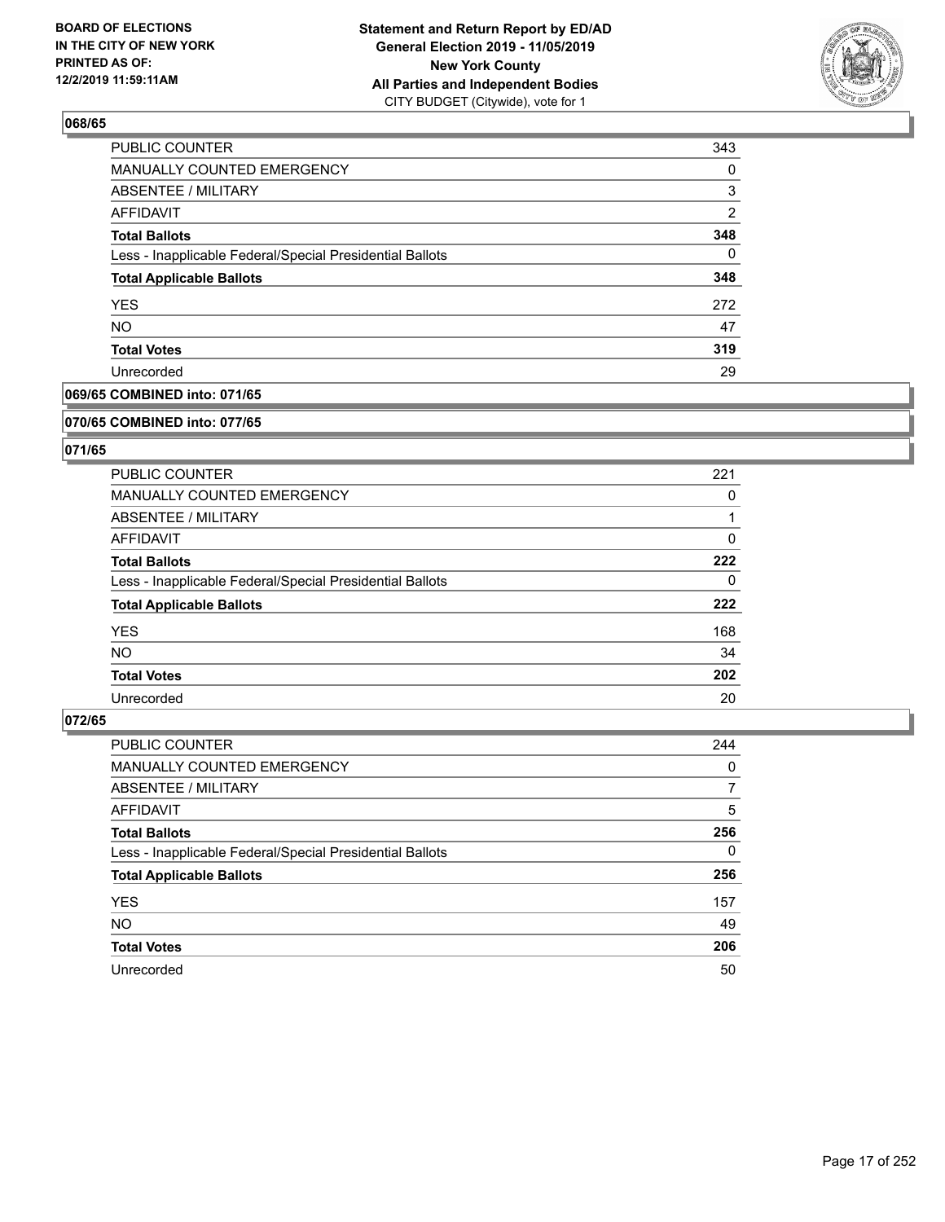## 068/65

| | |
|---|---|
| PUBLIC COUNTER | 343 |
| MANUALLY COUNTED EMERGENCY | 0 |
| ABSENTEE / MILITARY | 3 |
| AFFIDAVIT | 2 |
| **Total Ballots** | **348** |
| Less - Inapplicable Federal/Special Presidential Ballots | 0 |
| **Total Applicable Ballots** | **348** |
| YES | 272 |
| NO | 47 |
| **Total Votes** | **319** |
| Unrecorded | 29 |

## 069/65 COMBINED into: 071/65

## 070/65 COMBINED into: 077/65

## 071/65

| | |
|---|---|
| PUBLIC COUNTER | 221 |
| MANUALLY COUNTED EMERGENCY | 0 |
| ABSENTEE / MILITARY | 1 |
| AFFIDAVIT | 0 |
| **Total Ballots** | **222** |
| Less - Inapplicable Federal/Special Presidential Ballots | 0 |
| **Total Applicable Ballots** | **222** |
| YES | 168 |
| NO | 34 |
| **Total Votes** | **202** |
| Unrecorded | 20 |

## 072/65

| | |
|---|---|
| PUBLIC COUNTER | 244 |
| MANUALLY COUNTED EMERGENCY | 0 |
| ABSENTEE / MILITARY | 7 |
| AFFIDAVIT | 5 |
| **Total Ballots** | **256** |
| Less - Inapplicable Federal/Special Presidential Ballots | 0 |
| **Total Applicable Ballots** | **256** |
| YES | 157 |
| NO | 49 |
| **Total Votes** | **206** |
| Unrecorded | 50 |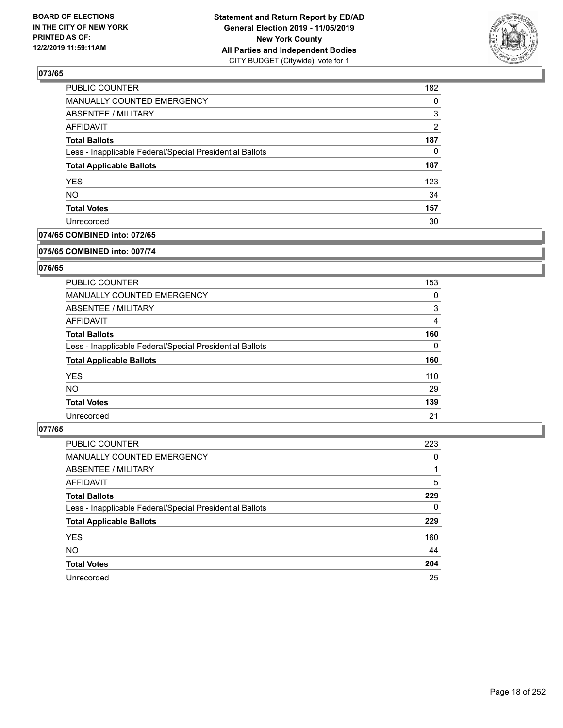## 073/65

| | |
|---|---|
| PUBLIC COUNTER | 182 |
| MANUALLY COUNTED EMERGENCY | 0 |
| ABSENTEE / MILITARY | 3 |
| AFFIDAVIT | 2 |
| **Total Ballots** | **187** |
| Less - Inapplicable Federal/Special Presidential Ballots | 0 |
| **Total Applicable Ballots** | **187** |
| YES | 123 |
| NO | 34 |
| **Total Votes** | **157** |
| Unrecorded | 30 |

## 074/65 COMBINED into: 072/65

## 075/65 COMBINED into: 007/74

## 076/65

| | |
|---|---|
| PUBLIC COUNTER | 153 |
| MANUALLY COUNTED EMERGENCY | 0 |
| ABSENTEE / MILITARY | 3 |
| AFFIDAVIT | 4 |
| **Total Ballots** | **160** |
| Less - Inapplicable Federal/Special Presidential Ballots | 0 |
| **Total Applicable Ballots** | **160** |
| YES | 110 |
| NO | 29 |
| **Total Votes** | **139** |
| Unrecorded | 21 |

## 077/65

| | |
|---|---|
| PUBLIC COUNTER | 223 |
| MANUALLY COUNTED EMERGENCY | 0 |
| ABSENTEE / MILITARY | 1 |
| AFFIDAVIT | 5 |
| **Total Ballots** | **229** |
| Less - Inapplicable Federal/Special Presidential Ballots | 0 |
| **Total Applicable Ballots** | **229** |
| YES | 160 |
| NO | 44 |
| **Total Votes** | **204** |
| Unrecorded | 25 |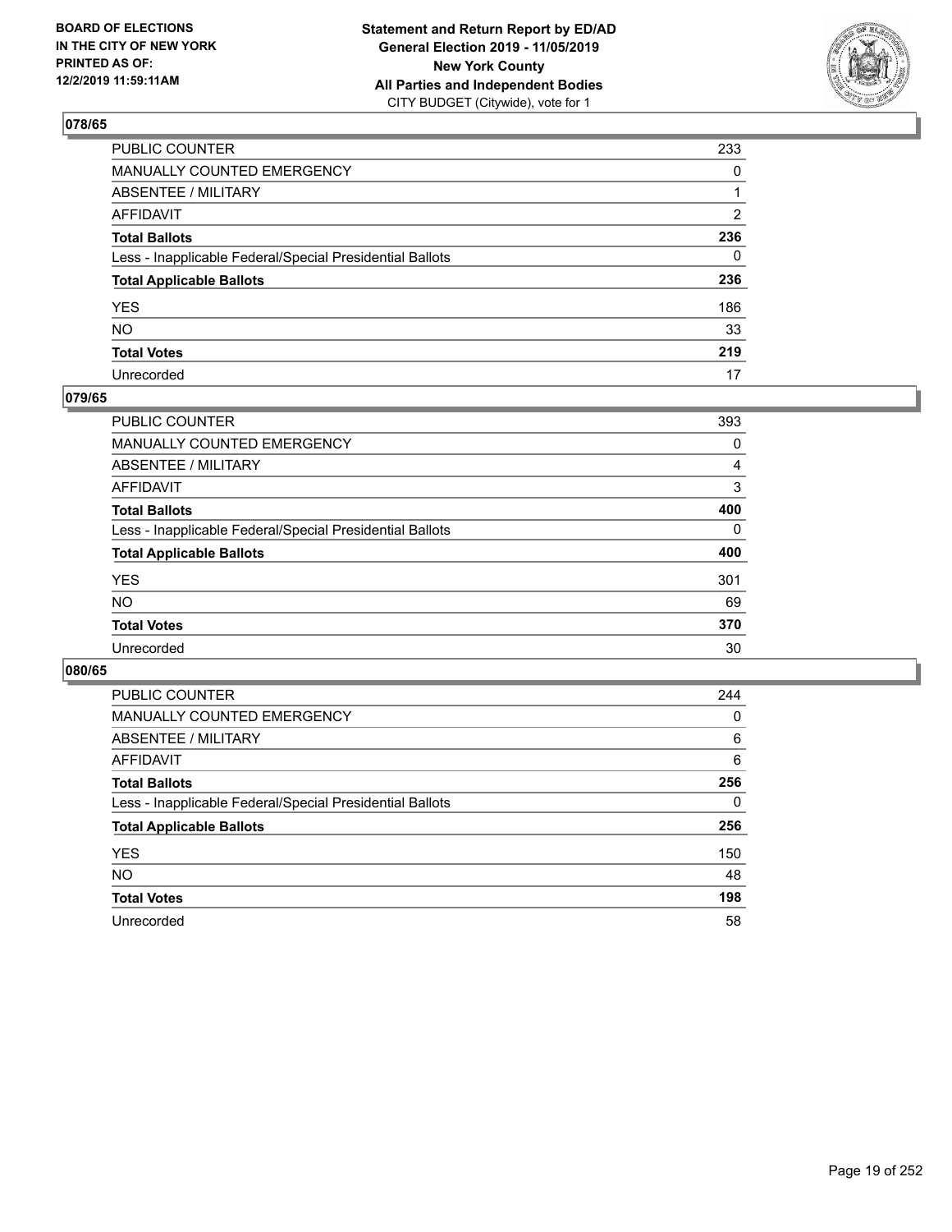## 078/65

| | |
|---|---|
| PUBLIC COUNTER | 233 |
| MANUALLY COUNTED EMERGENCY | 0 |
| ABSENTEE / MILITARY | 1 |
| AFFIDAVIT | 2 |
| **Total Ballots** | **236** |
| Less - Inapplicable Federal/Special Presidential Ballots | 0 |
| **Total Applicable Ballots** | **236** |
| YES | 186 |
| NO | 33 |
| **Total Votes** | **219** |
| Unrecorded | 17 |

## 079/65

| | |
|---|---|
| PUBLIC COUNTER | 393 |
| MANUALLY COUNTED EMERGENCY | 0 |
| ABSENTEE / MILITARY | 4 |
| AFFIDAVIT | 3 |
| **Total Ballots** | **400** |
| Less - Inapplicable Federal/Special Presidential Ballots | 0 |
| **Total Applicable Ballots** | **400** |
| YES | 301 |
| NO | 69 |
| **Total Votes** | **370** |
| Unrecorded | 30 |

## 080/65

| | |
|---|---|
| PUBLIC COUNTER | 244 |
| MANUALLY COUNTED EMERGENCY | 0 |
| ABSENTEE / MILITARY | 6 |
| AFFIDAVIT | 6 |
| **Total Ballots** | **256** |
| Less - Inapplicable Federal/Special Presidential Ballots | 0 |
| **Total Applicable Ballots** | **256** |
| YES | 150 |
| NO | 48 |
| **Total Votes** | **198** |
| Unrecorded | 58 |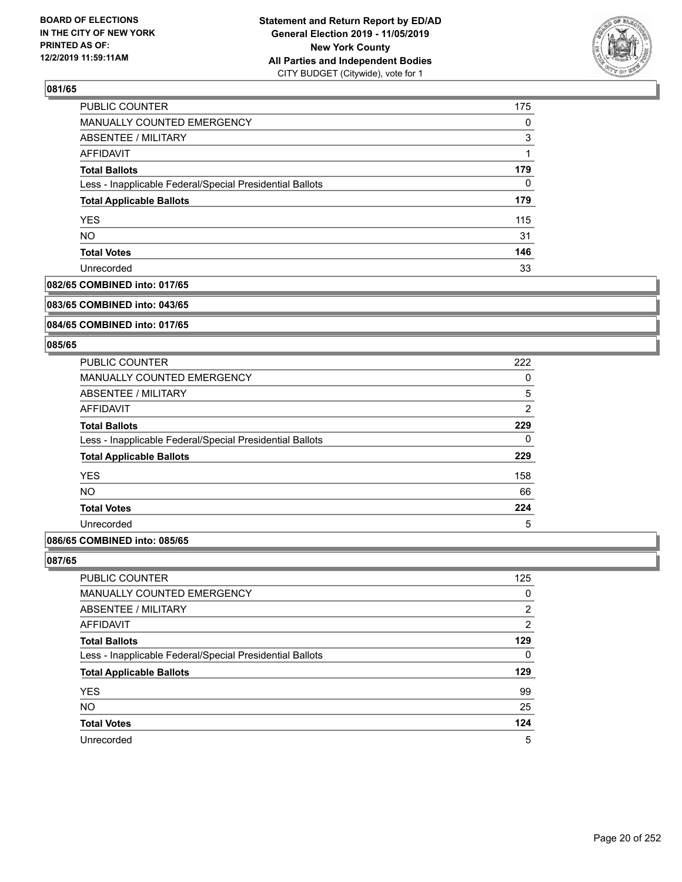### 081/65

| | |
|---|---|
| PUBLIC COUNTER | 175 |
| MANUALLY COUNTED EMERGENCY | 0 |
| ABSENTEE / MILITARY | 3 |
| AFFIDAVIT | 1 |
| **Total Ballots** | **179** |
| Less - Inapplicable Federal/Special Presidential Ballots | 0 |
| **Total Applicable Ballots** | **179** |
| YES | 115 |
| NO | 31 |
| **Total Votes** | **146** |
| Unrecorded | 33 |

### 082/65 COMBINED into: 017/65

### 083/65 COMBINED into: 043/65

### 084/65 COMBINED into: 017/65

### 085/65

| | |
|---|---|
| PUBLIC COUNTER | 222 |
| MANUALLY COUNTED EMERGENCY | 0 |
| ABSENTEE / MILITARY | 5 |
| AFFIDAVIT | 2 |
| **Total Ballots** | **229** |
| Less - Inapplicable Federal/Special Presidential Ballots | 0 |
| **Total Applicable Ballots** | **229** |
| YES | 158 |
| NO | 66 |
| **Total Votes** | **224** |
| Unrecorded | 5 |

### 086/65 COMBINED into: 085/65

### 087/65

| | |
|---|---|
| PUBLIC COUNTER | 125 |
| MANUALLY COUNTED EMERGENCY | 0 |
| ABSENTEE / MILITARY | 2 |
| AFFIDAVIT | 2 |
| **Total Ballots** | **129** |
| Less - Inapplicable Federal/Special Presidential Ballots | 0 |
| **Total Applicable Ballots** | **129** |
| YES | 99 |
| NO | 25 |
| **Total Votes** | **124** |
| Unrecorded | 5 |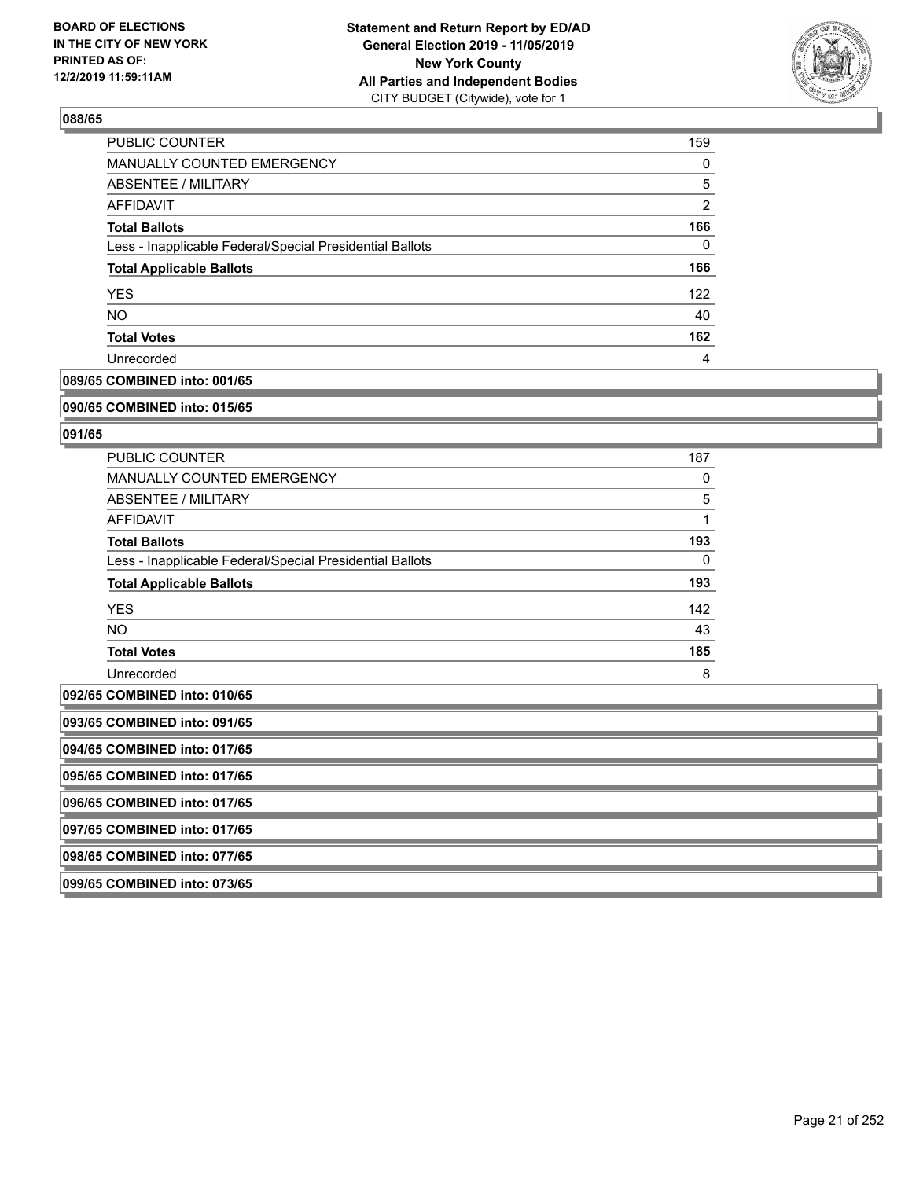**088/65**

| | |
|---|---|
| PUBLIC COUNTER | 159 |
| MANUALLY COUNTED EMERGENCY | 0 |
| ABSENTEE / MILITARY | 5 |
| AFFIDAVIT | 2 |
| **Total Ballots** | **166** |
| Less - Inapplicable Federal/Special Presidential Ballots | 0 |
| **Total Applicable Ballots** | **166** |
| YES | 122 |
| NO | 40 |
| **Total Votes** | **162** |
| Unrecorded | 4 |

**089/65 COMBINED into: 001/65**

**090/65 COMBINED into: 015/65**

**091/65**

| | |
|---|---|
| PUBLIC COUNTER | 187 |
| MANUALLY COUNTED EMERGENCY | 0 |
| ABSENTEE / MILITARY | 5 |
| AFFIDAVIT | 1 |
| **Total Ballots** | **193** |
| Less - Inapplicable Federal/Special Presidential Ballots | 0 |
| **Total Applicable Ballots** | **193** |
| YES | 142 |
| NO | 43 |
| **Total Votes** | **185** |
| Unrecorded | 8 |

**092/65 COMBINED into: 010/65**

**093/65 COMBINED into: 091/65**

**094/65 COMBINED into: 017/65**

**095/65 COMBINED into: 017/65**

**096/65 COMBINED into: 017/65**

**097/65 COMBINED into: 017/65**

**098/65 COMBINED into: 077/65**

**099/65 COMBINED into: 073/65**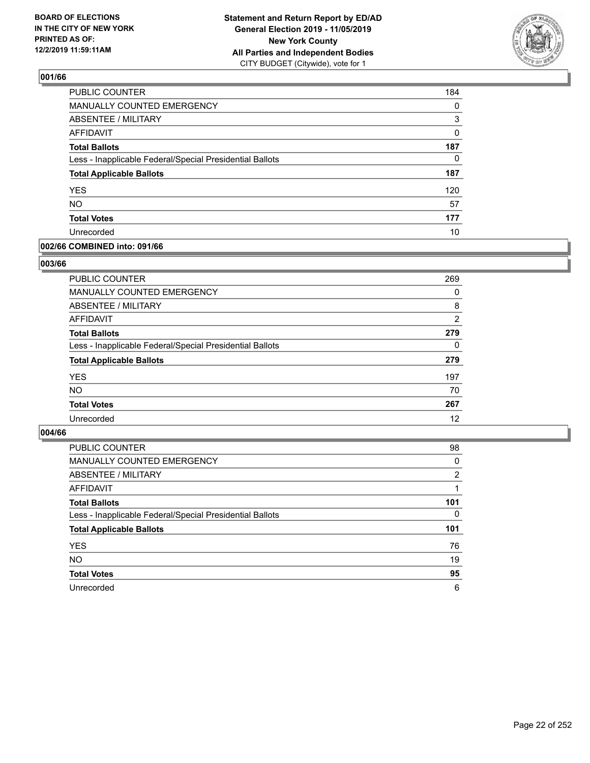BOARD OF ELECTIONS IN THE CITY OF NEW YORK PRINTED AS OF: 12/2/2019 11:59:11AM

**Statement and Return Report by ED/AD General Election 2019 - 11/05/2019 New York County All Parties and Independent Bodies**
CITY BUDGET (Citywide), vote for 1

### 001/66

| | |
|---|---|
| PUBLIC COUNTER | 184 |
| MANUALLY COUNTED EMERGENCY | 0 |
| ABSENTEE / MILITARY | 3 |
| AFFIDAVIT | 0 |
| **Total Ballots** | **187** |
| Less - Inapplicable Federal/Special Presidential Ballots | 0 |
| **Total Applicable Ballots** | **187** |
| YES | 120 |
| NO | 57 |
| **Total Votes** | **177** |
| Unrecorded | 10 |

### 002/66 COMBINED into: 091/66

### 003/66

| | |
|---|---|
| PUBLIC COUNTER | 269 |
| MANUALLY COUNTED EMERGENCY | 0 |
| ABSENTEE / MILITARY | 8 |
| AFFIDAVIT | 2 |
| **Total Ballots** | **279** |
| Less - Inapplicable Federal/Special Presidential Ballots | 0 |
| **Total Applicable Ballots** | **279** |
| YES | 197 |
| NO | 70 |
| **Total Votes** | **267** |
| Unrecorded | 12 |

### 004/66

| | |
|---|---|
| PUBLIC COUNTER | 98 |
| MANUALLY COUNTED EMERGENCY | 0 |
| ABSENTEE / MILITARY | 2 |
| AFFIDAVIT | 1 |
| **Total Ballots** | **101** |
| Less - Inapplicable Federal/Special Presidential Ballots | 0 |
| **Total Applicable Ballots** | **101** |
| YES | 76 |
| NO | 19 |
| **Total Votes** | **95** |
| Unrecorded | 6 |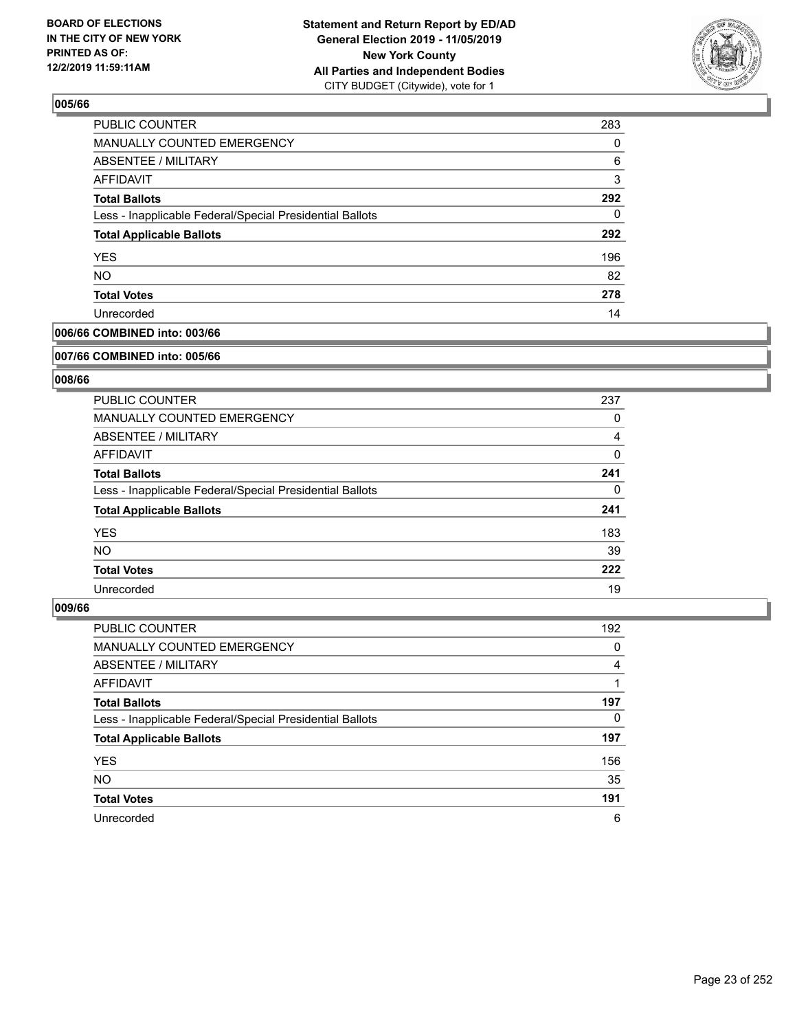## 005/66

| | |
|---|---|
| PUBLIC COUNTER | 283 |
| MANUALLY COUNTED EMERGENCY | 0 |
| ABSENTEE / MILITARY | 6 |
| AFFIDAVIT | 3 |
| **Total Ballots** | **292** |
| Less - Inapplicable Federal/Special Presidential Ballots | 0 |
| **Total Applicable Ballots** | **292** |
| YES | 196 |
| NO | 82 |
| **Total Votes** | **278** |
| Unrecorded | 14 |

## 006/66 COMBINED into: 003/66

## 007/66 COMBINED into: 005/66

## 008/66

| | |
|---|---|
| PUBLIC COUNTER | 237 |
| MANUALLY COUNTED EMERGENCY | 0 |
| ABSENTEE / MILITARY | 4 |
| AFFIDAVIT | 0 |
| **Total Ballots** | **241** |
| Less - Inapplicable Federal/Special Presidential Ballots | 0 |
| **Total Applicable Ballots** | **241** |
| YES | 183 |
| NO | 39 |
| **Total Votes** | **222** |
| Unrecorded | 19 |

## 009/66

| | |
|---|---|
| PUBLIC COUNTER | 192 |
| MANUALLY COUNTED EMERGENCY | 0 |
| ABSENTEE / MILITARY | 4 |
| AFFIDAVIT | 1 |
| **Total Ballots** | **197** |
| Less - Inapplicable Federal/Special Presidential Ballots | 0 |
| **Total Applicable Ballots** | **197** |
| YES | 156 |
| NO | 35 |
| **Total Votes** | **191** |
| Unrecorded | 6 |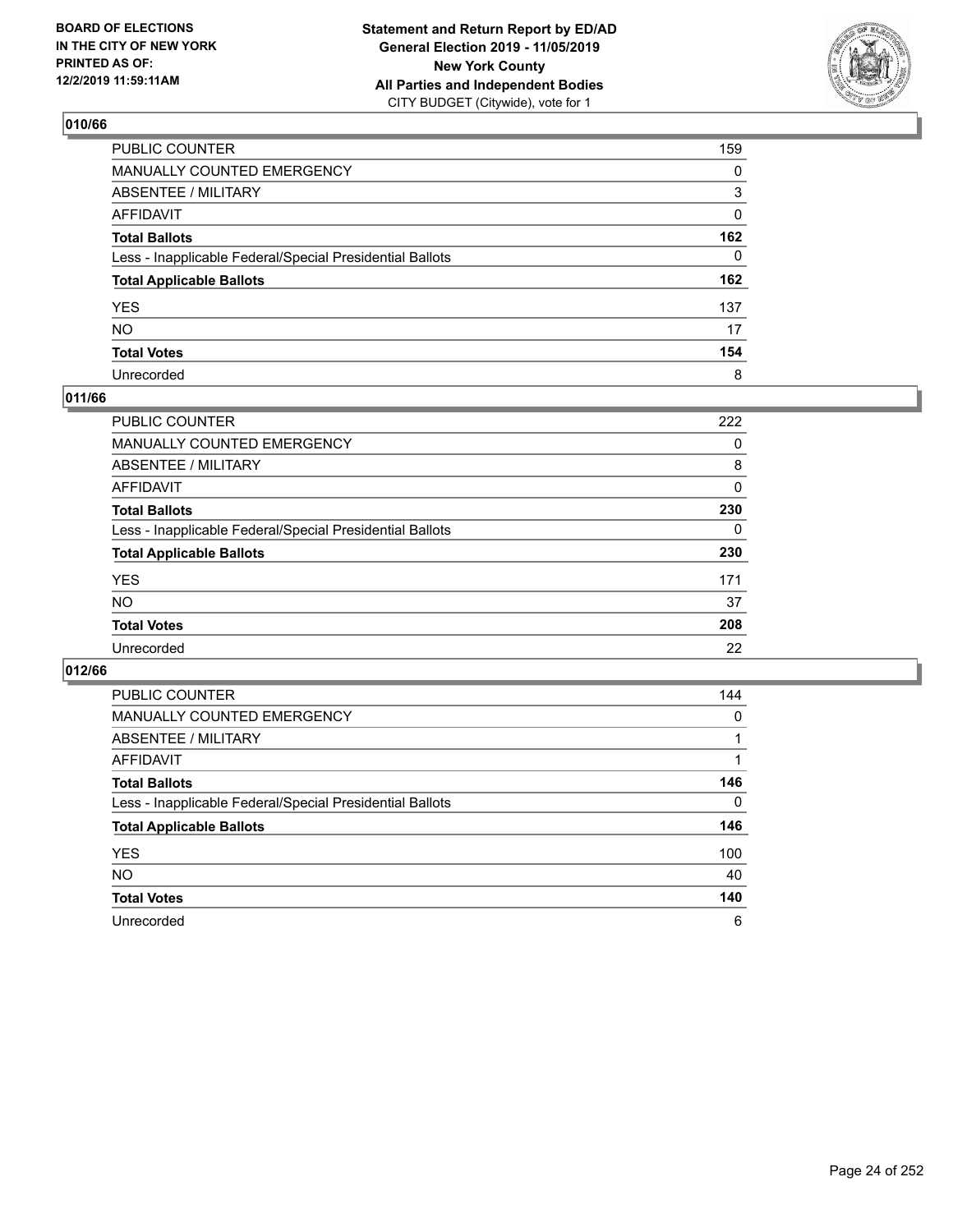BOARD OF ELECTIONS
IN THE CITY OF NEW YORK
PRINTED AS OF:
12/2/2019 11:59:11AM

**Statement and Return Report by ED/AD**
**General Election 2019 - 11/05/2019**
**New York County**
**All Parties and Independent Bodies**
CITY BUDGET (Citywide), vote for 1

## 010/66

| | |
|---|---|
| PUBLIC COUNTER | 159 |
| MANUALLY COUNTED EMERGENCY | 0 |
| ABSENTEE / MILITARY | 3 |
| AFFIDAVIT | 0 |
| **Total Ballots** | **162** |
| Less - Inapplicable Federal/Special Presidential Ballots | 0 |
| **Total Applicable Ballots** | **162** |
| YES | 137 |
| NO | 17 |
| **Total Votes** | **154** |
| Unrecorded | 8 |

## 011/66

| | |
|---|---|
| PUBLIC COUNTER | 222 |
| MANUALLY COUNTED EMERGENCY | 0 |
| ABSENTEE / MILITARY | 8 |
| AFFIDAVIT | 0 |
| **Total Ballots** | **230** |
| Less - Inapplicable Federal/Special Presidential Ballots | 0 |
| **Total Applicable Ballots** | **230** |
| YES | 171 |
| NO | 37 |
| **Total Votes** | **208** |
| Unrecorded | 22 |

## 012/66

| | |
|---|---|
| PUBLIC COUNTER | 144 |
| MANUALLY COUNTED EMERGENCY | 0 |
| ABSENTEE / MILITARY | 1 |
| AFFIDAVIT | 1 |
| **Total Ballots** | **146** |
| Less - Inapplicable Federal/Special Presidential Ballots | 0 |
| **Total Applicable Ballots** | **146** |
| YES | 100 |
| NO | 40 |
| **Total Votes** | **140** |
| Unrecorded | 6 |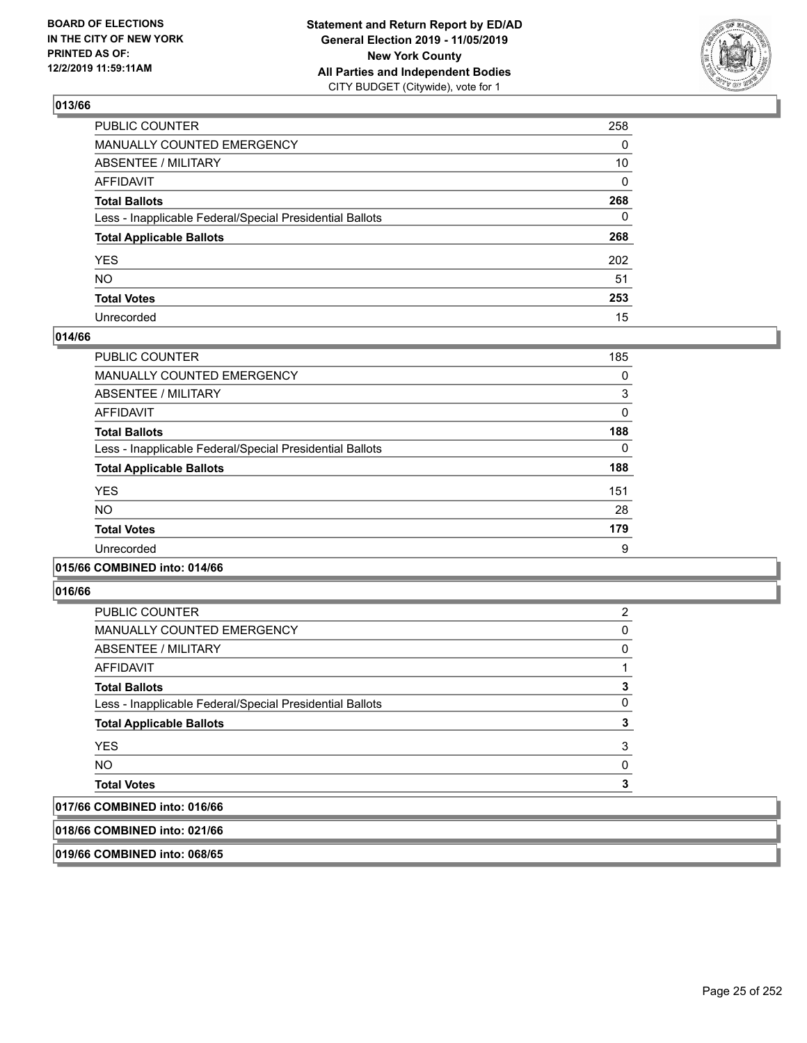**BOARD OF ELECTIONS IN THE CITY OF NEW YORK PRINTED AS OF: 12/2/2019 11:59:11AM**

**Statement and Return Report by ED/AD**
**General Election 2019 - 11/05/2019**
**New York County**
**All Parties and Independent Bodies**
CITY BUDGET (Citywide), vote for 1

## 013/66

| | |
|---|---|
| PUBLIC COUNTER | 258 |
| MANUALLY COUNTED EMERGENCY | 0 |
| ABSENTEE / MILITARY | 10 |
| AFFIDAVIT | 0 |
| **Total Ballots** | **268** |
| Less - Inapplicable Federal/Special Presidential Ballots | 0 |
| **Total Applicable Ballots** | **268** |
| YES | 202 |
| NO | 51 |
| **Total Votes** | **253** |
| Unrecorded | 15 |

## 014/66

| | |
|---|---|
| PUBLIC COUNTER | 185 |
| MANUALLY COUNTED EMERGENCY | 0 |
| ABSENTEE / MILITARY | 3 |
| AFFIDAVIT | 0 |
| **Total Ballots** | **188** |
| Less - Inapplicable Federal/Special Presidential Ballots | 0 |
| **Total Applicable Ballots** | **188** |
| YES | 151 |
| NO | 28 |
| **Total Votes** | **179** |
| Unrecorded | 9 |

## 015/66 COMBINED into: 014/66

## 016/66

| | |
|---|---|
| PUBLIC COUNTER | 2 |
| MANUALLY COUNTED EMERGENCY | 0 |
| ABSENTEE / MILITARY | 0 |
| AFFIDAVIT | 1 |
| **Total Ballots** | **3** |
| Less - Inapplicable Federal/Special Presidential Ballots | 0 |
| **Total Applicable Ballots** | **3** |
| YES | 3 |
| NO | 0 |
| **Total Votes** | **3** |

## 017/66 COMBINED into: 016/66

## 018/66 COMBINED into: 021/66

## 019/66 COMBINED into: 068/65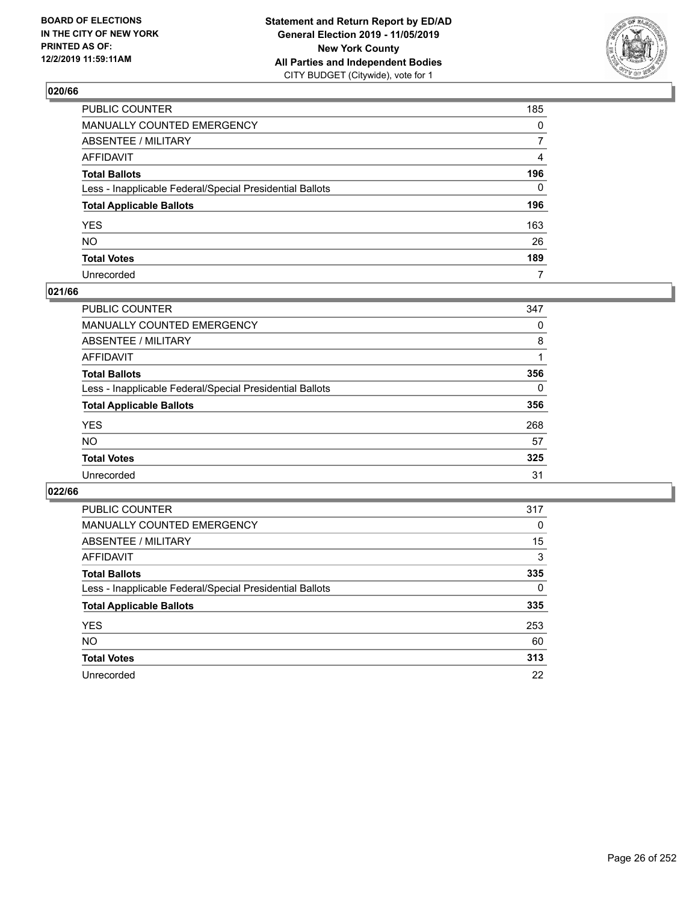BOARD OF ELECTIONS
IN THE CITY OF NEW YORK
PRINTED AS OF:
12/2/2019 11:59:11AM

**Statement and Return Report by ED/AD**
**General Election 2019 - 11/05/2019**
**New York County**
**All Parties and Independent Bodies**
CITY BUDGET (Citywide), vote for 1

## 020/66

| | |
|---|---|
| PUBLIC COUNTER | 185 |
| MANUALLY COUNTED EMERGENCY | 0 |
| ABSENTEE / MILITARY | 7 |
| AFFIDAVIT | 4 |
| **Total Ballots** | **196** |
| Less - Inapplicable Federal/Special Presidential Ballots | 0 |
| **Total Applicable Ballots** | **196** |
| YES | 163 |
| NO | 26 |
| **Total Votes** | **189** |
| Unrecorded | 7 |

## 021/66

| | |
|---|---|
| PUBLIC COUNTER | 347 |
| MANUALLY COUNTED EMERGENCY | 0 |
| ABSENTEE / MILITARY | 8 |
| AFFIDAVIT | 1 |
| **Total Ballots** | **356** |
| Less - Inapplicable Federal/Special Presidential Ballots | 0 |
| **Total Applicable Ballots** | **356** |
| YES | 268 |
| NO | 57 |
| **Total Votes** | **325** |
| Unrecorded | 31 |

## 022/66

| | |
|---|---|
| PUBLIC COUNTER | 317 |
| MANUALLY COUNTED EMERGENCY | 0 |
| ABSENTEE / MILITARY | 15 |
| AFFIDAVIT | 3 |
| **Total Ballots** | **335** |
| Less - Inapplicable Federal/Special Presidential Ballots | 0 |
| **Total Applicable Ballots** | **335** |
| YES | 253 |
| NO | 60 |
| **Total Votes** | **313** |
| Unrecorded | 22 |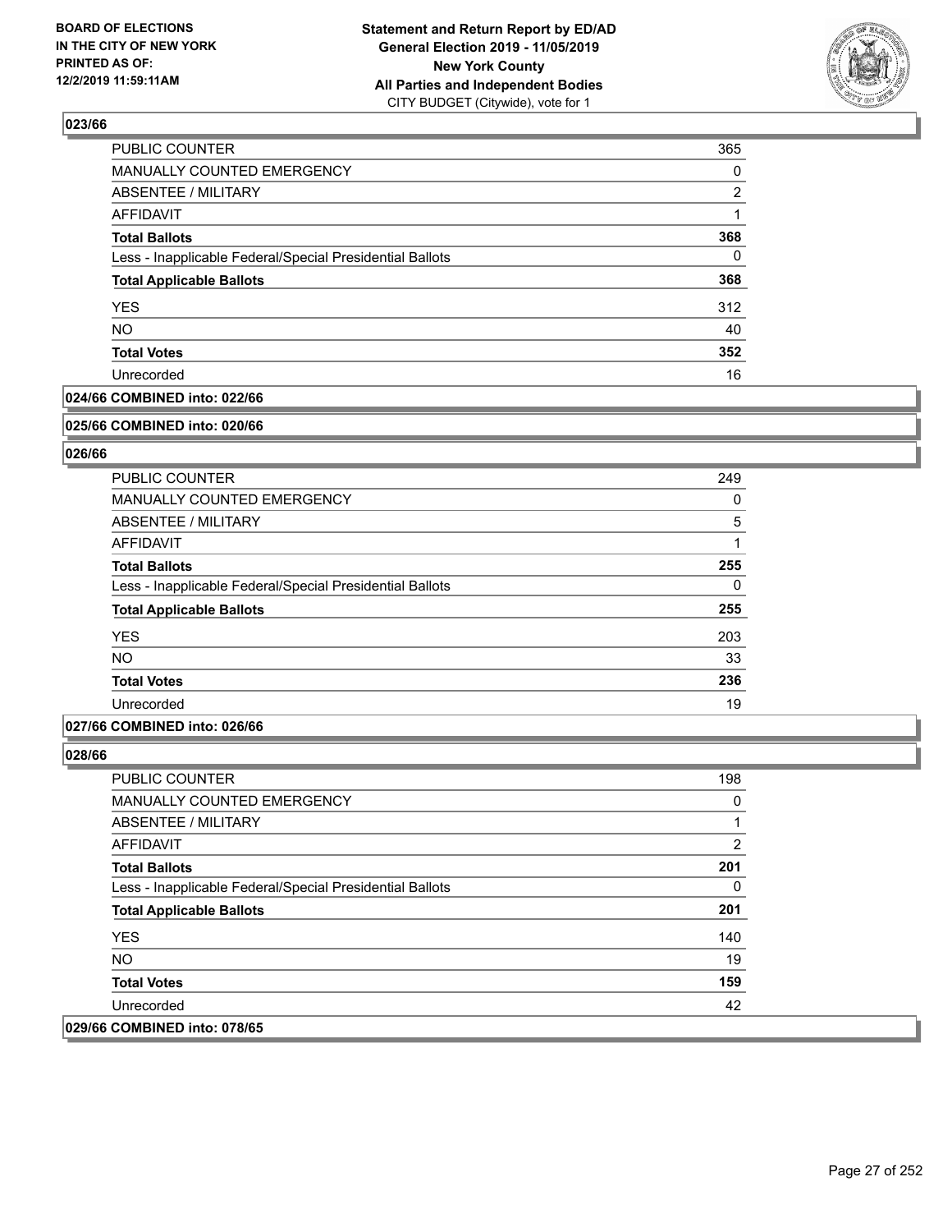## 023/66

| | |
|---|---|
| PUBLIC COUNTER | 365 |
| MANUALLY COUNTED EMERGENCY | 0 |
| ABSENTEE / MILITARY | 2 |
| AFFIDAVIT | 1 |
| **Total Ballots** | **368** |
| Less - Inapplicable Federal/Special Presidential Ballots | 0 |
| **Total Applicable Ballots** | **368** |
| YES | 312 |
| NO | 40 |
| **Total Votes** | **352** |
| Unrecorded | 16 |

**024/66 COMBINED into: 022/66**

**025/66 COMBINED into: 020/66**

## 026/66

| | |
|---|---|
| PUBLIC COUNTER | 249 |
| MANUALLY COUNTED EMERGENCY | 0 |
| ABSENTEE / MILITARY | 5 |
| AFFIDAVIT | 1 |
| **Total Ballots** | **255** |
| Less - Inapplicable Federal/Special Presidential Ballots | 0 |
| **Total Applicable Ballots** | **255** |
| YES | 203 |
| NO | 33 |
| **Total Votes** | **236** |
| Unrecorded | 19 |

**027/66 COMBINED into: 026/66**

## 028/66

| | |
|---|---|
| PUBLIC COUNTER | 198 |
| MANUALLY COUNTED EMERGENCY | 0 |
| ABSENTEE / MILITARY | 1 |
| AFFIDAVIT | 2 |
| **Total Ballots** | **201** |
| Less - Inapplicable Federal/Special Presidential Ballots | 0 |
| **Total Applicable Ballots** | **201** |
| YES | 140 |
| NO | 19 |
| **Total Votes** | **159** |
| Unrecorded | 42 |

**029/66 COMBINED into: 078/65**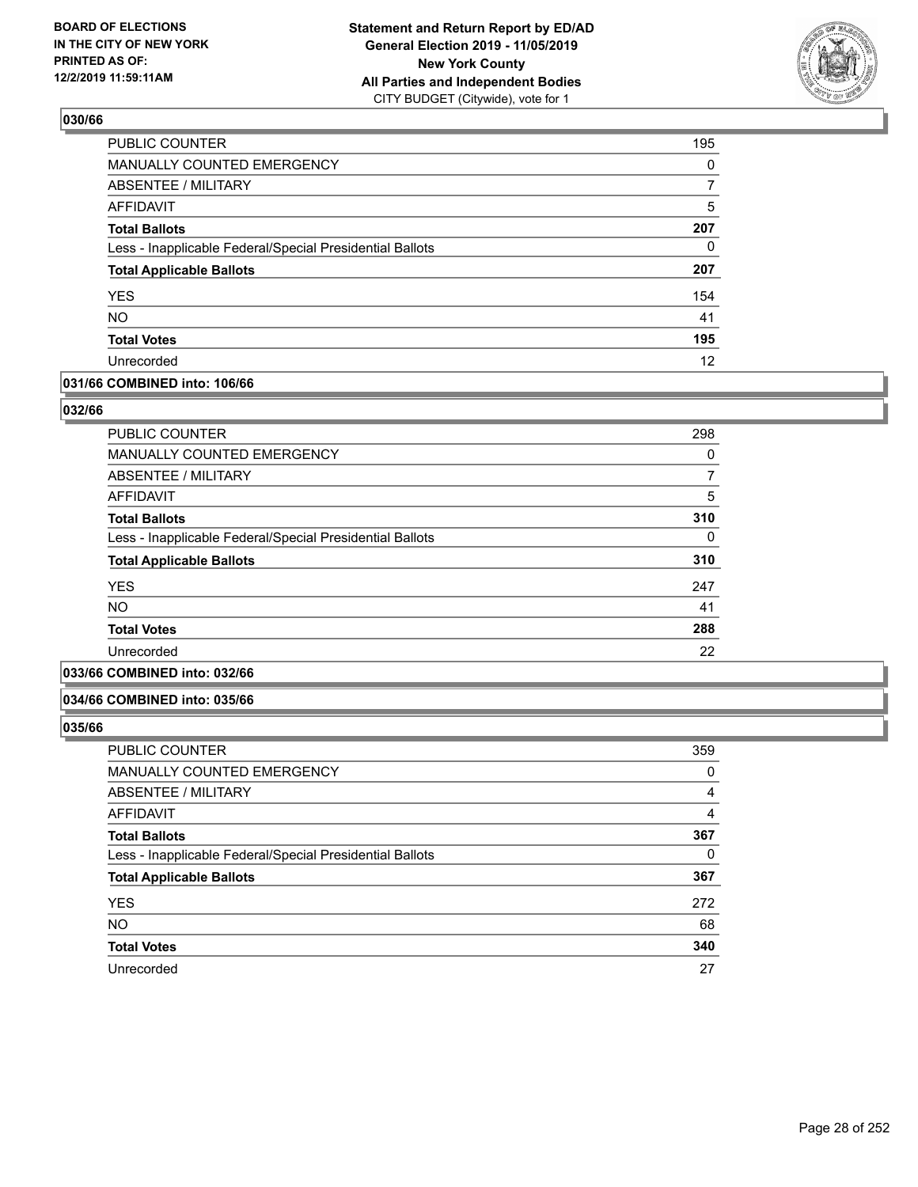**BOARD OF ELECTIONS IN THE CITY OF NEW YORK PRINTED AS OF: 12/2/2019 11:59:11AM**

**Statement and Return Report by ED/AD General Election 2019 - 11/05/2019 New York County All Parties and Independent Bodies** CITY BUDGET (Citywide), vote for 1

### 030/66

| | |
|---|---|
| PUBLIC COUNTER | 195 |
| MANUALLY COUNTED EMERGENCY | 0 |
| ABSENTEE / MILITARY | 7 |
| AFFIDAVIT | 5 |
| **Total Ballots** | **207** |
| Less - Inapplicable Federal/Special Presidential Ballots | 0 |
| **Total Applicable Ballots** | **207** |
| YES | 154 |
| NO | 41 |
| **Total Votes** | **195** |
| Unrecorded | 12 |

### 031/66 COMBINED into: 106/66

### 032/66

| | |
|---|---|
| PUBLIC COUNTER | 298 |
| MANUALLY COUNTED EMERGENCY | 0 |
| ABSENTEE / MILITARY | 7 |
| AFFIDAVIT | 5 |
| **Total Ballots** | **310** |
| Less - Inapplicable Federal/Special Presidential Ballots | 0 |
| **Total Applicable Ballots** | **310** |
| YES | 247 |
| NO | 41 |
| **Total Votes** | **288** |
| Unrecorded | 22 |

### 033/66 COMBINED into: 032/66

### 034/66 COMBINED into: 035/66

### 035/66

| | |
|---|---|
| PUBLIC COUNTER | 359 |
| MANUALLY COUNTED EMERGENCY | 0 |
| ABSENTEE / MILITARY | 4 |
| AFFIDAVIT | 4 |
| **Total Ballots** | **367** |
| Less - Inapplicable Federal/Special Presidential Ballots | 0 |
| **Total Applicable Ballots** | **367** |
| YES | 272 |
| NO | 68 |
| **Total Votes** | **340** |
| Unrecorded | 27 |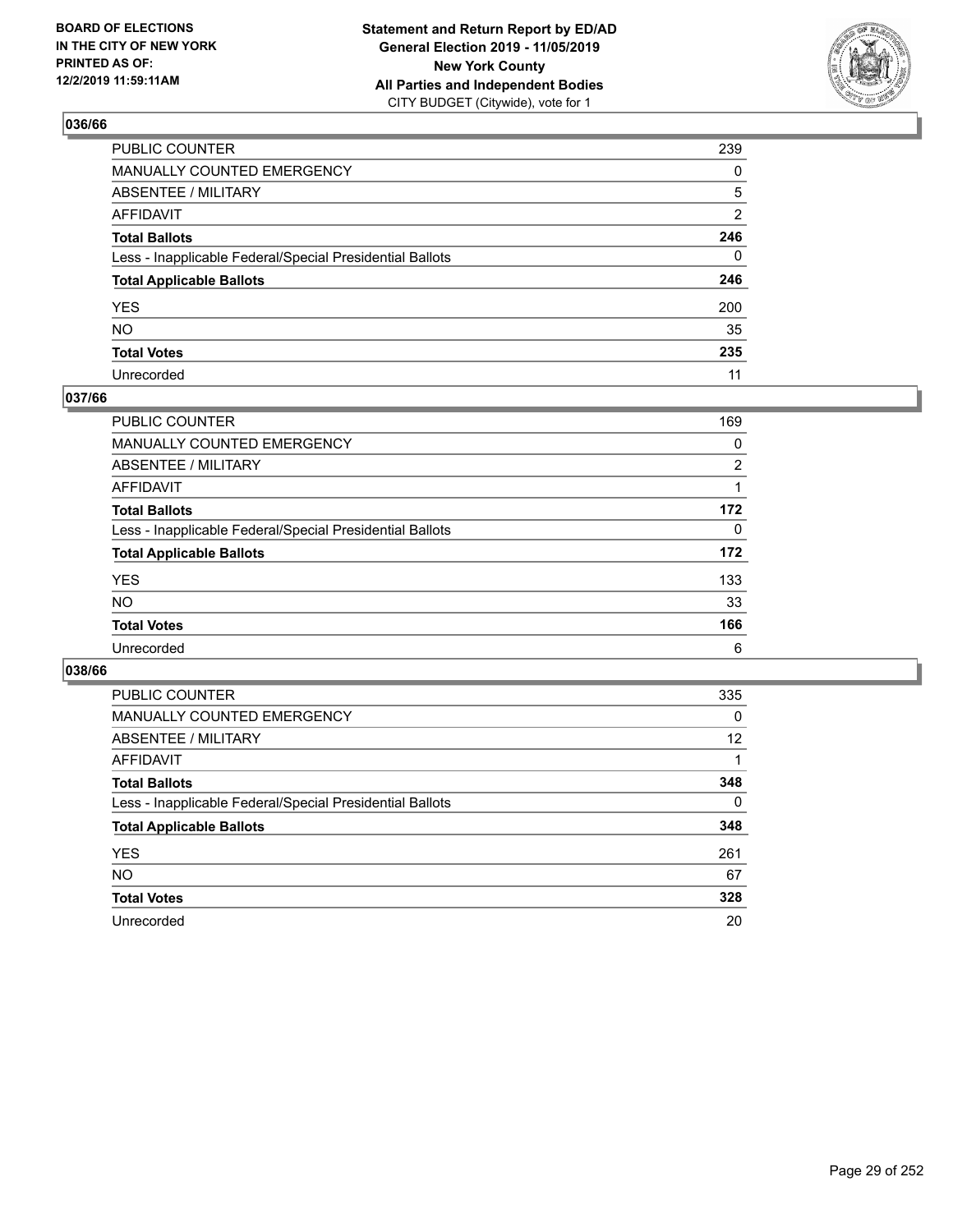## 036/66

| | |
|---|---|
| PUBLIC COUNTER | 239 |
| MANUALLY COUNTED EMERGENCY | 0 |
| ABSENTEE / MILITARY | 5 |
| AFFIDAVIT | 2 |
| **Total Ballots** | **246** |
| Less - Inapplicable Federal/Special Presidential Ballots | 0 |
| **Total Applicable Ballots** | **246** |
| YES | 200 |
| NO | 35 |
| **Total Votes** | **235** |
| Unrecorded | 11 |

## 037/66

| | |
|---|---|
| PUBLIC COUNTER | 169 |
| MANUALLY COUNTED EMERGENCY | 0 |
| ABSENTEE / MILITARY | 2 |
| AFFIDAVIT | 1 |
| **Total Ballots** | **172** |
| Less - Inapplicable Federal/Special Presidential Ballots | 0 |
| **Total Applicable Ballots** | **172** |
| YES | 133 |
| NO | 33 |
| **Total Votes** | **166** |
| Unrecorded | 6 |

## 038/66

| | |
|---|---|
| PUBLIC COUNTER | 335 |
| MANUALLY COUNTED EMERGENCY | 0 |
| ABSENTEE / MILITARY | 12 |
| AFFIDAVIT | 1 |
| **Total Ballots** | **348** |
| Less - Inapplicable Federal/Special Presidential Ballots | 0 |
| **Total Applicable Ballots** | **348** |
| YES | 261 |
| NO | 67 |
| **Total Votes** | **328** |
| Unrecorded | 20 |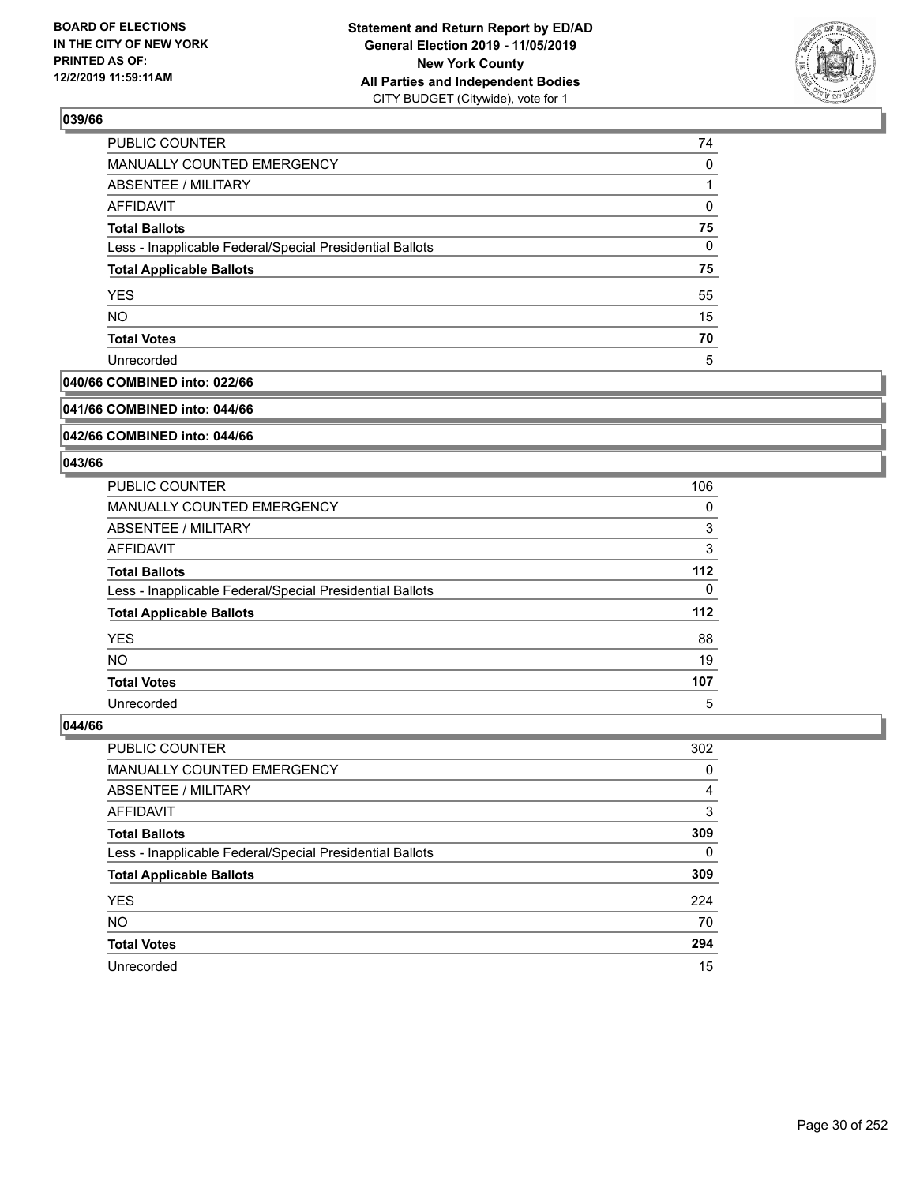## 039/66

| | |
|---|---|
| PUBLIC COUNTER | 74 |
| MANUALLY COUNTED EMERGENCY | 0 |
| ABSENTEE / MILITARY | 1 |
| AFFIDAVIT | 0 |
| **Total Ballots** | **75** |
| Less - Inapplicable Federal/Special Presidential Ballots | 0 |
| **Total Applicable Ballots** | **75** |
| YES | 55 |
| NO | 15 |
| **Total Votes** | **70** |
| Unrecorded | 5 |

## 040/66 COMBINED into: 022/66

## 041/66 COMBINED into: 044/66

## 042/66 COMBINED into: 044/66

## 043/66

| | |
|---|---|
| PUBLIC COUNTER | 106 |
| MANUALLY COUNTED EMERGENCY | 0 |
| ABSENTEE / MILITARY | 3 |
| AFFIDAVIT | 3 |
| **Total Ballots** | **112** |
| Less - Inapplicable Federal/Special Presidential Ballots | 0 |
| **Total Applicable Ballots** | **112** |
| YES | 88 |
| NO | 19 |
| **Total Votes** | **107** |
| Unrecorded | 5 |

## 044/66

| | |
|---|---|
| PUBLIC COUNTER | 302 |
| MANUALLY COUNTED EMERGENCY | 0 |
| ABSENTEE / MILITARY | 4 |
| AFFIDAVIT | 3 |
| **Total Ballots** | **309** |
| Less - Inapplicable Federal/Special Presidential Ballots | 0 |
| **Total Applicable Ballots** | **309** |
| YES | 224 |
| NO | 70 |
| **Total Votes** | **294** |
| Unrecorded | 15 |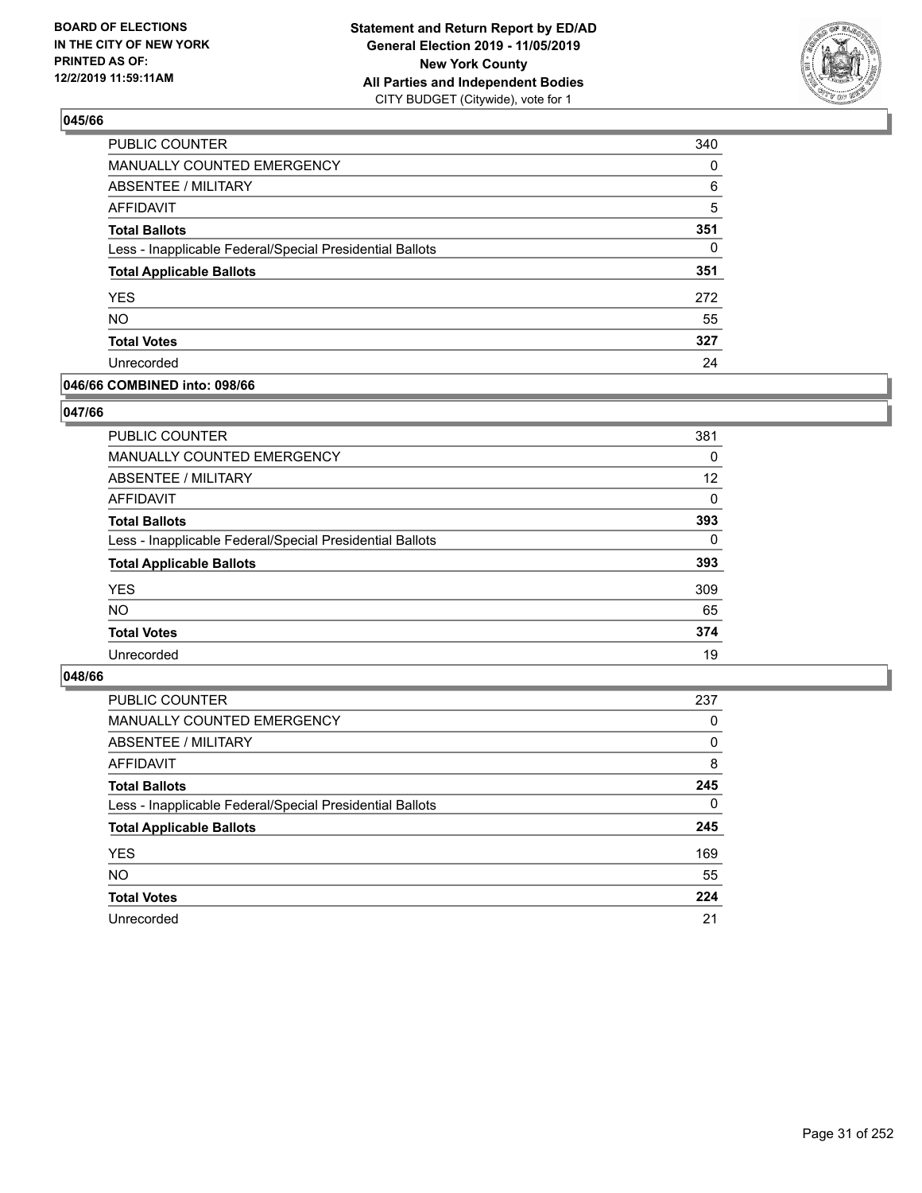**BOARD OF ELECTIONS IN THE CITY OF NEW YORK PRINTED AS OF: 12/2/2019 11:59:11AM**

**Statement and Return Report by ED/AD General Election 2019 - 11/05/2019 New York County All Parties and Independent Bodies**
CITY BUDGET (Citywide), vote for 1

## 045/66

| | |
|---|---|
| PUBLIC COUNTER | 340 |
| MANUALLY COUNTED EMERGENCY | 0 |
| ABSENTEE / MILITARY | 6 |
| AFFIDAVIT | 5 |
| **Total Ballots** | **351** |
| Less - Inapplicable Federal/Special Presidential Ballots | 0 |
| **Total Applicable Ballots** | **351** |
| YES | 272 |
| NO | 55 |
| **Total Votes** | **327** |
| Unrecorded | 24 |

## 046/66 COMBINED into: 098/66

## 047/66

| | |
|---|---|
| PUBLIC COUNTER | 381 |
| MANUALLY COUNTED EMERGENCY | 0 |
| ABSENTEE / MILITARY | 12 |
| AFFIDAVIT | 0 |
| **Total Ballots** | **393** |
| Less - Inapplicable Federal/Special Presidential Ballots | 0 |
| **Total Applicable Ballots** | **393** |
| YES | 309 |
| NO | 65 |
| **Total Votes** | **374** |
| Unrecorded | 19 |

## 048/66

| | |
|---|---|
| PUBLIC COUNTER | 237 |
| MANUALLY COUNTED EMERGENCY | 0 |
| ABSENTEE / MILITARY | 0 |
| AFFIDAVIT | 8 |
| **Total Ballots** | **245** |
| Less - Inapplicable Federal/Special Presidential Ballots | 0 |
| **Total Applicable Ballots** | **245** |
| YES | 169 |
| NO | 55 |
| **Total Votes** | **224** |
| Unrecorded | 21 |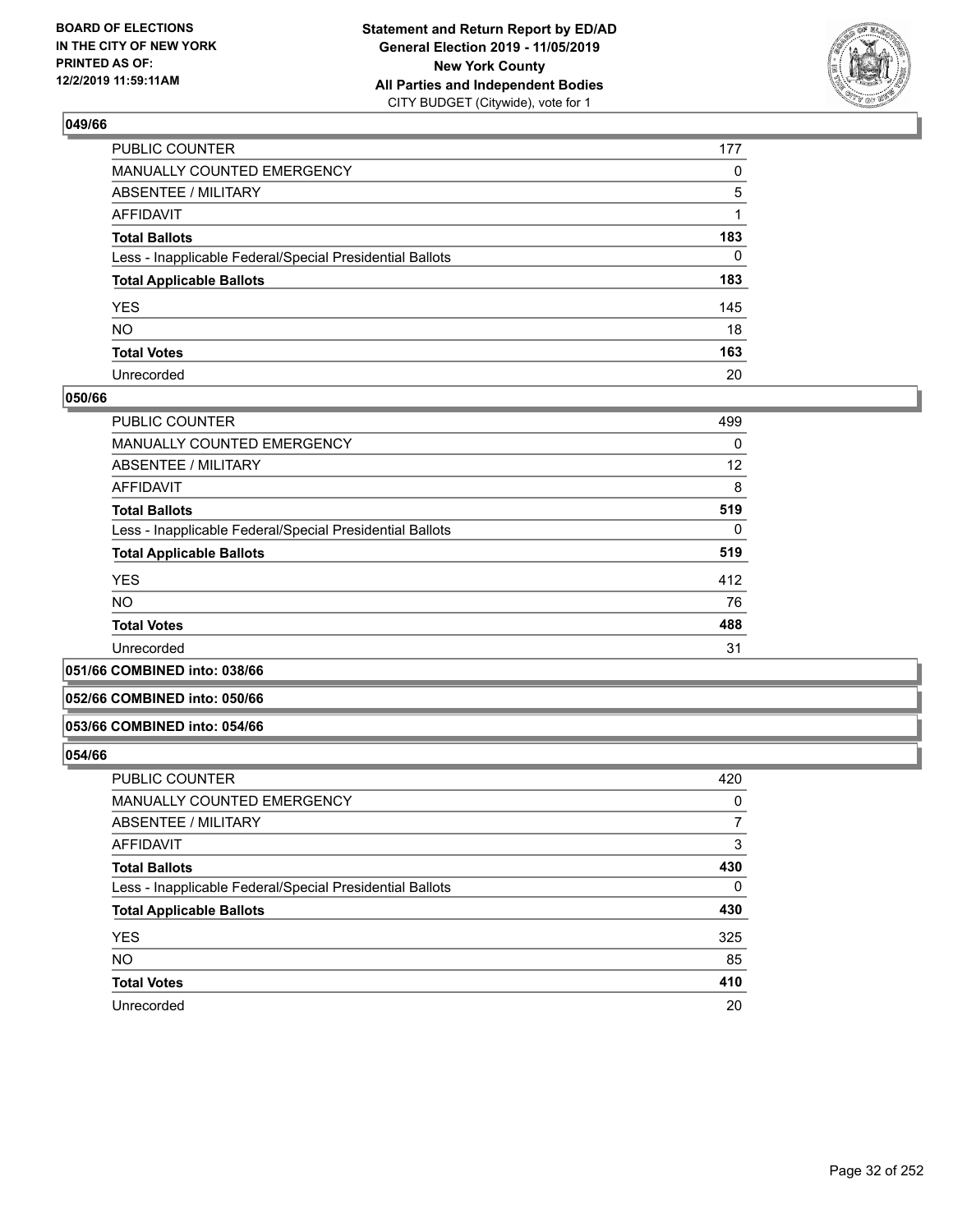## 049/66

| | |
|---|---|
| PUBLIC COUNTER | 177 |
| MANUALLY COUNTED EMERGENCY | 0 |
| ABSENTEE / MILITARY | 5 |
| AFFIDAVIT | 1 |
| **Total Ballots** | **183** |
| Less - Inapplicable Federal/Special Presidential Ballots | 0 |
| **Total Applicable Ballots** | **183** |
| YES | 145 |
| NO | 18 |
| **Total Votes** | **163** |
| Unrecorded | 20 |

## 050/66

| | |
|---|---|
| PUBLIC COUNTER | 499 |
| MANUALLY COUNTED EMERGENCY | 0 |
| ABSENTEE / MILITARY | 12 |
| AFFIDAVIT | 8 |
| **Total Ballots** | **519** |
| Less - Inapplicable Federal/Special Presidential Ballots | 0 |
| **Total Applicable Ballots** | **519** |
| YES | 412 |
| NO | 76 |
| **Total Votes** | **488** |
| Unrecorded | 31 |

## 051/66 COMBINED into: 038/66

## 052/66 COMBINED into: 050/66

## 053/66 COMBINED into: 054/66

## 054/66

| | |
|---|---|
| PUBLIC COUNTER | 420 |
| MANUALLY COUNTED EMERGENCY | 0 |
| ABSENTEE / MILITARY | 7 |
| AFFIDAVIT | 3 |
| **Total Ballots** | **430** |
| Less - Inapplicable Federal/Special Presidential Ballots | 0 |
| **Total Applicable Ballots** | **430** |
| YES | 325 |
| NO | 85 |
| **Total Votes** | **410** |
| Unrecorded | 20 |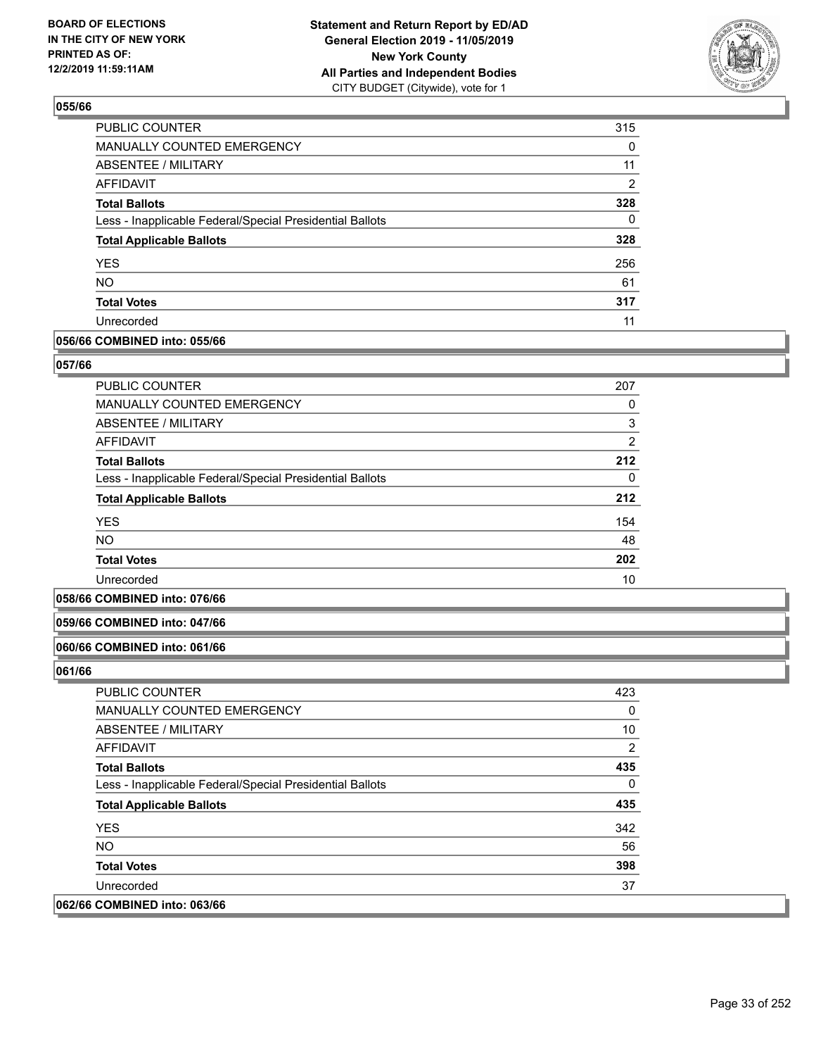## 055/66

| | |
|---|---|
| PUBLIC COUNTER | 315 |
| MANUALLY COUNTED EMERGENCY | 0 |
| ABSENTEE / MILITARY | 11 |
| AFFIDAVIT | 2 |
| **Total Ballots** | **328** |
| Less - Inapplicable Federal/Special Presidential Ballots | 0 |
| **Total Applicable Ballots** | **328** |
| YES | 256 |
| NO | 61 |
| **Total Votes** | **317** |
| Unrecorded | 11 |

**056/66 COMBINED into: 055/66**

## 057/66

| | |
|---|---|
| PUBLIC COUNTER | 207 |
| MANUALLY COUNTED EMERGENCY | 0 |
| ABSENTEE / MILITARY | 3 |
| AFFIDAVIT | 2 |
| **Total Ballots** | **212** |
| Less - Inapplicable Federal/Special Presidential Ballots | 0 |
| **Total Applicable Ballots** | **212** |
| YES | 154 |
| NO | 48 |
| **Total Votes** | **202** |
| Unrecorded | 10 |

**058/66 COMBINED into: 076/66**

**059/66 COMBINED into: 047/66**

**060/66 COMBINED into: 061/66**

## 061/66

| | |
|---|---|
| PUBLIC COUNTER | 423 |
| MANUALLY COUNTED EMERGENCY | 0 |
| ABSENTEE / MILITARY | 10 |
| AFFIDAVIT | 2 |
| **Total Ballots** | **435** |
| Less - Inapplicable Federal/Special Presidential Ballots | 0 |
| **Total Applicable Ballots** | **435** |
| YES | 342 |
| NO | 56 |
| **Total Votes** | **398** |
| Unrecorded | 37 |

**062/66 COMBINED into: 063/66**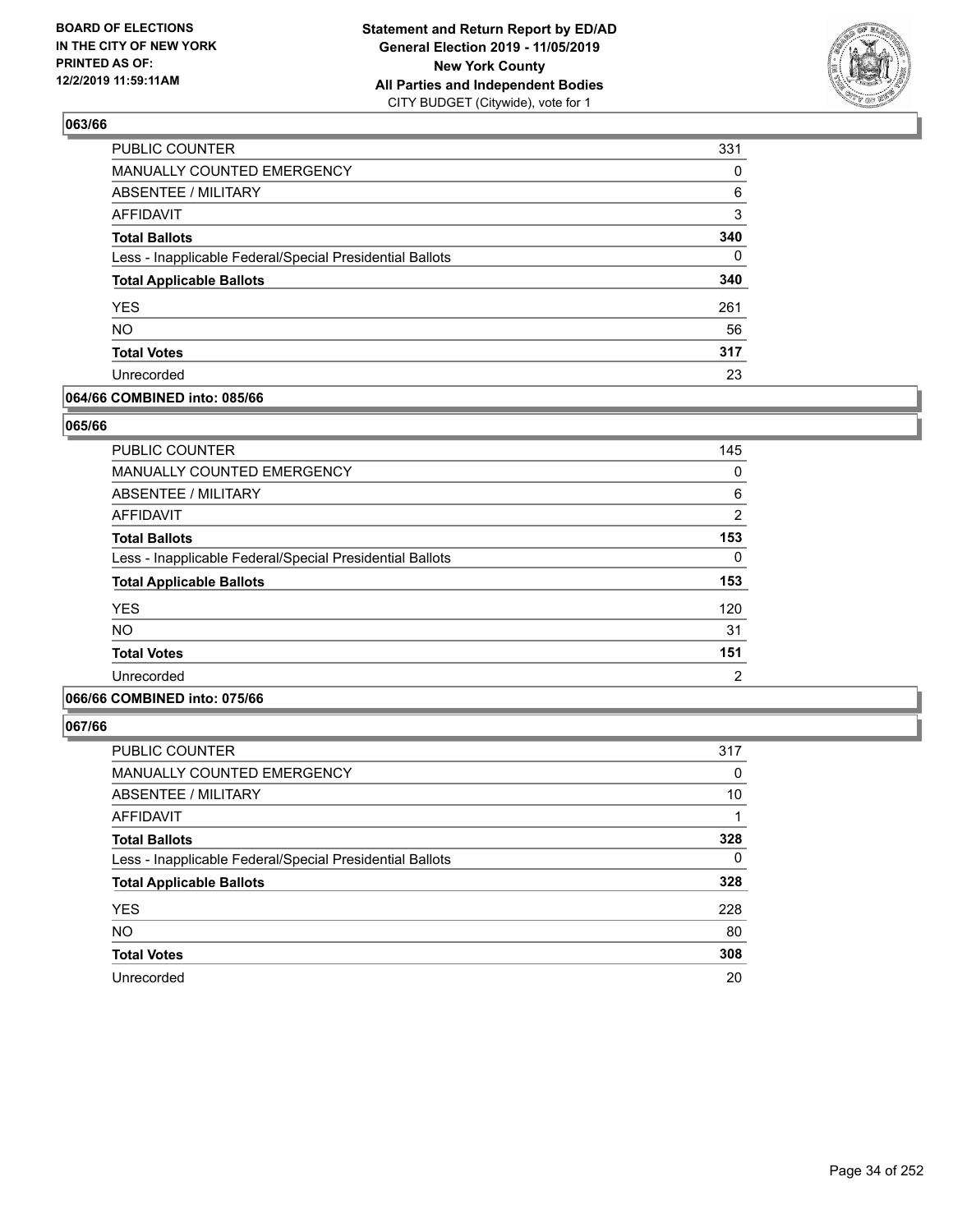**BOARD OF ELECTIONS IN THE CITY OF NEW YORK PRINTED AS OF: 12/2/2019 11:59:11AM**

**Statement and Return Report by ED/AD General Election 2019 - 11/05/2019 New York County All Parties and Independent Bodies**
CITY BUDGET (Citywide), vote for 1

## 063/66

| | |
|---|---|
| PUBLIC COUNTER | 331 |
| MANUALLY COUNTED EMERGENCY | 0 |
| ABSENTEE / MILITARY | 6 |
| AFFIDAVIT | 3 |
| **Total Ballots** | **340** |
| Less - Inapplicable Federal/Special Presidential Ballots | 0 |
| **Total Applicable Ballots** | **340** |
| YES | 261 |
| NO | 56 |
| **Total Votes** | **317** |
| Unrecorded | 23 |

## 064/66 COMBINED into: 085/66

## 065/66

| | |
|---|---|
| PUBLIC COUNTER | 145 |
| MANUALLY COUNTED EMERGENCY | 0 |
| ABSENTEE / MILITARY | 6 |
| AFFIDAVIT | 2 |
| **Total Ballots** | **153** |
| Less - Inapplicable Federal/Special Presidential Ballots | 0 |
| **Total Applicable Ballots** | **153** |
| YES | 120 |
| NO | 31 |
| **Total Votes** | **151** |
| Unrecorded | 2 |

## 066/66 COMBINED into: 075/66

## 067/66

| | |
|---|---|
| PUBLIC COUNTER | 317 |
| MANUALLY COUNTED EMERGENCY | 0 |
| ABSENTEE / MILITARY | 10 |
| AFFIDAVIT | 1 |
| **Total Ballots** | **328** |
| Less - Inapplicable Federal/Special Presidential Ballots | 0 |
| **Total Applicable Ballots** | **328** |
| YES | 228 |
| NO | 80 |
| **Total Votes** | **308** |
| Unrecorded | 20 |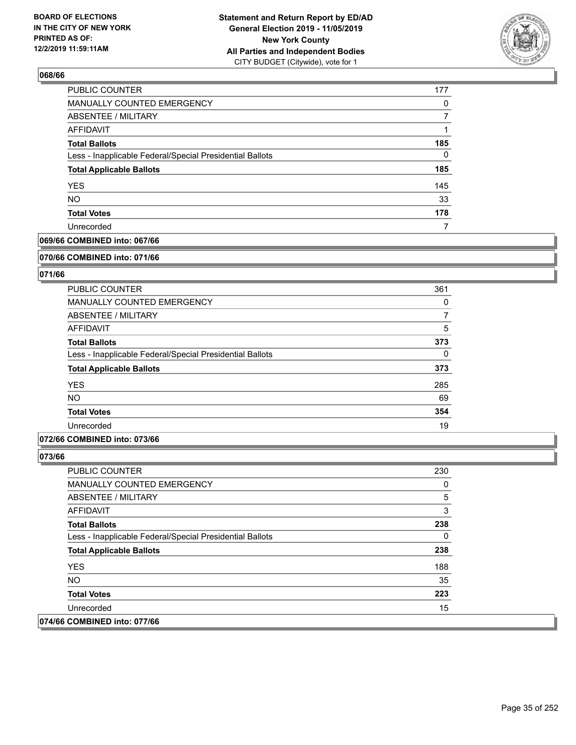## 068/66

| | |
|---|---|
| PUBLIC COUNTER | 177 |
| MANUALLY COUNTED EMERGENCY | 0 |
| ABSENTEE / MILITARY | 7 |
| AFFIDAVIT | 1 |
| **Total Ballots** | **185** |
| Less - Inapplicable Federal/Special Presidential Ballots | 0 |
| **Total Applicable Ballots** | **185** |
| YES | 145 |
| NO | 33 |
| **Total Votes** | **178** |
| Unrecorded | 7 |

## 069/66 COMBINED into: 067/66

## 070/66 COMBINED into: 071/66

## 071/66

| | |
|---|---|
| PUBLIC COUNTER | 361 |
| MANUALLY COUNTED EMERGENCY | 0 |
| ABSENTEE / MILITARY | 7 |
| AFFIDAVIT | 5 |
| **Total Ballots** | **373** |
| Less - Inapplicable Federal/Special Presidential Ballots | 0 |
| **Total Applicable Ballots** | **373** |
| YES | 285 |
| NO | 69 |
| **Total Votes** | **354** |
| Unrecorded | 19 |

## 072/66 COMBINED into: 073/66

## 073/66

| | |
|---|---|
| PUBLIC COUNTER | 230 |
| MANUALLY COUNTED EMERGENCY | 0 |
| ABSENTEE / MILITARY | 5 |
| AFFIDAVIT | 3 |
| **Total Ballots** | **238** |
| Less - Inapplicable Federal/Special Presidential Ballots | 0 |
| **Total Applicable Ballots** | **238** |
| YES | 188 |
| NO | 35 |
| **Total Votes** | **223** |
| Unrecorded | 15 |

## 074/66 COMBINED into: 077/66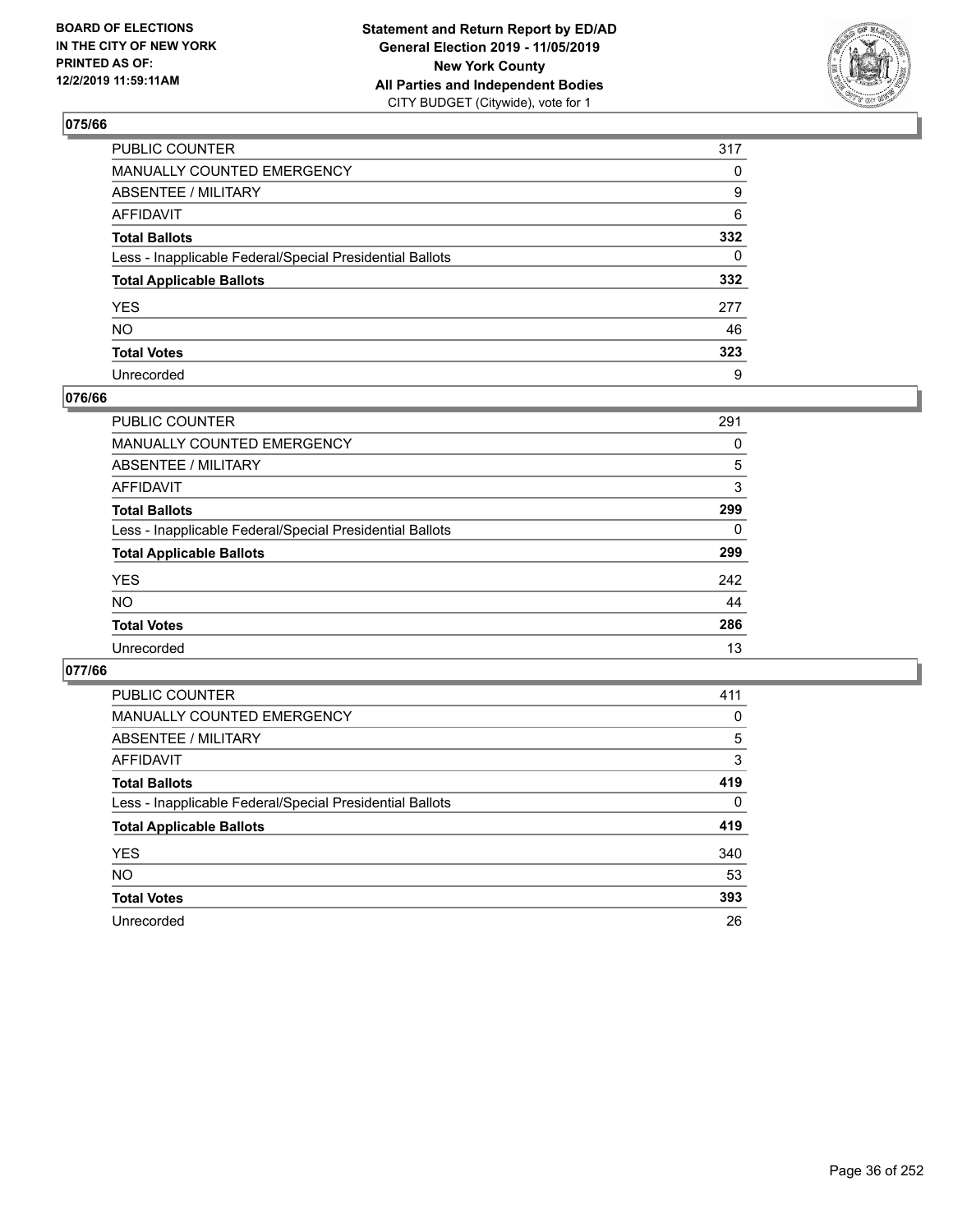BOARD OF ELECTIONS
IN THE CITY OF NEW YORK
PRINTED AS OF:
12/2/2019 11:59:11AM

**Statement and Return Report by ED/AD**
**General Election 2019 - 11/05/2019**
**New York County**
**All Parties and Independent Bodies**
CITY BUDGET (Citywide), vote for 1

## 075/66

| | |
|---|---|
| PUBLIC COUNTER | 317 |
| MANUALLY COUNTED EMERGENCY | 0 |
| ABSENTEE / MILITARY | 9 |
| AFFIDAVIT | 6 |
| **Total Ballots** | **332** |
| Less - Inapplicable Federal/Special Presidential Ballots | 0 |
| **Total Applicable Ballots** | **332** |
| YES | 277 |
| NO | 46 |
| **Total Votes** | **323** |
| Unrecorded | 9 |

## 076/66

| | |
|---|---|
| PUBLIC COUNTER | 291 |
| MANUALLY COUNTED EMERGENCY | 0 |
| ABSENTEE / MILITARY | 5 |
| AFFIDAVIT | 3 |
| **Total Ballots** | **299** |
| Less - Inapplicable Federal/Special Presidential Ballots | 0 |
| **Total Applicable Ballots** | **299** |
| YES | 242 |
| NO | 44 |
| **Total Votes** | **286** |
| Unrecorded | 13 |

## 077/66

| | |
|---|---|
| PUBLIC COUNTER | 411 |
| MANUALLY COUNTED EMERGENCY | 0 |
| ABSENTEE / MILITARY | 5 |
| AFFIDAVIT | 3 |
| **Total Ballots** | **419** |
| Less - Inapplicable Federal/Special Presidential Ballots | 0 |
| **Total Applicable Ballots** | **419** |
| YES | 340 |
| NO | 53 |
| **Total Votes** | **393** |
| Unrecorded | 26 |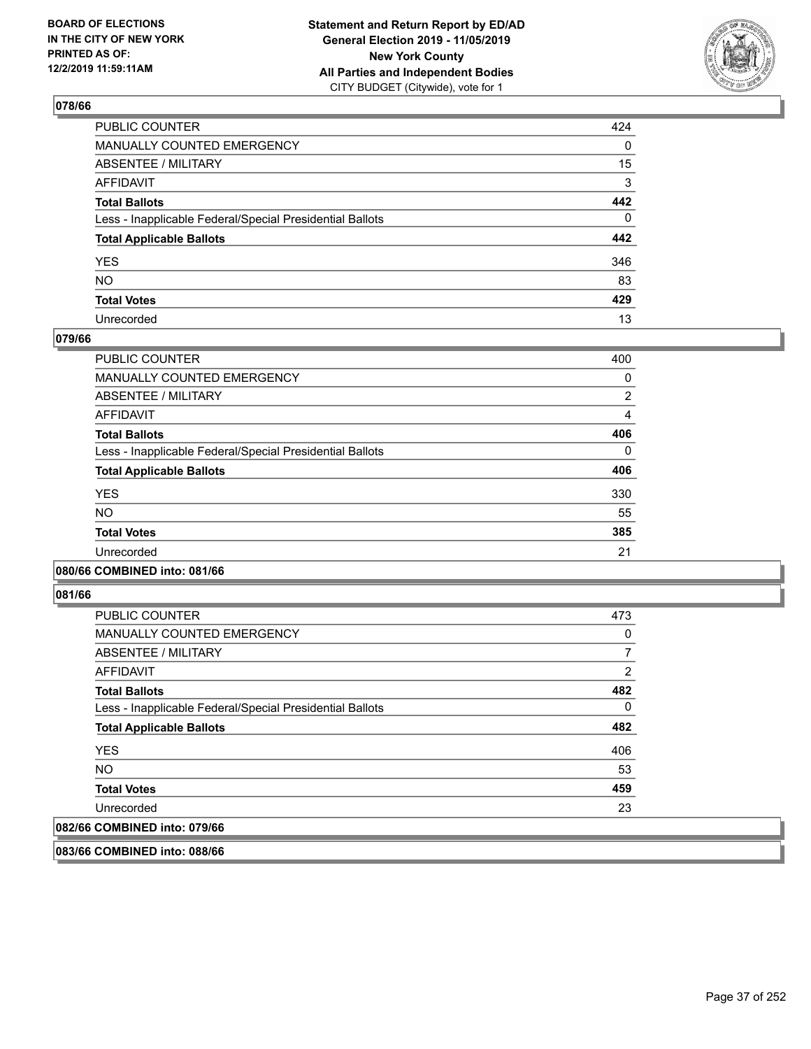**BOARD OF ELECTIONS IN THE CITY OF NEW YORK PRINTED AS OF: 12/2/2019 11:59:11AM**

**Statement and Return Report by ED/AD General Election 2019 - 11/05/2019 New York County All Parties and Independent Bodies**
CITY BUDGET (Citywide), vote for 1

### 078/66

| | |
|---|---|
| PUBLIC COUNTER | 424 |
| MANUALLY COUNTED EMERGENCY | 0 |
| ABSENTEE / MILITARY | 15 |
| AFFIDAVIT | 3 |
| **Total Ballots** | **442** |
| Less - Inapplicable Federal/Special Presidential Ballots | 0 |
| **Total Applicable Ballots** | **442** |
| YES | 346 |
| NO | 83 |
| **Total Votes** | **429** |
| Unrecorded | 13 |

### 079/66

| | |
|---|---|
| PUBLIC COUNTER | 400 |
| MANUALLY COUNTED EMERGENCY | 0 |
| ABSENTEE / MILITARY | 2 |
| AFFIDAVIT | 4 |
| **Total Ballots** | **406** |
| Less - Inapplicable Federal/Special Presidential Ballots | 0 |
| **Total Applicable Ballots** | **406** |
| YES | 330 |
| NO | 55 |
| **Total Votes** | **385** |
| Unrecorded | 21 |

### 080/66 COMBINED into: 081/66

### 081/66

| | |
|---|---|
| PUBLIC COUNTER | 473 |
| MANUALLY COUNTED EMERGENCY | 0 |
| ABSENTEE / MILITARY | 7 |
| AFFIDAVIT | 2 |
| **Total Ballots** | **482** |
| Less - Inapplicable Federal/Special Presidential Ballots | 0 |
| **Total Applicable Ballots** | **482** |
| YES | 406 |
| NO | 53 |
| **Total Votes** | **459** |
| Unrecorded | 23 |

### 082/66 COMBINED into: 079/66

### 083/66 COMBINED into: 088/66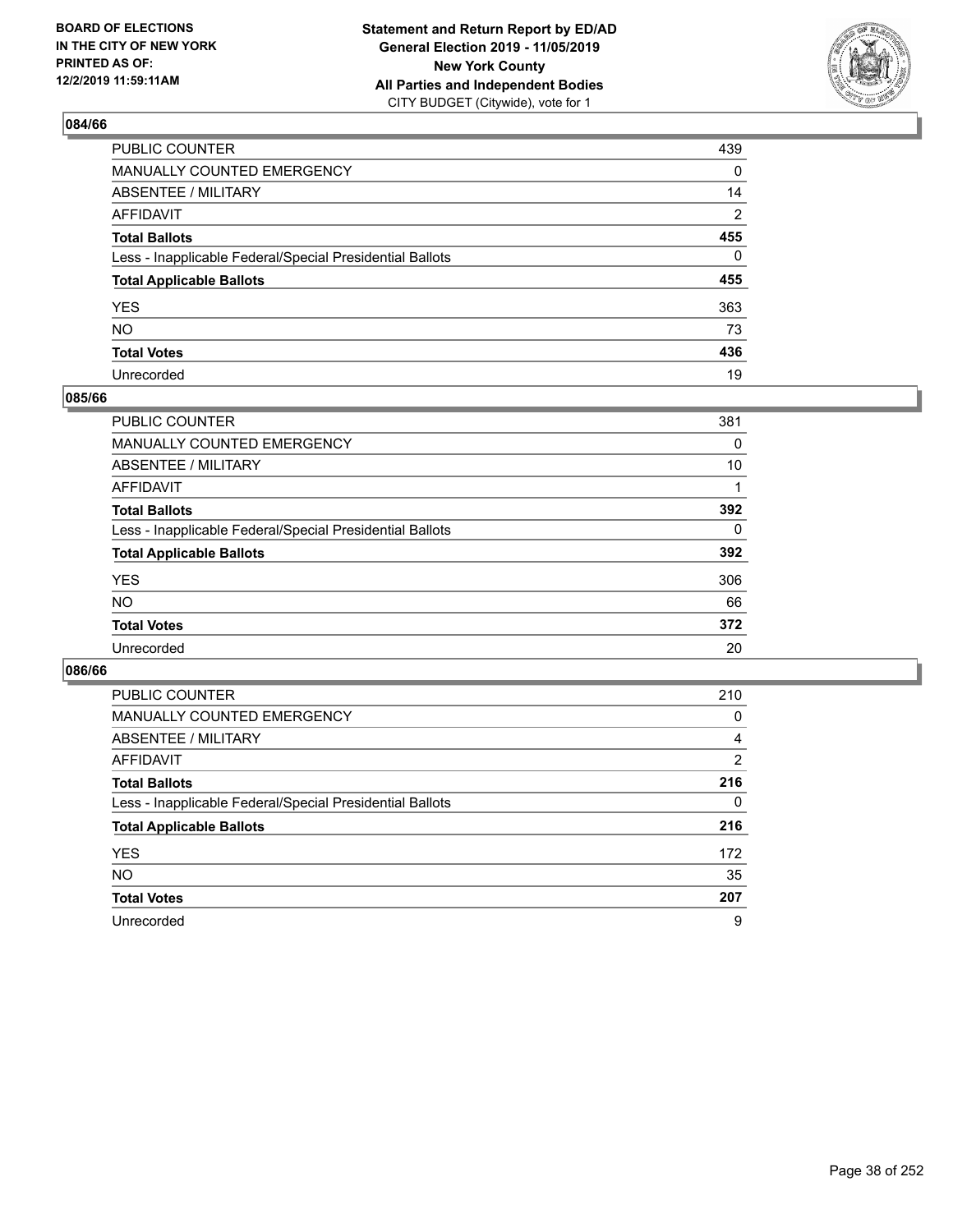BOARD OF ELECTIONS
IN THE CITY OF NEW YORK
PRINTED AS OF:
12/2/2019 11:59:11AM

**Statement and Return Report by ED/AD**
**General Election 2019 - 11/05/2019**
**New York County**
**All Parties and Independent Bodies**
CITY BUDGET (Citywide), vote for 1

## 084/66

| | |
|---|---|
| PUBLIC COUNTER | 439 |
| MANUALLY COUNTED EMERGENCY | 0 |
| ABSENTEE / MILITARY | 14 |
| AFFIDAVIT | 2 |
| **Total Ballots** | **455** |
| Less - Inapplicable Federal/Special Presidential Ballots | 0 |
| **Total Applicable Ballots** | **455** |
| YES | 363 |
| NO | 73 |
| **Total Votes** | **436** |
| Unrecorded | 19 |

## 085/66

| | |
|---|---|
| PUBLIC COUNTER | 381 |
| MANUALLY COUNTED EMERGENCY | 0 |
| ABSENTEE / MILITARY | 10 |
| AFFIDAVIT | 1 |
| **Total Ballots** | **392** |
| Less - Inapplicable Federal/Special Presidential Ballots | 0 |
| **Total Applicable Ballots** | **392** |
| YES | 306 |
| NO | 66 |
| **Total Votes** | **372** |
| Unrecorded | 20 |

## 086/66

| | |
|---|---|
| PUBLIC COUNTER | 210 |
| MANUALLY COUNTED EMERGENCY | 0 |
| ABSENTEE / MILITARY | 4 |
| AFFIDAVIT | 2 |
| **Total Ballots** | **216** |
| Less - Inapplicable Federal/Special Presidential Ballots | 0 |
| **Total Applicable Ballots** | **216** |
| YES | 172 |
| NO | 35 |
| **Total Votes** | **207** |
| Unrecorded | 9 |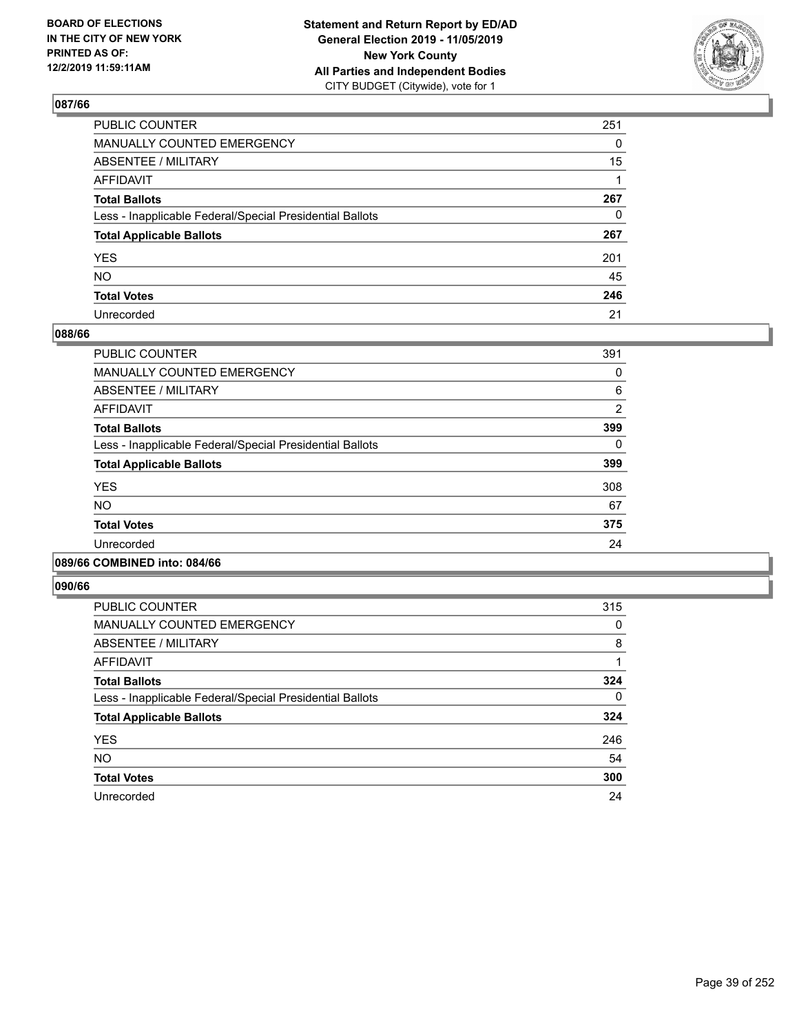**BOARD OF ELECTIONS IN THE CITY OF NEW YORK PRINTED AS OF: 12/2/2019 11:59:11AM**

**Statement and Return Report by ED/AD General Election 2019 - 11/05/2019 New York County All Parties and Independent Bodies**
CITY BUDGET (Citywide), vote for 1

## 087/66

| | |
|---|---|
| PUBLIC COUNTER | 251 |
| MANUALLY COUNTED EMERGENCY | 0 |
| ABSENTEE / MILITARY | 15 |
| AFFIDAVIT | 1 |
| **Total Ballots** | **267** |
| Less - Inapplicable Federal/Special Presidential Ballots | 0 |
| **Total Applicable Ballots** | **267** |
| YES | 201 |
| NO | 45 |
| **Total Votes** | **246** |
| Unrecorded | 21 |

## 088/66

| | |
|---|---|
| PUBLIC COUNTER | 391 |
| MANUALLY COUNTED EMERGENCY | 0 |
| ABSENTEE / MILITARY | 6 |
| AFFIDAVIT | 2 |
| **Total Ballots** | **399** |
| Less - Inapplicable Federal/Special Presidential Ballots | 0 |
| **Total Applicable Ballots** | **399** |
| YES | 308 |
| NO | 67 |
| **Total Votes** | **375** |
| Unrecorded | 24 |

## 089/66 COMBINED into: 084/66

## 090/66

| | |
|---|---|
| PUBLIC COUNTER | 315 |
| MANUALLY COUNTED EMERGENCY | 0 |
| ABSENTEE / MILITARY | 8 |
| AFFIDAVIT | 1 |
| **Total Ballots** | **324** |
| Less - Inapplicable Federal/Special Presidential Ballots | 0 |
| **Total Applicable Ballots** | **324** |
| YES | 246 |
| NO | 54 |
| **Total Votes** | **300** |
| Unrecorded | 24 |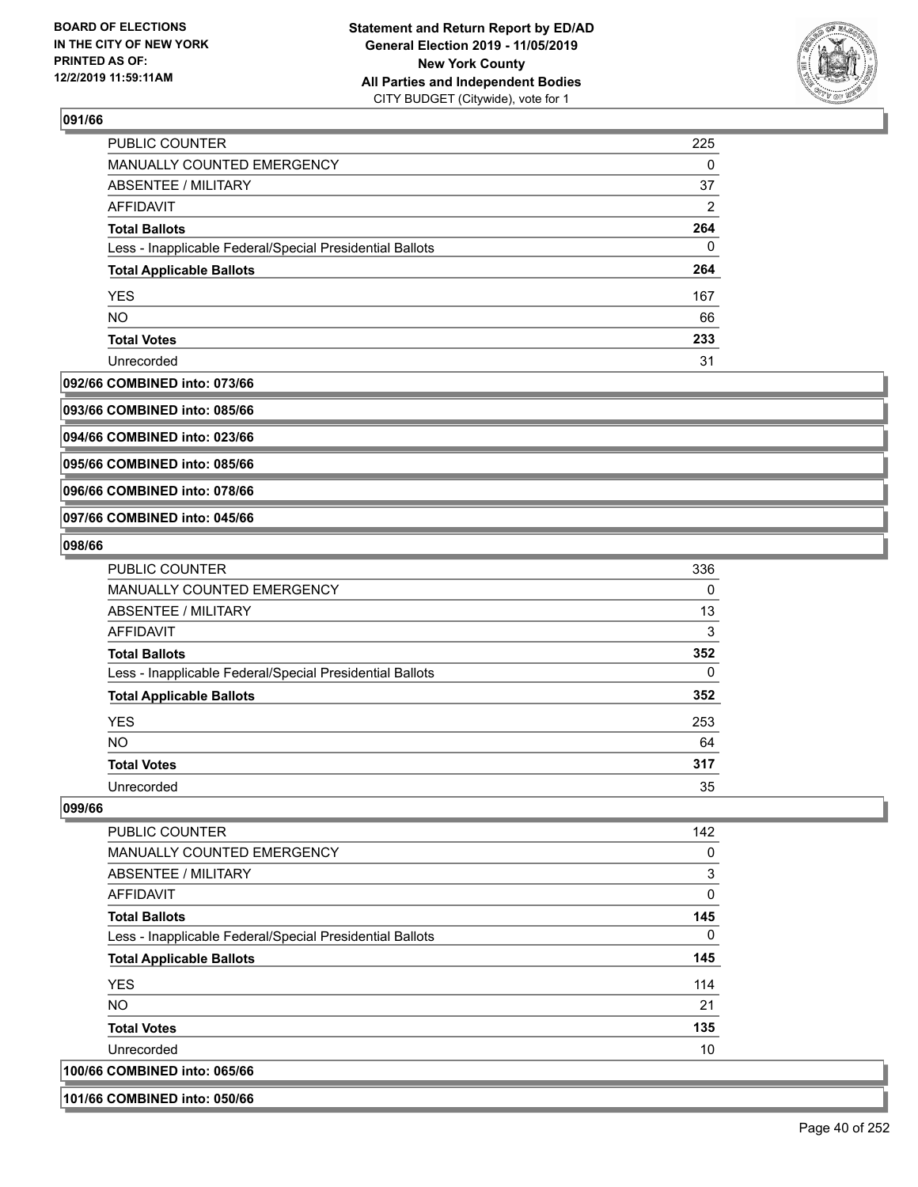### 091/66

| | |
|---|---|
| PUBLIC COUNTER | 225 |
| MANUALLY COUNTED EMERGENCY | 0 |
| ABSENTEE / MILITARY | 37 |
| AFFIDAVIT | 2 |
| **Total Ballots** | **264** |
| Less - Inapplicable Federal/Special Presidential Ballots | 0 |
| **Total Applicable Ballots** | **264** |
| YES | 167 |
| NO | 66 |
| **Total Votes** | **233** |
| Unrecorded | 31 |

### 092/66 COMBINED into: 073/66

### 093/66 COMBINED into: 085/66

### 094/66 COMBINED into: 023/66

### 095/66 COMBINED into: 085/66

### 096/66 COMBINED into: 078/66

### 097/66 COMBINED into: 045/66

### 098/66

| | |
|---|---|
| PUBLIC COUNTER | 336 |
| MANUALLY COUNTED EMERGENCY | 0 |
| ABSENTEE / MILITARY | 13 |
| AFFIDAVIT | 3 |
| **Total Ballots** | **352** |
| Less - Inapplicable Federal/Special Presidential Ballots | 0 |
| **Total Applicable Ballots** | **352** |
| YES | 253 |
| NO | 64 |
| **Total Votes** | **317** |
| Unrecorded | 35 |

### 099/66

| | |
|---|---|
| PUBLIC COUNTER | 142 |
| MANUALLY COUNTED EMERGENCY | 0 |
| ABSENTEE / MILITARY | 3 |
| AFFIDAVIT | 0 |
| **Total Ballots** | **145** |
| Less - Inapplicable Federal/Special Presidential Ballots | 0 |
| **Total Applicable Ballots** | **145** |
| YES | 114 |
| NO | 21 |
| **Total Votes** | **135** |
| Unrecorded | 10 |

### 100/66 COMBINED into: 065/66

### 101/66 COMBINED into: 050/66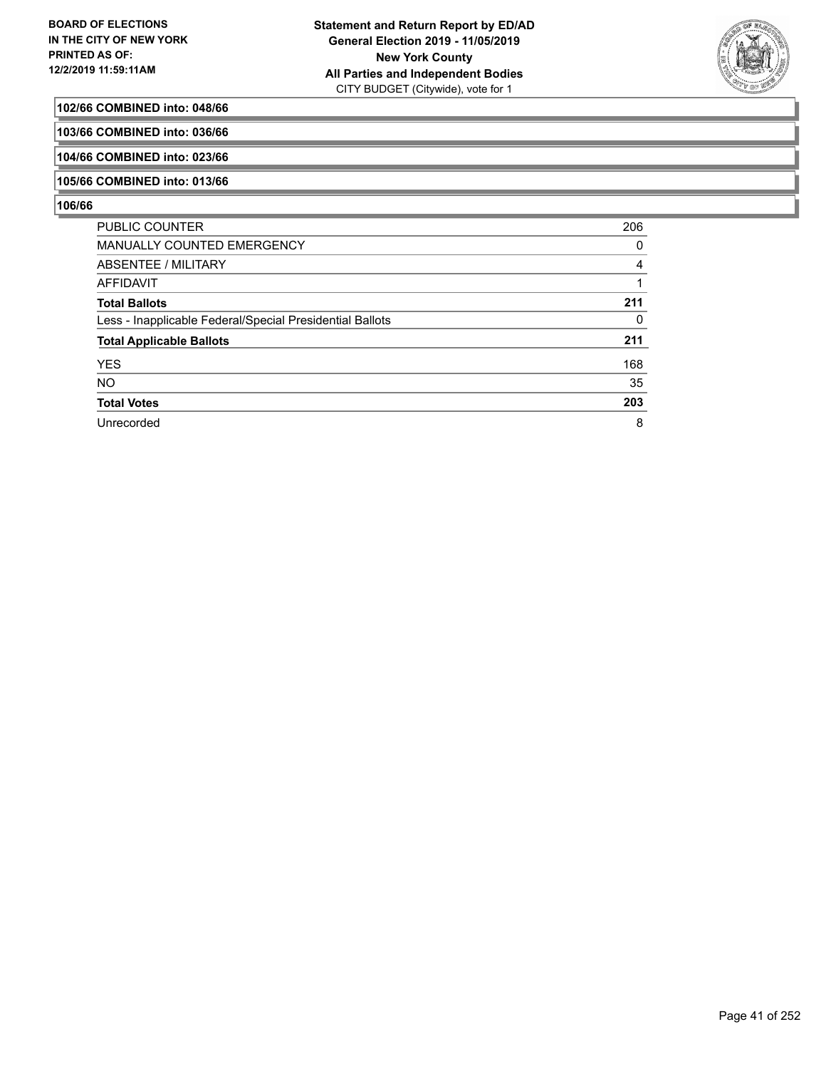**102/66 COMBINED into: 048/66**

**103/66 COMBINED into: 036/66**

**104/66 COMBINED into: 023/66**

**105/66 COMBINED into: 013/66**

**106/66**

| | |
|---|---|
| PUBLIC COUNTER | 206 |
| MANUALLY COUNTED EMERGENCY | 0 |
| ABSENTEE / MILITARY | 4 |
| AFFIDAVIT | 1 |
| **Total Ballots** | **211** |
| Less - Inapplicable Federal/Special Presidential Ballots | 0 |
| **Total Applicable Ballots** | **211** |
| YES | 168 |
| NO | 35 |
| **Total Votes** | **203** |
| Unrecorded | 8 |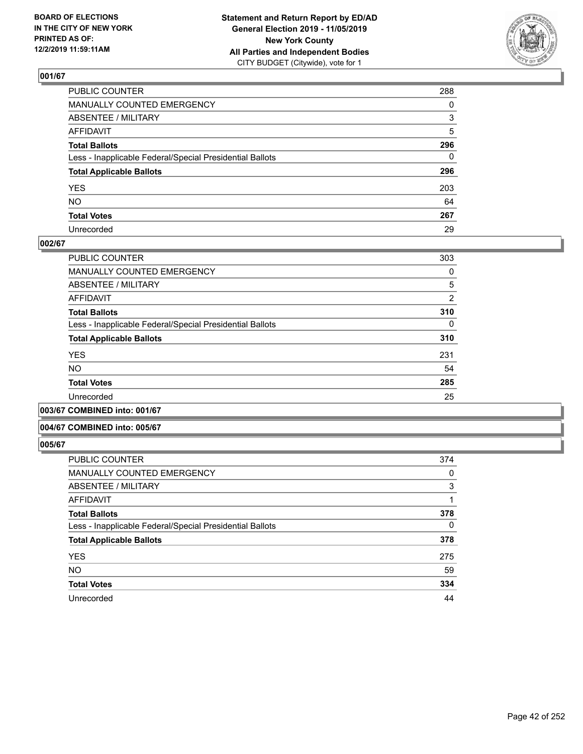**BOARD OF ELECTIONS IN THE CITY OF NEW YORK PRINTED AS OF: 12/2/2019 11:59:11AM**

**Statement and Return Report by ED/AD General Election 2019 - 11/05/2019 New York County All Parties and Independent Bodies**
CITY BUDGET (Citywide), vote for 1

### 001/67

| | |
|---|---|
| PUBLIC COUNTER | 288 |
| MANUALLY COUNTED EMERGENCY | 0 |
| ABSENTEE / MILITARY | 3 |
| AFFIDAVIT | 5 |
| **Total Ballots** | **296** |
| Less - Inapplicable Federal/Special Presidential Ballots | 0 |
| **Total Applicable Ballots** | **296** |
| YES | 203 |
| NO | 64 |
| **Total Votes** | **267** |
| Unrecorded | 29 |

### 002/67

| | |
|---|---|
| PUBLIC COUNTER | 303 |
| MANUALLY COUNTED EMERGENCY | 0 |
| ABSENTEE / MILITARY | 5 |
| AFFIDAVIT | 2 |
| **Total Ballots** | **310** |
| Less - Inapplicable Federal/Special Presidential Ballots | 0 |
| **Total Applicable Ballots** | **310** |
| YES | 231 |
| NO | 54 |
| **Total Votes** | **285** |
| Unrecorded | 25 |

### 003/67 COMBINED into: 001/67

### 004/67 COMBINED into: 005/67

### 005/67

| | |
|---|---|
| PUBLIC COUNTER | 374 |
| MANUALLY COUNTED EMERGENCY | 0 |
| ABSENTEE / MILITARY | 3 |
| AFFIDAVIT | 1 |
| **Total Ballots** | **378** |
| Less - Inapplicable Federal/Special Presidential Ballots | 0 |
| **Total Applicable Ballots** | **378** |
| YES | 275 |
| NO | 59 |
| **Total Votes** | **334** |
| Unrecorded | 44 |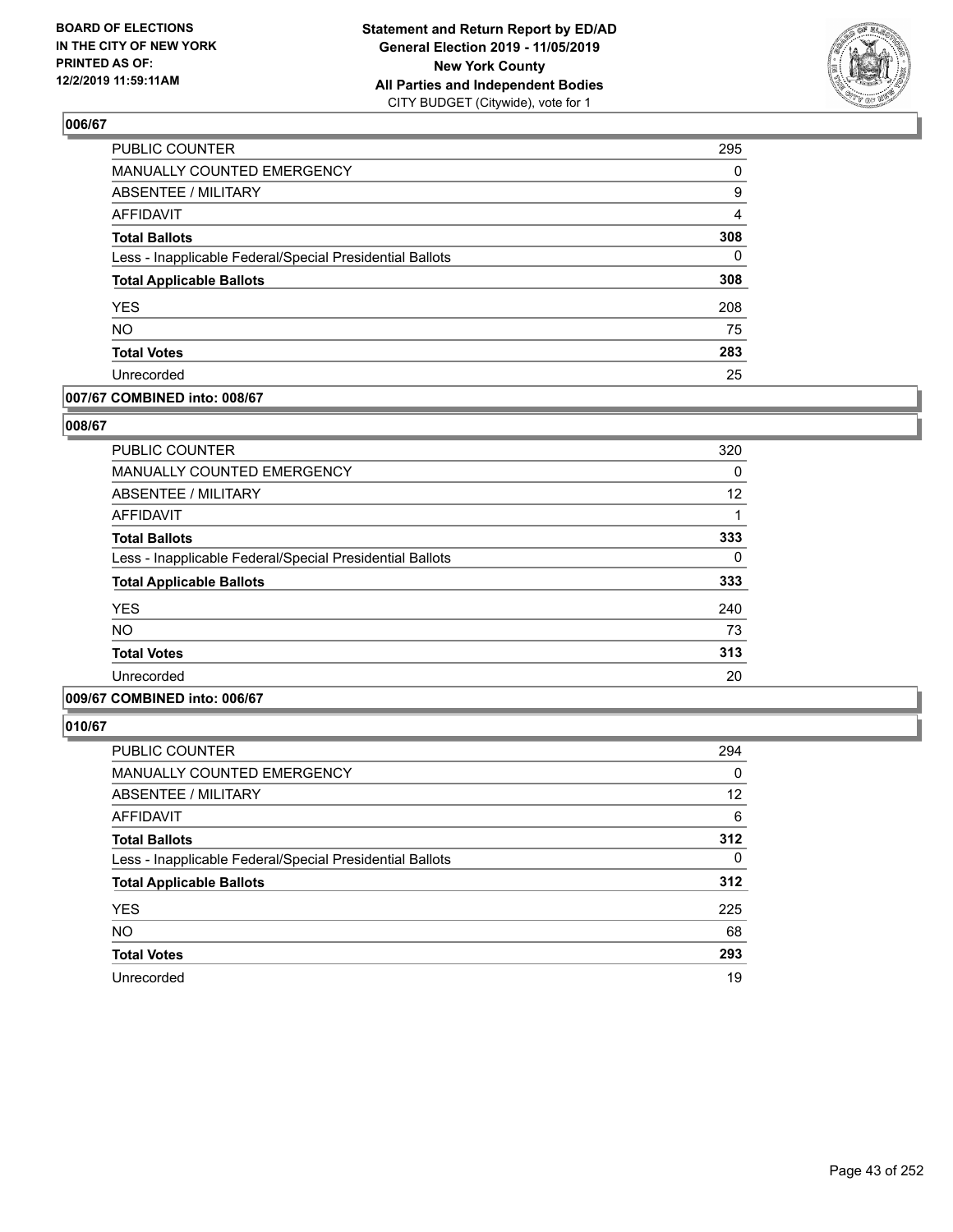### 006/67

| | |
|---|---|
| PUBLIC COUNTER | 295 |
| MANUALLY COUNTED EMERGENCY | 0 |
| ABSENTEE / MILITARY | 9 |
| AFFIDAVIT | 4 |
| **Total Ballots** | **308** |
| Less - Inapplicable Federal/Special Presidential Ballots | 0 |
| **Total Applicable Ballots** | **308** |
| YES | 208 |
| NO | 75 |
| **Total Votes** | **283** |
| Unrecorded | 25 |

### 007/67 COMBINED into: 008/67

### 008/67

| | |
|---|---|
| PUBLIC COUNTER | 320 |
| MANUALLY COUNTED EMERGENCY | 0 |
| ABSENTEE / MILITARY | 12 |
| AFFIDAVIT | 1 |
| **Total Ballots** | **333** |
| Less - Inapplicable Federal/Special Presidential Ballots | 0 |
| **Total Applicable Ballots** | **333** |
| YES | 240 |
| NO | 73 |
| **Total Votes** | **313** |
| Unrecorded | 20 |

### 009/67 COMBINED into: 006/67

### 010/67

| | |
|---|---|
| PUBLIC COUNTER | 294 |
| MANUALLY COUNTED EMERGENCY | 0 |
| ABSENTEE / MILITARY | 12 |
| AFFIDAVIT | 6 |
| **Total Ballots** | **312** |
| Less - Inapplicable Federal/Special Presidential Ballots | 0 |
| **Total Applicable Ballots** | **312** |
| YES | 225 |
| NO | 68 |
| **Total Votes** | **293** |
| Unrecorded | 19 |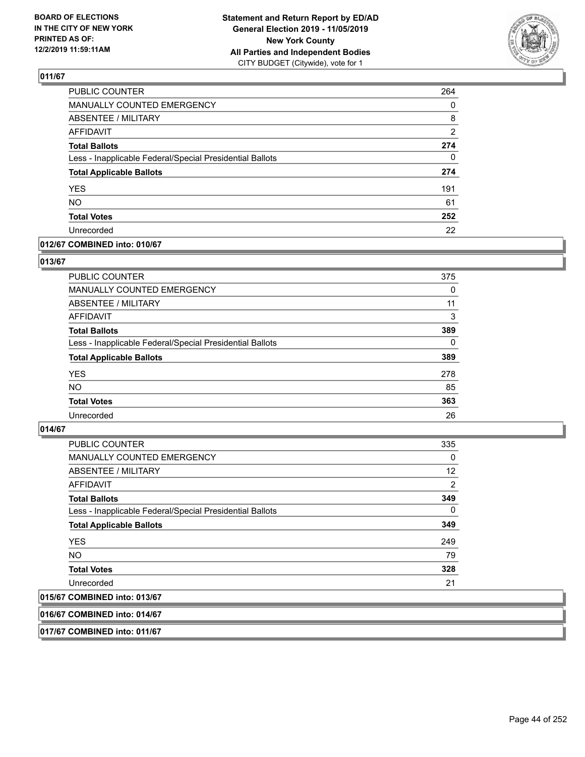## 011/67

| | |
|---|---|
| PUBLIC COUNTER | 264 |
| MANUALLY COUNTED EMERGENCY | 0 |
| ABSENTEE / MILITARY | 8 |
| AFFIDAVIT | 2 |
| **Total Ballots** | **274** |
| Less - Inapplicable Federal/Special Presidential Ballots | 0 |
| **Total Applicable Ballots** | **274** |
| YES | 191 |
| NO | 61 |
| **Total Votes** | **252** |
| Unrecorded | 22 |

## 012/67 COMBINED into: 010/67

## 013/67

| | |
|---|---|
| PUBLIC COUNTER | 375 |
| MANUALLY COUNTED EMERGENCY | 0 |
| ABSENTEE / MILITARY | 11 |
| AFFIDAVIT | 3 |
| **Total Ballots** | **389** |
| Less - Inapplicable Federal/Special Presidential Ballots | 0 |
| **Total Applicable Ballots** | **389** |
| YES | 278 |
| NO | 85 |
| **Total Votes** | **363** |
| Unrecorded | 26 |

## 014/67

| | |
|---|---|
| PUBLIC COUNTER | 335 |
| MANUALLY COUNTED EMERGENCY | 0 |
| ABSENTEE / MILITARY | 12 |
| AFFIDAVIT | 2 |
| **Total Ballots** | **349** |
| Less - Inapplicable Federal/Special Presidential Ballots | 0 |
| **Total Applicable Ballots** | **349** |
| YES | 249 |
| NO | 79 |
| **Total Votes** | **328** |
| Unrecorded | 21 |

## 015/67 COMBINED into: 013/67

## 016/67 COMBINED into: 014/67

## 017/67 COMBINED into: 011/67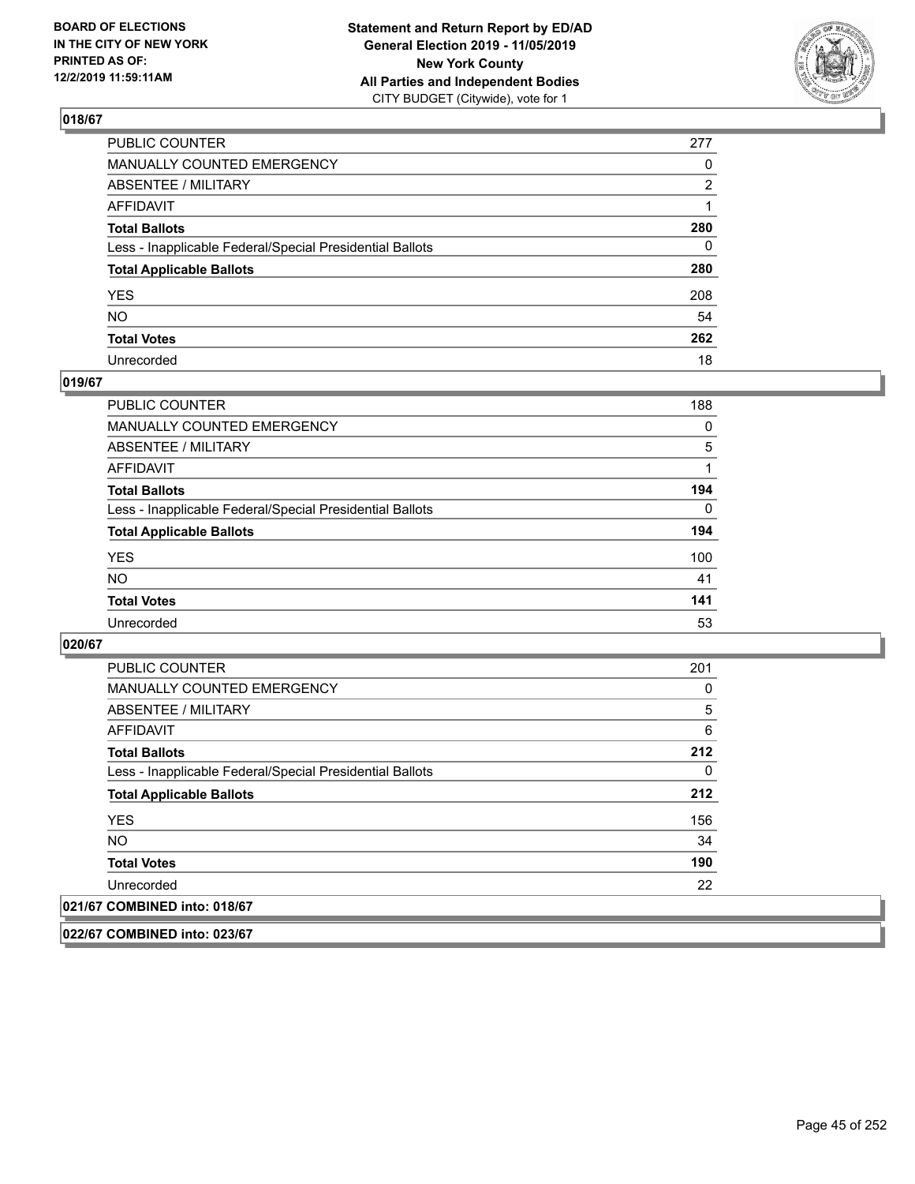## 018/67

| | |
|---|---|
| PUBLIC COUNTER | 277 |
| MANUALLY COUNTED EMERGENCY | 0 |
| ABSENTEE / MILITARY | 2 |
| AFFIDAVIT | 1 |
| **Total Ballots** | **280** |
| Less - Inapplicable Federal/Special Presidential Ballots | 0 |
| **Total Applicable Ballots** | **280** |
| YES | 208 |
| NO | 54 |
| **Total Votes** | **262** |
| Unrecorded | 18 |

## 019/67

| | |
|---|---|
| PUBLIC COUNTER | 188 |
| MANUALLY COUNTED EMERGENCY | 0 |
| ABSENTEE / MILITARY | 5 |
| AFFIDAVIT | 1 |
| **Total Ballots** | **194** |
| Less - Inapplicable Federal/Special Presidential Ballots | 0 |
| **Total Applicable Ballots** | **194** |
| YES | 100 |
| NO | 41 |
| **Total Votes** | **141** |
| Unrecorded | 53 |

## 020/67

| | |
|---|---|
| PUBLIC COUNTER | 201 |
| MANUALLY COUNTED EMERGENCY | 0 |
| ABSENTEE / MILITARY | 5 |
| AFFIDAVIT | 6 |
| **Total Ballots** | **212** |
| Less - Inapplicable Federal/Special Presidential Ballots | 0 |
| **Total Applicable Ballots** | **212** |
| YES | 156 |
| NO | 34 |
| **Total Votes** | **190** |
| Unrecorded | 22 |

## 021/67 COMBINED into: 018/67

## 022/67 COMBINED into: 023/67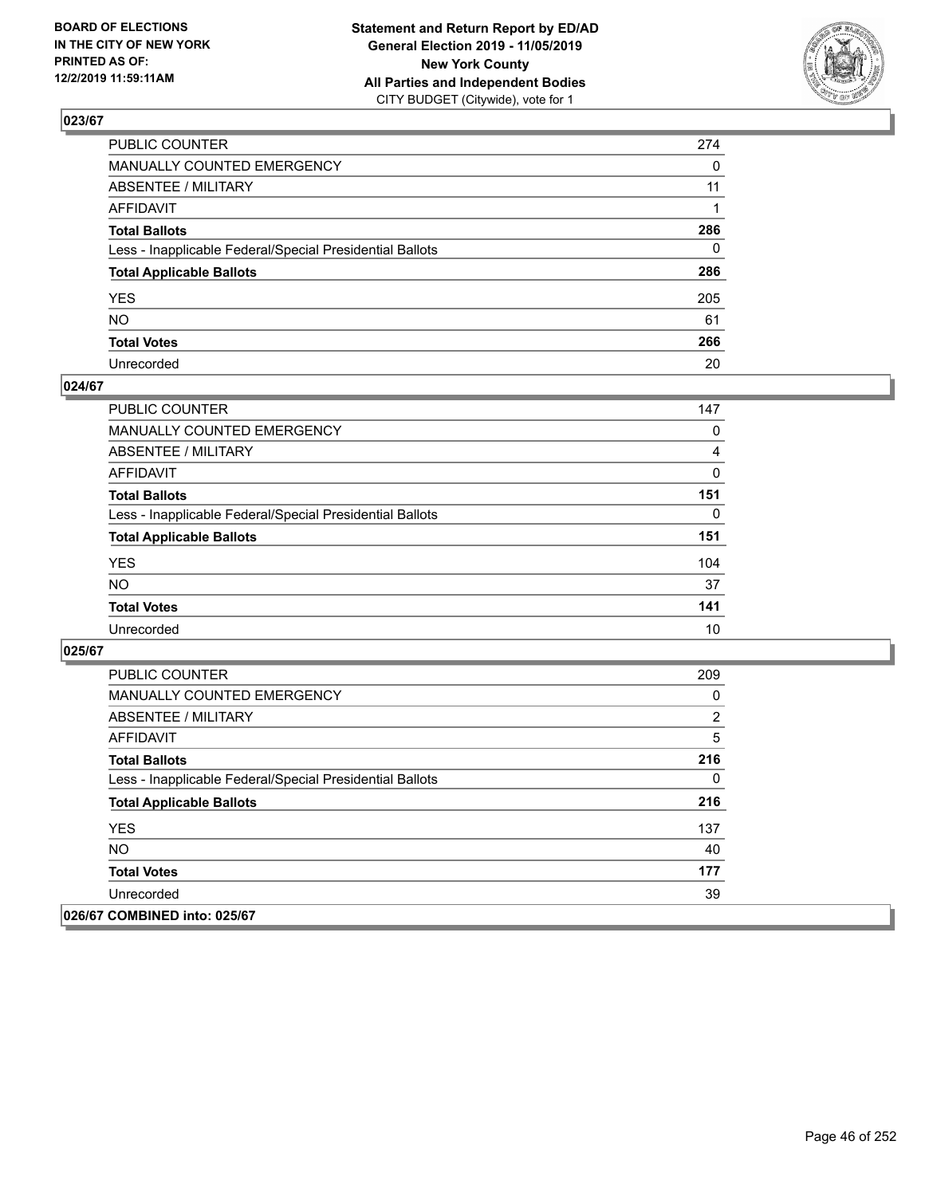**BOARD OF ELECTIONS IN THE CITY OF NEW YORK PRINTED AS OF: 12/2/2019 11:59:11AM**

**Statement and Return Report by ED/AD General Election 2019 - 11/05/2019 New York County All Parties and Independent Bodies**
CITY BUDGET (Citywide), vote for 1

### 023/67

| | |
|---|---|
| PUBLIC COUNTER | 274 |
| MANUALLY COUNTED EMERGENCY | 0 |
| ABSENTEE / MILITARY | 11 |
| AFFIDAVIT | 1 |
| **Total Ballots** | **286** |
| Less - Inapplicable Federal/Special Presidential Ballots | 0 |
| **Total Applicable Ballots** | **286** |
| YES | 205 |
| NO | 61 |
| **Total Votes** | **266** |
| Unrecorded | 20 |

### 024/67

| | |
|---|---|
| PUBLIC COUNTER | 147 |
| MANUALLY COUNTED EMERGENCY | 0 |
| ABSENTEE / MILITARY | 4 |
| AFFIDAVIT | 0 |
| **Total Ballots** | **151** |
| Less - Inapplicable Federal/Special Presidential Ballots | 0 |
| **Total Applicable Ballots** | **151** |
| YES | 104 |
| NO | 37 |
| **Total Votes** | **141** |
| Unrecorded | 10 |

### 025/67

| | |
|---|---|
| PUBLIC COUNTER | 209 |
| MANUALLY COUNTED EMERGENCY | 0 |
| ABSENTEE / MILITARY | 2 |
| AFFIDAVIT | 5 |
| **Total Ballots** | **216** |
| Less - Inapplicable Federal/Special Presidential Ballots | 0 |
| **Total Applicable Ballots** | **216** |
| YES | 137 |
| NO | 40 |
| **Total Votes** | **177** |
| Unrecorded | 39 |

### 026/67 COMBINED into: 025/67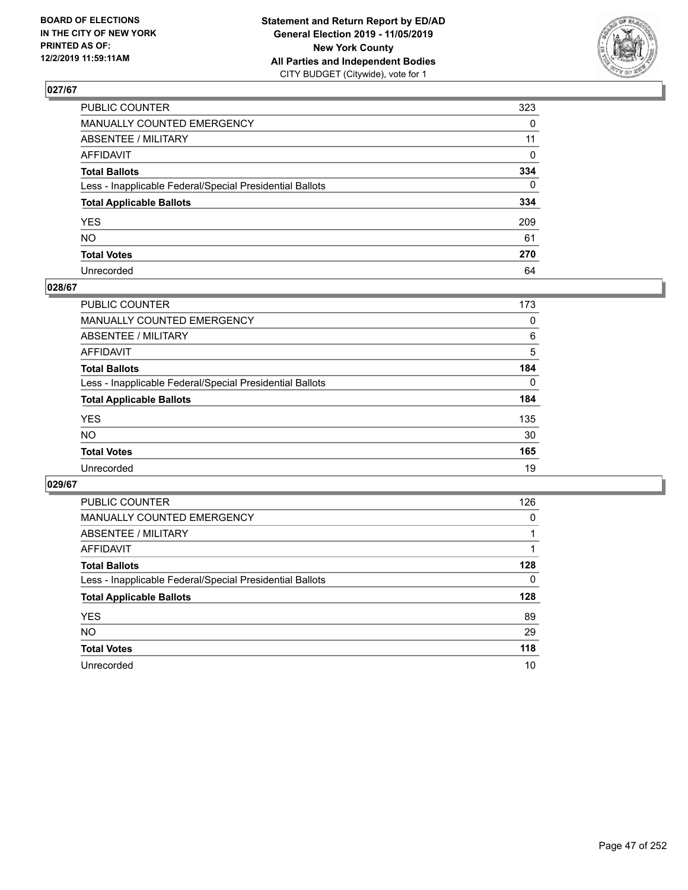**BOARD OF ELECTIONS IN THE CITY OF NEW YORK PRINTED AS OF: 12/2/2019 11:59:11AM**

**Statement and Return Report by ED/AD General Election 2019 - 11/05/2019 New York County All Parties and Independent Bodies**
CITY BUDGET (Citywide), vote for 1

## 027/67

| | |
|---|---|
| PUBLIC COUNTER | 323 |
| MANUALLY COUNTED EMERGENCY | 0 |
| ABSENTEE / MILITARY | 11 |
| AFFIDAVIT | 0 |
| **Total Ballots** | **334** |
| Less - Inapplicable Federal/Special Presidential Ballots | 0 |
| **Total Applicable Ballots** | **334** |
| YES | 209 |
| NO | 61 |
| **Total Votes** | **270** |
| Unrecorded | 64 |

## 028/67

| | |
|---|---|
| PUBLIC COUNTER | 173 |
| MANUALLY COUNTED EMERGENCY | 0 |
| ABSENTEE / MILITARY | 6 |
| AFFIDAVIT | 5 |
| **Total Ballots** | **184** |
| Less - Inapplicable Federal/Special Presidential Ballots | 0 |
| **Total Applicable Ballots** | **184** |
| YES | 135 |
| NO | 30 |
| **Total Votes** | **165** |
| Unrecorded | 19 |

## 029/67

| | |
|---|---|
| PUBLIC COUNTER | 126 |
| MANUALLY COUNTED EMERGENCY | 0 |
| ABSENTEE / MILITARY | 1 |
| AFFIDAVIT | 1 |
| **Total Ballots** | **128** |
| Less - Inapplicable Federal/Special Presidential Ballots | 0 |
| **Total Applicable Ballots** | **128** |
| YES | 89 |
| NO | 29 |
| **Total Votes** | **118** |
| Unrecorded | 10 |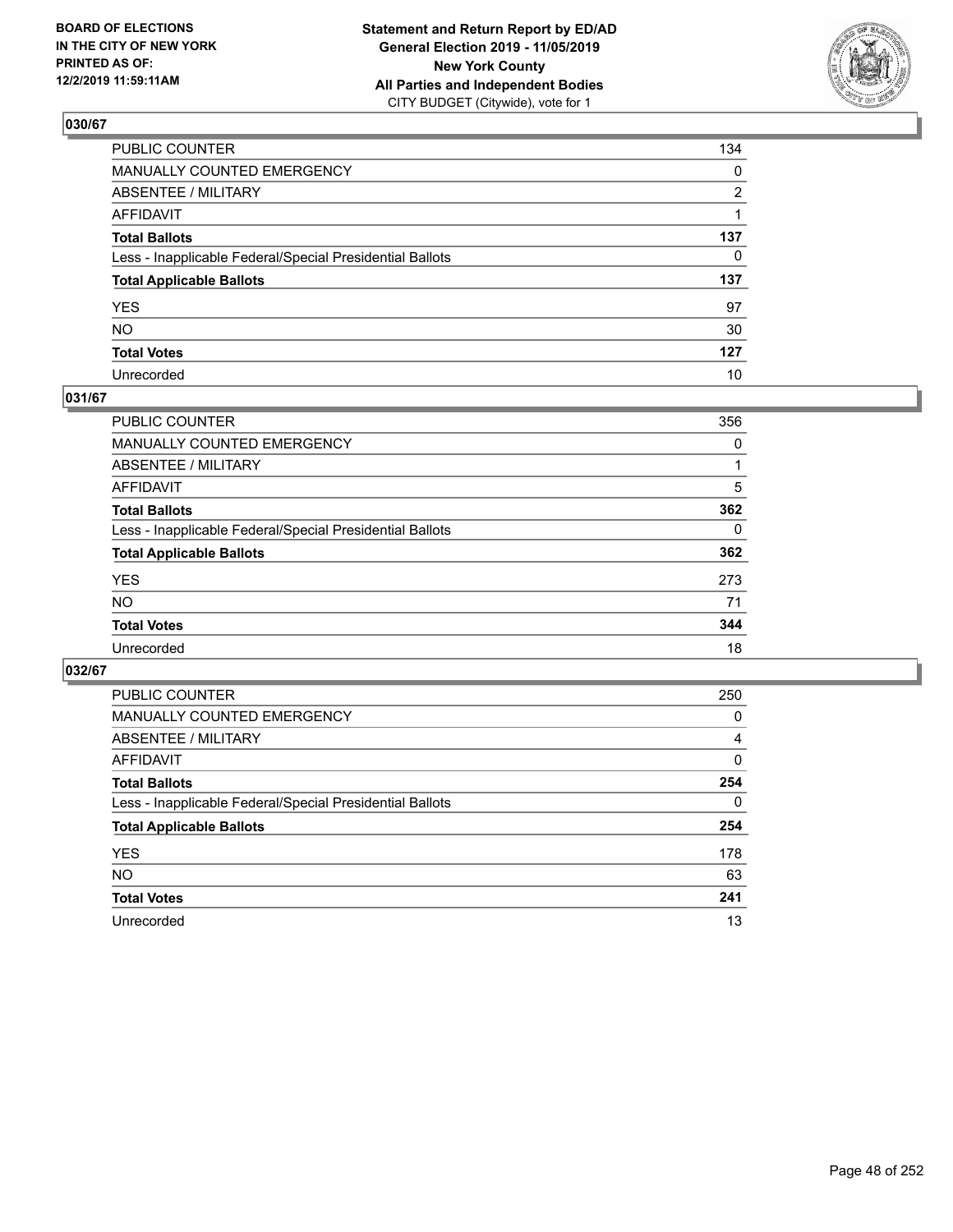BOARD OF ELECTIONS IN THE CITY OF NEW YORK PRINTED AS OF: 12/2/2019 11:59:11AM

**Statement and Return Report by ED/AD General Election 2019 - 11/05/2019 New York County All Parties and Independent Bodies**
CITY BUDGET (Citywide), vote for 1

## 030/67

| | |
|---|---|
| PUBLIC COUNTER | 134 |
| MANUALLY COUNTED EMERGENCY | 0 |
| ABSENTEE / MILITARY | 2 |
| AFFIDAVIT | 1 |
| **Total Ballots** | **137** |
| Less - Inapplicable Federal/Special Presidential Ballots | 0 |
| **Total Applicable Ballots** | **137** |
| YES | 97 |
| NO | 30 |
| **Total Votes** | **127** |
| Unrecorded | 10 |

## 031/67

| | |
|---|---|
| PUBLIC COUNTER | 356 |
| MANUALLY COUNTED EMERGENCY | 0 |
| ABSENTEE / MILITARY | 1 |
| AFFIDAVIT | 5 |
| **Total Ballots** | **362** |
| Less - Inapplicable Federal/Special Presidential Ballots | 0 |
| **Total Applicable Ballots** | **362** |
| YES | 273 |
| NO | 71 |
| **Total Votes** | **344** |
| Unrecorded | 18 |

## 032/67

| | |
|---|---|
| PUBLIC COUNTER | 250 |
| MANUALLY COUNTED EMERGENCY | 0 |
| ABSENTEE / MILITARY | 4 |
| AFFIDAVIT | 0 |
| **Total Ballots** | **254** |
| Less - Inapplicable Federal/Special Presidential Ballots | 0 |
| **Total Applicable Ballots** | **254** |
| YES | 178 |
| NO | 63 |
| **Total Votes** | **241** |
| Unrecorded | 13 |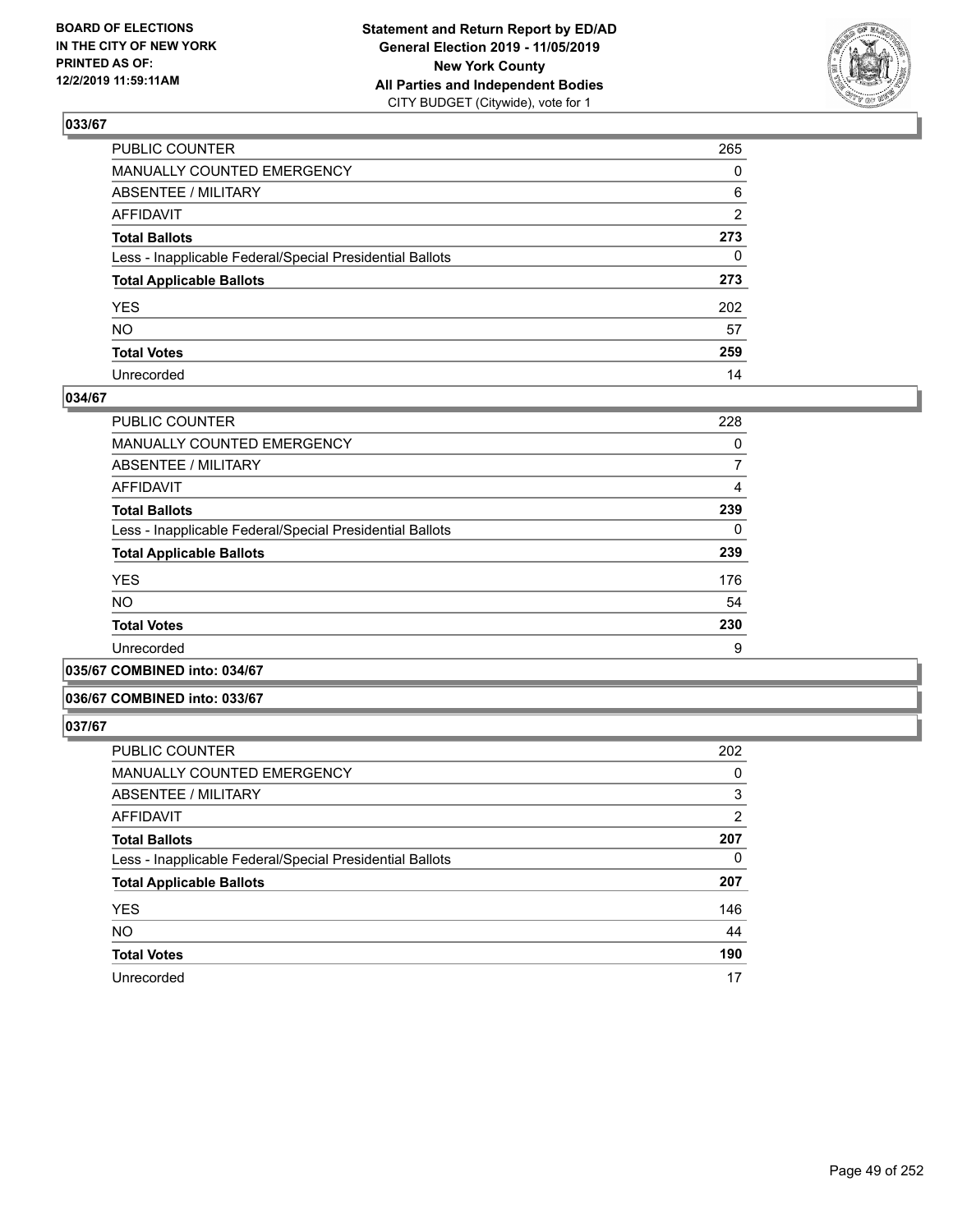**BOARD OF ELECTIONS IN THE CITY OF NEW YORK PRINTED AS OF: 12/2/2019 11:59:11AM**

**Statement and Return Report by ED/AD General Election 2019 - 11/05/2019 New York County All Parties and Independent Bodies**
CITY BUDGET (Citywide), vote for 1

### 033/67

| | |
|---|---|
| PUBLIC COUNTER | 265 |
| MANUALLY COUNTED EMERGENCY | 0 |
| ABSENTEE / MILITARY | 6 |
| AFFIDAVIT | 2 |
| **Total Ballots** | **273** |
| Less - Inapplicable Federal/Special Presidential Ballots | 0 |
| **Total Applicable Ballots** | **273** |
| YES | 202 |
| NO | 57 |
| **Total Votes** | **259** |
| Unrecorded | 14 |

### 034/67

| | |
|---|---|
| PUBLIC COUNTER | 228 |
| MANUALLY COUNTED EMERGENCY | 0 |
| ABSENTEE / MILITARY | 7 |
| AFFIDAVIT | 4 |
| **Total Ballots** | **239** |
| Less - Inapplicable Federal/Special Presidential Ballots | 0 |
| **Total Applicable Ballots** | **239** |
| YES | 176 |
| NO | 54 |
| **Total Votes** | **230** |
| Unrecorded | 9 |

### 035/67 COMBINED into: 034/67

### 036/67 COMBINED into: 033/67

### 037/67

| | |
|---|---|
| PUBLIC COUNTER | 202 |
| MANUALLY COUNTED EMERGENCY | 0 |
| ABSENTEE / MILITARY | 3 |
| AFFIDAVIT | 2 |
| **Total Ballots** | **207** |
| Less - Inapplicable Federal/Special Presidential Ballots | 0 |
| **Total Applicable Ballots** | **207** |
| YES | 146 |
| NO | 44 |
| **Total Votes** | **190** |
| Unrecorded | 17 |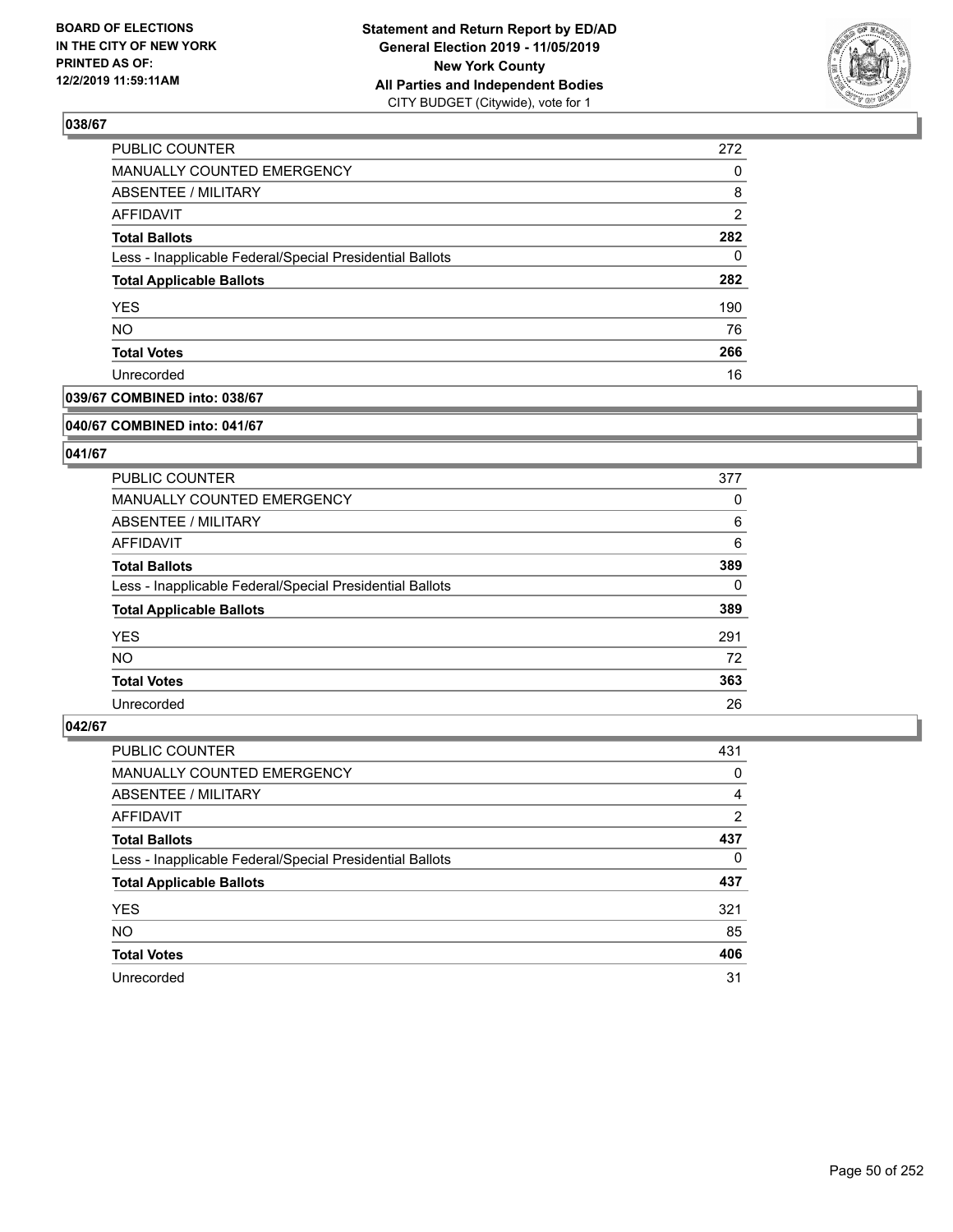BOARD OF ELECTIONS
IN THE CITY OF NEW YORK
PRINTED AS OF:
12/2/2019 11:59:11AM

**Statement and Return Report by ED/AD**
**General Election 2019 - 11/05/2019**
**New York County**
**All Parties and Independent Bodies**
CITY BUDGET (Citywide), vote for 1

## 038/67

| | |
|---|---|
| PUBLIC COUNTER | 272 |
| MANUALLY COUNTED EMERGENCY | 0 |
| ABSENTEE / MILITARY | 8 |
| AFFIDAVIT | 2 |
| **Total Ballots** | **282** |
| Less - Inapplicable Federal/Special Presidential Ballots | 0 |
| **Total Applicable Ballots** | **282** |
| YES | 190 |
| NO | 76 |
| **Total Votes** | **266** |
| Unrecorded | 16 |

## 039/67 COMBINED into: 038/67

## 040/67 COMBINED into: 041/67

## 041/67

| | |
|---|---|
| PUBLIC COUNTER | 377 |
| MANUALLY COUNTED EMERGENCY | 0 |
| ABSENTEE / MILITARY | 6 |
| AFFIDAVIT | 6 |
| **Total Ballots** | **389** |
| Less - Inapplicable Federal/Special Presidential Ballots | 0 |
| **Total Applicable Ballots** | **389** |
| YES | 291 |
| NO | 72 |
| **Total Votes** | **363** |
| Unrecorded | 26 |

## 042/67

| | |
|---|---|
| PUBLIC COUNTER | 431 |
| MANUALLY COUNTED EMERGENCY | 0 |
| ABSENTEE / MILITARY | 4 |
| AFFIDAVIT | 2 |
| **Total Ballots** | **437** |
| Less - Inapplicable Federal/Special Presidential Ballots | 0 |
| **Total Applicable Ballots** | **437** |
| YES | 321 |
| NO | 85 |
| **Total Votes** | **406** |
| Unrecorded | 31 |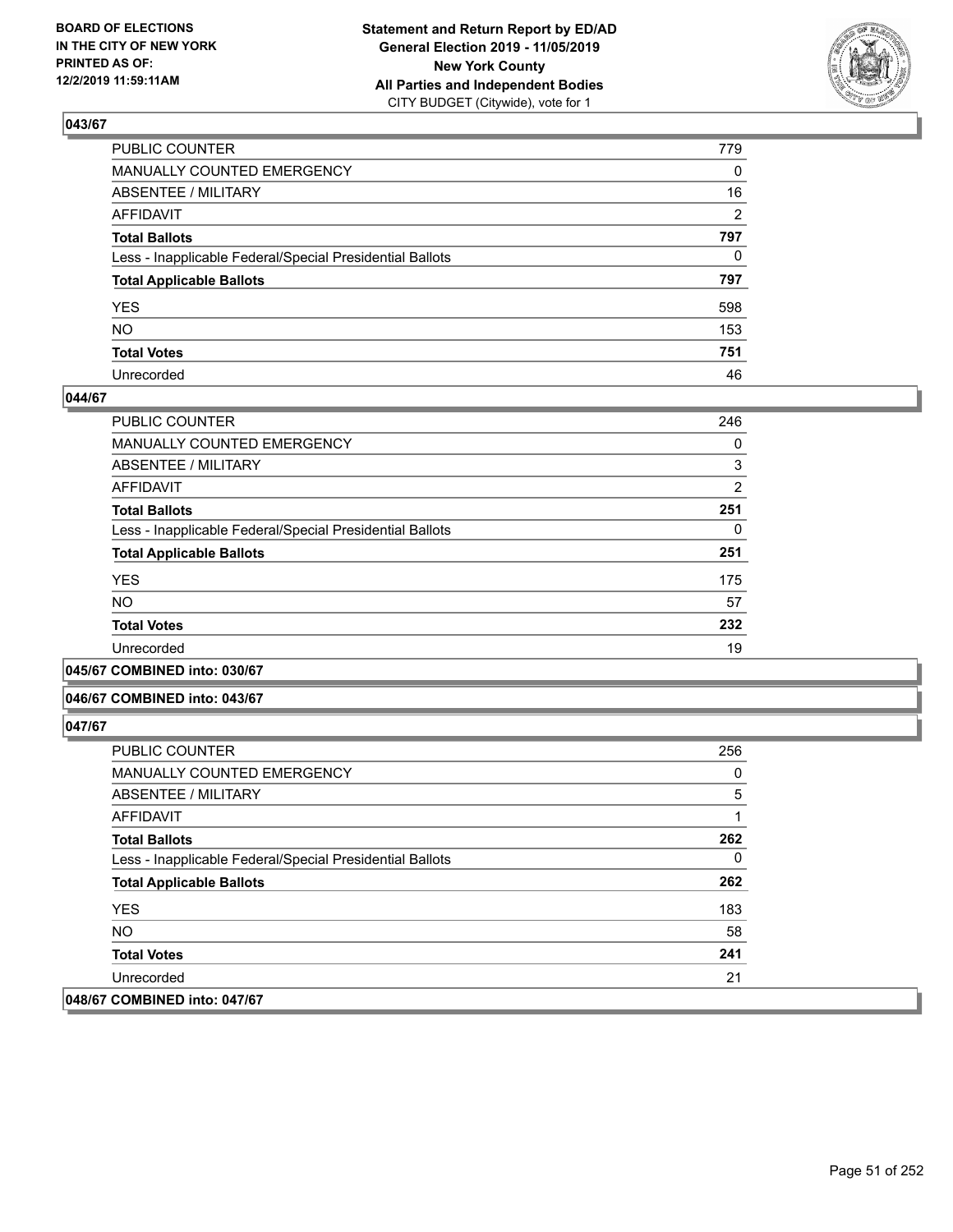**BOARD OF ELECTIONS IN THE CITY OF NEW YORK PRINTED AS OF: 12/2/2019 11:59:11AM**

**Statement and Return Report by ED/AD General Election 2019 - 11/05/2019 New York County All Parties and Independent Bodies**
CITY BUDGET (Citywide), vote for 1

### 043/67

| | |
|---|---|
| PUBLIC COUNTER | 779 |
| MANUALLY COUNTED EMERGENCY | 0 |
| ABSENTEE / MILITARY | 16 |
| AFFIDAVIT | 2 |
| **Total Ballots** | **797** |
| Less - Inapplicable Federal/Special Presidential Ballots | 0 |
| **Total Applicable Ballots** | **797** |
| YES | 598 |
| NO | 153 |
| **Total Votes** | **751** |
| Unrecorded | 46 |

### 044/67

| | |
|---|---|
| PUBLIC COUNTER | 246 |
| MANUALLY COUNTED EMERGENCY | 0 |
| ABSENTEE / MILITARY | 3 |
| AFFIDAVIT | 2 |
| **Total Ballots** | **251** |
| Less - Inapplicable Federal/Special Presidential Ballots | 0 |
| **Total Applicable Ballots** | **251** |
| YES | 175 |
| NO | 57 |
| **Total Votes** | **232** |
| Unrecorded | 19 |

### 045/67 COMBINED into: 030/67

### 046/67 COMBINED into: 043/67

### 047/67

| | |
|---|---|
| PUBLIC COUNTER | 256 |
| MANUALLY COUNTED EMERGENCY | 0 |
| ABSENTEE / MILITARY | 5 |
| AFFIDAVIT | 1 |
| **Total Ballots** | **262** |
| Less - Inapplicable Federal/Special Presidential Ballots | 0 |
| **Total Applicable Ballots** | **262** |
| YES | 183 |
| NO | 58 |
| **Total Votes** | **241** |
| Unrecorded | 21 |

### 048/67 COMBINED into: 047/67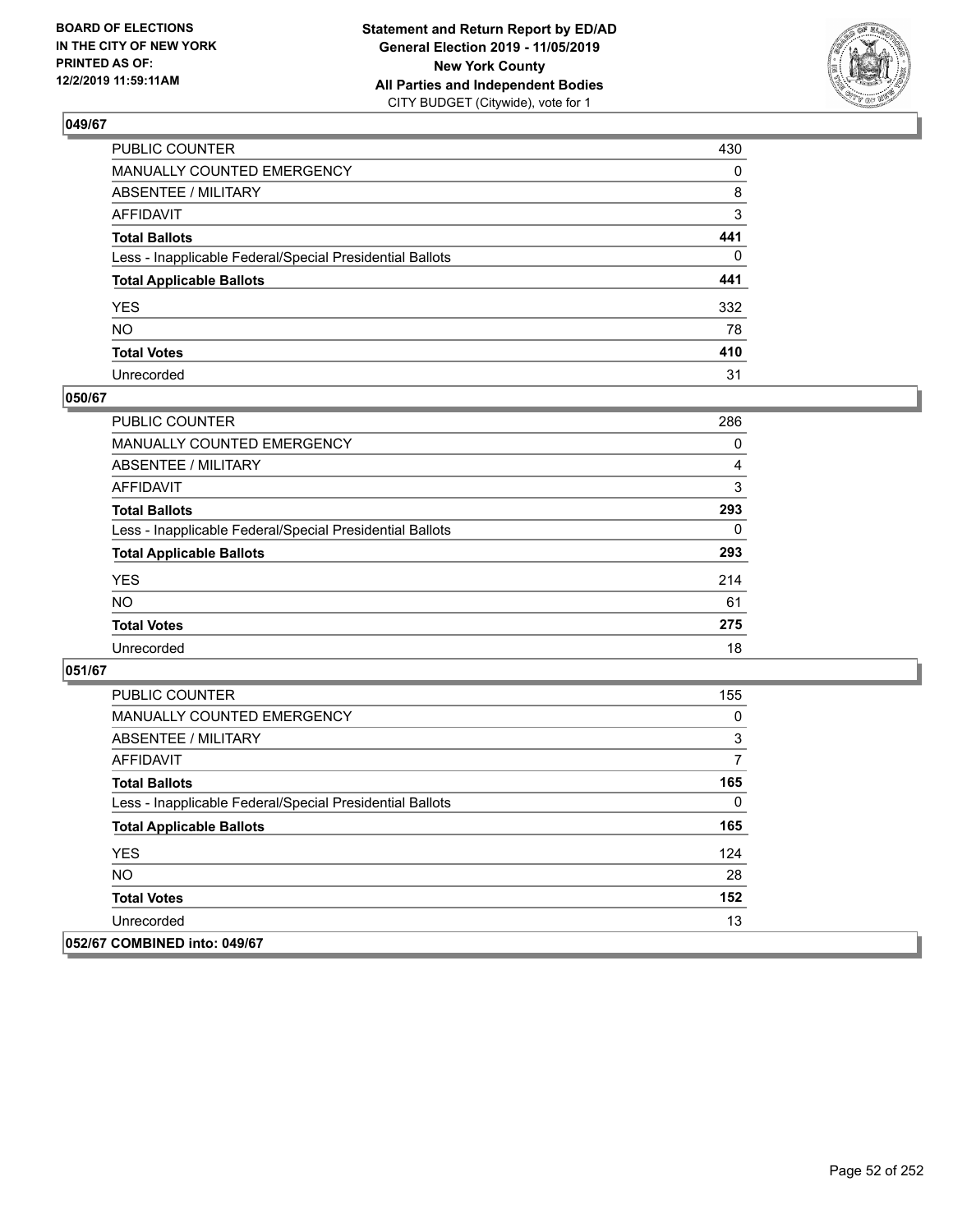**BOARD OF ELECTIONS IN THE CITY OF NEW YORK PRINTED AS OF: 12/2/2019 11:59:11AM**

**Statement and Return Report by ED/AD General Election 2019 - 11/05/2019 New York County All Parties and Independent Bodies**
CITY BUDGET (Citywide), vote for 1

## 049/67

| | |
|---|---|
| PUBLIC COUNTER | 430 |
| MANUALLY COUNTED EMERGENCY | 0 |
| ABSENTEE / MILITARY | 8 |
| AFFIDAVIT | 3 |
| **Total Ballots** | **441** |
| Less - Inapplicable Federal/Special Presidential Ballots | 0 |
| **Total Applicable Ballots** | **441** |
| YES | 332 |
| NO | 78 |
| **Total Votes** | **410** |
| Unrecorded | 31 |

## 050/67

| | |
|---|---|
| PUBLIC COUNTER | 286 |
| MANUALLY COUNTED EMERGENCY | 0 |
| ABSENTEE / MILITARY | 4 |
| AFFIDAVIT | 3 |
| **Total Ballots** | **293** |
| Less - Inapplicable Federal/Special Presidential Ballots | 0 |
| **Total Applicable Ballots** | **293** |
| YES | 214 |
| NO | 61 |
| **Total Votes** | **275** |
| Unrecorded | 18 |

## 051/67

| | |
|---|---|
| PUBLIC COUNTER | 155 |
| MANUALLY COUNTED EMERGENCY | 0 |
| ABSENTEE / MILITARY | 3 |
| AFFIDAVIT | 7 |
| **Total Ballots** | **165** |
| Less - Inapplicable Federal/Special Presidential Ballots | 0 |
| **Total Applicable Ballots** | **165** |
| YES | 124 |
| NO | 28 |
| **Total Votes** | **152** |
| Unrecorded | 13 |

## 052/67 COMBINED into: 049/67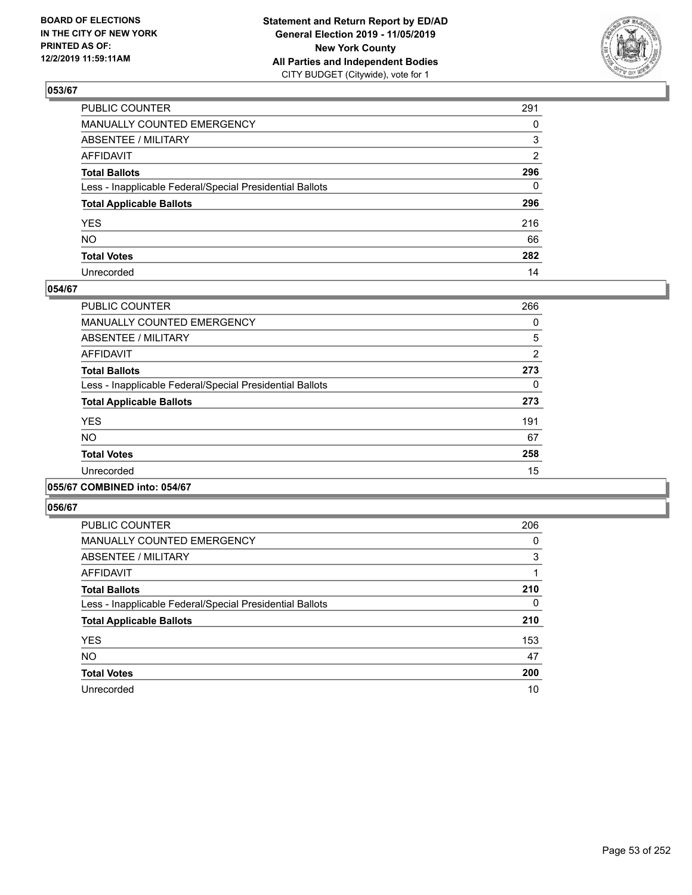**BOARD OF ELECTIONS IN THE CITY OF NEW YORK PRINTED AS OF: 12/2/2019 11:59:11AM**

**Statement and Return Report by ED/AD General Election 2019 - 11/05/2019 New York County All Parties and Independent Bodies**
CITY BUDGET (Citywide), vote for 1

## 053/67

| | |
|---|---|
| PUBLIC COUNTER | 291 |
| MANUALLY COUNTED EMERGENCY | 0 |
| ABSENTEE / MILITARY | 3 |
| AFFIDAVIT | 2 |
| **Total Ballots** | **296** |
| Less - Inapplicable Federal/Special Presidential Ballots | 0 |
| **Total Applicable Ballots** | **296** |
| YES | 216 |
| NO | 66 |
| **Total Votes** | **282** |
| Unrecorded | 14 |

## 054/67

| | |
|---|---|
| PUBLIC COUNTER | 266 |
| MANUALLY COUNTED EMERGENCY | 0 |
| ABSENTEE / MILITARY | 5 |
| AFFIDAVIT | 2 |
| **Total Ballots** | **273** |
| Less - Inapplicable Federal/Special Presidential Ballots | 0 |
| **Total Applicable Ballots** | **273** |
| YES | 191 |
| NO | 67 |
| **Total Votes** | **258** |
| Unrecorded | 15 |

## 055/67 COMBINED into: 054/67

## 056/67

| | |
|---|---|
| PUBLIC COUNTER | 206 |
| MANUALLY COUNTED EMERGENCY | 0 |
| ABSENTEE / MILITARY | 3 |
| AFFIDAVIT | 1 |
| **Total Ballots** | **210** |
| Less - Inapplicable Federal/Special Presidential Ballots | 0 |
| **Total Applicable Ballots** | **210** |
| YES | 153 |
| NO | 47 |
| **Total Votes** | **200** |
| Unrecorded | 10 |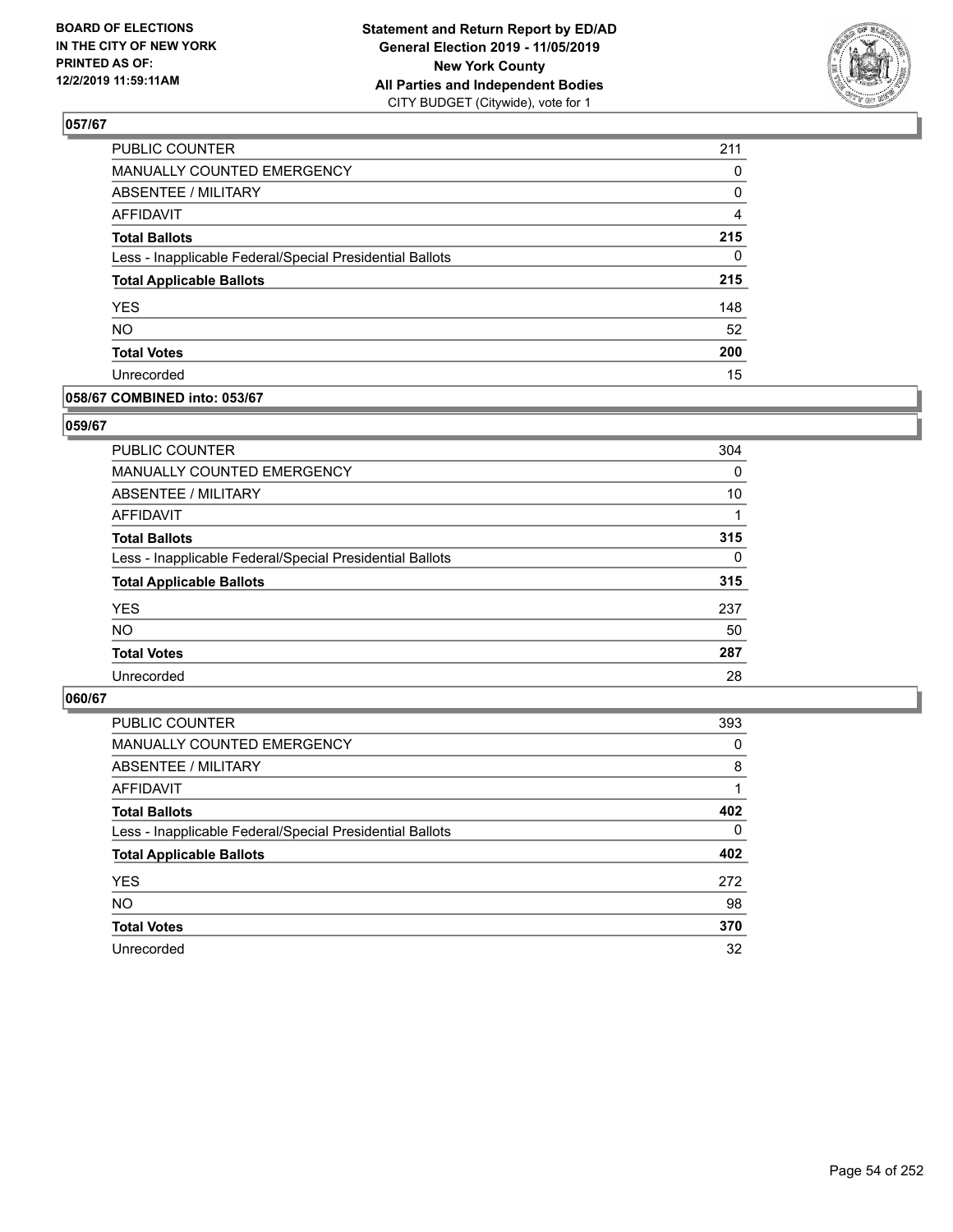## 057/67

| | |
|---|---|
| PUBLIC COUNTER | 211 |
| MANUALLY COUNTED EMERGENCY | 0 |
| ABSENTEE / MILITARY | 0 |
| AFFIDAVIT | 4 |
| **Total Ballots** | **215** |
| Less - Inapplicable Federal/Special Presidential Ballots | 0 |
| **Total Applicable Ballots** | **215** |
| YES | 148 |
| NO | 52 |
| **Total Votes** | **200** |
| Unrecorded | 15 |

## 058/67 COMBINED into: 053/67

## 059/67

| | |
|---|---|
| PUBLIC COUNTER | 304 |
| MANUALLY COUNTED EMERGENCY | 0 |
| ABSENTEE / MILITARY | 10 |
| AFFIDAVIT | 1 |
| **Total Ballots** | **315** |
| Less - Inapplicable Federal/Special Presidential Ballots | 0 |
| **Total Applicable Ballots** | **315** |
| YES | 237 |
| NO | 50 |
| **Total Votes** | **287** |
| Unrecorded | 28 |

## 060/67

| | |
|---|---|
| PUBLIC COUNTER | 393 |
| MANUALLY COUNTED EMERGENCY | 0 |
| ABSENTEE / MILITARY | 8 |
| AFFIDAVIT | 1 |
| **Total Ballots** | **402** |
| Less - Inapplicable Federal/Special Presidential Ballots | 0 |
| **Total Applicable Ballots** | **402** |
| YES | 272 |
| NO | 98 |
| **Total Votes** | **370** |
| Unrecorded | 32 |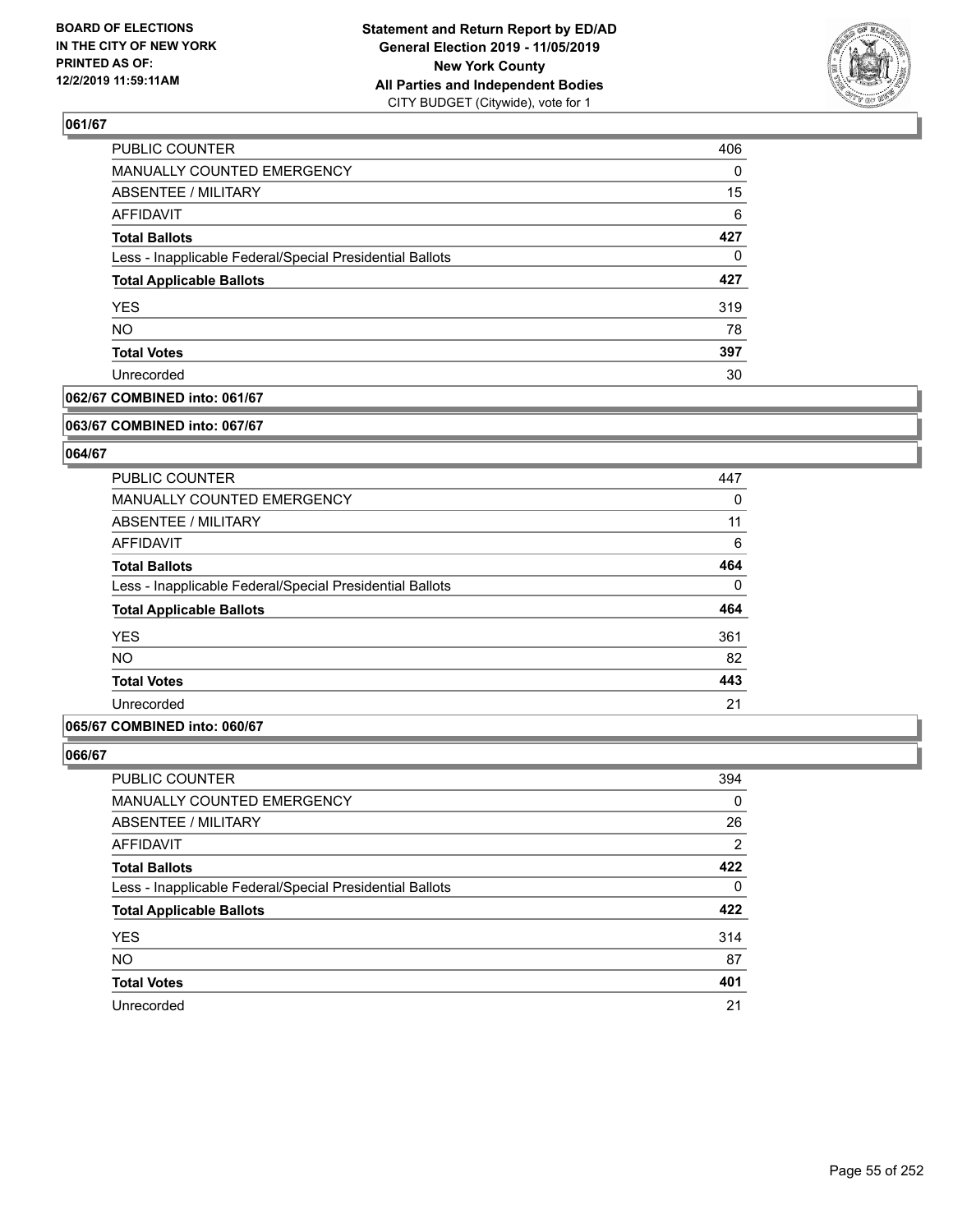**BOARD OF ELECTIONS IN THE CITY OF NEW YORK PRINTED AS OF: 12/2/2019 11:59:11AM**

**Statement and Return Report by ED/AD General Election 2019 - 11/05/2019 New York County All Parties and Independent Bodies**
CITY BUDGET (Citywide), vote for 1

### 061/67

| | |
|---|---|
| PUBLIC COUNTER | 406 |
| MANUALLY COUNTED EMERGENCY | 0 |
| ABSENTEE / MILITARY | 15 |
| AFFIDAVIT | 6 |
| **Total Ballots** | **427** |
| Less - Inapplicable Federal/Special Presidential Ballots | 0 |
| **Total Applicable Ballots** | **427** |
| YES | 319 |
| NO | 78 |
| **Total Votes** | **397** |
| Unrecorded | 30 |

### 062/67 COMBINED into: 061/67

### 063/67 COMBINED into: 067/67

### 064/67

| | |
|---|---|
| PUBLIC COUNTER | 447 |
| MANUALLY COUNTED EMERGENCY | 0 |
| ABSENTEE / MILITARY | 11 |
| AFFIDAVIT | 6 |
| **Total Ballots** | **464** |
| Less - Inapplicable Federal/Special Presidential Ballots | 0 |
| **Total Applicable Ballots** | **464** |
| YES | 361 |
| NO | 82 |
| **Total Votes** | **443** |
| Unrecorded | 21 |

### 065/67 COMBINED into: 060/67

### 066/67

| | |
|---|---|
| PUBLIC COUNTER | 394 |
| MANUALLY COUNTED EMERGENCY | 0 |
| ABSENTEE / MILITARY | 26 |
| AFFIDAVIT | 2 |
| **Total Ballots** | **422** |
| Less - Inapplicable Federal/Special Presidential Ballots | 0 |
| **Total Applicable Ballots** | **422** |
| YES | 314 |
| NO | 87 |
| **Total Votes** | **401** |
| Unrecorded | 21 |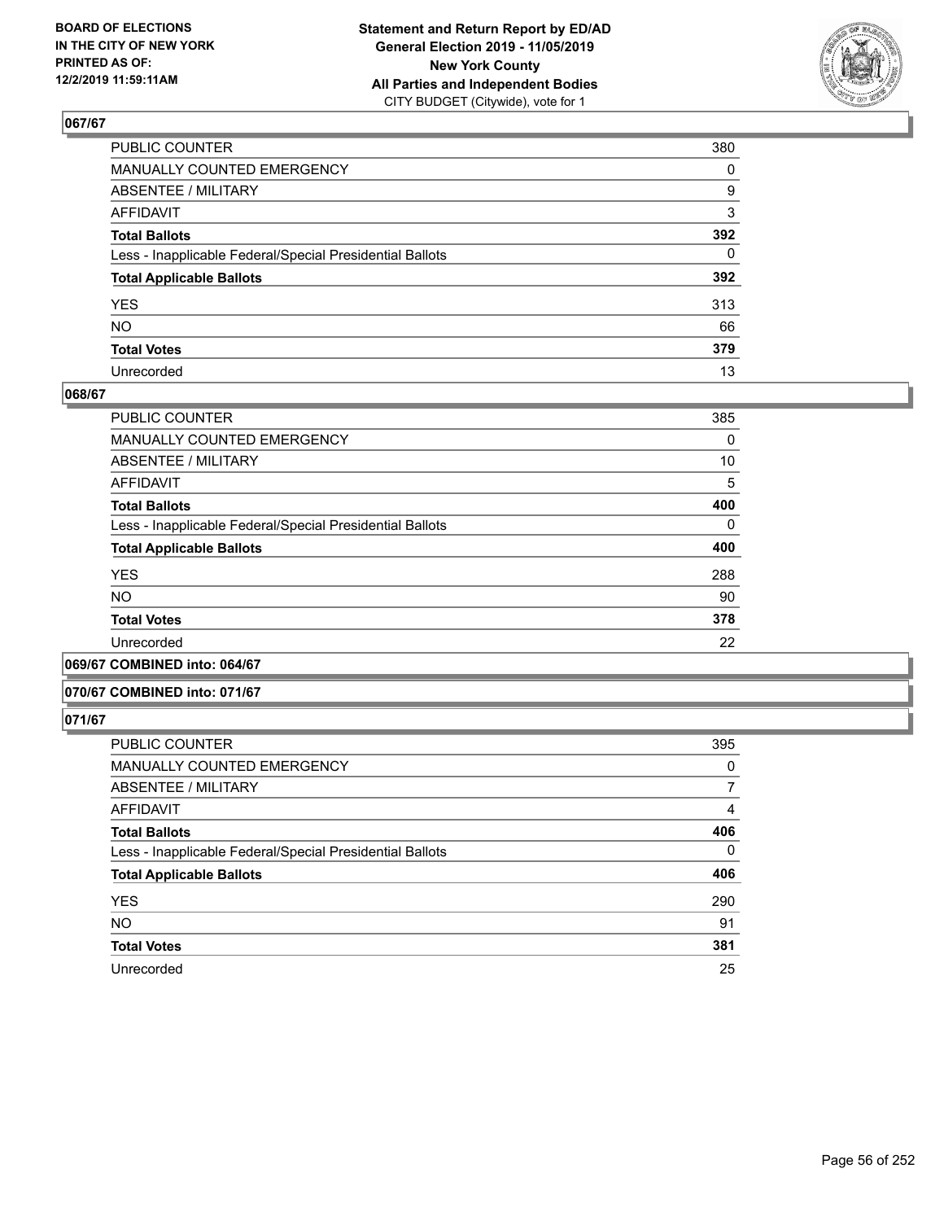**BOARD OF ELECTIONS IN THE CITY OF NEW YORK PRINTED AS OF: 12/2/2019 11:59:11AM**

**Statement and Return Report by ED/AD General Election 2019 - 11/05/2019 New York County All Parties and Independent Bodies**
CITY BUDGET (Citywide), vote for 1

## 067/67

| | |
|---|---|
| PUBLIC COUNTER | 380 |
| MANUALLY COUNTED EMERGENCY | 0 |
| ABSENTEE / MILITARY | 9 |
| AFFIDAVIT | 3 |
| **Total Ballots** | **392** |
| Less - Inapplicable Federal/Special Presidential Ballots | 0 |
| **Total Applicable Ballots** | **392** |
| YES | 313 |
| NO | 66 |
| **Total Votes** | **379** |
| Unrecorded | 13 |

## 068/67

| | |
|---|---|
| PUBLIC COUNTER | 385 |
| MANUALLY COUNTED EMERGENCY | 0 |
| ABSENTEE / MILITARY | 10 |
| AFFIDAVIT | 5 |
| **Total Ballots** | **400** |
| Less - Inapplicable Federal/Special Presidential Ballots | 0 |
| **Total Applicable Ballots** | **400** |
| YES | 288 |
| NO | 90 |
| **Total Votes** | **378** |
| Unrecorded | 22 |

## 069/67 COMBINED into: 064/67

## 070/67 COMBINED into: 071/67

## 071/67

| | |
|---|---|
| PUBLIC COUNTER | 395 |
| MANUALLY COUNTED EMERGENCY | 0 |
| ABSENTEE / MILITARY | 7 |
| AFFIDAVIT | 4 |
| **Total Ballots** | **406** |
| Less - Inapplicable Federal/Special Presidential Ballots | 0 |
| **Total Applicable Ballots** | **406** |
| YES | 290 |
| NO | 91 |
| **Total Votes** | **381** |
| Unrecorded | 25 |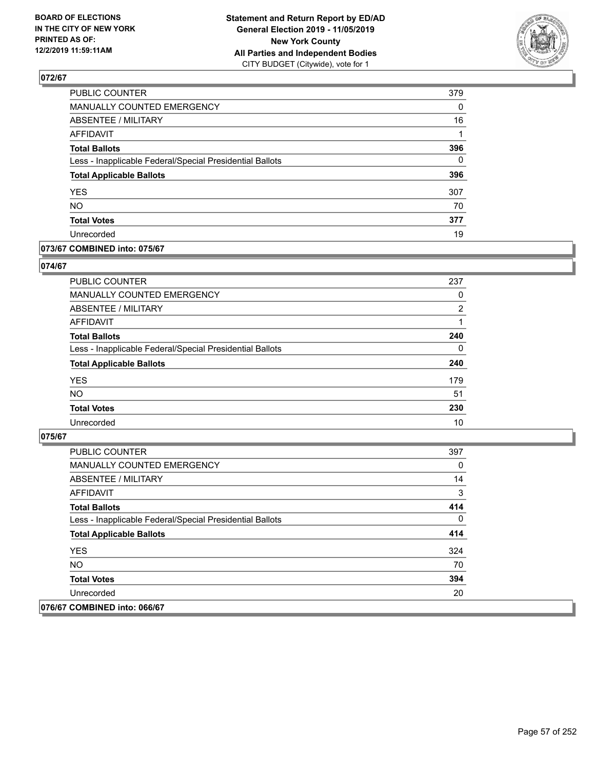**Statement and Return Report by ED/AD**
**General Election 2019 - 11/05/2019**
**New York County**
**All Parties and Independent Bodies**
CITY BUDGET (Citywide), vote for 1

BOARD OF ELECTIONS IN THE CITY OF NEW YORK PRINTED AS OF: 12/2/2019 11:59:11AM

## 072/67

| | |
|---|---|
| PUBLIC COUNTER | 379 |
| MANUALLY COUNTED EMERGENCY | 0 |
| ABSENTEE / MILITARY | 16 |
| AFFIDAVIT | 1 |
| **Total Ballots** | **396** |
| Less - Inapplicable Federal/Special Presidential Ballots | 0 |
| **Total Applicable Ballots** | **396** |
| YES | 307 |
| NO | 70 |
| **Total Votes** | **377** |
| Unrecorded | 19 |

## 073/67 COMBINED into: 075/67

## 074/67

| | |
|---|---|
| PUBLIC COUNTER | 237 |
| MANUALLY COUNTED EMERGENCY | 0 |
| ABSENTEE / MILITARY | 2 |
| AFFIDAVIT | 1 |
| **Total Ballots** | **240** |
| Less - Inapplicable Federal/Special Presidential Ballots | 0 |
| **Total Applicable Ballots** | **240** |
| YES | 179 |
| NO | 51 |
| **Total Votes** | **230** |
| Unrecorded | 10 |

## 075/67

| | |
|---|---|
| PUBLIC COUNTER | 397 |
| MANUALLY COUNTED EMERGENCY | 0 |
| ABSENTEE / MILITARY | 14 |
| AFFIDAVIT | 3 |
| **Total Ballots** | **414** |
| Less - Inapplicable Federal/Special Presidential Ballots | 0 |
| **Total Applicable Ballots** | **414** |
| YES | 324 |
| NO | 70 |
| **Total Votes** | **394** |
| Unrecorded | 20 |

## 076/67 COMBINED into: 066/67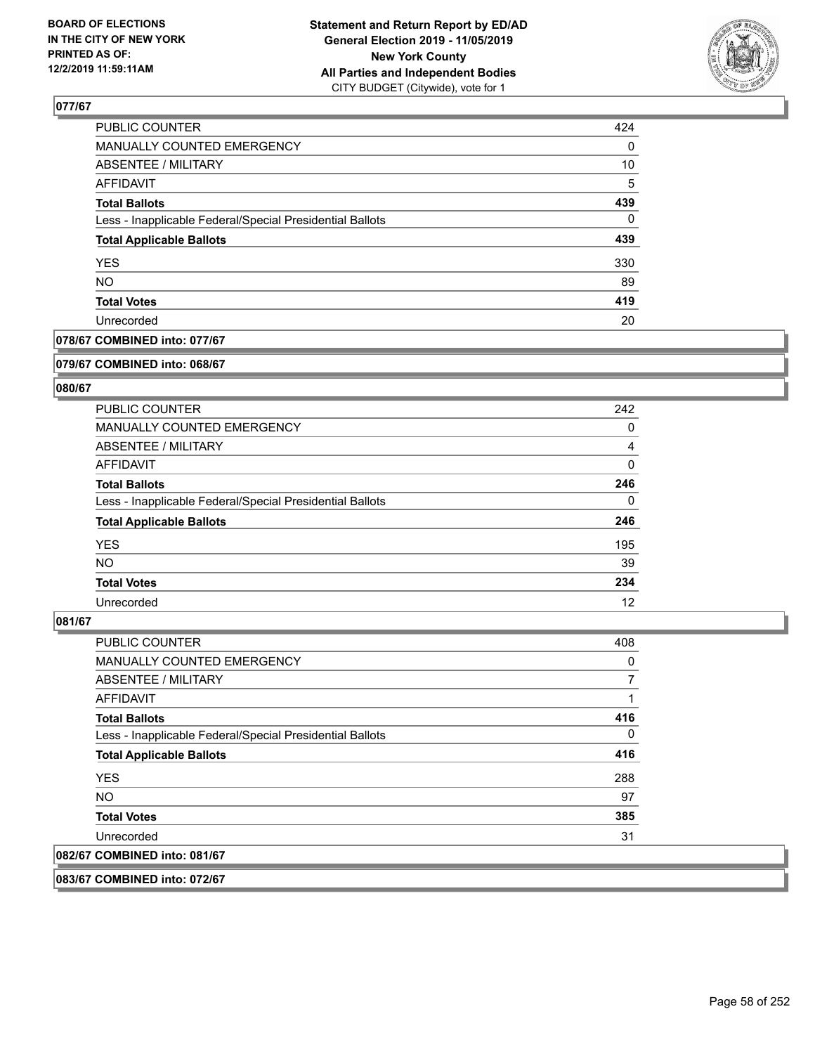### 077/67

| | |
|---|---|
| PUBLIC COUNTER | 424 |
| MANUALLY COUNTED EMERGENCY | 0 |
| ABSENTEE / MILITARY | 10 |
| AFFIDAVIT | 5 |
| **Total Ballots** | **439** |
| Less - Inapplicable Federal/Special Presidential Ballots | 0 |
| **Total Applicable Ballots** | **439** |
| YES | 330 |
| NO | 89 |
| **Total Votes** | **419** |
| Unrecorded | 20 |

### 078/67 COMBINED into: 077/67

### 079/67 COMBINED into: 068/67

### 080/67

| | |
|---|---|
| PUBLIC COUNTER | 242 |
| MANUALLY COUNTED EMERGENCY | 0 |
| ABSENTEE / MILITARY | 4 |
| AFFIDAVIT | 0 |
| **Total Ballots** | **246** |
| Less - Inapplicable Federal/Special Presidential Ballots | 0 |
| **Total Applicable Ballots** | **246** |
| YES | 195 |
| NO | 39 |
| **Total Votes** | **234** |
| Unrecorded | 12 |

### 081/67

| | |
|---|---|
| PUBLIC COUNTER | 408 |
| MANUALLY COUNTED EMERGENCY | 0 |
| ABSENTEE / MILITARY | 7 |
| AFFIDAVIT | 1 |
| **Total Ballots** | **416** |
| Less - Inapplicable Federal/Special Presidential Ballots | 0 |
| **Total Applicable Ballots** | **416** |
| YES | 288 |
| NO | 97 |
| **Total Votes** | **385** |
| Unrecorded | 31 |

### 082/67 COMBINED into: 081/67

### 083/67 COMBINED into: 072/67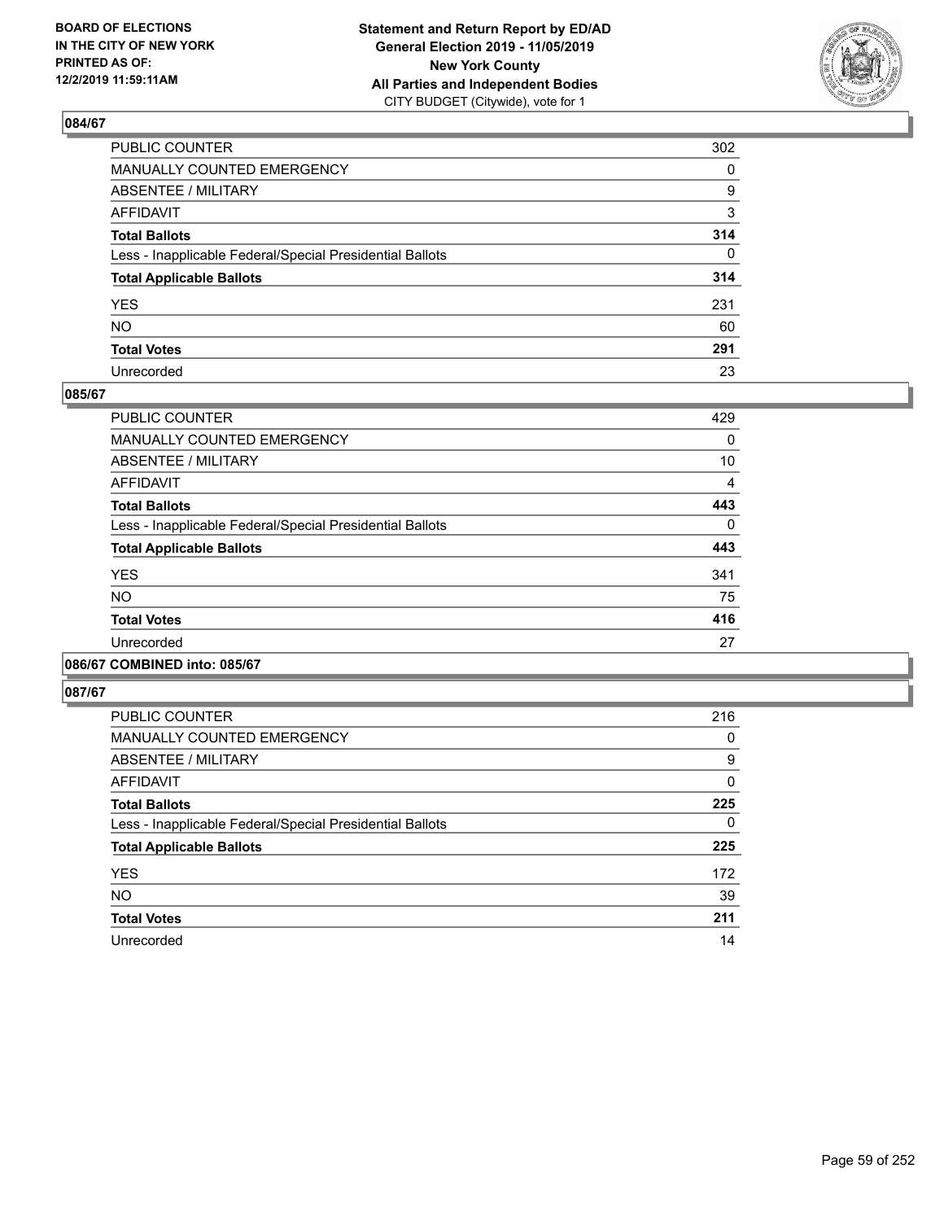**BOARD OF ELECTIONS IN THE CITY OF NEW YORK PRINTED AS OF: 12/2/2019 11:59:11AM**

**Statement and Return Report by ED/AD General Election 2019 - 11/05/2019 New York County All Parties and Independent Bodies**
CITY BUDGET (Citywide), vote for 1

## 084/67

| | |
|---|---|
| PUBLIC COUNTER | 302 |
| MANUALLY COUNTED EMERGENCY | 0 |
| ABSENTEE / MILITARY | 9 |
| AFFIDAVIT | 3 |
| **Total Ballots** | **314** |
| Less - Inapplicable Federal/Special Presidential Ballots | 0 |
| **Total Applicable Ballots** | **314** |
| YES | 231 |
| NO | 60 |
| **Total Votes** | **291** |
| Unrecorded | 23 |

## 085/67

| | |
|---|---|
| PUBLIC COUNTER | 429 |
| MANUALLY COUNTED EMERGENCY | 0 |
| ABSENTEE / MILITARY | 10 |
| AFFIDAVIT | 4 |
| **Total Ballots** | **443** |
| Less - Inapplicable Federal/Special Presidential Ballots | 0 |
| **Total Applicable Ballots** | **443** |
| YES | 341 |
| NO | 75 |
| **Total Votes** | **416** |
| Unrecorded | 27 |

## 086/67 COMBINED into: 085/67

## 087/67

| | |
|---|---|
| PUBLIC COUNTER | 216 |
| MANUALLY COUNTED EMERGENCY | 0 |
| ABSENTEE / MILITARY | 9 |
| AFFIDAVIT | 0 |
| **Total Ballots** | **225** |
| Less - Inapplicable Federal/Special Presidential Ballots | 0 |
| **Total Applicable Ballots** | **225** |
| YES | 172 |
| NO | 39 |
| **Total Votes** | **211** |
| Unrecorded | 14 |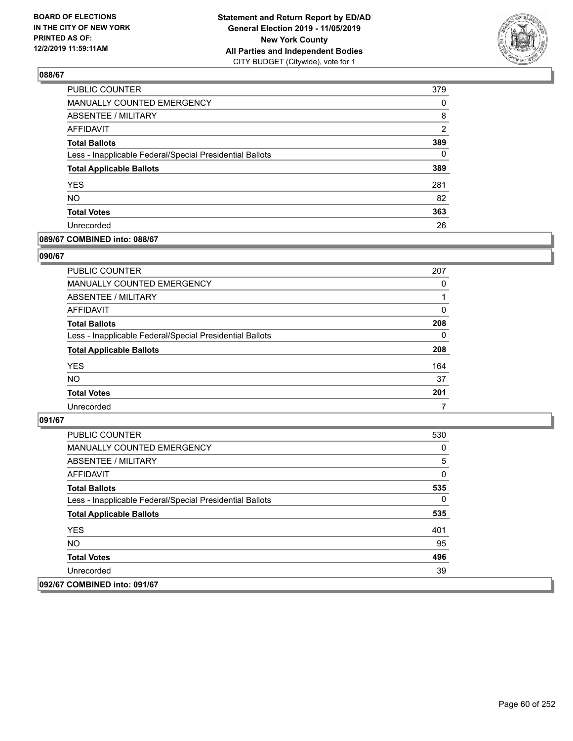**Statement and Return Report by ED/AD**
**General Election 2019 - 11/05/2019**
**New York County**
**All Parties and Independent Bodies**
CITY BUDGET (Citywide), vote for 1

BOARD OF ELECTIONS IN THE CITY OF NEW YORK PRINTED AS OF: 12/2/2019 11:59:11AM

## 088/67

| | |
|---|---|
| PUBLIC COUNTER | 379 |
| MANUALLY COUNTED EMERGENCY | 0 |
| ABSENTEE / MILITARY | 8 |
| AFFIDAVIT | 2 |
| **Total Ballots** | **389** |
| Less - Inapplicable Federal/Special Presidential Ballots | 0 |
| **Total Applicable Ballots** | **389** |
| YES | 281 |
| NO | 82 |
| **Total Votes** | **363** |
| Unrecorded | 26 |

## 089/67 COMBINED into: 088/67

## 090/67

| | |
|---|---|
| PUBLIC COUNTER | 207 |
| MANUALLY COUNTED EMERGENCY | 0 |
| ABSENTEE / MILITARY | 1 |
| AFFIDAVIT | 0 |
| **Total Ballots** | **208** |
| Less - Inapplicable Federal/Special Presidential Ballots | 0 |
| **Total Applicable Ballots** | **208** |
| YES | 164 |
| NO | 37 |
| **Total Votes** | **201** |
| Unrecorded | 7 |

## 091/67

| | |
|---|---|
| PUBLIC COUNTER | 530 |
| MANUALLY COUNTED EMERGENCY | 0 |
| ABSENTEE / MILITARY | 5 |
| AFFIDAVIT | 0 |
| **Total Ballots** | **535** |
| Less - Inapplicable Federal/Special Presidential Ballots | 0 |
| **Total Applicable Ballots** | **535** |
| YES | 401 |
| NO | 95 |
| **Total Votes** | **496** |
| Unrecorded | 39 |

## 092/67 COMBINED into: 091/67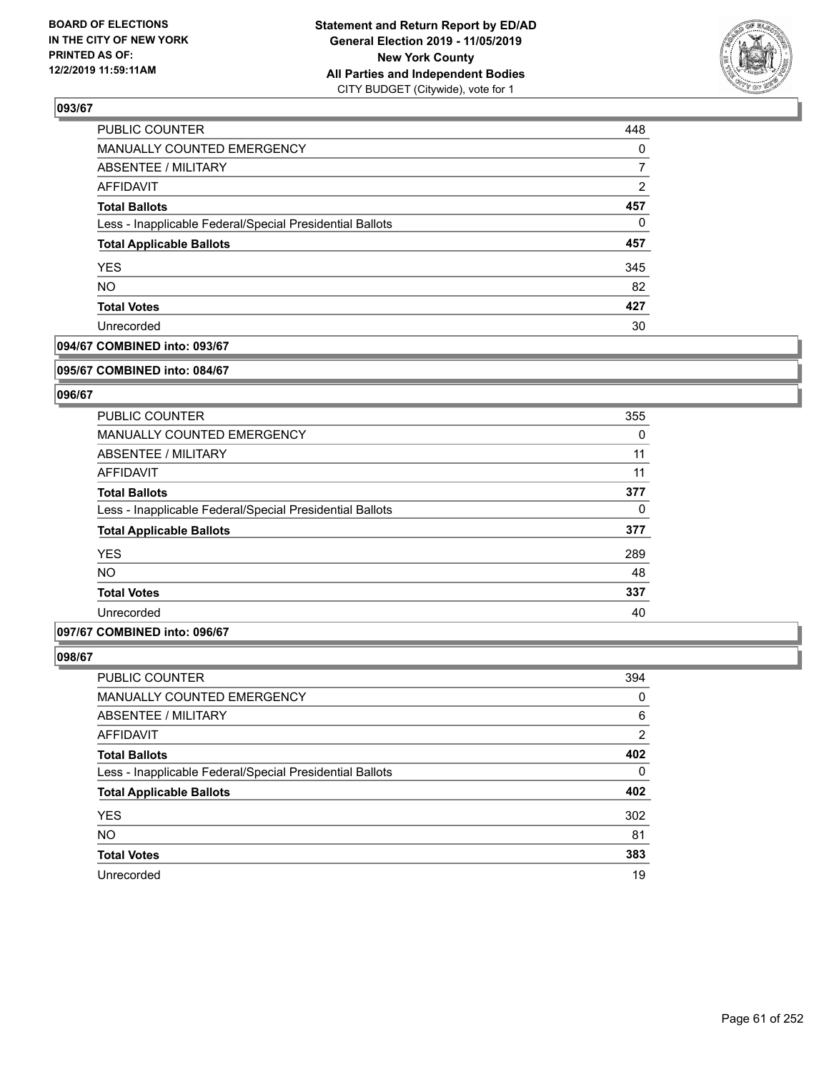## 093/67

| | |
|---|---|
| PUBLIC COUNTER | 448 |
| MANUALLY COUNTED EMERGENCY | 0 |
| ABSENTEE / MILITARY | 7 |
| AFFIDAVIT | 2 |
| **Total Ballots** | **457** |
| Less - Inapplicable Federal/Special Presidential Ballots | 0 |
| **Total Applicable Ballots** | **457** |
| YES | 345 |
| NO | 82 |
| **Total Votes** | **427** |
| Unrecorded | 30 |

## 094/67 COMBINED into: 093/67

## 095/67 COMBINED into: 084/67

## 096/67

| | |
|---|---|
| PUBLIC COUNTER | 355 |
| MANUALLY COUNTED EMERGENCY | 0 |
| ABSENTEE / MILITARY | 11 |
| AFFIDAVIT | 11 |
| **Total Ballots** | **377** |
| Less - Inapplicable Federal/Special Presidential Ballots | 0 |
| **Total Applicable Ballots** | **377** |
| YES | 289 |
| NO | 48 |
| **Total Votes** | **337** |
| Unrecorded | 40 |

## 097/67 COMBINED into: 096/67

## 098/67

| | |
|---|---|
| PUBLIC COUNTER | 394 |
| MANUALLY COUNTED EMERGENCY | 0 |
| ABSENTEE / MILITARY | 6 |
| AFFIDAVIT | 2 |
| **Total Ballots** | **402** |
| Less - Inapplicable Federal/Special Presidential Ballots | 0 |
| **Total Applicable Ballots** | **402** |
| YES | 302 |
| NO | 81 |
| **Total Votes** | **383** |
| Unrecorded | 19 |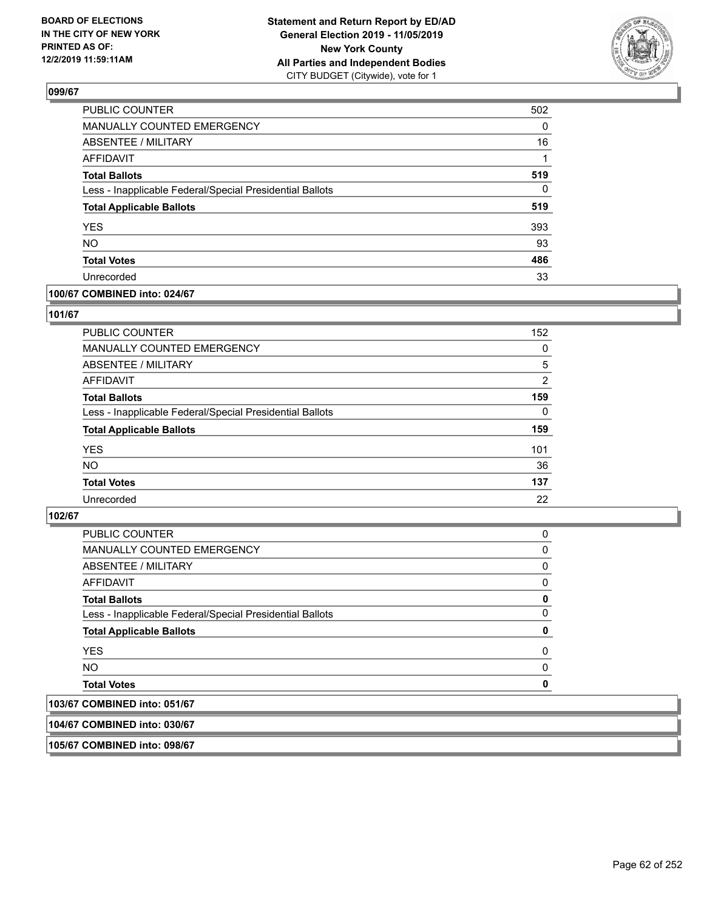## 099/67

| | |
|---|---|
| PUBLIC COUNTER | 502 |
| MANUALLY COUNTED EMERGENCY | 0 |
| ABSENTEE / MILITARY | 16 |
| AFFIDAVIT | 1 |
| **Total Ballots** | **519** |
| Less - Inapplicable Federal/Special Presidential Ballots | 0 |
| **Total Applicable Ballots** | **519** |
| YES | 393 |
| NO | 93 |
| **Total Votes** | **486** |
| Unrecorded | 33 |

## 100/67 COMBINED into: 024/67

## 101/67

| | |
|---|---|
| PUBLIC COUNTER | 152 |
| MANUALLY COUNTED EMERGENCY | 0 |
| ABSENTEE / MILITARY | 5 |
| AFFIDAVIT | 2 |
| **Total Ballots** | **159** |
| Less - Inapplicable Federal/Special Presidential Ballots | 0 |
| **Total Applicable Ballots** | **159** |
| YES | 101 |
| NO | 36 |
| **Total Votes** | **137** |
| Unrecorded | 22 |

## 102/67

| | |
|---|---|
| PUBLIC COUNTER | 0 |
| MANUALLY COUNTED EMERGENCY | 0 |
| ABSENTEE / MILITARY | 0 |
| AFFIDAVIT | 0 |
| **Total Ballots** | **0** |
| Less - Inapplicable Federal/Special Presidential Ballots | 0 |
| **Total Applicable Ballots** | **0** |
| YES | 0 |
| NO | 0 |
| **Total Votes** | **0** |

## 103/67 COMBINED into: 051/67

## 104/67 COMBINED into: 030/67

## 105/67 COMBINED into: 098/67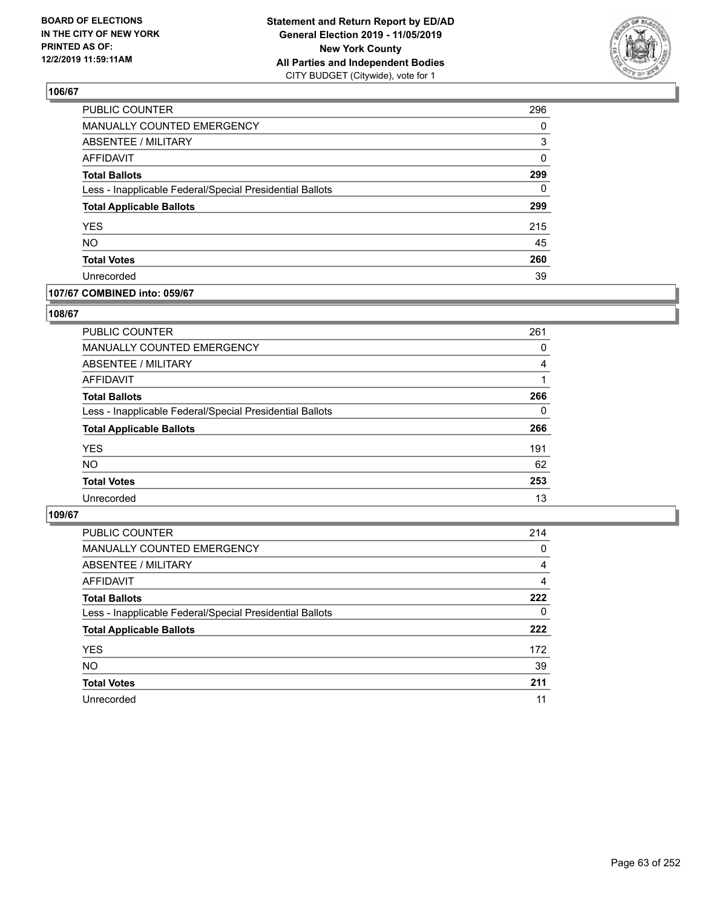**BOARD OF ELECTIONS IN THE CITY OF NEW YORK PRINTED AS OF: 12/2/2019 11:59:11AM**

**Statement and Return Report by ED/AD General Election 2019 - 11/05/2019 New York County All Parties and Independent Bodies** CITY BUDGET (Citywide), vote for 1

## 106/67

| | |
|---|---|
| PUBLIC COUNTER | 296 |
| MANUALLY COUNTED EMERGENCY | 0 |
| ABSENTEE / MILITARY | 3 |
| AFFIDAVIT | 0 |
| **Total Ballots** | **299** |
| Less - Inapplicable Federal/Special Presidential Ballots | 0 |
| **Total Applicable Ballots** | **299** |
| YES | 215 |
| NO | 45 |
| **Total Votes** | **260** |
| Unrecorded | 39 |

## 107/67 COMBINED into: 059/67

## 108/67

| | |
|---|---|
| PUBLIC COUNTER | 261 |
| MANUALLY COUNTED EMERGENCY | 0 |
| ABSENTEE / MILITARY | 4 |
| AFFIDAVIT | 1 |
| **Total Ballots** | **266** |
| Less - Inapplicable Federal/Special Presidential Ballots | 0 |
| **Total Applicable Ballots** | **266** |
| YES | 191 |
| NO | 62 |
| **Total Votes** | **253** |
| Unrecorded | 13 |

## 109/67

| | |
|---|---|
| PUBLIC COUNTER | 214 |
| MANUALLY COUNTED EMERGENCY | 0 |
| ABSENTEE / MILITARY | 4 |
| AFFIDAVIT | 4 |
| **Total Ballots** | **222** |
| Less - Inapplicable Federal/Special Presidential Ballots | 0 |
| **Total Applicable Ballots** | **222** |
| YES | 172 |
| NO | 39 |
| **Total Votes** | **211** |
| Unrecorded | 11 |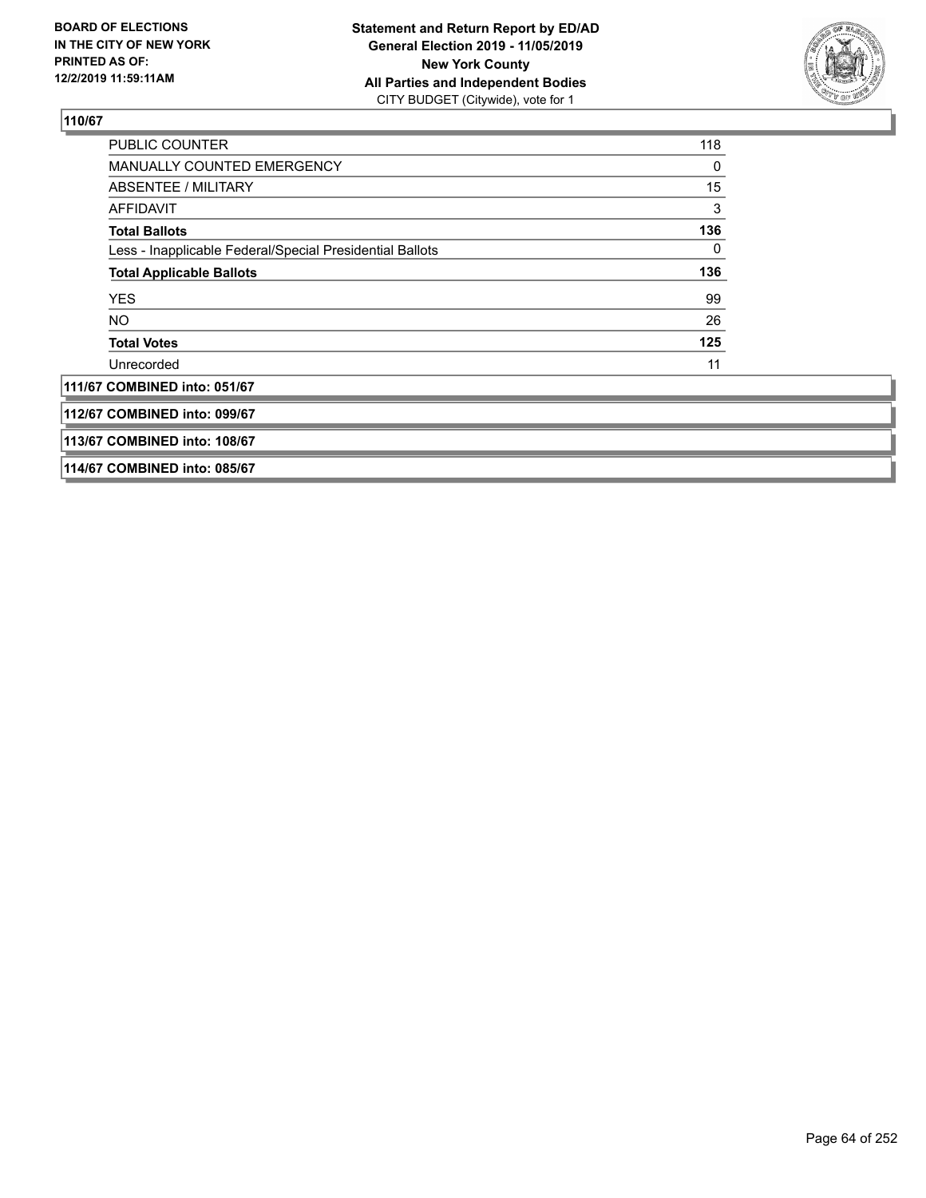**110/67**

| | |
|---|---|
| PUBLIC COUNTER | 118 |
| MANUALLY COUNTED EMERGENCY | 0 |
| ABSENTEE / MILITARY | 15 |
| AFFIDAVIT | 3 |
| **Total Ballots** | **136** |
| Less - Inapplicable Federal/Special Presidential Ballots | 0 |
| **Total Applicable Ballots** | **136** |
| YES | 99 |
| NO | 26 |
| **Total Votes** | **125** |
| Unrecorded | 11 |

**111/67 COMBINED into: 051/67**

**112/67 COMBINED into: 099/67**

**113/67 COMBINED into: 108/67**

**114/67 COMBINED into: 085/67**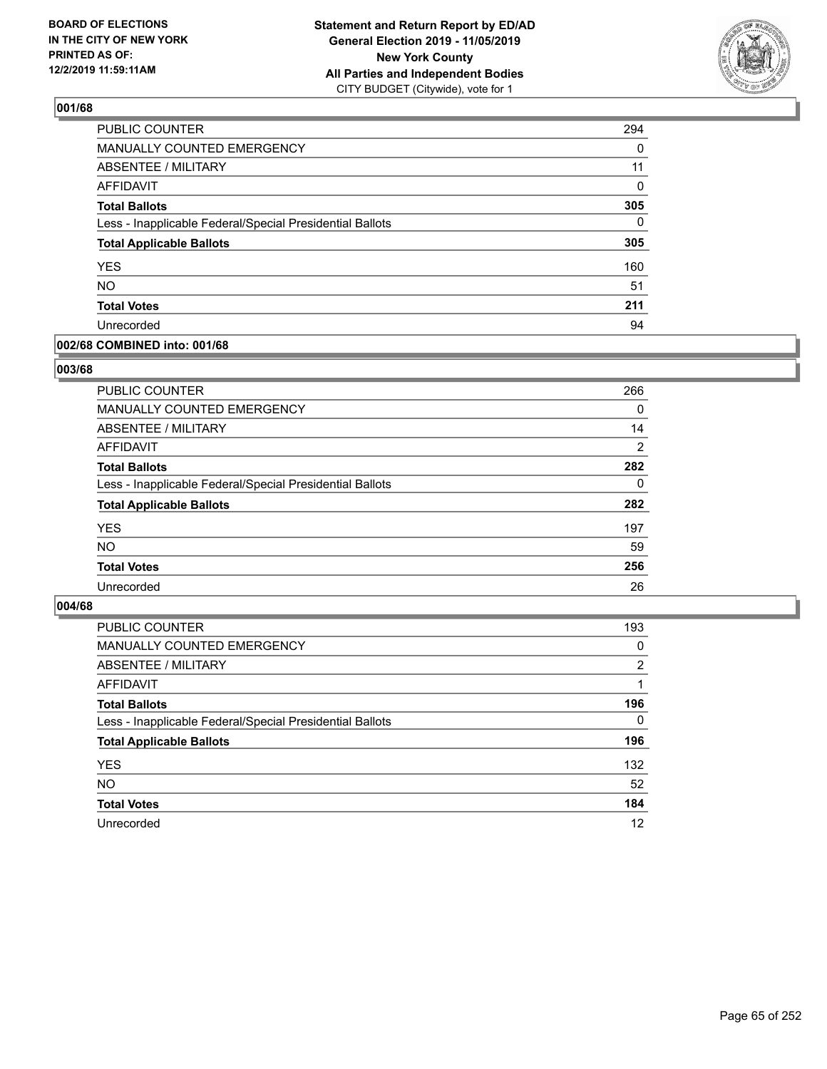**BOARD OF ELECTIONS IN THE CITY OF NEW YORK PRINTED AS OF: 12/2/2019 11:59:11AM**

**Statement and Return Report by ED/AD General Election 2019 - 11/05/2019 New York County All Parties and Independent Bodies**
CITY BUDGET (Citywide), vote for 1

### 001/68

| | |
|---|---|
| PUBLIC COUNTER | 294 |
| MANUALLY COUNTED EMERGENCY | 0 |
| ABSENTEE / MILITARY | 11 |
| AFFIDAVIT | 0 |
| **Total Ballots** | **305** |
| Less - Inapplicable Federal/Special Presidential Ballots | 0 |
| **Total Applicable Ballots** | **305** |
| YES | 160 |
| NO | 51 |
| **Total Votes** | **211** |
| Unrecorded | 94 |

### 002/68 COMBINED into: 001/68

### 003/68

| | |
|---|---|
| PUBLIC COUNTER | 266 |
| MANUALLY COUNTED EMERGENCY | 0 |
| ABSENTEE / MILITARY | 14 |
| AFFIDAVIT | 2 |
| **Total Ballots** | **282** |
| Less - Inapplicable Federal/Special Presidential Ballots | 0 |
| **Total Applicable Ballots** | **282** |
| YES | 197 |
| NO | 59 |
| **Total Votes** | **256** |
| Unrecorded | 26 |

### 004/68

| | |
|---|---|
| PUBLIC COUNTER | 193 |
| MANUALLY COUNTED EMERGENCY | 0 |
| ABSENTEE / MILITARY | 2 |
| AFFIDAVIT | 1 |
| **Total Ballots** | **196** |
| Less - Inapplicable Federal/Special Presidential Ballots | 0 |
| **Total Applicable Ballots** | **196** |
| YES | 132 |
| NO | 52 |
| **Total Votes** | **184** |
| Unrecorded | 12 |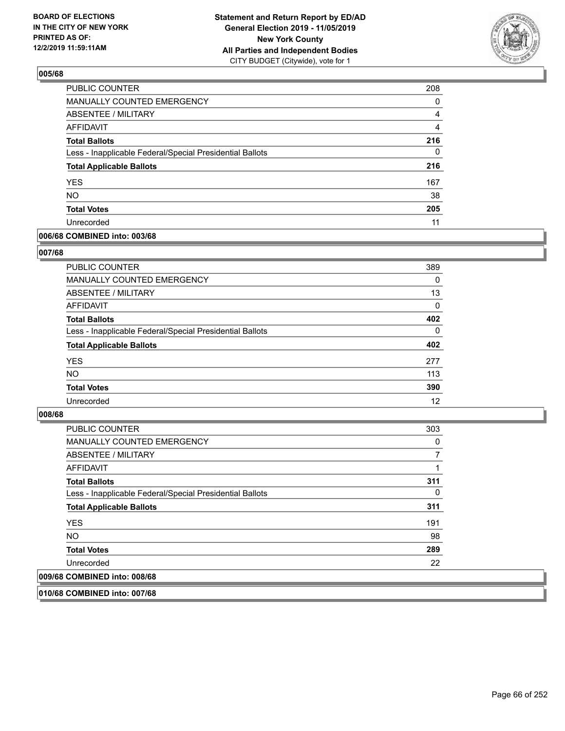### 005/68

| | |
|---|---|
| PUBLIC COUNTER | 208 |
| MANUALLY COUNTED EMERGENCY | 0 |
| ABSENTEE / MILITARY | 4 |
| AFFIDAVIT | 4 |
| **Total Ballots** | **216** |
| Less - Inapplicable Federal/Special Presidential Ballots | 0 |
| **Total Applicable Ballots** | **216** |
| YES | 167 |
| NO | 38 |
| **Total Votes** | **205** |
| Unrecorded | 11 |

### 006/68 COMBINED into: 003/68

### 007/68

| | |
|---|---|
| PUBLIC COUNTER | 389 |
| MANUALLY COUNTED EMERGENCY | 0 |
| ABSENTEE / MILITARY | 13 |
| AFFIDAVIT | 0 |
| **Total Ballots** | **402** |
| Less - Inapplicable Federal/Special Presidential Ballots | 0 |
| **Total Applicable Ballots** | **402** |
| YES | 277 |
| NO | 113 |
| **Total Votes** | **390** |
| Unrecorded | 12 |

### 008/68

| | |
|---|---|
| PUBLIC COUNTER | 303 |
| MANUALLY COUNTED EMERGENCY | 0 |
| ABSENTEE / MILITARY | 7 |
| AFFIDAVIT | 1 |
| **Total Ballots** | **311** |
| Less - Inapplicable Federal/Special Presidential Ballots | 0 |
| **Total Applicable Ballots** | **311** |
| YES | 191 |
| NO | 98 |
| **Total Votes** | **289** |
| Unrecorded | 22 |

### 009/68 COMBINED into: 008/68

### 010/68 COMBINED into: 007/68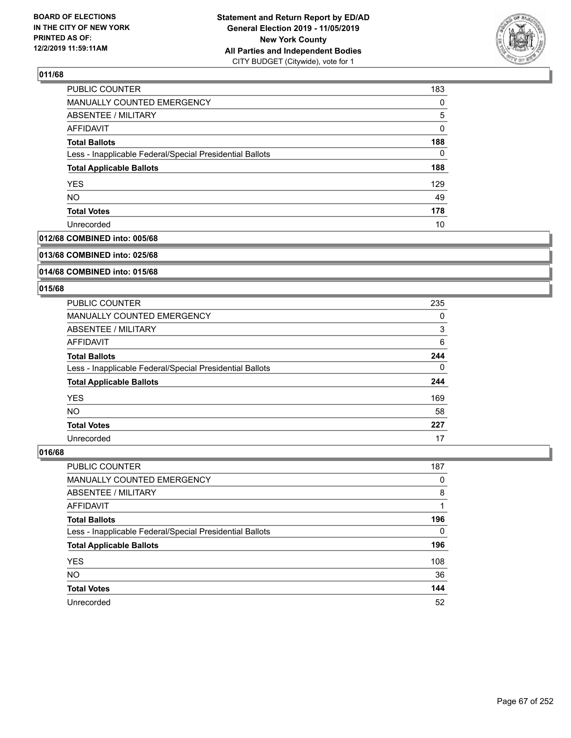## 011/68

| | |
|---|---|
| PUBLIC COUNTER | 183 |
| MANUALLY COUNTED EMERGENCY | 0 |
| ABSENTEE / MILITARY | 5 |
| AFFIDAVIT | 0 |
| **Total Ballots** | **188** |
| Less - Inapplicable Federal/Special Presidential Ballots | 0 |
| **Total Applicable Ballots** | **188** |
| YES | 129 |
| NO | 49 |
| **Total Votes** | **178** |
| Unrecorded | 10 |

## 012/68 COMBINED into: 005/68

## 013/68 COMBINED into: 025/68

## 014/68 COMBINED into: 015/68

## 015/68

| | |
|---|---|
| PUBLIC COUNTER | 235 |
| MANUALLY COUNTED EMERGENCY | 0 |
| ABSENTEE / MILITARY | 3 |
| AFFIDAVIT | 6 |
| **Total Ballots** | **244** |
| Less - Inapplicable Federal/Special Presidential Ballots | 0 |
| **Total Applicable Ballots** | **244** |
| YES | 169 |
| NO | 58 |
| **Total Votes** | **227** |
| Unrecorded | 17 |

## 016/68

| | |
|---|---|
| PUBLIC COUNTER | 187 |
| MANUALLY COUNTED EMERGENCY | 0 |
| ABSENTEE / MILITARY | 8 |
| AFFIDAVIT | 1 |
| **Total Ballots** | **196** |
| Less - Inapplicable Federal/Special Presidential Ballots | 0 |
| **Total Applicable Ballots** | **196** |
| YES | 108 |
| NO | 36 |
| **Total Votes** | **144** |
| Unrecorded | 52 |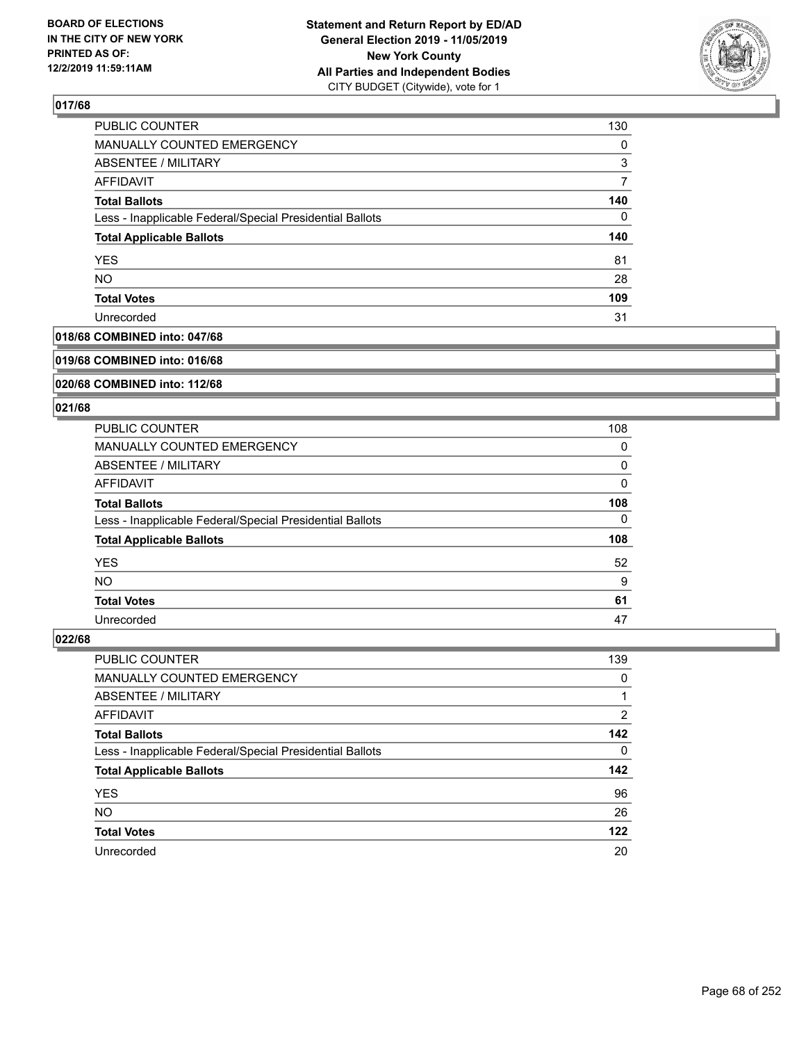## 017/68

| | |
|---|---|
| PUBLIC COUNTER | 130 |
| MANUALLY COUNTED EMERGENCY | 0 |
| ABSENTEE / MILITARY | 3 |
| AFFIDAVIT | 7 |
| **Total Ballots** | **140** |
| Less - Inapplicable Federal/Special Presidential Ballots | 0 |
| **Total Applicable Ballots** | **140** |
| YES | 81 |
| NO | 28 |
| **Total Votes** | **109** |
| Unrecorded | 31 |

## 018/68 COMBINED into: 047/68

## 019/68 COMBINED into: 016/68

## 020/68 COMBINED into: 112/68

## 021/68

| | |
|---|---|
| PUBLIC COUNTER | 108 |
| MANUALLY COUNTED EMERGENCY | 0 |
| ABSENTEE / MILITARY | 0 |
| AFFIDAVIT | 0 |
| **Total Ballots** | **108** |
| Less - Inapplicable Federal/Special Presidential Ballots | 0 |
| **Total Applicable Ballots** | **108** |
| YES | 52 |
| NO | 9 |
| **Total Votes** | **61** |
| Unrecorded | 47 |

## 022/68

| | |
|---|---|
| PUBLIC COUNTER | 139 |
| MANUALLY COUNTED EMERGENCY | 0 |
| ABSENTEE / MILITARY | 1 |
| AFFIDAVIT | 2 |
| **Total Ballots** | **142** |
| Less - Inapplicable Federal/Special Presidential Ballots | 0 |
| **Total Applicable Ballots** | **142** |
| YES | 96 |
| NO | 26 |
| **Total Votes** | **122** |
| Unrecorded | 20 |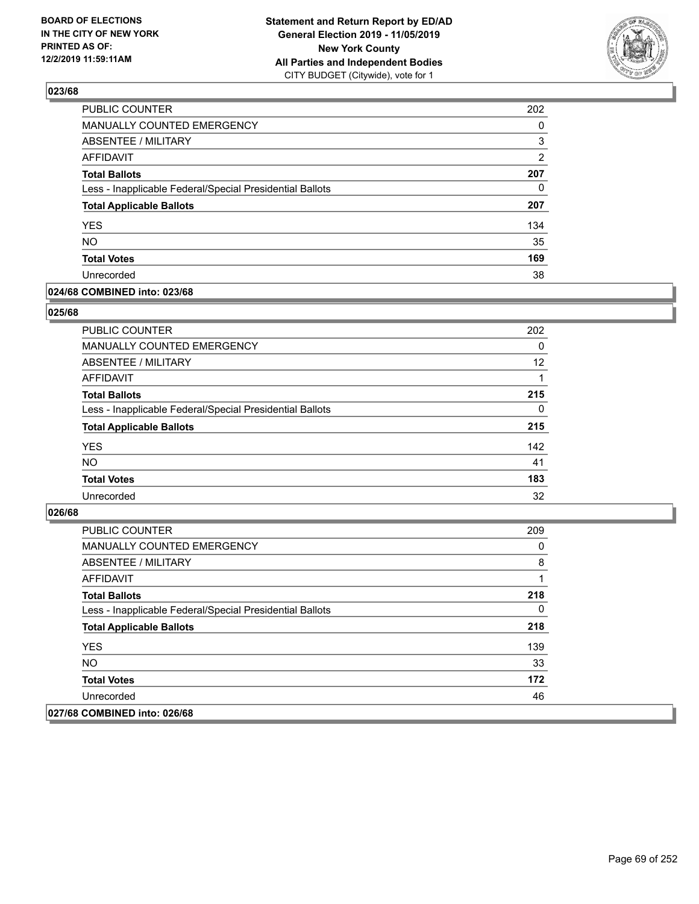**BOARD OF ELECTIONS IN THE CITY OF NEW YORK PRINTED AS OF: 12/2/2019 11:59:11AM**

**Statement and Return Report by ED/AD General Election 2019 - 11/05/2019 New York County All Parties and Independent Bodies**
CITY BUDGET (Citywide), vote for 1

### 023/68

| | |
|---|---|
| PUBLIC COUNTER | 202 |
| MANUALLY COUNTED EMERGENCY | 0 |
| ABSENTEE / MILITARY | 3 |
| AFFIDAVIT | 2 |
| **Total Ballots** | **207** |
| Less - Inapplicable Federal/Special Presidential Ballots | 0 |
| **Total Applicable Ballots** | **207** |
| YES | 134 |
| NO | 35 |
| **Total Votes** | **169** |
| Unrecorded | 38 |

### 024/68 COMBINED into: 023/68

### 025/68

| | |
|---|---|
| PUBLIC COUNTER | 202 |
| MANUALLY COUNTED EMERGENCY | 0 |
| ABSENTEE / MILITARY | 12 |
| AFFIDAVIT | 1 |
| **Total Ballots** | **215** |
| Less - Inapplicable Federal/Special Presidential Ballots | 0 |
| **Total Applicable Ballots** | **215** |
| YES | 142 |
| NO | 41 |
| **Total Votes** | **183** |
| Unrecorded | 32 |

### 026/68

| | |
|---|---|
| PUBLIC COUNTER | 209 |
| MANUALLY COUNTED EMERGENCY | 0 |
| ABSENTEE / MILITARY | 8 |
| AFFIDAVIT | 1 |
| **Total Ballots** | **218** |
| Less - Inapplicable Federal/Special Presidential Ballots | 0 |
| **Total Applicable Ballots** | **218** |
| YES | 139 |
| NO | 33 |
| **Total Votes** | **172** |
| Unrecorded | 46 |

### 027/68 COMBINED into: 026/68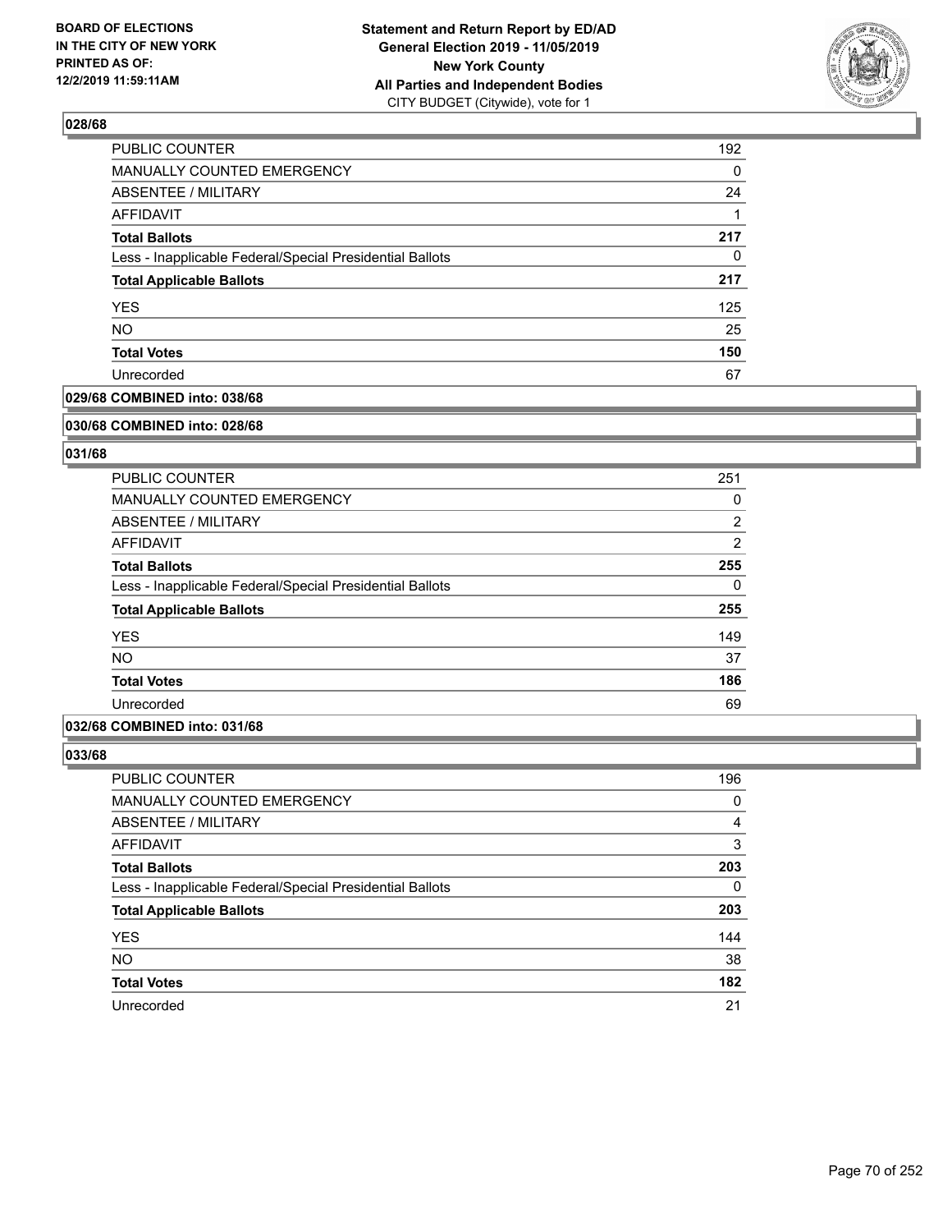### 028/68

| | |
|---|---|
| PUBLIC COUNTER | 192 |
| MANUALLY COUNTED EMERGENCY | 0 |
| ABSENTEE / MILITARY | 24 |
| AFFIDAVIT | 1 |
| **Total Ballots** | **217** |
| Less - Inapplicable Federal/Special Presidential Ballots | 0 |
| **Total Applicable Ballots** | **217** |
| YES | 125 |
| NO | 25 |
| **Total Votes** | **150** |
| Unrecorded | 67 |

### 029/68 COMBINED into: 038/68

### 030/68 COMBINED into: 028/68

### 031/68

| | |
|---|---|
| PUBLIC COUNTER | 251 |
| MANUALLY COUNTED EMERGENCY | 0 |
| ABSENTEE / MILITARY | 2 |
| AFFIDAVIT | 2 |
| **Total Ballots** | **255** |
| Less - Inapplicable Federal/Special Presidential Ballots | 0 |
| **Total Applicable Ballots** | **255** |
| YES | 149 |
| NO | 37 |
| **Total Votes** | **186** |
| Unrecorded | 69 |

### 032/68 COMBINED into: 031/68

### 033/68

| | |
|---|---|
| PUBLIC COUNTER | 196 |
| MANUALLY COUNTED EMERGENCY | 0 |
| ABSENTEE / MILITARY | 4 |
| AFFIDAVIT | 3 |
| **Total Ballots** | **203** |
| Less - Inapplicable Federal/Special Presidential Ballots | 0 |
| **Total Applicable Ballots** | **203** |
| YES | 144 |
| NO | 38 |
| **Total Votes** | **182** |
| Unrecorded | 21 |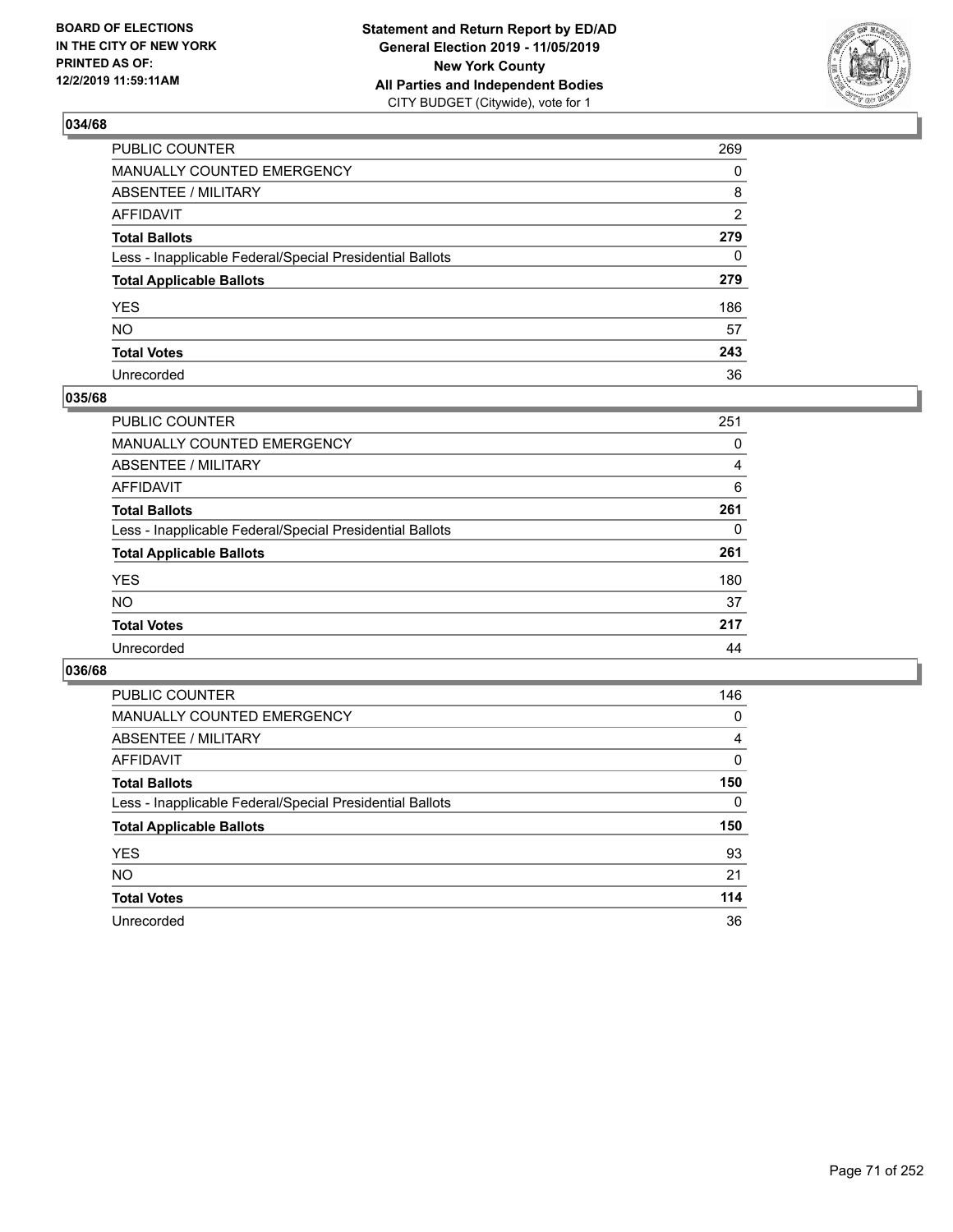## 034/68

| | |
|---|---|
| PUBLIC COUNTER | 269 |
| MANUALLY COUNTED EMERGENCY | 0 |
| ABSENTEE / MILITARY | 8 |
| AFFIDAVIT | 2 |
| **Total Ballots** | **279** |
| Less - Inapplicable Federal/Special Presidential Ballots | 0 |
| **Total Applicable Ballots** | **279** |
| YES | 186 |
| NO | 57 |
| **Total Votes** | **243** |
| Unrecorded | 36 |

## 035/68

| | |
|---|---|
| PUBLIC COUNTER | 251 |
| MANUALLY COUNTED EMERGENCY | 0 |
| ABSENTEE / MILITARY | 4 |
| AFFIDAVIT | 6 |
| **Total Ballots** | **261** |
| Less - Inapplicable Federal/Special Presidential Ballots | 0 |
| **Total Applicable Ballots** | **261** |
| YES | 180 |
| NO | 37 |
| **Total Votes** | **217** |
| Unrecorded | 44 |

## 036/68

| | |
|---|---|
| PUBLIC COUNTER | 146 |
| MANUALLY COUNTED EMERGENCY | 0 |
| ABSENTEE / MILITARY | 4 |
| AFFIDAVIT | 0 |
| **Total Ballots** | **150** |
| Less - Inapplicable Federal/Special Presidential Ballots | 0 |
| **Total Applicable Ballots** | **150** |
| YES | 93 |
| NO | 21 |
| **Total Votes** | **114** |
| Unrecorded | 36 |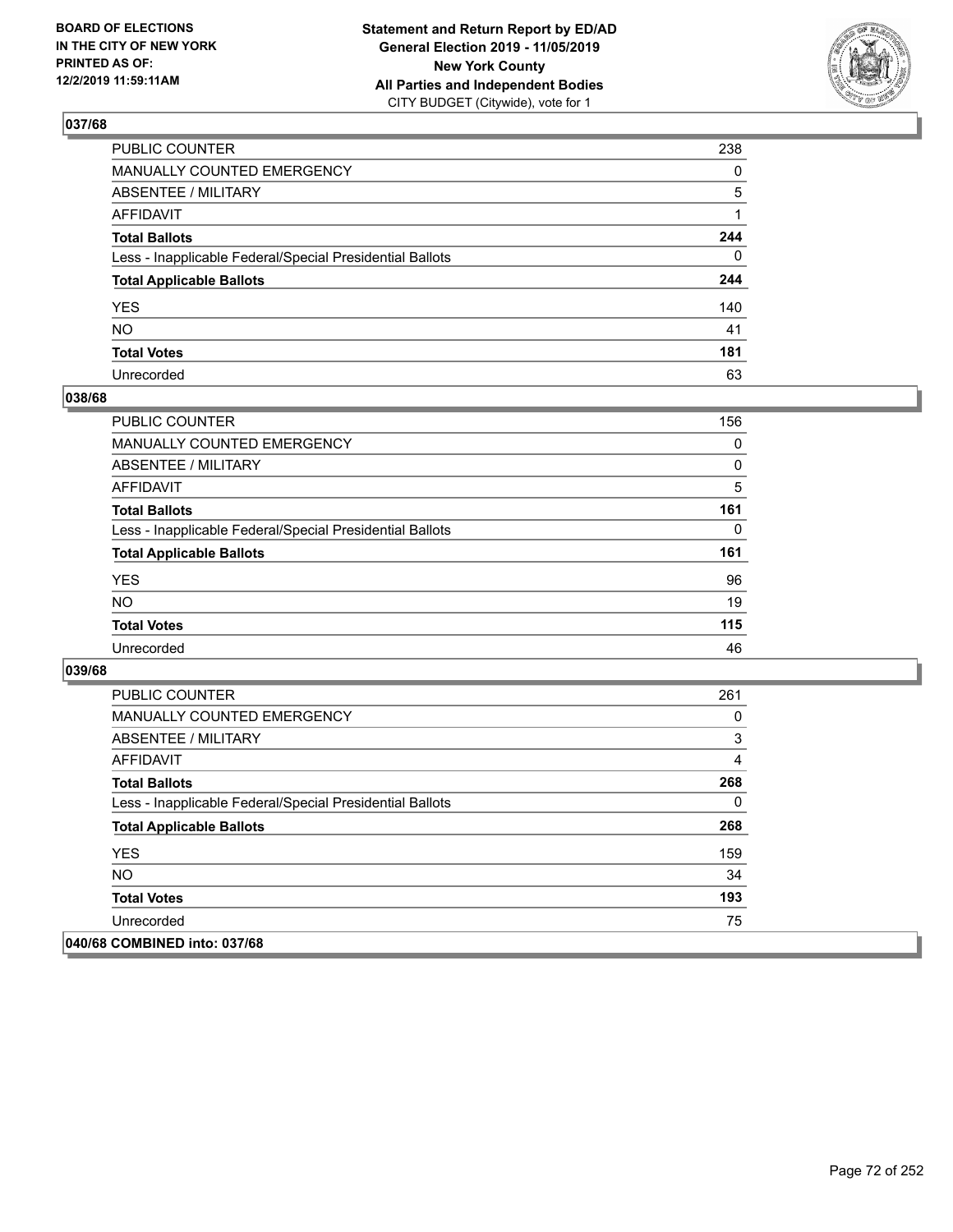## 037/68

| | |
|---|---|
| PUBLIC COUNTER | 238 |
| MANUALLY COUNTED EMERGENCY | 0 |
| ABSENTEE / MILITARY | 5 |
| AFFIDAVIT | 1 |
| **Total Ballots** | **244** |
| Less - Inapplicable Federal/Special Presidential Ballots | 0 |
| **Total Applicable Ballots** | **244** |
| YES | 140 |
| NO | 41 |
| **Total Votes** | **181** |
| Unrecorded | 63 |

## 038/68

| | |
|---|---|
| PUBLIC COUNTER | 156 |
| MANUALLY COUNTED EMERGENCY | 0 |
| ABSENTEE / MILITARY | 0 |
| AFFIDAVIT | 5 |
| **Total Ballots** | **161** |
| Less - Inapplicable Federal/Special Presidential Ballots | 0 |
| **Total Applicable Ballots** | **161** |
| YES | 96 |
| NO | 19 |
| **Total Votes** | **115** |
| Unrecorded | 46 |

## 039/68

| | |
|---|---|
| PUBLIC COUNTER | 261 |
| MANUALLY COUNTED EMERGENCY | 0 |
| ABSENTEE / MILITARY | 3 |
| AFFIDAVIT | 4 |
| **Total Ballots** | **268** |
| Less - Inapplicable Federal/Special Presidential Ballots | 0 |
| **Total Applicable Ballots** | **268** |
| YES | 159 |
| NO | 34 |
| **Total Votes** | **193** |
| Unrecorded | 75 |

## 040/68 COMBINED into: 037/68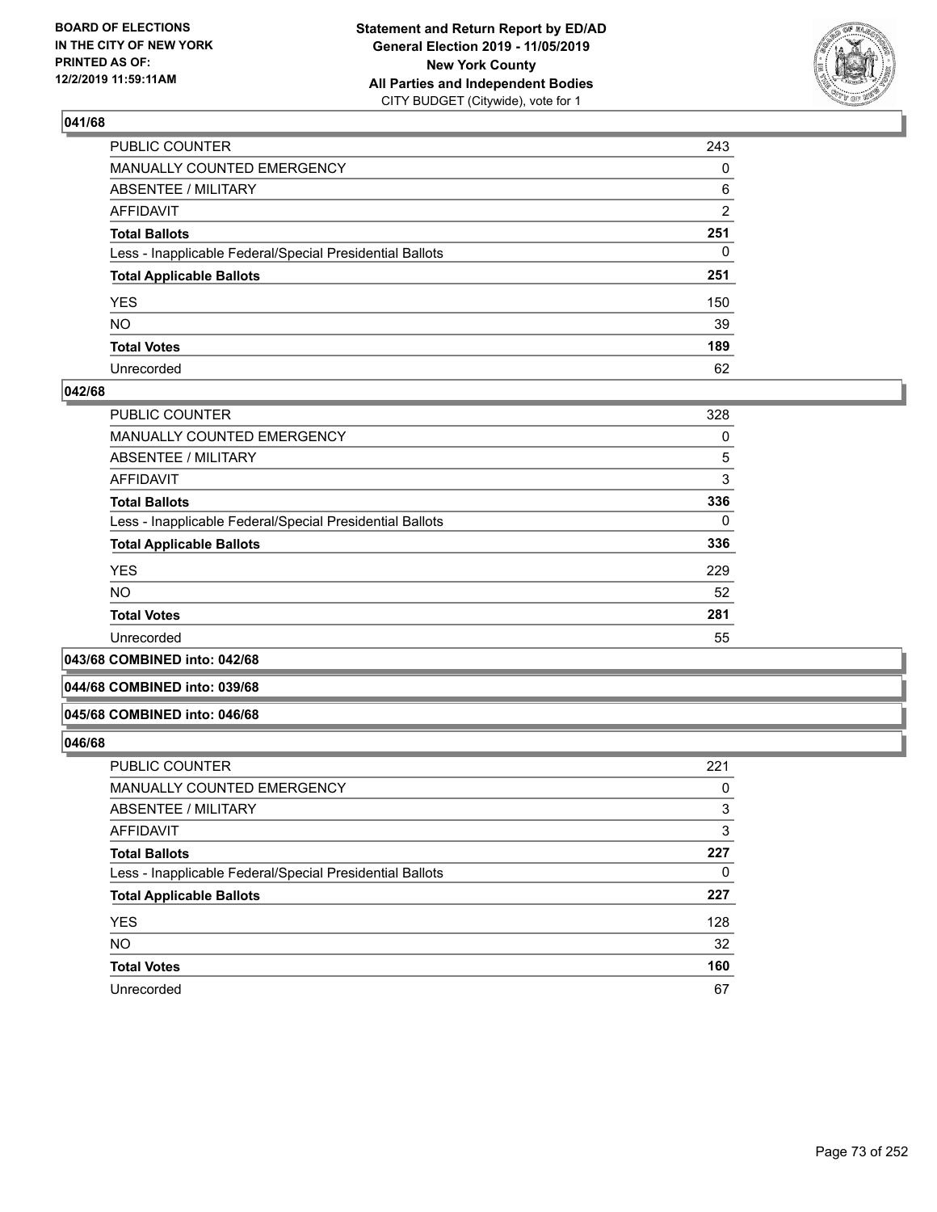### 041/68

| | |
|---|---|
| PUBLIC COUNTER | 243 |
| MANUALLY COUNTED EMERGENCY | 0 |
| ABSENTEE / MILITARY | 6 |
| AFFIDAVIT | 2 |
| **Total Ballots** | **251** |
| Less - Inapplicable Federal/Special Presidential Ballots | 0 |
| **Total Applicable Ballots** | **251** |
| YES | 150 |
| NO | 39 |
| **Total Votes** | **189** |
| Unrecorded | 62 |

### 042/68

| | |
|---|---|
| PUBLIC COUNTER | 328 |
| MANUALLY COUNTED EMERGENCY | 0 |
| ABSENTEE / MILITARY | 5 |
| AFFIDAVIT | 3 |
| **Total Ballots** | **336** |
| Less - Inapplicable Federal/Special Presidential Ballots | 0 |
| **Total Applicable Ballots** | **336** |
| YES | 229 |
| NO | 52 |
| **Total Votes** | **281** |
| Unrecorded | 55 |

### 043/68 COMBINED into: 042/68

### 044/68 COMBINED into: 039/68

### 045/68 COMBINED into: 046/68

### 046/68

| | |
|---|---|
| PUBLIC COUNTER | 221 |
| MANUALLY COUNTED EMERGENCY | 0 |
| ABSENTEE / MILITARY | 3 |
| AFFIDAVIT | 3 |
| **Total Ballots** | **227** |
| Less - Inapplicable Federal/Special Presidential Ballots | 0 |
| **Total Applicable Ballots** | **227** |
| YES | 128 |
| NO | 32 |
| **Total Votes** | **160** |
| Unrecorded | 67 |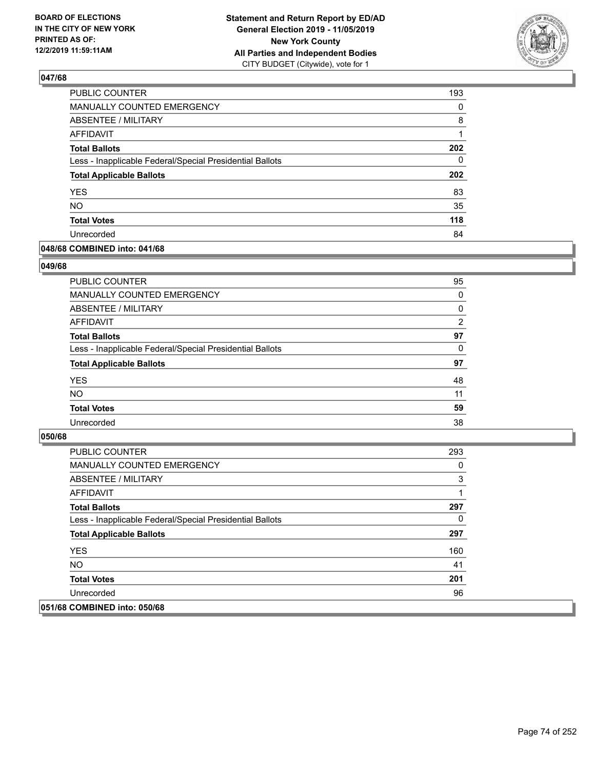**Statement and Return Report by ED/AD**
**General Election 2019 - 11/05/2019**
**New York County**
**All Parties and Independent Bodies**
CITY BUDGET (Citywide), vote for 1

BOARD OF ELECTIONS IN THE CITY OF NEW YORK PRINTED AS OF: 12/2/2019 11:59:11AM

## 047/68

| | |
|---|---|
| PUBLIC COUNTER | 193 |
| MANUALLY COUNTED EMERGENCY | 0 |
| ABSENTEE / MILITARY | 8 |
| AFFIDAVIT | 1 |
| **Total Ballots** | **202** |
| Less - Inapplicable Federal/Special Presidential Ballots | 0 |
| **Total Applicable Ballots** | **202** |
| YES | 83 |
| NO | 35 |
| **Total Votes** | **118** |
| Unrecorded | 84 |

## 048/68 COMBINED into: 041/68

## 049/68

| | |
|---|---|
| PUBLIC COUNTER | 95 |
| MANUALLY COUNTED EMERGENCY | 0 |
| ABSENTEE / MILITARY | 0 |
| AFFIDAVIT | 2 |
| **Total Ballots** | **97** |
| Less - Inapplicable Federal/Special Presidential Ballots | 0 |
| **Total Applicable Ballots** | **97** |
| YES | 48 |
| NO | 11 |
| **Total Votes** | **59** |
| Unrecorded | 38 |

## 050/68

| | |
|---|---|
| PUBLIC COUNTER | 293 |
| MANUALLY COUNTED EMERGENCY | 0 |
| ABSENTEE / MILITARY | 3 |
| AFFIDAVIT | 1 |
| **Total Ballots** | **297** |
| Less - Inapplicable Federal/Special Presidential Ballots | 0 |
| **Total Applicable Ballots** | **297** |
| YES | 160 |
| NO | 41 |
| **Total Votes** | **201** |
| Unrecorded | 96 |

## 051/68 COMBINED into: 050/68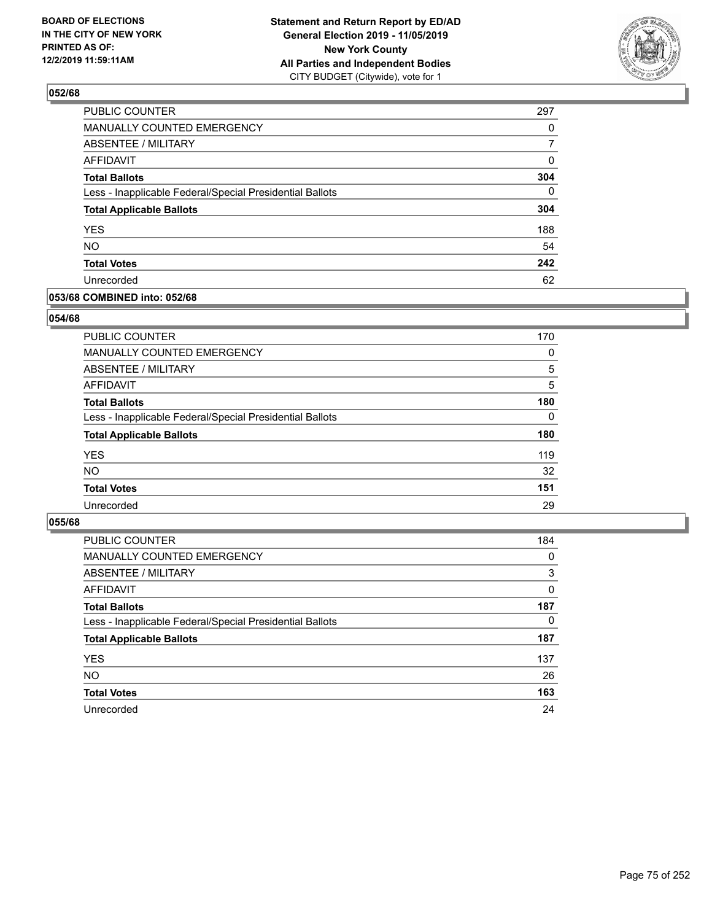BOARD OF ELECTIONS
IN THE CITY OF NEW YORK
PRINTED AS OF:
12/2/2019 11:59:11AM

**Statement and Return Report by ED/AD**
**General Election 2019 - 11/05/2019**
**New York County**
**All Parties and Independent Bodies**
CITY BUDGET (Citywide), vote for 1

### 052/68

| | |
|---|---|
| PUBLIC COUNTER | 297 |
| MANUALLY COUNTED EMERGENCY | 0 |
| ABSENTEE / MILITARY | 7 |
| AFFIDAVIT | 0 |
| **Total Ballots** | **304** |
| Less - Inapplicable Federal/Special Presidential Ballots | 0 |
| **Total Applicable Ballots** | **304** |
| YES | 188 |
| NO | 54 |
| **Total Votes** | **242** |
| Unrecorded | 62 |

### 053/68 COMBINED into: 052/68

### 054/68

| | |
|---|---|
| PUBLIC COUNTER | 170 |
| MANUALLY COUNTED EMERGENCY | 0 |
| ABSENTEE / MILITARY | 5 |
| AFFIDAVIT | 5 |
| **Total Ballots** | **180** |
| Less - Inapplicable Federal/Special Presidential Ballots | 0 |
| **Total Applicable Ballots** | **180** |
| YES | 119 |
| NO | 32 |
| **Total Votes** | **151** |
| Unrecorded | 29 |

### 055/68

| | |
|---|---|
| PUBLIC COUNTER | 184 |
| MANUALLY COUNTED EMERGENCY | 0 |
| ABSENTEE / MILITARY | 3 |
| AFFIDAVIT | 0 |
| **Total Ballots** | **187** |
| Less - Inapplicable Federal/Special Presidential Ballots | 0 |
| **Total Applicable Ballots** | **187** |
| YES | 137 |
| NO | 26 |
| **Total Votes** | **163** |
| Unrecorded | 24 |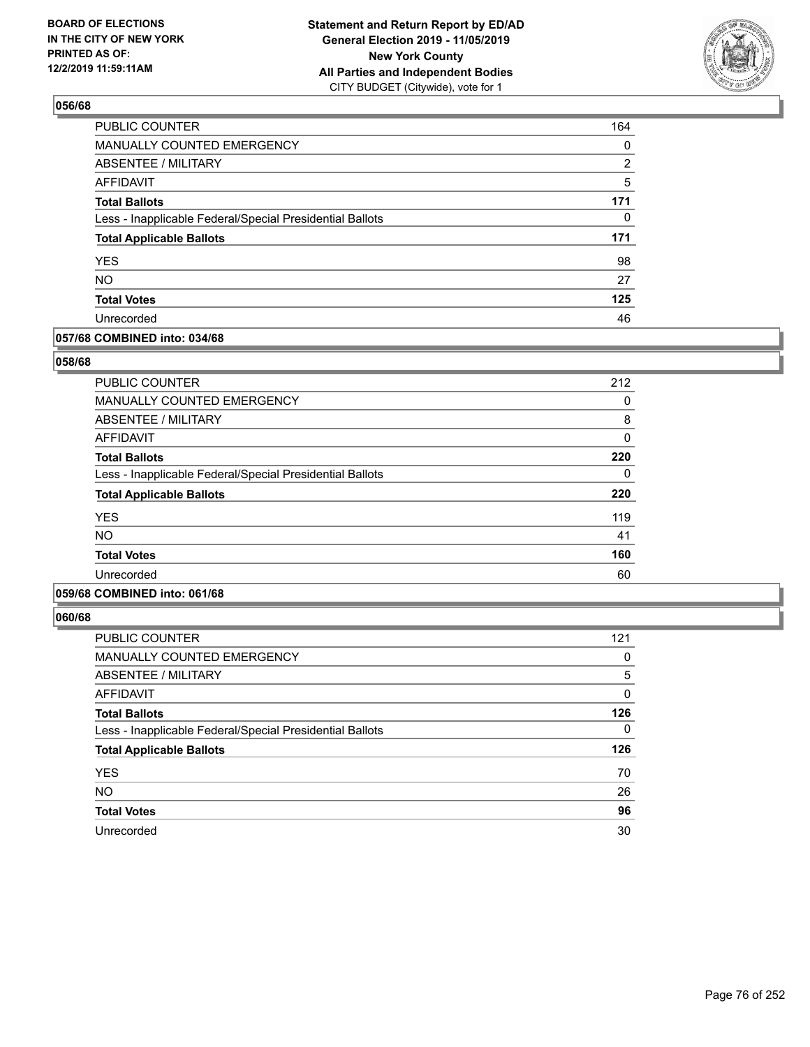**BOARD OF ELECTIONS IN THE CITY OF NEW YORK PRINTED AS OF: 12/2/2019 11:59:11AM**

**Statement and Return Report by ED/AD General Election 2019 - 11/05/2019 New York County All Parties and Independent Bodies** CITY BUDGET (Citywide), vote for 1

## 056/68

| | |
|---|---|
| PUBLIC COUNTER | 164 |
| MANUALLY COUNTED EMERGENCY | 0 |
| ABSENTEE / MILITARY | 2 |
| AFFIDAVIT | 5 |
| **Total Ballots** | **171** |
| Less - Inapplicable Federal/Special Presidential Ballots | 0 |
| **Total Applicable Ballots** | **171** |
| YES | 98 |
| NO | 27 |
| **Total Votes** | **125** |
| Unrecorded | 46 |

## 057/68 COMBINED into: 034/68

## 058/68

| | |
|---|---|
| PUBLIC COUNTER | 212 |
| MANUALLY COUNTED EMERGENCY | 0 |
| ABSENTEE / MILITARY | 8 |
| AFFIDAVIT | 0 |
| **Total Ballots** | **220** |
| Less - Inapplicable Federal/Special Presidential Ballots | 0 |
| **Total Applicable Ballots** | **220** |
| YES | 119 |
| NO | 41 |
| **Total Votes** | **160** |
| Unrecorded | 60 |

## 059/68 COMBINED into: 061/68

## 060/68

| | |
|---|---|
| PUBLIC COUNTER | 121 |
| MANUALLY COUNTED EMERGENCY | 0 |
| ABSENTEE / MILITARY | 5 |
| AFFIDAVIT | 0 |
| **Total Ballots** | **126** |
| Less - Inapplicable Federal/Special Presidential Ballots | 0 |
| **Total Applicable Ballots** | **126** |
| YES | 70 |
| NO | 26 |
| **Total Votes** | **96** |
| Unrecorded | 30 |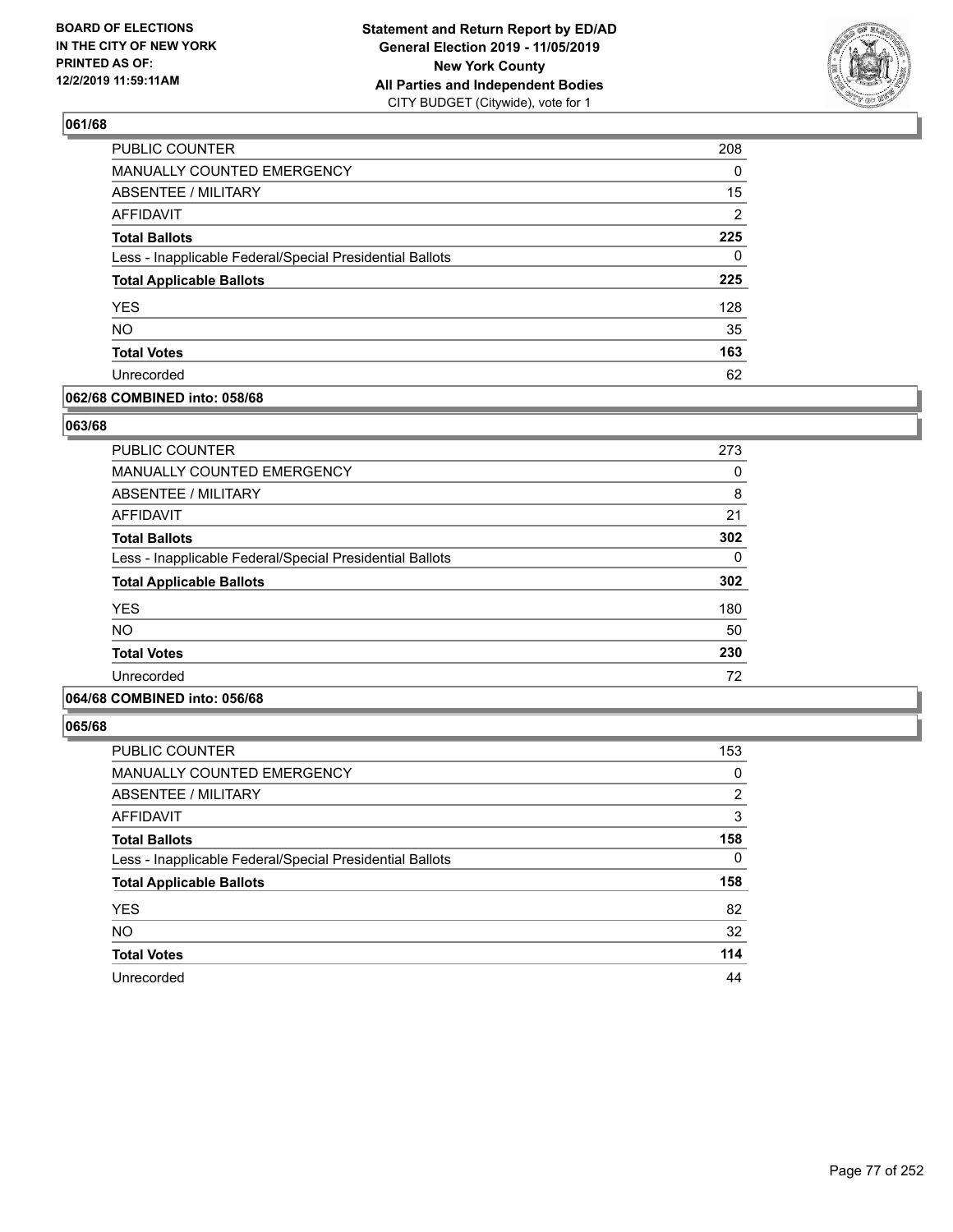**BOARD OF ELECTIONS IN THE CITY OF NEW YORK PRINTED AS OF: 12/2/2019 11:59:11AM**

**Statement and Return Report by ED/AD General Election 2019 - 11/05/2019 New York County All Parties and Independent Bodies**
CITY BUDGET (Citywide), vote for 1

## 061/68

| | |
|---|---|
| PUBLIC COUNTER | 208 |
| MANUALLY COUNTED EMERGENCY | 0 |
| ABSENTEE / MILITARY | 15 |
| AFFIDAVIT | 2 |
| **Total Ballots** | **225** |
| Less - Inapplicable Federal/Special Presidential Ballots | 0 |
| **Total Applicable Ballots** | **225** |
| YES | 128 |
| NO | 35 |
| **Total Votes** | **163** |
| Unrecorded | 62 |

## 062/68 COMBINED into: 058/68

## 063/68

| | |
|---|---|
| PUBLIC COUNTER | 273 |
| MANUALLY COUNTED EMERGENCY | 0 |
| ABSENTEE / MILITARY | 8 |
| AFFIDAVIT | 21 |
| **Total Ballots** | **302** |
| Less - Inapplicable Federal/Special Presidential Ballots | 0 |
| **Total Applicable Ballots** | **302** |
| YES | 180 |
| NO | 50 |
| **Total Votes** | **230** |
| Unrecorded | 72 |

## 064/68 COMBINED into: 056/68

## 065/68

| | |
|---|---|
| PUBLIC COUNTER | 153 |
| MANUALLY COUNTED EMERGENCY | 0 |
| ABSENTEE / MILITARY | 2 |
| AFFIDAVIT | 3 |
| **Total Ballots** | **158** |
| Less - Inapplicable Federal/Special Presidential Ballots | 0 |
| **Total Applicable Ballots** | **158** |
| YES | 82 |
| NO | 32 |
| **Total Votes** | **114** |
| Unrecorded | 44 |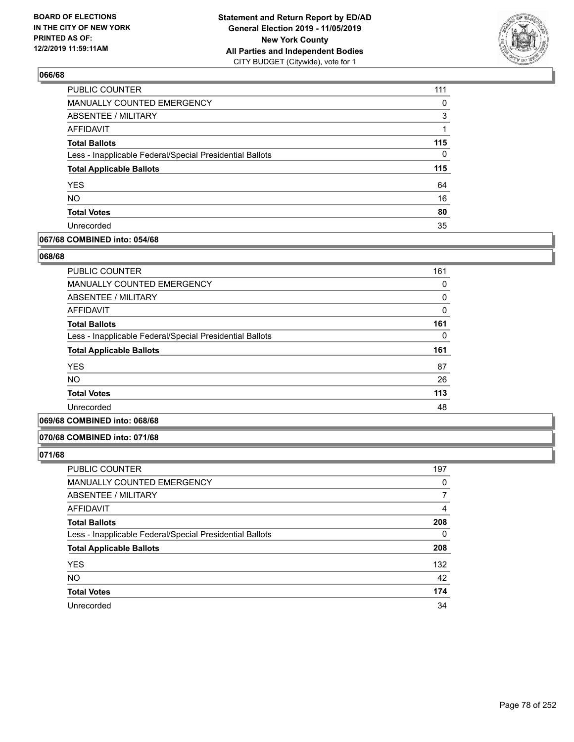## 066/68

| | |
|---|---|
| PUBLIC COUNTER | 111 |
| MANUALLY COUNTED EMERGENCY | 0 |
| ABSENTEE / MILITARY | 3 |
| AFFIDAVIT | 1 |
| **Total Ballots** | **115** |
| Less - Inapplicable Federal/Special Presidential Ballots | 0 |
| **Total Applicable Ballots** | **115** |
| YES | 64 |
| NO | 16 |
| **Total Votes** | **80** |
| Unrecorded | 35 |

## 067/68 COMBINED into: 054/68

## 068/68

| | |
|---|---|
| PUBLIC COUNTER | 161 |
| MANUALLY COUNTED EMERGENCY | 0 |
| ABSENTEE / MILITARY | 0 |
| AFFIDAVIT | 0 |
| **Total Ballots** | **161** |
| Less - Inapplicable Federal/Special Presidential Ballots | 0 |
| **Total Applicable Ballots** | **161** |
| YES | 87 |
| NO | 26 |
| **Total Votes** | **113** |
| Unrecorded | 48 |

## 069/68 COMBINED into: 068/68

## 070/68 COMBINED into: 071/68

## 071/68

| | |
|---|---|
| PUBLIC COUNTER | 197 |
| MANUALLY COUNTED EMERGENCY | 0 |
| ABSENTEE / MILITARY | 7 |
| AFFIDAVIT | 4 |
| **Total Ballots** | **208** |
| Less - Inapplicable Federal/Special Presidential Ballots | 0 |
| **Total Applicable Ballots** | **208** |
| YES | 132 |
| NO | 42 |
| **Total Votes** | **174** |
| Unrecorded | 34 |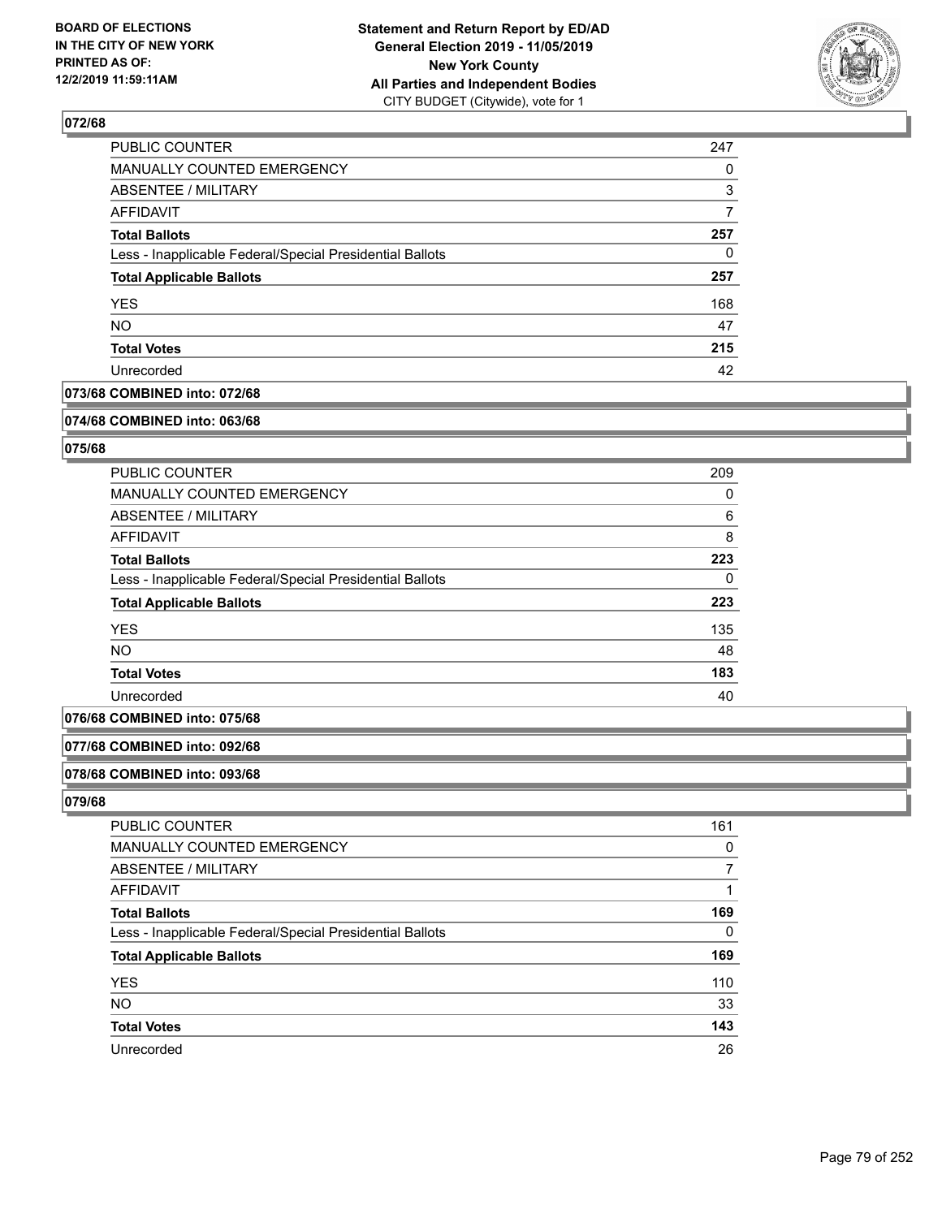## 072/68

| | |
|---|---|
| PUBLIC COUNTER | 247 |
| MANUALLY COUNTED EMERGENCY | 0 |
| ABSENTEE / MILITARY | 3 |
| AFFIDAVIT | 7 |
| **Total Ballots** | **257** |
| Less - Inapplicable Federal/Special Presidential Ballots | 0 |
| **Total Applicable Ballots** | **257** |
| YES | 168 |
| NO | 47 |
| **Total Votes** | **215** |
| Unrecorded | 42 |

## 073/68 COMBINED into: 072/68

## 074/68 COMBINED into: 063/68

## 075/68

| | |
|---|---|
| PUBLIC COUNTER | 209 |
| MANUALLY COUNTED EMERGENCY | 0 |
| ABSENTEE / MILITARY | 6 |
| AFFIDAVIT | 8 |
| **Total Ballots** | **223** |
| Less - Inapplicable Federal/Special Presidential Ballots | 0 |
| **Total Applicable Ballots** | **223** |
| YES | 135 |
| NO | 48 |
| **Total Votes** | **183** |
| Unrecorded | 40 |

## 076/68 COMBINED into: 075/68

## 077/68 COMBINED into: 092/68

## 078/68 COMBINED into: 093/68

## 079/68

| | |
|---|---|
| PUBLIC COUNTER | 161 |
| MANUALLY COUNTED EMERGENCY | 0 |
| ABSENTEE / MILITARY | 7 |
| AFFIDAVIT | 1 |
| **Total Ballots** | **169** |
| Less - Inapplicable Federal/Special Presidential Ballots | 0 |
| **Total Applicable Ballots** | **169** |
| YES | 110 |
| NO | 33 |
| **Total Votes** | **143** |
| Unrecorded | 26 |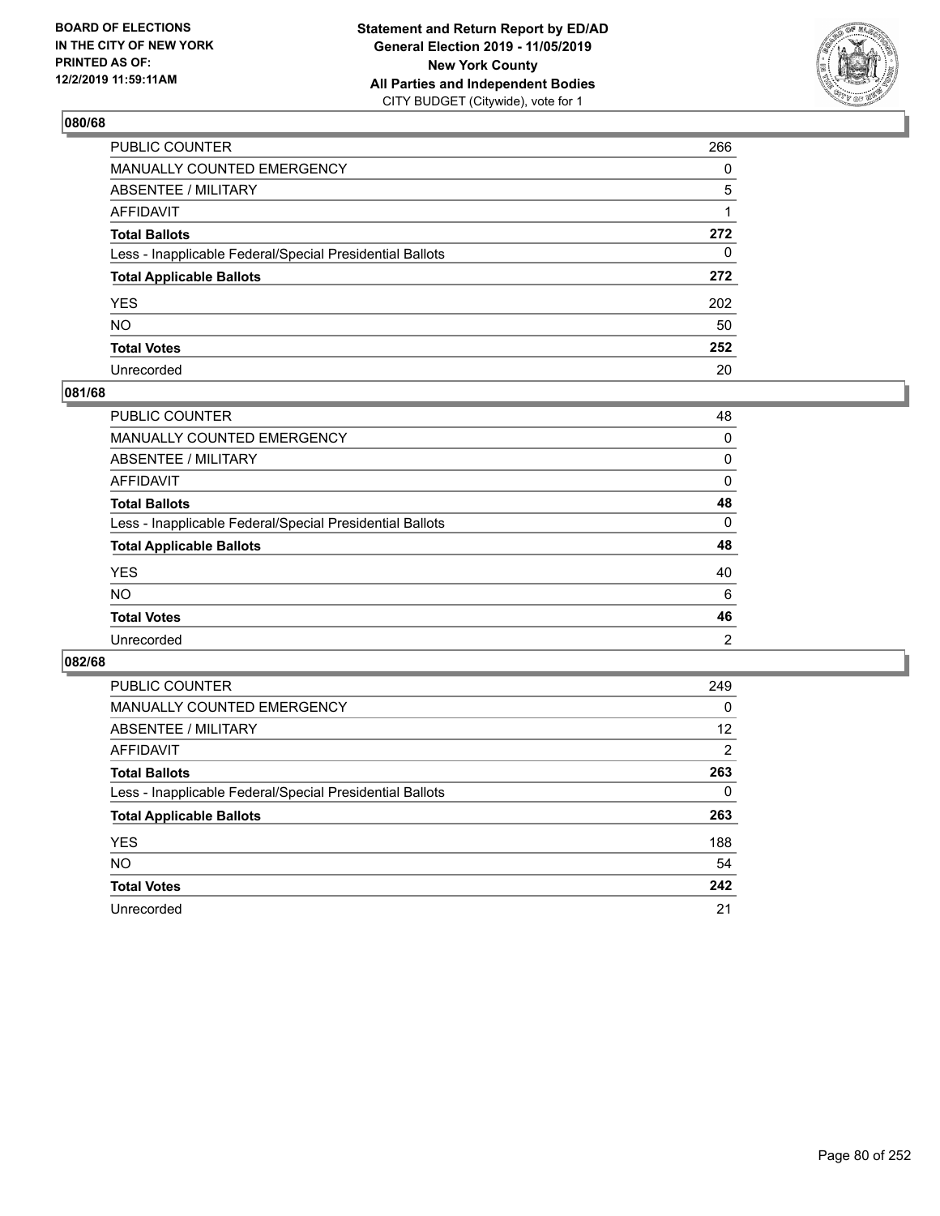BOARD OF ELECTIONS
IN THE CITY OF NEW YORK
PRINTED AS OF:
12/2/2019 11:59:11AM

**Statement and Return Report by ED/AD**
**General Election 2019 - 11/05/2019**
**New York County**
**All Parties and Independent Bodies**
CITY BUDGET (Citywide), vote for 1

## 080/68

| | |
|---|---|
| PUBLIC COUNTER | 266 |
| MANUALLY COUNTED EMERGENCY | 0 |
| ABSENTEE / MILITARY | 5 |
| AFFIDAVIT | 1 |
| **Total Ballots** | **272** |
| Less - Inapplicable Federal/Special Presidential Ballots | 0 |
| **Total Applicable Ballots** | **272** |
| YES | 202 |
| NO | 50 |
| **Total Votes** | **252** |
| Unrecorded | 20 |

## 081/68

| | |
|---|---|
| PUBLIC COUNTER | 48 |
| MANUALLY COUNTED EMERGENCY | 0 |
| ABSENTEE / MILITARY | 0 |
| AFFIDAVIT | 0 |
| **Total Ballots** | **48** |
| Less - Inapplicable Federal/Special Presidential Ballots | 0 |
| **Total Applicable Ballots** | **48** |
| YES | 40 |
| NO | 6 |
| **Total Votes** | **46** |
| Unrecorded | 2 |

## 082/68

| | |
|---|---|
| PUBLIC COUNTER | 249 |
| MANUALLY COUNTED EMERGENCY | 0 |
| ABSENTEE / MILITARY | 12 |
| AFFIDAVIT | 2 |
| **Total Ballots** | **263** |
| Less - Inapplicable Federal/Special Presidential Ballots | 0 |
| **Total Applicable Ballots** | **263** |
| YES | 188 |
| NO | 54 |
| **Total Votes** | **242** |
| Unrecorded | 21 |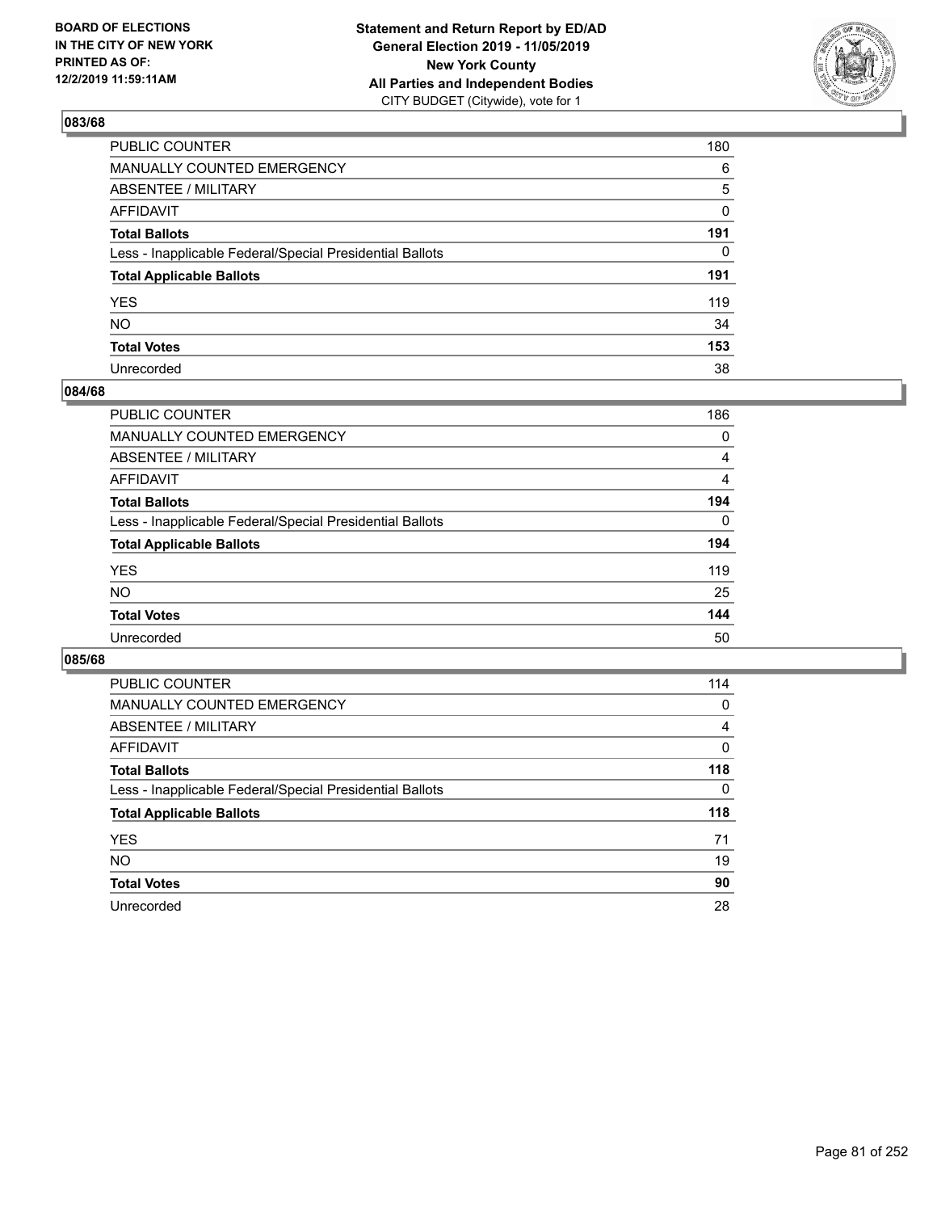**BOARD OF ELECTIONS IN THE CITY OF NEW YORK PRINTED AS OF: 12/2/2019 11:59:11AM**

**Statement and Return Report by ED/AD General Election 2019 - 11/05/2019 New York County All Parties and Independent Bodies**
CITY BUDGET (Citywide), vote for 1

## 083/68

| | |
|---|---|
| PUBLIC COUNTER | 180 |
| MANUALLY COUNTED EMERGENCY | 6 |
| ABSENTEE / MILITARY | 5 |
| AFFIDAVIT | 0 |
| **Total Ballots** | **191** |
| Less - Inapplicable Federal/Special Presidential Ballots | 0 |
| **Total Applicable Ballots** | **191** |
| YES | 119 |
| NO | 34 |
| **Total Votes** | **153** |
| Unrecorded | 38 |

## 084/68

| | |
|---|---|
| PUBLIC COUNTER | 186 |
| MANUALLY COUNTED EMERGENCY | 0 |
| ABSENTEE / MILITARY | 4 |
| AFFIDAVIT | 4 |
| **Total Ballots** | **194** |
| Less - Inapplicable Federal/Special Presidential Ballots | 0 |
| **Total Applicable Ballots** | **194** |
| YES | 119 |
| NO | 25 |
| **Total Votes** | **144** |
| Unrecorded | 50 |

## 085/68

| | |
|---|---|
| PUBLIC COUNTER | 114 |
| MANUALLY COUNTED EMERGENCY | 0 |
| ABSENTEE / MILITARY | 4 |
| AFFIDAVIT | 0 |
| **Total Ballots** | **118** |
| Less - Inapplicable Federal/Special Presidential Ballots | 0 |
| **Total Applicable Ballots** | **118** |
| YES | 71 |
| NO | 19 |
| **Total Votes** | **90** |
| Unrecorded | 28 |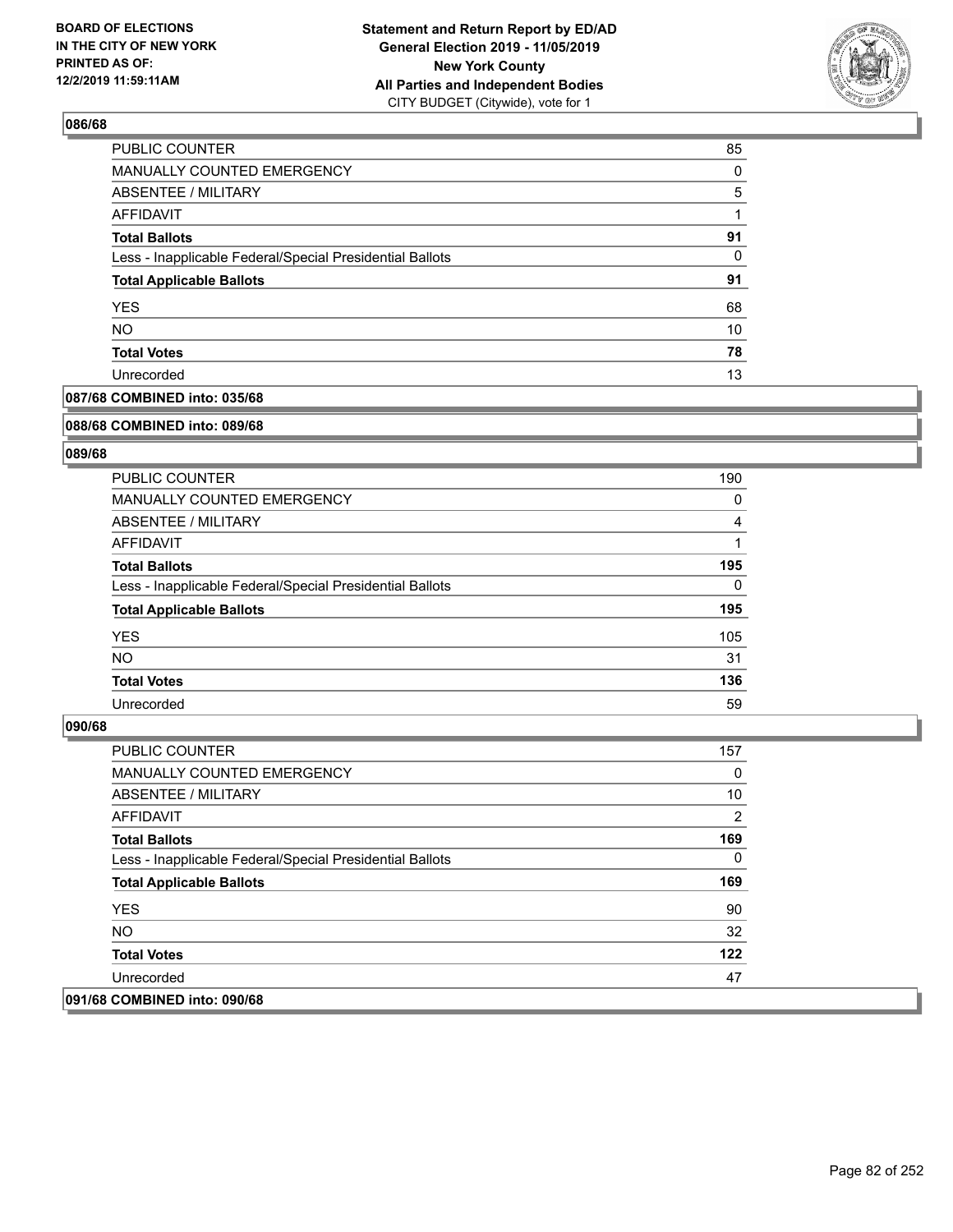**Statement and Return Report by ED/AD**
**General Election 2019 - 11/05/2019**
**New York County**
**All Parties and Independent Bodies**
CITY BUDGET (Citywide), vote for 1

BOARD OF ELECTIONS
IN THE CITY OF NEW YORK
PRINTED AS OF:
12/2/2019 11:59:11AM

### 086/68

| | |
|---|---|
| PUBLIC COUNTER | 85 |
| MANUALLY COUNTED EMERGENCY | 0 |
| ABSENTEE / MILITARY | 5 |
| AFFIDAVIT | 1 |
| **Total Ballots** | **91** |
| Less - Inapplicable Federal/Special Presidential Ballots | 0 |
| **Total Applicable Ballots** | **91** |
| YES | 68 |
| NO | 10 |
| **Total Votes** | **78** |
| Unrecorded | 13 |

### 087/68 COMBINED into: 035/68

### 088/68 COMBINED into: 089/68

### 089/68

| | |
|---|---|
| PUBLIC COUNTER | 190 |
| MANUALLY COUNTED EMERGENCY | 0 |
| ABSENTEE / MILITARY | 4 |
| AFFIDAVIT | 1 |
| **Total Ballots** | **195** |
| Less - Inapplicable Federal/Special Presidential Ballots | 0 |
| **Total Applicable Ballots** | **195** |
| YES | 105 |
| NO | 31 |
| **Total Votes** | **136** |
| Unrecorded | 59 |

### 090/68

| | |
|---|---|
| PUBLIC COUNTER | 157 |
| MANUALLY COUNTED EMERGENCY | 0 |
| ABSENTEE / MILITARY | 10 |
| AFFIDAVIT | 2 |
| **Total Ballots** | **169** |
| Less - Inapplicable Federal/Special Presidential Ballots | 0 |
| **Total Applicable Ballots** | **169** |
| YES | 90 |
| NO | 32 |
| **Total Votes** | **122** |
| Unrecorded | 47 |

### 091/68 COMBINED into: 090/68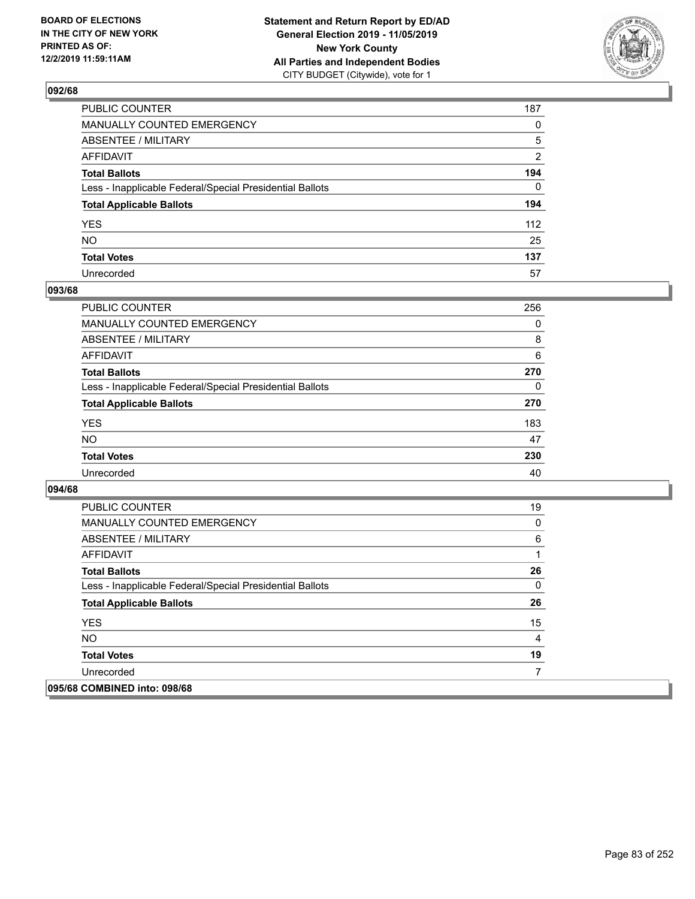## 092/68

| | |
|---|---|
| PUBLIC COUNTER | 187 |
| MANUALLY COUNTED EMERGENCY | 0 |
| ABSENTEE / MILITARY | 5 |
| AFFIDAVIT | 2 |
| **Total Ballots** | **194** |
| Less - Inapplicable Federal/Special Presidential Ballots | 0 |
| **Total Applicable Ballots** | **194** |
| YES | 112 |
| NO | 25 |
| **Total Votes** | **137** |
| Unrecorded | 57 |

## 093/68

| | |
|---|---|
| PUBLIC COUNTER | 256 |
| MANUALLY COUNTED EMERGENCY | 0 |
| ABSENTEE / MILITARY | 8 |
| AFFIDAVIT | 6 |
| **Total Ballots** | **270** |
| Less - Inapplicable Federal/Special Presidential Ballots | 0 |
| **Total Applicable Ballots** | **270** |
| YES | 183 |
| NO | 47 |
| **Total Votes** | **230** |
| Unrecorded | 40 |

## 094/68

| | |
|---|---|
| PUBLIC COUNTER | 19 |
| MANUALLY COUNTED EMERGENCY | 0 |
| ABSENTEE / MILITARY | 6 |
| AFFIDAVIT | 1 |
| **Total Ballots** | **26** |
| Less - Inapplicable Federal/Special Presidential Ballots | 0 |
| **Total Applicable Ballots** | **26** |
| YES | 15 |
| NO | 4 |
| **Total Votes** | **19** |
| Unrecorded | 7 |

## 095/68 COMBINED into: 098/68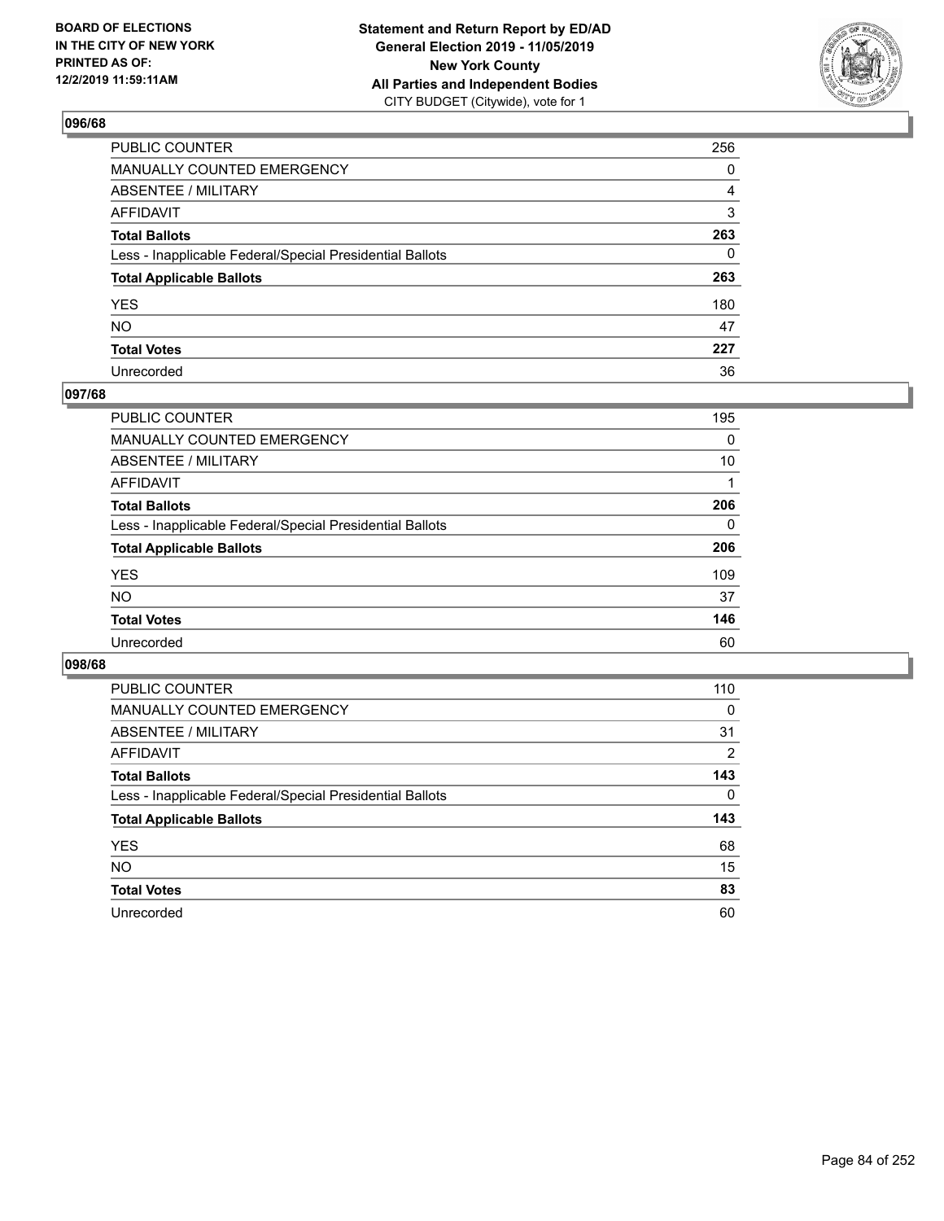**BOARD OF ELECTIONS IN THE CITY OF NEW YORK PRINTED AS OF: 12/2/2019 11:59:11AM**

**Statement and Return Report by ED/AD General Election 2019 - 11/05/2019 New York County All Parties and Independent Bodies**
CITY BUDGET (Citywide), vote for 1

### 096/68

| | |
|---|---|
| PUBLIC COUNTER | 256 |
| MANUALLY COUNTED EMERGENCY | 0 |
| ABSENTEE / MILITARY | 4 |
| AFFIDAVIT | 3 |
| **Total Ballots** | **263** |
| Less - Inapplicable Federal/Special Presidential Ballots | 0 |
| **Total Applicable Ballots** | **263** |
| YES | 180 |
| NO | 47 |
| **Total Votes** | **227** |
| Unrecorded | 36 |

### 097/68

| | |
|---|---|
| PUBLIC COUNTER | 195 |
| MANUALLY COUNTED EMERGENCY | 0 |
| ABSENTEE / MILITARY | 10 |
| AFFIDAVIT | 1 |
| **Total Ballots** | **206** |
| Less - Inapplicable Federal/Special Presidential Ballots | 0 |
| **Total Applicable Ballots** | **206** |
| YES | 109 |
| NO | 37 |
| **Total Votes** | **146** |
| Unrecorded | 60 |

### 098/68

| | |
|---|---|
| PUBLIC COUNTER | 110 |
| MANUALLY COUNTED EMERGENCY | 0 |
| ABSENTEE / MILITARY | 31 |
| AFFIDAVIT | 2 |
| **Total Ballots** | **143** |
| Less - Inapplicable Federal/Special Presidential Ballots | 0 |
| **Total Applicable Ballots** | **143** |
| YES | 68 |
| NO | 15 |
| **Total Votes** | **83** |
| Unrecorded | 60 |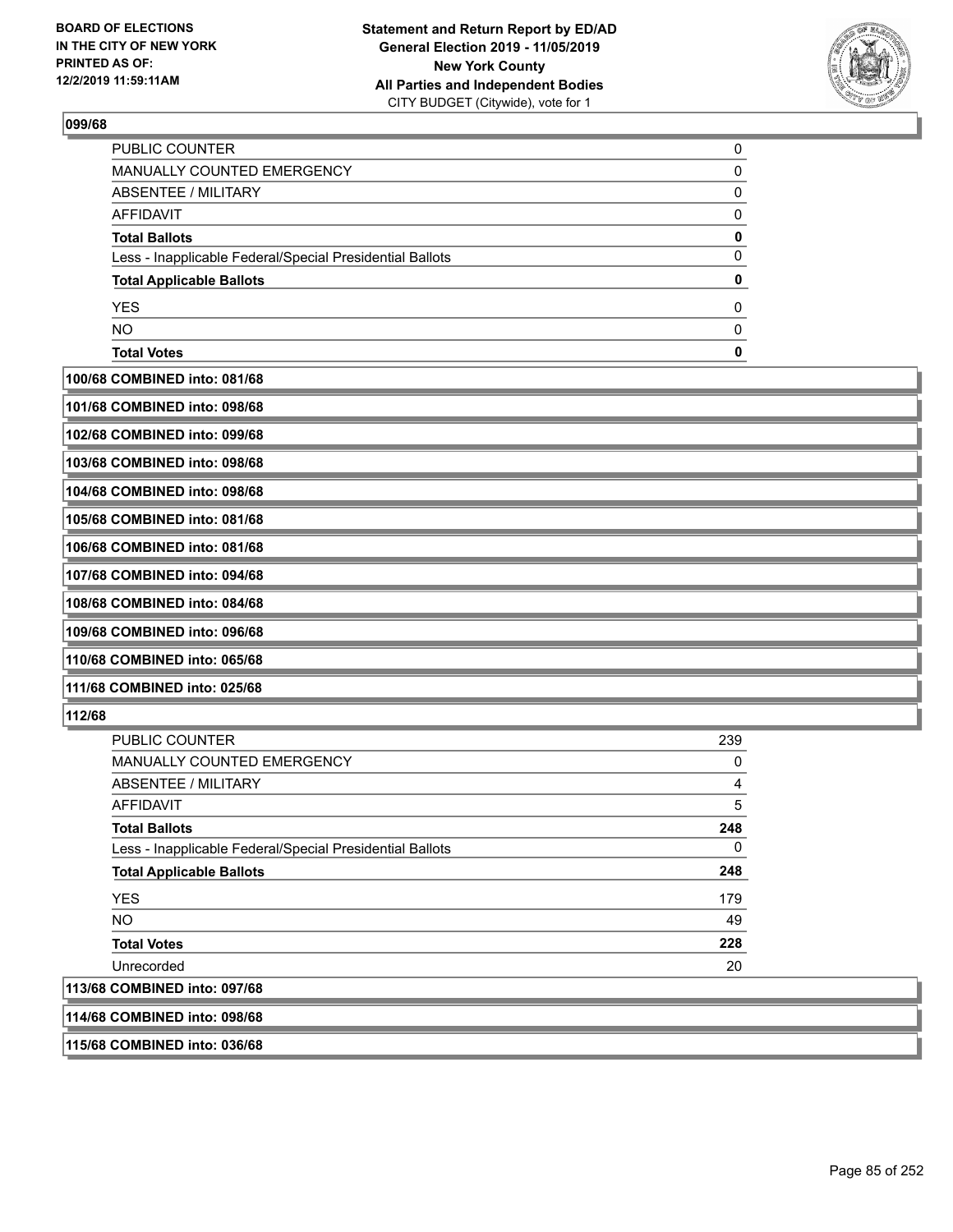**Statement and Return Report by ED/AD**
**General Election 2019 - 11/05/2019**
**New York County**
**All Parties and Independent Bodies**
CITY BUDGET (Citywide), vote for 1

BOARD OF ELECTIONS IN THE CITY OF NEW YORK PRINTED AS OF: 12/2/2019 11:59:11AM

**099/68**

| | |
|---|---|
| PUBLIC COUNTER | 0 |
| MANUALLY COUNTED EMERGENCY | 0 |
| ABSENTEE / MILITARY | 0 |
| AFFIDAVIT | 0 |
| **Total Ballots** | **0** |
| Less - Inapplicable Federal/Special Presidential Ballots | 0 |
| **Total Applicable Ballots** | **0** |
| YES | 0 |
| NO | 0 |
| **Total Votes** | **0** |

**100/68 COMBINED into: 081/68**

**101/68 COMBINED into: 098/68**

**102/68 COMBINED into: 099/68**

**103/68 COMBINED into: 098/68**

**104/68 COMBINED into: 098/68**

**105/68 COMBINED into: 081/68**

**106/68 COMBINED into: 081/68**

**107/68 COMBINED into: 094/68**

**108/68 COMBINED into: 084/68**

**109/68 COMBINED into: 096/68**

**110/68 COMBINED into: 065/68**

**111/68 COMBINED into: 025/68**

**112/68**

| | |
|---|---|
| PUBLIC COUNTER | 239 |
| MANUALLY COUNTED EMERGENCY | 0 |
| ABSENTEE / MILITARY | 4 |
| AFFIDAVIT | 5 |
| **Total Ballots** | **248** |
| Less - Inapplicable Federal/Special Presidential Ballots | 0 |
| **Total Applicable Ballots** | **248** |
| YES | 179 |
| NO | 49 |
| **Total Votes** | **228** |
| Unrecorded | 20 |

**113/68 COMBINED into: 097/68**

**114/68 COMBINED into: 098/68**

**115/68 COMBINED into: 036/68**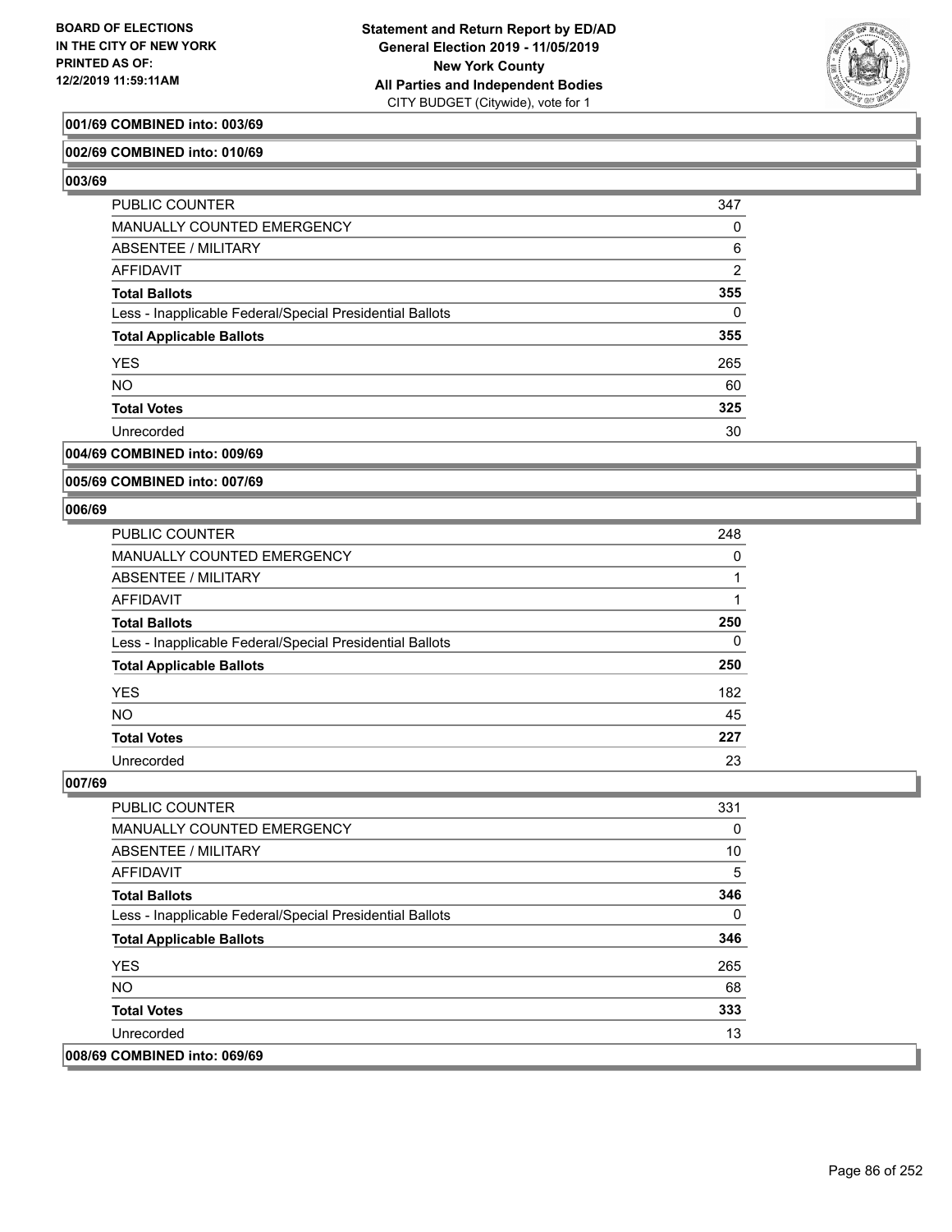**001/69 COMBINED into: 003/69**

**002/69 COMBINED into: 010/69**

**003/69**

| | |
|---|---|
| PUBLIC COUNTER | 347 |
| MANUALLY COUNTED EMERGENCY | 0 |
| ABSENTEE / MILITARY | 6 |
| AFFIDAVIT | 2 |
| **Total Ballots** | **355** |
| Less - Inapplicable Federal/Special Presidential Ballots | 0 |
| **Total Applicable Ballots** | **355** |
| YES | 265 |
| NO | 60 |
| **Total Votes** | **325** |
| Unrecorded | 30 |

**004/69 COMBINED into: 009/69**

**005/69 COMBINED into: 007/69**

**006/69**

| | |
|---|---|
| PUBLIC COUNTER | 248 |
| MANUALLY COUNTED EMERGENCY | 0 |
| ABSENTEE / MILITARY | 1 |
| AFFIDAVIT | 1 |
| **Total Ballots** | **250** |
| Less - Inapplicable Federal/Special Presidential Ballots | 0 |
| **Total Applicable Ballots** | **250** |
| YES | 182 |
| NO | 45 |
| **Total Votes** | **227** |
| Unrecorded | 23 |

**007/69**

| | |
|---|---|
| PUBLIC COUNTER | 331 |
| MANUALLY COUNTED EMERGENCY | 0 |
| ABSENTEE / MILITARY | 10 |
| AFFIDAVIT | 5 |
| **Total Ballots** | **346** |
| Less - Inapplicable Federal/Special Presidential Ballots | 0 |
| **Total Applicable Ballots** | **346** |
| YES | 265 |
| NO | 68 |
| **Total Votes** | **333** |
| Unrecorded | 13 |

**008/69 COMBINED into: 069/69**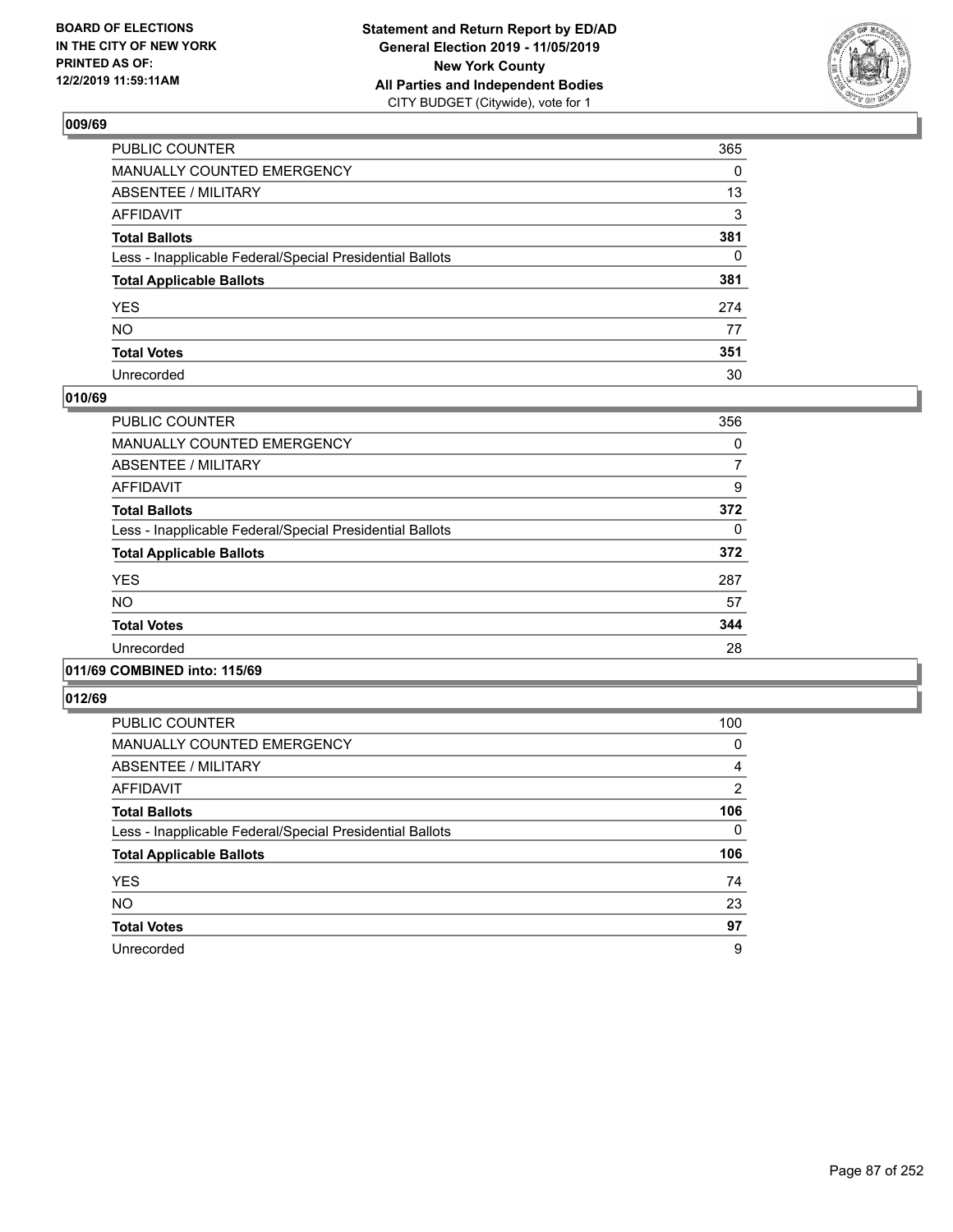**BOARD OF ELECTIONS IN THE CITY OF NEW YORK PRINTED AS OF: 12/2/2019 11:59:11AM**

**Statement and Return Report by ED/AD General Election 2019 - 11/05/2019 New York County All Parties and Independent Bodies**
CITY BUDGET (Citywide), vote for 1

## 009/69

| | |
|---|---|
| PUBLIC COUNTER | 365 |
| MANUALLY COUNTED EMERGENCY | 0 |
| ABSENTEE / MILITARY | 13 |
| AFFIDAVIT | 3 |
| **Total Ballots** | **381** |
| Less - Inapplicable Federal/Special Presidential Ballots | 0 |
| **Total Applicable Ballots** | **381** |
| YES | 274 |
| NO | 77 |
| **Total Votes** | **351** |
| Unrecorded | 30 |

## 010/69

| | |
|---|---|
| PUBLIC COUNTER | 356 |
| MANUALLY COUNTED EMERGENCY | 0 |
| ABSENTEE / MILITARY | 7 |
| AFFIDAVIT | 9 |
| **Total Ballots** | **372** |
| Less - Inapplicable Federal/Special Presidential Ballots | 0 |
| **Total Applicable Ballots** | **372** |
| YES | 287 |
| NO | 57 |
| **Total Votes** | **344** |
| Unrecorded | 28 |

## 011/69 COMBINED into: 115/69

## 012/69

| | |
|---|---|
| PUBLIC COUNTER | 100 |
| MANUALLY COUNTED EMERGENCY | 0 |
| ABSENTEE / MILITARY | 4 |
| AFFIDAVIT | 2 |
| **Total Ballots** | **106** |
| Less - Inapplicable Federal/Special Presidential Ballots | 0 |
| **Total Applicable Ballots** | **106** |
| YES | 74 |
| NO | 23 |
| **Total Votes** | **97** |
| Unrecorded | 9 |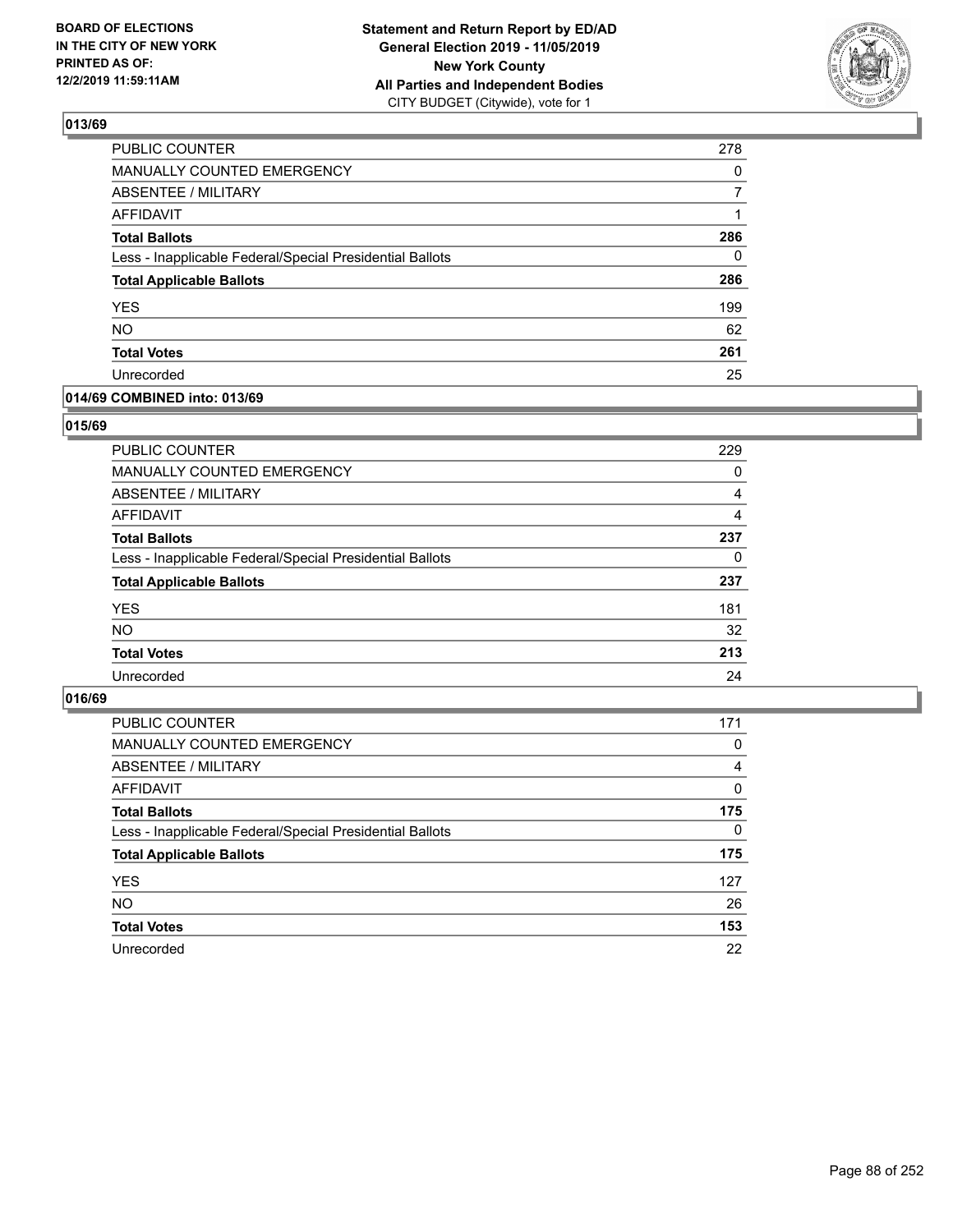**BOARD OF ELECTIONS IN THE CITY OF NEW YORK PRINTED AS OF: 12/2/2019 11:59:11AM**

**Statement and Return Report by ED/AD General Election 2019 - 11/05/2019 New York County All Parties and Independent Bodies**
CITY BUDGET (Citywide), vote for 1

## 013/69

| | |
|---|---|
| PUBLIC COUNTER | 278 |
| MANUALLY COUNTED EMERGENCY | 0 |
| ABSENTEE / MILITARY | 7 |
| AFFIDAVIT | 1 |
| **Total Ballots** | **286** |
| Less - Inapplicable Federal/Special Presidential Ballots | 0 |
| **Total Applicable Ballots** | **286** |
| YES | 199 |
| NO | 62 |
| **Total Votes** | **261** |
| Unrecorded | 25 |

## 014/69 COMBINED into: 013/69

## 015/69

| | |
|---|---|
| PUBLIC COUNTER | 229 |
| MANUALLY COUNTED EMERGENCY | 0 |
| ABSENTEE / MILITARY | 4 |
| AFFIDAVIT | 4 |
| **Total Ballots** | **237** |
| Less - Inapplicable Federal/Special Presidential Ballots | 0 |
| **Total Applicable Ballots** | **237** |
| YES | 181 |
| NO | 32 |
| **Total Votes** | **213** |
| Unrecorded | 24 |

## 016/69

| | |
|---|---|
| PUBLIC COUNTER | 171 |
| MANUALLY COUNTED EMERGENCY | 0 |
| ABSENTEE / MILITARY | 4 |
| AFFIDAVIT | 0 |
| **Total Ballots** | **175** |
| Less - Inapplicable Federal/Special Presidential Ballots | 0 |
| **Total Applicable Ballots** | **175** |
| YES | 127 |
| NO | 26 |
| **Total Votes** | **153** |
| Unrecorded | 22 |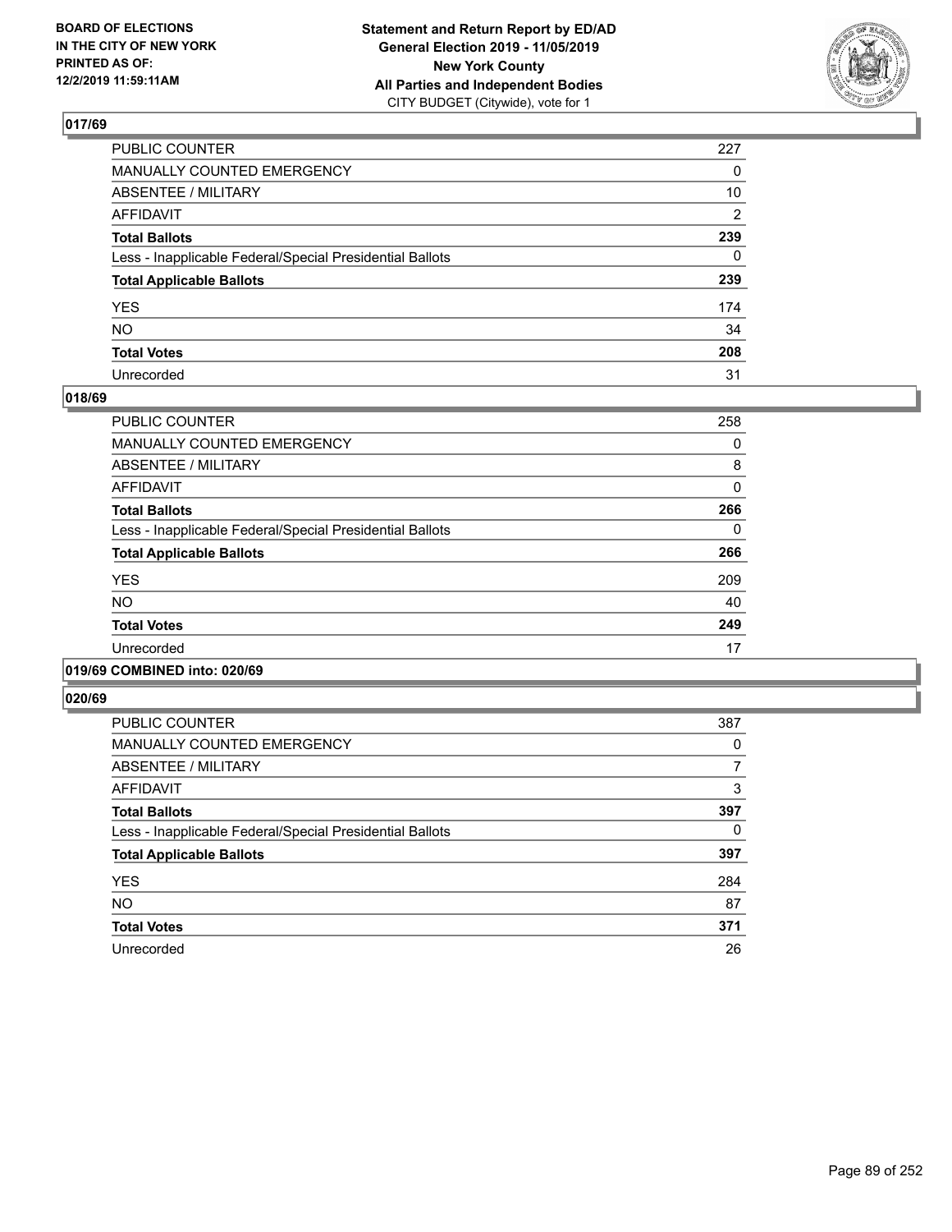## 017/69

| | |
|---|---|
| PUBLIC COUNTER | 227 |
| MANUALLY COUNTED EMERGENCY | 0 |
| ABSENTEE / MILITARY | 10 |
| AFFIDAVIT | 2 |
| **Total Ballots** | **239** |
| Less - Inapplicable Federal/Special Presidential Ballots | 0 |
| **Total Applicable Ballots** | **239** |
| YES | 174 |
| NO | 34 |
| **Total Votes** | **208** |
| Unrecorded | 31 |

## 018/69

| | |
|---|---|
| PUBLIC COUNTER | 258 |
| MANUALLY COUNTED EMERGENCY | 0 |
| ABSENTEE / MILITARY | 8 |
| AFFIDAVIT | 0 |
| **Total Ballots** | **266** |
| Less - Inapplicable Federal/Special Presidential Ballots | 0 |
| **Total Applicable Ballots** | **266** |
| YES | 209 |
| NO | 40 |
| **Total Votes** | **249** |
| Unrecorded | 17 |

## 019/69 COMBINED into: 020/69

## 020/69

| | |
|---|---|
| PUBLIC COUNTER | 387 |
| MANUALLY COUNTED EMERGENCY | 0 |
| ABSENTEE / MILITARY | 7 |
| AFFIDAVIT | 3 |
| **Total Ballots** | **397** |
| Less - Inapplicable Federal/Special Presidential Ballots | 0 |
| **Total Applicable Ballots** | **397** |
| YES | 284 |
| NO | 87 |
| **Total Votes** | **371** |
| Unrecorded | 26 |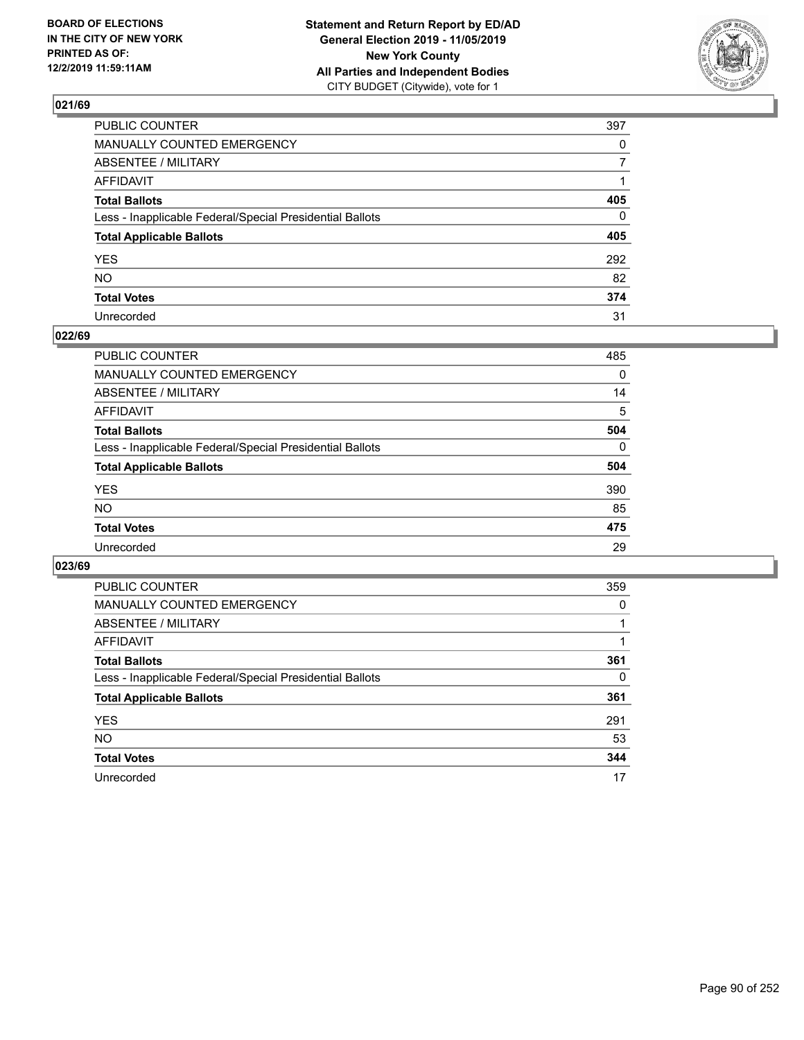BOARD OF ELECTIONS IN THE CITY OF NEW YORK PRINTED AS OF: 12/2/2019 11:59:11AM

**Statement and Return Report by ED/AD General Election 2019 - 11/05/2019 New York County All Parties and Independent Bodies** CITY BUDGET (Citywide), vote for 1

## 021/69

| | |
|---|---|
| PUBLIC COUNTER | 397 |
| MANUALLY COUNTED EMERGENCY | 0 |
| ABSENTEE / MILITARY | 7 |
| AFFIDAVIT | 1 |
| **Total Ballots** | **405** |
| Less - Inapplicable Federal/Special Presidential Ballots | 0 |
| **Total Applicable Ballots** | **405** |
| YES | 292 |
| NO | 82 |
| **Total Votes** | **374** |
| Unrecorded | 31 |

## 022/69

| | |
|---|---|
| PUBLIC COUNTER | 485 |
| MANUALLY COUNTED EMERGENCY | 0 |
| ABSENTEE / MILITARY | 14 |
| AFFIDAVIT | 5 |
| **Total Ballots** | **504** |
| Less - Inapplicable Federal/Special Presidential Ballots | 0 |
| **Total Applicable Ballots** | **504** |
| YES | 390 |
| NO | 85 |
| **Total Votes** | **475** |
| Unrecorded | 29 |

## 023/69

| | |
|---|---|
| PUBLIC COUNTER | 359 |
| MANUALLY COUNTED EMERGENCY | 0 |
| ABSENTEE / MILITARY | 1 |
| AFFIDAVIT | 1 |
| **Total Ballots** | **361** |
| Less - Inapplicable Federal/Special Presidential Ballots | 0 |
| **Total Applicable Ballots** | **361** |
| YES | 291 |
| NO | 53 |
| **Total Votes** | **344** |
| Unrecorded | 17 |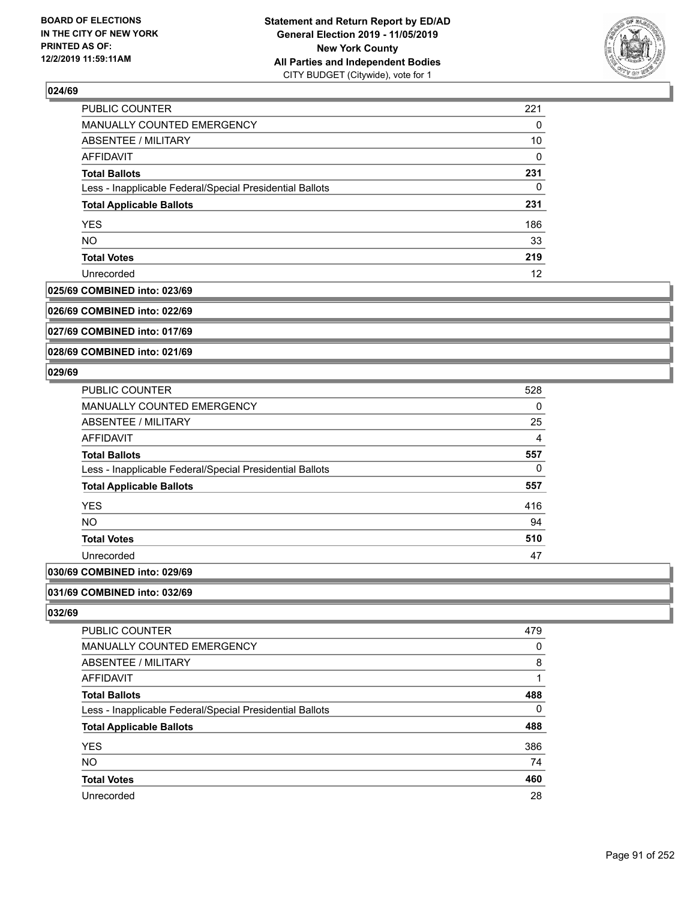**Statement and Return Report by ED/AD**
**General Election 2019 - 11/05/2019**
**New York County**
**All Parties and Independent Bodies**
CITY BUDGET (Citywide), vote for 1

BOARD OF ELECTIONS IN THE CITY OF NEW YORK PRINTED AS OF: 12/2/2019 11:59:11AM

### 024/69

| | |
|---|---|
| PUBLIC COUNTER | 221 |
| MANUALLY COUNTED EMERGENCY | 0 |
| ABSENTEE / MILITARY | 10 |
| AFFIDAVIT | 0 |
| **Total Ballots** | **231** |
| Less - Inapplicable Federal/Special Presidential Ballots | 0 |
| **Total Applicable Ballots** | **231** |
| YES | 186 |
| NO | 33 |
| **Total Votes** | **219** |
| Unrecorded | 12 |

### 025/69 COMBINED into: 023/69

### 026/69 COMBINED into: 022/69

### 027/69 COMBINED into: 017/69

### 028/69 COMBINED into: 021/69

### 029/69

| | |
|---|---|
| PUBLIC COUNTER | 528 |
| MANUALLY COUNTED EMERGENCY | 0 |
| ABSENTEE / MILITARY | 25 |
| AFFIDAVIT | 4 |
| **Total Ballots** | **557** |
| Less - Inapplicable Federal/Special Presidential Ballots | 0 |
| **Total Applicable Ballots** | **557** |
| YES | 416 |
| NO | 94 |
| **Total Votes** | **510** |
| Unrecorded | 47 |

### 030/69 COMBINED into: 029/69

### 031/69 COMBINED into: 032/69

### 032/69

| | |
|---|---|
| PUBLIC COUNTER | 479 |
| MANUALLY COUNTED EMERGENCY | 0 |
| ABSENTEE / MILITARY | 8 |
| AFFIDAVIT | 1 |
| **Total Ballots** | **488** |
| Less - Inapplicable Federal/Special Presidential Ballots | 0 |
| **Total Applicable Ballots** | **488** |
| YES | 386 |
| NO | 74 |
| **Total Votes** | **460** |
| Unrecorded | 28 |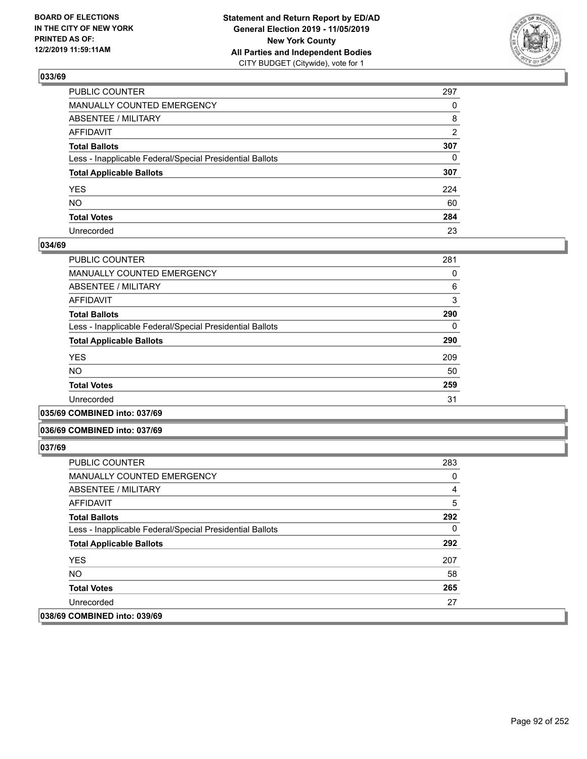### 033/69

| | |
|---|---|
| PUBLIC COUNTER | 297 |
| MANUALLY COUNTED EMERGENCY | 0 |
| ABSENTEE / MILITARY | 8 |
| AFFIDAVIT | 2 |
| **Total Ballots** | **307** |
| Less - Inapplicable Federal/Special Presidential Ballots | 0 |
| **Total Applicable Ballots** | **307** |
| YES | 224 |
| NO | 60 |
| **Total Votes** | **284** |
| Unrecorded | 23 |

### 034/69

| | |
|---|---|
| PUBLIC COUNTER | 281 |
| MANUALLY COUNTED EMERGENCY | 0 |
| ABSENTEE / MILITARY | 6 |
| AFFIDAVIT | 3 |
| **Total Ballots** | **290** |
| Less - Inapplicable Federal/Special Presidential Ballots | 0 |
| **Total Applicable Ballots** | **290** |
| YES | 209 |
| NO | 50 |
| **Total Votes** | **259** |
| Unrecorded | 31 |

### 035/69 COMBINED into: 037/69

### 036/69 COMBINED into: 037/69

### 037/69

| | |
|---|---|
| PUBLIC COUNTER | 283 |
| MANUALLY COUNTED EMERGENCY | 0 |
| ABSENTEE / MILITARY | 4 |
| AFFIDAVIT | 5 |
| **Total Ballots** | **292** |
| Less - Inapplicable Federal/Special Presidential Ballots | 0 |
| **Total Applicable Ballots** | **292** |
| YES | 207 |
| NO | 58 |
| **Total Votes** | **265** |
| Unrecorded | 27 |

### 038/69 COMBINED into: 039/69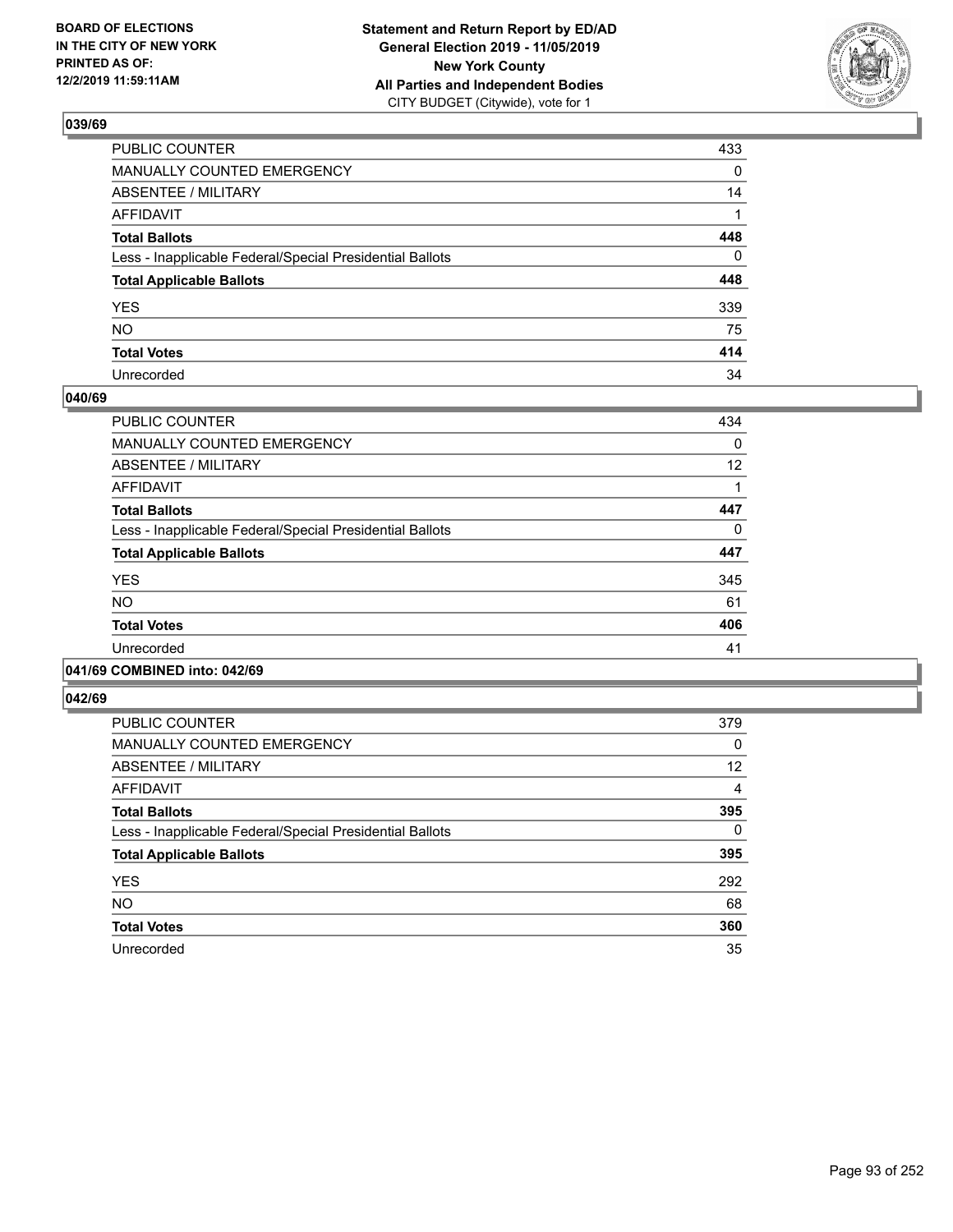**BOARD OF ELECTIONS IN THE CITY OF NEW YORK PRINTED AS OF: 12/2/2019 11:59:11AM**

**Statement and Return Report by ED/AD**
**General Election 2019 - 11/05/2019**
**New York County**
**All Parties and Independent Bodies**
CITY BUDGET (Citywide), vote for 1

### 039/69

| | |
|---|---|
| PUBLIC COUNTER | 433 |
| MANUALLY COUNTED EMERGENCY | 0 |
| ABSENTEE / MILITARY | 14 |
| AFFIDAVIT | 1 |
| **Total Ballots** | **448** |
| Less - Inapplicable Federal/Special Presidential Ballots | 0 |
| **Total Applicable Ballots** | **448** |
| YES | 339 |
| NO | 75 |
| **Total Votes** | **414** |
| Unrecorded | 34 |

### 040/69

| | |
|---|---|
| PUBLIC COUNTER | 434 |
| MANUALLY COUNTED EMERGENCY | 0 |
| ABSENTEE / MILITARY | 12 |
| AFFIDAVIT | 1 |
| **Total Ballots** | **447** |
| Less - Inapplicable Federal/Special Presidential Ballots | 0 |
| **Total Applicable Ballots** | **447** |
| YES | 345 |
| NO | 61 |
| **Total Votes** | **406** |
| Unrecorded | 41 |

### 041/69 COMBINED into: 042/69

### 042/69

| | |
|---|---|
| PUBLIC COUNTER | 379 |
| MANUALLY COUNTED EMERGENCY | 0 |
| ABSENTEE / MILITARY | 12 |
| AFFIDAVIT | 4 |
| **Total Ballots** | **395** |
| Less - Inapplicable Federal/Special Presidential Ballots | 0 |
| **Total Applicable Ballots** | **395** |
| YES | 292 |
| NO | 68 |
| **Total Votes** | **360** |
| Unrecorded | 35 |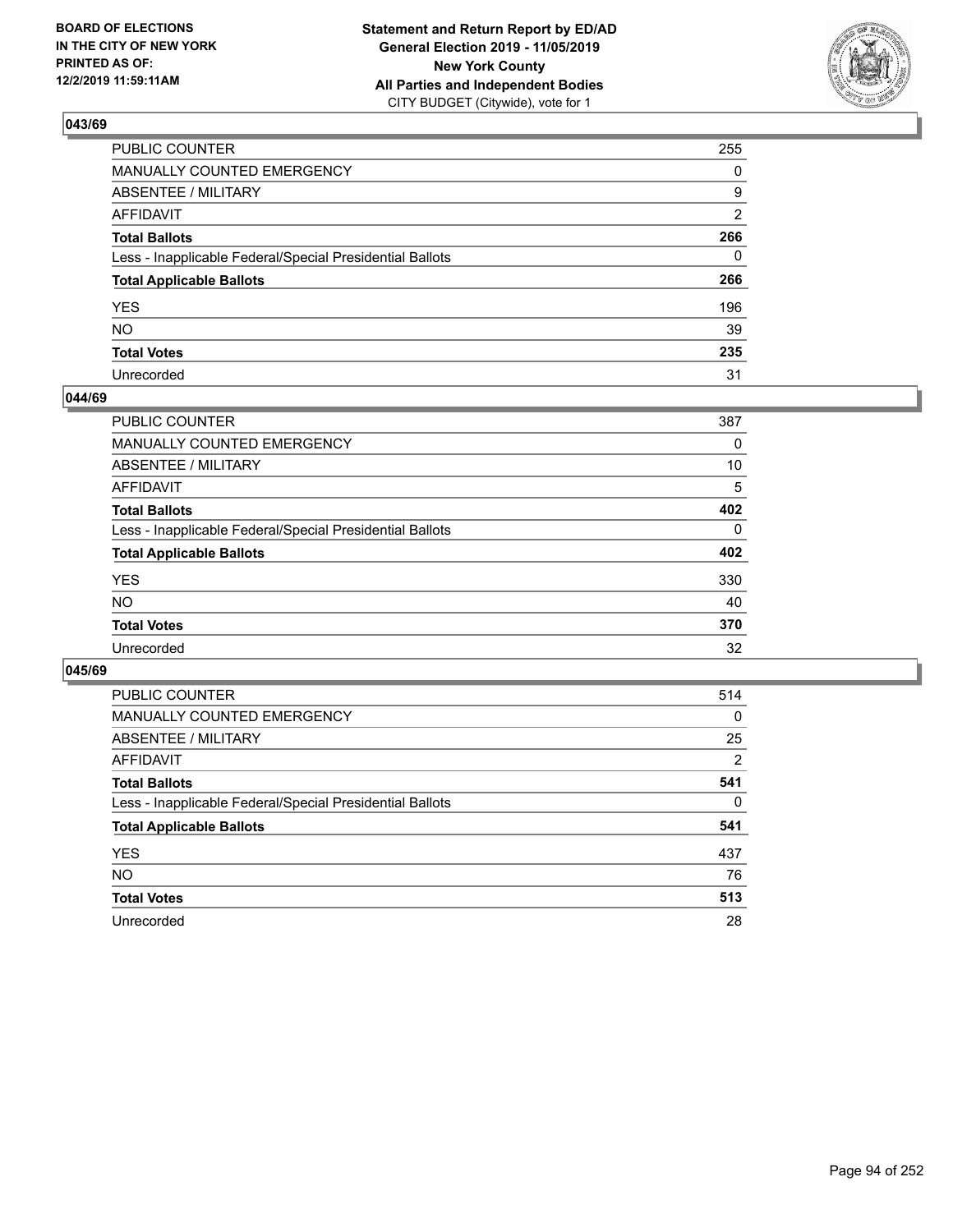**BOARD OF ELECTIONS IN THE CITY OF NEW YORK PRINTED AS OF: 12/2/2019 11:59:11AM**

**Statement and Return Report by ED/AD General Election 2019 - 11/05/2019 New York County All Parties and Independent Bodies**
CITY BUDGET (Citywide), vote for 1

## 043/69

| | |
|---|---|
| PUBLIC COUNTER | 255 |
| MANUALLY COUNTED EMERGENCY | 0 |
| ABSENTEE / MILITARY | 9 |
| AFFIDAVIT | 2 |
| **Total Ballots** | **266** |
| Less - Inapplicable Federal/Special Presidential Ballots | 0 |
| **Total Applicable Ballots** | **266** |
| YES | 196 |
| NO | 39 |
| **Total Votes** | **235** |
| Unrecorded | 31 |

## 044/69

| | |
|---|---|
| PUBLIC COUNTER | 387 |
| MANUALLY COUNTED EMERGENCY | 0 |
| ABSENTEE / MILITARY | 10 |
| AFFIDAVIT | 5 |
| **Total Ballots** | **402** |
| Less - Inapplicable Federal/Special Presidential Ballots | 0 |
| **Total Applicable Ballots** | **402** |
| YES | 330 |
| NO | 40 |
| **Total Votes** | **370** |
| Unrecorded | 32 |

## 045/69

| | |
|---|---|
| PUBLIC COUNTER | 514 |
| MANUALLY COUNTED EMERGENCY | 0 |
| ABSENTEE / MILITARY | 25 |
| AFFIDAVIT | 2 |
| **Total Ballots** | **541** |
| Less - Inapplicable Federal/Special Presidential Ballots | 0 |
| **Total Applicable Ballots** | **541** |
| YES | 437 |
| NO | 76 |
| **Total Votes** | **513** |
| Unrecorded | 28 |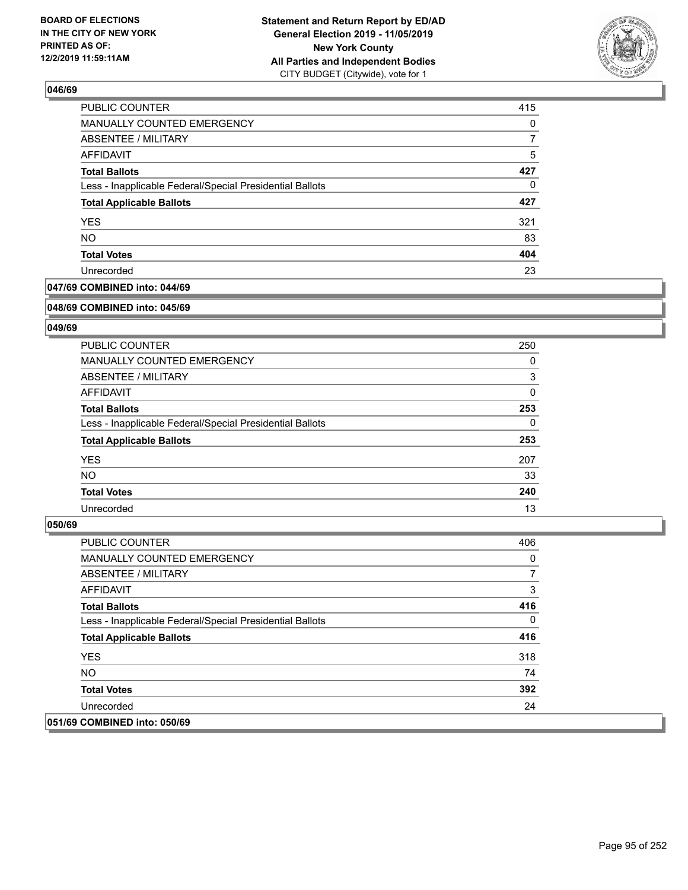## 046/69

| | |
|---|---|
| PUBLIC COUNTER | 415 |
| MANUALLY COUNTED EMERGENCY | 0 |
| ABSENTEE / MILITARY | 7 |
| AFFIDAVIT | 5 |
| **Total Ballots** | **427** |
| Less - Inapplicable Federal/Special Presidential Ballots | 0 |
| **Total Applicable Ballots** | **427** |
| YES | 321 |
| NO | 83 |
| **Total Votes** | **404** |
| Unrecorded | 23 |

## 047/69 COMBINED into: 044/69

## 048/69 COMBINED into: 045/69

## 049/69

| | |
|---|---|
| PUBLIC COUNTER | 250 |
| MANUALLY COUNTED EMERGENCY | 0 |
| ABSENTEE / MILITARY | 3 |
| AFFIDAVIT | 0 |
| **Total Ballots** | **253** |
| Less - Inapplicable Federal/Special Presidential Ballots | 0 |
| **Total Applicable Ballots** | **253** |
| YES | 207 |
| NO | 33 |
| **Total Votes** | **240** |
| Unrecorded | 13 |

## 050/69

| | |
|---|---|
| PUBLIC COUNTER | 406 |
| MANUALLY COUNTED EMERGENCY | 0 |
| ABSENTEE / MILITARY | 7 |
| AFFIDAVIT | 3 |
| **Total Ballots** | **416** |
| Less - Inapplicable Federal/Special Presidential Ballots | 0 |
| **Total Applicable Ballots** | **416** |
| YES | 318 |
| NO | 74 |
| **Total Votes** | **392** |
| Unrecorded | 24 |

## 051/69 COMBINED into: 050/69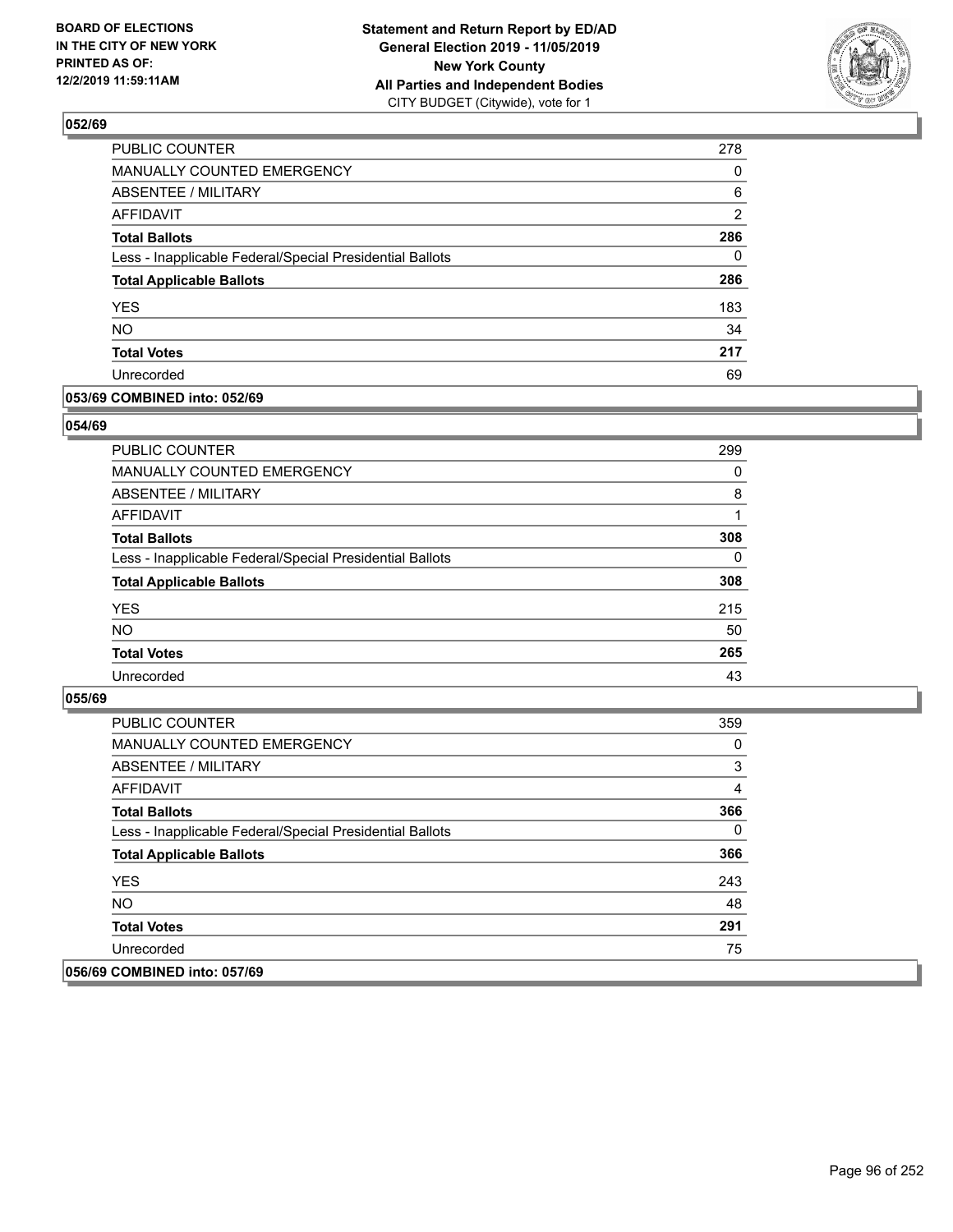**BOARD OF ELECTIONS IN THE CITY OF NEW YORK PRINTED AS OF: 12/2/2019 11:59:11AM**

**Statement and Return Report by ED/AD General Election 2019 - 11/05/2019 New York County All Parties and Independent Bodies**
CITY BUDGET (Citywide), vote for 1

## 052/69

| | |
|---|---|
| PUBLIC COUNTER | 278 |
| MANUALLY COUNTED EMERGENCY | 0 |
| ABSENTEE / MILITARY | 6 |
| AFFIDAVIT | 2 |
| **Total Ballots** | **286** |
| Less - Inapplicable Federal/Special Presidential Ballots | 0 |
| **Total Applicable Ballots** | **286** |
| YES | 183 |
| NO | 34 |
| **Total Votes** | **217** |
| Unrecorded | 69 |

## 053/69 COMBINED into: 052/69

## 054/69

| | |
|---|---|
| PUBLIC COUNTER | 299 |
| MANUALLY COUNTED EMERGENCY | 0 |
| ABSENTEE / MILITARY | 8 |
| AFFIDAVIT | 1 |
| **Total Ballots** | **308** |
| Less - Inapplicable Federal/Special Presidential Ballots | 0 |
| **Total Applicable Ballots** | **308** |
| YES | 215 |
| NO | 50 |
| **Total Votes** | **265** |
| Unrecorded | 43 |

## 055/69

| | |
|---|---|
| PUBLIC COUNTER | 359 |
| MANUALLY COUNTED EMERGENCY | 0 |
| ABSENTEE / MILITARY | 3 |
| AFFIDAVIT | 4 |
| **Total Ballots** | **366** |
| Less - Inapplicable Federal/Special Presidential Ballots | 0 |
| **Total Applicable Ballots** | **366** |
| YES | 243 |
| NO | 48 |
| **Total Votes** | **291** |
| Unrecorded | 75 |

## 056/69 COMBINED into: 057/69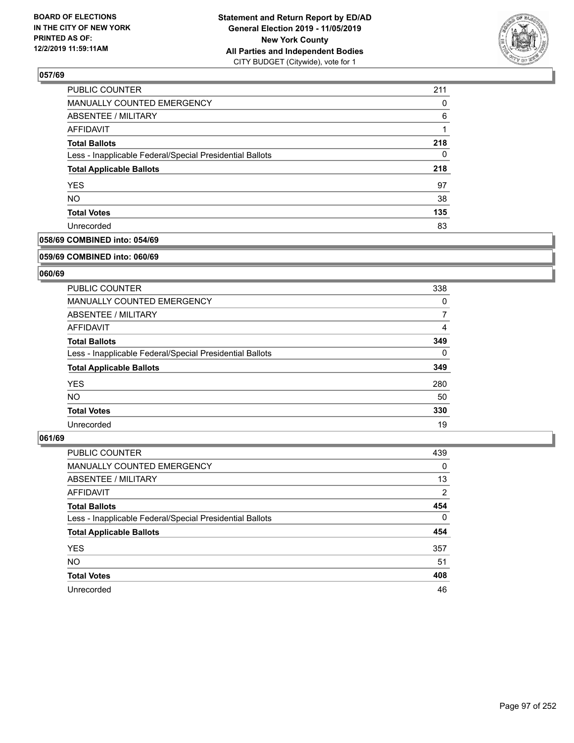**BOARD OF ELECTIONS IN THE CITY OF NEW YORK PRINTED AS OF: 12/2/2019 11:59:11AM**

**Statement and Return Report by ED/AD**
**General Election 2019 - 11/05/2019**
**New York County**
**All Parties and Independent Bodies**
CITY BUDGET (Citywide), vote for 1

### 057/69

| | |
|---|---|
| PUBLIC COUNTER | 211 |
| MANUALLY COUNTED EMERGENCY | 0 |
| ABSENTEE / MILITARY | 6 |
| AFFIDAVIT | 1 |
| **Total Ballots** | **218** |
| Less - Inapplicable Federal/Special Presidential Ballots | 0 |
| **Total Applicable Ballots** | **218** |
| YES | 97 |
| NO | 38 |
| **Total Votes** | **135** |
| Unrecorded | 83 |

### 058/69 COMBINED into: 054/69

### 059/69 COMBINED into: 060/69

### 060/69

| | |
|---|---|
| PUBLIC COUNTER | 338 |
| MANUALLY COUNTED EMERGENCY | 0 |
| ABSENTEE / MILITARY | 7 |
| AFFIDAVIT | 4 |
| **Total Ballots** | **349** |
| Less - Inapplicable Federal/Special Presidential Ballots | 0 |
| **Total Applicable Ballots** | **349** |
| YES | 280 |
| NO | 50 |
| **Total Votes** | **330** |
| Unrecorded | 19 |

### 061/69

| | |
|---|---|
| PUBLIC COUNTER | 439 |
| MANUALLY COUNTED EMERGENCY | 0 |
| ABSENTEE / MILITARY | 13 |
| AFFIDAVIT | 2 |
| **Total Ballots** | **454** |
| Less - Inapplicable Federal/Special Presidential Ballots | 0 |
| **Total Applicable Ballots** | **454** |
| YES | 357 |
| NO | 51 |
| **Total Votes** | **408** |
| Unrecorded | 46 |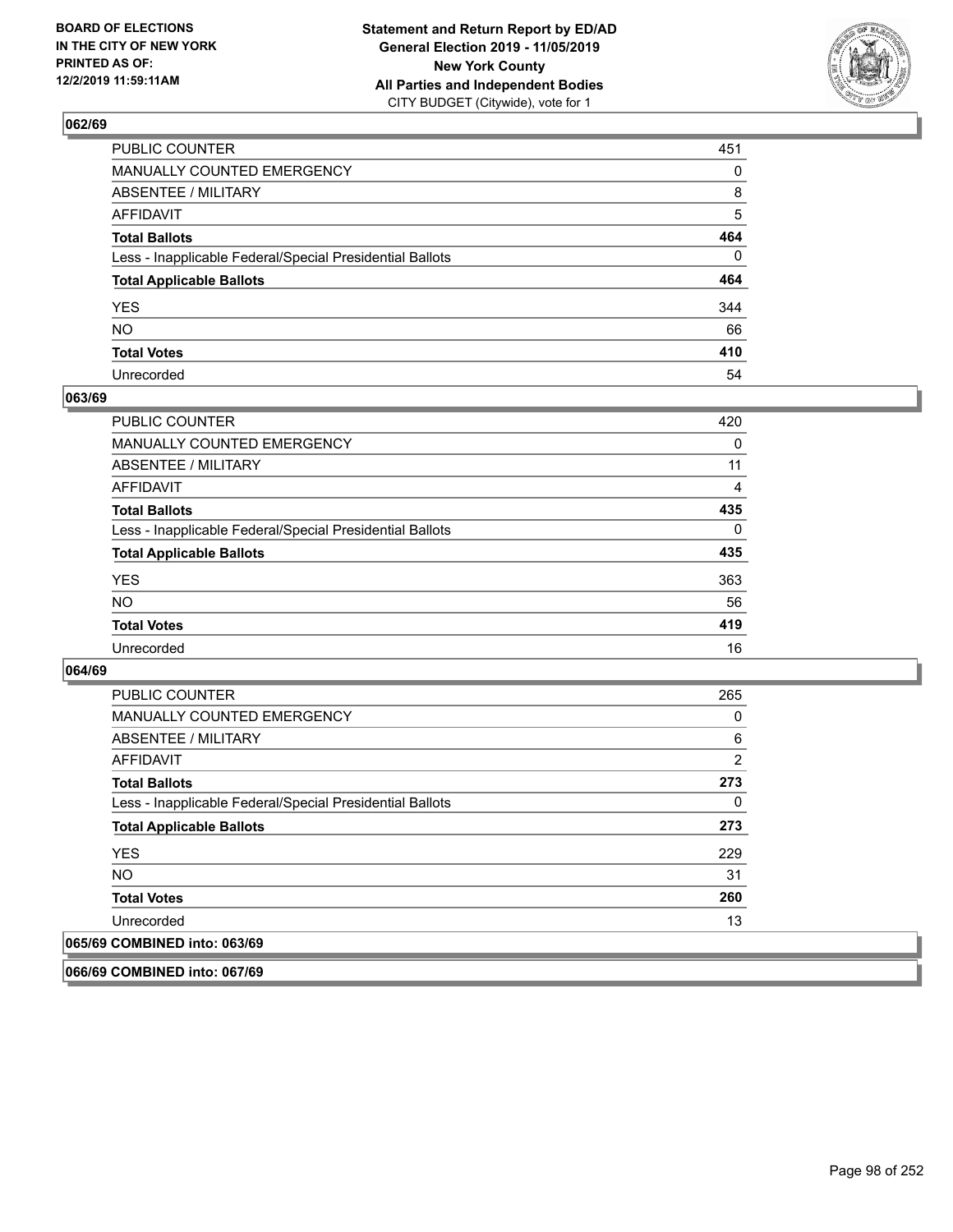**Statement and Return Report by ED/AD**
**General Election 2019 - 11/05/2019**
**New York County**
**All Parties and Independent Bodies**
CITY BUDGET (Citywide), vote for 1

BOARD OF ELECTIONS
IN THE CITY OF NEW YORK
PRINTED AS OF:
12/2/2019 11:59:11AM

### 062/69

| | |
|---|---|
| PUBLIC COUNTER | 451 |
| MANUALLY COUNTED EMERGENCY | 0 |
| ABSENTEE / MILITARY | 8 |
| AFFIDAVIT | 5 |
| **Total Ballots** | **464** |
| Less - Inapplicable Federal/Special Presidential Ballots | 0 |
| **Total Applicable Ballots** | **464** |
| YES | 344 |
| NO | 66 |
| **Total Votes** | **410** |
| Unrecorded | 54 |

### 063/69

| | |
|---|---|
| PUBLIC COUNTER | 420 |
| MANUALLY COUNTED EMERGENCY | 0 |
| ABSENTEE / MILITARY | 11 |
| AFFIDAVIT | 4 |
| **Total Ballots** | **435** |
| Less - Inapplicable Federal/Special Presidential Ballots | 0 |
| **Total Applicable Ballots** | **435** |
| YES | 363 |
| NO | 56 |
| **Total Votes** | **419** |
| Unrecorded | 16 |

### 064/69

| | |
|---|---|
| PUBLIC COUNTER | 265 |
| MANUALLY COUNTED EMERGENCY | 0 |
| ABSENTEE / MILITARY | 6 |
| AFFIDAVIT | 2 |
| **Total Ballots** | **273** |
| Less - Inapplicable Federal/Special Presidential Ballots | 0 |
| **Total Applicable Ballots** | **273** |
| YES | 229 |
| NO | 31 |
| **Total Votes** | **260** |
| Unrecorded | 13 |

### 065/69 COMBINED into: 063/69

### 066/69 COMBINED into: 067/69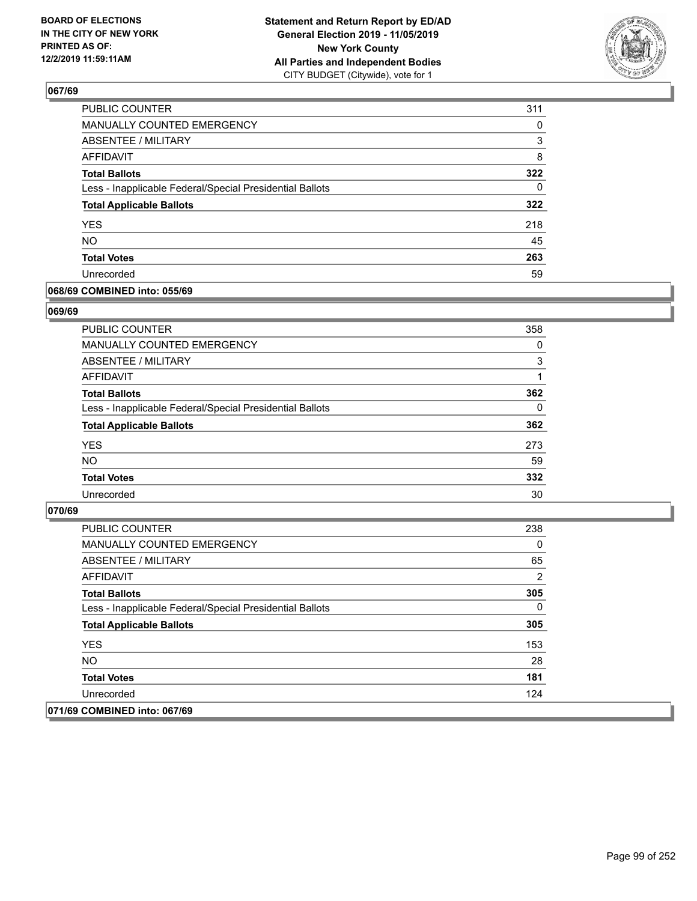## 067/69

| | |
|---|---|
| PUBLIC COUNTER | 311 |
| MANUALLY COUNTED EMERGENCY | 0 |
| ABSENTEE / MILITARY | 3 |
| AFFIDAVIT | 8 |
| **Total Ballots** | **322** |
| Less - Inapplicable Federal/Special Presidential Ballots | 0 |
| **Total Applicable Ballots** | **322** |
| YES | 218 |
| NO | 45 |
| **Total Votes** | **263** |
| Unrecorded | 59 |

## 068/69 COMBINED into: 055/69

## 069/69

| | |
|---|---|
| PUBLIC COUNTER | 358 |
| MANUALLY COUNTED EMERGENCY | 0 |
| ABSENTEE / MILITARY | 3 |
| AFFIDAVIT | 1 |
| **Total Ballots** | **362** |
| Less - Inapplicable Federal/Special Presidential Ballots | 0 |
| **Total Applicable Ballots** | **362** |
| YES | 273 |
| NO | 59 |
| **Total Votes** | **332** |
| Unrecorded | 30 |

## 070/69

| | |
|---|---|
| PUBLIC COUNTER | 238 |
| MANUALLY COUNTED EMERGENCY | 0 |
| ABSENTEE / MILITARY | 65 |
| AFFIDAVIT | 2 |
| **Total Ballots** | **305** |
| Less - Inapplicable Federal/Special Presidential Ballots | 0 |
| **Total Applicable Ballots** | **305** |
| YES | 153 |
| NO | 28 |
| **Total Votes** | **181** |
| Unrecorded | 124 |

## 071/69 COMBINED into: 067/69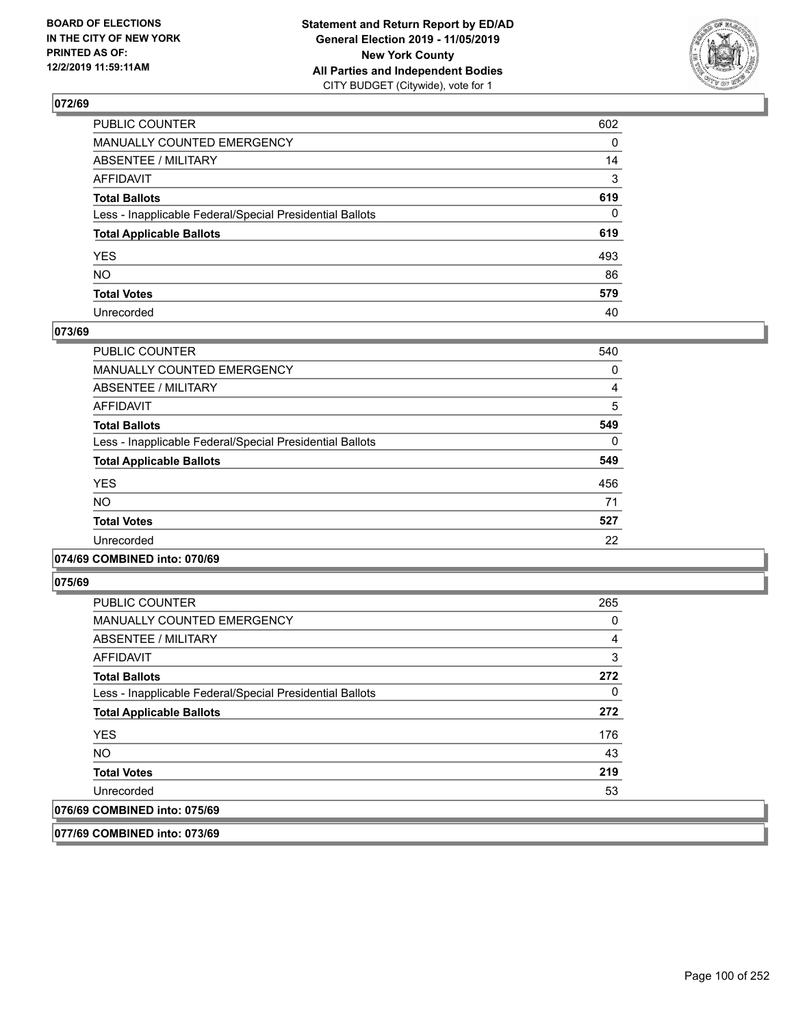### 072/69

| | |
|---|---|
| PUBLIC COUNTER | 602 |
| MANUALLY COUNTED EMERGENCY | 0 |
| ABSENTEE / MILITARY | 14 |
| AFFIDAVIT | 3 |
| **Total Ballots** | **619** |
| Less - Inapplicable Federal/Special Presidential Ballots | 0 |
| **Total Applicable Ballots** | **619** |
| YES | 493 |
| NO | 86 |
| **Total Votes** | **579** |
| Unrecorded | 40 |

### 073/69

| | |
|---|---|
| PUBLIC COUNTER | 540 |
| MANUALLY COUNTED EMERGENCY | 0 |
| ABSENTEE / MILITARY | 4 |
| AFFIDAVIT | 5 |
| **Total Ballots** | **549** |
| Less - Inapplicable Federal/Special Presidential Ballots | 0 |
| **Total Applicable Ballots** | **549** |
| YES | 456 |
| NO | 71 |
| **Total Votes** | **527** |
| Unrecorded | 22 |

### 074/69 COMBINED into: 070/69

### 075/69

| | |
|---|---|
| PUBLIC COUNTER | 265 |
| MANUALLY COUNTED EMERGENCY | 0 |
| ABSENTEE / MILITARY | 4 |
| AFFIDAVIT | 3 |
| **Total Ballots** | **272** |
| Less - Inapplicable Federal/Special Presidential Ballots | 0 |
| **Total Applicable Ballots** | **272** |
| YES | 176 |
| NO | 43 |
| **Total Votes** | **219** |
| Unrecorded | 53 |

### 076/69 COMBINED into: 075/69

### 077/69 COMBINED into: 073/69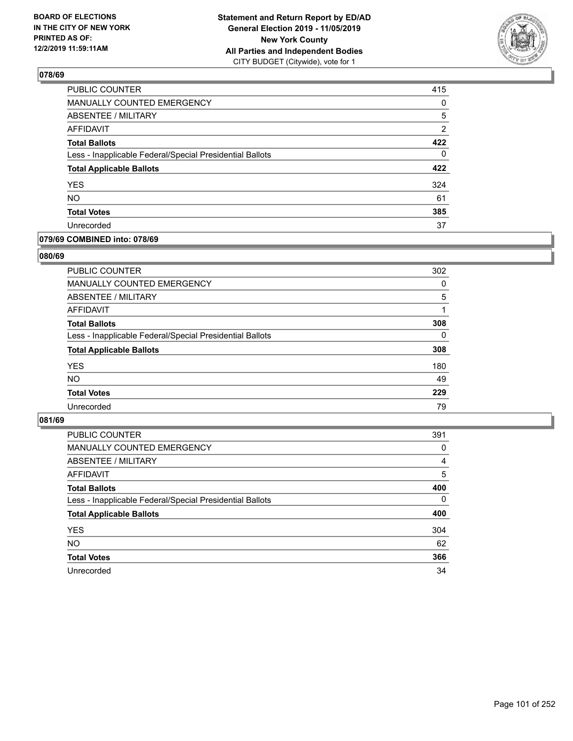BOARD OF ELECTIONS
IN THE CITY OF NEW YORK
PRINTED AS OF:
12/2/2019 11:59:11AM

**Statement and Return Report by ED/AD**
**General Election 2019 - 11/05/2019**
**New York County**
**All Parties and Independent Bodies**
CITY BUDGET (Citywide), vote for 1

## 078/69

| | |
|---|---|
| PUBLIC COUNTER | 415 |
| MANUALLY COUNTED EMERGENCY | 0 |
| ABSENTEE / MILITARY | 5 |
| AFFIDAVIT | 2 |
| **Total Ballots** | **422** |
| Less - Inapplicable Federal/Special Presidential Ballots | 0 |
| **Total Applicable Ballots** | **422** |
| YES | 324 |
| NO | 61 |
| **Total Votes** | **385** |
| Unrecorded | 37 |

## 079/69 COMBINED into: 078/69

## 080/69

| | |
|---|---|
| PUBLIC COUNTER | 302 |
| MANUALLY COUNTED EMERGENCY | 0 |
| ABSENTEE / MILITARY | 5 |
| AFFIDAVIT | 1 |
| **Total Ballots** | **308** |
| Less - Inapplicable Federal/Special Presidential Ballots | 0 |
| **Total Applicable Ballots** | **308** |
| YES | 180 |
| NO | 49 |
| **Total Votes** | **229** |
| Unrecorded | 79 |

## 081/69

| | |
|---|---|
| PUBLIC COUNTER | 391 |
| MANUALLY COUNTED EMERGENCY | 0 |
| ABSENTEE / MILITARY | 4 |
| AFFIDAVIT | 5 |
| **Total Ballots** | **400** |
| Less - Inapplicable Federal/Special Presidential Ballots | 0 |
| **Total Applicable Ballots** | **400** |
| YES | 304 |
| NO | 62 |
| **Total Votes** | **366** |
| Unrecorded | 34 |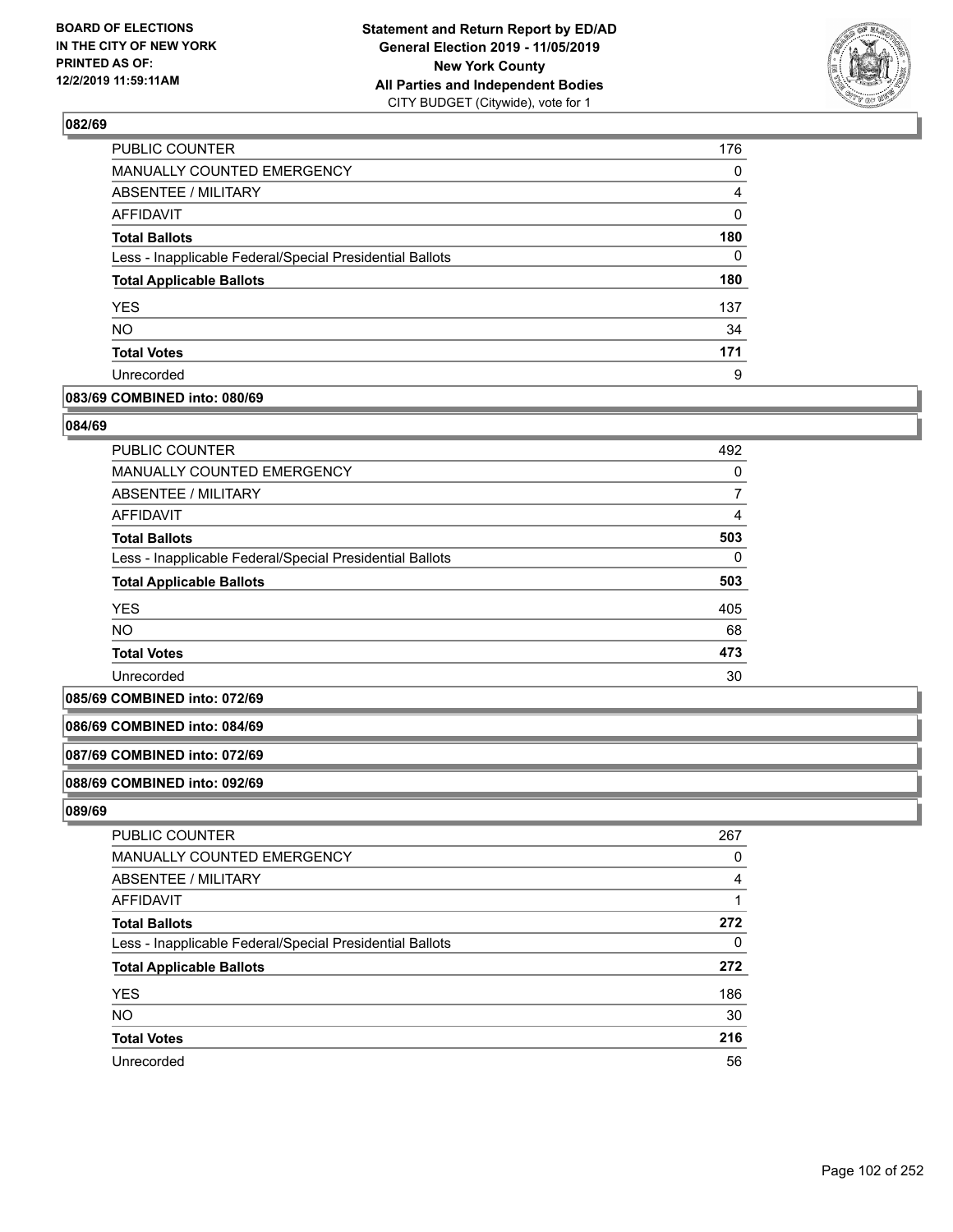### 082/69

| | |
|---|---|
| PUBLIC COUNTER | 176 |
| MANUALLY COUNTED EMERGENCY | 0 |
| ABSENTEE / MILITARY | 4 |
| AFFIDAVIT | 0 |
| **Total Ballots** | **180** |
| Less - Inapplicable Federal/Special Presidential Ballots | 0 |
| **Total Applicable Ballots** | **180** |
| YES | 137 |
| NO | 34 |
| **Total Votes** | **171** |
| Unrecorded | 9 |

### 083/69 COMBINED into: 080/69

### 084/69

| | |
|---|---|
| PUBLIC COUNTER | 492 |
| MANUALLY COUNTED EMERGENCY | 0 |
| ABSENTEE / MILITARY | 7 |
| AFFIDAVIT | 4 |
| **Total Ballots** | **503** |
| Less - Inapplicable Federal/Special Presidential Ballots | 0 |
| **Total Applicable Ballots** | **503** |
| YES | 405 |
| NO | 68 |
| **Total Votes** | **473** |
| Unrecorded | 30 |

### 085/69 COMBINED into: 072/69

### 086/69 COMBINED into: 084/69

### 087/69 COMBINED into: 072/69

### 088/69 COMBINED into: 092/69

### 089/69

| | |
|---|---|
| PUBLIC COUNTER | 267 |
| MANUALLY COUNTED EMERGENCY | 0 |
| ABSENTEE / MILITARY | 4 |
| AFFIDAVIT | 1 |
| **Total Ballots** | **272** |
| Less - Inapplicable Federal/Special Presidential Ballots | 0 |
| **Total Applicable Ballots** | **272** |
| YES | 186 |
| NO | 30 |
| **Total Votes** | **216** |
| Unrecorded | 56 |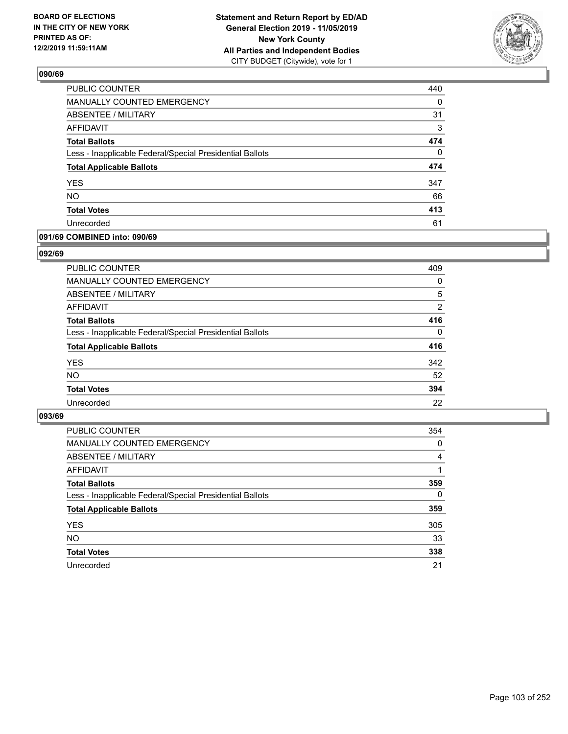## 090/69

| | |
|---|---|
| PUBLIC COUNTER | 440 |
| MANUALLY COUNTED EMERGENCY | 0 |
| ABSENTEE / MILITARY | 31 |
| AFFIDAVIT | 3 |
| **Total Ballots** | **474** |
| Less - Inapplicable Federal/Special Presidential Ballots | 0 |
| **Total Applicable Ballots** | **474** |
| YES | 347 |
| NO | 66 |
| **Total Votes** | **413** |
| Unrecorded | 61 |

## 091/69 COMBINED into: 090/69

## 092/69

| | |
|---|---|
| PUBLIC COUNTER | 409 |
| MANUALLY COUNTED EMERGENCY | 0 |
| ABSENTEE / MILITARY | 5 |
| AFFIDAVIT | 2 |
| **Total Ballots** | **416** |
| Less - Inapplicable Federal/Special Presidential Ballots | 0 |
| **Total Applicable Ballots** | **416** |
| YES | 342 |
| NO | 52 |
| **Total Votes** | **394** |
| Unrecorded | 22 |

## 093/69

| | |
|---|---|
| PUBLIC COUNTER | 354 |
| MANUALLY COUNTED EMERGENCY | 0 |
| ABSENTEE / MILITARY | 4 |
| AFFIDAVIT | 1 |
| **Total Ballots** | **359** |
| Less - Inapplicable Federal/Special Presidential Ballots | 0 |
| **Total Applicable Ballots** | **359** |
| YES | 305 |
| NO | 33 |
| **Total Votes** | **338** |
| Unrecorded | 21 |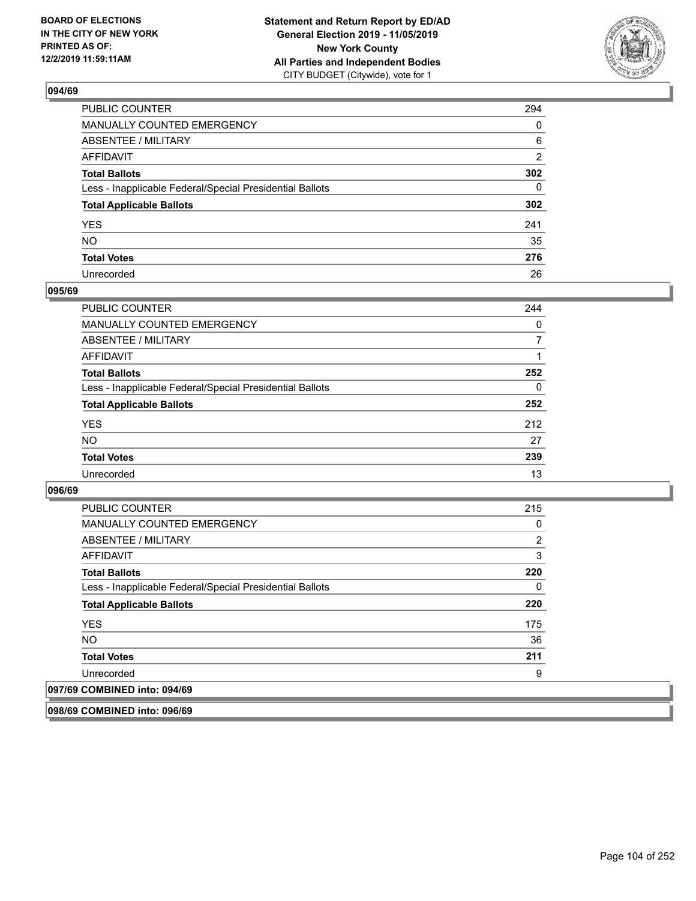## 094/69

| | |
|---|---|
| PUBLIC COUNTER | 294 |
| MANUALLY COUNTED EMERGENCY | 0 |
| ABSENTEE / MILITARY | 6 |
| AFFIDAVIT | 2 |
| **Total Ballots** | **302** |
| Less - Inapplicable Federal/Special Presidential Ballots | 0 |
| **Total Applicable Ballots** | **302** |
| YES | 241 |
| NO | 35 |
| **Total Votes** | **276** |
| Unrecorded | 26 |

## 095/69

| | |
|---|---|
| PUBLIC COUNTER | 244 |
| MANUALLY COUNTED EMERGENCY | 0 |
| ABSENTEE / MILITARY | 7 |
| AFFIDAVIT | 1 |
| **Total Ballots** | **252** |
| Less - Inapplicable Federal/Special Presidential Ballots | 0 |
| **Total Applicable Ballots** | **252** |
| YES | 212 |
| NO | 27 |
| **Total Votes** | **239** |
| Unrecorded | 13 |

## 096/69

| | |
|---|---|
| PUBLIC COUNTER | 215 |
| MANUALLY COUNTED EMERGENCY | 0 |
| ABSENTEE / MILITARY | 2 |
| AFFIDAVIT | 3 |
| **Total Ballots** | **220** |
| Less - Inapplicable Federal/Special Presidential Ballots | 0 |
| **Total Applicable Ballots** | **220** |
| YES | 175 |
| NO | 36 |
| **Total Votes** | **211** |
| Unrecorded | 9 |

## 097/69 COMBINED into: 094/69

## 098/69 COMBINED into: 096/69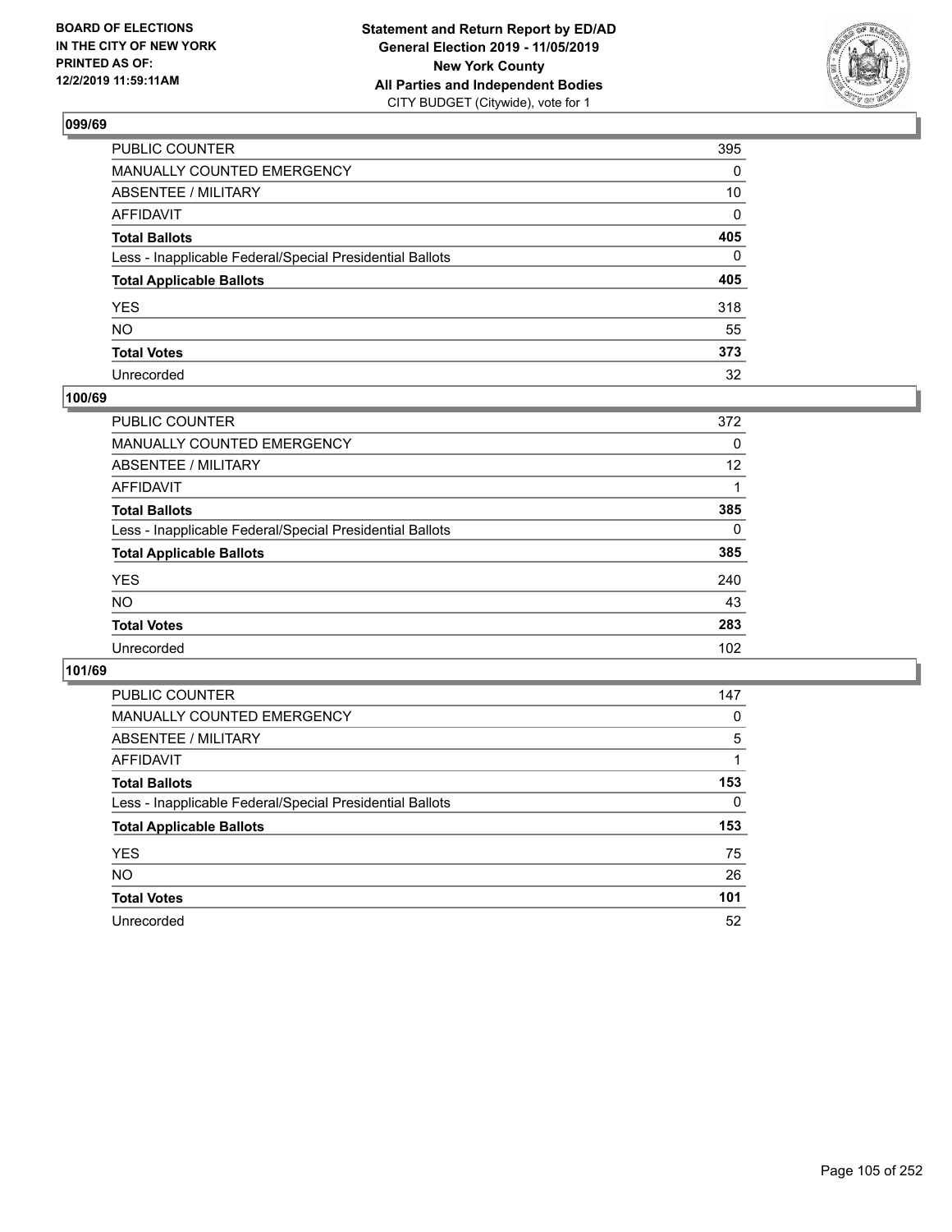## 099/69

| | |
|---|---|
| PUBLIC COUNTER | 395 |
| MANUALLY COUNTED EMERGENCY | 0 |
| ABSENTEE / MILITARY | 10 |
| AFFIDAVIT | 0 |
| **Total Ballots** | **405** |
| Less - Inapplicable Federal/Special Presidential Ballots | 0 |
| **Total Applicable Ballots** | **405** |
| YES | 318 |
| NO | 55 |
| **Total Votes** | **373** |
| Unrecorded | 32 |

## 100/69

| | |
|---|---|
| PUBLIC COUNTER | 372 |
| MANUALLY COUNTED EMERGENCY | 0 |
| ABSENTEE / MILITARY | 12 |
| AFFIDAVIT | 1 |
| **Total Ballots** | **385** |
| Less - Inapplicable Federal/Special Presidential Ballots | 0 |
| **Total Applicable Ballots** | **385** |
| YES | 240 |
| NO | 43 |
| **Total Votes** | **283** |
| Unrecorded | 102 |

## 101/69

| | |
|---|---|
| PUBLIC COUNTER | 147 |
| MANUALLY COUNTED EMERGENCY | 0 |
| ABSENTEE / MILITARY | 5 |
| AFFIDAVIT | 1 |
| **Total Ballots** | **153** |
| Less - Inapplicable Federal/Special Presidential Ballots | 0 |
| **Total Applicable Ballots** | **153** |
| YES | 75 |
| NO | 26 |
| **Total Votes** | **101** |
| Unrecorded | 52 |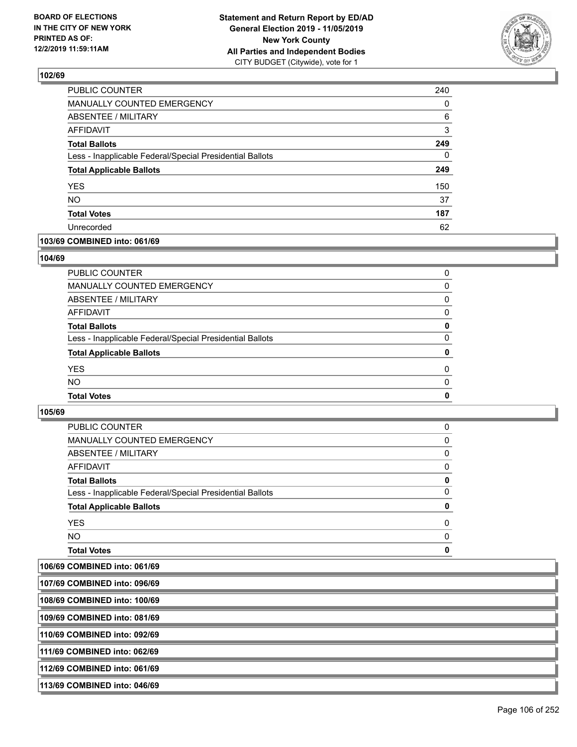### 102/69

| | |
|---|---|
| PUBLIC COUNTER | 240 |
| MANUALLY COUNTED EMERGENCY | 0 |
| ABSENTEE / MILITARY | 6 |
| AFFIDAVIT | 3 |
| **Total Ballots** | **249** |
| Less - Inapplicable Federal/Special Presidential Ballots | 0 |
| **Total Applicable Ballots** | **249** |
| YES | 150 |
| NO | 37 |
| **Total Votes** | **187** |
| Unrecorded | 62 |

### 103/69 COMBINED into: 061/69

### 104/69

| | |
|---|---|
| PUBLIC COUNTER | 0 |
| MANUALLY COUNTED EMERGENCY | 0 |
| ABSENTEE / MILITARY | 0 |
| AFFIDAVIT | 0 |
| **Total Ballots** | **0** |
| Less - Inapplicable Federal/Special Presidential Ballots | 0 |
| **Total Applicable Ballots** | **0** |
| YES | 0 |
| NO | 0 |
| **Total Votes** | **0** |

### 105/69

| | |
|---|---|
| PUBLIC COUNTER | 0 |
| MANUALLY COUNTED EMERGENCY | 0 |
| ABSENTEE / MILITARY | 0 |
| AFFIDAVIT | 0 |
| **Total Ballots** | **0** |
| Less - Inapplicable Federal/Special Presidential Ballots | 0 |
| **Total Applicable Ballots** | **0** |
| YES | 0 |
| NO | 0 |
| **Total Votes** | **0** |

### 106/69 COMBINED into: 061/69

### 107/69 COMBINED into: 096/69

### 108/69 COMBINED into: 100/69

### 109/69 COMBINED into: 081/69

### 110/69 COMBINED into: 092/69

### 111/69 COMBINED into: 062/69

### 112/69 COMBINED into: 061/69

### 113/69 COMBINED into: 046/69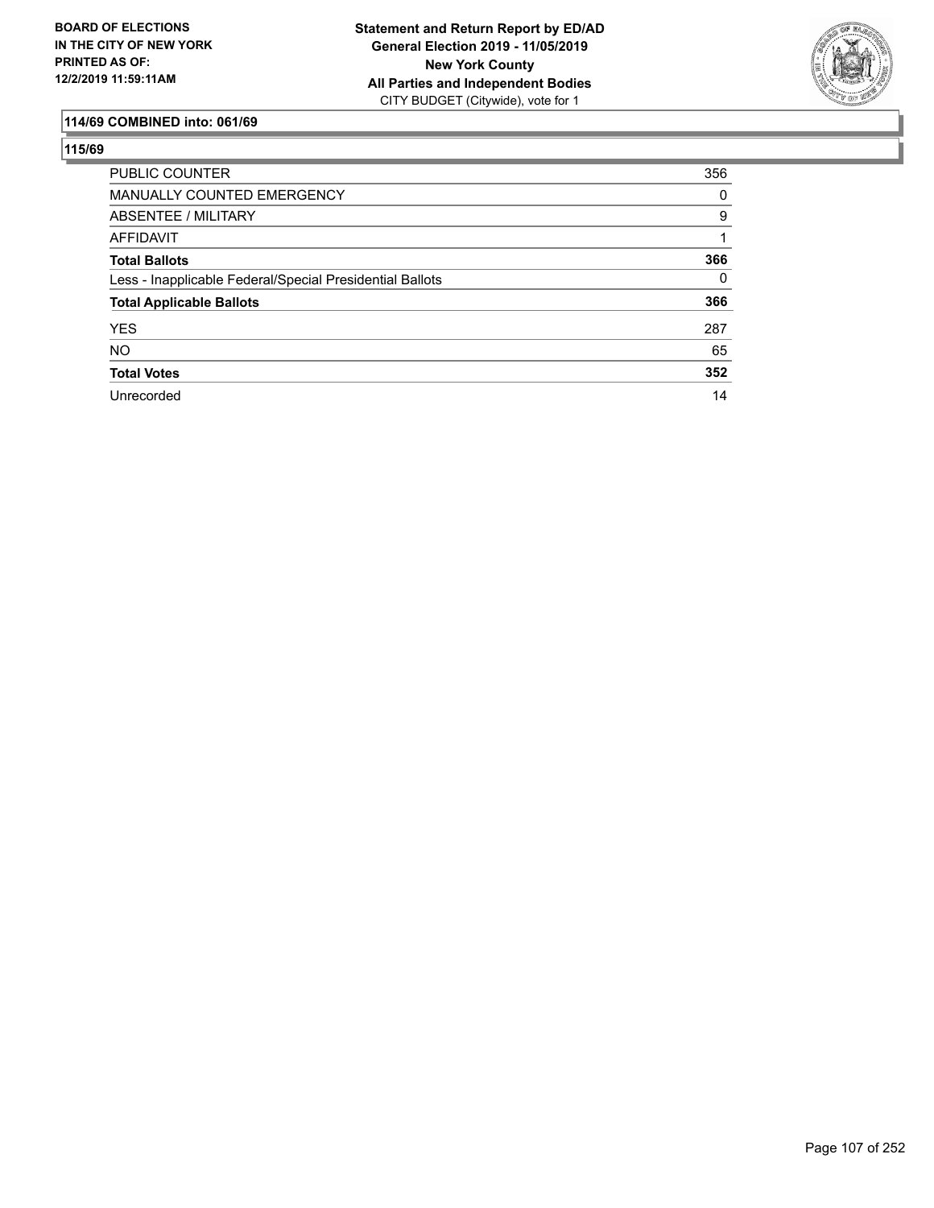BOARD OF ELECTIONS
IN THE CITY OF NEW YORK
PRINTED AS OF:
12/2/2019 11:59:11AM

**Statement and Return Report by ED/AD**
**General Election 2019 - 11/05/2019**
**New York County**
**All Parties and Independent Bodies**
CITY BUDGET (Citywide), vote for 1

## 114/69 COMBINED into: 061/69

## 115/69

| | |
|---|---|
| PUBLIC COUNTER | 356 |
| MANUALLY COUNTED EMERGENCY | 0 |
| ABSENTEE / MILITARY | 9 |
| AFFIDAVIT | 1 |
| **Total Ballots** | **366** |
| Less - Inapplicable Federal/Special Presidential Ballots | 0 |
| **Total Applicable Ballots** | **366** |
| YES | 287 |
| NO | 65 |
| **Total Votes** | **352** |
| Unrecorded | 14 |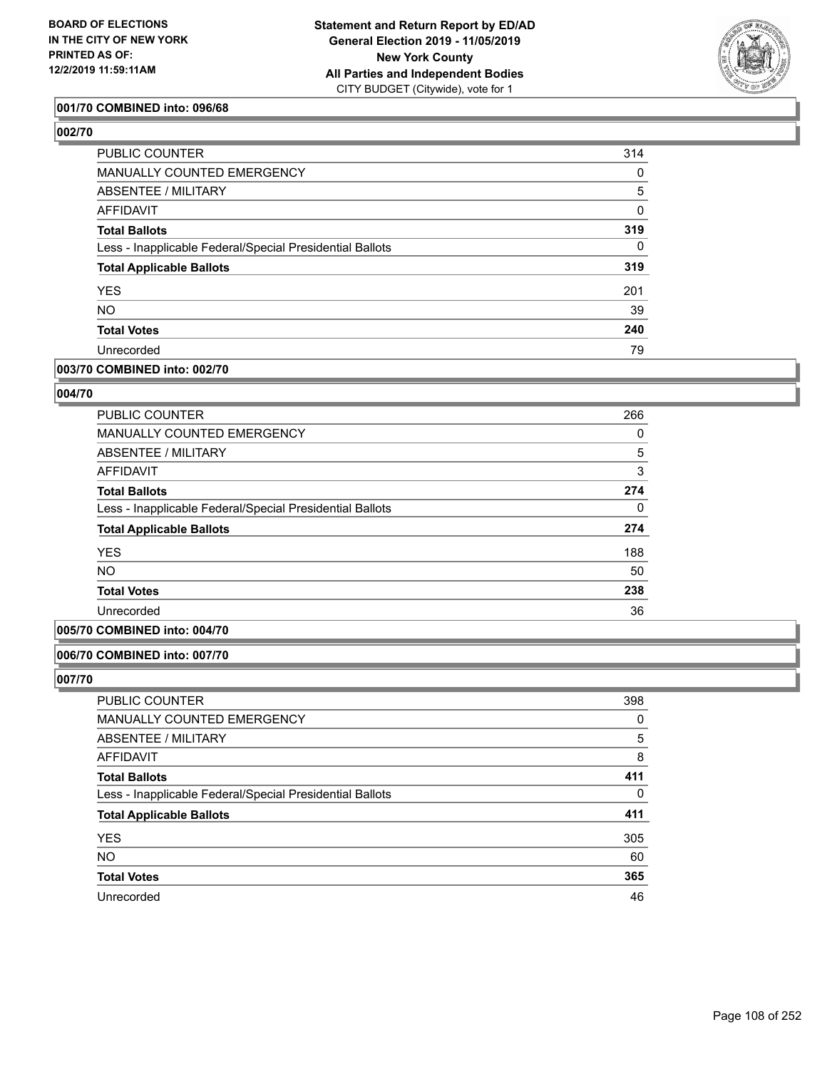**BOARD OF ELECTIONS IN THE CITY OF NEW YORK PRINTED AS OF: 12/2/2019 11:59:11AM**

**Statement and Return Report by ED/AD General Election 2019 - 11/05/2019 New York County All Parties and Independent Bodies**
CITY BUDGET (Citywide), vote for 1

### 001/70 COMBINED into: 096/68

### 002/70

| | |
|---|---|
| PUBLIC COUNTER | 314 |
| MANUALLY COUNTED EMERGENCY | 0 |
| ABSENTEE / MILITARY | 5 |
| AFFIDAVIT | 0 |
| **Total Ballots** | **319** |
| Less - Inapplicable Federal/Special Presidential Ballots | 0 |
| **Total Applicable Ballots** | **319** |
| YES | 201 |
| NO | 39 |
| **Total Votes** | **240** |
| Unrecorded | 79 |

### 003/70 COMBINED into: 002/70

### 004/70

| | |
|---|---|
| PUBLIC COUNTER | 266 |
| MANUALLY COUNTED EMERGENCY | 0 |
| ABSENTEE / MILITARY | 5 |
| AFFIDAVIT | 3 |
| **Total Ballots** | **274** |
| Less - Inapplicable Federal/Special Presidential Ballots | 0 |
| **Total Applicable Ballots** | **274** |
| YES | 188 |
| NO | 50 |
| **Total Votes** | **238** |
| Unrecorded | 36 |

### 005/70 COMBINED into: 004/70

### 006/70 COMBINED into: 007/70

### 007/70

| | |
|---|---|
| PUBLIC COUNTER | 398 |
| MANUALLY COUNTED EMERGENCY | 0 |
| ABSENTEE / MILITARY | 5 |
| AFFIDAVIT | 8 |
| **Total Ballots** | **411** |
| Less - Inapplicable Federal/Special Presidential Ballots | 0 |
| **Total Applicable Ballots** | **411** |
| YES | 305 |
| NO | 60 |
| **Total Votes** | **365** |
| Unrecorded | 46 |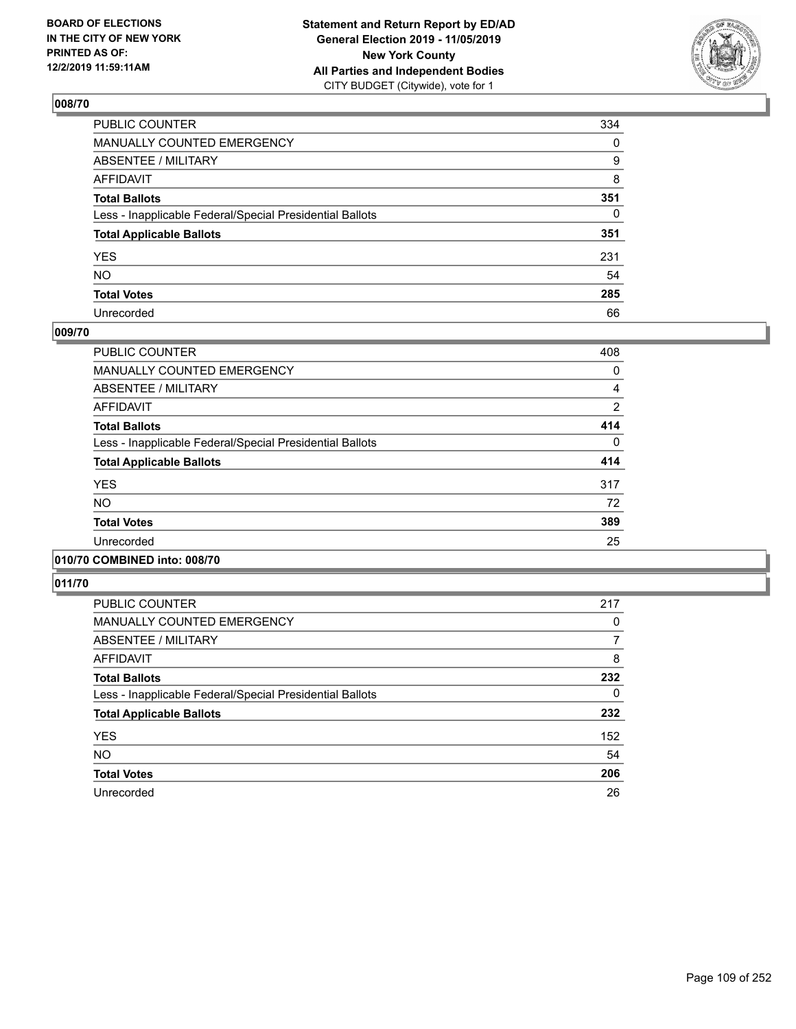**BOARD OF ELECTIONS IN THE CITY OF NEW YORK PRINTED AS OF: 12/2/2019 11:59:11AM**

**Statement and Return Report by ED/AD General Election 2019 - 11/05/2019 New York County All Parties and Independent Bodies**
CITY BUDGET (Citywide), vote for 1

## 008/70

| | |
|---|---|
| PUBLIC COUNTER | 334 |
| MANUALLY COUNTED EMERGENCY | 0 |
| ABSENTEE / MILITARY | 9 |
| AFFIDAVIT | 8 |
| **Total Ballots** | **351** |
| Less - Inapplicable Federal/Special Presidential Ballots | 0 |
| **Total Applicable Ballots** | **351** |
| YES | 231 |
| NO | 54 |
| **Total Votes** | **285** |
| Unrecorded | 66 |

## 009/70

| | |
|---|---|
| PUBLIC COUNTER | 408 |
| MANUALLY COUNTED EMERGENCY | 0 |
| ABSENTEE / MILITARY | 4 |
| AFFIDAVIT | 2 |
| **Total Ballots** | **414** |
| Less - Inapplicable Federal/Special Presidential Ballots | 0 |
| **Total Applicable Ballots** | **414** |
| YES | 317 |
| NO | 72 |
| **Total Votes** | **389** |
| Unrecorded | 25 |

## 010/70 COMBINED into: 008/70

## 011/70

| | |
|---|---|
| PUBLIC COUNTER | 217 |
| MANUALLY COUNTED EMERGENCY | 0 |
| ABSENTEE / MILITARY | 7 |
| AFFIDAVIT | 8 |
| **Total Ballots** | **232** |
| Less - Inapplicable Federal/Special Presidential Ballots | 0 |
| **Total Applicable Ballots** | **232** |
| YES | 152 |
| NO | 54 |
| **Total Votes** | **206** |
| Unrecorded | 26 |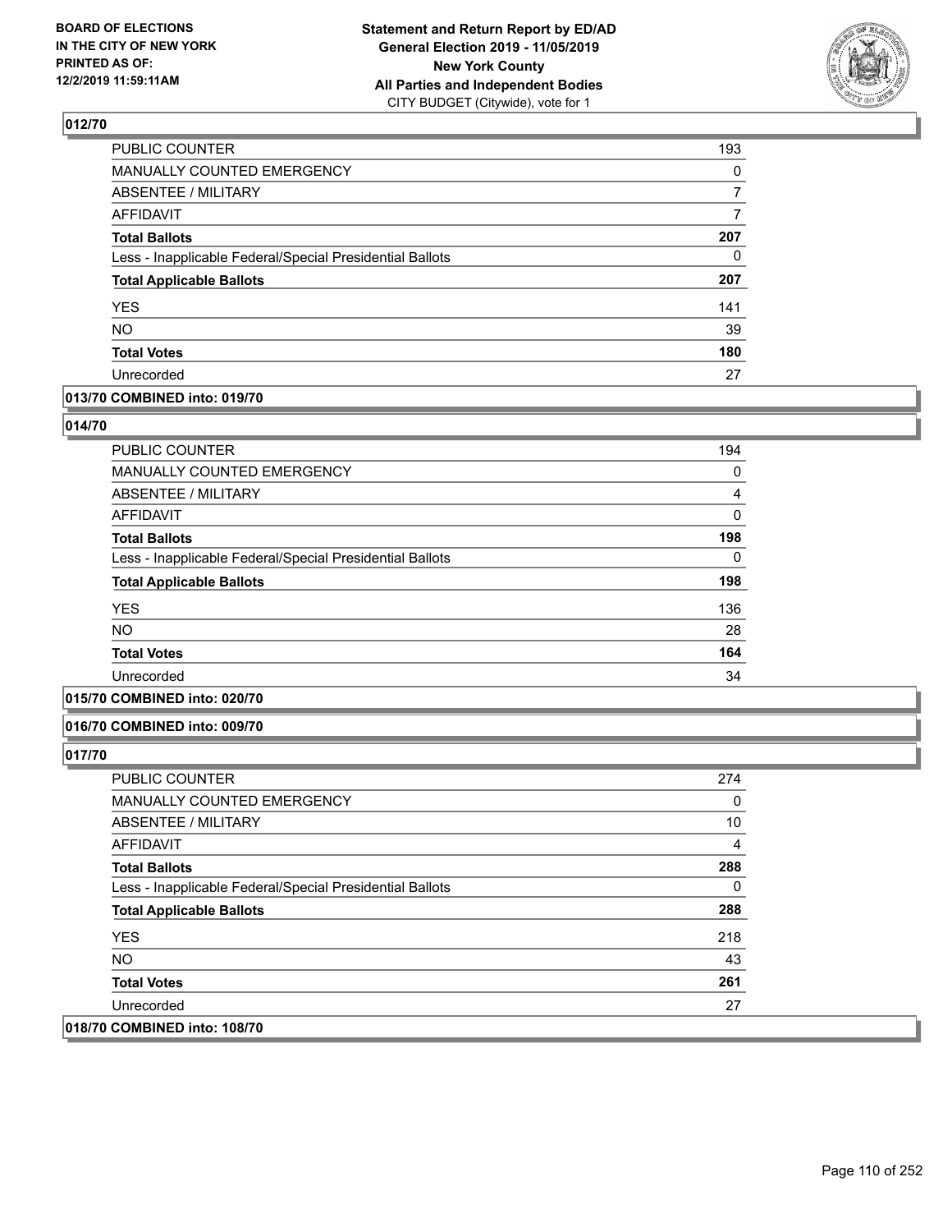**Statement and Return Report by ED/AD**
**General Election 2019 - 11/05/2019**
**New York County**
**All Parties and Independent Bodies**
CITY BUDGET (Citywide), vote for 1

BOARD OF ELECTIONS IN THE CITY OF NEW YORK PRINTED AS OF: 12/2/2019 11:59:11AM

## 012/70

| | |
|---|---|
| PUBLIC COUNTER | 193 |
| MANUALLY COUNTED EMERGENCY | 0 |
| ABSENTEE / MILITARY | 7 |
| AFFIDAVIT | 7 |
| **Total Ballots** | **207** |
| Less - Inapplicable Federal/Special Presidential Ballots | 0 |
| **Total Applicable Ballots** | **207** |
| YES | 141 |
| NO | 39 |
| **Total Votes** | **180** |
| Unrecorded | 27 |

## 013/70 COMBINED into: 019/70

## 014/70

| | |
|---|---|
| PUBLIC COUNTER | 194 |
| MANUALLY COUNTED EMERGENCY | 0 |
| ABSENTEE / MILITARY | 4 |
| AFFIDAVIT | 0 |
| **Total Ballots** | **198** |
| Less - Inapplicable Federal/Special Presidential Ballots | 0 |
| **Total Applicable Ballots** | **198** |
| YES | 136 |
| NO | 28 |
| **Total Votes** | **164** |
| Unrecorded | 34 |

## 015/70 COMBINED into: 020/70

## 016/70 COMBINED into: 009/70

## 017/70

| | |
|---|---|
| PUBLIC COUNTER | 274 |
| MANUALLY COUNTED EMERGENCY | 0 |
| ABSENTEE / MILITARY | 10 |
| AFFIDAVIT | 4 |
| **Total Ballots** | **288** |
| Less - Inapplicable Federal/Special Presidential Ballots | 0 |
| **Total Applicable Ballots** | **288** |
| YES | 218 |
| NO | 43 |
| **Total Votes** | **261** |
| Unrecorded | 27 |

## 018/70 COMBINED into: 108/70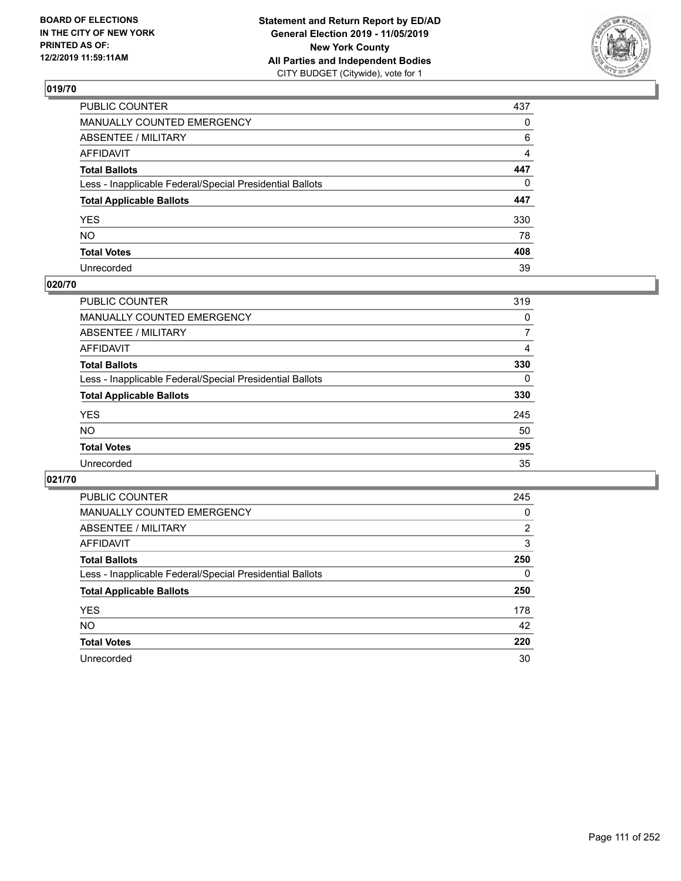**BOARD OF ELECTIONS IN THE CITY OF NEW YORK PRINTED AS OF: 12/2/2019 11:59:11AM**

**Statement and Return Report by ED/AD General Election 2019 - 11/05/2019 New York County All Parties and Independent Bodies**
CITY BUDGET (Citywide), vote for 1

## 019/70

| | |
|---|---|
| PUBLIC COUNTER | 437 |
| MANUALLY COUNTED EMERGENCY | 0 |
| ABSENTEE / MILITARY | 6 |
| AFFIDAVIT | 4 |
| **Total Ballots** | **447** |
| Less - Inapplicable Federal/Special Presidential Ballots | 0 |
| **Total Applicable Ballots** | **447** |
| YES | 330 |
| NO | 78 |
| **Total Votes** | **408** |
| Unrecorded | 39 |

## 020/70

| | |
|---|---|
| PUBLIC COUNTER | 319 |
| MANUALLY COUNTED EMERGENCY | 0 |
| ABSENTEE / MILITARY | 7 |
| AFFIDAVIT | 4 |
| **Total Ballots** | **330** |
| Less - Inapplicable Federal/Special Presidential Ballots | 0 |
| **Total Applicable Ballots** | **330** |
| YES | 245 |
| NO | 50 |
| **Total Votes** | **295** |
| Unrecorded | 35 |

## 021/70

| | |
|---|---|
| PUBLIC COUNTER | 245 |
| MANUALLY COUNTED EMERGENCY | 0 |
| ABSENTEE / MILITARY | 2 |
| AFFIDAVIT | 3 |
| **Total Ballots** | **250** |
| Less - Inapplicable Federal/Special Presidential Ballots | 0 |
| **Total Applicable Ballots** | **250** |
| YES | 178 |
| NO | 42 |
| **Total Votes** | **220** |
| Unrecorded | 30 |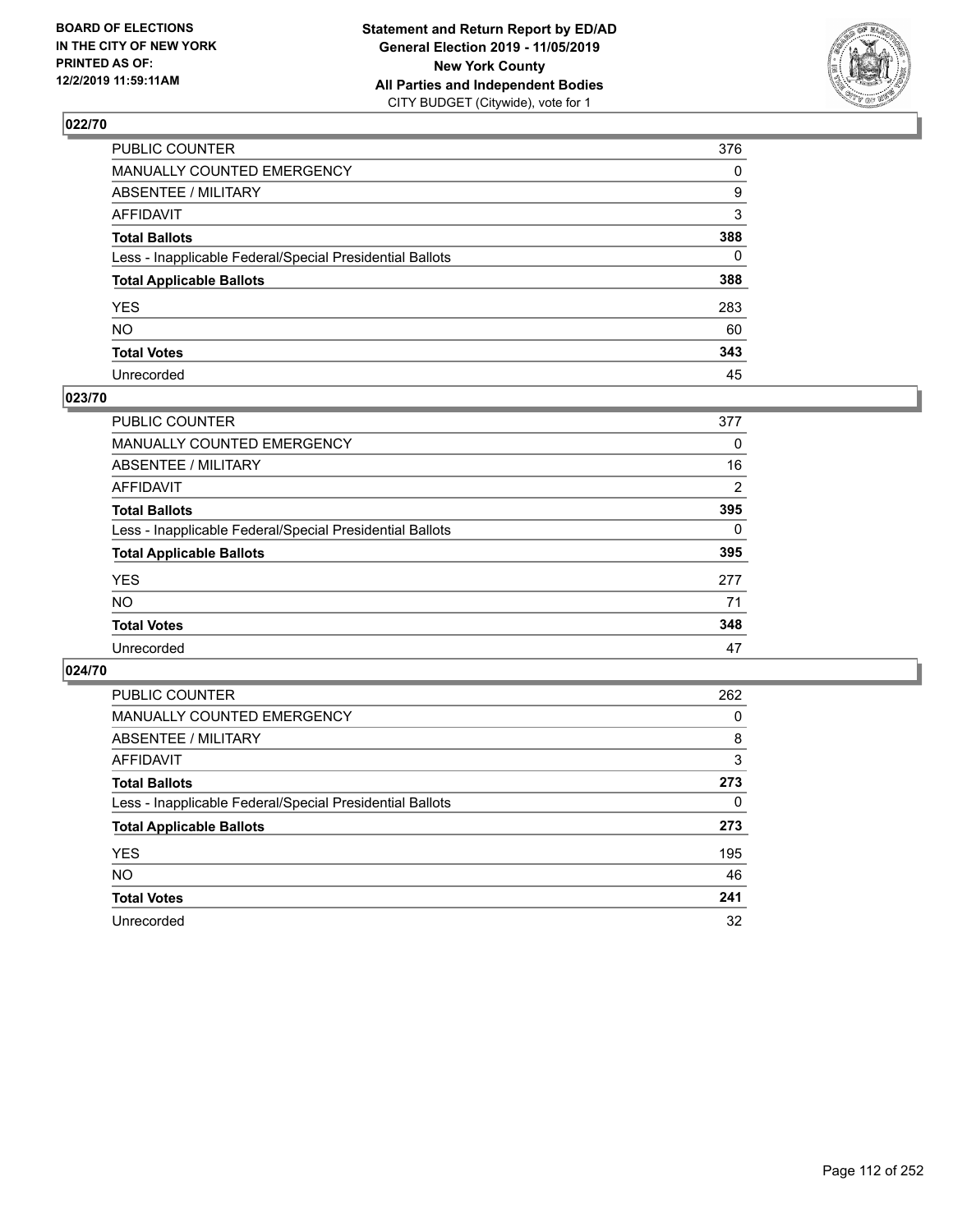BOARD OF ELECTIONS
IN THE CITY OF NEW YORK
PRINTED AS OF:
12/2/2019 11:59:11AM

**Statement and Return Report by ED/AD**
**General Election 2019 - 11/05/2019**
**New York County**
**All Parties and Independent Bodies**
CITY BUDGET (Citywide), vote for 1

## 022/70

| | |
|---|---|
| PUBLIC COUNTER | 376 |
| MANUALLY COUNTED EMERGENCY | 0 |
| ABSENTEE / MILITARY | 9 |
| AFFIDAVIT | 3 |
| **Total Ballots** | **388** |
| Less - Inapplicable Federal/Special Presidential Ballots | 0 |
| **Total Applicable Ballots** | **388** |
| YES | 283 |
| NO | 60 |
| **Total Votes** | **343** |
| Unrecorded | 45 |

## 023/70

| | |
|---|---|
| PUBLIC COUNTER | 377 |
| MANUALLY COUNTED EMERGENCY | 0 |
| ABSENTEE / MILITARY | 16 |
| AFFIDAVIT | 2 |
| **Total Ballots** | **395** |
| Less - Inapplicable Federal/Special Presidential Ballots | 0 |
| **Total Applicable Ballots** | **395** |
| YES | 277 |
| NO | 71 |
| **Total Votes** | **348** |
| Unrecorded | 47 |

## 024/70

| | |
|---|---|
| PUBLIC COUNTER | 262 |
| MANUALLY COUNTED EMERGENCY | 0 |
| ABSENTEE / MILITARY | 8 |
| AFFIDAVIT | 3 |
| **Total Ballots** | **273** |
| Less - Inapplicable Federal/Special Presidential Ballots | 0 |
| **Total Applicable Ballots** | **273** |
| YES | 195 |
| NO | 46 |
| **Total Votes** | **241** |
| Unrecorded | 32 |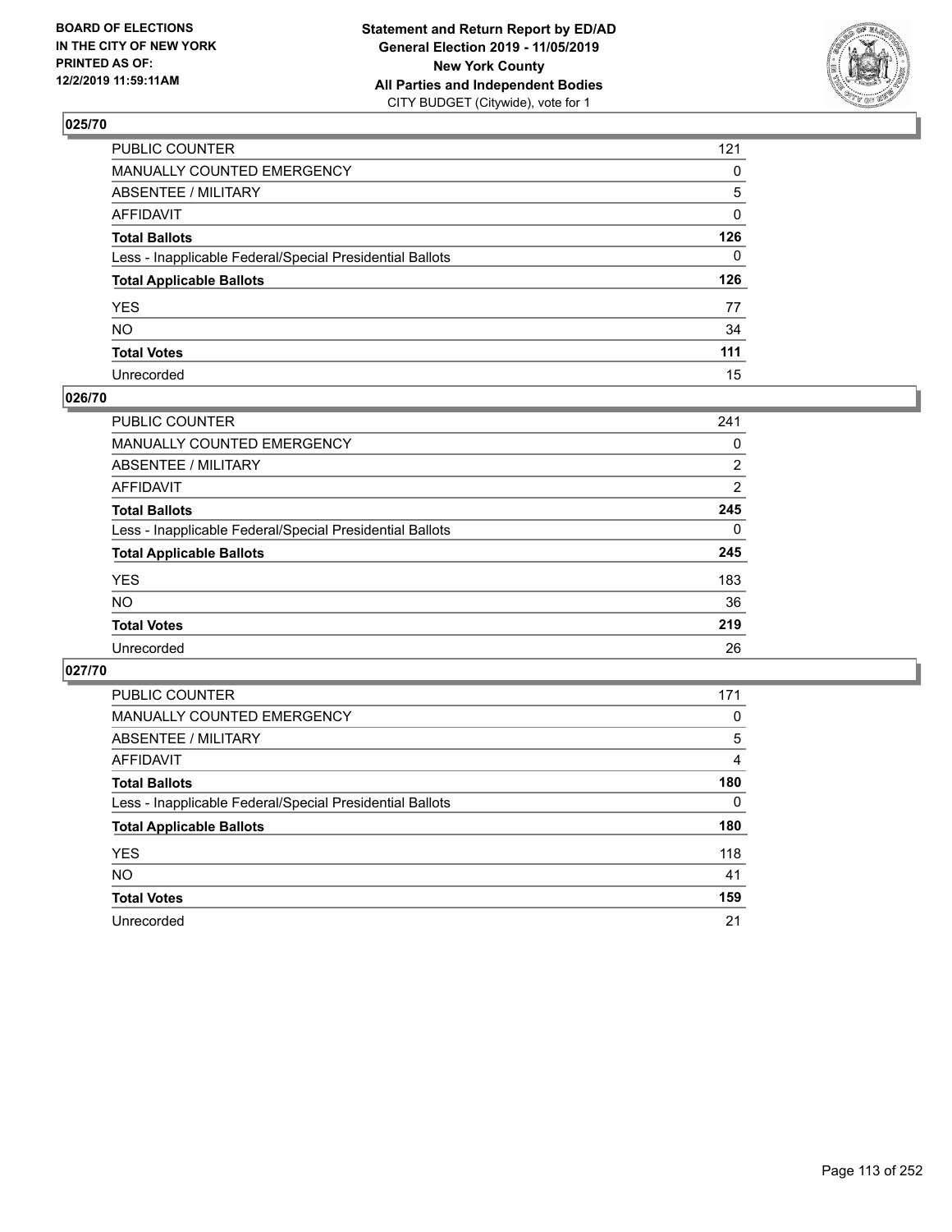**BOARD OF ELECTIONS IN THE CITY OF NEW YORK PRINTED AS OF: 12/2/2019 11:59:11AM**

**Statement and Return Report by ED/AD**
**General Election 2019 - 11/05/2019**
**New York County**
**All Parties and Independent Bodies**
CITY BUDGET (Citywide), vote for 1

## 025/70

| | |
|---|---|
| PUBLIC COUNTER | 121 |
| MANUALLY COUNTED EMERGENCY | 0 |
| ABSENTEE / MILITARY | 5 |
| AFFIDAVIT | 0 |
| **Total Ballots** | **126** |
| Less - Inapplicable Federal/Special Presidential Ballots | 0 |
| **Total Applicable Ballots** | **126** |
| YES | 77 |
| NO | 34 |
| **Total Votes** | **111** |
| Unrecorded | 15 |

## 026/70

| | |
|---|---|
| PUBLIC COUNTER | 241 |
| MANUALLY COUNTED EMERGENCY | 0 |
| ABSENTEE / MILITARY | 2 |
| AFFIDAVIT | 2 |
| **Total Ballots** | **245** |
| Less - Inapplicable Federal/Special Presidential Ballots | 0 |
| **Total Applicable Ballots** | **245** |
| YES | 183 |
| NO | 36 |
| **Total Votes** | **219** |
| Unrecorded | 26 |

## 027/70

| | |
|---|---|
| PUBLIC COUNTER | 171 |
| MANUALLY COUNTED EMERGENCY | 0 |
| ABSENTEE / MILITARY | 5 |
| AFFIDAVIT | 4 |
| **Total Ballots** | **180** |
| Less - Inapplicable Federal/Special Presidential Ballots | 0 |
| **Total Applicable Ballots** | **180** |
| YES | 118 |
| NO | 41 |
| **Total Votes** | **159** |
| Unrecorded | 21 |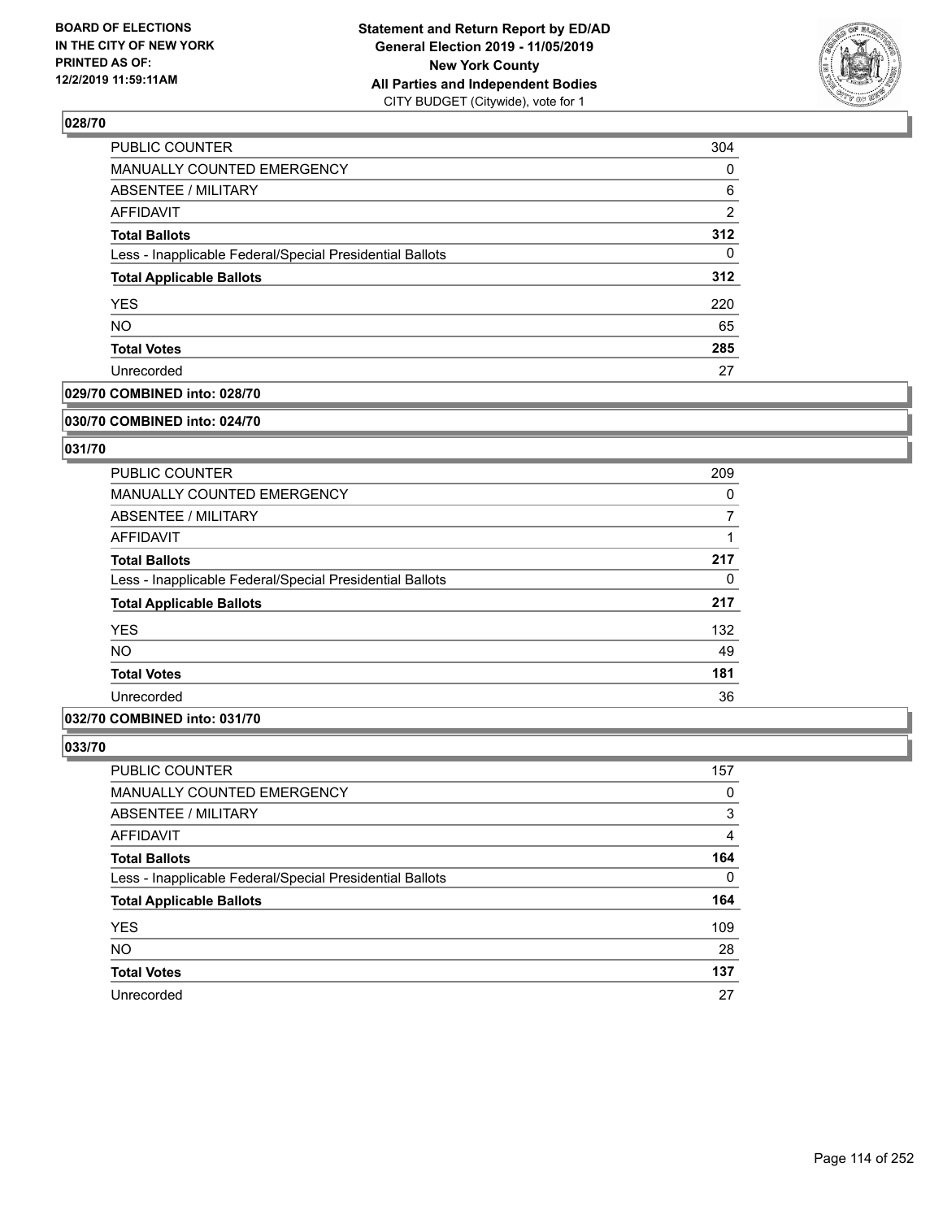## 028/70

| | |
|---|---|
| PUBLIC COUNTER | 304 |
| MANUALLY COUNTED EMERGENCY | 0 |
| ABSENTEE / MILITARY | 6 |
| AFFIDAVIT | 2 |
| **Total Ballots** | **312** |
| Less - Inapplicable Federal/Special Presidential Ballots | 0 |
| **Total Applicable Ballots** | **312** |
| YES | 220 |
| NO | 65 |
| **Total Votes** | **285** |
| Unrecorded | 27 |

## 029/70 COMBINED into: 028/70

## 030/70 COMBINED into: 024/70

## 031/70

| | |
|---|---|
| PUBLIC COUNTER | 209 |
| MANUALLY COUNTED EMERGENCY | 0 |
| ABSENTEE / MILITARY | 7 |
| AFFIDAVIT | 1 |
| **Total Ballots** | **217** |
| Less - Inapplicable Federal/Special Presidential Ballots | 0 |
| **Total Applicable Ballots** | **217** |
| YES | 132 |
| NO | 49 |
| **Total Votes** | **181** |
| Unrecorded | 36 |

## 032/70 COMBINED into: 031/70

## 033/70

| | |
|---|---|
| PUBLIC COUNTER | 157 |
| MANUALLY COUNTED EMERGENCY | 0 |
| ABSENTEE / MILITARY | 3 |
| AFFIDAVIT | 4 |
| **Total Ballots** | **164** |
| Less - Inapplicable Federal/Special Presidential Ballots | 0 |
| **Total Applicable Ballots** | **164** |
| YES | 109 |
| NO | 28 |
| **Total Votes** | **137** |
| Unrecorded | 27 |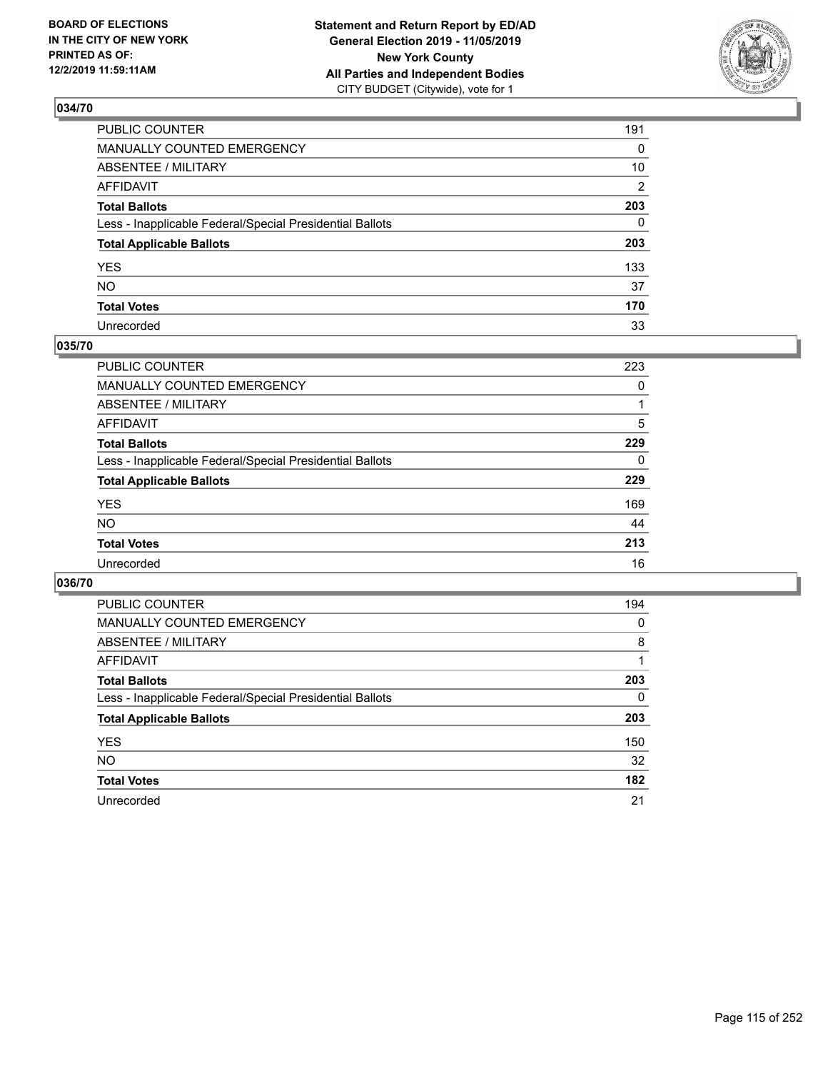**BOARD OF ELECTIONS IN THE CITY OF NEW YORK PRINTED AS OF: 12/2/2019 11:59:11AM**

**Statement and Return Report by ED/AD General Election 2019 - 11/05/2019 New York County All Parties and Independent Bodies**
CITY BUDGET (Citywide), vote for 1

## 034/70

| | |
|---|---|
| PUBLIC COUNTER | 191 |
| MANUALLY COUNTED EMERGENCY | 0 |
| ABSENTEE / MILITARY | 10 |
| AFFIDAVIT | 2 |
| **Total Ballots** | **203** |
| Less - Inapplicable Federal/Special Presidential Ballots | 0 |
| **Total Applicable Ballots** | **203** |
| YES | 133 |
| NO | 37 |
| **Total Votes** | **170** |
| Unrecorded | 33 |

## 035/70

| | |
|---|---|
| PUBLIC COUNTER | 223 |
| MANUALLY COUNTED EMERGENCY | 0 |
| ABSENTEE / MILITARY | 1 |
| AFFIDAVIT | 5 |
| **Total Ballots** | **229** |
| Less - Inapplicable Federal/Special Presidential Ballots | 0 |
| **Total Applicable Ballots** | **229** |
| YES | 169 |
| NO | 44 |
| **Total Votes** | **213** |
| Unrecorded | 16 |

## 036/70

| | |
|---|---|
| PUBLIC COUNTER | 194 |
| MANUALLY COUNTED EMERGENCY | 0 |
| ABSENTEE / MILITARY | 8 |
| AFFIDAVIT | 1 |
| **Total Ballots** | **203** |
| Less - Inapplicable Federal/Special Presidential Ballots | 0 |
| **Total Applicable Ballots** | **203** |
| YES | 150 |
| NO | 32 |
| **Total Votes** | **182** |
| Unrecorded | 21 |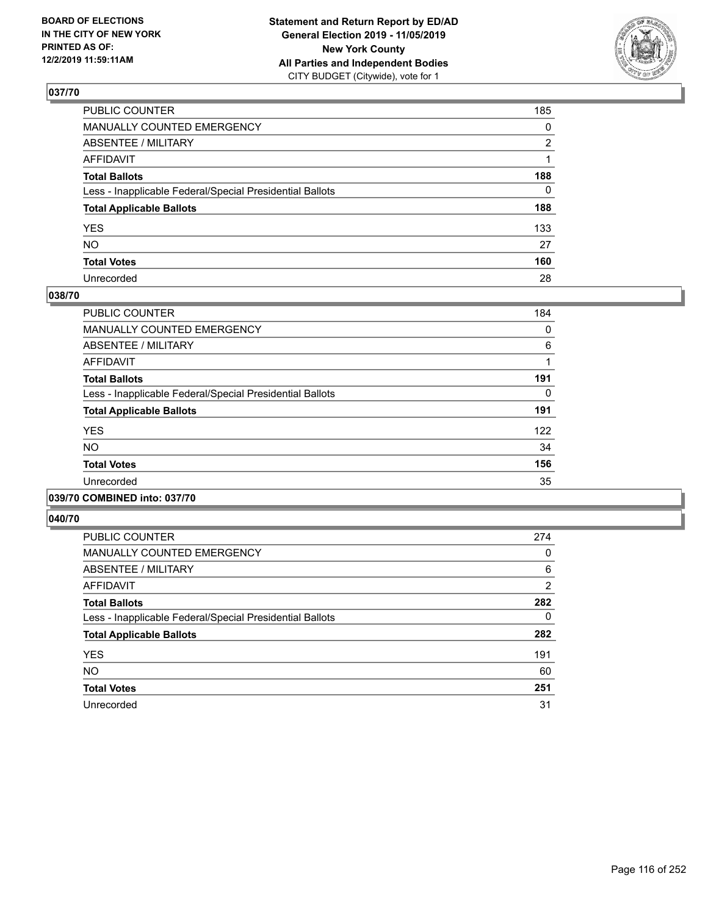## 037/70

| | |
|---|---|
| PUBLIC COUNTER | 185 |
| MANUALLY COUNTED EMERGENCY | 0 |
| ABSENTEE / MILITARY | 2 |
| AFFIDAVIT | 1 |
| **Total Ballots** | **188** |
| Less - Inapplicable Federal/Special Presidential Ballots | 0 |
| **Total Applicable Ballots** | **188** |
| YES | 133 |
| NO | 27 |
| **Total Votes** | **160** |
| Unrecorded | 28 |

## 038/70

| | |
|---|---|
| PUBLIC COUNTER | 184 |
| MANUALLY COUNTED EMERGENCY | 0 |
| ABSENTEE / MILITARY | 6 |
| AFFIDAVIT | 1 |
| **Total Ballots** | **191** |
| Less - Inapplicable Federal/Special Presidential Ballots | 0 |
| **Total Applicable Ballots** | **191** |
| YES | 122 |
| NO | 34 |
| **Total Votes** | **156** |
| Unrecorded | 35 |

## 039/70 COMBINED into: 037/70

## 040/70

| | |
|---|---|
| PUBLIC COUNTER | 274 |
| MANUALLY COUNTED EMERGENCY | 0 |
| ABSENTEE / MILITARY | 6 |
| AFFIDAVIT | 2 |
| **Total Ballots** | **282** |
| Less - Inapplicable Federal/Special Presidential Ballots | 0 |
| **Total Applicable Ballots** | **282** |
| YES | 191 |
| NO | 60 |
| **Total Votes** | **251** |
| Unrecorded | 31 |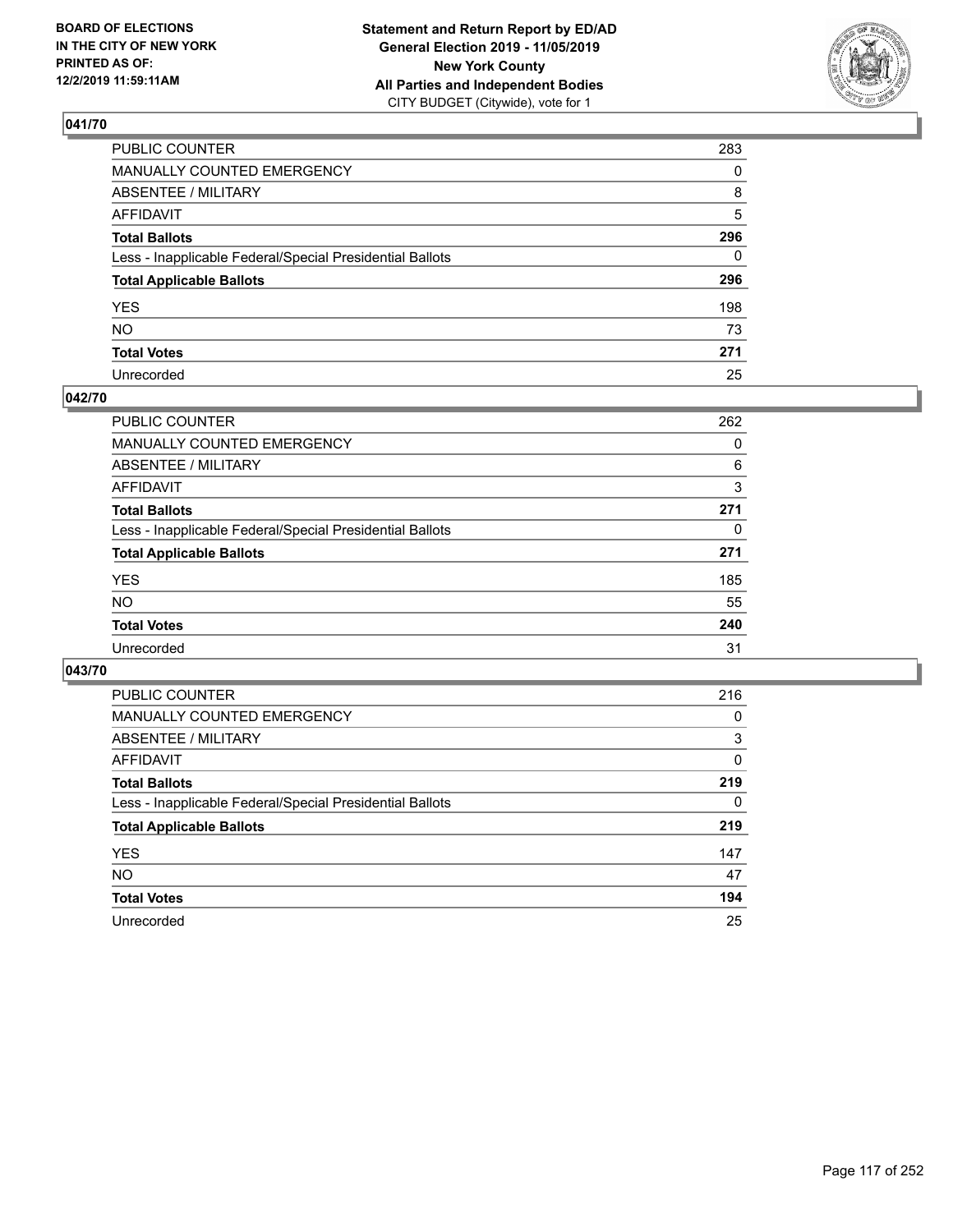BOARD OF ELECTIONS
IN THE CITY OF NEW YORK
PRINTED AS OF:
12/2/2019 11:59:11AM

**Statement and Return Report by ED/AD**
**General Election 2019 - 11/05/2019**
**New York County**
**All Parties and Independent Bodies**
CITY BUDGET (Citywide), vote for 1

## 041/70

| | |
|---|---|
| PUBLIC COUNTER | 283 |
| MANUALLY COUNTED EMERGENCY | 0 |
| ABSENTEE / MILITARY | 8 |
| AFFIDAVIT | 5 |
| **Total Ballots** | **296** |
| Less - Inapplicable Federal/Special Presidential Ballots | 0 |
| **Total Applicable Ballots** | **296** |
| YES | 198 |
| NO | 73 |
| **Total Votes** | **271** |
| Unrecorded | 25 |

## 042/70

| | |
|---|---|
| PUBLIC COUNTER | 262 |
| MANUALLY COUNTED EMERGENCY | 0 |
| ABSENTEE / MILITARY | 6 |
| AFFIDAVIT | 3 |
| **Total Ballots** | **271** |
| Less - Inapplicable Federal/Special Presidential Ballots | 0 |
| **Total Applicable Ballots** | **271** |
| YES | 185 |
| NO | 55 |
| **Total Votes** | **240** |
| Unrecorded | 31 |

## 043/70

| | |
|---|---|
| PUBLIC COUNTER | 216 |
| MANUALLY COUNTED EMERGENCY | 0 |
| ABSENTEE / MILITARY | 3 |
| AFFIDAVIT | 0 |
| **Total Ballots** | **219** |
| Less - Inapplicable Federal/Special Presidential Ballots | 0 |
| **Total Applicable Ballots** | **219** |
| YES | 147 |
| NO | 47 |
| **Total Votes** | **194** |
| Unrecorded | 25 |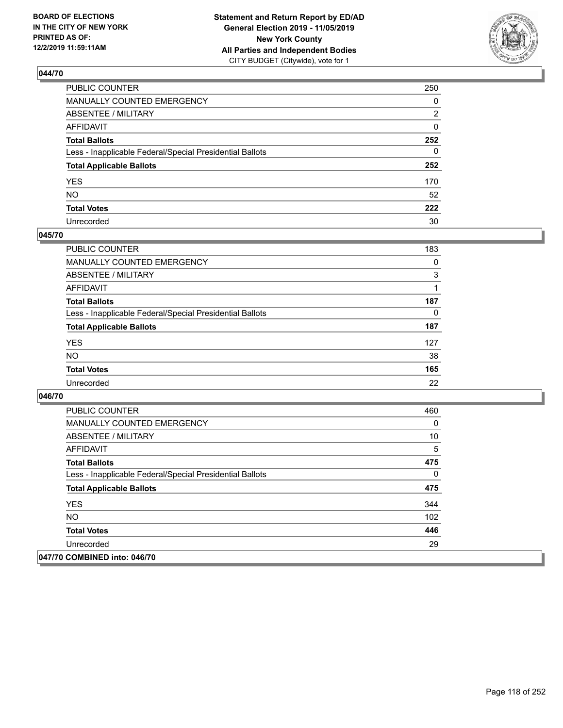BOARD OF ELECTIONS
IN THE CITY OF NEW YORK
PRINTED AS OF:
12/2/2019 11:59:11AM

**Statement and Return Report by ED/AD**
**General Election 2019 - 11/05/2019**
**New York County**
**All Parties and Independent Bodies**
CITY BUDGET (Citywide), vote for 1

## 044/70

| | |
|---|---|
| PUBLIC COUNTER | 250 |
| MANUALLY COUNTED EMERGENCY | 0 |
| ABSENTEE / MILITARY | 2 |
| AFFIDAVIT | 0 |
| **Total Ballots** | **252** |
| Less - Inapplicable Federal/Special Presidential Ballots | 0 |
| **Total Applicable Ballots** | **252** |
| YES | 170 |
| NO | 52 |
| **Total Votes** | **222** |
| Unrecorded | 30 |

## 045/70

| | |
|---|---|
| PUBLIC COUNTER | 183 |
| MANUALLY COUNTED EMERGENCY | 0 |
| ABSENTEE / MILITARY | 3 |
| AFFIDAVIT | 1 |
| **Total Ballots** | **187** |
| Less - Inapplicable Federal/Special Presidential Ballots | 0 |
| **Total Applicable Ballots** | **187** |
| YES | 127 |
| NO | 38 |
| **Total Votes** | **165** |
| Unrecorded | 22 |

## 046/70

| | |
|---|---|
| PUBLIC COUNTER | 460 |
| MANUALLY COUNTED EMERGENCY | 0 |
| ABSENTEE / MILITARY | 10 |
| AFFIDAVIT | 5 |
| **Total Ballots** | **475** |
| Less - Inapplicable Federal/Special Presidential Ballots | 0 |
| **Total Applicable Ballots** | **475** |
| YES | 344 |
| NO | 102 |
| **Total Votes** | **446** |
| Unrecorded | 29 |

## 047/70 COMBINED into: 046/70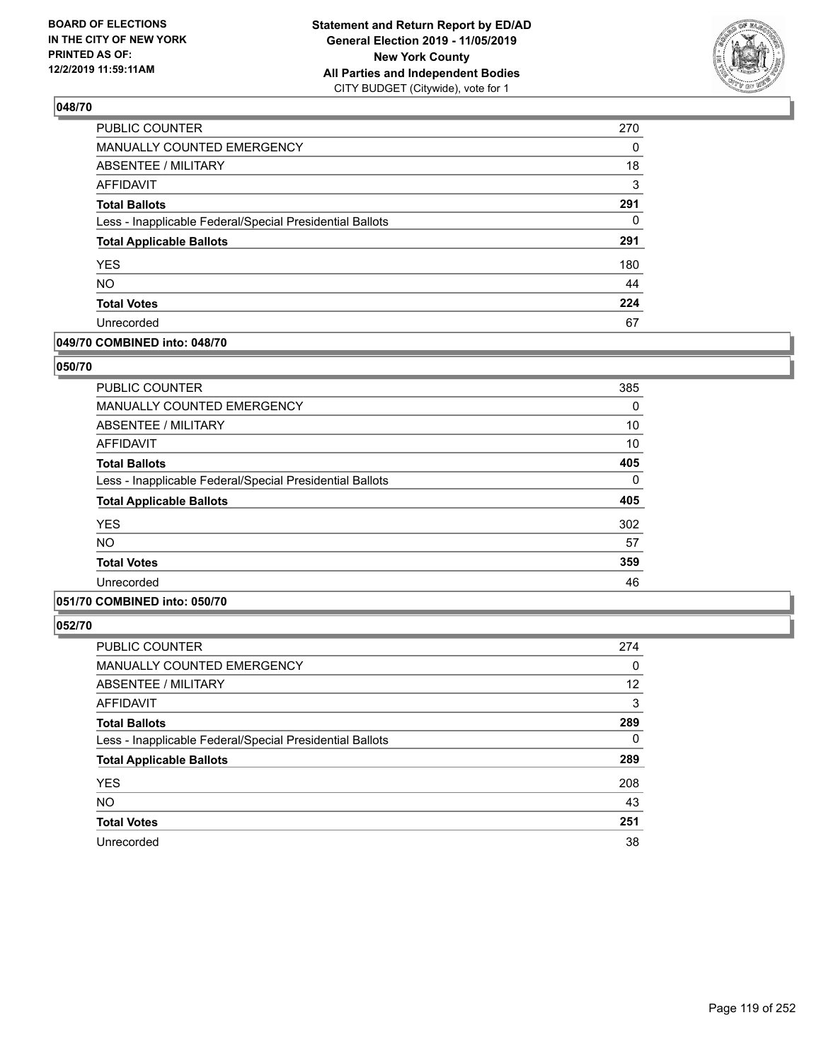**BOARD OF ELECTIONS IN THE CITY OF NEW YORK PRINTED AS OF: 12/2/2019 11:59:11AM**

**Statement and Return Report by ED/AD General Election 2019 - 11/05/2019 New York County All Parties and Independent Bodies** CITY BUDGET (Citywide), vote for 1

### 048/70

| | |
|---|---|
| PUBLIC COUNTER | 270 |
| MANUALLY COUNTED EMERGENCY | 0 |
| ABSENTEE / MILITARY | 18 |
| AFFIDAVIT | 3 |
| **Total Ballots** | **291** |
| Less - Inapplicable Federal/Special Presidential Ballots | 0 |
| **Total Applicable Ballots** | **291** |
| YES | 180 |
| NO | 44 |
| **Total Votes** | **224** |
| Unrecorded | 67 |

### 049/70 COMBINED into: 048/70

### 050/70

| | |
|---|---|
| PUBLIC COUNTER | 385 |
| MANUALLY COUNTED EMERGENCY | 0 |
| ABSENTEE / MILITARY | 10 |
| AFFIDAVIT | 10 |
| **Total Ballots** | **405** |
| Less - Inapplicable Federal/Special Presidential Ballots | 0 |
| **Total Applicable Ballots** | **405** |
| YES | 302 |
| NO | 57 |
| **Total Votes** | **359** |
| Unrecorded | 46 |

### 051/70 COMBINED into: 050/70

### 052/70

| | |
|---|---|
| PUBLIC COUNTER | 274 |
| MANUALLY COUNTED EMERGENCY | 0 |
| ABSENTEE / MILITARY | 12 |
| AFFIDAVIT | 3 |
| **Total Ballots** | **289** |
| Less - Inapplicable Federal/Special Presidential Ballots | 0 |
| **Total Applicable Ballots** | **289** |
| YES | 208 |
| NO | 43 |
| **Total Votes** | **251** |
| Unrecorded | 38 |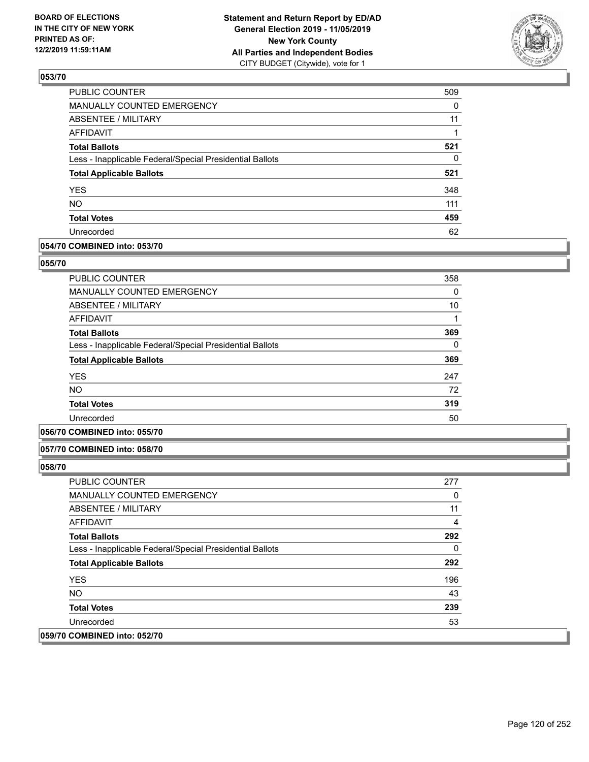**053/70**

| | |
|---|---|
| PUBLIC COUNTER | 509 |
| MANUALLY COUNTED EMERGENCY | 0 |
| ABSENTEE / MILITARY | 11 |
| AFFIDAVIT | 1 |
| **Total Ballots** | **521** |
| Less - Inapplicable Federal/Special Presidential Ballots | 0 |
| **Total Applicable Ballots** | **521** |
| YES | 348 |
| NO | 111 |
| **Total Votes** | **459** |
| Unrecorded | 62 |

**054/70 COMBINED into: 053/70**

**055/70**

| | |
|---|---|
| PUBLIC COUNTER | 358 |
| MANUALLY COUNTED EMERGENCY | 0 |
| ABSENTEE / MILITARY | 10 |
| AFFIDAVIT | 1 |
| **Total Ballots** | **369** |
| Less - Inapplicable Federal/Special Presidential Ballots | 0 |
| **Total Applicable Ballots** | **369** |
| YES | 247 |
| NO | 72 |
| **Total Votes** | **319** |
| Unrecorded | 50 |

**056/70 COMBINED into: 055/70**

**057/70 COMBINED into: 058/70**

**058/70**

| | |
|---|---|
| PUBLIC COUNTER | 277 |
| MANUALLY COUNTED EMERGENCY | 0 |
| ABSENTEE / MILITARY | 11 |
| AFFIDAVIT | 4 |
| **Total Ballots** | **292** |
| Less - Inapplicable Federal/Special Presidential Ballots | 0 |
| **Total Applicable Ballots** | **292** |
| YES | 196 |
| NO | 43 |
| **Total Votes** | **239** |
| Unrecorded | 53 |

**059/70 COMBINED into: 052/70**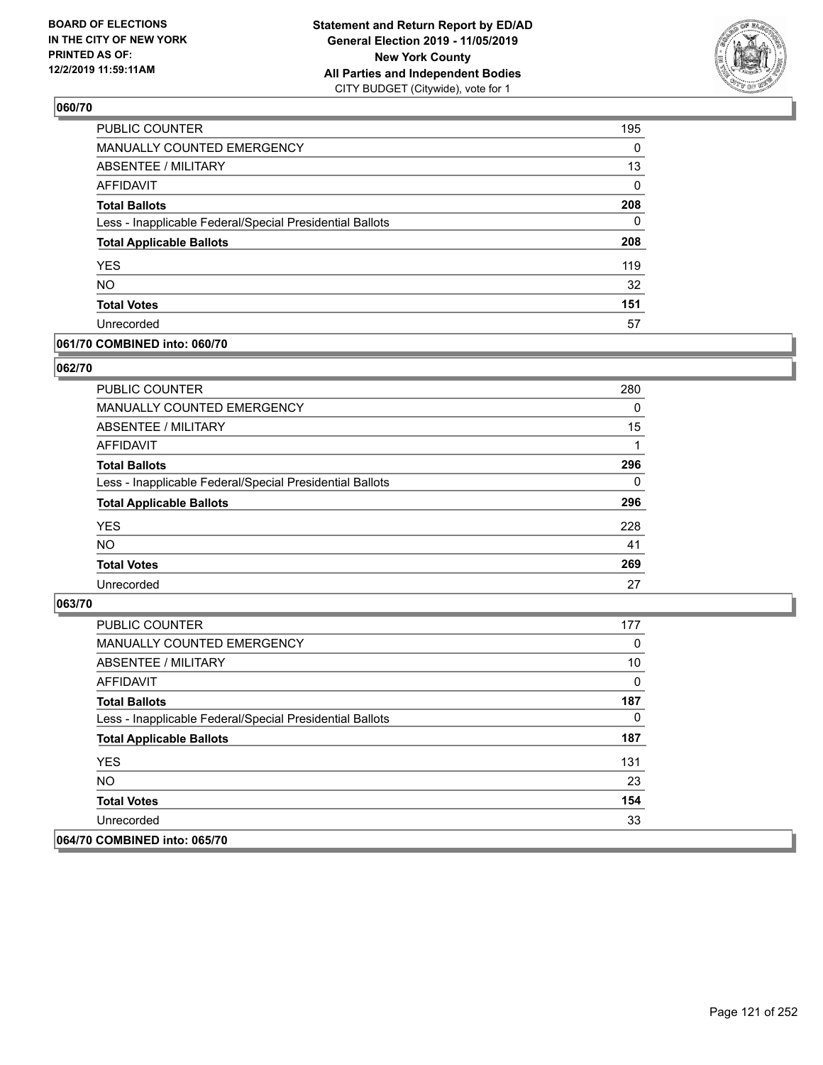## 060/70

| | |
|---|---|
| PUBLIC COUNTER | 195 |
| MANUALLY COUNTED EMERGENCY | 0 |
| ABSENTEE / MILITARY | 13 |
| AFFIDAVIT | 0 |
| **Total Ballots** | **208** |
| Less - Inapplicable Federal/Special Presidential Ballots | 0 |
| **Total Applicable Ballots** | **208** |
| YES | 119 |
| NO | 32 |
| **Total Votes** | **151** |
| Unrecorded | 57 |

## 061/70 COMBINED into: 060/70

## 062/70

| | |
|---|---|
| PUBLIC COUNTER | 280 |
| MANUALLY COUNTED EMERGENCY | 0 |
| ABSENTEE / MILITARY | 15 |
| AFFIDAVIT | 1 |
| **Total Ballots** | **296** |
| Less - Inapplicable Federal/Special Presidential Ballots | 0 |
| **Total Applicable Ballots** | **296** |
| YES | 228 |
| NO | 41 |
| **Total Votes** | **269** |
| Unrecorded | 27 |

## 063/70

| | |
|---|---|
| PUBLIC COUNTER | 177 |
| MANUALLY COUNTED EMERGENCY | 0 |
| ABSENTEE / MILITARY | 10 |
| AFFIDAVIT | 0 |
| **Total Ballots** | **187** |
| Less - Inapplicable Federal/Special Presidential Ballots | 0 |
| **Total Applicable Ballots** | **187** |
| YES | 131 |
| NO | 23 |
| **Total Votes** | **154** |
| Unrecorded | 33 |

## 064/70 COMBINED into: 065/70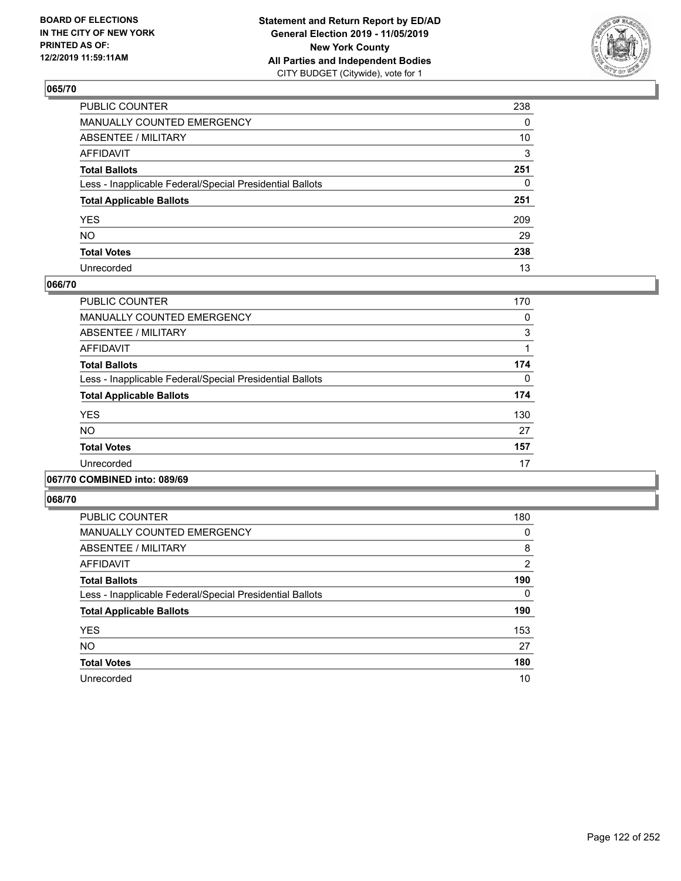**BOARD OF ELECTIONS IN THE CITY OF NEW YORK PRINTED AS OF: 12/2/2019 11:59:11AM**

**Statement and Return Report by ED/AD General Election 2019 - 11/05/2019 New York County All Parties and Independent Bodies**
CITY BUDGET (Citywide), vote for 1

### 065/70

| | |
|---|---|
| PUBLIC COUNTER | 238 |
| MANUALLY COUNTED EMERGENCY | 0 |
| ABSENTEE / MILITARY | 10 |
| AFFIDAVIT | 3 |
| **Total Ballots** | **251** |
| Less - Inapplicable Federal/Special Presidential Ballots | 0 |
| **Total Applicable Ballots** | **251** |
| YES | 209 |
| NO | 29 |
| **Total Votes** | **238** |
| Unrecorded | 13 |

### 066/70

| | |
|---|---|
| PUBLIC COUNTER | 170 |
| MANUALLY COUNTED EMERGENCY | 0 |
| ABSENTEE / MILITARY | 3 |
| AFFIDAVIT | 1 |
| **Total Ballots** | **174** |
| Less - Inapplicable Federal/Special Presidential Ballots | 0 |
| **Total Applicable Ballots** | **174** |
| YES | 130 |
| NO | 27 |
| **Total Votes** | **157** |
| Unrecorded | 17 |

### 067/70 COMBINED into: 089/69

### 068/70

| | |
|---|---|
| PUBLIC COUNTER | 180 |
| MANUALLY COUNTED EMERGENCY | 0 |
| ABSENTEE / MILITARY | 8 |
| AFFIDAVIT | 2 |
| **Total Ballots** | **190** |
| Less - Inapplicable Federal/Special Presidential Ballots | 0 |
| **Total Applicable Ballots** | **190** |
| YES | 153 |
| NO | 27 |
| **Total Votes** | **180** |
| Unrecorded | 10 |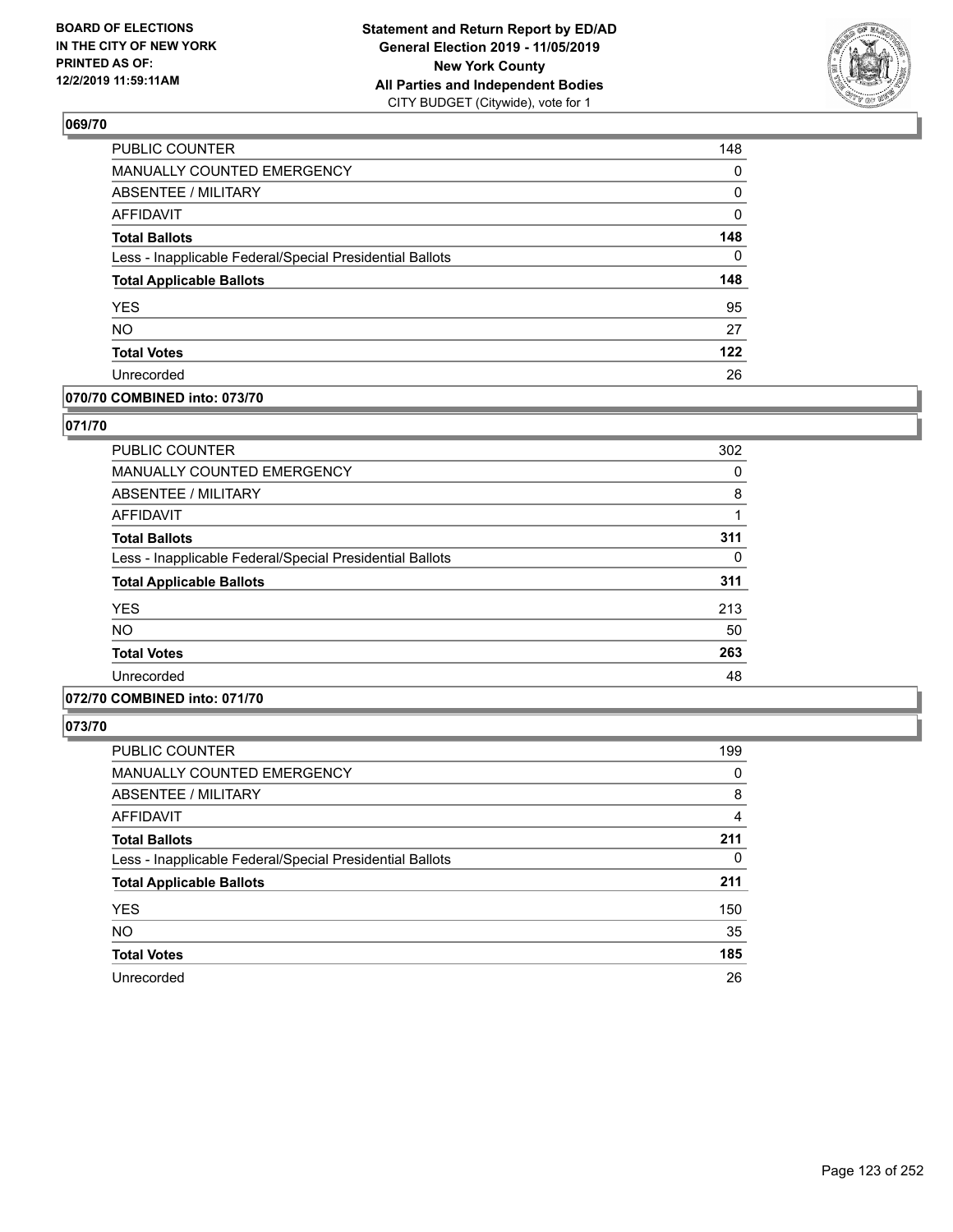## 069/70

| | |
|---|---|
| PUBLIC COUNTER | 148 |
| MANUALLY COUNTED EMERGENCY | 0 |
| ABSENTEE / MILITARY | 0 |
| AFFIDAVIT | 0 |
| **Total Ballots** | **148** |
| Less - Inapplicable Federal/Special Presidential Ballots | 0 |
| **Total Applicable Ballots** | **148** |
| YES | 95 |
| NO | 27 |
| **Total Votes** | **122** |
| Unrecorded | 26 |

## 070/70 COMBINED into: 073/70

## 071/70

| | |
|---|---|
| PUBLIC COUNTER | 302 |
| MANUALLY COUNTED EMERGENCY | 0 |
| ABSENTEE / MILITARY | 8 |
| AFFIDAVIT | 1 |
| **Total Ballots** | **311** |
| Less - Inapplicable Federal/Special Presidential Ballots | 0 |
| **Total Applicable Ballots** | **311** |
| YES | 213 |
| NO | 50 |
| **Total Votes** | **263** |
| Unrecorded | 48 |

## 072/70 COMBINED into: 071/70

## 073/70

| | |
|---|---|
| PUBLIC COUNTER | 199 |
| MANUALLY COUNTED EMERGENCY | 0 |
| ABSENTEE / MILITARY | 8 |
| AFFIDAVIT | 4 |
| **Total Ballots** | **211** |
| Less - Inapplicable Federal/Special Presidential Ballots | 0 |
| **Total Applicable Ballots** | **211** |
| YES | 150 |
| NO | 35 |
| **Total Votes** | **185** |
| Unrecorded | 26 |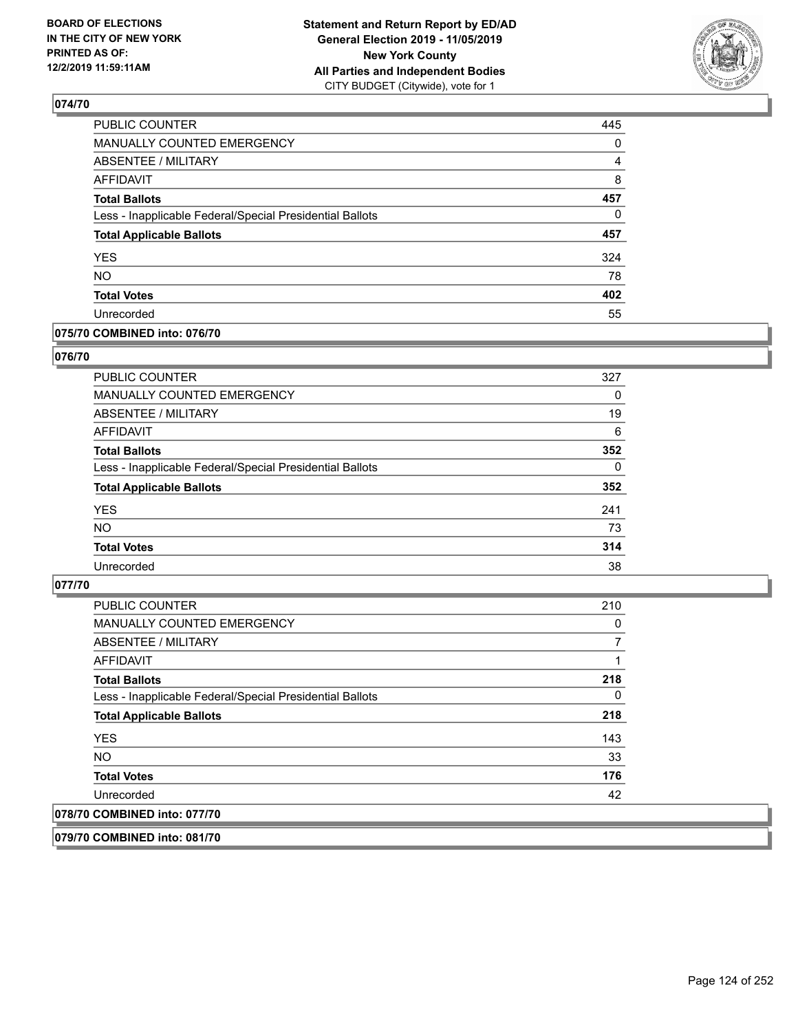## 074/70

| | |
|---|---|
| PUBLIC COUNTER | 445 |
| MANUALLY COUNTED EMERGENCY | 0 |
| ABSENTEE / MILITARY | 4 |
| AFFIDAVIT | 8 |
| **Total Ballots** | **457** |
| Less - Inapplicable Federal/Special Presidential Ballots | 0 |
| **Total Applicable Ballots** | **457** |
| YES | 324 |
| NO | 78 |
| **Total Votes** | **402** |
| Unrecorded | 55 |

## 075/70 COMBINED into: 076/70

## 076/70

| | |
|---|---|
| PUBLIC COUNTER | 327 |
| MANUALLY COUNTED EMERGENCY | 0 |
| ABSENTEE / MILITARY | 19 |
| AFFIDAVIT | 6 |
| **Total Ballots** | **352** |
| Less - Inapplicable Federal/Special Presidential Ballots | 0 |
| **Total Applicable Ballots** | **352** |
| YES | 241 |
| NO | 73 |
| **Total Votes** | **314** |
| Unrecorded | 38 |

## 077/70

| | |
|---|---|
| PUBLIC COUNTER | 210 |
| MANUALLY COUNTED EMERGENCY | 0 |
| ABSENTEE / MILITARY | 7 |
| AFFIDAVIT | 1 |
| **Total Ballots** | **218** |
| Less - Inapplicable Federal/Special Presidential Ballots | 0 |
| **Total Applicable Ballots** | **218** |
| YES | 143 |
| NO | 33 |
| **Total Votes** | **176** |
| Unrecorded | 42 |

## 078/70 COMBINED into: 077/70

## 079/70 COMBINED into: 081/70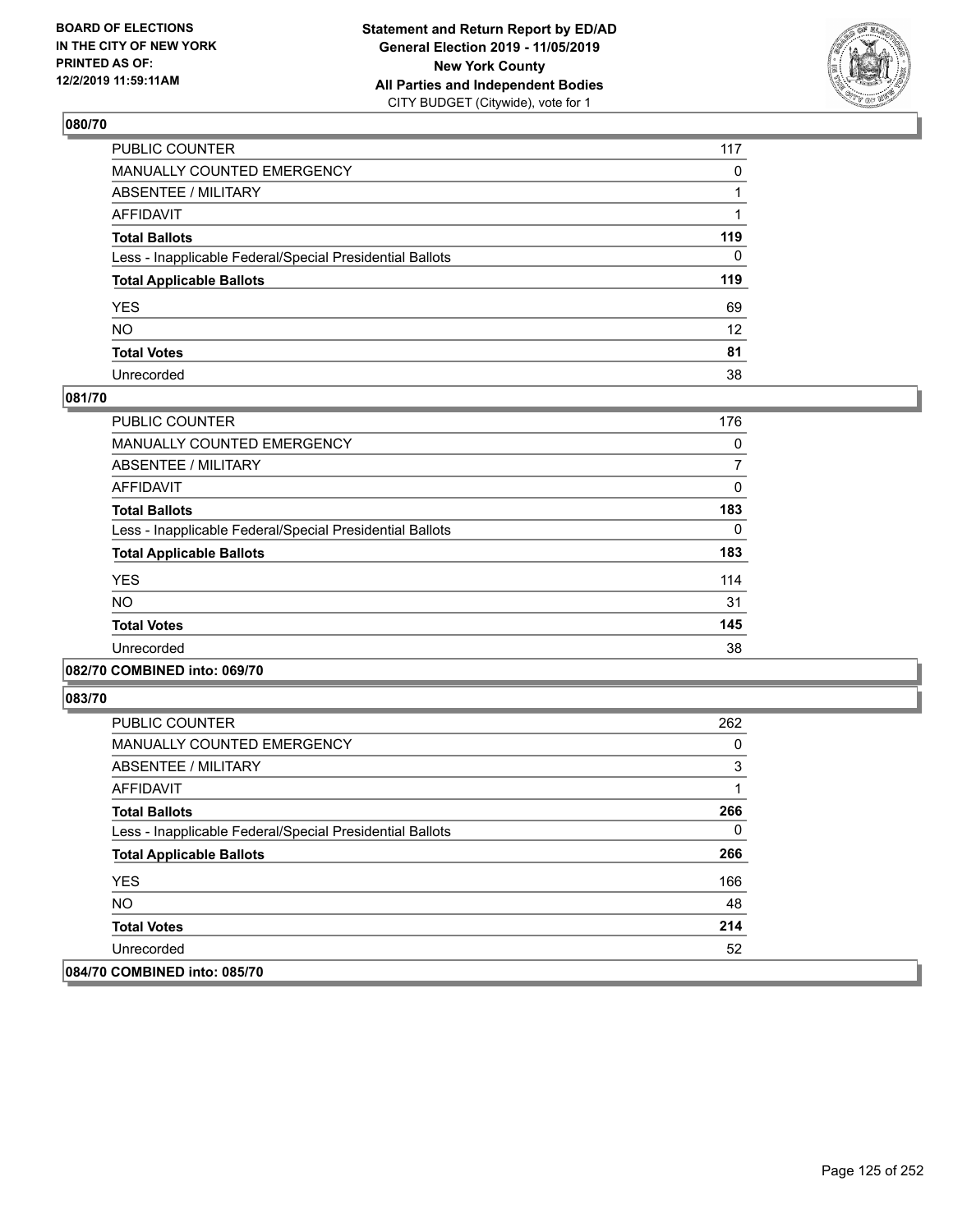**Statement and Return Report by ED/AD**
**General Election 2019 - 11/05/2019**
**New York County**
**All Parties and Independent Bodies**
CITY BUDGET (Citywide), vote for 1

BOARD OF ELECTIONS IN THE CITY OF NEW YORK PRINTED AS OF: 12/2/2019 11:59:11AM

## 080/70

| | |
|---|---|
| PUBLIC COUNTER | 117 |
| MANUALLY COUNTED EMERGENCY | 0 |
| ABSENTEE / MILITARY | 1 |
| AFFIDAVIT | 1 |
| **Total Ballots** | **119** |
| Less - Inapplicable Federal/Special Presidential Ballots | 0 |
| **Total Applicable Ballots** | **119** |
| YES | 69 |
| NO | 12 |
| **Total Votes** | **81** |
| Unrecorded | 38 |

## 081/70

| | |
|---|---|
| PUBLIC COUNTER | 176 |
| MANUALLY COUNTED EMERGENCY | 0 |
| ABSENTEE / MILITARY | 7 |
| AFFIDAVIT | 0 |
| **Total Ballots** | **183** |
| Less - Inapplicable Federal/Special Presidential Ballots | 0 |
| **Total Applicable Ballots** | **183** |
| YES | 114 |
| NO | 31 |
| **Total Votes** | **145** |
| Unrecorded | 38 |

## 082/70 COMBINED into: 069/70

## 083/70

| | |
|---|---|
| PUBLIC COUNTER | 262 |
| MANUALLY COUNTED EMERGENCY | 0 |
| ABSENTEE / MILITARY | 3 |
| AFFIDAVIT | 1 |
| **Total Ballots** | **266** |
| Less - Inapplicable Federal/Special Presidential Ballots | 0 |
| **Total Applicable Ballots** | **266** |
| YES | 166 |
| NO | 48 |
| **Total Votes** | **214** |
| Unrecorded | 52 |

## 084/70 COMBINED into: 085/70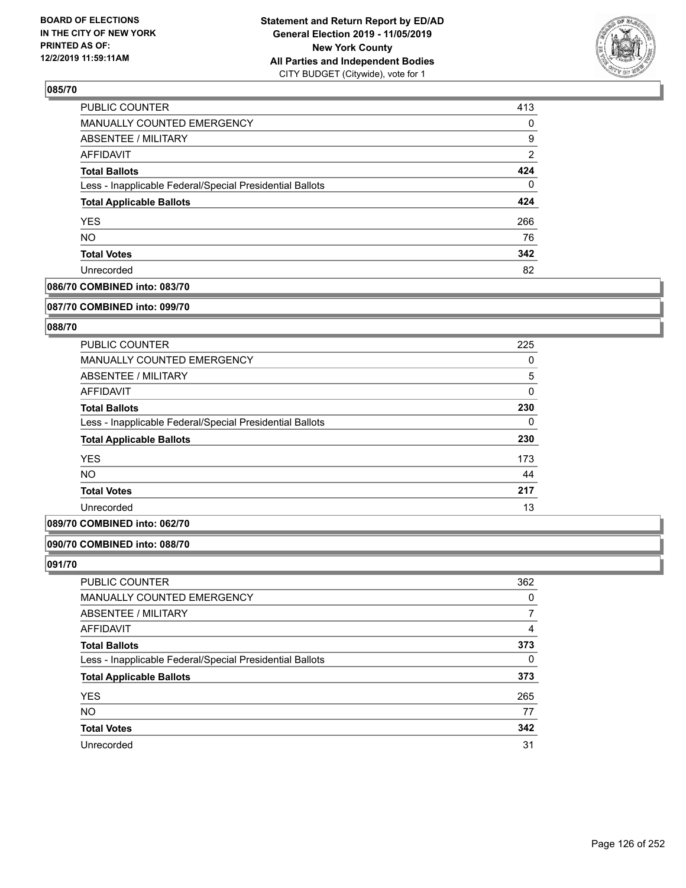**BOARD OF ELECTIONS IN THE CITY OF NEW YORK PRINTED AS OF: 12/2/2019 11:59:11AM**

**Statement and Return Report by ED/AD General Election 2019 - 11/05/2019 New York County All Parties and Independent Bodies**
CITY BUDGET (Citywide), vote for 1

### 085/70

| | |
|---|---|
| PUBLIC COUNTER | 413 |
| MANUALLY COUNTED EMERGENCY | 0 |
| ABSENTEE / MILITARY | 9 |
| AFFIDAVIT | 2 |
| **Total Ballots** | **424** |
| Less - Inapplicable Federal/Special Presidential Ballots | 0 |
| **Total Applicable Ballots** | **424** |
| YES | 266 |
| NO | 76 |
| **Total Votes** | **342** |
| Unrecorded | 82 |

### 086/70 COMBINED into: 083/70

### 087/70 COMBINED into: 099/70

### 088/70

| | |
|---|---|
| PUBLIC COUNTER | 225 |
| MANUALLY COUNTED EMERGENCY | 0 |
| ABSENTEE / MILITARY | 5 |
| AFFIDAVIT | 0 |
| **Total Ballots** | **230** |
| Less - Inapplicable Federal/Special Presidential Ballots | 0 |
| **Total Applicable Ballots** | **230** |
| YES | 173 |
| NO | 44 |
| **Total Votes** | **217** |
| Unrecorded | 13 |

### 089/70 COMBINED into: 062/70

### 090/70 COMBINED into: 088/70

### 091/70

| | |
|---|---|
| PUBLIC COUNTER | 362 |
| MANUALLY COUNTED EMERGENCY | 0 |
| ABSENTEE / MILITARY | 7 |
| AFFIDAVIT | 4 |
| **Total Ballots** | **373** |
| Less - Inapplicable Federal/Special Presidential Ballots | 0 |
| **Total Applicable Ballots** | **373** |
| YES | 265 |
| NO | 77 |
| **Total Votes** | **342** |
| Unrecorded | 31 |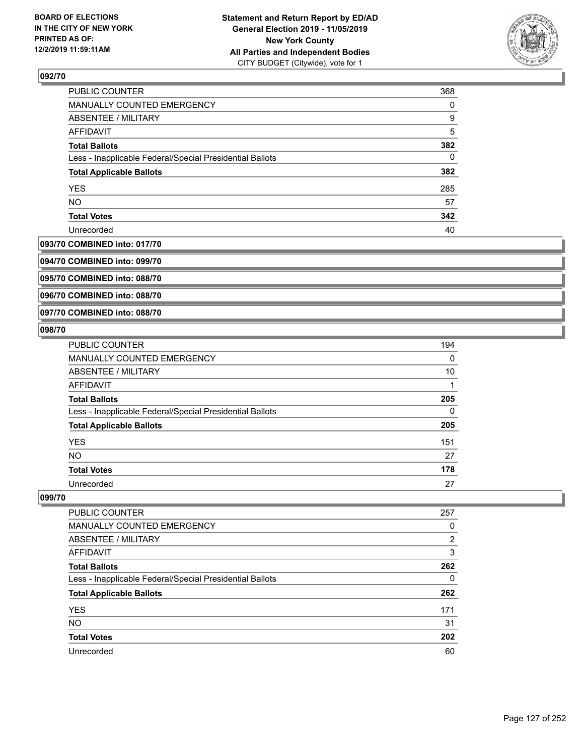## 092/70

| | |
|---|---|
| PUBLIC COUNTER | 368 |
| MANUALLY COUNTED EMERGENCY | 0 |
| ABSENTEE / MILITARY | 9 |
| AFFIDAVIT | 5 |
| **Total Ballots** | **382** |
| Less - Inapplicable Federal/Special Presidential Ballots | 0 |
| **Total Applicable Ballots** | **382** |
| YES | 285 |
| NO | 57 |
| **Total Votes** | **342** |
| Unrecorded | 40 |

## 093/70 COMBINED into: 017/70

## 094/70 COMBINED into: 099/70

## 095/70 COMBINED into: 088/70

## 096/70 COMBINED into: 088/70

## 097/70 COMBINED into: 088/70

## 098/70

| | |
|---|---|
| PUBLIC COUNTER | 194 |
| MANUALLY COUNTED EMERGENCY | 0 |
| ABSENTEE / MILITARY | 10 |
| AFFIDAVIT | 1 |
| **Total Ballots** | **205** |
| Less - Inapplicable Federal/Special Presidential Ballots | 0 |
| **Total Applicable Ballots** | **205** |
| YES | 151 |
| NO | 27 |
| **Total Votes** | **178** |
| Unrecorded | 27 |

## 099/70

| | |
|---|---|
| PUBLIC COUNTER | 257 |
| MANUALLY COUNTED EMERGENCY | 0 |
| ABSENTEE / MILITARY | 2 |
| AFFIDAVIT | 3 |
| **Total Ballots** | **262** |
| Less - Inapplicable Federal/Special Presidential Ballots | 0 |
| **Total Applicable Ballots** | **262** |
| YES | 171 |
| NO | 31 |
| **Total Votes** | **202** |
| Unrecorded | 60 |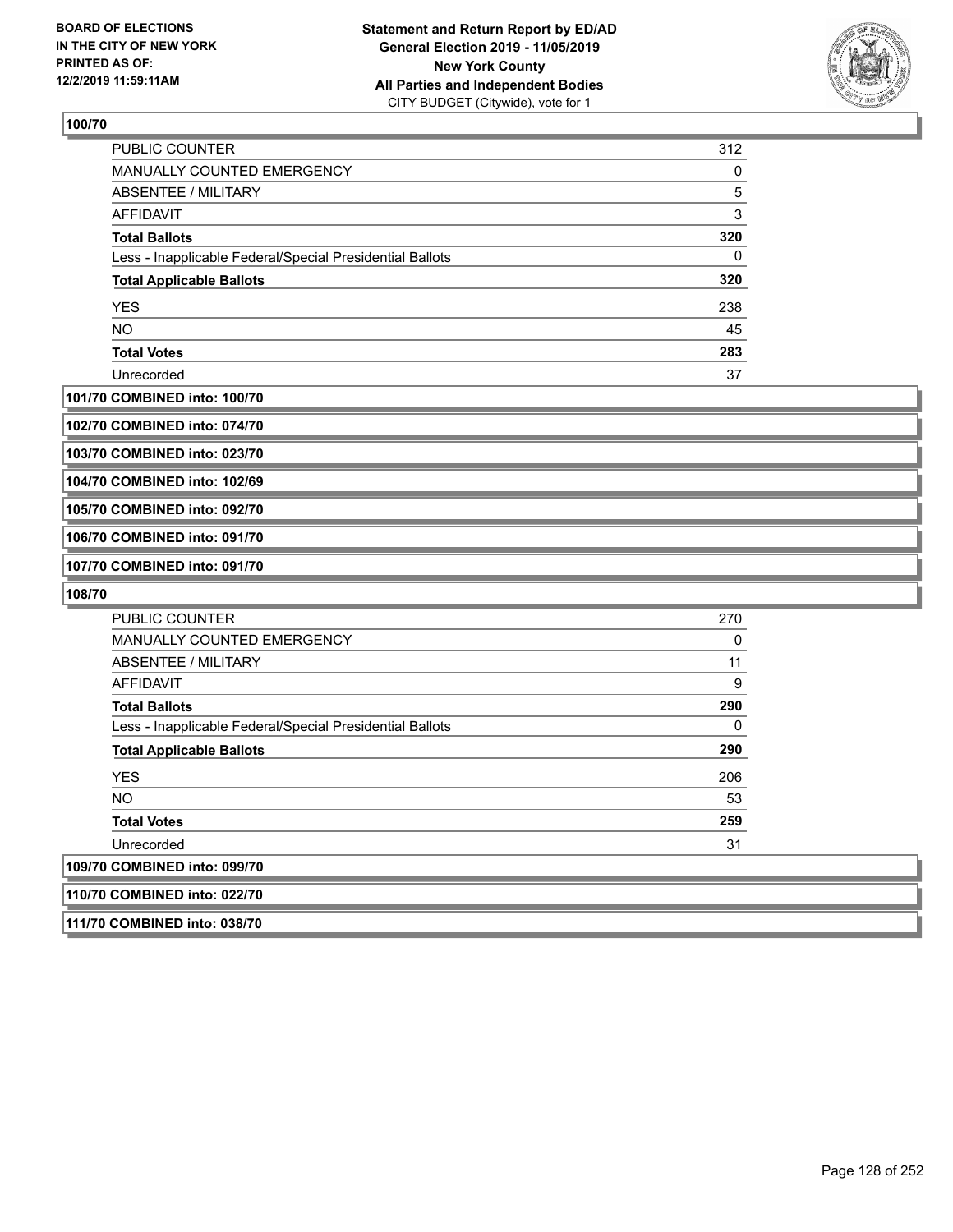**100/70**

| | |
|---|---|
| PUBLIC COUNTER | 312 |
| MANUALLY COUNTED EMERGENCY | 0 |
| ABSENTEE / MILITARY | 5 |
| AFFIDAVIT | 3 |
| **Total Ballots** | **320** |
| Less - Inapplicable Federal/Special Presidential Ballots | 0 |
| **Total Applicable Ballots** | **320** |
| YES | 238 |
| NO | 45 |
| **Total Votes** | **283** |
| Unrecorded | 37 |

**101/70 COMBINED into: 100/70**

**102/70 COMBINED into: 074/70**

**103/70 COMBINED into: 023/70**

**104/70 COMBINED into: 102/69**

**105/70 COMBINED into: 092/70**

**106/70 COMBINED into: 091/70**

**107/70 COMBINED into: 091/70**

**108/70**

| | |
|---|---|
| PUBLIC COUNTER | 270 |
| MANUALLY COUNTED EMERGENCY | 0 |
| ABSENTEE / MILITARY | 11 |
| AFFIDAVIT | 9 |
| **Total Ballots** | **290** |
| Less - Inapplicable Federal/Special Presidential Ballots | 0 |
| **Total Applicable Ballots** | **290** |
| YES | 206 |
| NO | 53 |
| **Total Votes** | **259** |
| Unrecorded | 31 |

**109/70 COMBINED into: 099/70**

**110/70 COMBINED into: 022/70**

**111/70 COMBINED into: 038/70**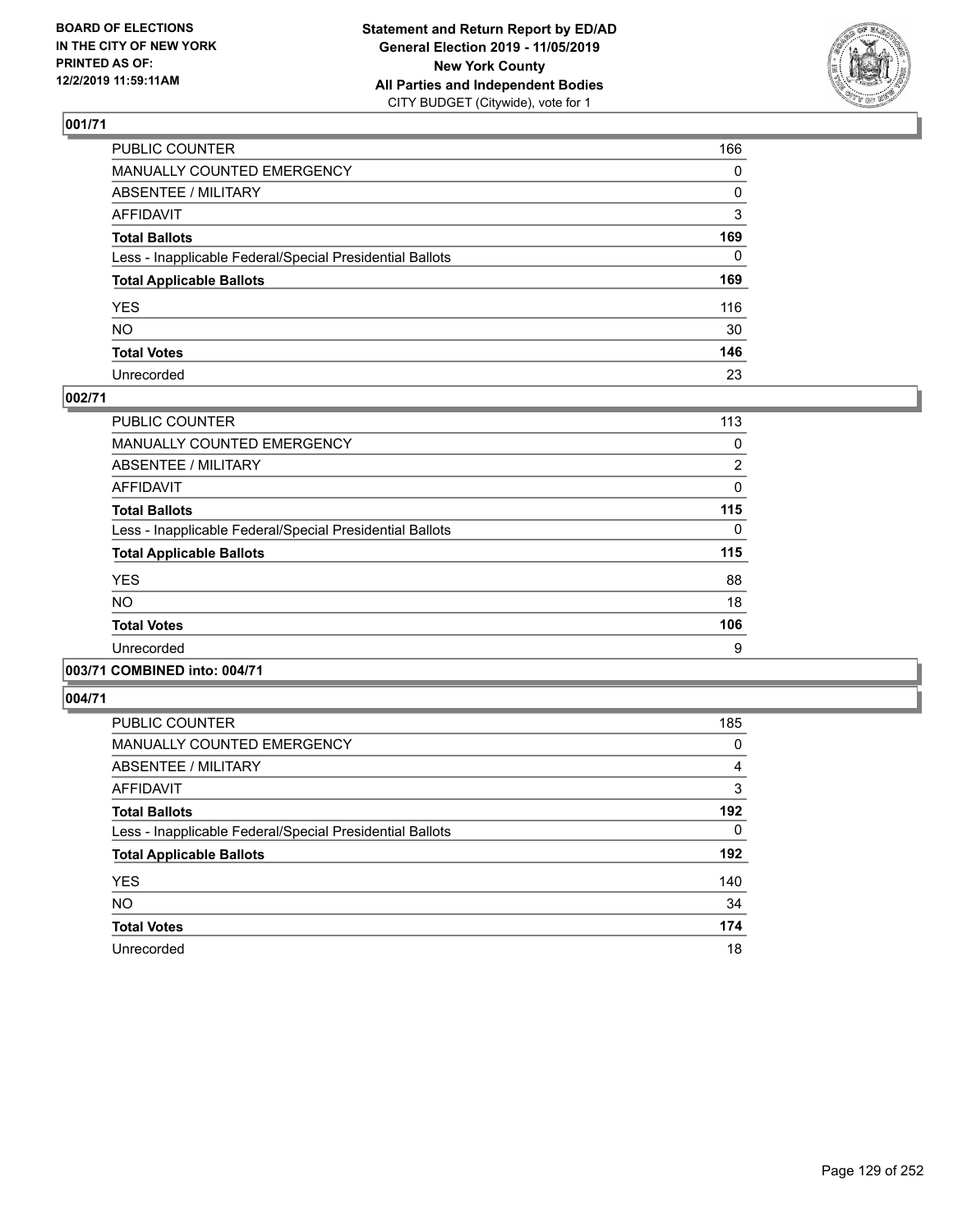**BOARD OF ELECTIONS IN THE CITY OF NEW YORK PRINTED AS OF: 12/2/2019 11:59:11AM**

**Statement and Return Report by ED/AD General Election 2019 - 11/05/2019 New York County All Parties and Independent Bodies**
CITY BUDGET (Citywide), vote for 1

### 001/71

| | |
|---|---|
| PUBLIC COUNTER | 166 |
| MANUALLY COUNTED EMERGENCY | 0 |
| ABSENTEE / MILITARY | 0 |
| AFFIDAVIT | 3 |
| **Total Ballots** | **169** |
| Less - Inapplicable Federal/Special Presidential Ballots | 0 |
| **Total Applicable Ballots** | **169** |
| YES | 116 |
| NO | 30 |
| **Total Votes** | **146** |
| Unrecorded | 23 |

### 002/71

| | |
|---|---|
| PUBLIC COUNTER | 113 |
| MANUALLY COUNTED EMERGENCY | 0 |
| ABSENTEE / MILITARY | 2 |
| AFFIDAVIT | 0 |
| **Total Ballots** | **115** |
| Less - Inapplicable Federal/Special Presidential Ballots | 0 |
| **Total Applicable Ballots** | **115** |
| YES | 88 |
| NO | 18 |
| **Total Votes** | **106** |
| Unrecorded | 9 |

### 003/71 COMBINED into: 004/71

### 004/71

| | |
|---|---|
| PUBLIC COUNTER | 185 |
| MANUALLY COUNTED EMERGENCY | 0 |
| ABSENTEE / MILITARY | 4 |
| AFFIDAVIT | 3 |
| **Total Ballots** | **192** |
| Less - Inapplicable Federal/Special Presidential Ballots | 0 |
| **Total Applicable Ballots** | **192** |
| YES | 140 |
| NO | 34 |
| **Total Votes** | **174** |
| Unrecorded | 18 |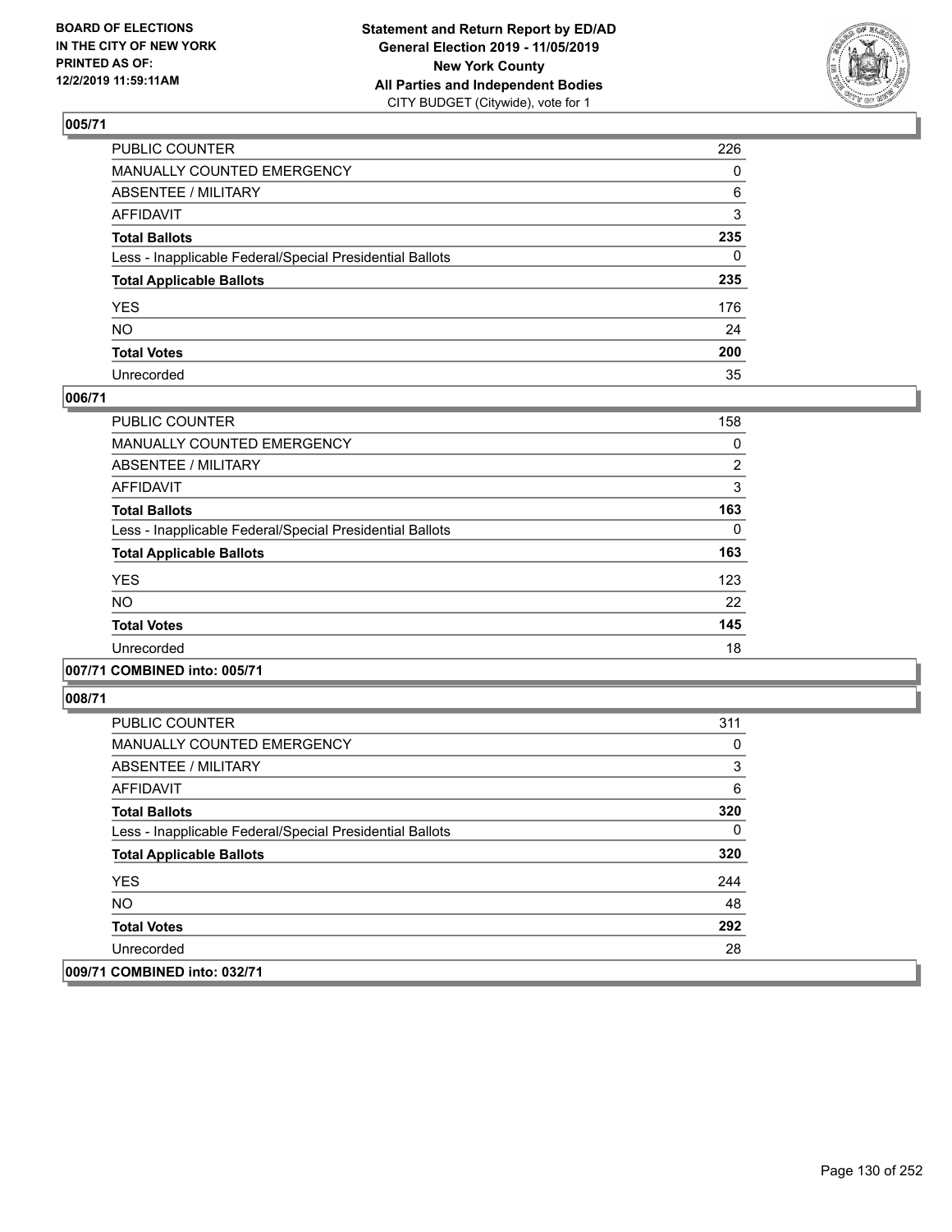BOARD OF ELECTIONS
IN THE CITY OF NEW YORK
PRINTED AS OF:
12/2/2019 11:59:11AM

**Statement and Return Report by ED/AD**
**General Election 2019 - 11/05/2019**
**New York County**
**All Parties and Independent Bodies**
CITY BUDGET (Citywide), vote for 1

## 005/71

| | |
|---|---|
| PUBLIC COUNTER | 226 |
| MANUALLY COUNTED EMERGENCY | 0 |
| ABSENTEE / MILITARY | 6 |
| AFFIDAVIT | 3 |
| **Total Ballots** | **235** |
| Less - Inapplicable Federal/Special Presidential Ballots | 0 |
| **Total Applicable Ballots** | **235** |
| YES | 176 |
| NO | 24 |
| **Total Votes** | **200** |
| Unrecorded | 35 |

## 006/71

| | |
|---|---|
| PUBLIC COUNTER | 158 |
| MANUALLY COUNTED EMERGENCY | 0 |
| ABSENTEE / MILITARY | 2 |
| AFFIDAVIT | 3 |
| **Total Ballots** | **163** |
| Less - Inapplicable Federal/Special Presidential Ballots | 0 |
| **Total Applicable Ballots** | **163** |
| YES | 123 |
| NO | 22 |
| **Total Votes** | **145** |
| Unrecorded | 18 |

## 007/71 COMBINED into: 005/71

## 008/71

| | |
|---|---|
| PUBLIC COUNTER | 311 |
| MANUALLY COUNTED EMERGENCY | 0 |
| ABSENTEE / MILITARY | 3 |
| AFFIDAVIT | 6 |
| **Total Ballots** | **320** |
| Less - Inapplicable Federal/Special Presidential Ballots | 0 |
| **Total Applicable Ballots** | **320** |
| YES | 244 |
| NO | 48 |
| **Total Votes** | **292** |
| Unrecorded | 28 |

## 009/71 COMBINED into: 032/71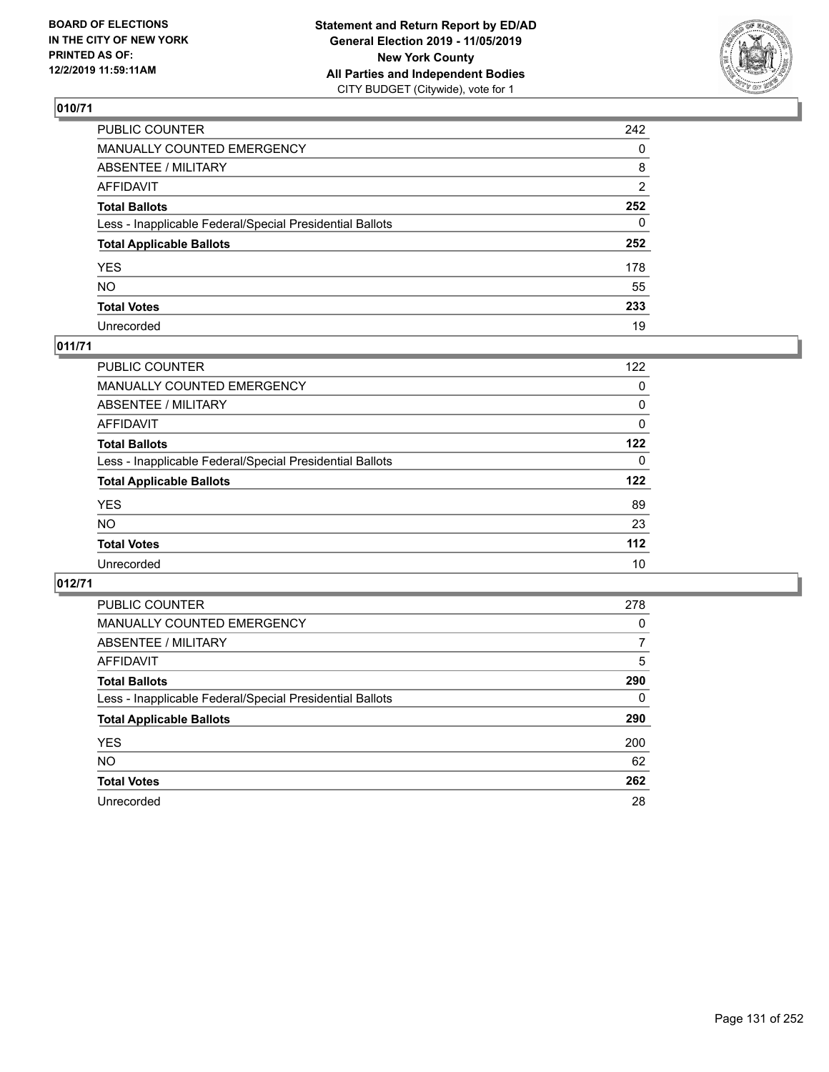BOARD OF ELECTIONS
IN THE CITY OF NEW YORK
PRINTED AS OF:
12/2/2019 11:59:11AM

**Statement and Return Report by ED/AD**
**General Election 2019 - 11/05/2019**
**New York County**
**All Parties and Independent Bodies**
CITY BUDGET (Citywide), vote for 1

## 010/71

| | |
|---|---|
| PUBLIC COUNTER | 242 |
| MANUALLY COUNTED EMERGENCY | 0 |
| ABSENTEE / MILITARY | 8 |
| AFFIDAVIT | 2 |
| **Total Ballots** | **252** |
| Less - Inapplicable Federal/Special Presidential Ballots | 0 |
| **Total Applicable Ballots** | **252** |
| YES | 178 |
| NO | 55 |
| **Total Votes** | **233** |
| Unrecorded | 19 |

## 011/71

| | |
|---|---|
| PUBLIC COUNTER | 122 |
| MANUALLY COUNTED EMERGENCY | 0 |
| ABSENTEE / MILITARY | 0 |
| AFFIDAVIT | 0 |
| **Total Ballots** | **122** |
| Less - Inapplicable Federal/Special Presidential Ballots | 0 |
| **Total Applicable Ballots** | **122** |
| YES | 89 |
| NO | 23 |
| **Total Votes** | **112** |
| Unrecorded | 10 |

## 012/71

| | |
|---|---|
| PUBLIC COUNTER | 278 |
| MANUALLY COUNTED EMERGENCY | 0 |
| ABSENTEE / MILITARY | 7 |
| AFFIDAVIT | 5 |
| **Total Ballots** | **290** |
| Less - Inapplicable Federal/Special Presidential Ballots | 0 |
| **Total Applicable Ballots** | **290** |
| YES | 200 |
| NO | 62 |
| **Total Votes** | **262** |
| Unrecorded | 28 |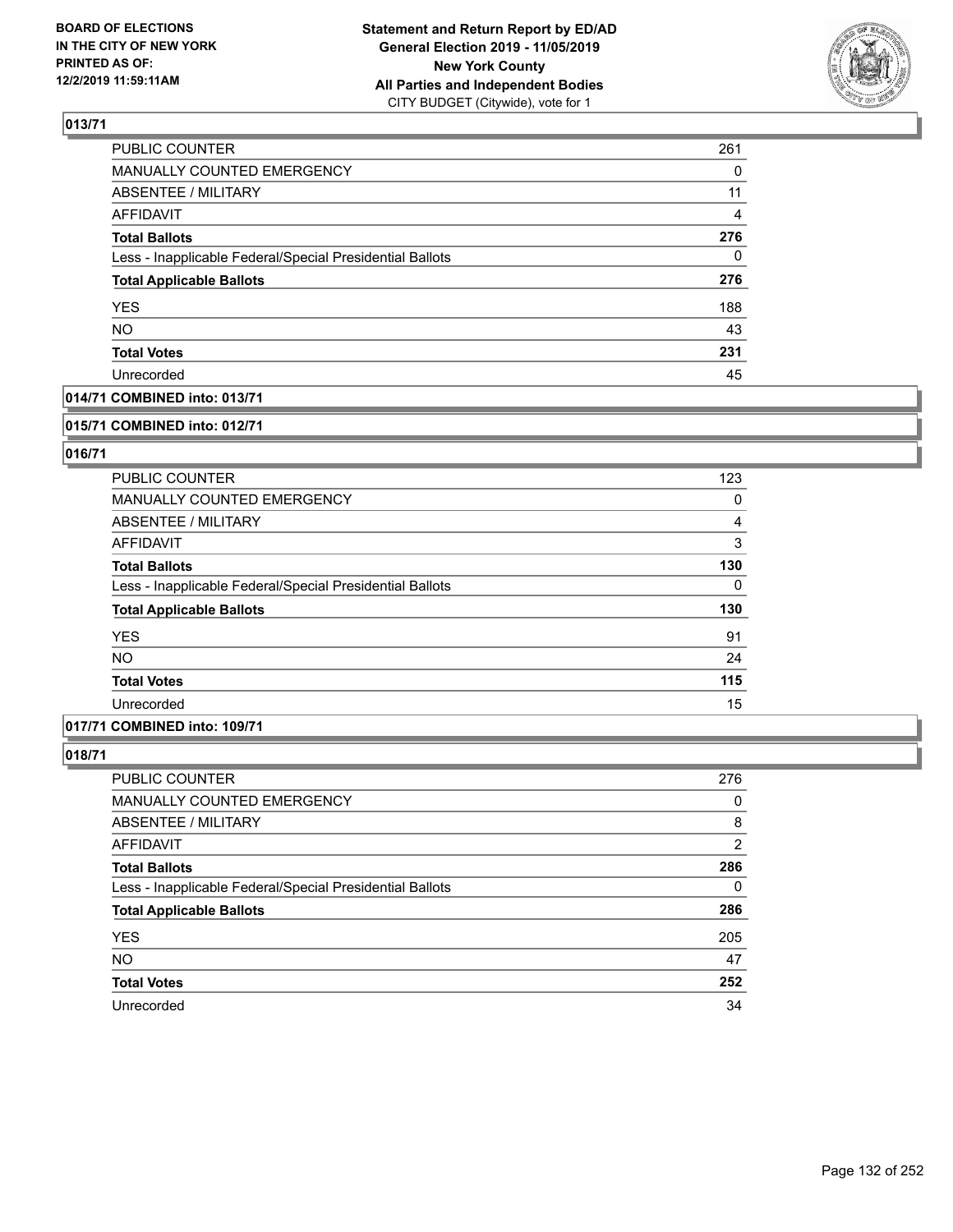## 013/71

| | |
|---|---|
| PUBLIC COUNTER | 261 |
| MANUALLY COUNTED EMERGENCY | 0 |
| ABSENTEE / MILITARY | 11 |
| AFFIDAVIT | 4 |
| **Total Ballots** | **276** |
| Less - Inapplicable Federal/Special Presidential Ballots | 0 |
| **Total Applicable Ballots** | **276** |
| YES | 188 |
| NO | 43 |
| **Total Votes** | **231** |
| Unrecorded | 45 |

## 014/71 COMBINED into: 013/71

## 015/71 COMBINED into: 012/71

## 016/71

| | |
|---|---|
| PUBLIC COUNTER | 123 |
| MANUALLY COUNTED EMERGENCY | 0 |
| ABSENTEE / MILITARY | 4 |
| AFFIDAVIT | 3 |
| **Total Ballots** | **130** |
| Less - Inapplicable Federal/Special Presidential Ballots | 0 |
| **Total Applicable Ballots** | **130** |
| YES | 91 |
| NO | 24 |
| **Total Votes** | **115** |
| Unrecorded | 15 |

## 017/71 COMBINED into: 109/71

## 018/71

| | |
|---|---|
| PUBLIC COUNTER | 276 |
| MANUALLY COUNTED EMERGENCY | 0 |
| ABSENTEE / MILITARY | 8 |
| AFFIDAVIT | 2 |
| **Total Ballots** | **286** |
| Less - Inapplicable Federal/Special Presidential Ballots | 0 |
| **Total Applicable Ballots** | **286** |
| YES | 205 |
| NO | 47 |
| **Total Votes** | **252** |
| Unrecorded | 34 |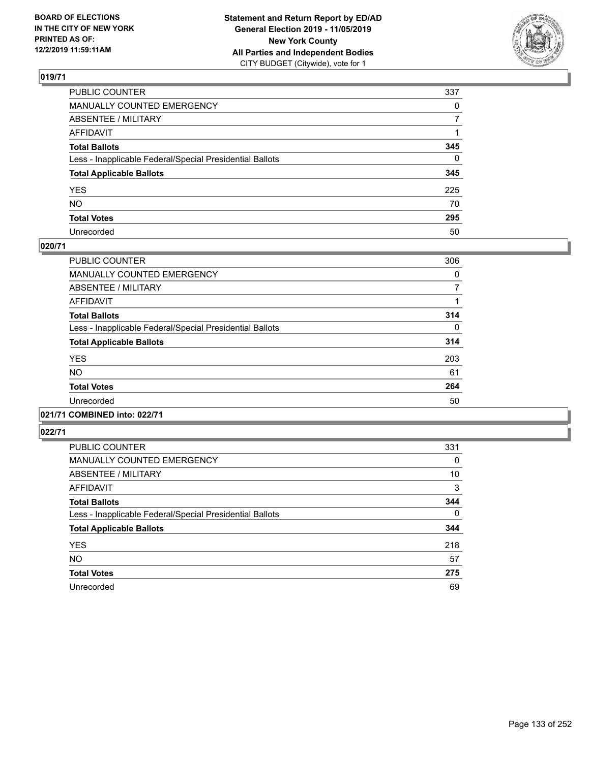**BOARD OF ELECTIONS IN THE CITY OF NEW YORK PRINTED AS OF: 12/2/2019 11:59:11AM**

**Statement and Return Report by ED/AD General Election 2019 - 11/05/2019 New York County All Parties and Independent Bodies**
CITY BUDGET (Citywide), vote for 1

## 019/71

| | |
|---|---|
| PUBLIC COUNTER | 337 |
| MANUALLY COUNTED EMERGENCY | 0 |
| ABSENTEE / MILITARY | 7 |
| AFFIDAVIT | 1 |
| **Total Ballots** | **345** |
| Less - Inapplicable Federal/Special Presidential Ballots | 0 |
| **Total Applicable Ballots** | **345** |
| YES | 225 |
| NO | 70 |
| **Total Votes** | **295** |
| Unrecorded | 50 |

## 020/71

| | |
|---|---|
| PUBLIC COUNTER | 306 |
| MANUALLY COUNTED EMERGENCY | 0 |
| ABSENTEE / MILITARY | 7 |
| AFFIDAVIT | 1 |
| **Total Ballots** | **314** |
| Less - Inapplicable Federal/Special Presidential Ballots | 0 |
| **Total Applicable Ballots** | **314** |
| YES | 203 |
| NO | 61 |
| **Total Votes** | **264** |
| Unrecorded | 50 |

## 021/71 COMBINED into: 022/71

## 022/71

| | |
|---|---|
| PUBLIC COUNTER | 331 |
| MANUALLY COUNTED EMERGENCY | 0 |
| ABSENTEE / MILITARY | 10 |
| AFFIDAVIT | 3 |
| **Total Ballots** | **344** |
| Less - Inapplicable Federal/Special Presidential Ballots | 0 |
| **Total Applicable Ballots** | **344** |
| YES | 218 |
| NO | 57 |
| **Total Votes** | **275** |
| Unrecorded | 69 |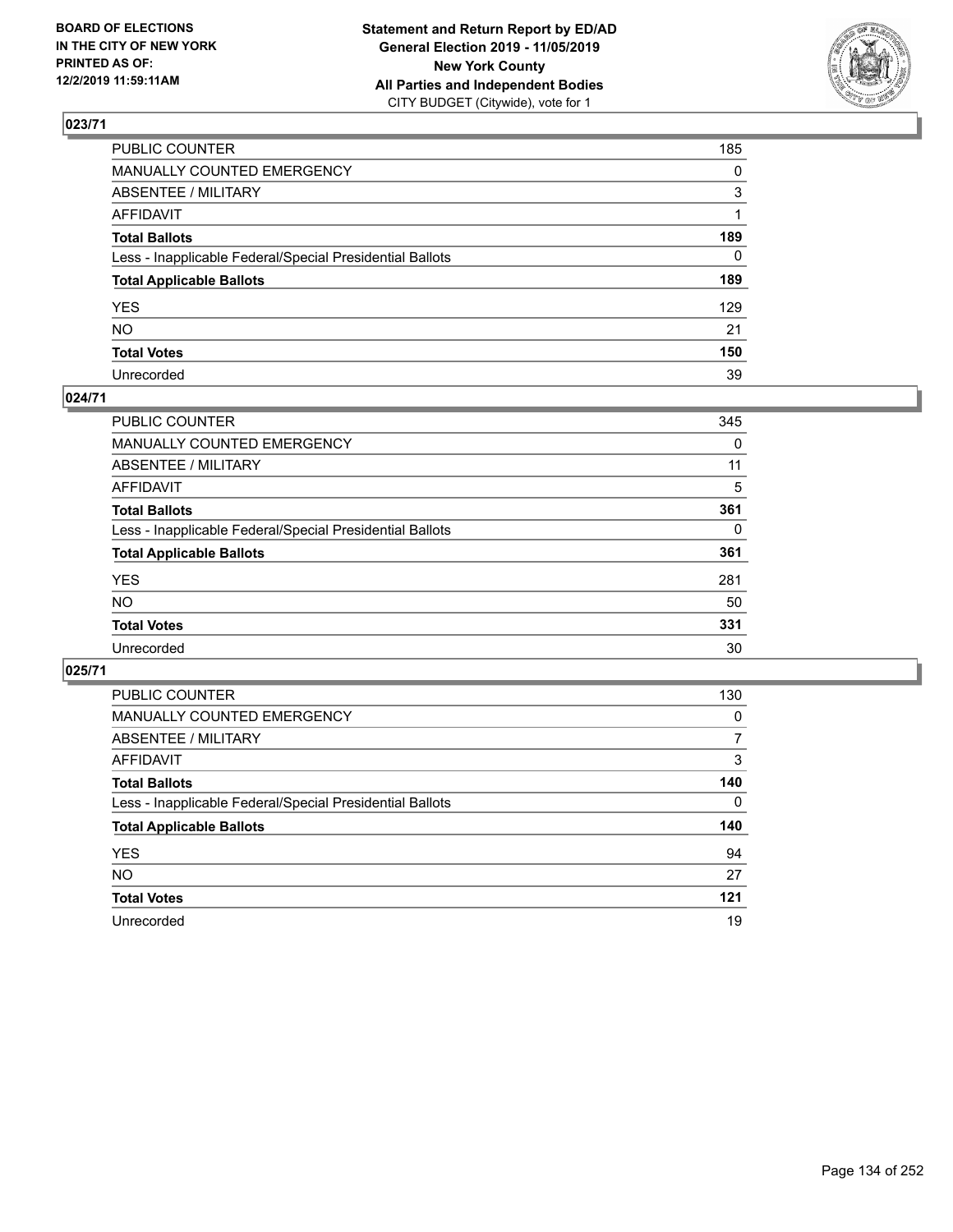**BOARD OF ELECTIONS IN THE CITY OF NEW YORK PRINTED AS OF: 12/2/2019 11:59:11AM**

**Statement and Return Report by ED/AD General Election 2019 - 11/05/2019 New York County All Parties and Independent Bodies** CITY BUDGET (Citywide), vote for 1

## 023/71

| | |
|---|---|
| PUBLIC COUNTER | 185 |
| MANUALLY COUNTED EMERGENCY | 0 |
| ABSENTEE / MILITARY | 3 |
| AFFIDAVIT | 1 |
| **Total Ballots** | **189** |
| Less - Inapplicable Federal/Special Presidential Ballots | 0 |
| **Total Applicable Ballots** | **189** |
| YES | 129 |
| NO | 21 |
| **Total Votes** | **150** |
| Unrecorded | 39 |

## 024/71

| | |
|---|---|
| PUBLIC COUNTER | 345 |
| MANUALLY COUNTED EMERGENCY | 0 |
| ABSENTEE / MILITARY | 11 |
| AFFIDAVIT | 5 |
| **Total Ballots** | **361** |
| Less - Inapplicable Federal/Special Presidential Ballots | 0 |
| **Total Applicable Ballots** | **361** |
| YES | 281 |
| NO | 50 |
| **Total Votes** | **331** |
| Unrecorded | 30 |

## 025/71

| | |
|---|---|
| PUBLIC COUNTER | 130 |
| MANUALLY COUNTED EMERGENCY | 0 |
| ABSENTEE / MILITARY | 7 |
| AFFIDAVIT | 3 |
| **Total Ballots** | **140** |
| Less - Inapplicable Federal/Special Presidential Ballots | 0 |
| **Total Applicable Ballots** | **140** |
| YES | 94 |
| NO | 27 |
| **Total Votes** | **121** |
| Unrecorded | 19 |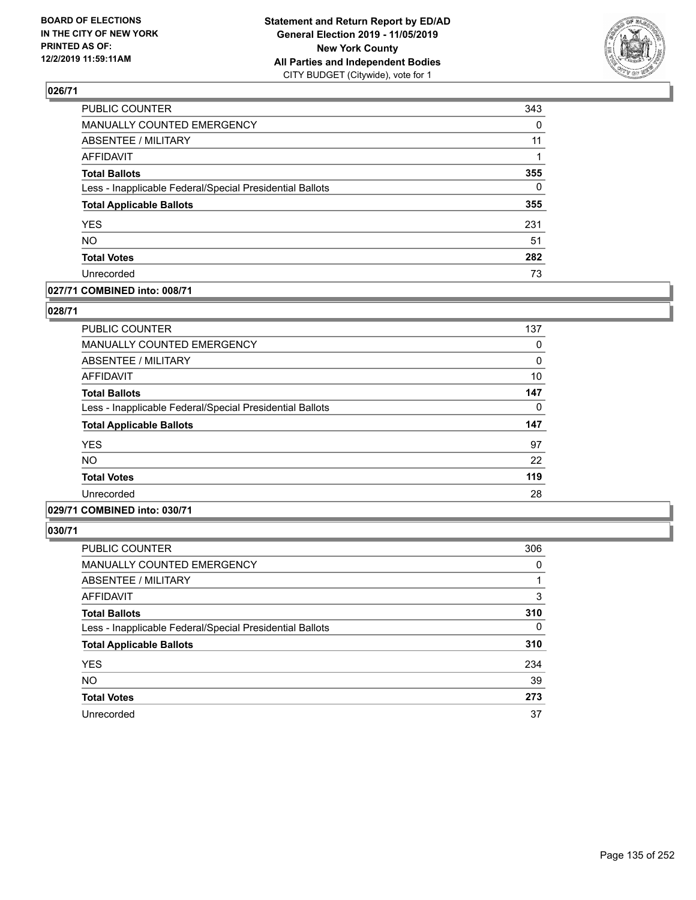**BOARD OF ELECTIONS IN THE CITY OF NEW YORK PRINTED AS OF: 12/2/2019 11:59:11AM**

**Statement and Return Report by ED/AD General Election 2019 - 11/05/2019 New York County All Parties and Independent Bodies**
CITY BUDGET (Citywide), vote for 1

## 026/71

| | |
|---|---|
| PUBLIC COUNTER | 343 |
| MANUALLY COUNTED EMERGENCY | 0 |
| ABSENTEE / MILITARY | 11 |
| AFFIDAVIT | 1 |
| **Total Ballots** | **355** |
| Less - Inapplicable Federal/Special Presidential Ballots | 0 |
| **Total Applicable Ballots** | **355** |
| YES | 231 |
| NO | 51 |
| **Total Votes** | **282** |
| Unrecorded | 73 |

## 027/71 COMBINED into: 008/71

## 028/71

| | |
|---|---|
| PUBLIC COUNTER | 137 |
| MANUALLY COUNTED EMERGENCY | 0 |
| ABSENTEE / MILITARY | 0 |
| AFFIDAVIT | 10 |
| **Total Ballots** | **147** |
| Less - Inapplicable Federal/Special Presidential Ballots | 0 |
| **Total Applicable Ballots** | **147** |
| YES | 97 |
| NO | 22 |
| **Total Votes** | **119** |
| Unrecorded | 28 |

## 029/71 COMBINED into: 030/71

## 030/71

| | |
|---|---|
| PUBLIC COUNTER | 306 |
| MANUALLY COUNTED EMERGENCY | 0 |
| ABSENTEE / MILITARY | 1 |
| AFFIDAVIT | 3 |
| **Total Ballots** | **310** |
| Less - Inapplicable Federal/Special Presidential Ballots | 0 |
| **Total Applicable Ballots** | **310** |
| YES | 234 |
| NO | 39 |
| **Total Votes** | **273** |
| Unrecorded | 37 |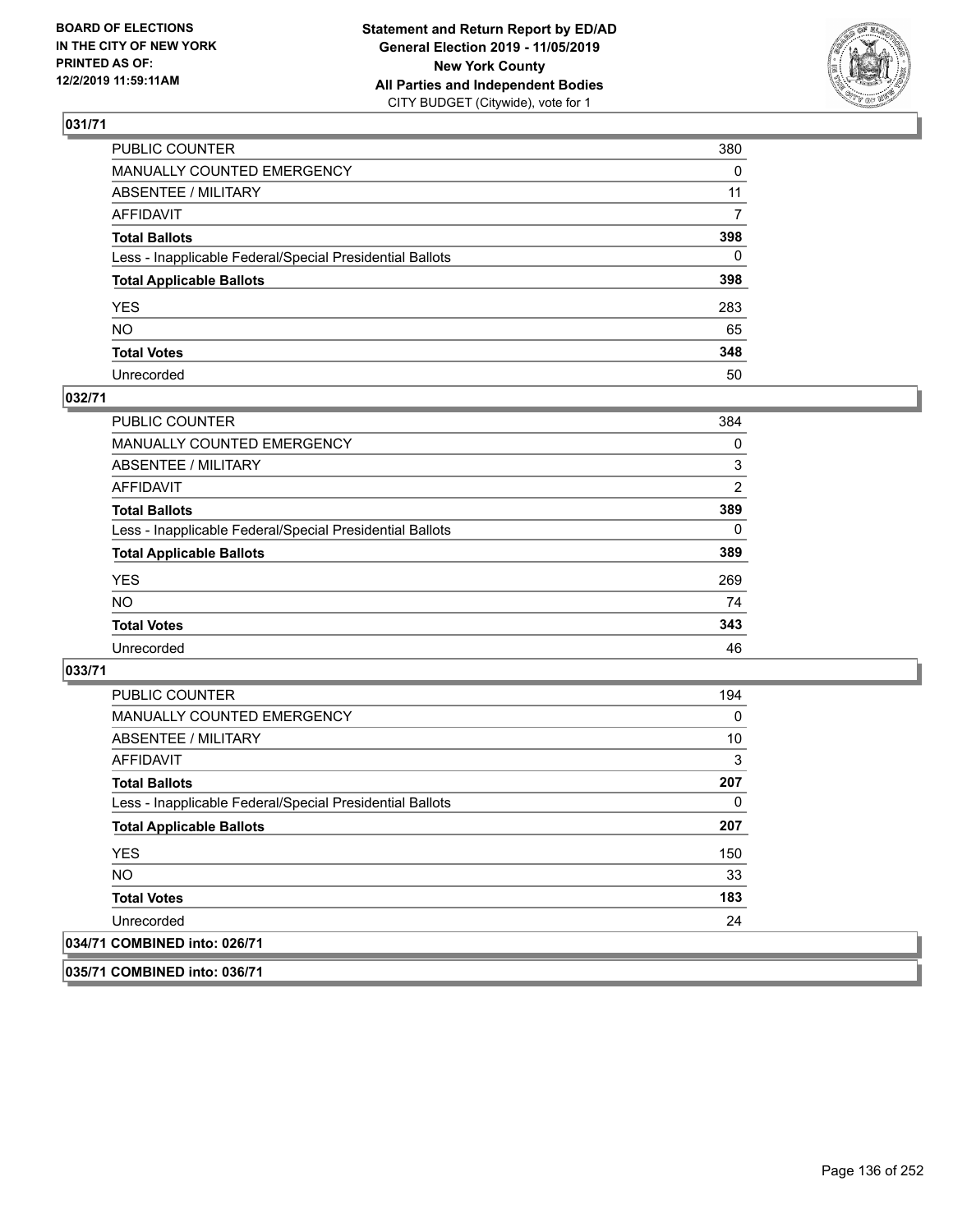**BOARD OF ELECTIONS IN THE CITY OF NEW YORK PRINTED AS OF: 12/2/2019 11:59:11AM**

**Statement and Return Report by ED/AD General Election 2019 - 11/05/2019 New York County All Parties and Independent Bodies**
CITY BUDGET (Citywide), vote for 1

## 031/71

| | |
|---|---|
| PUBLIC COUNTER | 380 |
| MANUALLY COUNTED EMERGENCY | 0 |
| ABSENTEE / MILITARY | 11 |
| AFFIDAVIT | 7 |
| **Total Ballots** | **398** |
| Less - Inapplicable Federal/Special Presidential Ballots | 0 |
| **Total Applicable Ballots** | **398** |
| YES | 283 |
| NO | 65 |
| **Total Votes** | **348** |
| Unrecorded | 50 |

## 032/71

| | |
|---|---|
| PUBLIC COUNTER | 384 |
| MANUALLY COUNTED EMERGENCY | 0 |
| ABSENTEE / MILITARY | 3 |
| AFFIDAVIT | 2 |
| **Total Ballots** | **389** |
| Less - Inapplicable Federal/Special Presidential Ballots | 0 |
| **Total Applicable Ballots** | **389** |
| YES | 269 |
| NO | 74 |
| **Total Votes** | **343** |
| Unrecorded | 46 |

## 033/71

| | |
|---|---|
| PUBLIC COUNTER | 194 |
| MANUALLY COUNTED EMERGENCY | 0 |
| ABSENTEE / MILITARY | 10 |
| AFFIDAVIT | 3 |
| **Total Ballots** | **207** |
| Less - Inapplicable Federal/Special Presidential Ballots | 0 |
| **Total Applicable Ballots** | **207** |
| YES | 150 |
| NO | 33 |
| **Total Votes** | **183** |
| Unrecorded | 24 |

## 034/71 COMBINED into: 026/71

## 035/71 COMBINED into: 036/71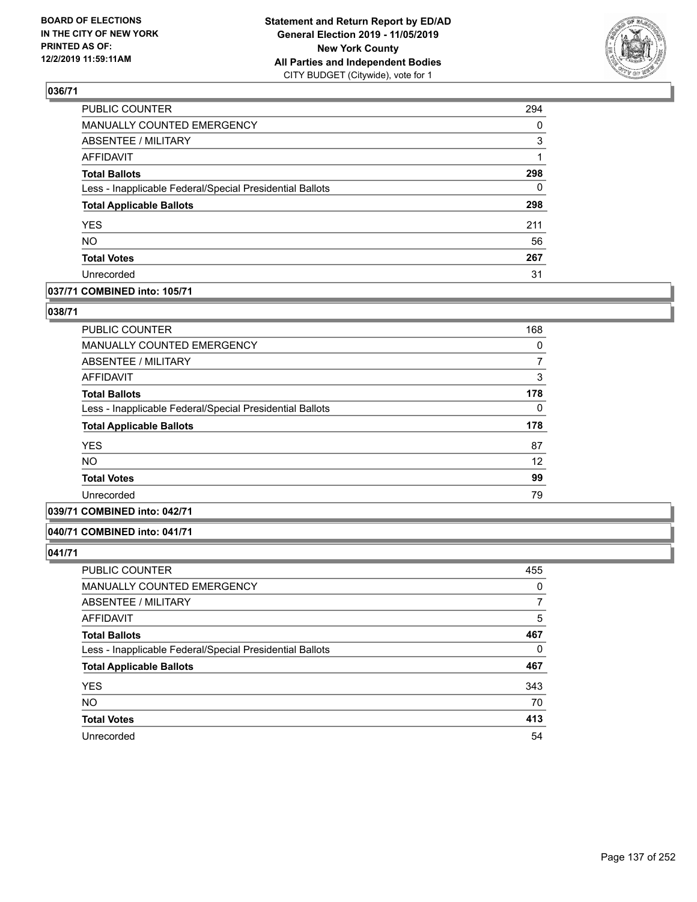## 036/71

| | |
|---|---|
| PUBLIC COUNTER | 294 |
| MANUALLY COUNTED EMERGENCY | 0 |
| ABSENTEE / MILITARY | 3 |
| AFFIDAVIT | 1 |
| **Total Ballots** | **298** |
| Less - Inapplicable Federal/Special Presidential Ballots | 0 |
| **Total Applicable Ballots** | **298** |
| YES | 211 |
| NO | 56 |
| **Total Votes** | **267** |
| Unrecorded | 31 |

## 037/71 COMBINED into: 105/71

## 038/71

| | |
|---|---|
| PUBLIC COUNTER | 168 |
| MANUALLY COUNTED EMERGENCY | 0 |
| ABSENTEE / MILITARY | 7 |
| AFFIDAVIT | 3 |
| **Total Ballots** | **178** |
| Less - Inapplicable Federal/Special Presidential Ballots | 0 |
| **Total Applicable Ballots** | **178** |
| YES | 87 |
| NO | 12 |
| **Total Votes** | **99** |
| Unrecorded | 79 |

## 039/71 COMBINED into: 042/71

## 040/71 COMBINED into: 041/71

## 041/71

| | |
|---|---|
| PUBLIC COUNTER | 455 |
| MANUALLY COUNTED EMERGENCY | 0 |
| ABSENTEE / MILITARY | 7 |
| AFFIDAVIT | 5 |
| **Total Ballots** | **467** |
| Less - Inapplicable Federal/Special Presidential Ballots | 0 |
| **Total Applicable Ballots** | **467** |
| YES | 343 |
| NO | 70 |
| **Total Votes** | **413** |
| Unrecorded | 54 |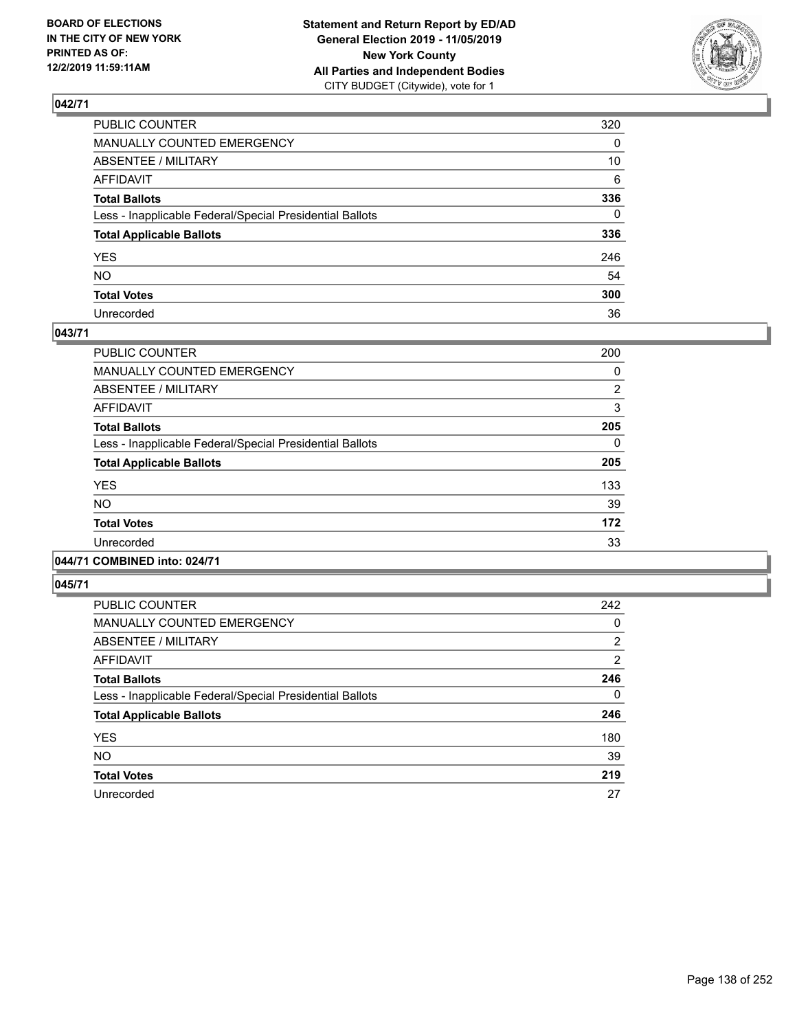**BOARD OF ELECTIONS IN THE CITY OF NEW YORK PRINTED AS OF: 12/2/2019 11:59:11AM**

**Statement and Return Report by ED/AD General Election 2019 - 11/05/2019 New York County All Parties and Independent Bodies**
CITY BUDGET (Citywide), vote for 1

## 042/71

| | |
|---|---|
| PUBLIC COUNTER | 320 |
| MANUALLY COUNTED EMERGENCY | 0 |
| ABSENTEE / MILITARY | 10 |
| AFFIDAVIT | 6 |
| **Total Ballots** | **336** |
| Less - Inapplicable Federal/Special Presidential Ballots | 0 |
| **Total Applicable Ballots** | **336** |
| YES | 246 |
| NO | 54 |
| **Total Votes** | **300** |
| Unrecorded | 36 |

## 043/71

| | |
|---|---|
| PUBLIC COUNTER | 200 |
| MANUALLY COUNTED EMERGENCY | 0 |
| ABSENTEE / MILITARY | 2 |
| AFFIDAVIT | 3 |
| **Total Ballots** | **205** |
| Less - Inapplicable Federal/Special Presidential Ballots | 0 |
| **Total Applicable Ballots** | **205** |
| YES | 133 |
| NO | 39 |
| **Total Votes** | **172** |
| Unrecorded | 33 |

## 044/71 COMBINED into: 024/71

## 045/71

| | |
|---|---|
| PUBLIC COUNTER | 242 |
| MANUALLY COUNTED EMERGENCY | 0 |
| ABSENTEE / MILITARY | 2 |
| AFFIDAVIT | 2 |
| **Total Ballots** | **246** |
| Less - Inapplicable Federal/Special Presidential Ballots | 0 |
| **Total Applicable Ballots** | **246** |
| YES | 180 |
| NO | 39 |
| **Total Votes** | **219** |
| Unrecorded | 27 |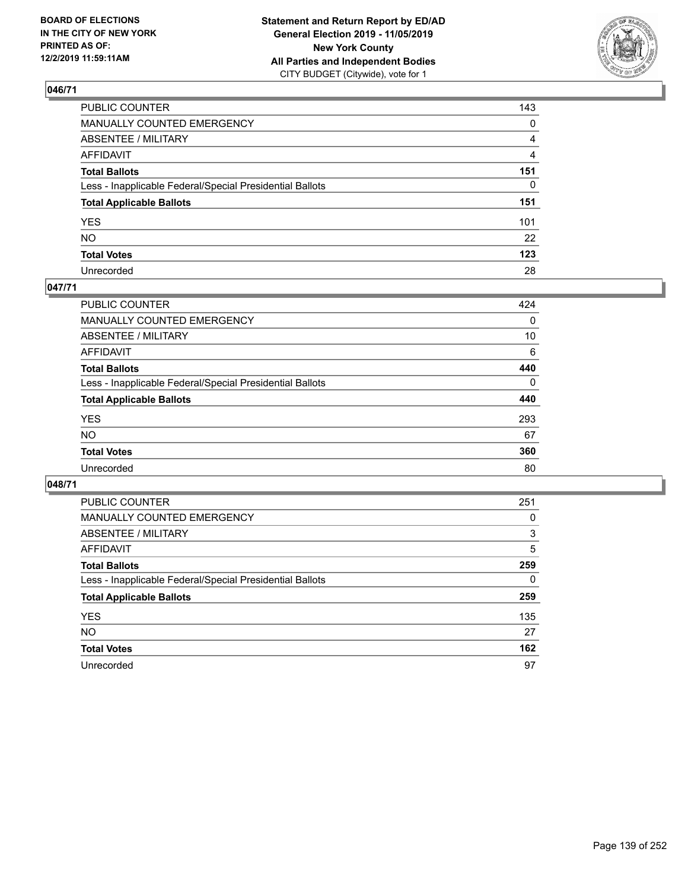**BOARD OF ELECTIONS IN THE CITY OF NEW YORK PRINTED AS OF: 12/2/2019 11:59:11AM**

**Statement and Return Report by ED/AD General Election 2019 - 11/05/2019 New York County All Parties and Independent Bodies**
CITY BUDGET (Citywide), vote for 1

## 046/71

| | |
|---|---|
| PUBLIC COUNTER | 143 |
| MANUALLY COUNTED EMERGENCY | 0 |
| ABSENTEE / MILITARY | 4 |
| AFFIDAVIT | 4 |
| **Total Ballots** | **151** |
| Less - Inapplicable Federal/Special Presidential Ballots | 0 |
| **Total Applicable Ballots** | **151** |
| YES | 101 |
| NO | 22 |
| **Total Votes** | **123** |
| Unrecorded | 28 |

## 047/71

| | |
|---|---|
| PUBLIC COUNTER | 424 |
| MANUALLY COUNTED EMERGENCY | 0 |
| ABSENTEE / MILITARY | 10 |
| AFFIDAVIT | 6 |
| **Total Ballots** | **440** |
| Less - Inapplicable Federal/Special Presidential Ballots | 0 |
| **Total Applicable Ballots** | **440** |
| YES | 293 |
| NO | 67 |
| **Total Votes** | **360** |
| Unrecorded | 80 |

## 048/71

| | |
|---|---|
| PUBLIC COUNTER | 251 |
| MANUALLY COUNTED EMERGENCY | 0 |
| ABSENTEE / MILITARY | 3 |
| AFFIDAVIT | 5 |
| **Total Ballots** | **259** |
| Less - Inapplicable Federal/Special Presidential Ballots | 0 |
| **Total Applicable Ballots** | **259** |
| YES | 135 |
| NO | 27 |
| **Total Votes** | **162** |
| Unrecorded | 97 |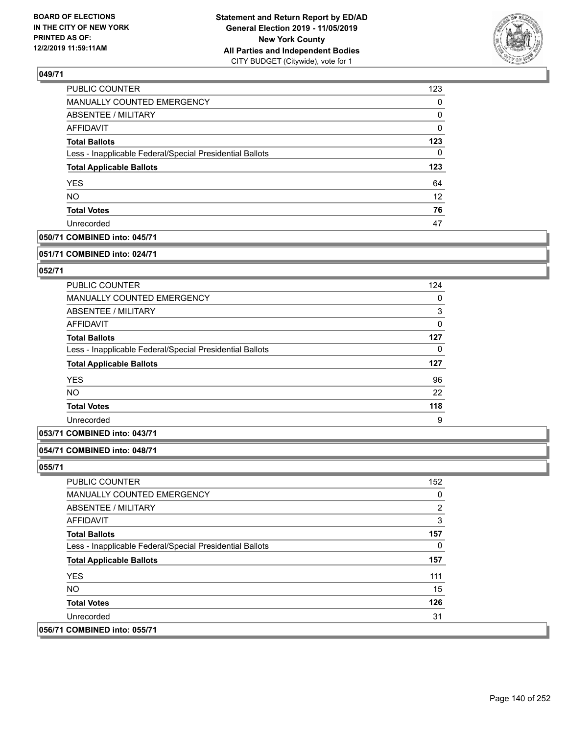**Statement and Return Report by ED/AD**
**General Election 2019 - 11/05/2019**
**New York County**
**All Parties and Independent Bodies**
CITY BUDGET (Citywide), vote for 1

BOARD OF ELECTIONS IN THE CITY OF NEW YORK PRINTED AS OF: 12/2/2019 11:59:11AM

## 049/71

| | |
|---|---|
| PUBLIC COUNTER | 123 |
| MANUALLY COUNTED EMERGENCY | 0 |
| ABSENTEE / MILITARY | 0 |
| AFFIDAVIT | 0 |
| **Total Ballots** | **123** |
| Less - Inapplicable Federal/Special Presidential Ballots | 0 |
| **Total Applicable Ballots** | **123** |
| YES | 64 |
| NO | 12 |
| **Total Votes** | **76** |
| Unrecorded | 47 |

## 050/71 COMBINED into: 045/71

## 051/71 COMBINED into: 024/71

## 052/71

| | |
|---|---|
| PUBLIC COUNTER | 124 |
| MANUALLY COUNTED EMERGENCY | 0 |
| ABSENTEE / MILITARY | 3 |
| AFFIDAVIT | 0 |
| **Total Ballots** | **127** |
| Less - Inapplicable Federal/Special Presidential Ballots | 0 |
| **Total Applicable Ballots** | **127** |
| YES | 96 |
| NO | 22 |
| **Total Votes** | **118** |
| Unrecorded | 9 |

## 053/71 COMBINED into: 043/71

## 054/71 COMBINED into: 048/71

## 055/71

| | |
|---|---|
| PUBLIC COUNTER | 152 |
| MANUALLY COUNTED EMERGENCY | 0 |
| ABSENTEE / MILITARY | 2 |
| AFFIDAVIT | 3 |
| **Total Ballots** | **157** |
| Less - Inapplicable Federal/Special Presidential Ballots | 0 |
| **Total Applicable Ballots** | **157** |
| YES | 111 |
| NO | 15 |
| **Total Votes** | **126** |
| Unrecorded | 31 |

## 056/71 COMBINED into: 055/71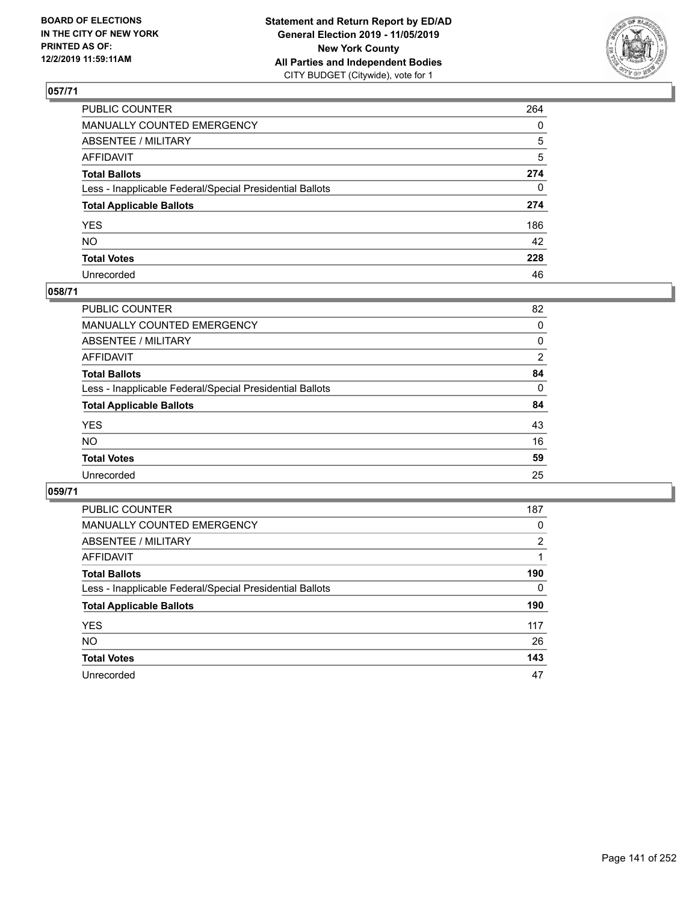**BOARD OF ELECTIONS IN THE CITY OF NEW YORK PRINTED AS OF: 12/2/2019 11:59:11AM**

**Statement and Return Report by ED/AD General Election 2019 - 11/05/2019 New York County All Parties and Independent Bodies**
CITY BUDGET (Citywide), vote for 1

## 057/71

| | |
|---|---|
| PUBLIC COUNTER | 264 |
| MANUALLY COUNTED EMERGENCY | 0 |
| ABSENTEE / MILITARY | 5 |
| AFFIDAVIT | 5 |
| **Total Ballots** | **274** |
| Less - Inapplicable Federal/Special Presidential Ballots | 0 |
| **Total Applicable Ballots** | **274** |
| YES | 186 |
| NO | 42 |
| **Total Votes** | **228** |
| Unrecorded | 46 |

## 058/71

| | |
|---|---|
| PUBLIC COUNTER | 82 |
| MANUALLY COUNTED EMERGENCY | 0 |
| ABSENTEE / MILITARY | 0 |
| AFFIDAVIT | 2 |
| **Total Ballots** | **84** |
| Less - Inapplicable Federal/Special Presidential Ballots | 0 |
| **Total Applicable Ballots** | **84** |
| YES | 43 |
| NO | 16 |
| **Total Votes** | **59** |
| Unrecorded | 25 |

## 059/71

| | |
|---|---|
| PUBLIC COUNTER | 187 |
| MANUALLY COUNTED EMERGENCY | 0 |
| ABSENTEE / MILITARY | 2 |
| AFFIDAVIT | 1 |
| **Total Ballots** | **190** |
| Less - Inapplicable Federal/Special Presidential Ballots | 0 |
| **Total Applicable Ballots** | **190** |
| YES | 117 |
| NO | 26 |
| **Total Votes** | **143** |
| Unrecorded | 47 |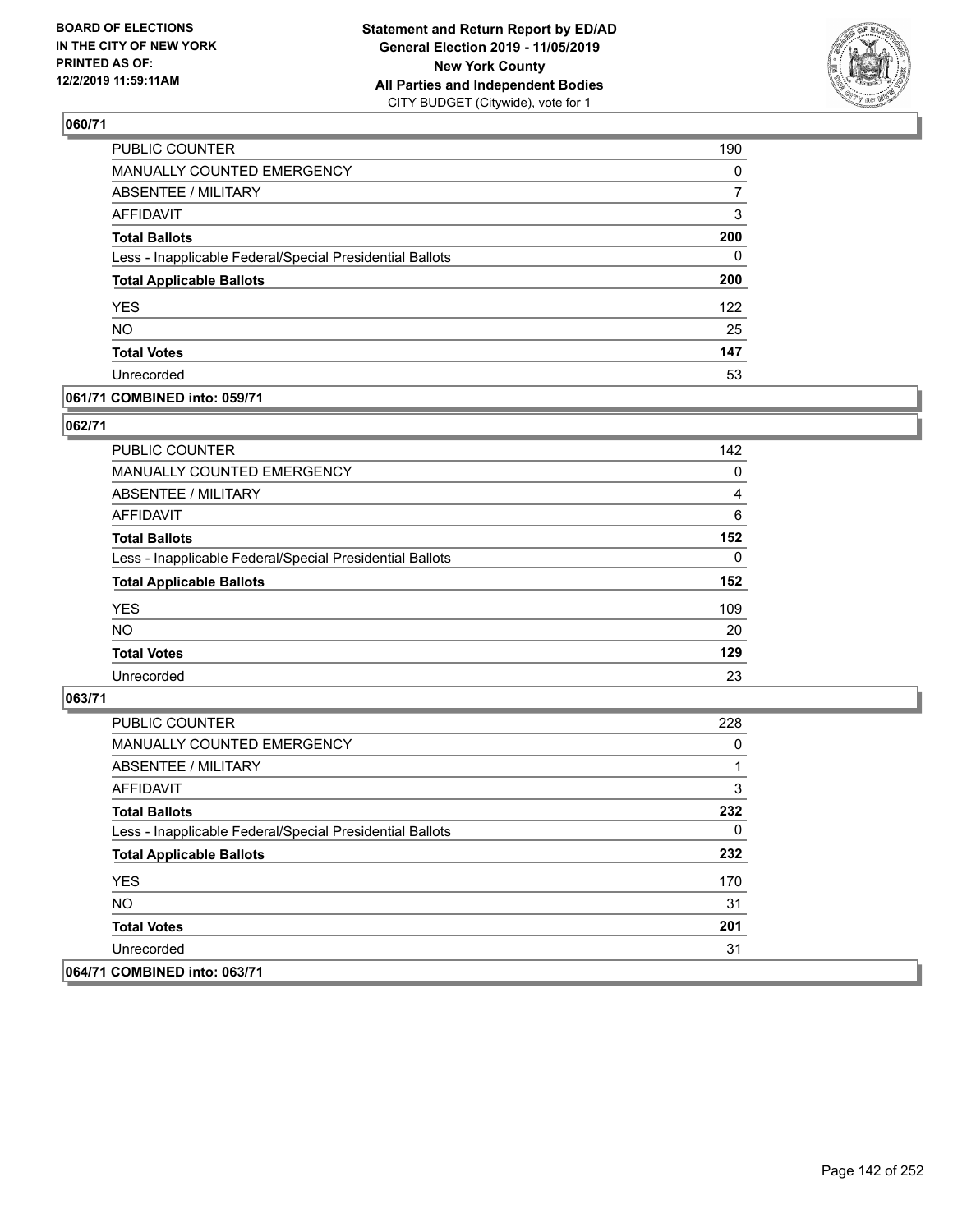### 060/71

| | |
|---|---|
| PUBLIC COUNTER | 190 |
| MANUALLY COUNTED EMERGENCY | 0 |
| ABSENTEE / MILITARY | 7 |
| AFFIDAVIT | 3 |
| **Total Ballots** | **200** |
| Less - Inapplicable Federal/Special Presidential Ballots | 0 |
| **Total Applicable Ballots** | **200** |
| YES | 122 |
| NO | 25 |
| **Total Votes** | **147** |
| Unrecorded | 53 |

### 061/71 COMBINED into: 059/71

### 062/71

| | |
|---|---|
| PUBLIC COUNTER | 142 |
| MANUALLY COUNTED EMERGENCY | 0 |
| ABSENTEE / MILITARY | 4 |
| AFFIDAVIT | 6 |
| **Total Ballots** | **152** |
| Less - Inapplicable Federal/Special Presidential Ballots | 0 |
| **Total Applicable Ballots** | **152** |
| YES | 109 |
| NO | 20 |
| **Total Votes** | **129** |
| Unrecorded | 23 |

### 063/71

| | |
|---|---|
| PUBLIC COUNTER | 228 |
| MANUALLY COUNTED EMERGENCY | 0 |
| ABSENTEE / MILITARY | 1 |
| AFFIDAVIT | 3 |
| **Total Ballots** | **232** |
| Less - Inapplicable Federal/Special Presidential Ballots | 0 |
| **Total Applicable Ballots** | **232** |
| YES | 170 |
| NO | 31 |
| **Total Votes** | **201** |
| Unrecorded | 31 |

### 064/71 COMBINED into: 063/71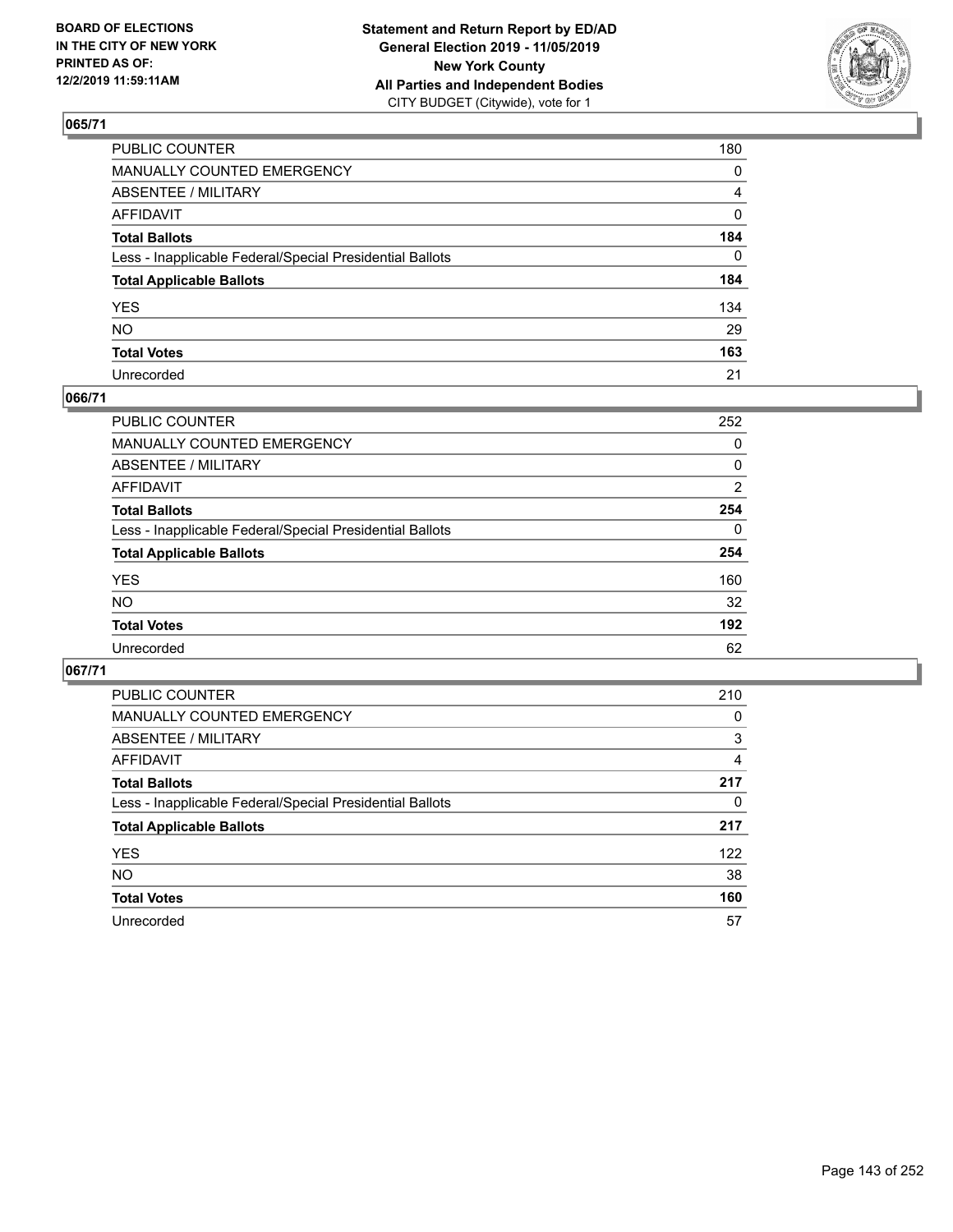**BOARD OF ELECTIONS IN THE CITY OF NEW YORK PRINTED AS OF: 12/2/2019 11:59:11AM**

**Statement and Return Report by ED/AD General Election 2019 - 11/05/2019 New York County All Parties and Independent Bodies**
CITY BUDGET (Citywide), vote for 1

## 065/71

| | |
|---|---|
| PUBLIC COUNTER | 180 |
| MANUALLY COUNTED EMERGENCY | 0 |
| ABSENTEE / MILITARY | 4 |
| AFFIDAVIT | 0 |
| **Total Ballots** | **184** |
| Less - Inapplicable Federal/Special Presidential Ballots | 0 |
| **Total Applicable Ballots** | **184** |
| YES | 134 |
| NO | 29 |
| **Total Votes** | **163** |
| Unrecorded | 21 |

## 066/71

| | |
|---|---|
| PUBLIC COUNTER | 252 |
| MANUALLY COUNTED EMERGENCY | 0 |
| ABSENTEE / MILITARY | 0 |
| AFFIDAVIT | 2 |
| **Total Ballots** | **254** |
| Less - Inapplicable Federal/Special Presidential Ballots | 0 |
| **Total Applicable Ballots** | **254** |
| YES | 160 |
| NO | 32 |
| **Total Votes** | **192** |
| Unrecorded | 62 |

## 067/71

| | |
|---|---|
| PUBLIC COUNTER | 210 |
| MANUALLY COUNTED EMERGENCY | 0 |
| ABSENTEE / MILITARY | 3 |
| AFFIDAVIT | 4 |
| **Total Ballots** | **217** |
| Less - Inapplicable Federal/Special Presidential Ballots | 0 |
| **Total Applicable Ballots** | **217** |
| YES | 122 |
| NO | 38 |
| **Total Votes** | **160** |
| Unrecorded | 57 |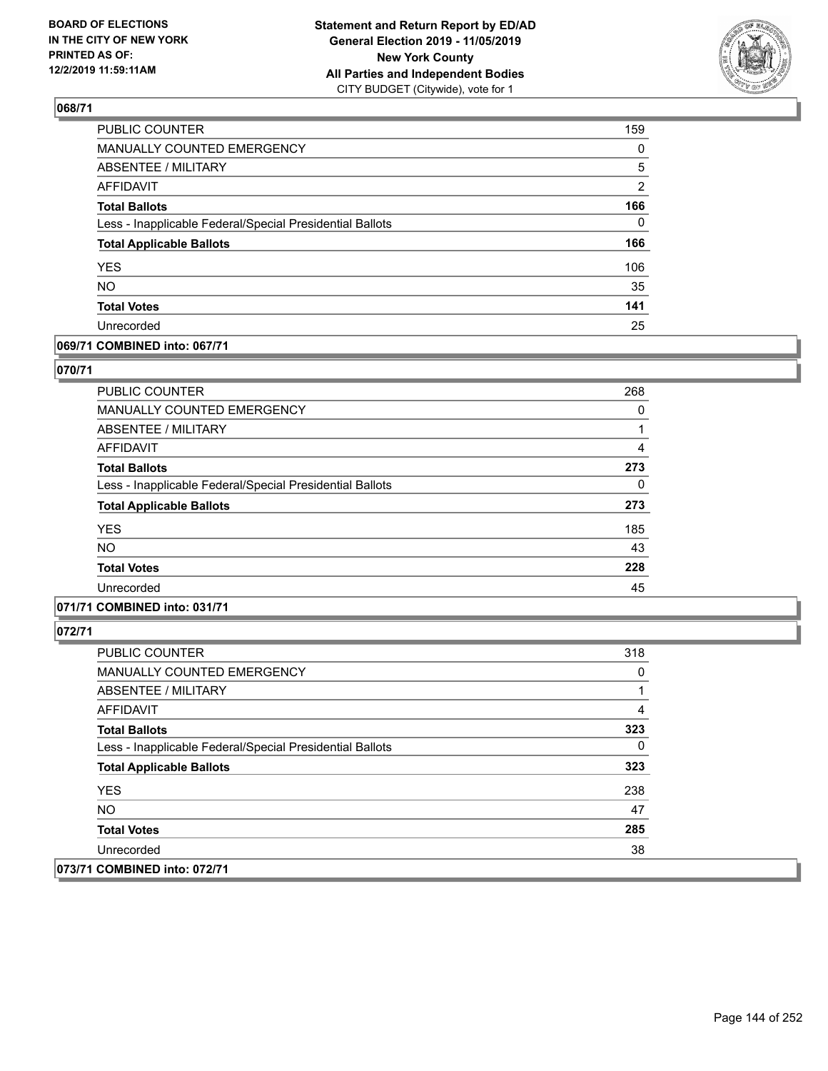## 068/71

| | |
|---|---|
| PUBLIC COUNTER | 159 |
| MANUALLY COUNTED EMERGENCY | 0 |
| ABSENTEE / MILITARY | 5 |
| AFFIDAVIT | 2 |
| **Total Ballots** | **166** |
| Less - Inapplicable Federal/Special Presidential Ballots | 0 |
| **Total Applicable Ballots** | **166** |
| YES | 106 |
| NO | 35 |
| **Total Votes** | **141** |
| Unrecorded | 25 |

## 069/71 COMBINED into: 067/71

## 070/71

| | |
|---|---|
| PUBLIC COUNTER | 268 |
| MANUALLY COUNTED EMERGENCY | 0 |
| ABSENTEE / MILITARY | 1 |
| AFFIDAVIT | 4 |
| **Total Ballots** | **273** |
| Less - Inapplicable Federal/Special Presidential Ballots | 0 |
| **Total Applicable Ballots** | **273** |
| YES | 185 |
| NO | 43 |
| **Total Votes** | **228** |
| Unrecorded | 45 |

## 071/71 COMBINED into: 031/71

## 072/71

| | |
|---|---|
| PUBLIC COUNTER | 318 |
| MANUALLY COUNTED EMERGENCY | 0 |
| ABSENTEE / MILITARY | 1 |
| AFFIDAVIT | 4 |
| **Total Ballots** | **323** |
| Less - Inapplicable Federal/Special Presidential Ballots | 0 |
| **Total Applicable Ballots** | **323** |
| YES | 238 |
| NO | 47 |
| **Total Votes** | **285** |
| Unrecorded | 38 |

## 073/71 COMBINED into: 072/71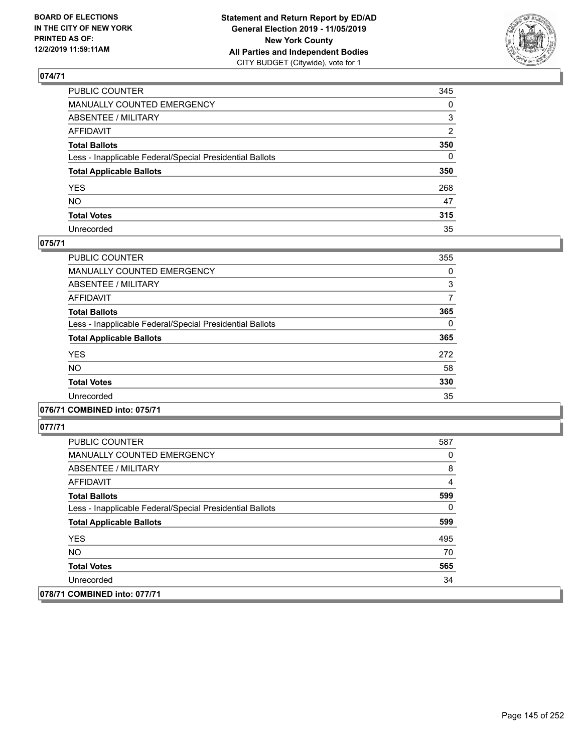## 074/71

| | |
|---|---|
| PUBLIC COUNTER | 345 |
| MANUALLY COUNTED EMERGENCY | 0 |
| ABSENTEE / MILITARY | 3 |
| AFFIDAVIT | 2 |
| **Total Ballots** | **350** |
| Less - Inapplicable Federal/Special Presidential Ballots | 0 |
| **Total Applicable Ballots** | **350** |
| YES | 268 |
| NO | 47 |
| **Total Votes** | **315** |
| Unrecorded | 35 |

## 075/71

| | |
|---|---|
| PUBLIC COUNTER | 355 |
| MANUALLY COUNTED EMERGENCY | 0 |
| ABSENTEE / MILITARY | 3 |
| AFFIDAVIT | 7 |
| **Total Ballots** | **365** |
| Less - Inapplicable Federal/Special Presidential Ballots | 0 |
| **Total Applicable Ballots** | **365** |
| YES | 272 |
| NO | 58 |
| **Total Votes** | **330** |
| Unrecorded | 35 |

## 076/71 COMBINED into: 075/71

## 077/71

| | |
|---|---|
| PUBLIC COUNTER | 587 |
| MANUALLY COUNTED EMERGENCY | 0 |
| ABSENTEE / MILITARY | 8 |
| AFFIDAVIT | 4 |
| **Total Ballots** | **599** |
| Less - Inapplicable Federal/Special Presidential Ballots | 0 |
| **Total Applicable Ballots** | **599** |
| YES | 495 |
| NO | 70 |
| **Total Votes** | **565** |
| Unrecorded | 34 |

## 078/71 COMBINED into: 077/71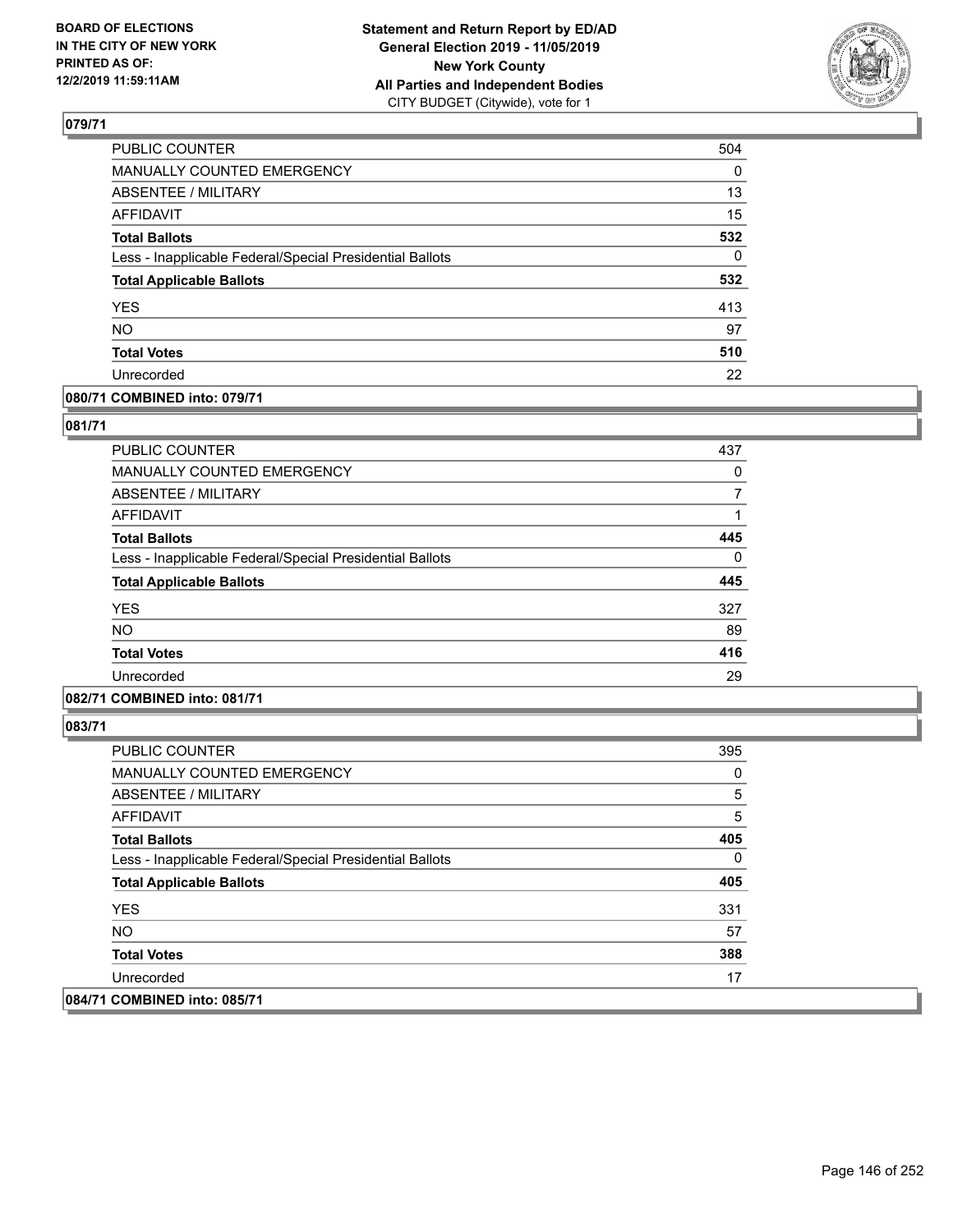**BOARD OF ELECTIONS IN THE CITY OF NEW YORK PRINTED AS OF: 12/2/2019 11:59:11AM**

**Statement and Return Report by ED/AD General Election 2019 - 11/05/2019 New York County All Parties and Independent Bodies**
CITY BUDGET (Citywide), vote for 1

### 079/71

| | |
|---|---|
| PUBLIC COUNTER | 504 |
| MANUALLY COUNTED EMERGENCY | 0 |
| ABSENTEE / MILITARY | 13 |
| AFFIDAVIT | 15 |
| **Total Ballots** | **532** |
| Less - Inapplicable Federal/Special Presidential Ballots | 0 |
| **Total Applicable Ballots** | **532** |
| YES | 413 |
| NO | 97 |
| **Total Votes** | **510** |
| Unrecorded | 22 |

### 080/71 COMBINED into: 079/71

### 081/71

| | |
|---|---|
| PUBLIC COUNTER | 437 |
| MANUALLY COUNTED EMERGENCY | 0 |
| ABSENTEE / MILITARY | 7 |
| AFFIDAVIT | 1 |
| **Total Ballots** | **445** |
| Less - Inapplicable Federal/Special Presidential Ballots | 0 |
| **Total Applicable Ballots** | **445** |
| YES | 327 |
| NO | 89 |
| **Total Votes** | **416** |
| Unrecorded | 29 |

### 082/71 COMBINED into: 081/71

### 083/71

| | |
|---|---|
| PUBLIC COUNTER | 395 |
| MANUALLY COUNTED EMERGENCY | 0 |
| ABSENTEE / MILITARY | 5 |
| AFFIDAVIT | 5 |
| **Total Ballots** | **405** |
| Less - Inapplicable Federal/Special Presidential Ballots | 0 |
| **Total Applicable Ballots** | **405** |
| YES | 331 |
| NO | 57 |
| **Total Votes** | **388** |
| Unrecorded | 17 |

### 084/71 COMBINED into: 085/71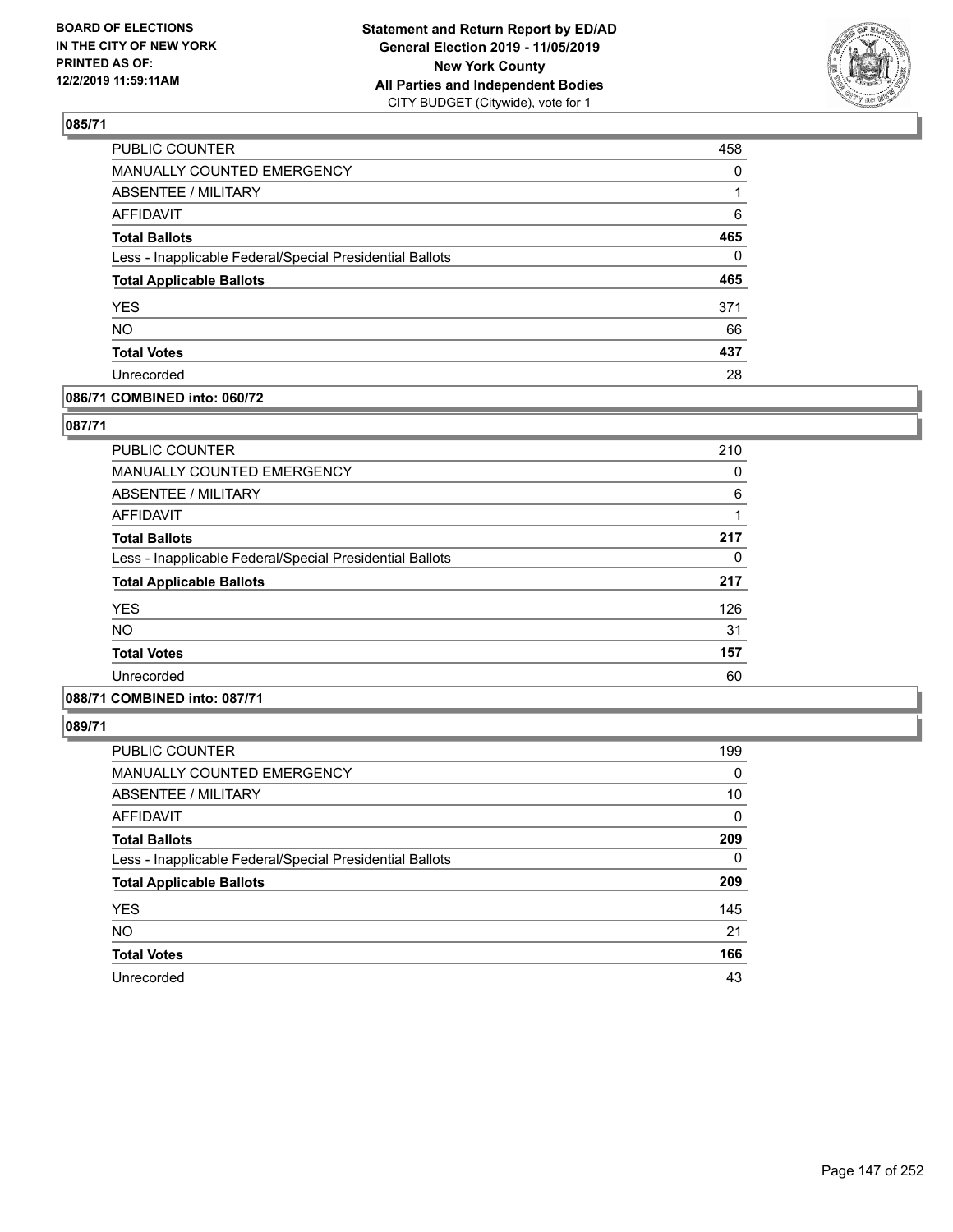**BOARD OF ELECTIONS IN THE CITY OF NEW YORK PRINTED AS OF: 12/2/2019 11:59:11AM**

**Statement and Return Report by ED/AD General Election 2019 - 11/05/2019 New York County All Parties and Independent Bodies**
CITY BUDGET (Citywide), vote for 1

## 085/71

| | |
|---|---|
| PUBLIC COUNTER | 458 |
| MANUALLY COUNTED EMERGENCY | 0 |
| ABSENTEE / MILITARY | 1 |
| AFFIDAVIT | 6 |
| **Total Ballots** | **465** |
| Less - Inapplicable Federal/Special Presidential Ballots | 0 |
| **Total Applicable Ballots** | **465** |
| YES | 371 |
| NO | 66 |
| **Total Votes** | **437** |
| Unrecorded | 28 |

## 086/71 COMBINED into: 060/72

## 087/71

| | |
|---|---|
| PUBLIC COUNTER | 210 |
| MANUALLY COUNTED EMERGENCY | 0 |
| ABSENTEE / MILITARY | 6 |
| AFFIDAVIT | 1 |
| **Total Ballots** | **217** |
| Less - Inapplicable Federal/Special Presidential Ballots | 0 |
| **Total Applicable Ballots** | **217** |
| YES | 126 |
| NO | 31 |
| **Total Votes** | **157** |
| Unrecorded | 60 |

## 088/71 COMBINED into: 087/71

## 089/71

| | |
|---|---|
| PUBLIC COUNTER | 199 |
| MANUALLY COUNTED EMERGENCY | 0 |
| ABSENTEE / MILITARY | 10 |
| AFFIDAVIT | 0 |
| **Total Ballots** | **209** |
| Less - Inapplicable Federal/Special Presidential Ballots | 0 |
| **Total Applicable Ballots** | **209** |
| YES | 145 |
| NO | 21 |
| **Total Votes** | **166** |
| Unrecorded | 43 |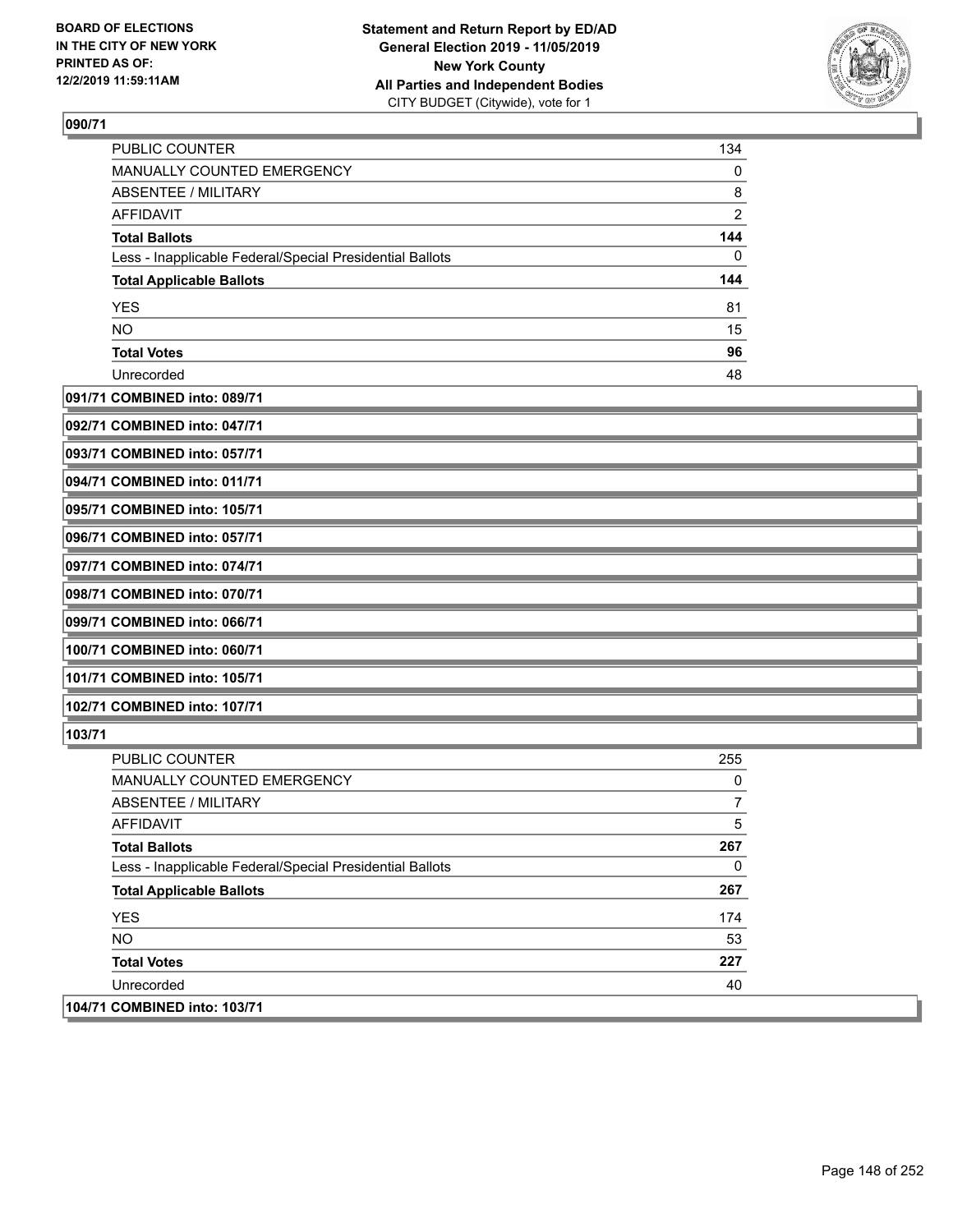**090/71**

| | |
|---|---|
| PUBLIC COUNTER | 134 |
| MANUALLY COUNTED EMERGENCY | 0 |
| ABSENTEE / MILITARY | 8 |
| AFFIDAVIT | 2 |
| **Total Ballots** | **144** |
| Less - Inapplicable Federal/Special Presidential Ballots | 0 |
| **Total Applicable Ballots** | **144** |
| YES | 81 |
| NO | 15 |
| **Total Votes** | **96** |
| Unrecorded | 48 |

**091/71 COMBINED into: 089/71**

**092/71 COMBINED into: 047/71**

**093/71 COMBINED into: 057/71**

**094/71 COMBINED into: 011/71**

**095/71 COMBINED into: 105/71**

**096/71 COMBINED into: 057/71**

**097/71 COMBINED into: 074/71**

**098/71 COMBINED into: 070/71**

**099/71 COMBINED into: 066/71**

**100/71 COMBINED into: 060/71**

**101/71 COMBINED into: 105/71**

**102/71 COMBINED into: 107/71**

**103/71**

| | |
|---|---|
| PUBLIC COUNTER | 255 |
| MANUALLY COUNTED EMERGENCY | 0 |
| ABSENTEE / MILITARY | 7 |
| AFFIDAVIT | 5 |
| **Total Ballots** | **267** |
| Less - Inapplicable Federal/Special Presidential Ballots | 0 |
| **Total Applicable Ballots** | **267** |
| YES | 174 |
| NO | 53 |
| **Total Votes** | **227** |
| Unrecorded | 40 |

**104/71 COMBINED into: 103/71**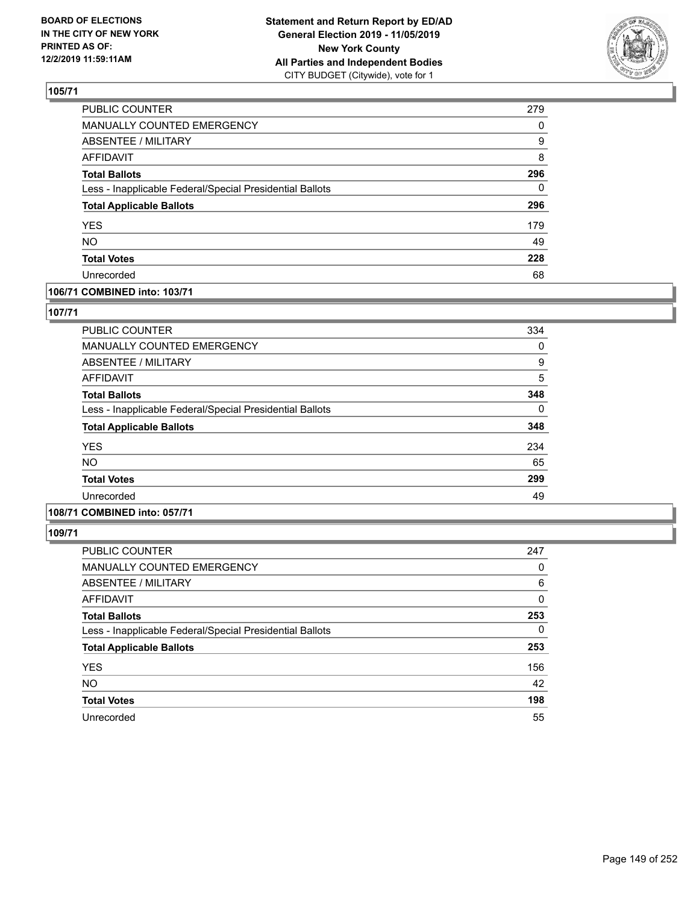## 105/71

| | |
|---|---|
| PUBLIC COUNTER | 279 |
| MANUALLY COUNTED EMERGENCY | 0 |
| ABSENTEE / MILITARY | 9 |
| AFFIDAVIT | 8 |
| **Total Ballots** | **296** |
| Less - Inapplicable Federal/Special Presidential Ballots | 0 |
| **Total Applicable Ballots** | **296** |
| YES | 179 |
| NO | 49 |
| **Total Votes** | **228** |
| Unrecorded | 68 |

## 106/71 COMBINED into: 103/71

## 107/71

| | |
|---|---|
| PUBLIC COUNTER | 334 |
| MANUALLY COUNTED EMERGENCY | 0 |
| ABSENTEE / MILITARY | 9 |
| AFFIDAVIT | 5 |
| **Total Ballots** | **348** |
| Less - Inapplicable Federal/Special Presidential Ballots | 0 |
| **Total Applicable Ballots** | **348** |
| YES | 234 |
| NO | 65 |
| **Total Votes** | **299** |
| Unrecorded | 49 |

## 108/71 COMBINED into: 057/71

## 109/71

| | |
|---|---|
| PUBLIC COUNTER | 247 |
| MANUALLY COUNTED EMERGENCY | 0 |
| ABSENTEE / MILITARY | 6 |
| AFFIDAVIT | 0 |
| **Total Ballots** | **253** |
| Less - Inapplicable Federal/Special Presidential Ballots | 0 |
| **Total Applicable Ballots** | **253** |
| YES | 156 |
| NO | 42 |
| **Total Votes** | **198** |
| Unrecorded | 55 |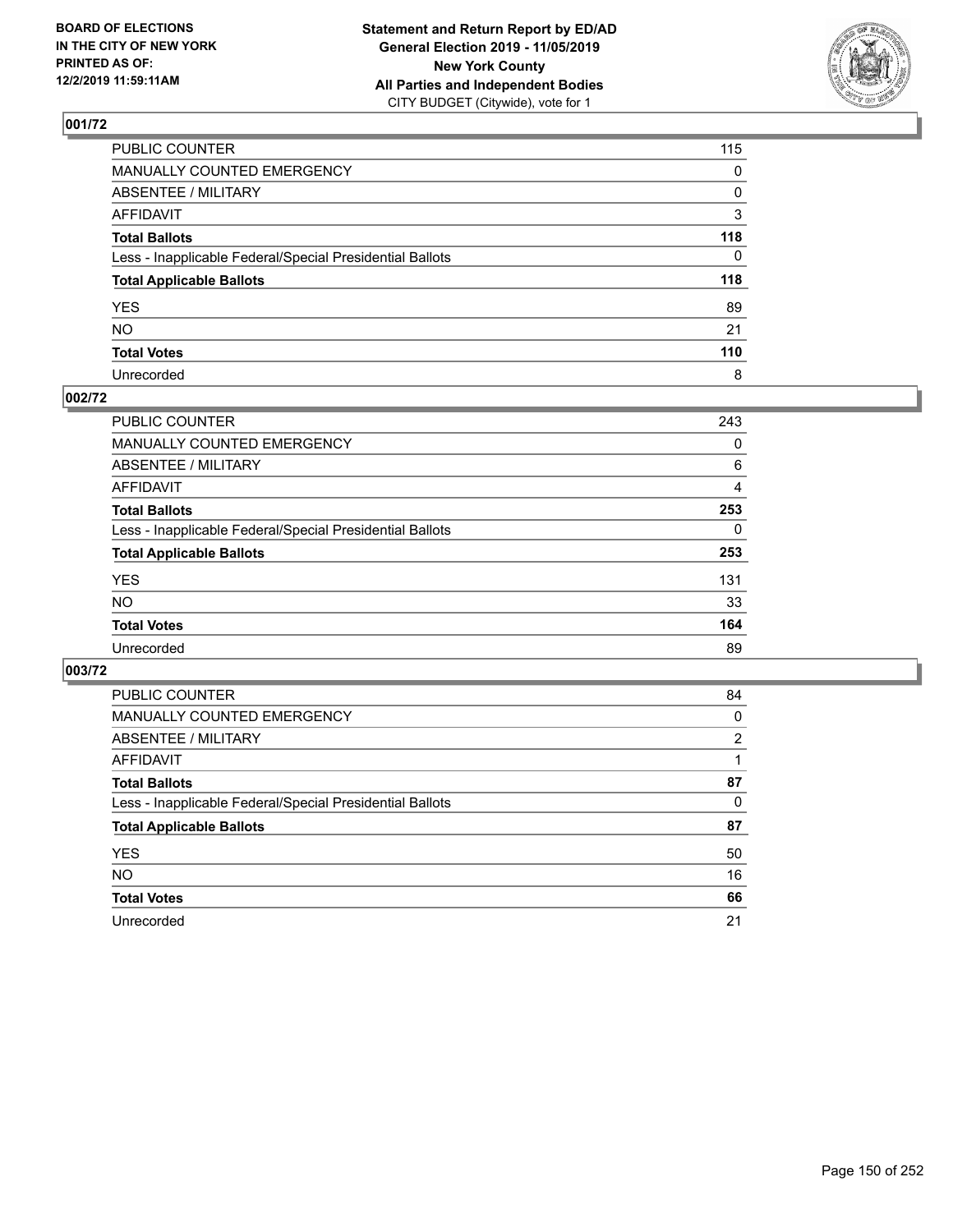BOARD OF ELECTIONS
IN THE CITY OF NEW YORK
PRINTED AS OF:
12/2/2019 11:59:11AM

**Statement and Return Report by ED/AD**
**General Election 2019 - 11/05/2019**
**New York County**
**All Parties and Independent Bodies**
CITY BUDGET (Citywide), vote for 1

## 001/72

| | |
|---|---|
| PUBLIC COUNTER | 115 |
| MANUALLY COUNTED EMERGENCY | 0 |
| ABSENTEE / MILITARY | 0 |
| AFFIDAVIT | 3 |
| **Total Ballots** | **118** |
| Less - Inapplicable Federal/Special Presidential Ballots | 0 |
| **Total Applicable Ballots** | **118** |
| YES | 89 |
| NO | 21 |
| **Total Votes** | **110** |
| Unrecorded | 8 |

## 002/72

| | |
|---|---|
| PUBLIC COUNTER | 243 |
| MANUALLY COUNTED EMERGENCY | 0 |
| ABSENTEE / MILITARY | 6 |
| AFFIDAVIT | 4 |
| **Total Ballots** | **253** |
| Less - Inapplicable Federal/Special Presidential Ballots | 0 |
| **Total Applicable Ballots** | **253** |
| YES | 131 |
| NO | 33 |
| **Total Votes** | **164** |
| Unrecorded | 89 |

## 003/72

| | |
|---|---|
| PUBLIC COUNTER | 84 |
| MANUALLY COUNTED EMERGENCY | 0 |
| ABSENTEE / MILITARY | 2 |
| AFFIDAVIT | 1 |
| **Total Ballots** | **87** |
| Less - Inapplicable Federal/Special Presidential Ballots | 0 |
| **Total Applicable Ballots** | **87** |
| YES | 50 |
| NO | 16 |
| **Total Votes** | **66** |
| Unrecorded | 21 |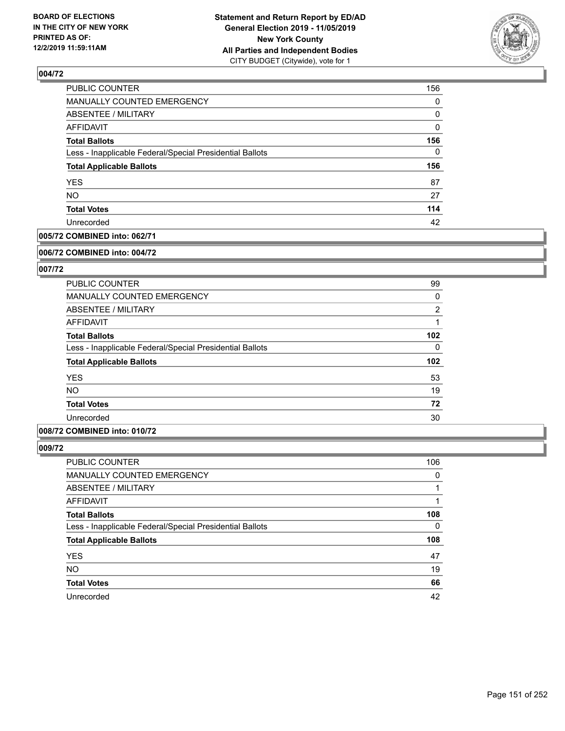## 004/72

| | |
|---|---|
| PUBLIC COUNTER | 156 |
| MANUALLY COUNTED EMERGENCY | 0 |
| ABSENTEE / MILITARY | 0 |
| AFFIDAVIT | 0 |
| **Total Ballots** | **156** |
| Less - Inapplicable Federal/Special Presidential Ballots | 0 |
| **Total Applicable Ballots** | **156** |
| YES | 87 |
| NO | 27 |
| **Total Votes** | **114** |
| Unrecorded | 42 |

**005/72 COMBINED into: 062/71**

**006/72 COMBINED into: 004/72**

## 007/72

| | |
|---|---|
| PUBLIC COUNTER | 99 |
| MANUALLY COUNTED EMERGENCY | 0 |
| ABSENTEE / MILITARY | 2 |
| AFFIDAVIT | 1 |
| **Total Ballots** | **102** |
| Less - Inapplicable Federal/Special Presidential Ballots | 0 |
| **Total Applicable Ballots** | **102** |
| YES | 53 |
| NO | 19 |
| **Total Votes** | **72** |
| Unrecorded | 30 |

**008/72 COMBINED into: 010/72**

## 009/72

| | |
|---|---|
| PUBLIC COUNTER | 106 |
| MANUALLY COUNTED EMERGENCY | 0 |
| ABSENTEE / MILITARY | 1 |
| AFFIDAVIT | 1 |
| **Total Ballots** | **108** |
| Less - Inapplicable Federal/Special Presidential Ballots | 0 |
| **Total Applicable Ballots** | **108** |
| YES | 47 |
| NO | 19 |
| **Total Votes** | **66** |
| Unrecorded | 42 |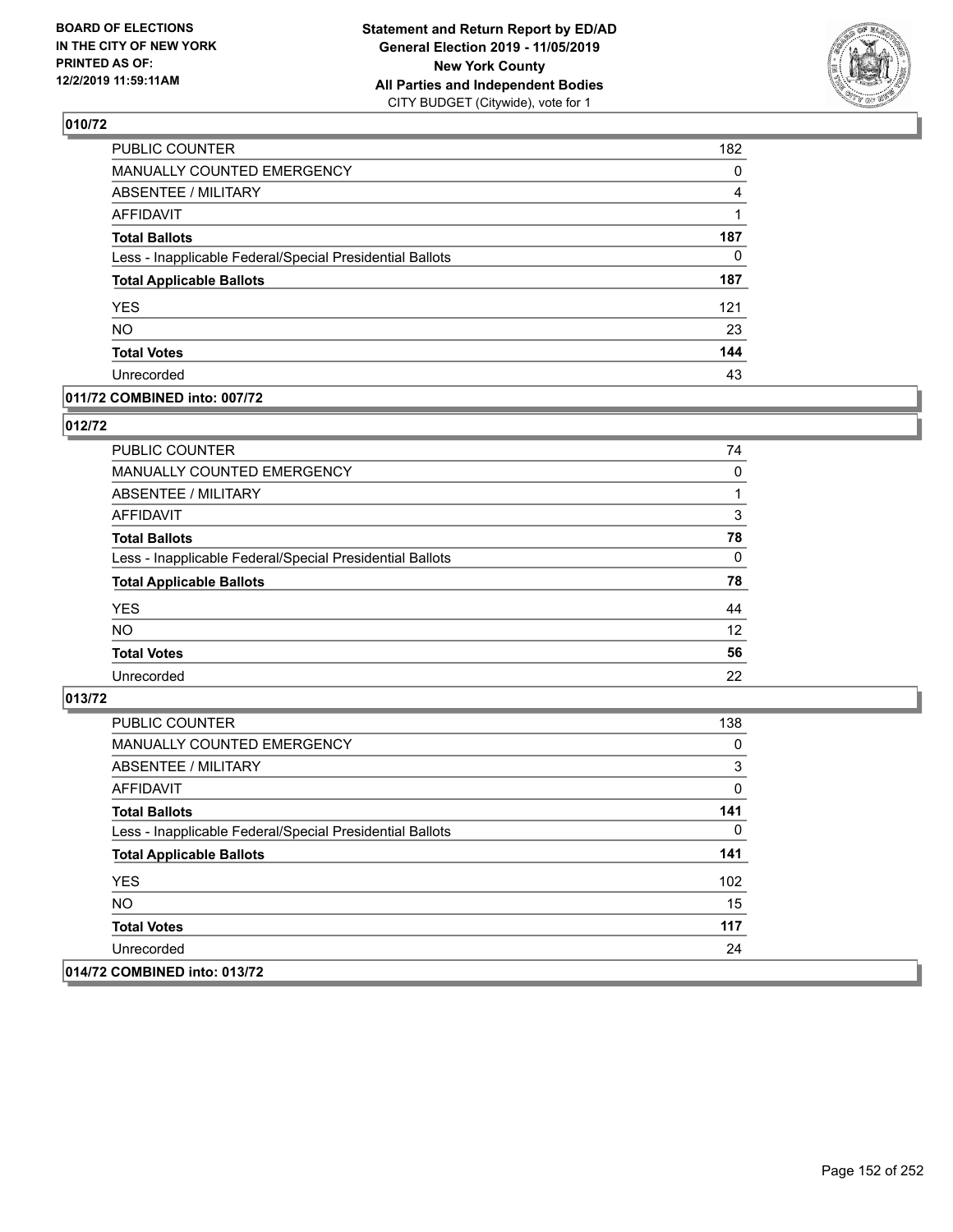## 010/72

| | |
|---|---|
| PUBLIC COUNTER | 182 |
| MANUALLY COUNTED EMERGENCY | 0 |
| ABSENTEE / MILITARY | 4 |
| AFFIDAVIT | 1 |
| **Total Ballots** | **187** |
| Less - Inapplicable Federal/Special Presidential Ballots | 0 |
| **Total Applicable Ballots** | **187** |
| YES | 121 |
| NO | 23 |
| **Total Votes** | **144** |
| Unrecorded | 43 |

## 011/72 COMBINED into: 007/72

## 012/72

| | |
|---|---|
| PUBLIC COUNTER | 74 |
| MANUALLY COUNTED EMERGENCY | 0 |
| ABSENTEE / MILITARY | 1 |
| AFFIDAVIT | 3 |
| **Total Ballots** | **78** |
| Less - Inapplicable Federal/Special Presidential Ballots | 0 |
| **Total Applicable Ballots** | **78** |
| YES | 44 |
| NO | 12 |
| **Total Votes** | **56** |
| Unrecorded | 22 |

## 013/72

| | |
|---|---|
| PUBLIC COUNTER | 138 |
| MANUALLY COUNTED EMERGENCY | 0 |
| ABSENTEE / MILITARY | 3 |
| AFFIDAVIT | 0 |
| **Total Ballots** | **141** |
| Less - Inapplicable Federal/Special Presidential Ballots | 0 |
| **Total Applicable Ballots** | **141** |
| YES | 102 |
| NO | 15 |
| **Total Votes** | **117** |
| Unrecorded | 24 |

## 014/72 COMBINED into: 013/72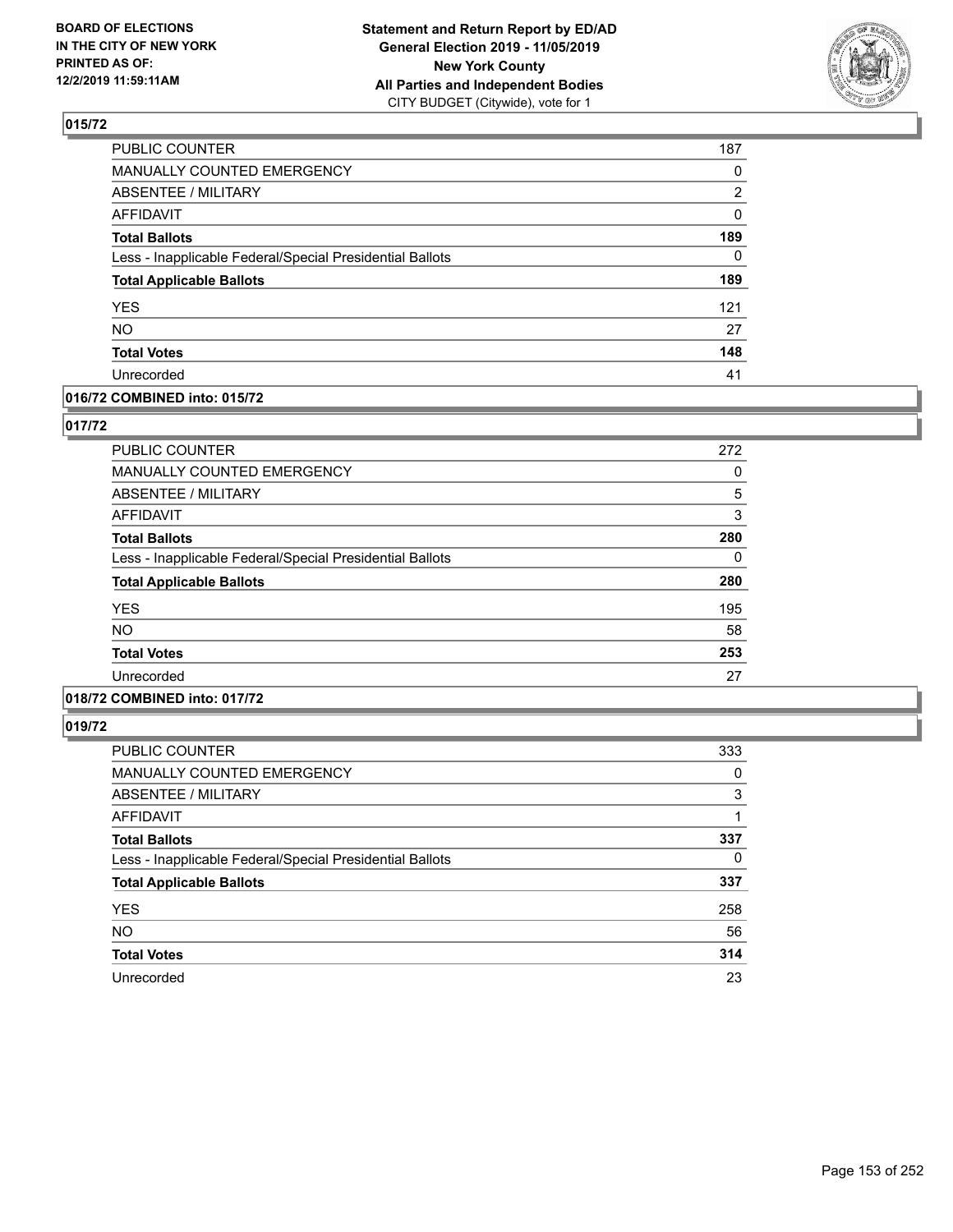## 015/72

| | |
|---|---|
| PUBLIC COUNTER | 187 |
| MANUALLY COUNTED EMERGENCY | 0 |
| ABSENTEE / MILITARY | 2 |
| AFFIDAVIT | 0 |
| **Total Ballots** | **189** |
| Less - Inapplicable Federal/Special Presidential Ballots | 0 |
| **Total Applicable Ballots** | **189** |
| YES | 121 |
| NO | 27 |
| **Total Votes** | **148** |
| Unrecorded | 41 |

## 016/72 COMBINED into: 015/72

## 017/72

| | |
|---|---|
| PUBLIC COUNTER | 272 |
| MANUALLY COUNTED EMERGENCY | 0 |
| ABSENTEE / MILITARY | 5 |
| AFFIDAVIT | 3 |
| **Total Ballots** | **280** |
| Less - Inapplicable Federal/Special Presidential Ballots | 0 |
| **Total Applicable Ballots** | **280** |
| YES | 195 |
| NO | 58 |
| **Total Votes** | **253** |
| Unrecorded | 27 |

## 018/72 COMBINED into: 017/72

## 019/72

| | |
|---|---|
| PUBLIC COUNTER | 333 |
| MANUALLY COUNTED EMERGENCY | 0 |
| ABSENTEE / MILITARY | 3 |
| AFFIDAVIT | 1 |
| **Total Ballots** | **337** |
| Less - Inapplicable Federal/Special Presidential Ballots | 0 |
| **Total Applicable Ballots** | **337** |
| YES | 258 |
| NO | 56 |
| **Total Votes** | **314** |
| Unrecorded | 23 |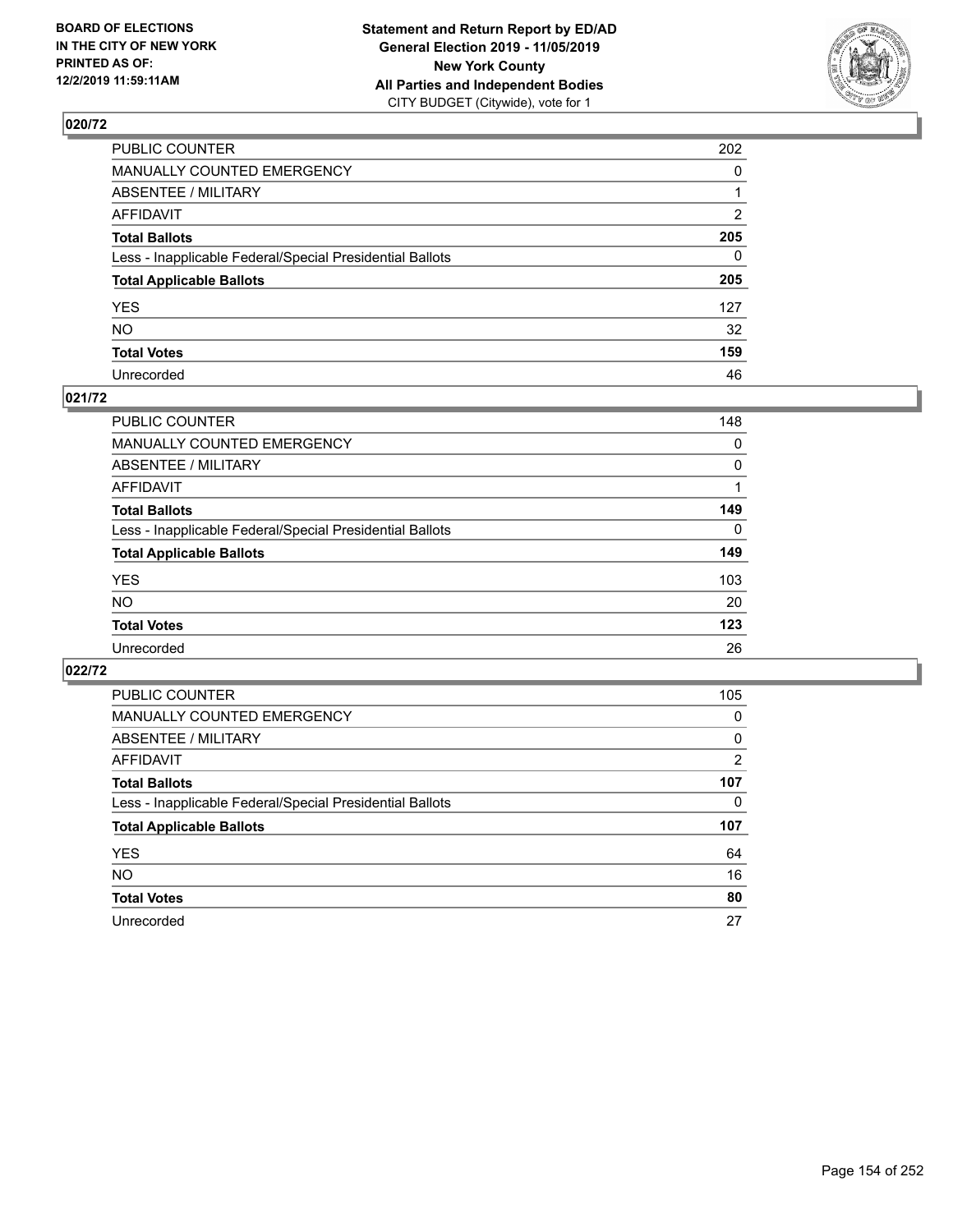## 020/72

| | |
|---|---|
| PUBLIC COUNTER | 202 |
| MANUALLY COUNTED EMERGENCY | 0 |
| ABSENTEE / MILITARY | 1 |
| AFFIDAVIT | 2 |
| **Total Ballots** | **205** |
| Less - Inapplicable Federal/Special Presidential Ballots | 0 |
| **Total Applicable Ballots** | **205** |
| YES | 127 |
| NO | 32 |
| **Total Votes** | **159** |
| Unrecorded | 46 |

## 021/72

| | |
|---|---|
| PUBLIC COUNTER | 148 |
| MANUALLY COUNTED EMERGENCY | 0 |
| ABSENTEE / MILITARY | 0 |
| AFFIDAVIT | 1 |
| **Total Ballots** | **149** |
| Less - Inapplicable Federal/Special Presidential Ballots | 0 |
| **Total Applicable Ballots** | **149** |
| YES | 103 |
| NO | 20 |
| **Total Votes** | **123** |
| Unrecorded | 26 |

## 022/72

| | |
|---|---|
| PUBLIC COUNTER | 105 |
| MANUALLY COUNTED EMERGENCY | 0 |
| ABSENTEE / MILITARY | 0 |
| AFFIDAVIT | 2 |
| **Total Ballots** | **107** |
| Less - Inapplicable Federal/Special Presidential Ballots | 0 |
| **Total Applicable Ballots** | **107** |
| YES | 64 |
| NO | 16 |
| **Total Votes** | **80** |
| Unrecorded | 27 |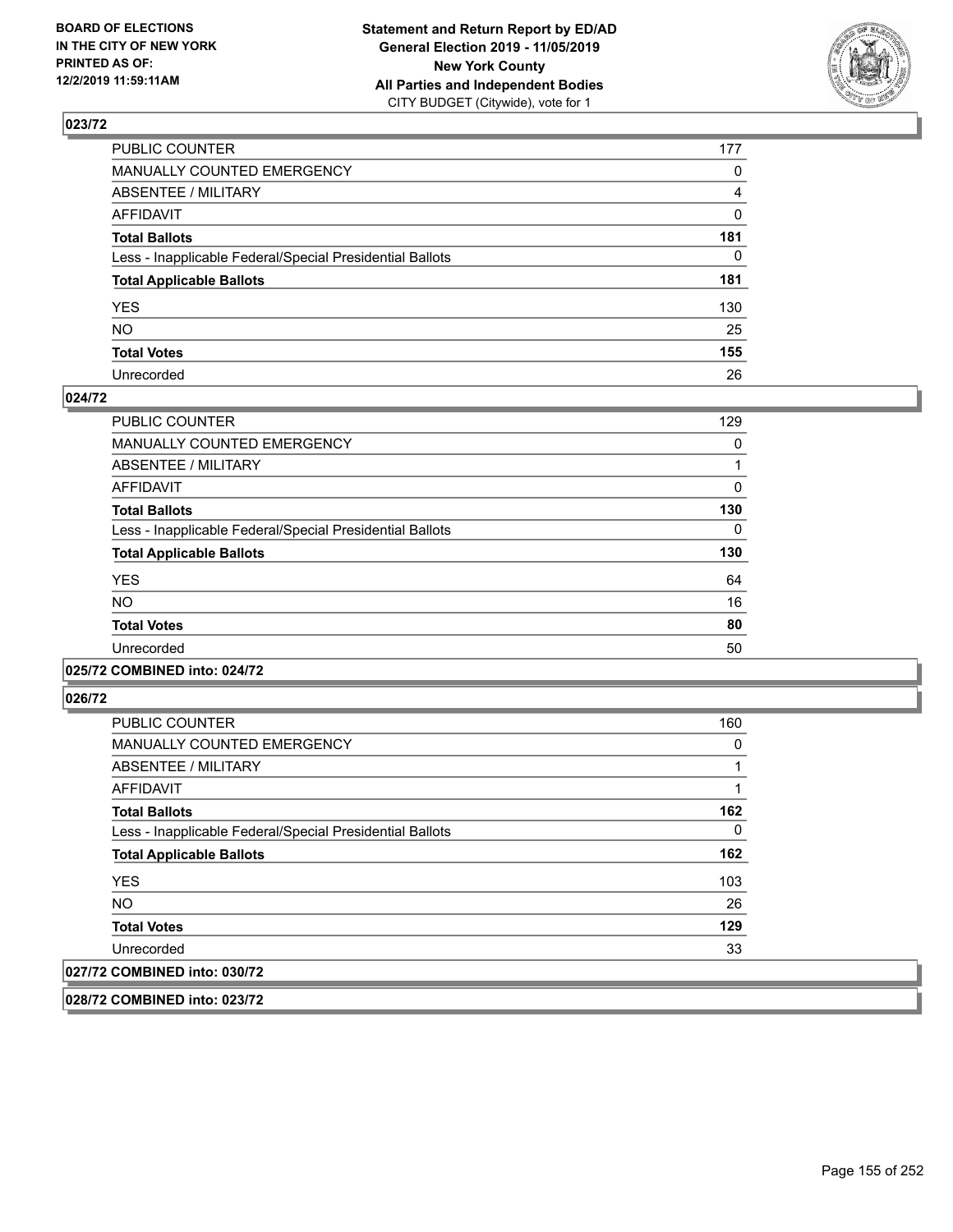## 023/72

| | |
|---|---|
| PUBLIC COUNTER | 177 |
| MANUALLY COUNTED EMERGENCY | 0 |
| ABSENTEE / MILITARY | 4 |
| AFFIDAVIT | 0 |
| **Total Ballots** | **181** |
| Less - Inapplicable Federal/Special Presidential Ballots | 0 |
| **Total Applicable Ballots** | **181** |
| YES | 130 |
| NO | 25 |
| **Total Votes** | **155** |
| Unrecorded | 26 |

## 024/72

| | |
|---|---|
| PUBLIC COUNTER | 129 |
| MANUALLY COUNTED EMERGENCY | 0 |
| ABSENTEE / MILITARY | 1 |
| AFFIDAVIT | 0 |
| **Total Ballots** | **130** |
| Less - Inapplicable Federal/Special Presidential Ballots | 0 |
| **Total Applicable Ballots** | **130** |
| YES | 64 |
| NO | 16 |
| **Total Votes** | **80** |
| Unrecorded | 50 |

## 025/72 COMBINED into: 024/72

## 026/72

| | |
|---|---|
| PUBLIC COUNTER | 160 |
| MANUALLY COUNTED EMERGENCY | 0 |
| ABSENTEE / MILITARY | 1 |
| AFFIDAVIT | 1 |
| **Total Ballots** | **162** |
| Less - Inapplicable Federal/Special Presidential Ballots | 0 |
| **Total Applicable Ballots** | **162** |
| YES | 103 |
| NO | 26 |
| **Total Votes** | **129** |
| Unrecorded | 33 |

## 027/72 COMBINED into: 030/72

## 028/72 COMBINED into: 023/72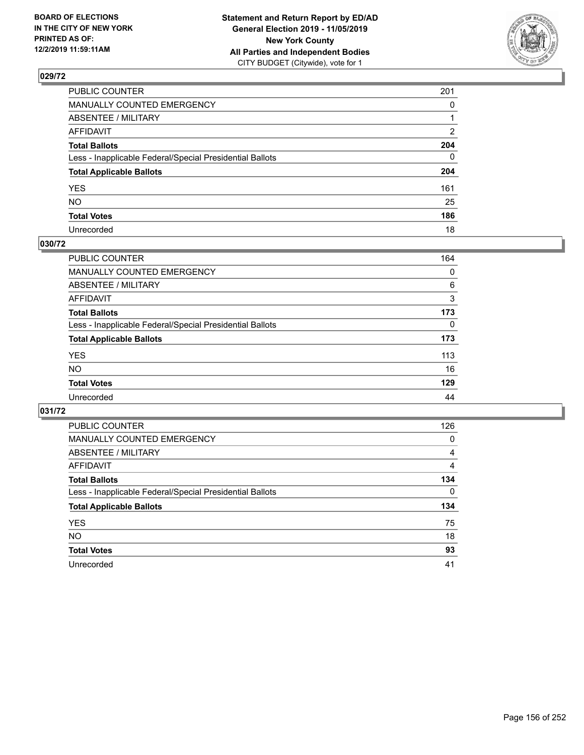BOARD OF ELECTIONS
IN THE CITY OF NEW YORK
PRINTED AS OF:
12/2/2019 11:59:11AM

**Statement and Return Report by ED/AD**
**General Election 2019 - 11/05/2019**
**New York County**
**All Parties and Independent Bodies**
CITY BUDGET (Citywide), vote for 1

### 029/72

| | |
|---|---|
| PUBLIC COUNTER | 201 |
| MANUALLY COUNTED EMERGENCY | 0 |
| ABSENTEE / MILITARY | 1 |
| AFFIDAVIT | 2 |
| **Total Ballots** | **204** |
| Less - Inapplicable Federal/Special Presidential Ballots | 0 |
| **Total Applicable Ballots** | **204** |
| YES | 161 |
| NO | 25 |
| **Total Votes** | **186** |
| Unrecorded | 18 |

### 030/72

| | |
|---|---|
| PUBLIC COUNTER | 164 |
| MANUALLY COUNTED EMERGENCY | 0 |
| ABSENTEE / MILITARY | 6 |
| AFFIDAVIT | 3 |
| **Total Ballots** | **173** |
| Less - Inapplicable Federal/Special Presidential Ballots | 0 |
| **Total Applicable Ballots** | **173** |
| YES | 113 |
| NO | 16 |
| **Total Votes** | **129** |
| Unrecorded | 44 |

### 031/72

| | |
|---|---|
| PUBLIC COUNTER | 126 |
| MANUALLY COUNTED EMERGENCY | 0 |
| ABSENTEE / MILITARY | 4 |
| AFFIDAVIT | 4 |
| **Total Ballots** | **134** |
| Less - Inapplicable Federal/Special Presidential Ballots | 0 |
| **Total Applicable Ballots** | **134** |
| YES | 75 |
| NO | 18 |
| **Total Votes** | **93** |
| Unrecorded | 41 |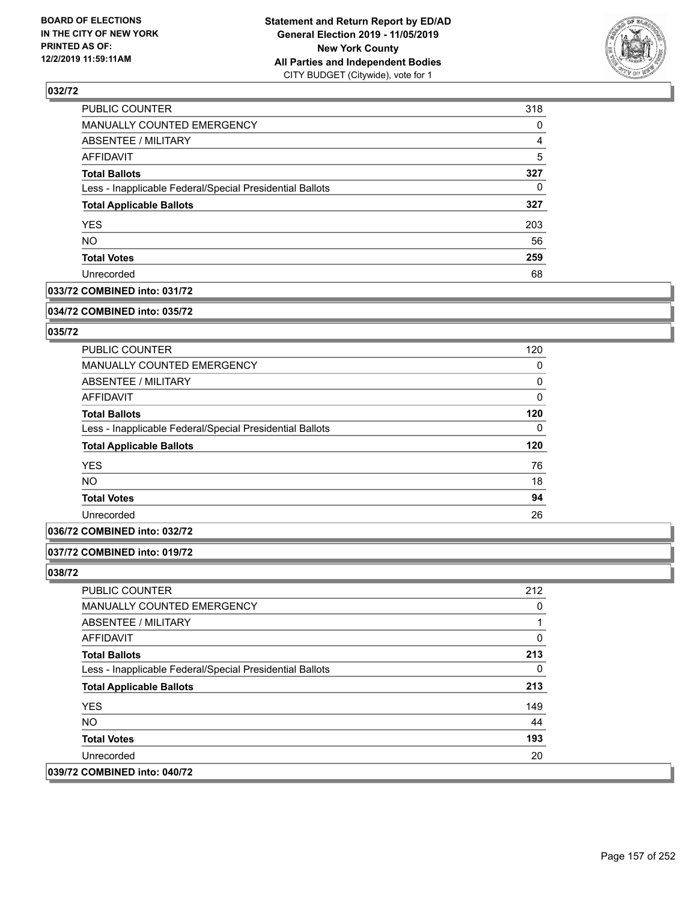**032/72**

| | |
|---|---|
| PUBLIC COUNTER | 318 |
| MANUALLY COUNTED EMERGENCY | 0 |
| ABSENTEE / MILITARY | 4 |
| AFFIDAVIT | 5 |
| **Total Ballots** | **327** |
| Less - Inapplicable Federal/Special Presidential Ballots | 0 |
| **Total Applicable Ballots** | **327** |
| YES | 203 |
| NO | 56 |
| **Total Votes** | **259** |
| Unrecorded | 68 |

**033/72 COMBINED into: 031/72**

**034/72 COMBINED into: 035/72**

**035/72**

| | |
|---|---|
| PUBLIC COUNTER | 120 |
| MANUALLY COUNTED EMERGENCY | 0 |
| ABSENTEE / MILITARY | 0 |
| AFFIDAVIT | 0 |
| **Total Ballots** | **120** |
| Less - Inapplicable Federal/Special Presidential Ballots | 0 |
| **Total Applicable Ballots** | **120** |
| YES | 76 |
| NO | 18 |
| **Total Votes** | **94** |
| Unrecorded | 26 |

**036/72 COMBINED into: 032/72**

**037/72 COMBINED into: 019/72**

**038/72**

| | |
|---|---|
| PUBLIC COUNTER | 212 |
| MANUALLY COUNTED EMERGENCY | 0 |
| ABSENTEE / MILITARY | 1 |
| AFFIDAVIT | 0 |
| **Total Ballots** | **213** |
| Less - Inapplicable Federal/Special Presidential Ballots | 0 |
| **Total Applicable Ballots** | **213** |
| YES | 149 |
| NO | 44 |
| **Total Votes** | **193** |
| Unrecorded | 20 |

**039/72 COMBINED into: 040/72**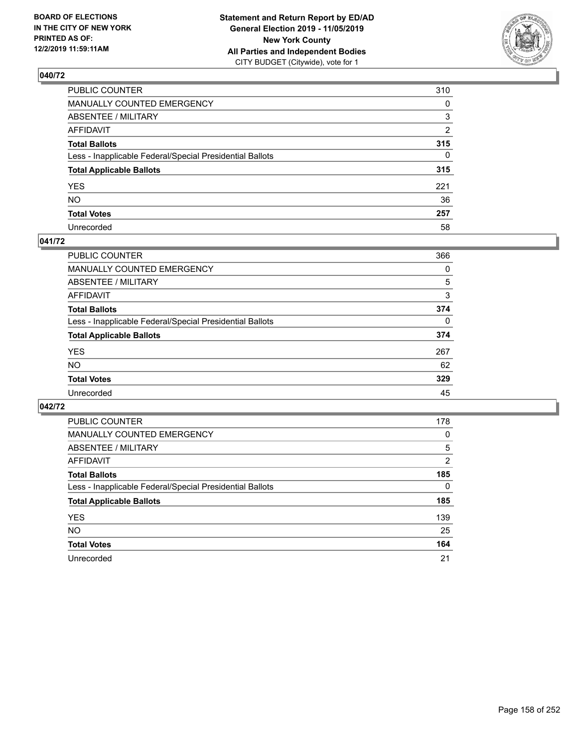**BOARD OF ELECTIONS IN THE CITY OF NEW YORK PRINTED AS OF: 12/2/2019 11:59:11AM**

**Statement and Return Report by ED/AD General Election 2019 - 11/05/2019 New York County All Parties and Independent Bodies**
CITY BUDGET (Citywide), vote for 1

## 040/72

| | |
|---|---|
| PUBLIC COUNTER | 310 |
| MANUALLY COUNTED EMERGENCY | 0 |
| ABSENTEE / MILITARY | 3 |
| AFFIDAVIT | 2 |
| **Total Ballots** | **315** |
| Less - Inapplicable Federal/Special Presidential Ballots | 0 |
| **Total Applicable Ballots** | **315** |
| YES | 221 |
| NO | 36 |
| **Total Votes** | **257** |
| Unrecorded | 58 |

## 041/72

| | |
|---|---|
| PUBLIC COUNTER | 366 |
| MANUALLY COUNTED EMERGENCY | 0 |
| ABSENTEE / MILITARY | 5 |
| AFFIDAVIT | 3 |
| **Total Ballots** | **374** |
| Less - Inapplicable Federal/Special Presidential Ballots | 0 |
| **Total Applicable Ballots** | **374** |
| YES | 267 |
| NO | 62 |
| **Total Votes** | **329** |
| Unrecorded | 45 |

## 042/72

| | |
|---|---|
| PUBLIC COUNTER | 178 |
| MANUALLY COUNTED EMERGENCY | 0 |
| ABSENTEE / MILITARY | 5 |
| AFFIDAVIT | 2 |
| **Total Ballots** | **185** |
| Less - Inapplicable Federal/Special Presidential Ballots | 0 |
| **Total Applicable Ballots** | **185** |
| YES | 139 |
| NO | 25 |
| **Total Votes** | **164** |
| Unrecorded | 21 |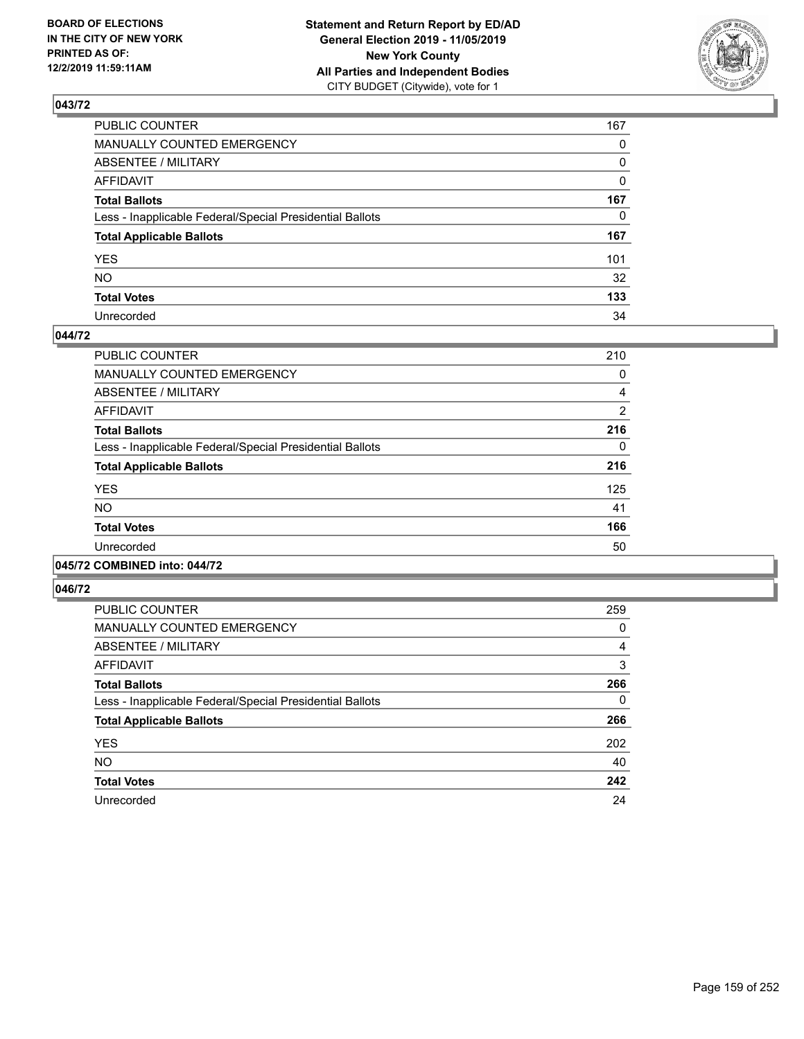**BOARD OF ELECTIONS IN THE CITY OF NEW YORK PRINTED AS OF: 12/2/2019 11:59:11AM**

**Statement and Return Report by ED/AD General Election 2019 - 11/05/2019 New York County All Parties and Independent Bodies**
CITY BUDGET (Citywide), vote for 1

## 043/72

| | |
|---|---|
| PUBLIC COUNTER | 167 |
| MANUALLY COUNTED EMERGENCY | 0 |
| ABSENTEE / MILITARY | 0 |
| AFFIDAVIT | 0 |
| **Total Ballots** | **167** |
| Less - Inapplicable Federal/Special Presidential Ballots | 0 |
| **Total Applicable Ballots** | **167** |
| YES | 101 |
| NO | 32 |
| **Total Votes** | **133** |
| Unrecorded | 34 |

## 044/72

| | |
|---|---|
| PUBLIC COUNTER | 210 |
| MANUALLY COUNTED EMERGENCY | 0 |
| ABSENTEE / MILITARY | 4 |
| AFFIDAVIT | 2 |
| **Total Ballots** | **216** |
| Less - Inapplicable Federal/Special Presidential Ballots | 0 |
| **Total Applicable Ballots** | **216** |
| YES | 125 |
| NO | 41 |
| **Total Votes** | **166** |
| Unrecorded | 50 |

## 045/72 COMBINED into: 044/72

## 046/72

| | |
|---|---|
| PUBLIC COUNTER | 259 |
| MANUALLY COUNTED EMERGENCY | 0 |
| ABSENTEE / MILITARY | 4 |
| AFFIDAVIT | 3 |
| **Total Ballots** | **266** |
| Less - Inapplicable Federal/Special Presidential Ballots | 0 |
| **Total Applicable Ballots** | **266** |
| YES | 202 |
| NO | 40 |
| **Total Votes** | **242** |
| Unrecorded | 24 |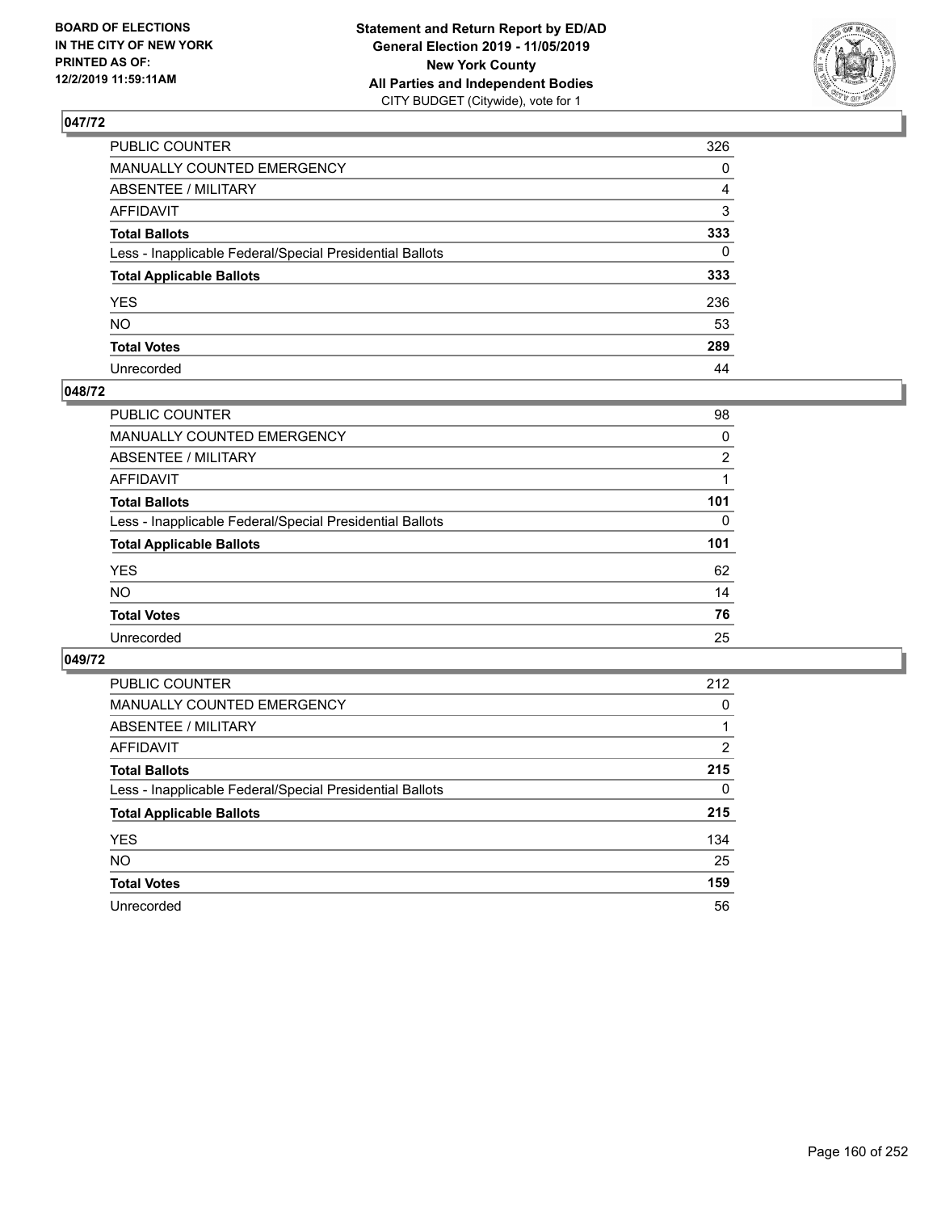BOARD OF ELECTIONS
IN THE CITY OF NEW YORK
PRINTED AS OF:
12/2/2019 11:59:11AM

**Statement and Return Report by ED/AD**
**General Election 2019 - 11/05/2019**
**New York County**
**All Parties and Independent Bodies**
CITY BUDGET (Citywide), vote for 1

## 047/72

| | |
|---|---|
| PUBLIC COUNTER | 326 |
| MANUALLY COUNTED EMERGENCY | 0 |
| ABSENTEE / MILITARY | 4 |
| AFFIDAVIT | 3 |
| **Total Ballots** | **333** |
| Less - Inapplicable Federal/Special Presidential Ballots | 0 |
| **Total Applicable Ballots** | **333** |
| YES | 236 |
| NO | 53 |
| **Total Votes** | **289** |
| Unrecorded | 44 |

## 048/72

| | |
|---|---|
| PUBLIC COUNTER | 98 |
| MANUALLY COUNTED EMERGENCY | 0 |
| ABSENTEE / MILITARY | 2 |
| AFFIDAVIT | 1 |
| **Total Ballots** | **101** |
| Less - Inapplicable Federal/Special Presidential Ballots | 0 |
| **Total Applicable Ballots** | **101** |
| YES | 62 |
| NO | 14 |
| **Total Votes** | **76** |
| Unrecorded | 25 |

## 049/72

| | |
|---|---|
| PUBLIC COUNTER | 212 |
| MANUALLY COUNTED EMERGENCY | 0 |
| ABSENTEE / MILITARY | 1 |
| AFFIDAVIT | 2 |
| **Total Ballots** | **215** |
| Less - Inapplicable Federal/Special Presidential Ballots | 0 |
| **Total Applicable Ballots** | **215** |
| YES | 134 |
| NO | 25 |
| **Total Votes** | **159** |
| Unrecorded | 56 |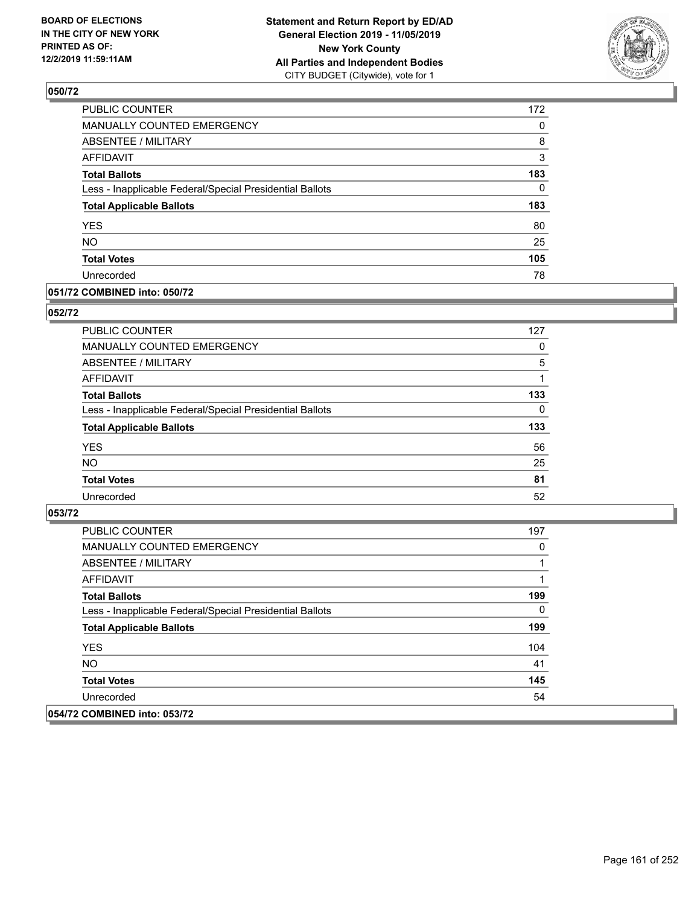## 050/72

| | |
|---|---|
| PUBLIC COUNTER | 172 |
| MANUALLY COUNTED EMERGENCY | 0 |
| ABSENTEE / MILITARY | 8 |
| AFFIDAVIT | 3 |
| **Total Ballots** | **183** |
| Less - Inapplicable Federal/Special Presidential Ballots | 0 |
| **Total Applicable Ballots** | **183** |
| YES | 80 |
| NO | 25 |
| **Total Votes** | **105** |
| Unrecorded | 78 |

## 051/72 COMBINED into: 050/72

## 052/72

| | |
|---|---|
| PUBLIC COUNTER | 127 |
| MANUALLY COUNTED EMERGENCY | 0 |
| ABSENTEE / MILITARY | 5 |
| AFFIDAVIT | 1 |
| **Total Ballots** | **133** |
| Less - Inapplicable Federal/Special Presidential Ballots | 0 |
| **Total Applicable Ballots** | **133** |
| YES | 56 |
| NO | 25 |
| **Total Votes** | **81** |
| Unrecorded | 52 |

## 053/72

| | |
|---|---|
| PUBLIC COUNTER | 197 |
| MANUALLY COUNTED EMERGENCY | 0 |
| ABSENTEE / MILITARY | 1 |
| AFFIDAVIT | 1 |
| **Total Ballots** | **199** |
| Less - Inapplicable Federal/Special Presidential Ballots | 0 |
| **Total Applicable Ballots** | **199** |
| YES | 104 |
| NO | 41 |
| **Total Votes** | **145** |
| Unrecorded | 54 |

## 054/72 COMBINED into: 053/72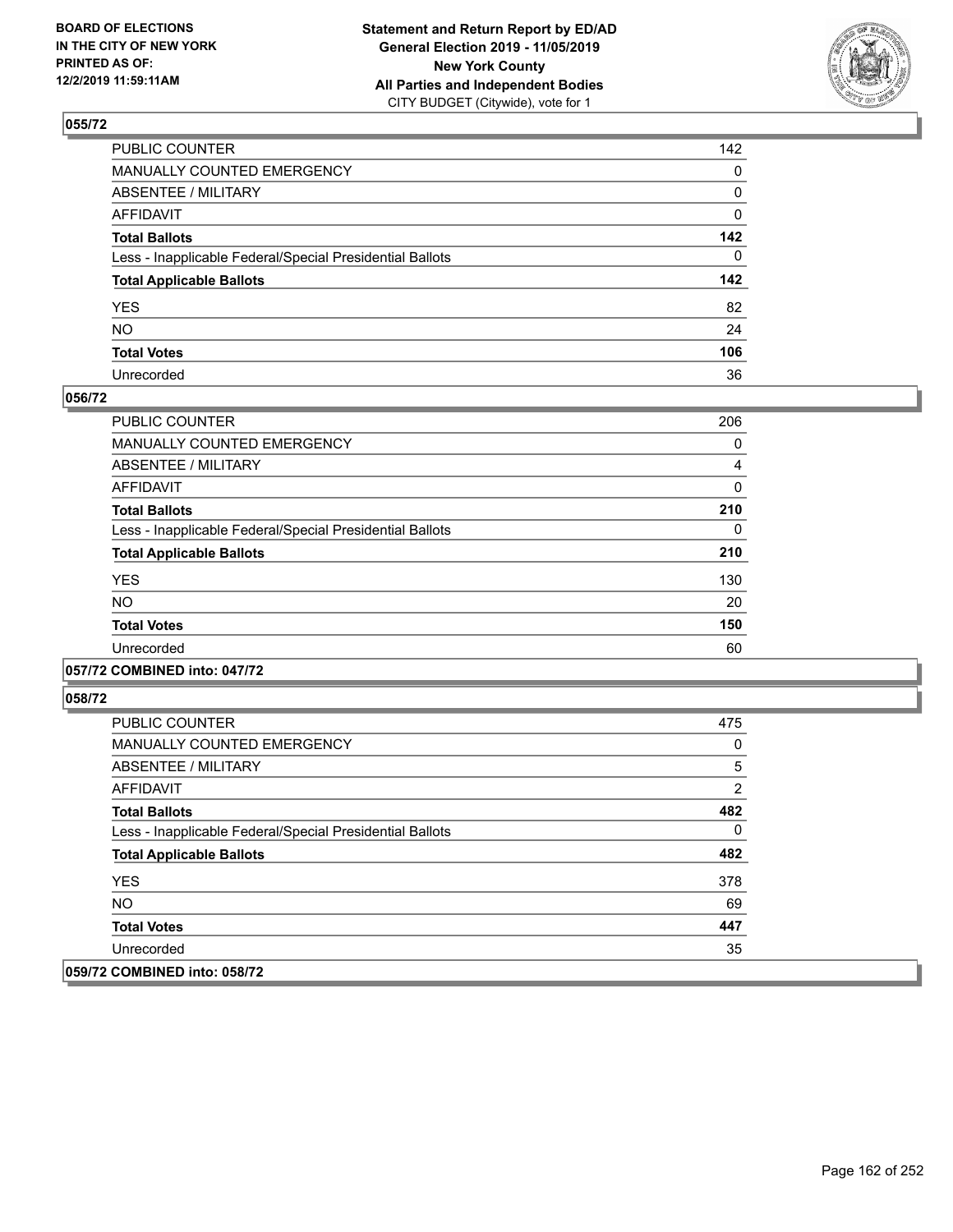## 055/72

| | |
|---|---|
| PUBLIC COUNTER | 142 |
| MANUALLY COUNTED EMERGENCY | 0 |
| ABSENTEE / MILITARY | 0 |
| AFFIDAVIT | 0 |
| **Total Ballots** | **142** |
| Less - Inapplicable Federal/Special Presidential Ballots | 0 |
| **Total Applicable Ballots** | **142** |
| YES | 82 |
| NO | 24 |
| **Total Votes** | **106** |
| Unrecorded | 36 |

## 056/72

| | |
|---|---|
| PUBLIC COUNTER | 206 |
| MANUALLY COUNTED EMERGENCY | 0 |
| ABSENTEE / MILITARY | 4 |
| AFFIDAVIT | 0 |
| **Total Ballots** | **210** |
| Less - Inapplicable Federal/Special Presidential Ballots | 0 |
| **Total Applicable Ballots** | **210** |
| YES | 130 |
| NO | 20 |
| **Total Votes** | **150** |
| Unrecorded | 60 |

## 057/72 COMBINED into: 047/72

## 058/72

| | |
|---|---|
| PUBLIC COUNTER | 475 |
| MANUALLY COUNTED EMERGENCY | 0 |
| ABSENTEE / MILITARY | 5 |
| AFFIDAVIT | 2 |
| **Total Ballots** | **482** |
| Less - Inapplicable Federal/Special Presidential Ballots | 0 |
| **Total Applicable Ballots** | **482** |
| YES | 378 |
| NO | 69 |
| **Total Votes** | **447** |
| Unrecorded | 35 |

## 059/72 COMBINED into: 058/72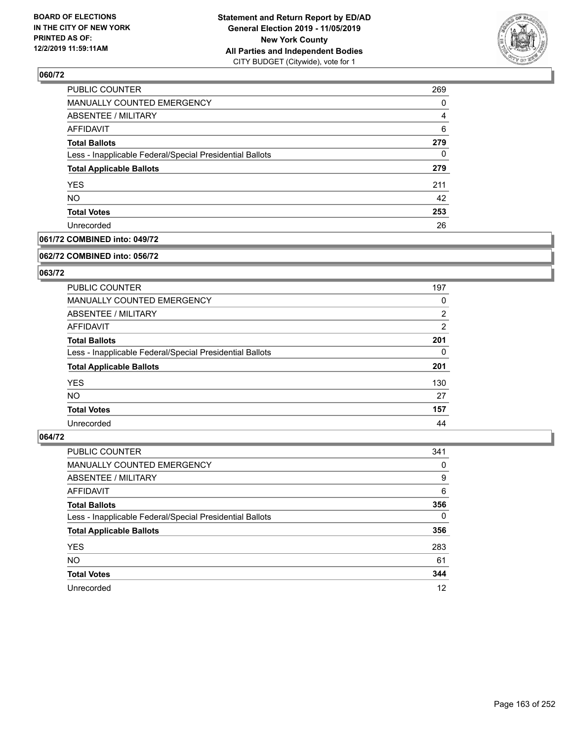## 060/72

| | |
|---|---|
| PUBLIC COUNTER | 269 |
| MANUALLY COUNTED EMERGENCY | 0 |
| ABSENTEE / MILITARY | 4 |
| AFFIDAVIT | 6 |
| **Total Ballots** | **279** |
| Less - Inapplicable Federal/Special Presidential Ballots | 0 |
| **Total Applicable Ballots** | **279** |
| YES | 211 |
| NO | 42 |
| **Total Votes** | **253** |
| Unrecorded | 26 |

## 061/72 COMBINED into: 049/72

## 062/72 COMBINED into: 056/72

## 063/72

| | |
|---|---|
| PUBLIC COUNTER | 197 |
| MANUALLY COUNTED EMERGENCY | 0 |
| ABSENTEE / MILITARY | 2 |
| AFFIDAVIT | 2 |
| **Total Ballots** | **201** |
| Less - Inapplicable Federal/Special Presidential Ballots | 0 |
| **Total Applicable Ballots** | **201** |
| YES | 130 |
| NO | 27 |
| **Total Votes** | **157** |
| Unrecorded | 44 |

## 064/72

| | |
|---|---|
| PUBLIC COUNTER | 341 |
| MANUALLY COUNTED EMERGENCY | 0 |
| ABSENTEE / MILITARY | 9 |
| AFFIDAVIT | 6 |
| **Total Ballots** | **356** |
| Less - Inapplicable Federal/Special Presidential Ballots | 0 |
| **Total Applicable Ballots** | **356** |
| YES | 283 |
| NO | 61 |
| **Total Votes** | **344** |
| Unrecorded | 12 |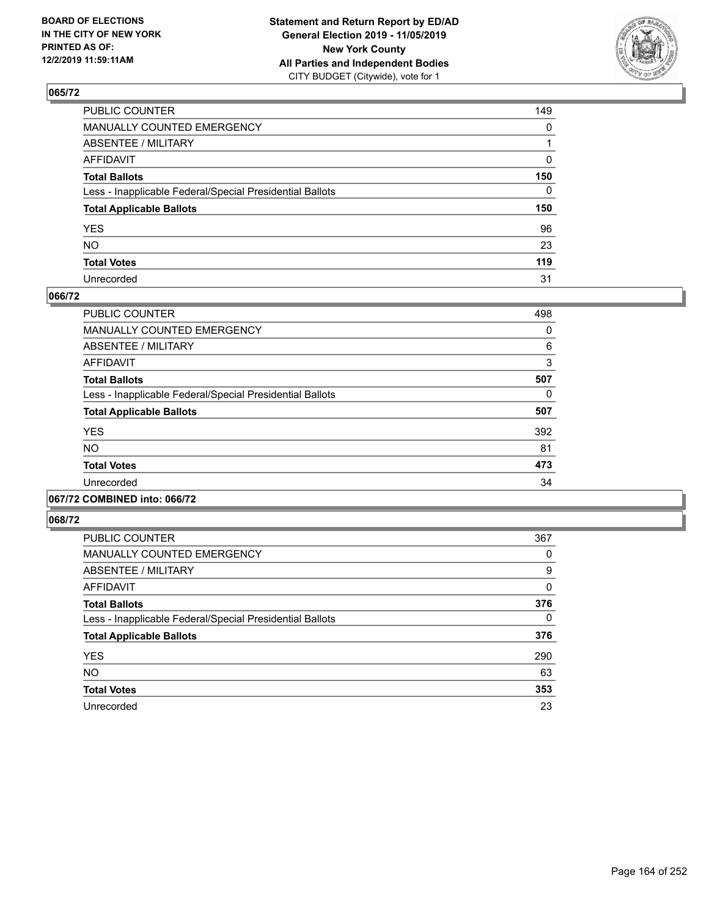**BOARD OF ELECTIONS IN THE CITY OF NEW YORK PRINTED AS OF: 12/2/2019 11:59:11AM**

**Statement and Return Report by ED/AD General Election 2019 - 11/05/2019 New York County All Parties and Independent Bodies** CITY BUDGET (Citywide), vote for 1

### 065/72

| | |
|---|---|
| PUBLIC COUNTER | 149 |
| MANUALLY COUNTED EMERGENCY | 0 |
| ABSENTEE / MILITARY | 1 |
| AFFIDAVIT | 0 |
| **Total Ballots** | **150** |
| Less - Inapplicable Federal/Special Presidential Ballots | 0 |
| **Total Applicable Ballots** | **150** |
| YES | 96 |
| NO | 23 |
| **Total Votes** | **119** |
| Unrecorded | 31 |

### 066/72

| | |
|---|---|
| PUBLIC COUNTER | 498 |
| MANUALLY COUNTED EMERGENCY | 0 |
| ABSENTEE / MILITARY | 6 |
| AFFIDAVIT | 3 |
| **Total Ballots** | **507** |
| Less - Inapplicable Federal/Special Presidential Ballots | 0 |
| **Total Applicable Ballots** | **507** |
| YES | 392 |
| NO | 81 |
| **Total Votes** | **473** |
| Unrecorded | 34 |

### 067/72 COMBINED into: 066/72

### 068/72

| | |
|---|---|
| PUBLIC COUNTER | 367 |
| MANUALLY COUNTED EMERGENCY | 0 |
| ABSENTEE / MILITARY | 9 |
| AFFIDAVIT | 0 |
| **Total Ballots** | **376** |
| Less - Inapplicable Federal/Special Presidential Ballots | 0 |
| **Total Applicable Ballots** | **376** |
| YES | 290 |
| NO | 63 |
| **Total Votes** | **353** |
| Unrecorded | 23 |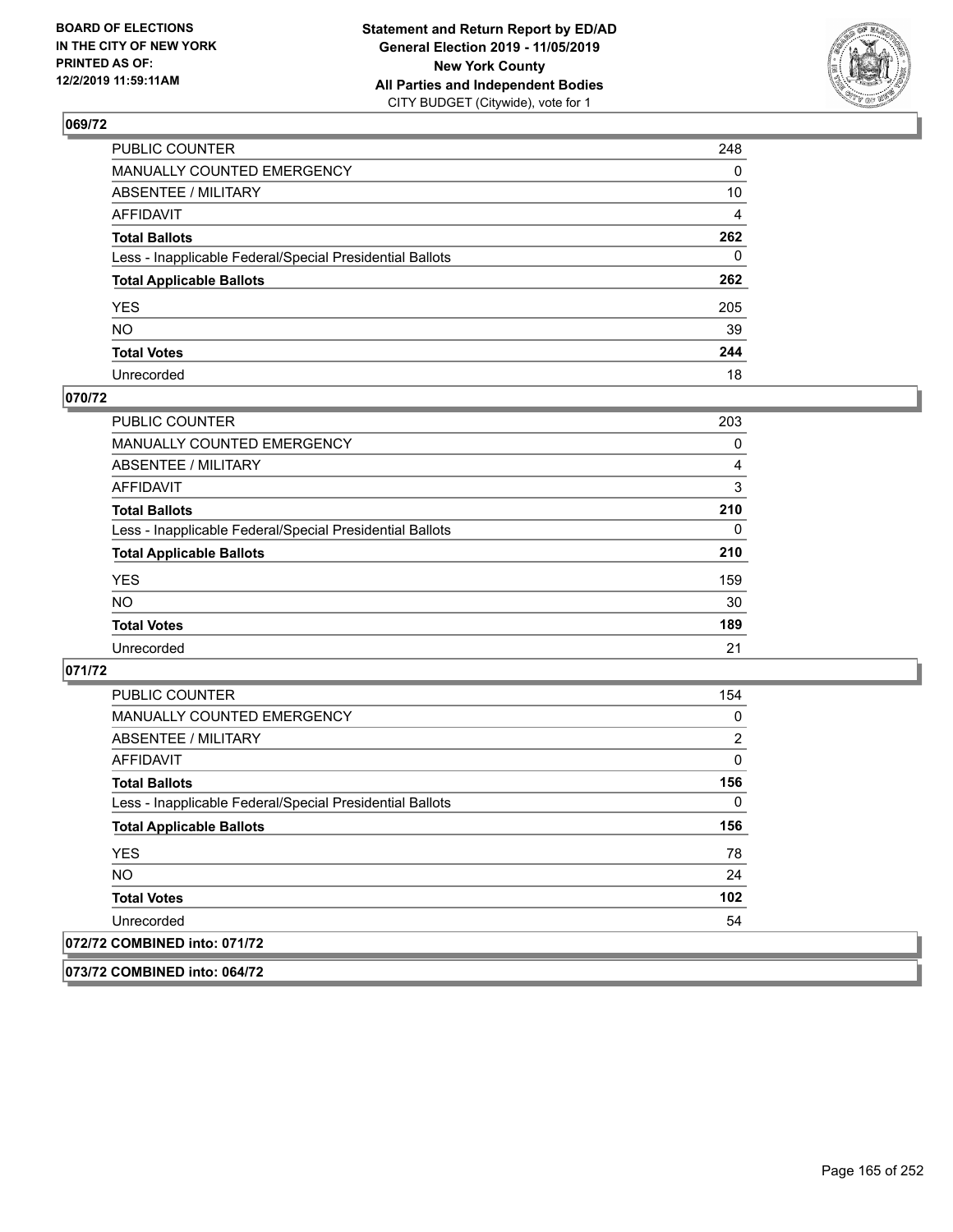**BOARD OF ELECTIONS IN THE CITY OF NEW YORK PRINTED AS OF: 12/2/2019 11:59:11AM**

**Statement and Return Report by ED/AD General Election 2019 - 11/05/2019 New York County All Parties and Independent Bodies** CITY BUDGET (Citywide), vote for 1

### 069/72

| | |
|---|---|
| PUBLIC COUNTER | 248 |
| MANUALLY COUNTED EMERGENCY | 0 |
| ABSENTEE / MILITARY | 10 |
| AFFIDAVIT | 4 |
| **Total Ballots** | **262** |
| Less - Inapplicable Federal/Special Presidential Ballots | 0 |
| **Total Applicable Ballots** | **262** |
| YES | 205 |
| NO | 39 |
| **Total Votes** | **244** |
| Unrecorded | 18 |

### 070/72

| | |
|---|---|
| PUBLIC COUNTER | 203 |
| MANUALLY COUNTED EMERGENCY | 0 |
| ABSENTEE / MILITARY | 4 |
| AFFIDAVIT | 3 |
| **Total Ballots** | **210** |
| Less - Inapplicable Federal/Special Presidential Ballots | 0 |
| **Total Applicable Ballots** | **210** |
| YES | 159 |
| NO | 30 |
| **Total Votes** | **189** |
| Unrecorded | 21 |

### 071/72

| | |
|---|---|
| PUBLIC COUNTER | 154 |
| MANUALLY COUNTED EMERGENCY | 0 |
| ABSENTEE / MILITARY | 2 |
| AFFIDAVIT | 0 |
| **Total Ballots** | **156** |
| Less - Inapplicable Federal/Special Presidential Ballots | 0 |
| **Total Applicable Ballots** | **156** |
| YES | 78 |
| NO | 24 |
| **Total Votes** | **102** |
| Unrecorded | 54 |

### 072/72 COMBINED into: 071/72

### 073/72 COMBINED into: 064/72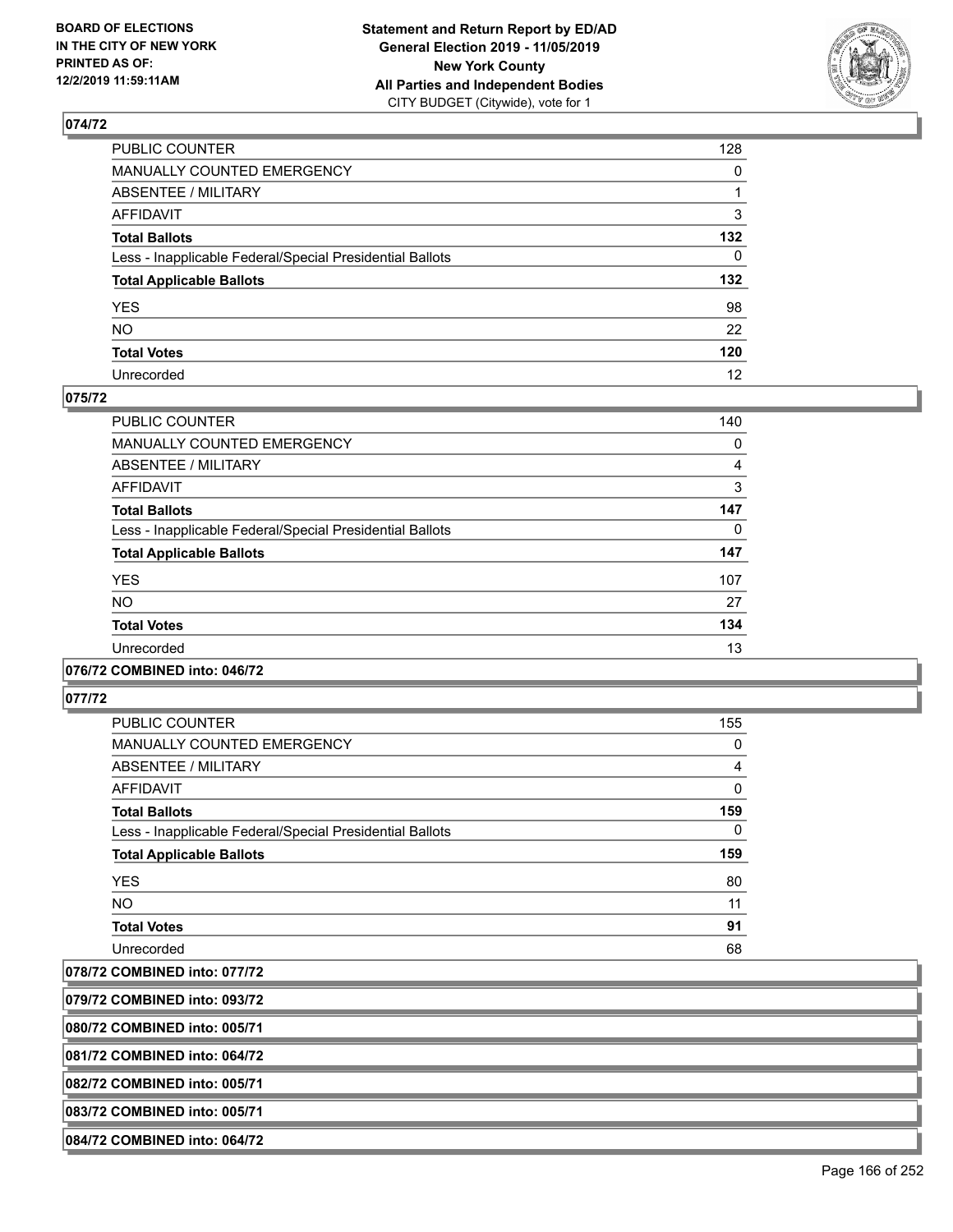**Statement and Return Report by ED/AD**
**General Election 2019 - 11/05/2019**
**New York County**
**All Parties and Independent Bodies**
CITY BUDGET (Citywide), vote for 1

BOARD OF ELECTIONS IN THE CITY OF NEW YORK PRINTED AS OF: 12/2/2019 11:59:11AM

### 074/72

| | |
|---|---|
| PUBLIC COUNTER | 128 |
| MANUALLY COUNTED EMERGENCY | 0 |
| ABSENTEE / MILITARY | 1 |
| AFFIDAVIT | 3 |
| **Total Ballots** | **132** |
| Less - Inapplicable Federal/Special Presidential Ballots | 0 |
| **Total Applicable Ballots** | **132** |
| YES | 98 |
| NO | 22 |
| **Total Votes** | **120** |
| Unrecorded | 12 |

### 075/72

| | |
|---|---|
| PUBLIC COUNTER | 140 |
| MANUALLY COUNTED EMERGENCY | 0 |
| ABSENTEE / MILITARY | 4 |
| AFFIDAVIT | 3 |
| **Total Ballots** | **147** |
| Less - Inapplicable Federal/Special Presidential Ballots | 0 |
| **Total Applicable Ballots** | **147** |
| YES | 107 |
| NO | 27 |
| **Total Votes** | **134** |
| Unrecorded | 13 |

### 076/72 COMBINED into: 046/72

### 077/72

| | |
|---|---|
| PUBLIC COUNTER | 155 |
| MANUALLY COUNTED EMERGENCY | 0 |
| ABSENTEE / MILITARY | 4 |
| AFFIDAVIT | 0 |
| **Total Ballots** | **159** |
| Less - Inapplicable Federal/Special Presidential Ballots | 0 |
| **Total Applicable Ballots** | **159** |
| YES | 80 |
| NO | 11 |
| **Total Votes** | **91** |
| Unrecorded | 68 |

### 078/72 COMBINED into: 077/72

### 079/72 COMBINED into: 093/72

### 080/72 COMBINED into: 005/71

### 081/72 COMBINED into: 064/72

### 082/72 COMBINED into: 005/71

### 083/72 COMBINED into: 005/71

### 084/72 COMBINED into: 064/72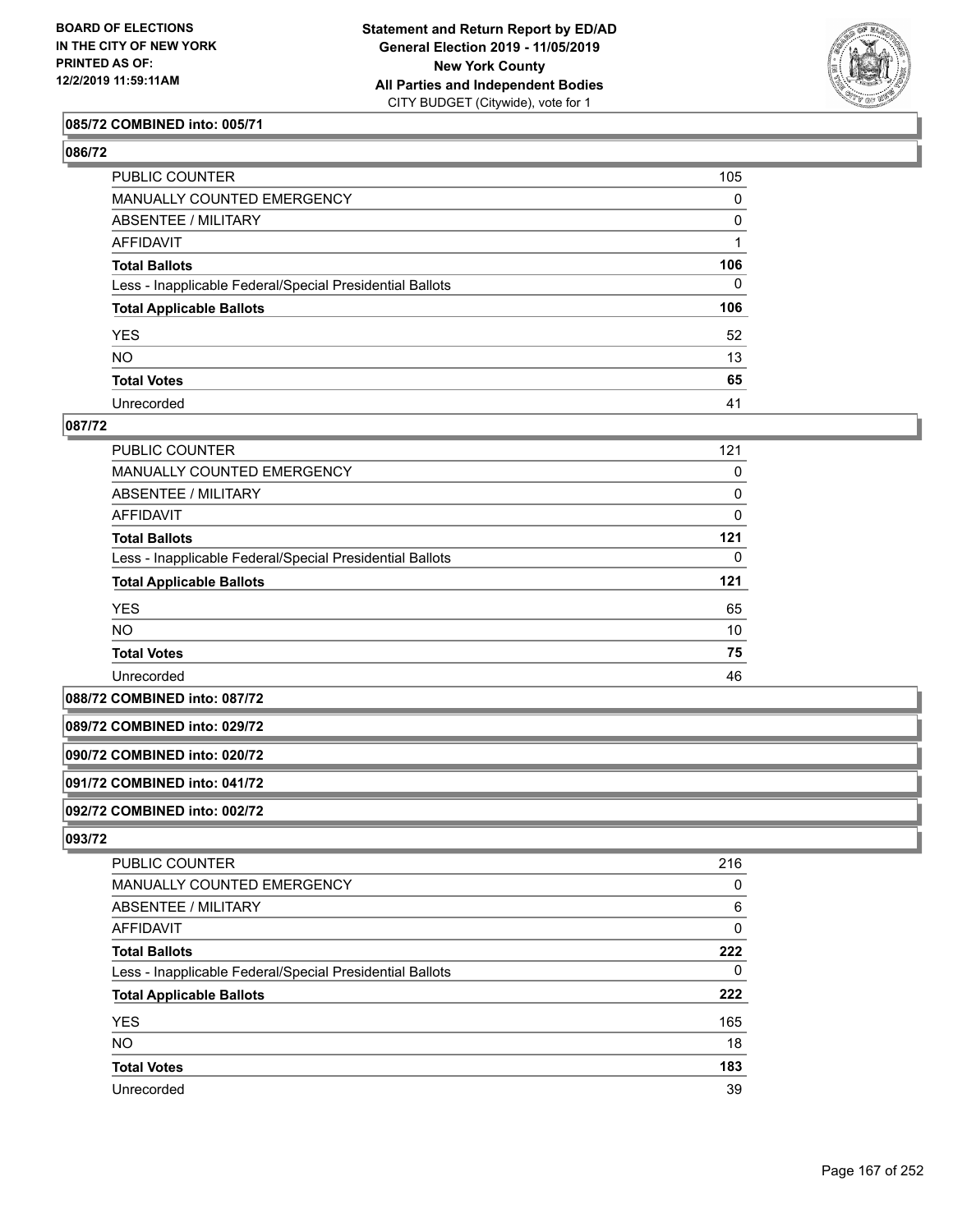**085/72 COMBINED into: 005/71**

**086/72**

| | |
|---|---|
| PUBLIC COUNTER | 105 |
| MANUALLY COUNTED EMERGENCY | 0 |
| ABSENTEE / MILITARY | 0 |
| AFFIDAVIT | 1 |
| **Total Ballots** | **106** |
| Less - Inapplicable Federal/Special Presidential Ballots | 0 |
| **Total Applicable Ballots** | **106** |
| YES | 52 |
| NO | 13 |
| **Total Votes** | **65** |
| Unrecorded | 41 |

**087/72**

| | |
|---|---|
| PUBLIC COUNTER | 121 |
| MANUALLY COUNTED EMERGENCY | 0 |
| ABSENTEE / MILITARY | 0 |
| AFFIDAVIT | 0 |
| **Total Ballots** | **121** |
| Less - Inapplicable Federal/Special Presidential Ballots | 0 |
| **Total Applicable Ballots** | **121** |
| YES | 65 |
| NO | 10 |
| **Total Votes** | **75** |
| Unrecorded | 46 |

**088/72 COMBINED into: 087/72**

**089/72 COMBINED into: 029/72**

**090/72 COMBINED into: 020/72**

**091/72 COMBINED into: 041/72**

**092/72 COMBINED into: 002/72**

**093/72**

| | |
|---|---|
| PUBLIC COUNTER | 216 |
| MANUALLY COUNTED EMERGENCY | 0 |
| ABSENTEE / MILITARY | 6 |
| AFFIDAVIT | 0 |
| **Total Ballots** | **222** |
| Less - Inapplicable Federal/Special Presidential Ballots | 0 |
| **Total Applicable Ballots** | **222** |
| YES | 165 |
| NO | 18 |
| **Total Votes** | **183** |
| Unrecorded | 39 |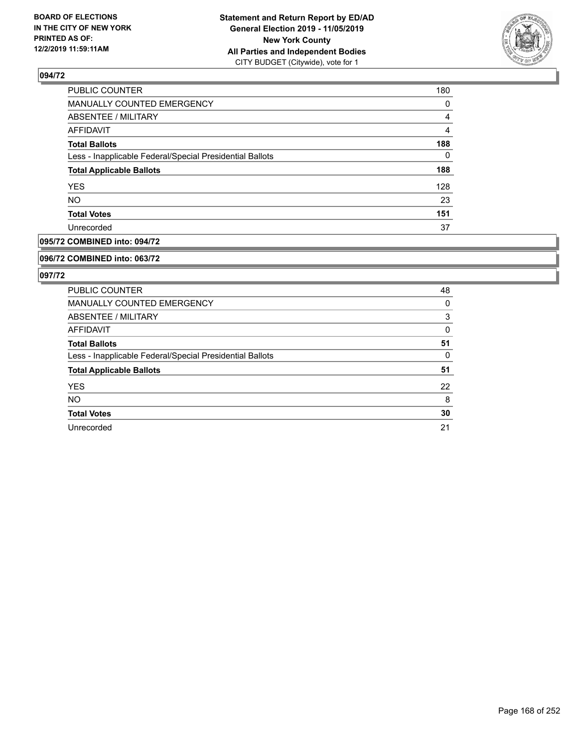**BOARD OF ELECTIONS IN THE CITY OF NEW YORK PRINTED AS OF: 12/2/2019 11:59:11AM**

**Statement and Return Report by ED/AD**
**General Election 2019 - 11/05/2019**
**New York County**
**All Parties and Independent Bodies**
CITY BUDGET (Citywide), vote for 1

### 094/72

| | |
|---|---|
| PUBLIC COUNTER | 180 |
| MANUALLY COUNTED EMERGENCY | 0 |
| ABSENTEE / MILITARY | 4 |
| AFFIDAVIT | 4 |
| **Total Ballots** | **188** |
| Less - Inapplicable Federal/Special Presidential Ballots | 0 |
| **Total Applicable Ballots** | **188** |
| YES | 128 |
| NO | 23 |
| **Total Votes** | **151** |
| Unrecorded | 37 |

### 095/72 COMBINED into: 094/72

### 096/72 COMBINED into: 063/72

### 097/72

| | |
|---|---|
| PUBLIC COUNTER | 48 |
| MANUALLY COUNTED EMERGENCY | 0 |
| ABSENTEE / MILITARY | 3 |
| AFFIDAVIT | 0 |
| **Total Ballots** | **51** |
| Less - Inapplicable Federal/Special Presidential Ballots | 0 |
| **Total Applicable Ballots** | **51** |
| YES | 22 |
| NO | 8 |
| **Total Votes** | **30** |
| Unrecorded | 21 |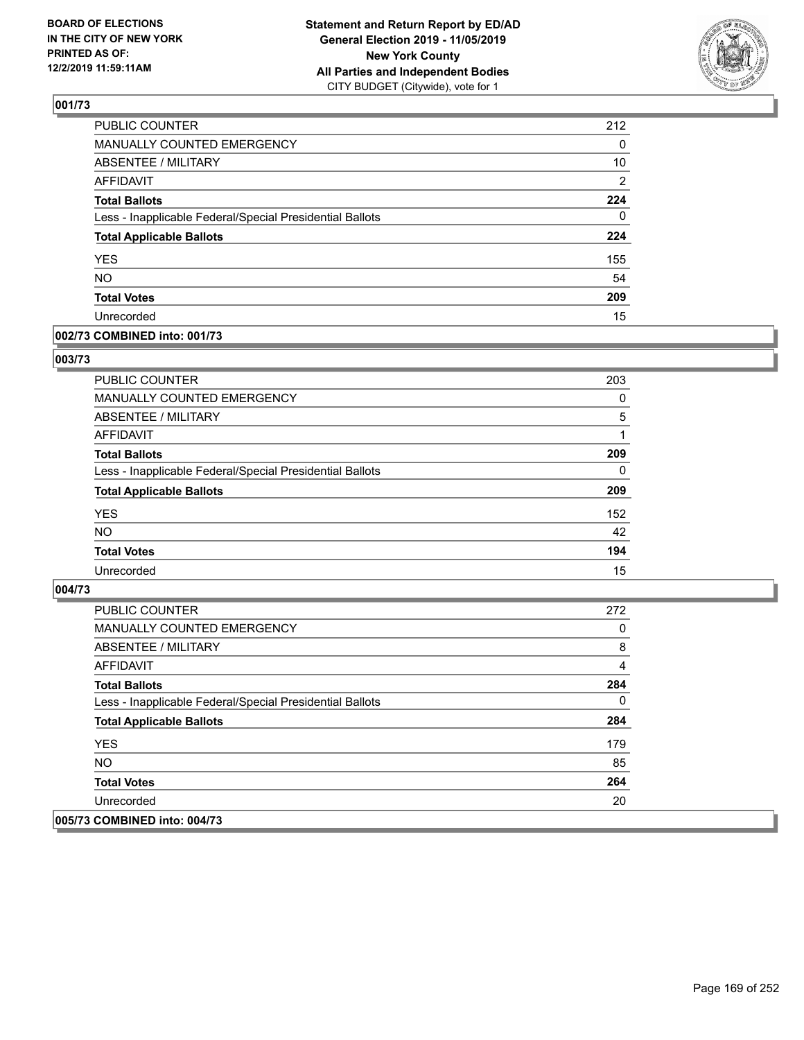**BOARD OF ELECTIONS IN THE CITY OF NEW YORK PRINTED AS OF: 12/2/2019 11:59:11AM**

**Statement and Return Report by ED/AD General Election 2019 - 11/05/2019 New York County All Parties and Independent Bodies**
CITY BUDGET (Citywide), vote for 1

## 001/73

| | |
|---|---|
| PUBLIC COUNTER | 212 |
| MANUALLY COUNTED EMERGENCY | 0 |
| ABSENTEE / MILITARY | 10 |
| AFFIDAVIT | 2 |
| **Total Ballots** | **224** |
| Less - Inapplicable Federal/Special Presidential Ballots | 0 |
| **Total Applicable Ballots** | **224** |
| YES | 155 |
| NO | 54 |
| **Total Votes** | **209** |
| Unrecorded | 15 |

## 002/73 COMBINED into: 001/73

## 003/73

| | |
|---|---|
| PUBLIC COUNTER | 203 |
| MANUALLY COUNTED EMERGENCY | 0 |
| ABSENTEE / MILITARY | 5 |
| AFFIDAVIT | 1 |
| **Total Ballots** | **209** |
| Less - Inapplicable Federal/Special Presidential Ballots | 0 |
| **Total Applicable Ballots** | **209** |
| YES | 152 |
| NO | 42 |
| **Total Votes** | **194** |
| Unrecorded | 15 |

## 004/73

| | |
|---|---|
| PUBLIC COUNTER | 272 |
| MANUALLY COUNTED EMERGENCY | 0 |
| ABSENTEE / MILITARY | 8 |
| AFFIDAVIT | 4 |
| **Total Ballots** | **284** |
| Less - Inapplicable Federal/Special Presidential Ballots | 0 |
| **Total Applicable Ballots** | **284** |
| YES | 179 |
| NO | 85 |
| **Total Votes** | **264** |
| Unrecorded | 20 |

## 005/73 COMBINED into: 004/73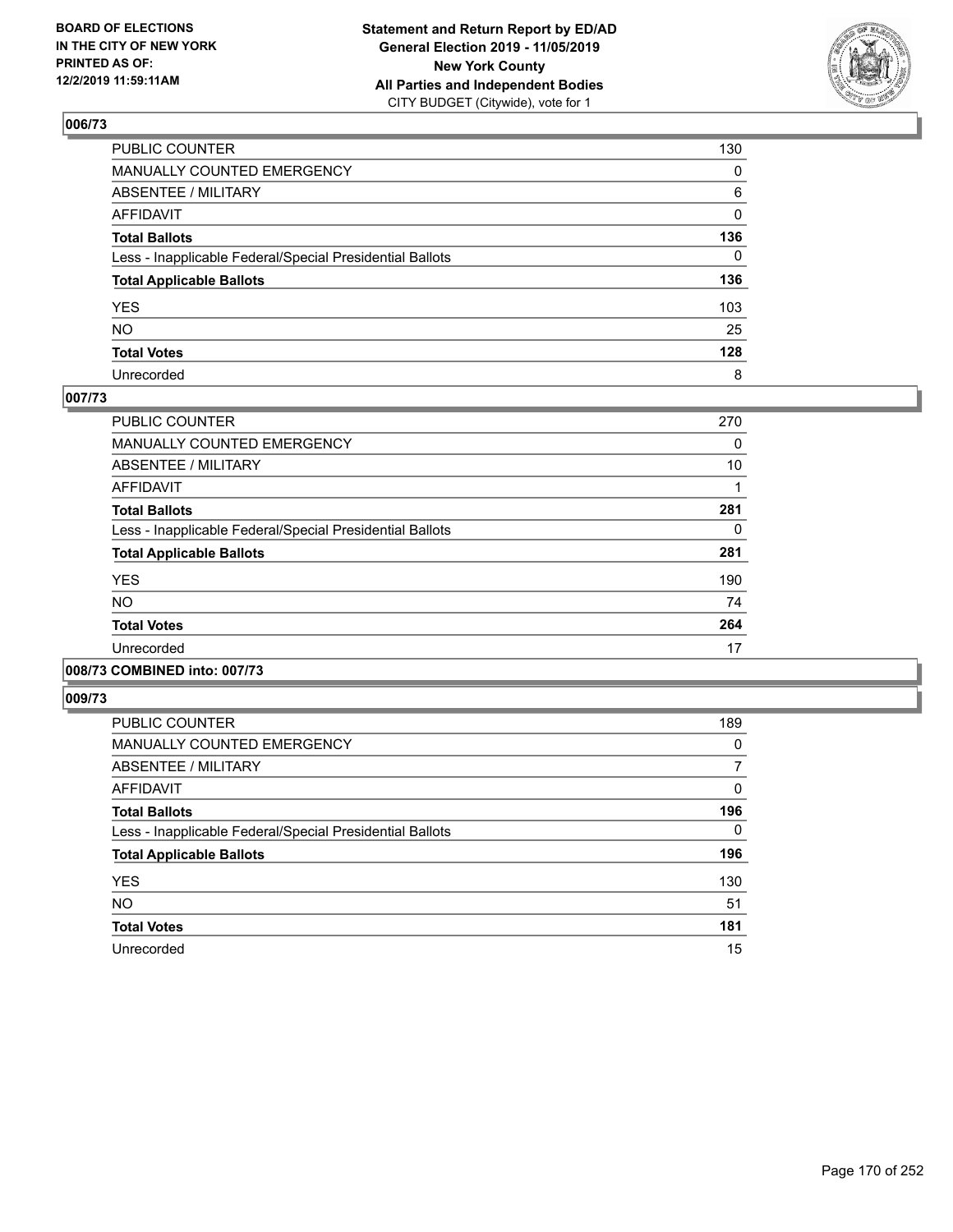**BOARD OF ELECTIONS IN THE CITY OF NEW YORK PRINTED AS OF: 12/2/2019 11:59:11AM**

**Statement and Return Report by ED/AD General Election 2019 - 11/05/2019 New York County All Parties and Independent Bodies**
CITY BUDGET (Citywide), vote for 1

## 006/73

| | |
|---|---|
| PUBLIC COUNTER | 130 |
| MANUALLY COUNTED EMERGENCY | 0 |
| ABSENTEE / MILITARY | 6 |
| AFFIDAVIT | 0 |
| **Total Ballots** | **136** |
| Less - Inapplicable Federal/Special Presidential Ballots | 0 |
| **Total Applicable Ballots** | **136** |
| YES | 103 |
| NO | 25 |
| **Total Votes** | **128** |
| Unrecorded | 8 |

## 007/73

| | |
|---|---|
| PUBLIC COUNTER | 270 |
| MANUALLY COUNTED EMERGENCY | 0 |
| ABSENTEE / MILITARY | 10 |
| AFFIDAVIT | 1 |
| **Total Ballots** | **281** |
| Less - Inapplicable Federal/Special Presidential Ballots | 0 |
| **Total Applicable Ballots** | **281** |
| YES | 190 |
| NO | 74 |
| **Total Votes** | **264** |
| Unrecorded | 17 |

## 008/73 COMBINED into: 007/73

## 009/73

| | |
|---|---|
| PUBLIC COUNTER | 189 |
| MANUALLY COUNTED EMERGENCY | 0 |
| ABSENTEE / MILITARY | 7 |
| AFFIDAVIT | 0 |
| **Total Ballots** | **196** |
| Less - Inapplicable Federal/Special Presidential Ballots | 0 |
| **Total Applicable Ballots** | **196** |
| YES | 130 |
| NO | 51 |
| **Total Votes** | **181** |
| Unrecorded | 15 |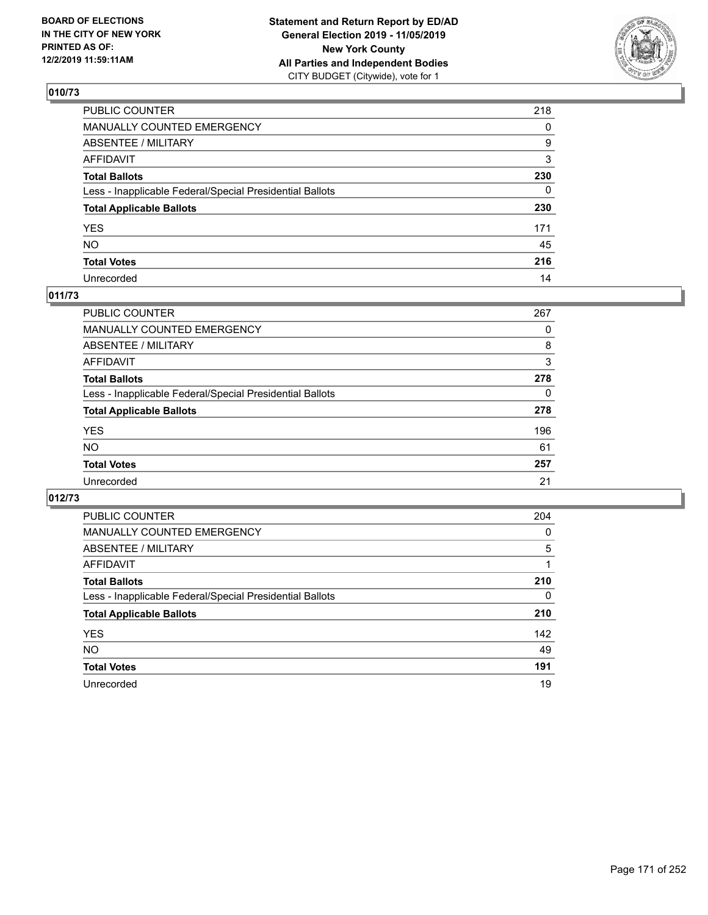BOARD OF ELECTIONS
IN THE CITY OF NEW YORK
PRINTED AS OF:
12/2/2019 11:59:11AM

**Statement and Return Report by ED/AD**
**General Election 2019 - 11/05/2019**
**New York County**
**All Parties and Independent Bodies**
CITY BUDGET (Citywide), vote for 1

## 010/73

| | |
|---|---|
| PUBLIC COUNTER | 218 |
| MANUALLY COUNTED EMERGENCY | 0 |
| ABSENTEE / MILITARY | 9 |
| AFFIDAVIT | 3 |
| **Total Ballots** | **230** |
| Less - Inapplicable Federal/Special Presidential Ballots | 0 |
| **Total Applicable Ballots** | **230** |
| YES | 171 |
| NO | 45 |
| **Total Votes** | **216** |
| Unrecorded | 14 |

## 011/73

| | |
|---|---|
| PUBLIC COUNTER | 267 |
| MANUALLY COUNTED EMERGENCY | 0 |
| ABSENTEE / MILITARY | 8 |
| AFFIDAVIT | 3 |
| **Total Ballots** | **278** |
| Less - Inapplicable Federal/Special Presidential Ballots | 0 |
| **Total Applicable Ballots** | **278** |
| YES | 196 |
| NO | 61 |
| **Total Votes** | **257** |
| Unrecorded | 21 |

## 012/73

| | |
|---|---|
| PUBLIC COUNTER | 204 |
| MANUALLY COUNTED EMERGENCY | 0 |
| ABSENTEE / MILITARY | 5 |
| AFFIDAVIT | 1 |
| **Total Ballots** | **210** |
| Less - Inapplicable Federal/Special Presidential Ballots | 0 |
| **Total Applicable Ballots** | **210** |
| YES | 142 |
| NO | 49 |
| **Total Votes** | **191** |
| Unrecorded | 19 |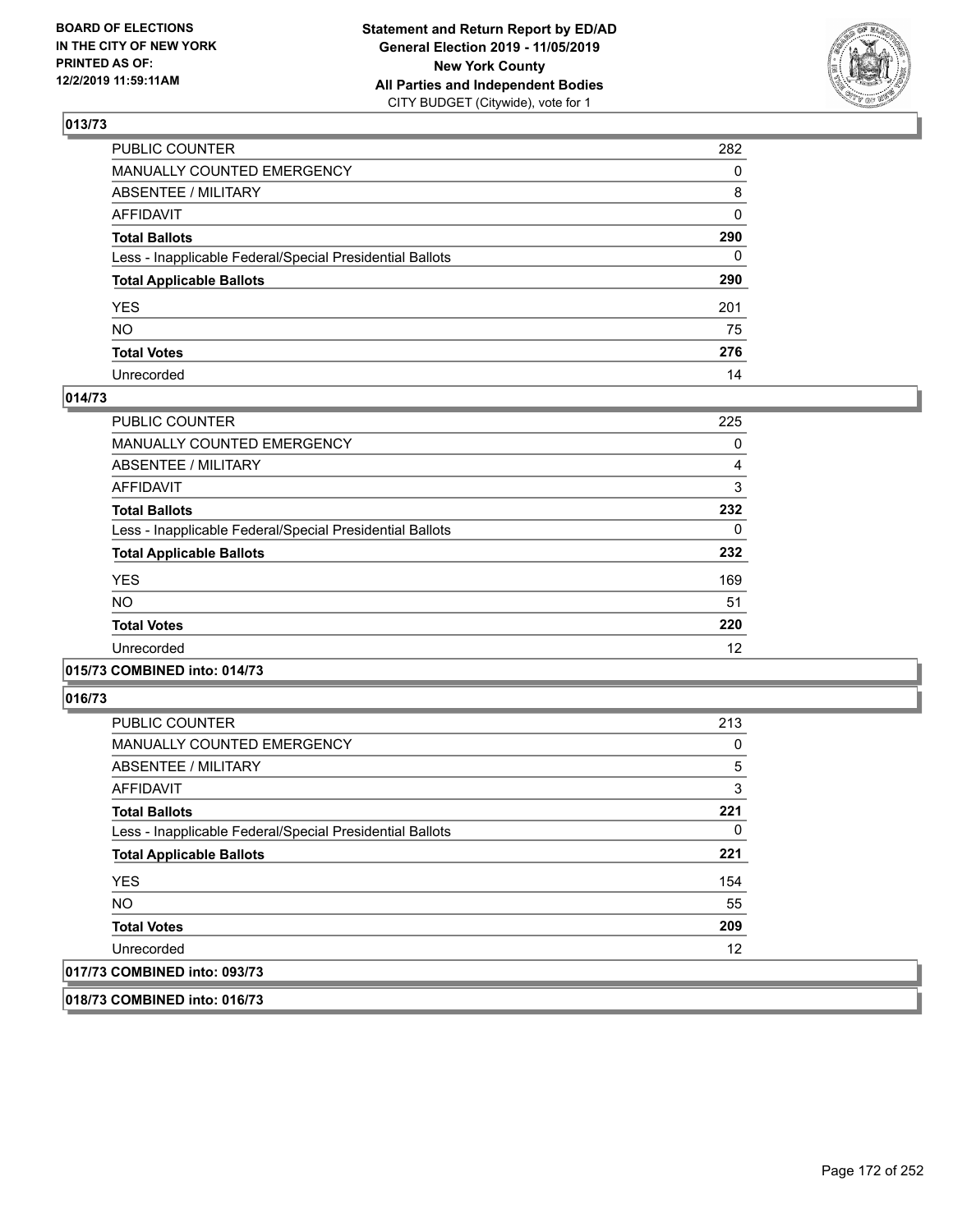## 013/73

| | |
|---|---|
| PUBLIC COUNTER | 282 |
| MANUALLY COUNTED EMERGENCY | 0 |
| ABSENTEE / MILITARY | 8 |
| AFFIDAVIT | 0 |
| **Total Ballots** | **290** |
| Less - Inapplicable Federal/Special Presidential Ballots | 0 |
| **Total Applicable Ballots** | **290** |
| YES | 201 |
| NO | 75 |
| **Total Votes** | **276** |
| Unrecorded | 14 |

## 014/73

| | |
|---|---|
| PUBLIC COUNTER | 225 |
| MANUALLY COUNTED EMERGENCY | 0 |
| ABSENTEE / MILITARY | 4 |
| AFFIDAVIT | 3 |
| **Total Ballots** | **232** |
| Less - Inapplicable Federal/Special Presidential Ballots | 0 |
| **Total Applicable Ballots** | **232** |
| YES | 169 |
| NO | 51 |
| **Total Votes** | **220** |
| Unrecorded | 12 |

## 015/73 COMBINED into: 014/73

## 016/73

| | |
|---|---|
| PUBLIC COUNTER | 213 |
| MANUALLY COUNTED EMERGENCY | 0 |
| ABSENTEE / MILITARY | 5 |
| AFFIDAVIT | 3 |
| **Total Ballots** | **221** |
| Less - Inapplicable Federal/Special Presidential Ballots | 0 |
| **Total Applicable Ballots** | **221** |
| YES | 154 |
| NO | 55 |
| **Total Votes** | **209** |
| Unrecorded | 12 |

## 017/73 COMBINED into: 093/73

## 018/73 COMBINED into: 016/73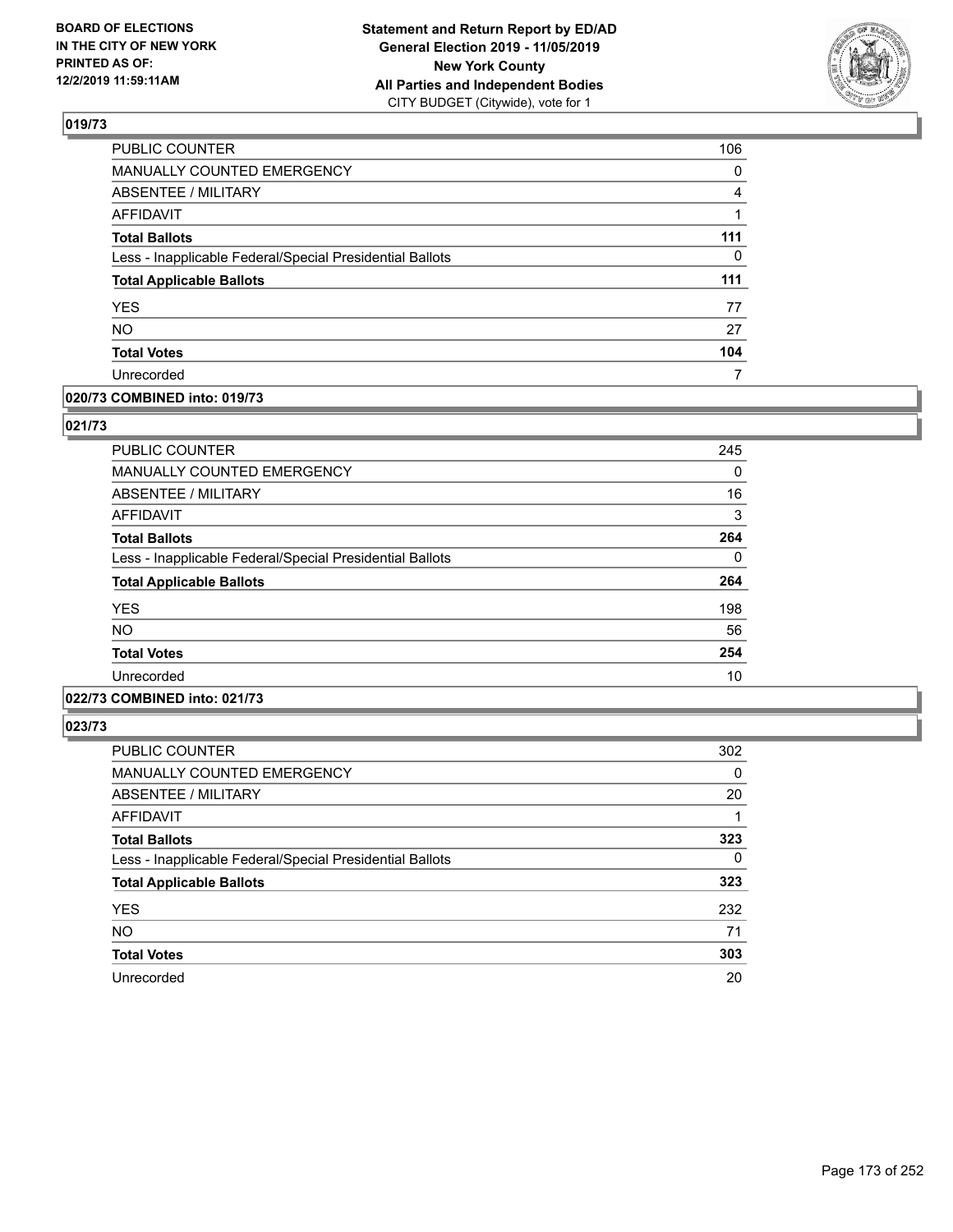### 019/73

| | |
|---|---|
| PUBLIC COUNTER | 106 |
| MANUALLY COUNTED EMERGENCY | 0 |
| ABSENTEE / MILITARY | 4 |
| AFFIDAVIT | 1 |
| **Total Ballots** | **111** |
| Less - Inapplicable Federal/Special Presidential Ballots | 0 |
| **Total Applicable Ballots** | **111** |
| YES | 77 |
| NO | 27 |
| **Total Votes** | **104** |
| Unrecorded | 7 |

### 020/73 COMBINED into: 019/73

### 021/73

| | |
|---|---|
| PUBLIC COUNTER | 245 |
| MANUALLY COUNTED EMERGENCY | 0 |
| ABSENTEE / MILITARY | 16 |
| AFFIDAVIT | 3 |
| **Total Ballots** | **264** |
| Less - Inapplicable Federal/Special Presidential Ballots | 0 |
| **Total Applicable Ballots** | **264** |
| YES | 198 |
| NO | 56 |
| **Total Votes** | **254** |
| Unrecorded | 10 |

### 022/73 COMBINED into: 021/73

### 023/73

| | |
|---|---|
| PUBLIC COUNTER | 302 |
| MANUALLY COUNTED EMERGENCY | 0 |
| ABSENTEE / MILITARY | 20 |
| AFFIDAVIT | 1 |
| **Total Ballots** | **323** |
| Less - Inapplicable Federal/Special Presidential Ballots | 0 |
| **Total Applicable Ballots** | **323** |
| YES | 232 |
| NO | 71 |
| **Total Votes** | **303** |
| Unrecorded | 20 |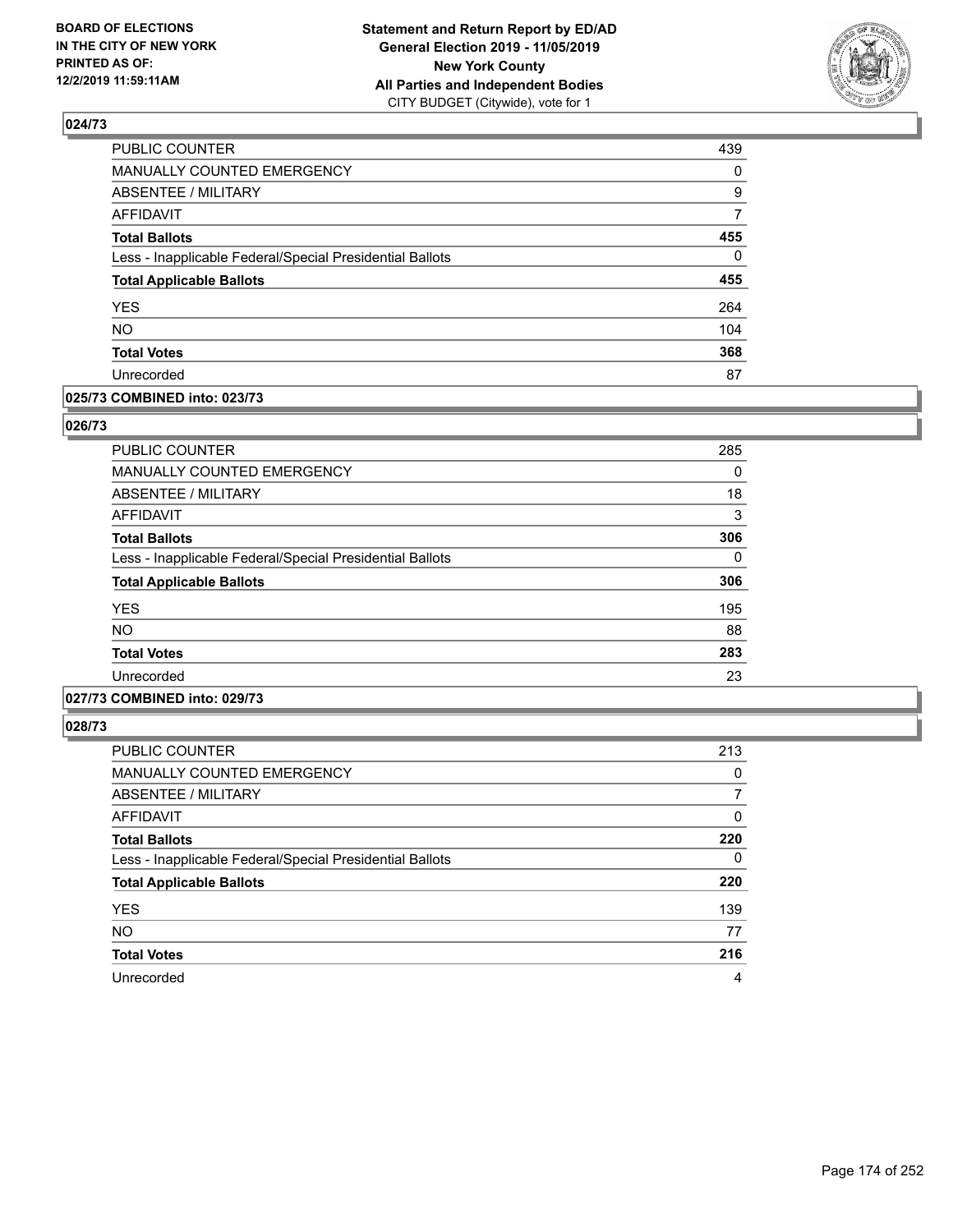## 024/73

| | |
|---|---|
| PUBLIC COUNTER | 439 |
| MANUALLY COUNTED EMERGENCY | 0 |
| ABSENTEE / MILITARY | 9 |
| AFFIDAVIT | 7 |
| **Total Ballots** | **455** |
| Less - Inapplicable Federal/Special Presidential Ballots | 0 |
| **Total Applicable Ballots** | **455** |
| YES | 264 |
| NO | 104 |
| **Total Votes** | **368** |
| Unrecorded | 87 |

## 025/73 COMBINED into: 023/73

## 026/73

| | |
|---|---|
| PUBLIC COUNTER | 285 |
| MANUALLY COUNTED EMERGENCY | 0 |
| ABSENTEE / MILITARY | 18 |
| AFFIDAVIT | 3 |
| **Total Ballots** | **306** |
| Less - Inapplicable Federal/Special Presidential Ballots | 0 |
| **Total Applicable Ballots** | **306** |
| YES | 195 |
| NO | 88 |
| **Total Votes** | **283** |
| Unrecorded | 23 |

## 027/73 COMBINED into: 029/73

## 028/73

| | |
|---|---|
| PUBLIC COUNTER | 213 |
| MANUALLY COUNTED EMERGENCY | 0 |
| ABSENTEE / MILITARY | 7 |
| AFFIDAVIT | 0 |
| **Total Ballots** | **220** |
| Less - Inapplicable Federal/Special Presidential Ballots | 0 |
| **Total Applicable Ballots** | **220** |
| YES | 139 |
| NO | 77 |
| **Total Votes** | **216** |
| Unrecorded | 4 |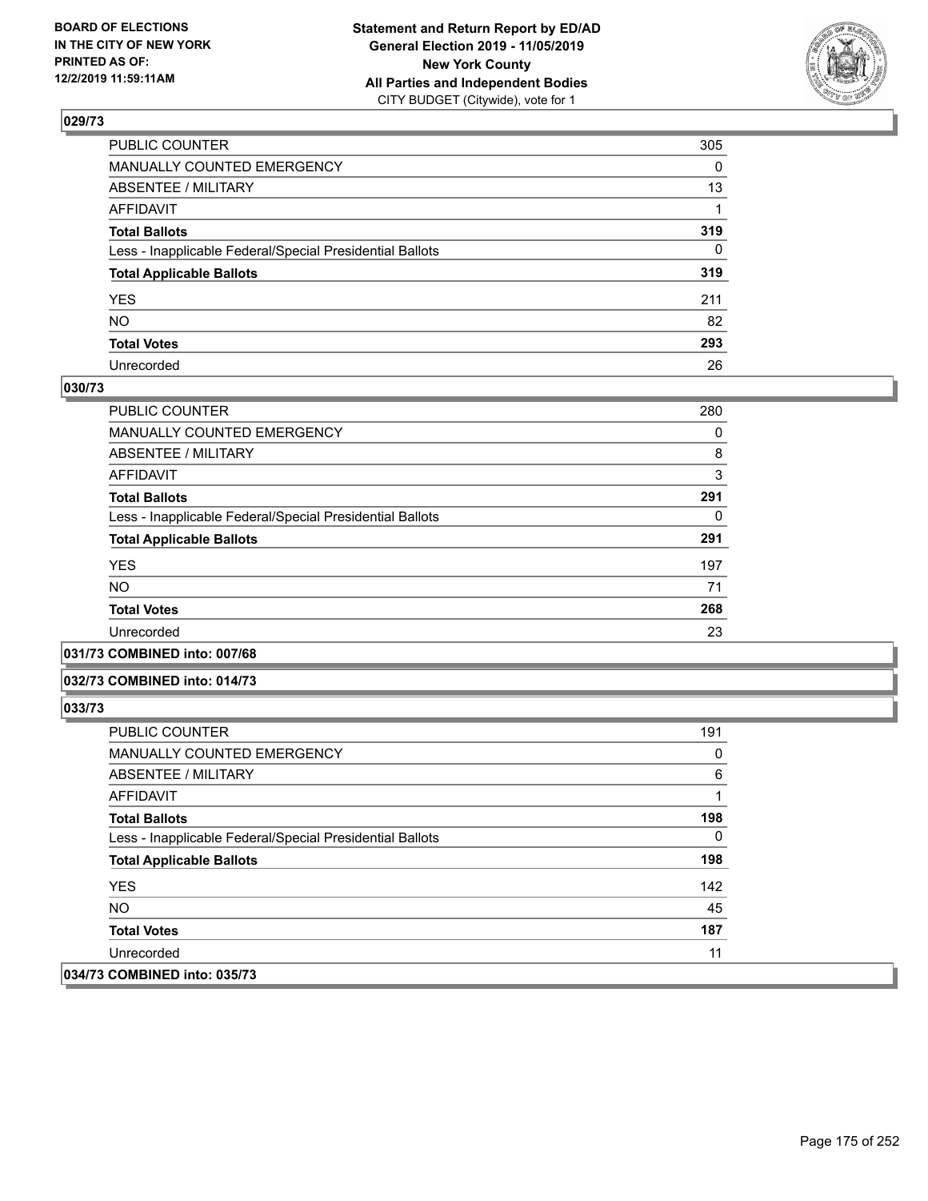## 029/73

| | |
|---|---|
| PUBLIC COUNTER | 305 |
| MANUALLY COUNTED EMERGENCY | 0 |
| ABSENTEE / MILITARY | 13 |
| AFFIDAVIT | 1 |
| **Total Ballots** | **319** |
| Less - Inapplicable Federal/Special Presidential Ballots | 0 |
| **Total Applicable Ballots** | **319** |
| YES | 211 |
| NO | 82 |
| **Total Votes** | **293** |
| Unrecorded | 26 |

## 030/73

| | |
|---|---|
| PUBLIC COUNTER | 280 |
| MANUALLY COUNTED EMERGENCY | 0 |
| ABSENTEE / MILITARY | 8 |
| AFFIDAVIT | 3 |
| **Total Ballots** | **291** |
| Less - Inapplicable Federal/Special Presidential Ballots | 0 |
| **Total Applicable Ballots** | **291** |
| YES | 197 |
| NO | 71 |
| **Total Votes** | **268** |
| Unrecorded | 23 |

## 031/73 COMBINED into: 007/68

## 032/73 COMBINED into: 014/73

## 033/73

| | |
|---|---|
| PUBLIC COUNTER | 191 |
| MANUALLY COUNTED EMERGENCY | 0 |
| ABSENTEE / MILITARY | 6 |
| AFFIDAVIT | 1 |
| **Total Ballots** | **198** |
| Less - Inapplicable Federal/Special Presidential Ballots | 0 |
| **Total Applicable Ballots** | **198** |
| YES | 142 |
| NO | 45 |
| **Total Votes** | **187** |
| Unrecorded | 11 |

## 034/73 COMBINED into: 035/73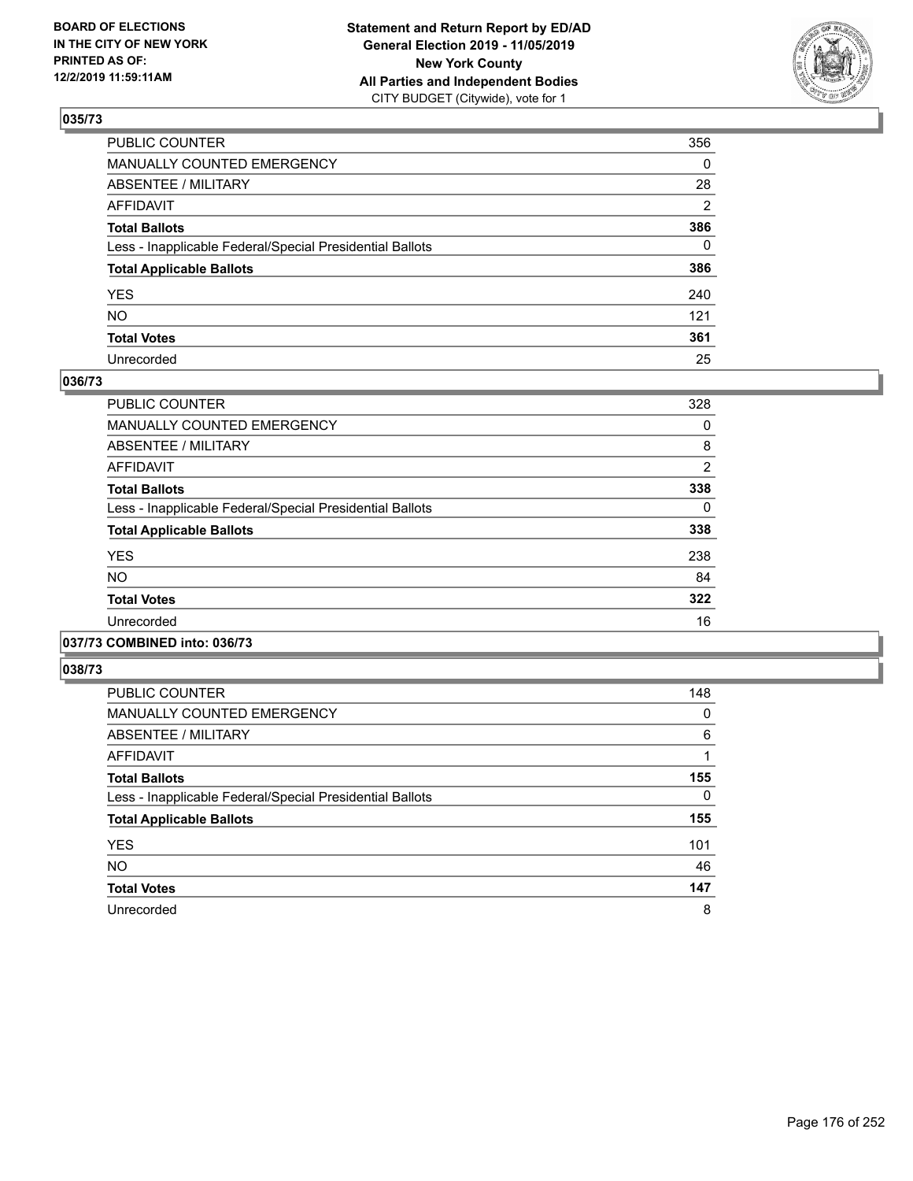**Statement and Return Report by ED/AD**
**General Election 2019 - 11/05/2019**
**New York County**
**All Parties and Independent Bodies**
CITY BUDGET (Citywide), vote for 1

BOARD OF ELECTIONS IN THE CITY OF NEW YORK PRINTED AS OF: 12/2/2019 11:59:11AM

### 035/73

| | |
|---|---|
| PUBLIC COUNTER | 356 |
| MANUALLY COUNTED EMERGENCY | 0 |
| ABSENTEE / MILITARY | 28 |
| AFFIDAVIT | 2 |
| **Total Ballots** | **386** |
| Less - Inapplicable Federal/Special Presidential Ballots | 0 |
| **Total Applicable Ballots** | **386** |
| YES | 240 |
| NO | 121 |
| **Total Votes** | **361** |
| Unrecorded | 25 |

### 036/73

| | |
|---|---|
| PUBLIC COUNTER | 328 |
| MANUALLY COUNTED EMERGENCY | 0 |
| ABSENTEE / MILITARY | 8 |
| AFFIDAVIT | 2 |
| **Total Ballots** | **338** |
| Less - Inapplicable Federal/Special Presidential Ballots | 0 |
| **Total Applicable Ballots** | **338** |
| YES | 238 |
| NO | 84 |
| **Total Votes** | **322** |
| Unrecorded | 16 |

### 037/73 COMBINED into: 036/73

### 038/73

| | |
|---|---|
| PUBLIC COUNTER | 148 |
| MANUALLY COUNTED EMERGENCY | 0 |
| ABSENTEE / MILITARY | 6 |
| AFFIDAVIT | 1 |
| **Total Ballots** | **155** |
| Less - Inapplicable Federal/Special Presidential Ballots | 0 |
| **Total Applicable Ballots** | **155** |
| YES | 101 |
| NO | 46 |
| **Total Votes** | **147** |
| Unrecorded | 8 |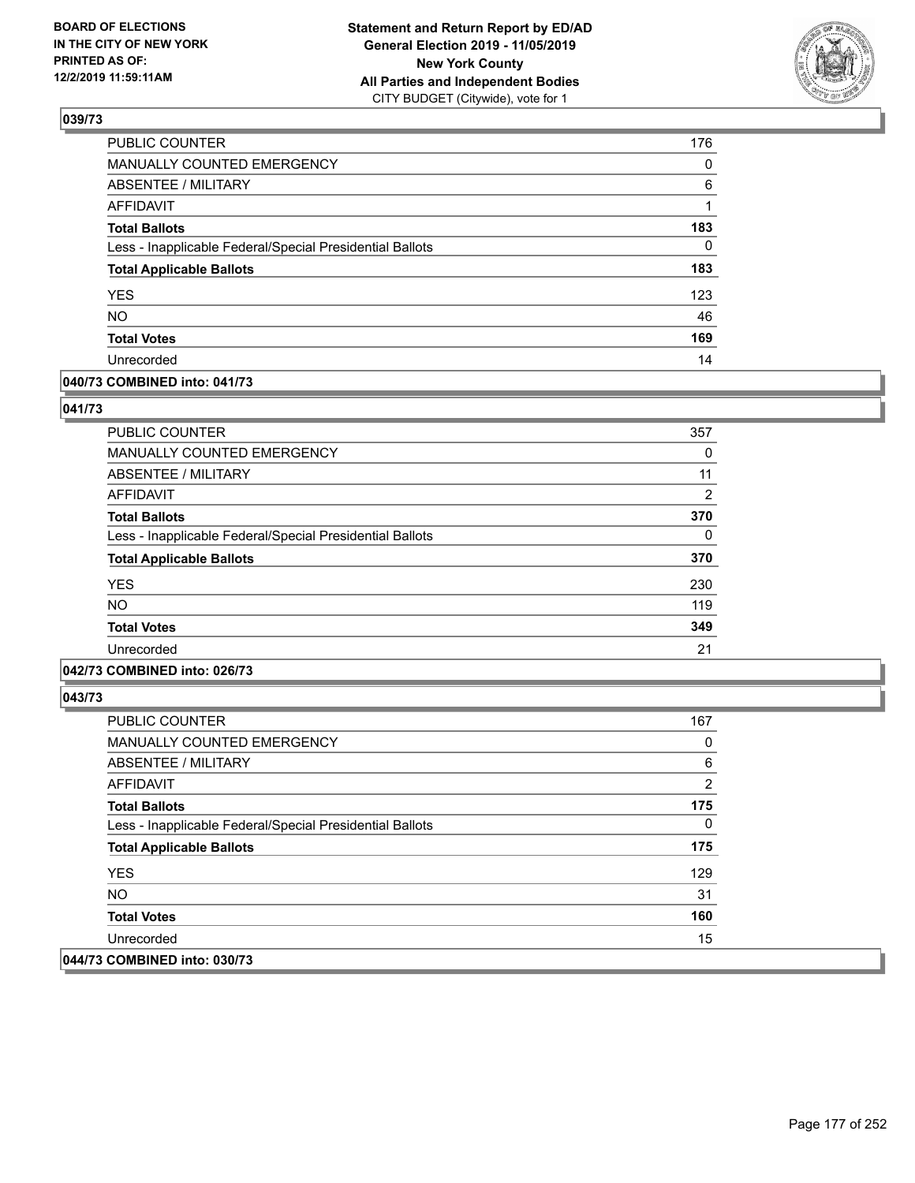## 039/73

| | |
|---|---|
| PUBLIC COUNTER | 176 |
| MANUALLY COUNTED EMERGENCY | 0 |
| ABSENTEE / MILITARY | 6 |
| AFFIDAVIT | 1 |
| **Total Ballots** | **183** |
| Less - Inapplicable Federal/Special Presidential Ballots | 0 |
| **Total Applicable Ballots** | **183** |
| YES | 123 |
| NO | 46 |
| **Total Votes** | **169** |
| Unrecorded | 14 |

## 040/73 COMBINED into: 041/73

## 041/73

| | |
|---|---|
| PUBLIC COUNTER | 357 |
| MANUALLY COUNTED EMERGENCY | 0 |
| ABSENTEE / MILITARY | 11 |
| AFFIDAVIT | 2 |
| **Total Ballots** | **370** |
| Less - Inapplicable Federal/Special Presidential Ballots | 0 |
| **Total Applicable Ballots** | **370** |
| YES | 230 |
| NO | 119 |
| **Total Votes** | **349** |
| Unrecorded | 21 |

## 042/73 COMBINED into: 026/73

## 043/73

| | |
|---|---|
| PUBLIC COUNTER | 167 |
| MANUALLY COUNTED EMERGENCY | 0 |
| ABSENTEE / MILITARY | 6 |
| AFFIDAVIT | 2 |
| **Total Ballots** | **175** |
| Less - Inapplicable Federal/Special Presidential Ballots | 0 |
| **Total Applicable Ballots** | **175** |
| YES | 129 |
| NO | 31 |
| **Total Votes** | **160** |
| Unrecorded | 15 |

## 044/73 COMBINED into: 030/73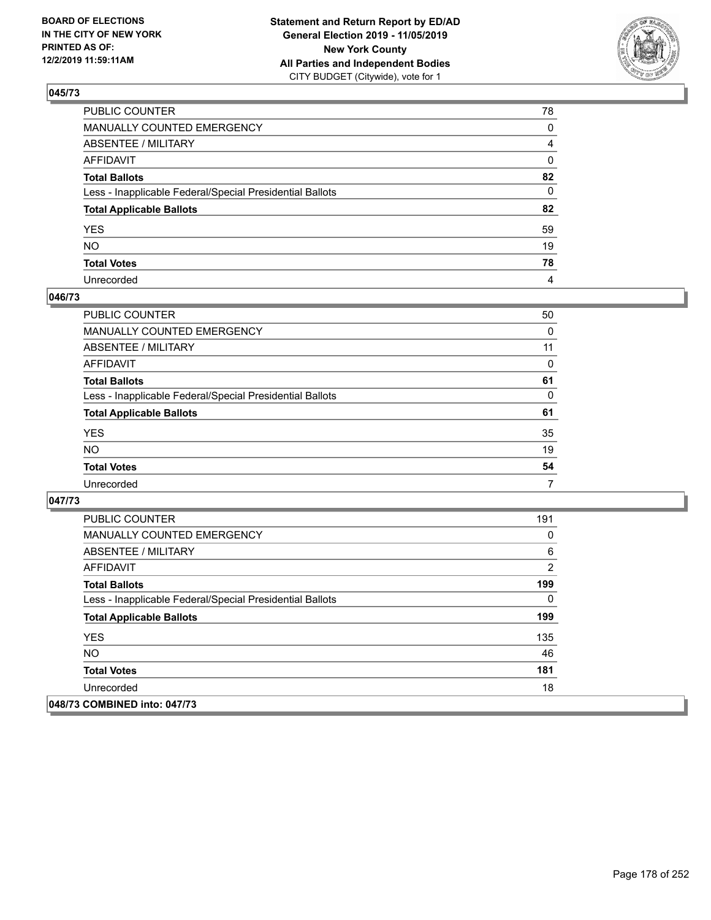**BOARD OF ELECTIONS IN THE CITY OF NEW YORK PRINTED AS OF: 12/2/2019 11:59:11AM**

**Statement and Return Report by ED/AD General Election 2019 - 11/05/2019 New York County All Parties and Independent Bodies** CITY BUDGET (Citywide), vote for 1

### 045/73

| | |
|---|---|
| PUBLIC COUNTER | 78 |
| MANUALLY COUNTED EMERGENCY | 0 |
| ABSENTEE / MILITARY | 4 |
| AFFIDAVIT | 0 |
| **Total Ballots** | **82** |
| Less - Inapplicable Federal/Special Presidential Ballots | 0 |
| **Total Applicable Ballots** | **82** |
| YES | 59 |
| NO | 19 |
| **Total Votes** | **78** |
| Unrecorded | 4 |

### 046/73

| | |
|---|---|
| PUBLIC COUNTER | 50 |
| MANUALLY COUNTED EMERGENCY | 0 |
| ABSENTEE / MILITARY | 11 |
| AFFIDAVIT | 0 |
| **Total Ballots** | **61** |
| Less - Inapplicable Federal/Special Presidential Ballots | 0 |
| **Total Applicable Ballots** | **61** |
| YES | 35 |
| NO | 19 |
| **Total Votes** | **54** |
| Unrecorded | 7 |

### 047/73

| | |
|---|---|
| PUBLIC COUNTER | 191 |
| MANUALLY COUNTED EMERGENCY | 0 |
| ABSENTEE / MILITARY | 6 |
| AFFIDAVIT | 2 |
| **Total Ballots** | **199** |
| Less - Inapplicable Federal/Special Presidential Ballots | 0 |
| **Total Applicable Ballots** | **199** |
| YES | 135 |
| NO | 46 |
| **Total Votes** | **181** |
| Unrecorded | 18 |

### 048/73 COMBINED into: 047/73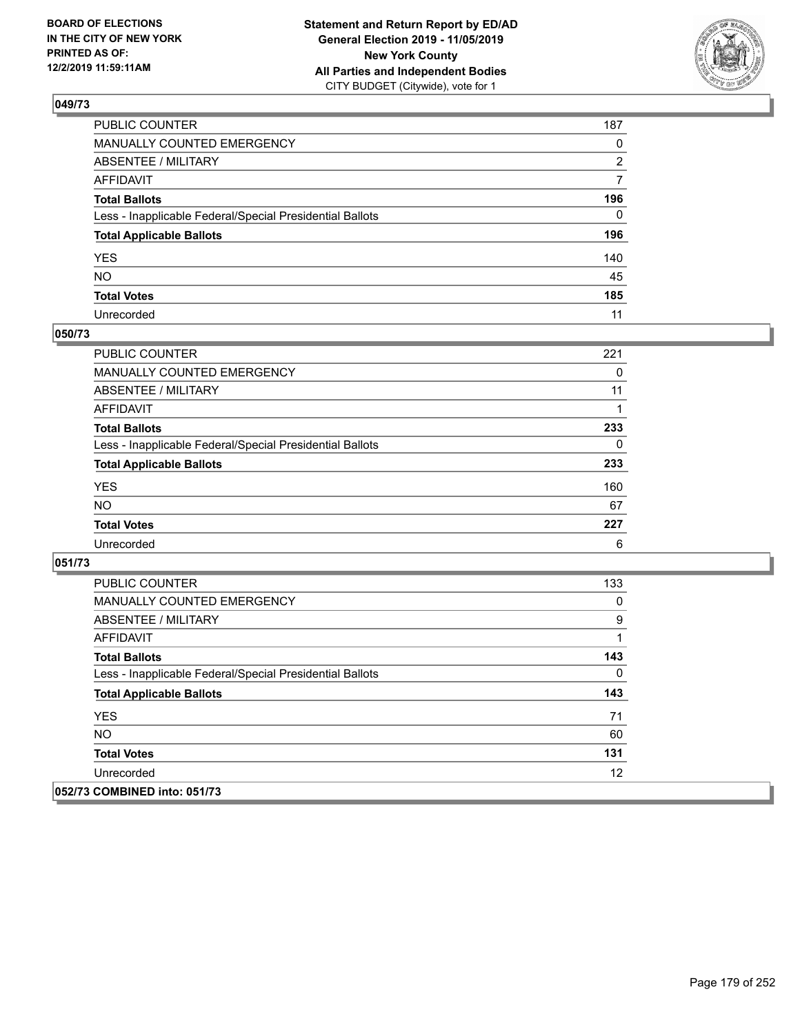### 049/73

| | |
|---|---|
| PUBLIC COUNTER | 187 |
| MANUALLY COUNTED EMERGENCY | 0 |
| ABSENTEE / MILITARY | 2 |
| AFFIDAVIT | 7 |
| **Total Ballots** | **196** |
| Less - Inapplicable Federal/Special Presidential Ballots | 0 |
| **Total Applicable Ballots** | **196** |
| YES | 140 |
| NO | 45 |
| **Total Votes** | **185** |
| Unrecorded | 11 |

### 050/73

| | |
|---|---|
| PUBLIC COUNTER | 221 |
| MANUALLY COUNTED EMERGENCY | 0 |
| ABSENTEE / MILITARY | 11 |
| AFFIDAVIT | 1 |
| **Total Ballots** | **233** |
| Less - Inapplicable Federal/Special Presidential Ballots | 0 |
| **Total Applicable Ballots** | **233** |
| YES | 160 |
| NO | 67 |
| **Total Votes** | **227** |
| Unrecorded | 6 |

### 051/73

| | |
|---|---|
| PUBLIC COUNTER | 133 |
| MANUALLY COUNTED EMERGENCY | 0 |
| ABSENTEE / MILITARY | 9 |
| AFFIDAVIT | 1 |
| **Total Ballots** | **143** |
| Less - Inapplicable Federal/Special Presidential Ballots | 0 |
| **Total Applicable Ballots** | **143** |
| YES | 71 |
| NO | 60 |
| **Total Votes** | **131** |
| Unrecorded | 12 |

### 052/73 COMBINED into: 051/73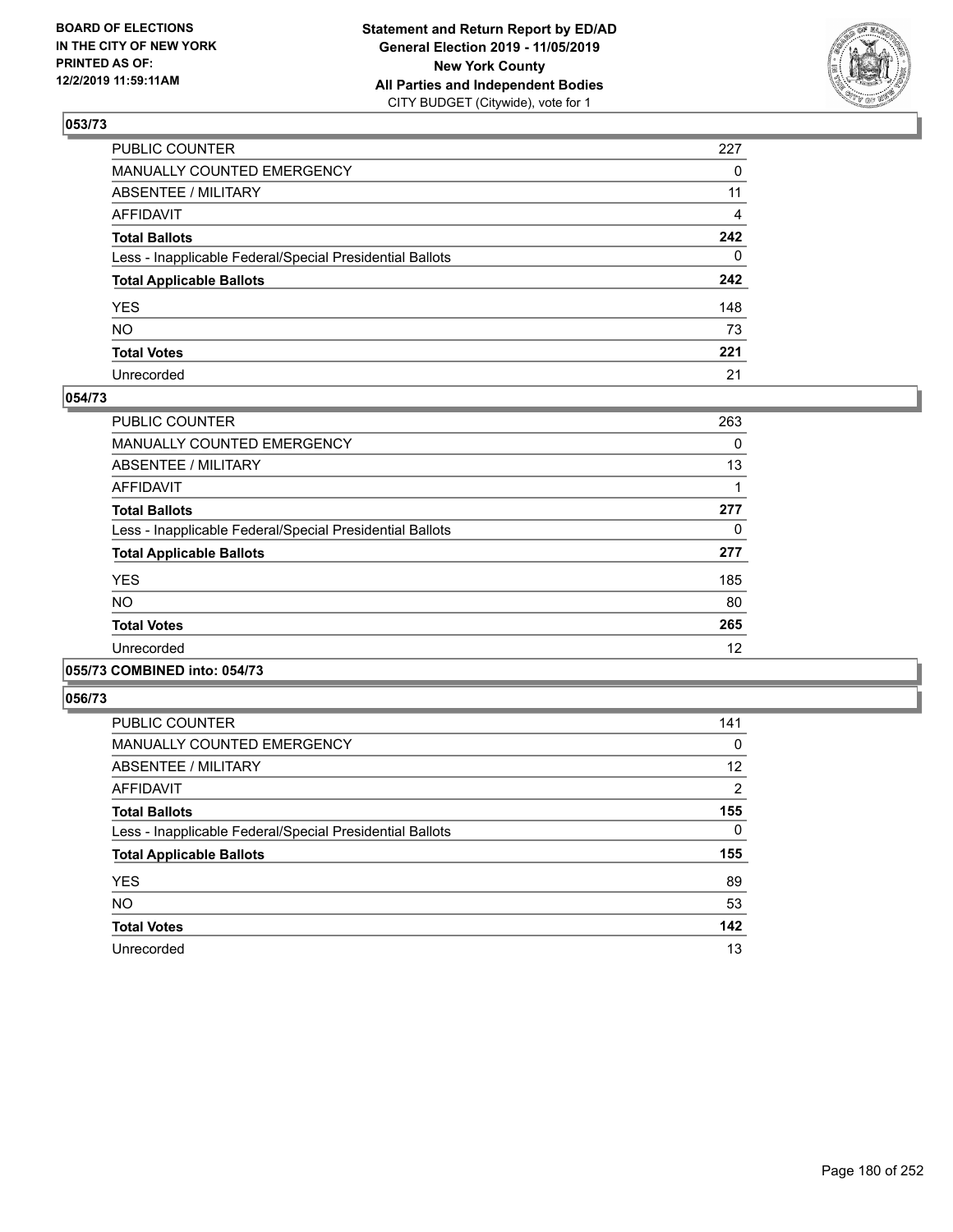**Statement and Return Report by ED/AD**
**General Election 2019 - 11/05/2019**
**New York County**
**All Parties and Independent Bodies**
CITY BUDGET (Citywide), vote for 1

BOARD OF ELECTIONS
IN THE CITY OF NEW YORK
PRINTED AS OF:
12/2/2019 11:59:11AM

### 053/73

| | |
|---|---|
| PUBLIC COUNTER | 227 |
| MANUALLY COUNTED EMERGENCY | 0 |
| ABSENTEE / MILITARY | 11 |
| AFFIDAVIT | 4 |
| **Total Ballots** | **242** |
| Less - Inapplicable Federal/Special Presidential Ballots | 0 |
| **Total Applicable Ballots** | **242** |
| YES | 148 |
| NO | 73 |
| **Total Votes** | **221** |
| Unrecorded | 21 |

### 054/73

| | |
|---|---|
| PUBLIC COUNTER | 263 |
| MANUALLY COUNTED EMERGENCY | 0 |
| ABSENTEE / MILITARY | 13 |
| AFFIDAVIT | 1 |
| **Total Ballots** | **277** |
| Less - Inapplicable Federal/Special Presidential Ballots | 0 |
| **Total Applicable Ballots** | **277** |
| YES | 185 |
| NO | 80 |
| **Total Votes** | **265** |
| Unrecorded | 12 |

### 055/73 COMBINED into: 054/73

### 056/73

| | |
|---|---|
| PUBLIC COUNTER | 141 |
| MANUALLY COUNTED EMERGENCY | 0 |
| ABSENTEE / MILITARY | 12 |
| AFFIDAVIT | 2 |
| **Total Ballots** | **155** |
| Less - Inapplicable Federal/Special Presidential Ballots | 0 |
| **Total Applicable Ballots** | **155** |
| YES | 89 |
| NO | 53 |
| **Total Votes** | **142** |
| Unrecorded | 13 |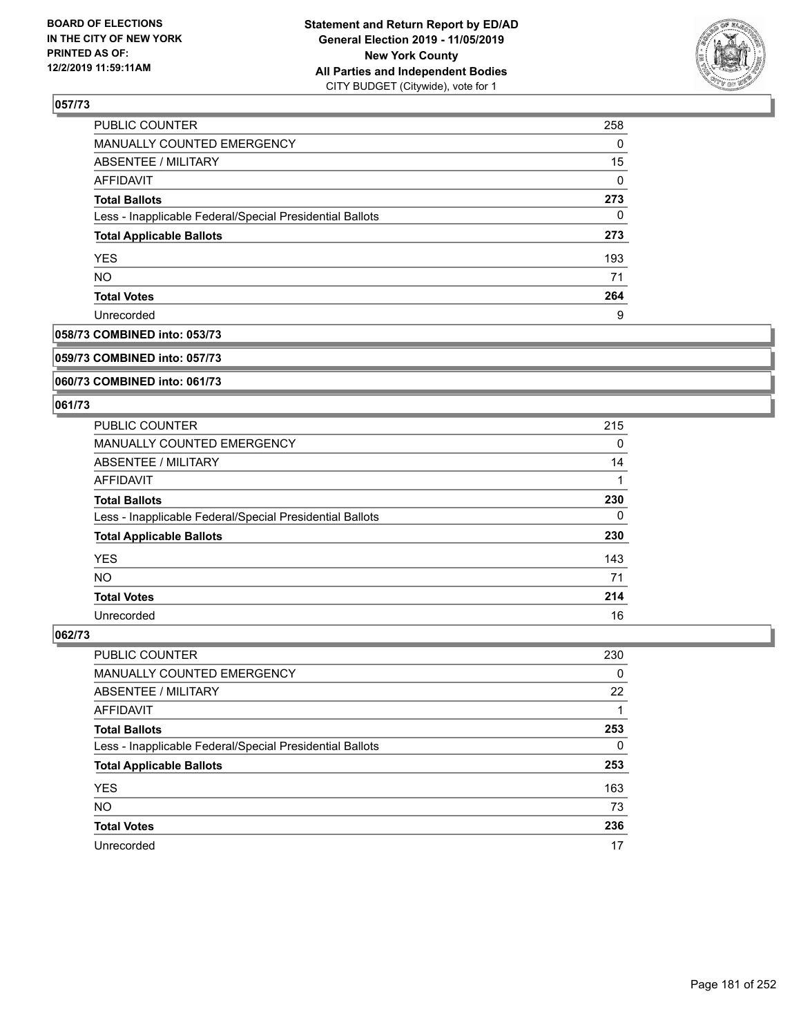BOARD OF ELECTIONS
IN THE CITY OF NEW YORK
PRINTED AS OF:
12/2/2019 11:59:11AM

**Statement and Return Report by ED/AD**
**General Election 2019 - 11/05/2019**
**New York County**
**All Parties and Independent Bodies**
CITY BUDGET (Citywide), vote for 1

### 057/73

| | |
|---|---|
| PUBLIC COUNTER | 258 |
| MANUALLY COUNTED EMERGENCY | 0 |
| ABSENTEE / MILITARY | 15 |
| AFFIDAVIT | 0 |
| **Total Ballots** | **273** |
| Less - Inapplicable Federal/Special Presidential Ballots | 0 |
| **Total Applicable Ballots** | **273** |
| YES | 193 |
| NO | 71 |
| **Total Votes** | **264** |
| Unrecorded | 9 |

### 058/73 COMBINED into: 053/73

### 059/73 COMBINED into: 057/73

### 060/73 COMBINED into: 061/73

### 061/73

| | |
|---|---|
| PUBLIC COUNTER | 215 |
| MANUALLY COUNTED EMERGENCY | 0 |
| ABSENTEE / MILITARY | 14 |
| AFFIDAVIT | 1 |
| **Total Ballots** | **230** |
| Less - Inapplicable Federal/Special Presidential Ballots | 0 |
| **Total Applicable Ballots** | **230** |
| YES | 143 |
| NO | 71 |
| **Total Votes** | **214** |
| Unrecorded | 16 |

### 062/73

| | |
|---|---|
| PUBLIC COUNTER | 230 |
| MANUALLY COUNTED EMERGENCY | 0 |
| ABSENTEE / MILITARY | 22 |
| AFFIDAVIT | 1 |
| **Total Ballots** | **253** |
| Less - Inapplicable Federal/Special Presidential Ballots | 0 |
| **Total Applicable Ballots** | **253** |
| YES | 163 |
| NO | 73 |
| **Total Votes** | **236** |
| Unrecorded | 17 |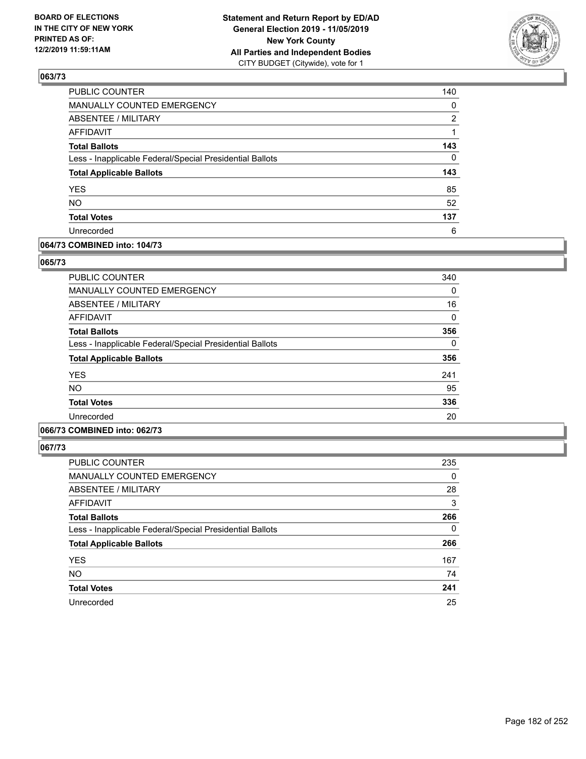## 063/73

| | |
|---|---|
| PUBLIC COUNTER | 140 |
| MANUALLY COUNTED EMERGENCY | 0 |
| ABSENTEE / MILITARY | 2 |
| AFFIDAVIT | 1 |
| **Total Ballots** | **143** |
| Less - Inapplicable Federal/Special Presidential Ballots | 0 |
| **Total Applicable Ballots** | **143** |
| YES | 85 |
| NO | 52 |
| **Total Votes** | **137** |
| Unrecorded | 6 |

## 064/73 COMBINED into: 104/73

## 065/73

| | |
|---|---|
| PUBLIC COUNTER | 340 |
| MANUALLY COUNTED EMERGENCY | 0 |
| ABSENTEE / MILITARY | 16 |
| AFFIDAVIT | 0 |
| **Total Ballots** | **356** |
| Less - Inapplicable Federal/Special Presidential Ballots | 0 |
| **Total Applicable Ballots** | **356** |
| YES | 241 |
| NO | 95 |
| **Total Votes** | **336** |
| Unrecorded | 20 |

## 066/73 COMBINED into: 062/73

## 067/73

| | |
|---|---|
| PUBLIC COUNTER | 235 |
| MANUALLY COUNTED EMERGENCY | 0 |
| ABSENTEE / MILITARY | 28 |
| AFFIDAVIT | 3 |
| **Total Ballots** | **266** |
| Less - Inapplicable Federal/Special Presidential Ballots | 0 |
| **Total Applicable Ballots** | **266** |
| YES | 167 |
| NO | 74 |
| **Total Votes** | **241** |
| Unrecorded | 25 |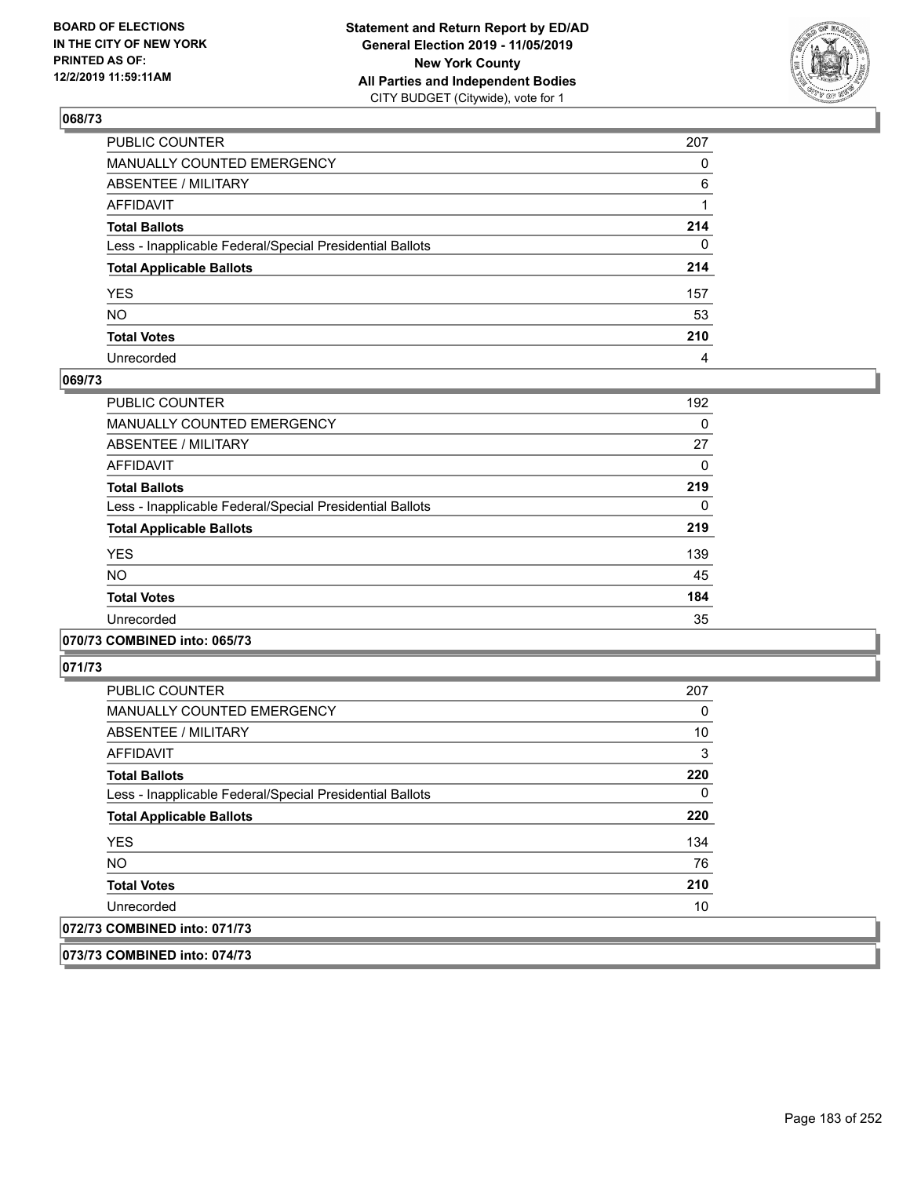## 068/73

| | |
|---|---|
| PUBLIC COUNTER | 207 |
| MANUALLY COUNTED EMERGENCY | 0 |
| ABSENTEE / MILITARY | 6 |
| AFFIDAVIT | 1 |
| **Total Ballots** | **214** |
| Less - Inapplicable Federal/Special Presidential Ballots | 0 |
| **Total Applicable Ballots** | **214** |
| YES | 157 |
| NO | 53 |
| **Total Votes** | **210** |
| Unrecorded | 4 |

## 069/73

| | |
|---|---|
| PUBLIC COUNTER | 192 |
| MANUALLY COUNTED EMERGENCY | 0 |
| ABSENTEE / MILITARY | 27 |
| AFFIDAVIT | 0 |
| **Total Ballots** | **219** |
| Less - Inapplicable Federal/Special Presidential Ballots | 0 |
| **Total Applicable Ballots** | **219** |
| YES | 139 |
| NO | 45 |
| **Total Votes** | **184** |
| Unrecorded | 35 |

## 070/73 COMBINED into: 065/73

## 071/73

| | |
|---|---|
| PUBLIC COUNTER | 207 |
| MANUALLY COUNTED EMERGENCY | 0 |
| ABSENTEE / MILITARY | 10 |
| AFFIDAVIT | 3 |
| **Total Ballots** | **220** |
| Less - Inapplicable Federal/Special Presidential Ballots | 0 |
| **Total Applicable Ballots** | **220** |
| YES | 134 |
| NO | 76 |
| **Total Votes** | **210** |
| Unrecorded | 10 |

## 072/73 COMBINED into: 071/73

## 073/73 COMBINED into: 074/73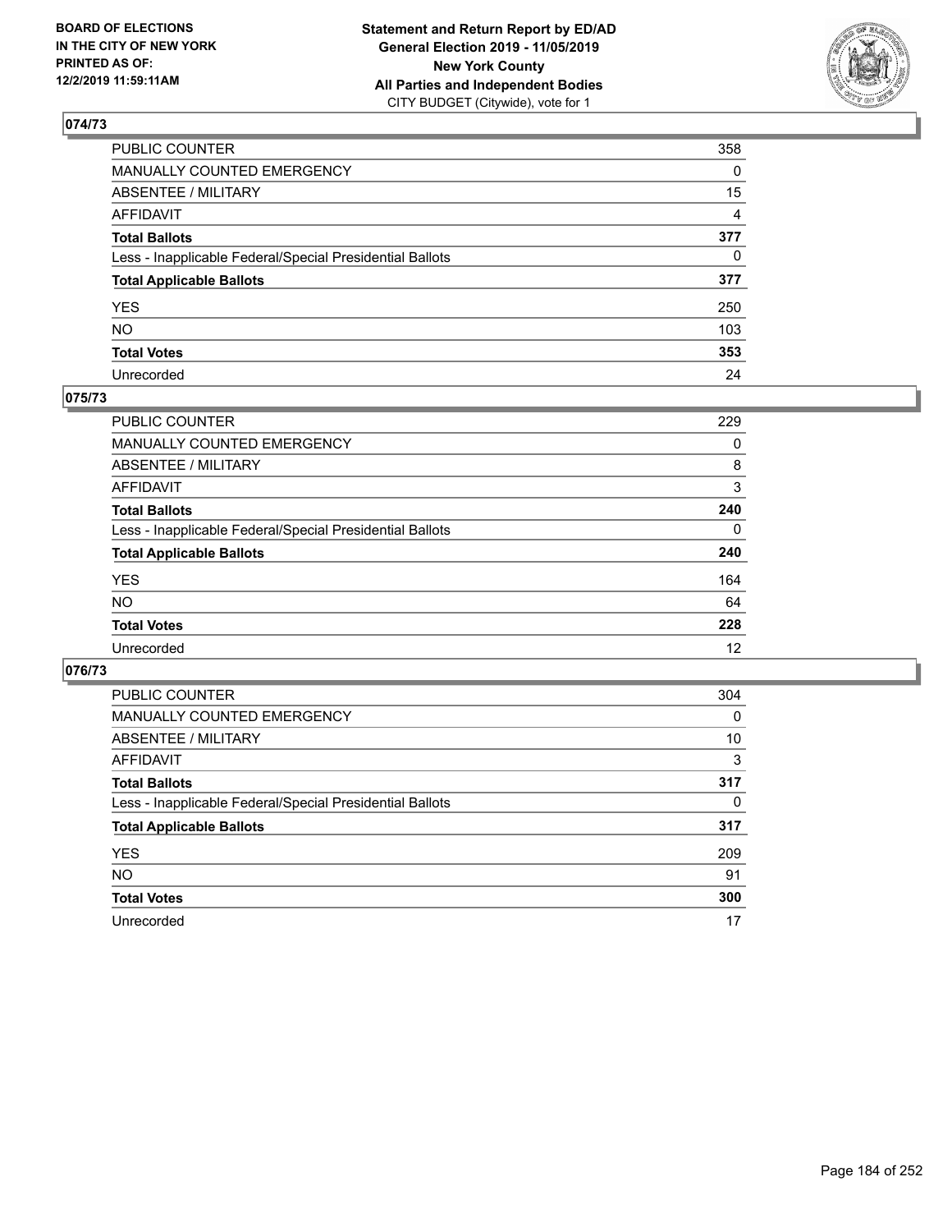**BOARD OF ELECTIONS IN THE CITY OF NEW YORK PRINTED AS OF: 12/2/2019 11:59:11AM**

**Statement and Return Report by ED/AD General Election 2019 - 11/05/2019 New York County All Parties and Independent Bodies**
CITY BUDGET (Citywide), vote for 1

## 074/73

| | |
|---|---|
| PUBLIC COUNTER | 358 |
| MANUALLY COUNTED EMERGENCY | 0 |
| ABSENTEE / MILITARY | 15 |
| AFFIDAVIT | 4 |
| **Total Ballots** | **377** |
| Less - Inapplicable Federal/Special Presidential Ballots | 0 |
| **Total Applicable Ballots** | **377** |
| YES | 250 |
| NO | 103 |
| **Total Votes** | **353** |
| Unrecorded | 24 |

## 075/73

| | |
|---|---|
| PUBLIC COUNTER | 229 |
| MANUALLY COUNTED EMERGENCY | 0 |
| ABSENTEE / MILITARY | 8 |
| AFFIDAVIT | 3 |
| **Total Ballots** | **240** |
| Less - Inapplicable Federal/Special Presidential Ballots | 0 |
| **Total Applicable Ballots** | **240** |
| YES | 164 |
| NO | 64 |
| **Total Votes** | **228** |
| Unrecorded | 12 |

## 076/73

| | |
|---|---|
| PUBLIC COUNTER | 304 |
| MANUALLY COUNTED EMERGENCY | 0 |
| ABSENTEE / MILITARY | 10 |
| AFFIDAVIT | 3 |
| **Total Ballots** | **317** |
| Less - Inapplicable Federal/Special Presidential Ballots | 0 |
| **Total Applicable Ballots** | **317** |
| YES | 209 |
| NO | 91 |
| **Total Votes** | **300** |
| Unrecorded | 17 |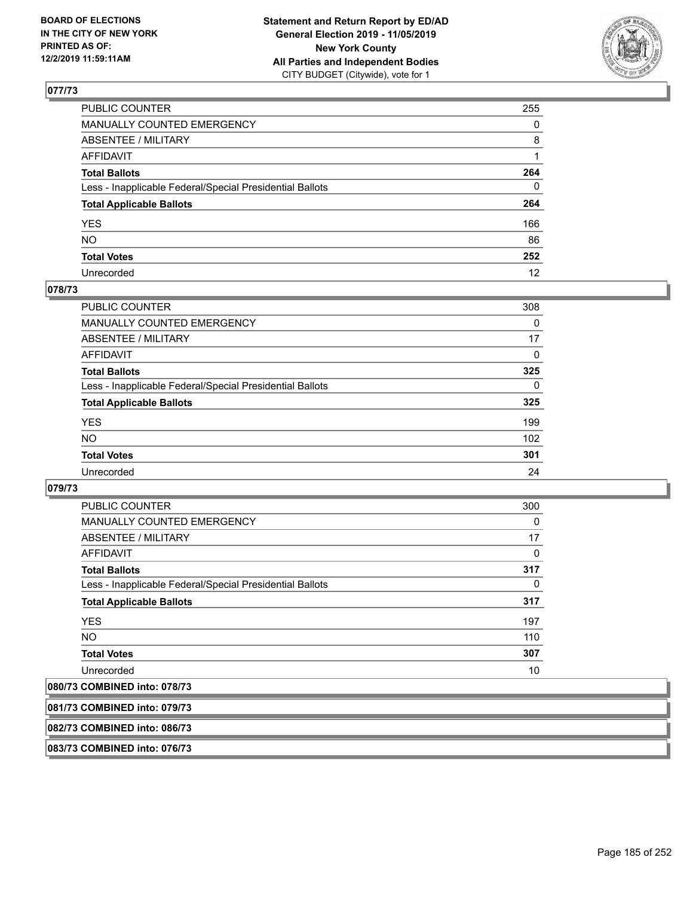## 077/73

| | |
|---|---|
| PUBLIC COUNTER | 255 |
| MANUALLY COUNTED EMERGENCY | 0 |
| ABSENTEE / MILITARY | 8 |
| AFFIDAVIT | 1 |
| **Total Ballots** | **264** |
| Less - Inapplicable Federal/Special Presidential Ballots | 0 |
| **Total Applicable Ballots** | **264** |
| YES | 166 |
| NO | 86 |
| **Total Votes** | **252** |
| Unrecorded | 12 |

## 078/73

| | |
|---|---|
| PUBLIC COUNTER | 308 |
| MANUALLY COUNTED EMERGENCY | 0 |
| ABSENTEE / MILITARY | 17 |
| AFFIDAVIT | 0 |
| **Total Ballots** | **325** |
| Less - Inapplicable Federal/Special Presidential Ballots | 0 |
| **Total Applicable Ballots** | **325** |
| YES | 199 |
| NO | 102 |
| **Total Votes** | **301** |
| Unrecorded | 24 |

## 079/73

| | |
|---|---|
| PUBLIC COUNTER | 300 |
| MANUALLY COUNTED EMERGENCY | 0 |
| ABSENTEE / MILITARY | 17 |
| AFFIDAVIT | 0 |
| **Total Ballots** | **317** |
| Less - Inapplicable Federal/Special Presidential Ballots | 0 |
| **Total Applicable Ballots** | **317** |
| YES | 197 |
| NO | 110 |
| **Total Votes** | **307** |
| Unrecorded | 10 |

## 080/73 COMBINED into: 078/73

## 081/73 COMBINED into: 079/73

## 082/73 COMBINED into: 086/73

## 083/73 COMBINED into: 076/73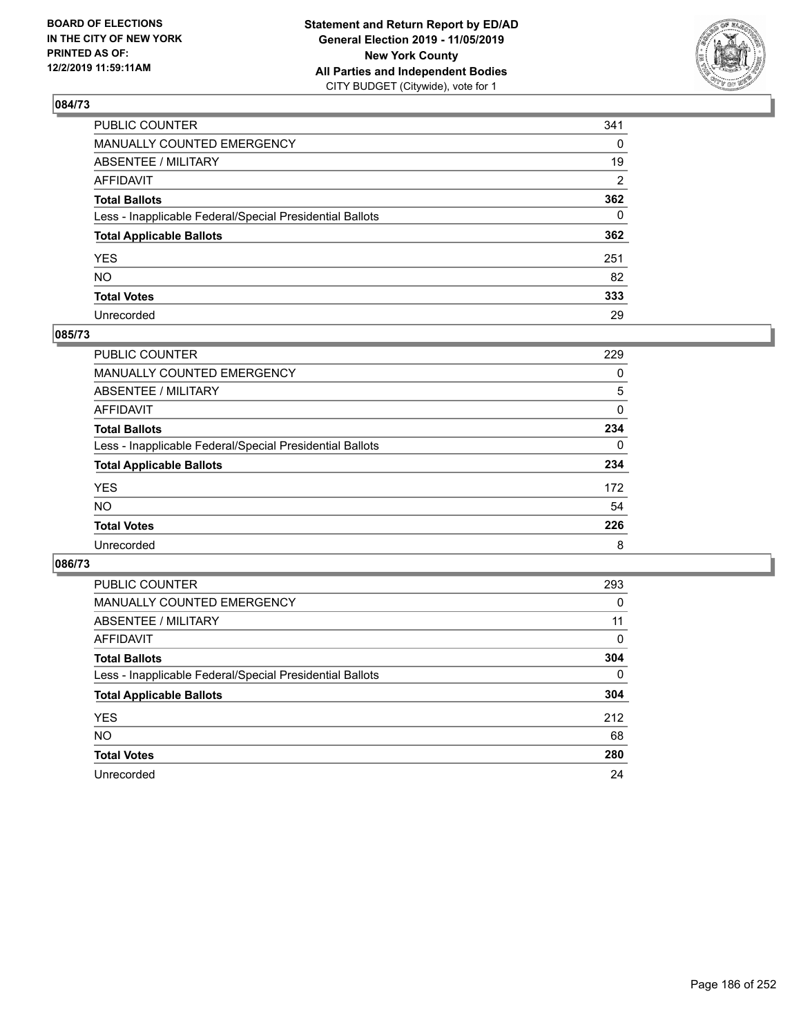**BOARD OF ELECTIONS IN THE CITY OF NEW YORK PRINTED AS OF: 12/2/2019 11:59:11AM**

**Statement and Return Report by ED/AD General Election 2019 - 11/05/2019 New York County All Parties and Independent Bodies**
CITY BUDGET (Citywide), vote for 1

## 084/73

| | |
|---|---|
| PUBLIC COUNTER | 341 |
| MANUALLY COUNTED EMERGENCY | 0 |
| ABSENTEE / MILITARY | 19 |
| AFFIDAVIT | 2 |
| **Total Ballots** | **362** |
| Less - Inapplicable Federal/Special Presidential Ballots | 0 |
| **Total Applicable Ballots** | **362** |
| YES | 251 |
| NO | 82 |
| **Total Votes** | **333** |
| Unrecorded | 29 |

## 085/73

| | |
|---|---|
| PUBLIC COUNTER | 229 |
| MANUALLY COUNTED EMERGENCY | 0 |
| ABSENTEE / MILITARY | 5 |
| AFFIDAVIT | 0 |
| **Total Ballots** | **234** |
| Less - Inapplicable Federal/Special Presidential Ballots | 0 |
| **Total Applicable Ballots** | **234** |
| YES | 172 |
| NO | 54 |
| **Total Votes** | **226** |
| Unrecorded | 8 |

## 086/73

| | |
|---|---|
| PUBLIC COUNTER | 293 |
| MANUALLY COUNTED EMERGENCY | 0 |
| ABSENTEE / MILITARY | 11 |
| AFFIDAVIT | 0 |
| **Total Ballots** | **304** |
| Less - Inapplicable Federal/Special Presidential Ballots | 0 |
| **Total Applicable Ballots** | **304** |
| YES | 212 |
| NO | 68 |
| **Total Votes** | **280** |
| Unrecorded | 24 |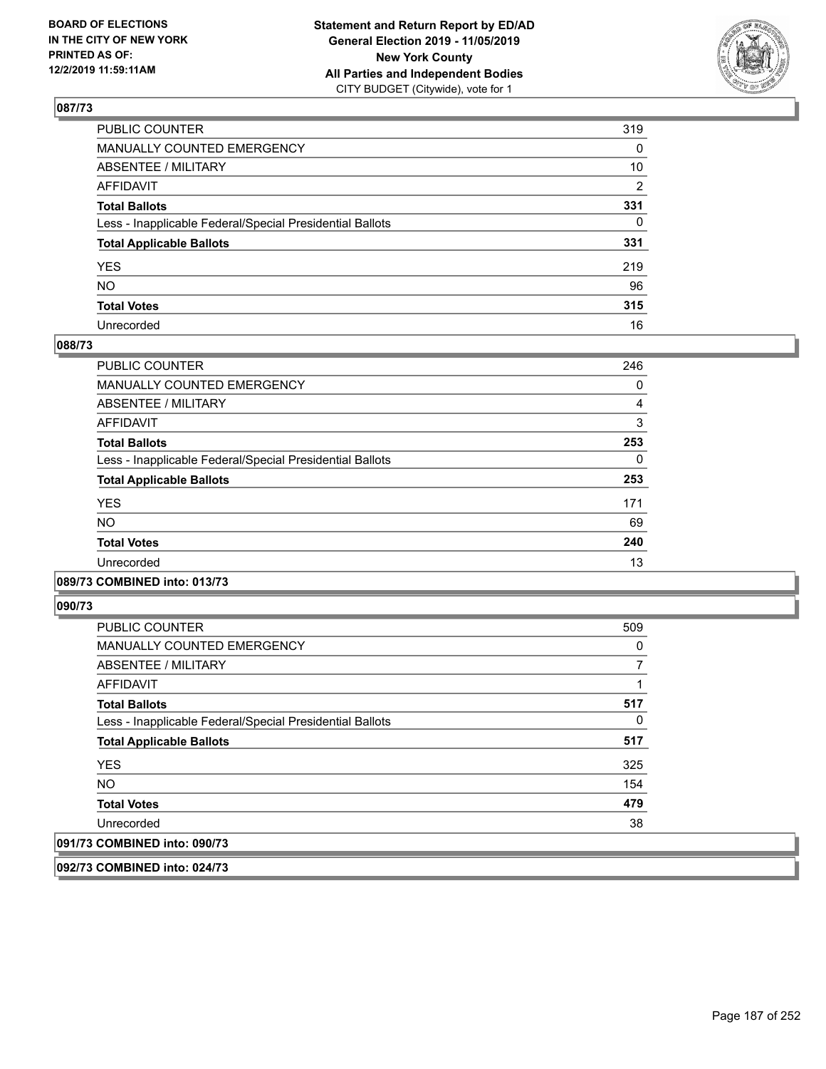## 087/73

| | |
|---|---|
| PUBLIC COUNTER | 319 |
| MANUALLY COUNTED EMERGENCY | 0 |
| ABSENTEE / MILITARY | 10 |
| AFFIDAVIT | 2 |
| **Total Ballots** | **331** |
| Less - Inapplicable Federal/Special Presidential Ballots | 0 |
| **Total Applicable Ballots** | **331** |
| YES | 219 |
| NO | 96 |
| **Total Votes** | **315** |
| Unrecorded | 16 |

## 088/73

| | |
|---|---|
| PUBLIC COUNTER | 246 |
| MANUALLY COUNTED EMERGENCY | 0 |
| ABSENTEE / MILITARY | 4 |
| AFFIDAVIT | 3 |
| **Total Ballots** | **253** |
| Less - Inapplicable Federal/Special Presidential Ballots | 0 |
| **Total Applicable Ballots** | **253** |
| YES | 171 |
| NO | 69 |
| **Total Votes** | **240** |
| Unrecorded | 13 |

## 089/73 COMBINED into: 013/73

## 090/73

| | |
|---|---|
| PUBLIC COUNTER | 509 |
| MANUALLY COUNTED EMERGENCY | 0 |
| ABSENTEE / MILITARY | 7 |
| AFFIDAVIT | 1 |
| **Total Ballots** | **517** |
| Less - Inapplicable Federal/Special Presidential Ballots | 0 |
| **Total Applicable Ballots** | **517** |
| YES | 325 |
| NO | 154 |
| **Total Votes** | **479** |
| Unrecorded | 38 |

## 091/73 COMBINED into: 090/73

## 092/73 COMBINED into: 024/73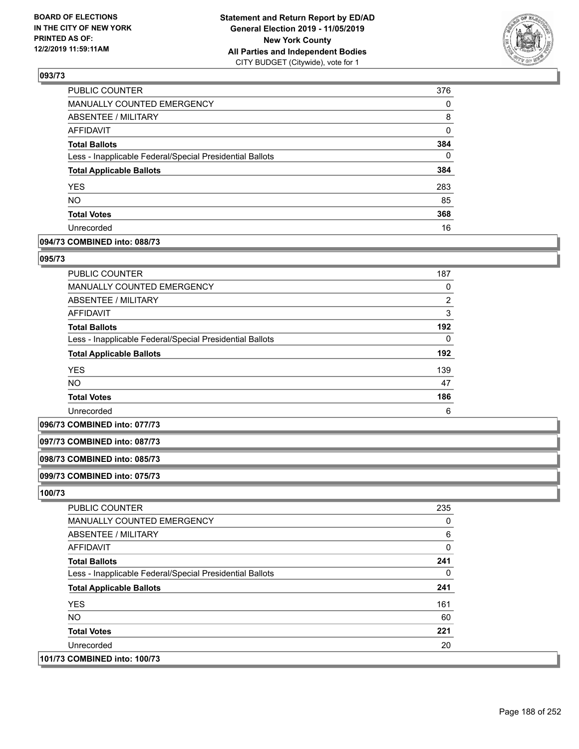## 093/73

| | |
|---|---|
| PUBLIC COUNTER | 376 |
| MANUALLY COUNTED EMERGENCY | 0 |
| ABSENTEE / MILITARY | 8 |
| AFFIDAVIT | 0 |
| **Total Ballots** | **384** |
| Less - Inapplicable Federal/Special Presidential Ballots | 0 |
| **Total Applicable Ballots** | **384** |
| YES | 283 |
| NO | 85 |
| **Total Votes** | **368** |
| Unrecorded | 16 |

## 094/73 COMBINED into: 088/73

## 095/73

| | |
|---|---|
| PUBLIC COUNTER | 187 |
| MANUALLY COUNTED EMERGENCY | 0 |
| ABSENTEE / MILITARY | 2 |
| AFFIDAVIT | 3 |
| **Total Ballots** | **192** |
| Less - Inapplicable Federal/Special Presidential Ballots | 0 |
| **Total Applicable Ballots** | **192** |
| YES | 139 |
| NO | 47 |
| **Total Votes** | **186** |
| Unrecorded | 6 |

## 096/73 COMBINED into: 077/73

## 097/73 COMBINED into: 087/73

## 098/73 COMBINED into: 085/73

## 099/73 COMBINED into: 075/73

## 100/73

| | |
|---|---|
| PUBLIC COUNTER | 235 |
| MANUALLY COUNTED EMERGENCY | 0 |
| ABSENTEE / MILITARY | 6 |
| AFFIDAVIT | 0 |
| **Total Ballots** | **241** |
| Less - Inapplicable Federal/Special Presidential Ballots | 0 |
| **Total Applicable Ballots** | **241** |
| YES | 161 |
| NO | 60 |
| **Total Votes** | **221** |
| Unrecorded | 20 |

## 101/73 COMBINED into: 100/73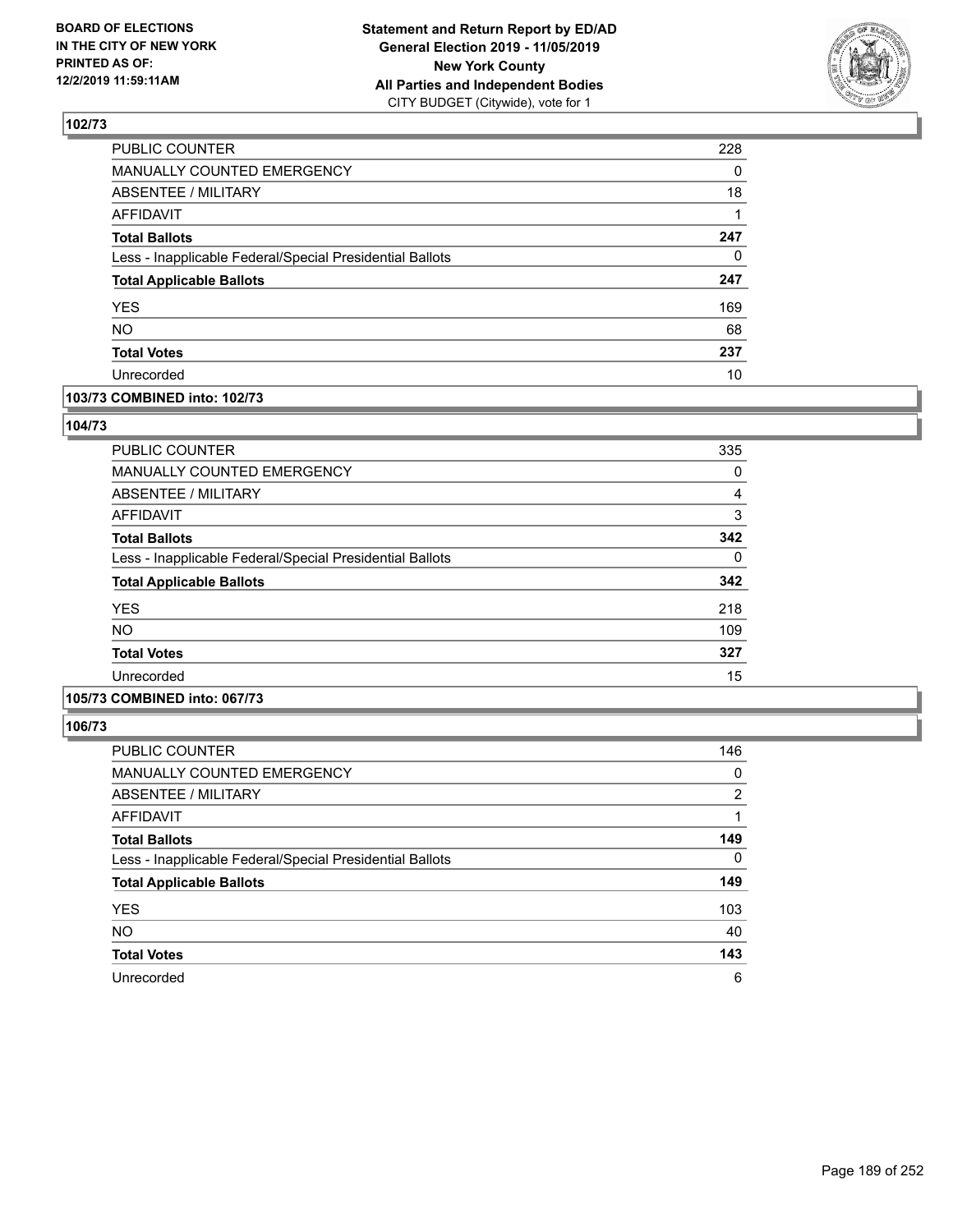**BOARD OF ELECTIONS IN THE CITY OF NEW YORK PRINTED AS OF: 12/2/2019 11:59:11AM**

**Statement and Return Report by ED/AD General Election 2019 - 11/05/2019 New York County All Parties and Independent Bodies** CITY BUDGET (Citywide), vote for 1

### 102/73

| | |
|---|---|
| PUBLIC COUNTER | 228 |
| MANUALLY COUNTED EMERGENCY | 0 |
| ABSENTEE / MILITARY | 18 |
| AFFIDAVIT | 1 |
| **Total Ballots** | **247** |
| Less - Inapplicable Federal/Special Presidential Ballots | 0 |
| **Total Applicable Ballots** | **247** |
| YES | 169 |
| NO | 68 |
| **Total Votes** | **237** |
| Unrecorded | 10 |

### 103/73 COMBINED into: 102/73

### 104/73

| | |
|---|---|
| PUBLIC COUNTER | 335 |
| MANUALLY COUNTED EMERGENCY | 0 |
| ABSENTEE / MILITARY | 4 |
| AFFIDAVIT | 3 |
| **Total Ballots** | **342** |
| Less - Inapplicable Federal/Special Presidential Ballots | 0 |
| **Total Applicable Ballots** | **342** |
| YES | 218 |
| NO | 109 |
| **Total Votes** | **327** |
| Unrecorded | 15 |

### 105/73 COMBINED into: 067/73

### 106/73

| | |
|---|---|
| PUBLIC COUNTER | 146 |
| MANUALLY COUNTED EMERGENCY | 0 |
| ABSENTEE / MILITARY | 2 |
| AFFIDAVIT | 1 |
| **Total Ballots** | **149** |
| Less - Inapplicable Federal/Special Presidential Ballots | 0 |
| **Total Applicable Ballots** | **149** |
| YES | 103 |
| NO | 40 |
| **Total Votes** | **143** |
| Unrecorded | 6 |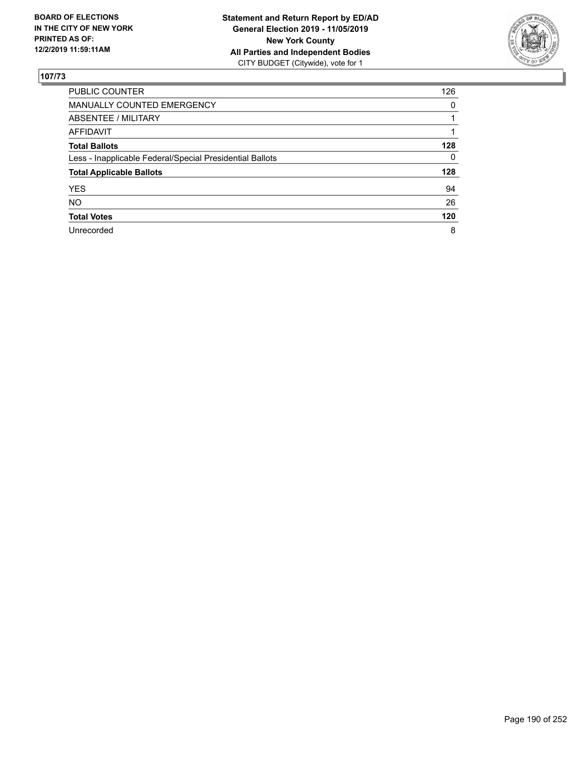**BOARD OF ELECTIONS IN THE CITY OF NEW YORK PRINTED AS OF: 12/2/2019 11:59:11AM**

**Statement and Return Report by ED/AD General Election 2019 - 11/05/2019 New York County All Parties and Independent Bodies**
CITY BUDGET (Citywide), vote for 1

## 107/73

| | |
|---|---|
| PUBLIC COUNTER | 126 |
| MANUALLY COUNTED EMERGENCY | 0 |
| ABSENTEE / MILITARY | 1 |
| AFFIDAVIT | 1 |
| **Total Ballots** | **128** |
| Less - Inapplicable Federal/Special Presidential Ballots | 0 |
| **Total Applicable Ballots** | **128** |
| YES | 94 |
| NO | 26 |
| **Total Votes** | **120** |
| Unrecorded | 8 |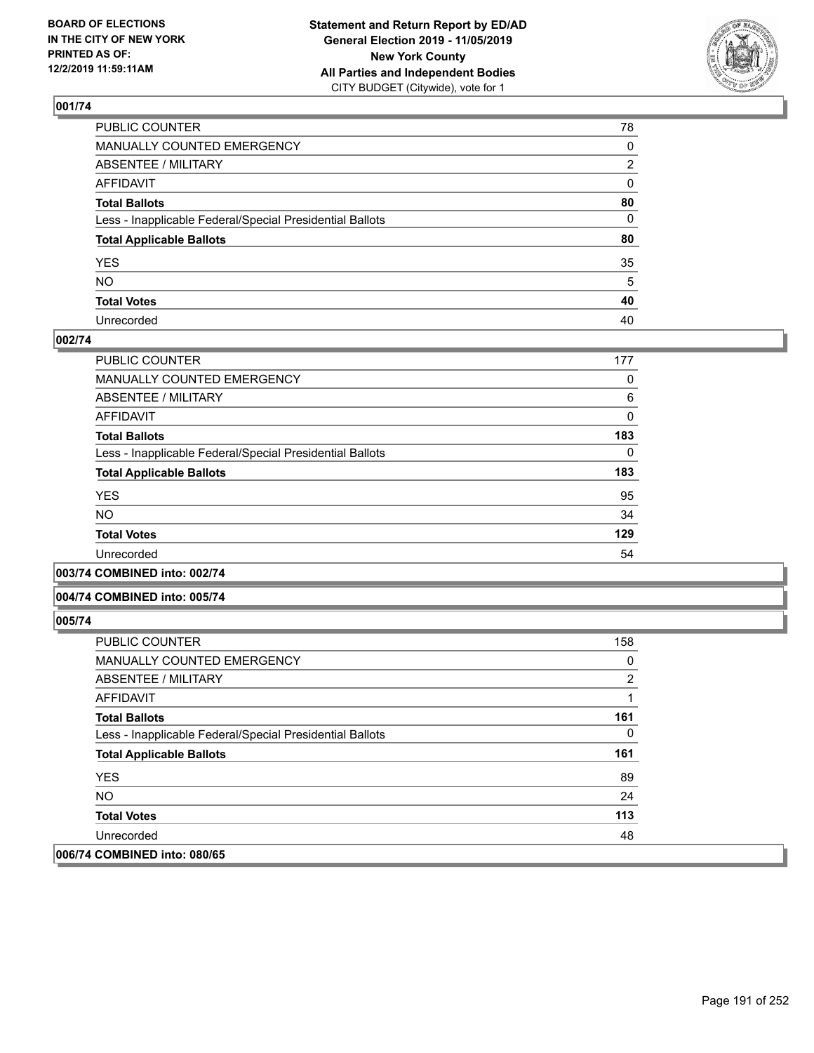**BOARD OF ELECTIONS IN THE CITY OF NEW YORK PRINTED AS OF: 12/2/2019 11:59:11AM**

**Statement and Return Report by ED/AD General Election 2019 - 11/05/2019 New York County All Parties and Independent Bodies**
CITY BUDGET (Citywide), vote for 1

## 001/74

| | |
|---|---|
| PUBLIC COUNTER | 78 |
| MANUALLY COUNTED EMERGENCY | 0 |
| ABSENTEE / MILITARY | 2 |
| AFFIDAVIT | 0 |
| **Total Ballots** | **80** |
| Less - Inapplicable Federal/Special Presidential Ballots | 0 |
| **Total Applicable Ballots** | **80** |
| YES | 35 |
| NO | 5 |
| **Total Votes** | **40** |
| Unrecorded | 40 |

## 002/74

| | |
|---|---|
| PUBLIC COUNTER | 177 |
| MANUALLY COUNTED EMERGENCY | 0 |
| ABSENTEE / MILITARY | 6 |
| AFFIDAVIT | 0 |
| **Total Ballots** | **183** |
| Less - Inapplicable Federal/Special Presidential Ballots | 0 |
| **Total Applicable Ballots** | **183** |
| YES | 95 |
| NO | 34 |
| **Total Votes** | **129** |
| Unrecorded | 54 |

## 003/74 COMBINED into: 002/74

## 004/74 COMBINED into: 005/74

## 005/74

| | |
|---|---|
| PUBLIC COUNTER | 158 |
| MANUALLY COUNTED EMERGENCY | 0 |
| ABSENTEE / MILITARY | 2 |
| AFFIDAVIT | 1 |
| **Total Ballots** | **161** |
| Less - Inapplicable Federal/Special Presidential Ballots | 0 |
| **Total Applicable Ballots** | **161** |
| YES | 89 |
| NO | 24 |
| **Total Votes** | **113** |
| Unrecorded | 48 |

## 006/74 COMBINED into: 080/65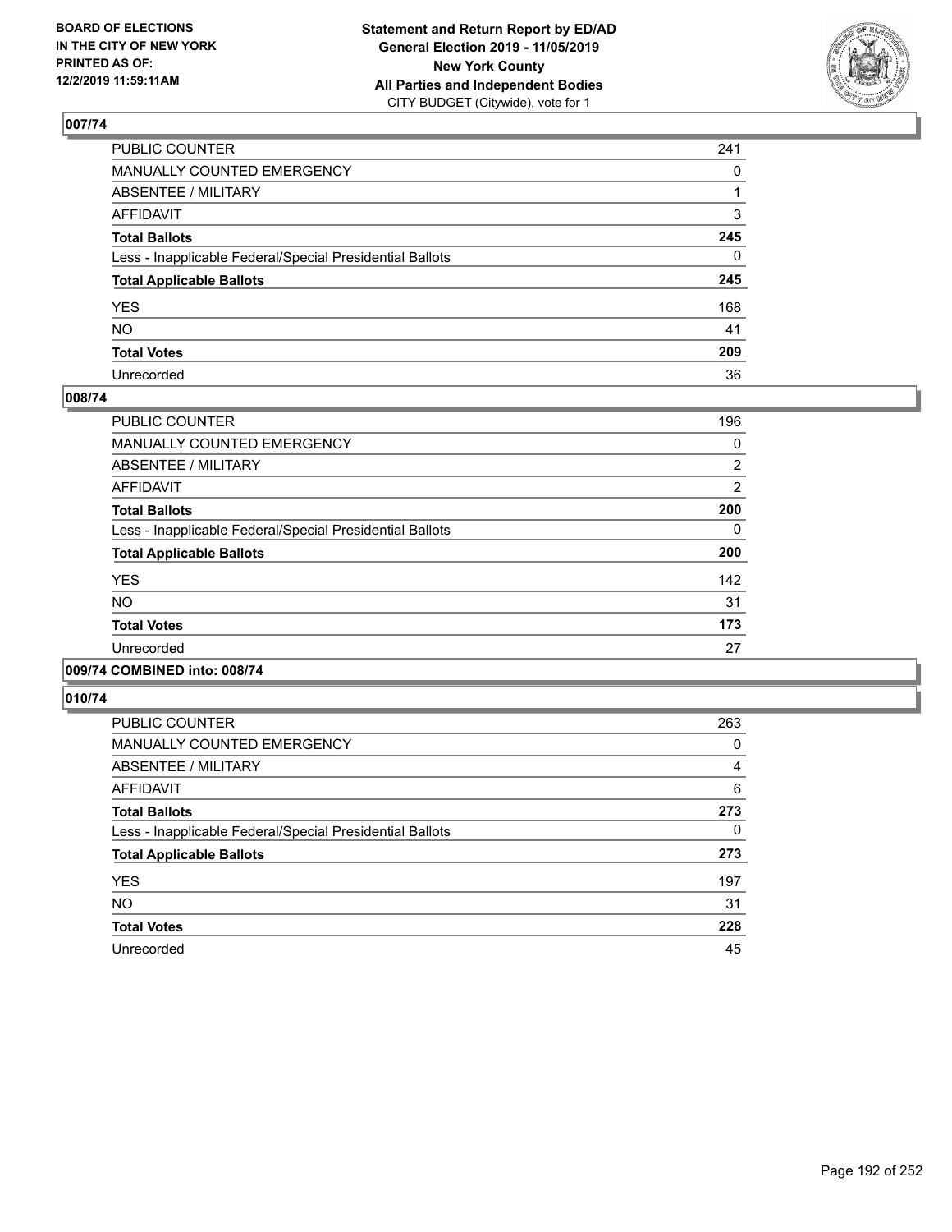**BOARD OF ELECTIONS IN THE CITY OF NEW YORK PRINTED AS OF: 12/2/2019 11:59:11AM**

**Statement and Return Report by ED/AD General Election 2019 - 11/05/2019 New York County All Parties and Independent Bodies**
CITY BUDGET (Citywide), vote for 1

## 007/74

| | |
|---|---|
| PUBLIC COUNTER | 241 |
| MANUALLY COUNTED EMERGENCY | 0 |
| ABSENTEE / MILITARY | 1 |
| AFFIDAVIT | 3 |
| **Total Ballots** | **245** |
| Less - Inapplicable Federal/Special Presidential Ballots | 0 |
| **Total Applicable Ballots** | **245** |
| YES | 168 |
| NO | 41 |
| **Total Votes** | **209** |
| Unrecorded | 36 |

## 008/74

| | |
|---|---|
| PUBLIC COUNTER | 196 |
| MANUALLY COUNTED EMERGENCY | 0 |
| ABSENTEE / MILITARY | 2 |
| AFFIDAVIT | 2 |
| **Total Ballots** | **200** |
| Less - Inapplicable Federal/Special Presidential Ballots | 0 |
| **Total Applicable Ballots** | **200** |
| YES | 142 |
| NO | 31 |
| **Total Votes** | **173** |
| Unrecorded | 27 |

## 009/74 COMBINED into: 008/74

## 010/74

| | |
|---|---|
| PUBLIC COUNTER | 263 |
| MANUALLY COUNTED EMERGENCY | 0 |
| ABSENTEE / MILITARY | 4 |
| AFFIDAVIT | 6 |
| **Total Ballots** | **273** |
| Less - Inapplicable Federal/Special Presidential Ballots | 0 |
| **Total Applicable Ballots** | **273** |
| YES | 197 |
| NO | 31 |
| **Total Votes** | **228** |
| Unrecorded | 45 |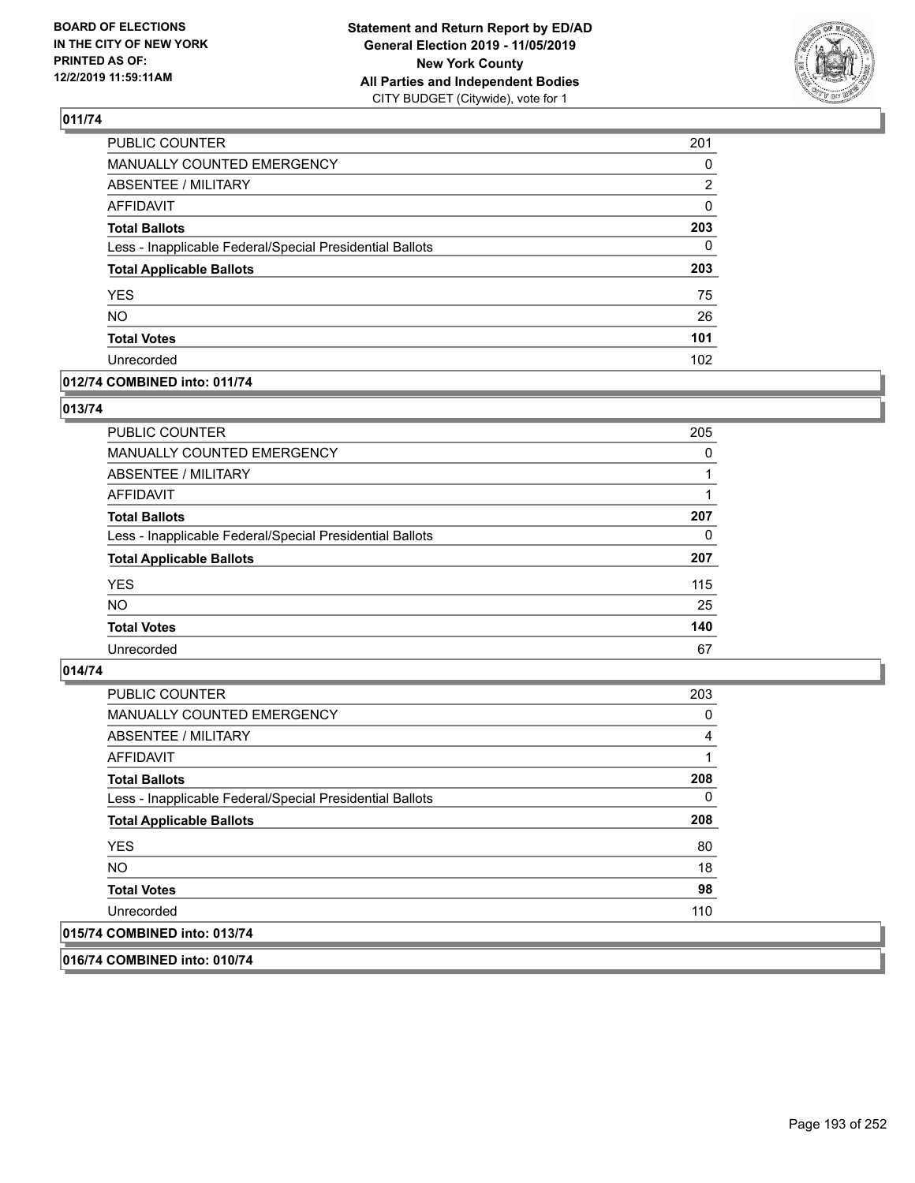## 011/74

| | |
|---|---|
| PUBLIC COUNTER | 201 |
| MANUALLY COUNTED EMERGENCY | 0 |
| ABSENTEE / MILITARY | 2 |
| AFFIDAVIT | 0 |
| **Total Ballots** | **203** |
| Less - Inapplicable Federal/Special Presidential Ballots | 0 |
| **Total Applicable Ballots** | **203** |
| YES | 75 |
| NO | 26 |
| **Total Votes** | **101** |
| Unrecorded | 102 |

## 012/74 COMBINED into: 011/74

## 013/74

| | |
|---|---|
| PUBLIC COUNTER | 205 |
| MANUALLY COUNTED EMERGENCY | 0 |
| ABSENTEE / MILITARY | 1 |
| AFFIDAVIT | 1 |
| **Total Ballots** | **207** |
| Less - Inapplicable Federal/Special Presidential Ballots | 0 |
| **Total Applicable Ballots** | **207** |
| YES | 115 |
| NO | 25 |
| **Total Votes** | **140** |
| Unrecorded | 67 |

## 014/74

| | |
|---|---|
| PUBLIC COUNTER | 203 |
| MANUALLY COUNTED EMERGENCY | 0 |
| ABSENTEE / MILITARY | 4 |
| AFFIDAVIT | 1 |
| **Total Ballots** | **208** |
| Less - Inapplicable Federal/Special Presidential Ballots | 0 |
| **Total Applicable Ballots** | **208** |
| YES | 80 |
| NO | 18 |
| **Total Votes** | **98** |
| Unrecorded | 110 |

## 015/74 COMBINED into: 013/74

## 016/74 COMBINED into: 010/74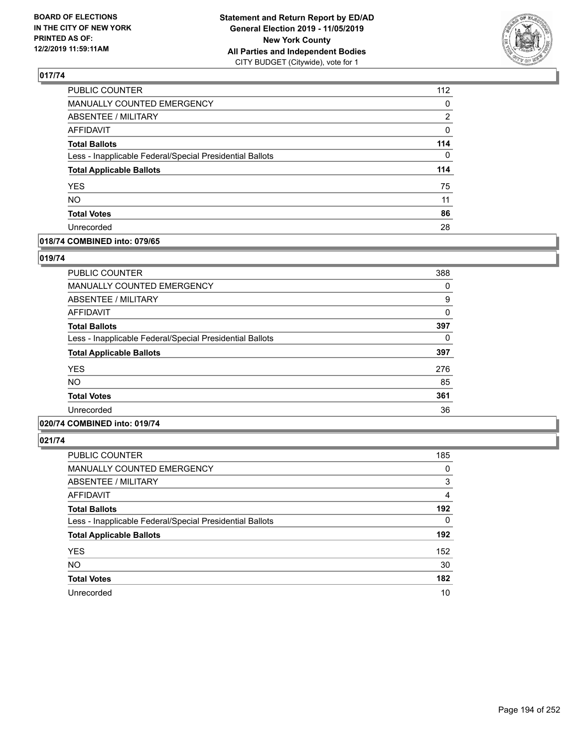## 017/74

| | |
|---|---|
| PUBLIC COUNTER | 112 |
| MANUALLY COUNTED EMERGENCY | 0 |
| ABSENTEE / MILITARY | 2 |
| AFFIDAVIT | 0 |
| **Total Ballots** | **114** |
| Less - Inapplicable Federal/Special Presidential Ballots | 0 |
| **Total Applicable Ballots** | **114** |
| YES | 75 |
| NO | 11 |
| **Total Votes** | **86** |
| Unrecorded | 28 |

## 018/74 COMBINED into: 079/65

## 019/74

| | |
|---|---|
| PUBLIC COUNTER | 388 |
| MANUALLY COUNTED EMERGENCY | 0 |
| ABSENTEE / MILITARY | 9 |
| AFFIDAVIT | 0 |
| **Total Ballots** | **397** |
| Less - Inapplicable Federal/Special Presidential Ballots | 0 |
| **Total Applicable Ballots** | **397** |
| YES | 276 |
| NO | 85 |
| **Total Votes** | **361** |
| Unrecorded | 36 |

## 020/74 COMBINED into: 019/74

## 021/74

| | |
|---|---|
| PUBLIC COUNTER | 185 |
| MANUALLY COUNTED EMERGENCY | 0 |
| ABSENTEE / MILITARY | 3 |
| AFFIDAVIT | 4 |
| **Total Ballots** | **192** |
| Less - Inapplicable Federal/Special Presidential Ballots | 0 |
| **Total Applicable Ballots** | **192** |
| YES | 152 |
| NO | 30 |
| **Total Votes** | **182** |
| Unrecorded | 10 |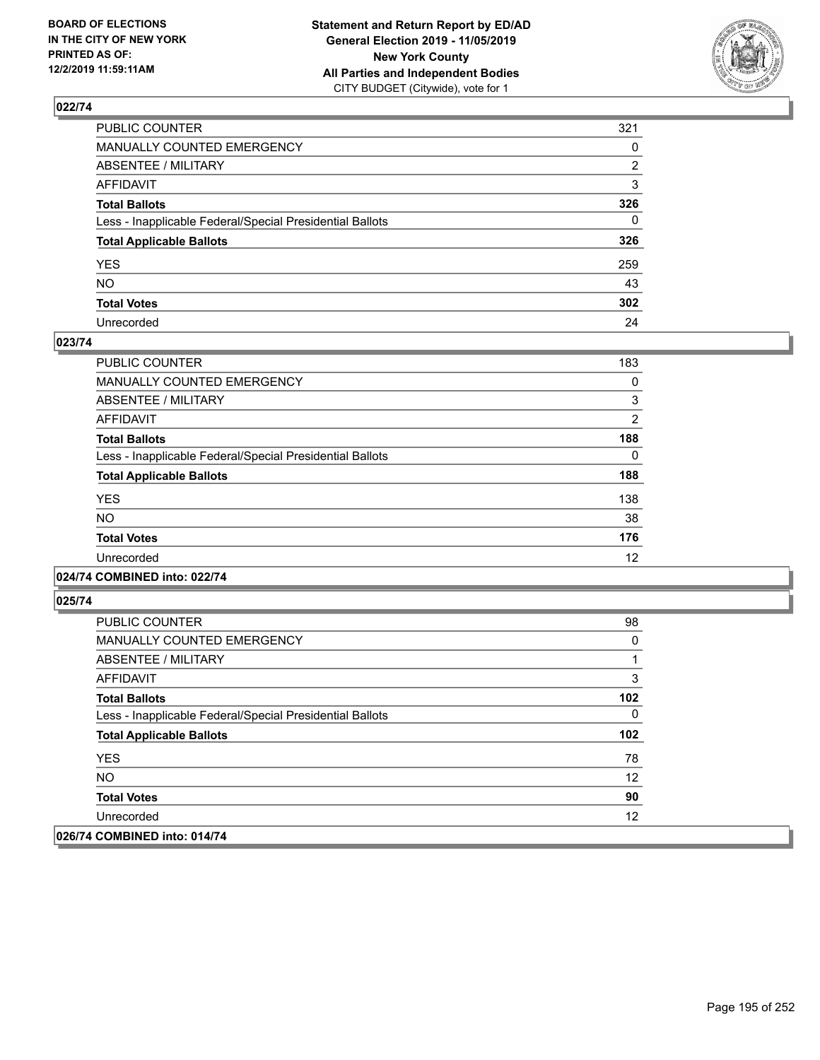**BOARD OF ELECTIONS IN THE CITY OF NEW YORK PRINTED AS OF: 12/2/2019 11:59:11AM**

**Statement and Return Report by ED/AD General Election 2019 - 11/05/2019 New York County All Parties and Independent Bodies** CITY BUDGET (Citywide), vote for 1

## 022/74

| | |
|---|---|
| PUBLIC COUNTER | 321 |
| MANUALLY COUNTED EMERGENCY | 0 |
| ABSENTEE / MILITARY | 2 |
| AFFIDAVIT | 3 |
| **Total Ballots** | **326** |
| Less - Inapplicable Federal/Special Presidential Ballots | 0 |
| **Total Applicable Ballots** | **326** |
| YES | 259 |
| NO | 43 |
| **Total Votes** | **302** |
| Unrecorded | 24 |

## 023/74

| | |
|---|---|
| PUBLIC COUNTER | 183 |
| MANUALLY COUNTED EMERGENCY | 0 |
| ABSENTEE / MILITARY | 3 |
| AFFIDAVIT | 2 |
| **Total Ballots** | **188** |
| Less - Inapplicable Federal/Special Presidential Ballots | 0 |
| **Total Applicable Ballots** | **188** |
| YES | 138 |
| NO | 38 |
| **Total Votes** | **176** |
| Unrecorded | 12 |

## 024/74 COMBINED into: 022/74

## 025/74

| | |
|---|---|
| PUBLIC COUNTER | 98 |
| MANUALLY COUNTED EMERGENCY | 0 |
| ABSENTEE / MILITARY | 1 |
| AFFIDAVIT | 3 |
| **Total Ballots** | **102** |
| Less - Inapplicable Federal/Special Presidential Ballots | 0 |
| **Total Applicable Ballots** | **102** |
| YES | 78 |
| NO | 12 |
| **Total Votes** | **90** |
| Unrecorded | 12 |

## 026/74 COMBINED into: 014/74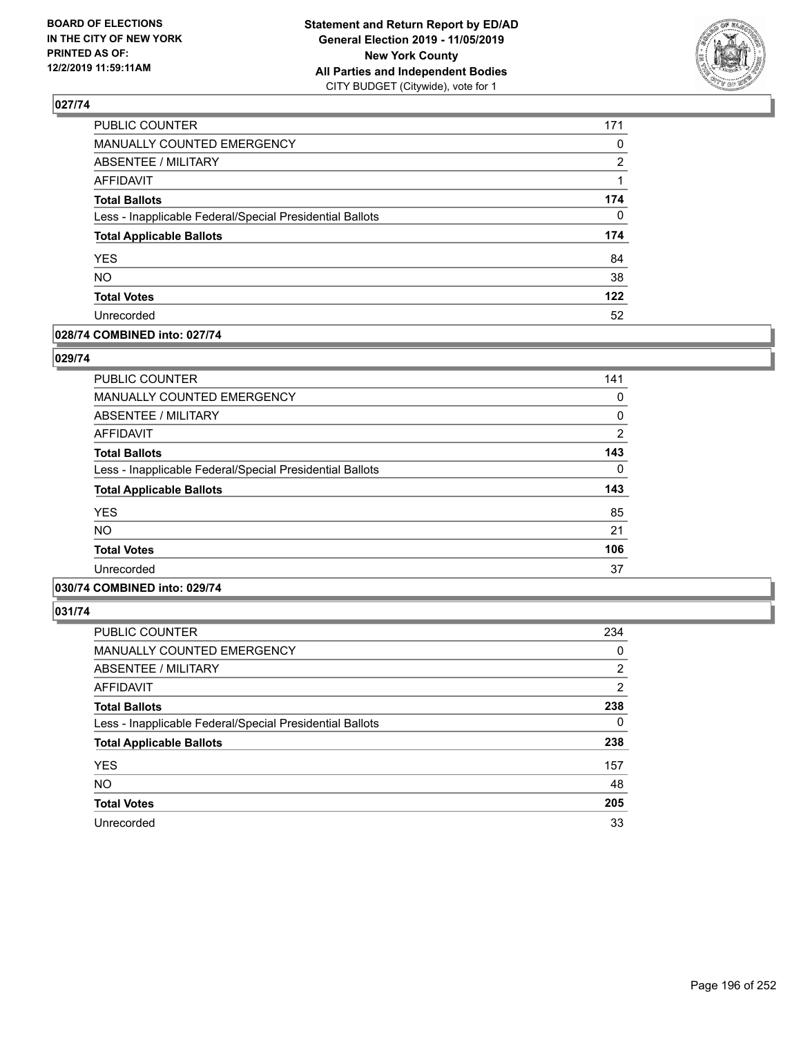**BOARD OF ELECTIONS IN THE CITY OF NEW YORK PRINTED AS OF: 12/2/2019 11:59:11AM**

**Statement and Return Report by ED/AD General Election 2019 - 11/05/2019 New York County All Parties and Independent Bodies**
CITY BUDGET (Citywide), vote for 1

## 027/74

| | |
|---|---|
| PUBLIC COUNTER | 171 |
| MANUALLY COUNTED EMERGENCY | 0 |
| ABSENTEE / MILITARY | 2 |
| AFFIDAVIT | 1 |
| **Total Ballots** | **174** |
| Less - Inapplicable Federal/Special Presidential Ballots | 0 |
| **Total Applicable Ballots** | **174** |
| YES | 84 |
| NO | 38 |
| **Total Votes** | **122** |
| Unrecorded | 52 |

## 028/74 COMBINED into: 027/74

## 029/74

| | |
|---|---|
| PUBLIC COUNTER | 141 |
| MANUALLY COUNTED EMERGENCY | 0 |
| ABSENTEE / MILITARY | 0 |
| AFFIDAVIT | 2 |
| **Total Ballots** | **143** |
| Less - Inapplicable Federal/Special Presidential Ballots | 0 |
| **Total Applicable Ballots** | **143** |
| YES | 85 |
| NO | 21 |
| **Total Votes** | **106** |
| Unrecorded | 37 |

## 030/74 COMBINED into: 029/74

## 031/74

| | |
|---|---|
| PUBLIC COUNTER | 234 |
| MANUALLY COUNTED EMERGENCY | 0 |
| ABSENTEE / MILITARY | 2 |
| AFFIDAVIT | 2 |
| **Total Ballots** | **238** |
| Less - Inapplicable Federal/Special Presidential Ballots | 0 |
| **Total Applicable Ballots** | **238** |
| YES | 157 |
| NO | 48 |
| **Total Votes** | **205** |
| Unrecorded | 33 |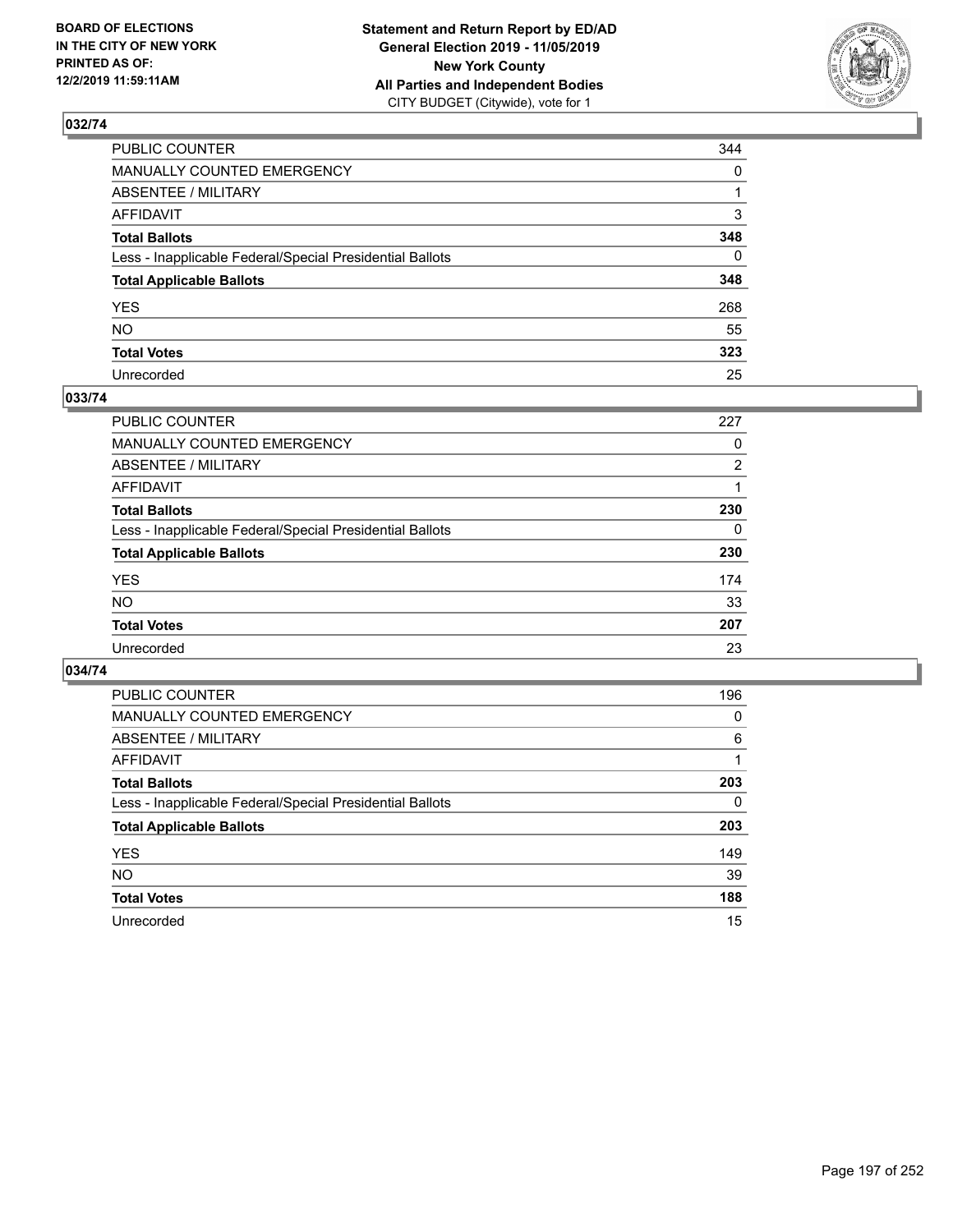## 032/74

| | |
|---|---|
| PUBLIC COUNTER | 344 |
| MANUALLY COUNTED EMERGENCY | 0 |
| ABSENTEE / MILITARY | 1 |
| AFFIDAVIT | 3 |
| **Total Ballots** | **348** |
| Less - Inapplicable Federal/Special Presidential Ballots | 0 |
| **Total Applicable Ballots** | **348** |
| YES | 268 |
| NO | 55 |
| **Total Votes** | **323** |
| Unrecorded | 25 |

## 033/74

| | |
|---|---|
| PUBLIC COUNTER | 227 |
| MANUALLY COUNTED EMERGENCY | 0 |
| ABSENTEE / MILITARY | 2 |
| AFFIDAVIT | 1 |
| **Total Ballots** | **230** |
| Less - Inapplicable Federal/Special Presidential Ballots | 0 |
| **Total Applicable Ballots** | **230** |
| YES | 174 |
| NO | 33 |
| **Total Votes** | **207** |
| Unrecorded | 23 |

## 034/74

| | |
|---|---|
| PUBLIC COUNTER | 196 |
| MANUALLY COUNTED EMERGENCY | 0 |
| ABSENTEE / MILITARY | 6 |
| AFFIDAVIT | 1 |
| **Total Ballots** | **203** |
| Less - Inapplicable Federal/Special Presidential Ballots | 0 |
| **Total Applicable Ballots** | **203** |
| YES | 149 |
| NO | 39 |
| **Total Votes** | **188** |
| Unrecorded | 15 |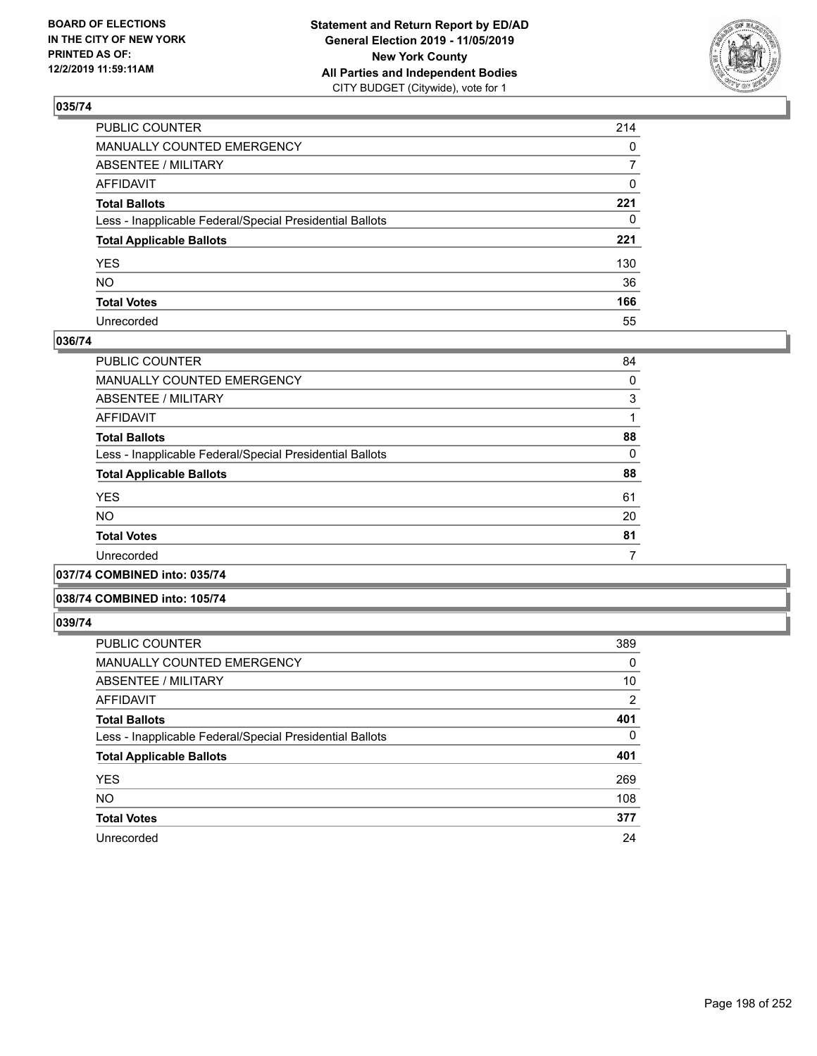**BOARD OF ELECTIONS IN THE CITY OF NEW YORK PRINTED AS OF: 12/2/2019 11:59:11AM**

**Statement and Return Report by ED/AD General Election 2019 - 11/05/2019 New York County All Parties and Independent Bodies**
CITY BUDGET (Citywide), vote for 1

## 035/74

| | |
|---|---|
| PUBLIC COUNTER | 214 |
| MANUALLY COUNTED EMERGENCY | 0 |
| ABSENTEE / MILITARY | 7 |
| AFFIDAVIT | 0 |
| **Total Ballots** | **221** |
| Less - Inapplicable Federal/Special Presidential Ballots | 0 |
| **Total Applicable Ballots** | **221** |
| YES | 130 |
| NO | 36 |
| **Total Votes** | **166** |
| Unrecorded | 55 |

## 036/74

| | |
|---|---|
| PUBLIC COUNTER | 84 |
| MANUALLY COUNTED EMERGENCY | 0 |
| ABSENTEE / MILITARY | 3 |
| AFFIDAVIT | 1 |
| **Total Ballots** | **88** |
| Less - Inapplicable Federal/Special Presidential Ballots | 0 |
| **Total Applicable Ballots** | **88** |
| YES | 61 |
| NO | 20 |
| **Total Votes** | **81** |
| Unrecorded | 7 |

## 037/74 COMBINED into: 035/74

## 038/74 COMBINED into: 105/74

## 039/74

| | |
|---|---|
| PUBLIC COUNTER | 389 |
| MANUALLY COUNTED EMERGENCY | 0 |
| ABSENTEE / MILITARY | 10 |
| AFFIDAVIT | 2 |
| **Total Ballots** | **401** |
| Less - Inapplicable Federal/Special Presidential Ballots | 0 |
| **Total Applicable Ballots** | **401** |
| YES | 269 |
| NO | 108 |
| **Total Votes** | **377** |
| Unrecorded | 24 |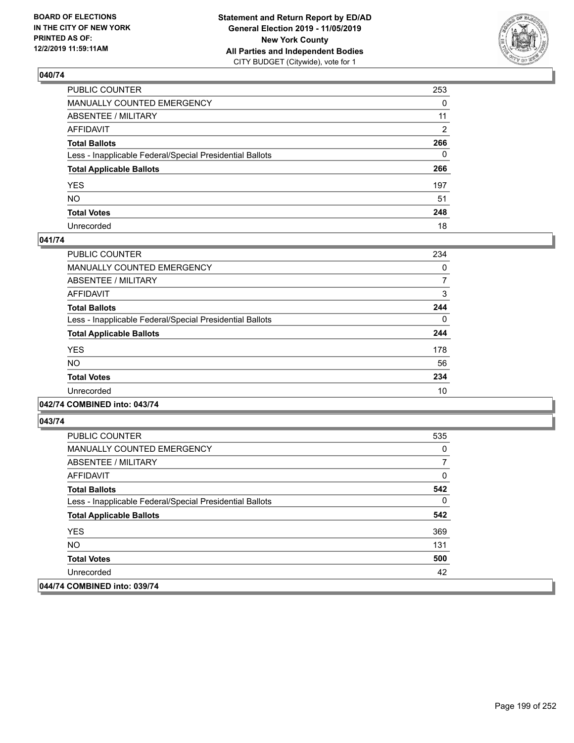**BOARD OF ELECTIONS IN THE CITY OF NEW YORK PRINTED AS OF: 12/2/2019 11:59:11AM**

**Statement and Return Report by ED/AD General Election 2019 - 11/05/2019 New York County All Parties and Independent Bodies**
CITY BUDGET (Citywide), vote for 1

## 040/74

| | |
|---|---|
| PUBLIC COUNTER | 253 |
| MANUALLY COUNTED EMERGENCY | 0 |
| ABSENTEE / MILITARY | 11 |
| AFFIDAVIT | 2 |
| **Total Ballots** | **266** |
| Less - Inapplicable Federal/Special Presidential Ballots | 0 |
| **Total Applicable Ballots** | **266** |
| YES | 197 |
| NO | 51 |
| **Total Votes** | **248** |
| Unrecorded | 18 |

## 041/74

| | |
|---|---|
| PUBLIC COUNTER | 234 |
| MANUALLY COUNTED EMERGENCY | 0 |
| ABSENTEE / MILITARY | 7 |
| AFFIDAVIT | 3 |
| **Total Ballots** | **244** |
| Less - Inapplicable Federal/Special Presidential Ballots | 0 |
| **Total Applicable Ballots** | **244** |
| YES | 178 |
| NO | 56 |
| **Total Votes** | **234** |
| Unrecorded | 10 |

## 042/74 COMBINED into: 043/74

## 043/74

| | |
|---|---|
| PUBLIC COUNTER | 535 |
| MANUALLY COUNTED EMERGENCY | 0 |
| ABSENTEE / MILITARY | 7 |
| AFFIDAVIT | 0 |
| **Total Ballots** | **542** |
| Less - Inapplicable Federal/Special Presidential Ballots | 0 |
| **Total Applicable Ballots** | **542** |
| YES | 369 |
| NO | 131 |
| **Total Votes** | **500** |
| Unrecorded | 42 |

## 044/74 COMBINED into: 039/74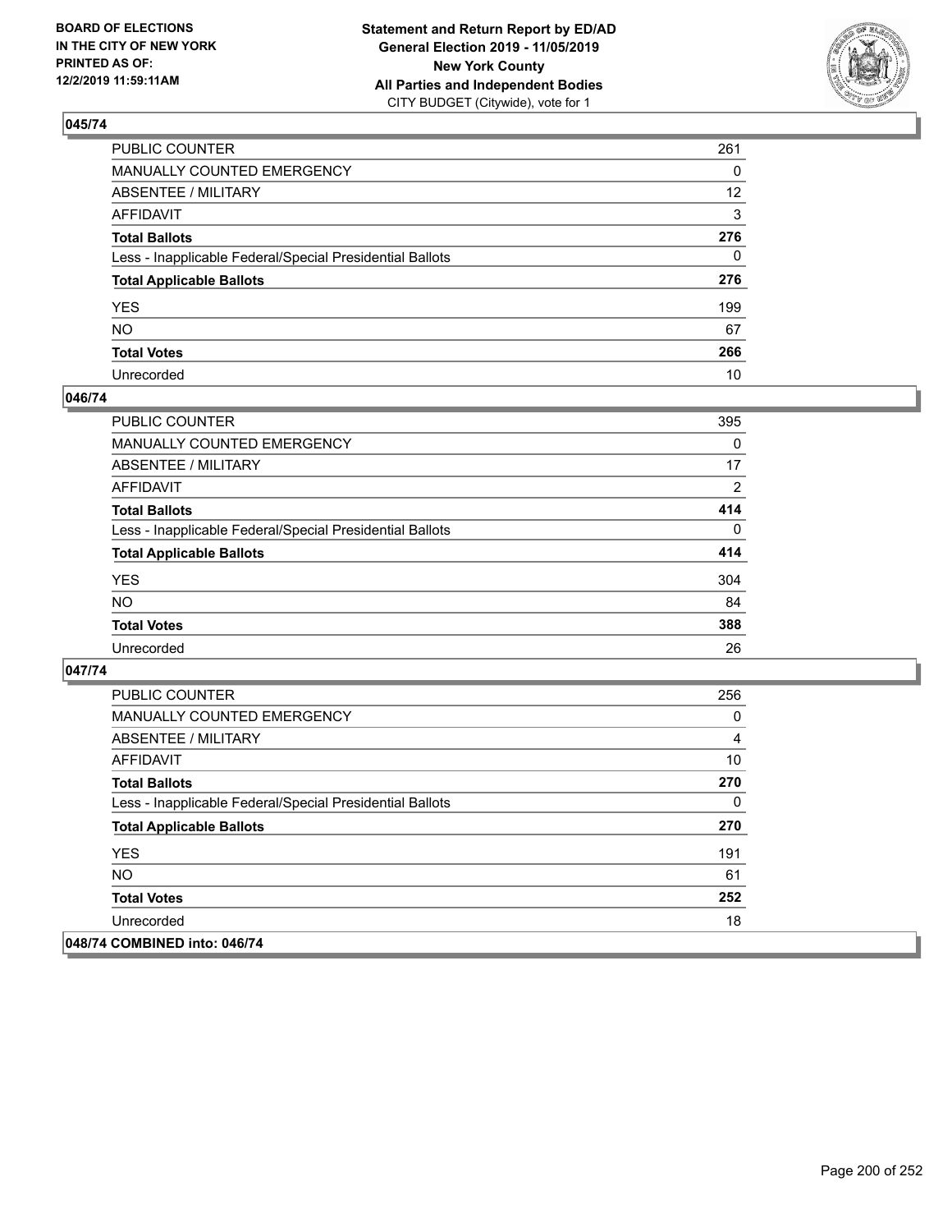## 045/74

| | |
|---|---|
| PUBLIC COUNTER | 261 |
| MANUALLY COUNTED EMERGENCY | 0 |
| ABSENTEE / MILITARY | 12 |
| AFFIDAVIT | 3 |
| **Total Ballots** | **276** |
| Less - Inapplicable Federal/Special Presidential Ballots | 0 |
| **Total Applicable Ballots** | **276** |
| YES | 199 |
| NO | 67 |
| **Total Votes** | **266** |
| Unrecorded | 10 |

## 046/74

| | |
|---|---|
| PUBLIC COUNTER | 395 |
| MANUALLY COUNTED EMERGENCY | 0 |
| ABSENTEE / MILITARY | 17 |
| AFFIDAVIT | 2 |
| **Total Ballots** | **414** |
| Less - Inapplicable Federal/Special Presidential Ballots | 0 |
| **Total Applicable Ballots** | **414** |
| YES | 304 |
| NO | 84 |
| **Total Votes** | **388** |
| Unrecorded | 26 |

## 047/74

| | |
|---|---|
| PUBLIC COUNTER | 256 |
| MANUALLY COUNTED EMERGENCY | 0 |
| ABSENTEE / MILITARY | 4 |
| AFFIDAVIT | 10 |
| **Total Ballots** | **270** |
| Less - Inapplicable Federal/Special Presidential Ballots | 0 |
| **Total Applicable Ballots** | **270** |
| YES | 191 |
| NO | 61 |
| **Total Votes** | **252** |
| Unrecorded | 18 |

## 048/74 COMBINED into: 046/74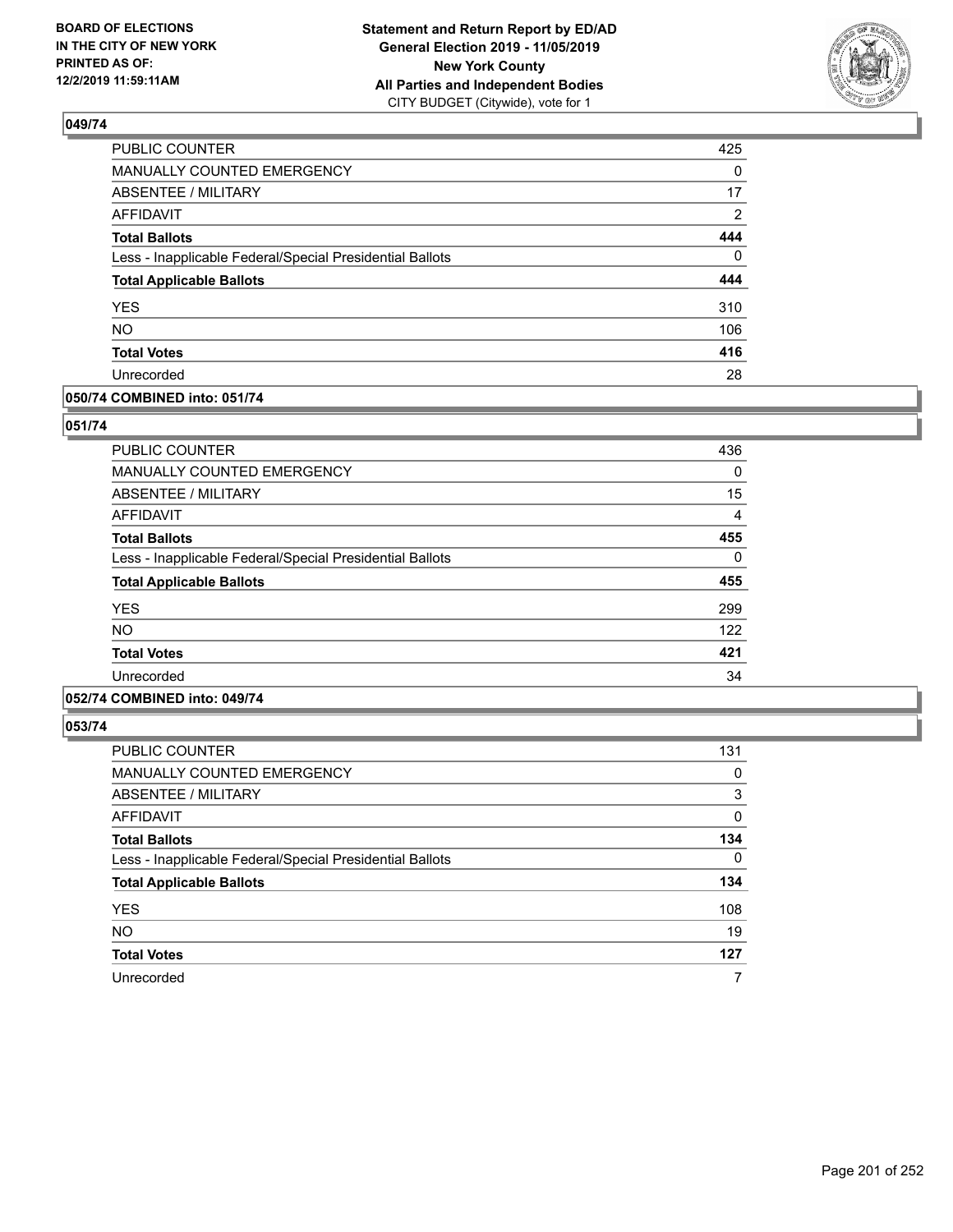## 049/74

| | |
|---|---|
| PUBLIC COUNTER | 425 |
| MANUALLY COUNTED EMERGENCY | 0 |
| ABSENTEE / MILITARY | 17 |
| AFFIDAVIT | 2 |
| **Total Ballots** | **444** |
| Less - Inapplicable Federal/Special Presidential Ballots | 0 |
| **Total Applicable Ballots** | **444** |
| YES | 310 |
| NO | 106 |
| **Total Votes** | **416** |
| Unrecorded | 28 |

## 050/74 COMBINED into: 051/74

## 051/74

| | |
|---|---|
| PUBLIC COUNTER | 436 |
| MANUALLY COUNTED EMERGENCY | 0 |
| ABSENTEE / MILITARY | 15 |
| AFFIDAVIT | 4 |
| **Total Ballots** | **455** |
| Less - Inapplicable Federal/Special Presidential Ballots | 0 |
| **Total Applicable Ballots** | **455** |
| YES | 299 |
| NO | 122 |
| **Total Votes** | **421** |
| Unrecorded | 34 |

## 052/74 COMBINED into: 049/74

## 053/74

| | |
|---|---|
| PUBLIC COUNTER | 131 |
| MANUALLY COUNTED EMERGENCY | 0 |
| ABSENTEE / MILITARY | 3 |
| AFFIDAVIT | 0 |
| **Total Ballots** | **134** |
| Less - Inapplicable Federal/Special Presidential Ballots | 0 |
| **Total Applicable Ballots** | **134** |
| YES | 108 |
| NO | 19 |
| **Total Votes** | **127** |
| Unrecorded | 7 |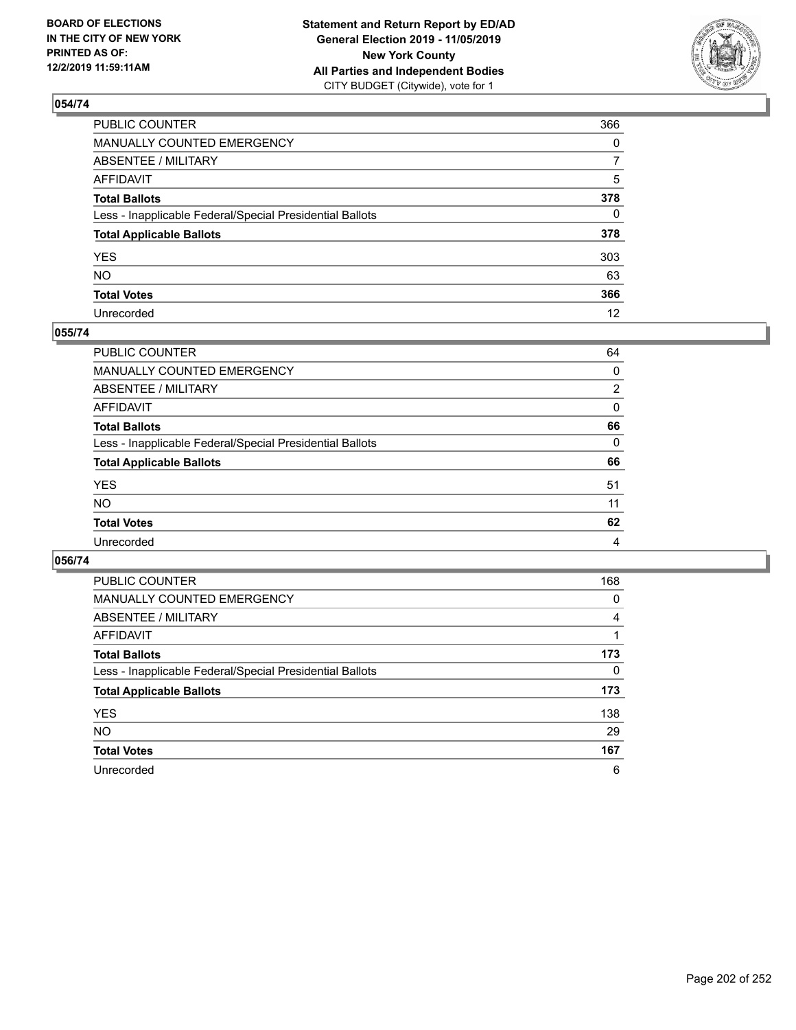BOARD OF ELECTIONS
IN THE CITY OF NEW YORK
PRINTED AS OF:
12/2/2019 11:59:11AM

**Statement and Return Report by ED/AD**
**General Election 2019 - 11/05/2019**
**New York County**
**All Parties and Independent Bodies**
CITY BUDGET (Citywide), vote for 1

### 054/74

| | |
|---|---|
| PUBLIC COUNTER | 366 |
| MANUALLY COUNTED EMERGENCY | 0 |
| ABSENTEE / MILITARY | 7 |
| AFFIDAVIT | 5 |
| **Total Ballots** | **378** |
| Less - Inapplicable Federal/Special Presidential Ballots | 0 |
| **Total Applicable Ballots** | **378** |
| YES | 303 |
| NO | 63 |
| **Total Votes** | **366** |
| Unrecorded | 12 |

### 055/74

| | |
|---|---|
| PUBLIC COUNTER | 64 |
| MANUALLY COUNTED EMERGENCY | 0 |
| ABSENTEE / MILITARY | 2 |
| AFFIDAVIT | 0 |
| **Total Ballots** | **66** |
| Less - Inapplicable Federal/Special Presidential Ballots | 0 |
| **Total Applicable Ballots** | **66** |
| YES | 51 |
| NO | 11 |
| **Total Votes** | **62** |
| Unrecorded | 4 |

### 056/74

| | |
|---|---|
| PUBLIC COUNTER | 168 |
| MANUALLY COUNTED EMERGENCY | 0 |
| ABSENTEE / MILITARY | 4 |
| AFFIDAVIT | 1 |
| **Total Ballots** | **173** |
| Less - Inapplicable Federal/Special Presidential Ballots | 0 |
| **Total Applicable Ballots** | **173** |
| YES | 138 |
| NO | 29 |
| **Total Votes** | **167** |
| Unrecorded | 6 |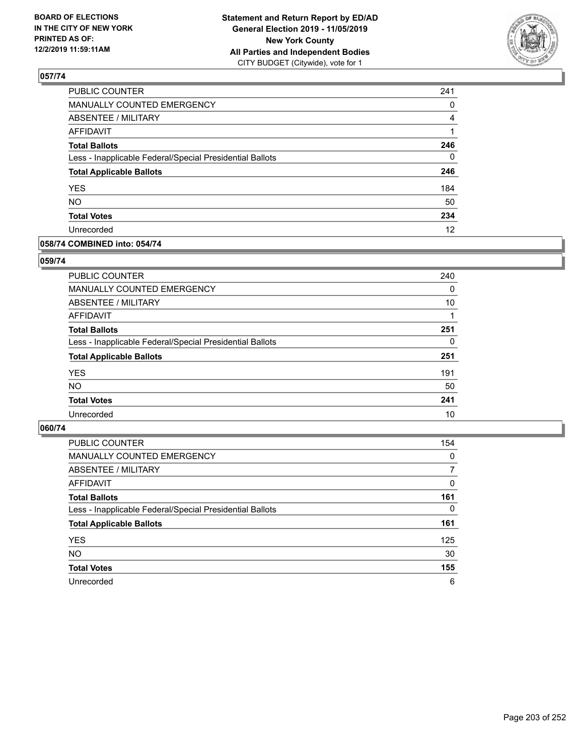## 057/74

| | |
|---|---|
| PUBLIC COUNTER | 241 |
| MANUALLY COUNTED EMERGENCY | 0 |
| ABSENTEE / MILITARY | 4 |
| AFFIDAVIT | 1 |
| **Total Ballots** | **246** |
| Less - Inapplicable Federal/Special Presidential Ballots | 0 |
| **Total Applicable Ballots** | **246** |
| YES | 184 |
| NO | 50 |
| **Total Votes** | **234** |
| Unrecorded | 12 |

## 058/74 COMBINED into: 054/74

## 059/74

| | |
|---|---|
| PUBLIC COUNTER | 240 |
| MANUALLY COUNTED EMERGENCY | 0 |
| ABSENTEE / MILITARY | 10 |
| AFFIDAVIT | 1 |
| **Total Ballots** | **251** |
| Less - Inapplicable Federal/Special Presidential Ballots | 0 |
| **Total Applicable Ballots** | **251** |
| YES | 191 |
| NO | 50 |
| **Total Votes** | **241** |
| Unrecorded | 10 |

## 060/74

| | |
|---|---|
| PUBLIC COUNTER | 154 |
| MANUALLY COUNTED EMERGENCY | 0 |
| ABSENTEE / MILITARY | 7 |
| AFFIDAVIT | 0 |
| **Total Ballots** | **161** |
| Less - Inapplicable Federal/Special Presidential Ballots | 0 |
| **Total Applicable Ballots** | **161** |
| YES | 125 |
| NO | 30 |
| **Total Votes** | **155** |
| Unrecorded | 6 |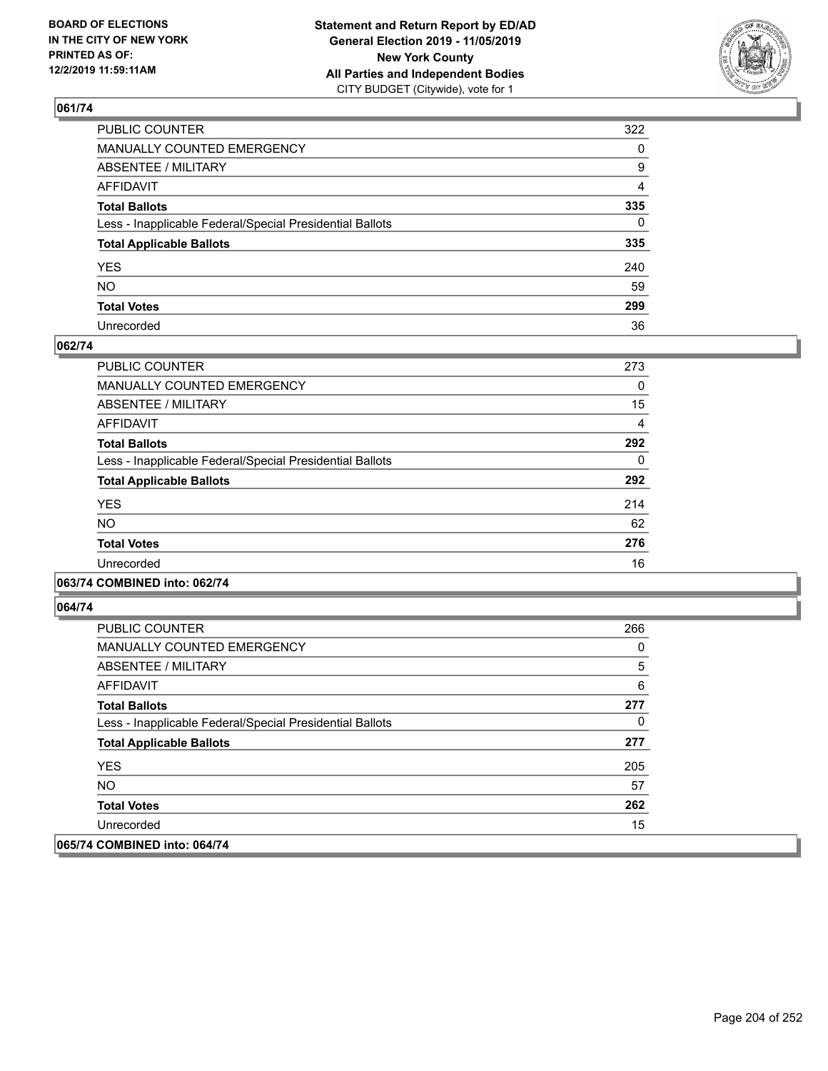**BOARD OF ELECTIONS IN THE CITY OF NEW YORK PRINTED AS OF: 12/2/2019 11:59:11AM**

**Statement and Return Report by ED/AD**
**General Election 2019 - 11/05/2019**
**New York County**
**All Parties and Independent Bodies**
CITY BUDGET (Citywide), vote for 1

## 061/74

| | |
|---|---|
| PUBLIC COUNTER | 322 |
| MANUALLY COUNTED EMERGENCY | 0 |
| ABSENTEE / MILITARY | 9 |
| AFFIDAVIT | 4 |
| **Total Ballots** | **335** |
| Less - Inapplicable Federal/Special Presidential Ballots | 0 |
| **Total Applicable Ballots** | **335** |
| YES | 240 |
| NO | 59 |
| **Total Votes** | **299** |
| Unrecorded | 36 |

## 062/74

| | |
|---|---|
| PUBLIC COUNTER | 273 |
| MANUALLY COUNTED EMERGENCY | 0 |
| ABSENTEE / MILITARY | 15 |
| AFFIDAVIT | 4 |
| **Total Ballots** | **292** |
| Less - Inapplicable Federal/Special Presidential Ballots | 0 |
| **Total Applicable Ballots** | **292** |
| YES | 214 |
| NO | 62 |
| **Total Votes** | **276** |
| Unrecorded | 16 |

## 063/74 COMBINED into: 062/74

## 064/74

| | |
|---|---|
| PUBLIC COUNTER | 266 |
| MANUALLY COUNTED EMERGENCY | 0 |
| ABSENTEE / MILITARY | 5 |
| AFFIDAVIT | 6 |
| **Total Ballots** | **277** |
| Less - Inapplicable Federal/Special Presidential Ballots | 0 |
| **Total Applicable Ballots** | **277** |
| YES | 205 |
| NO | 57 |
| **Total Votes** | **262** |
| Unrecorded | 15 |

## 065/74 COMBINED into: 064/74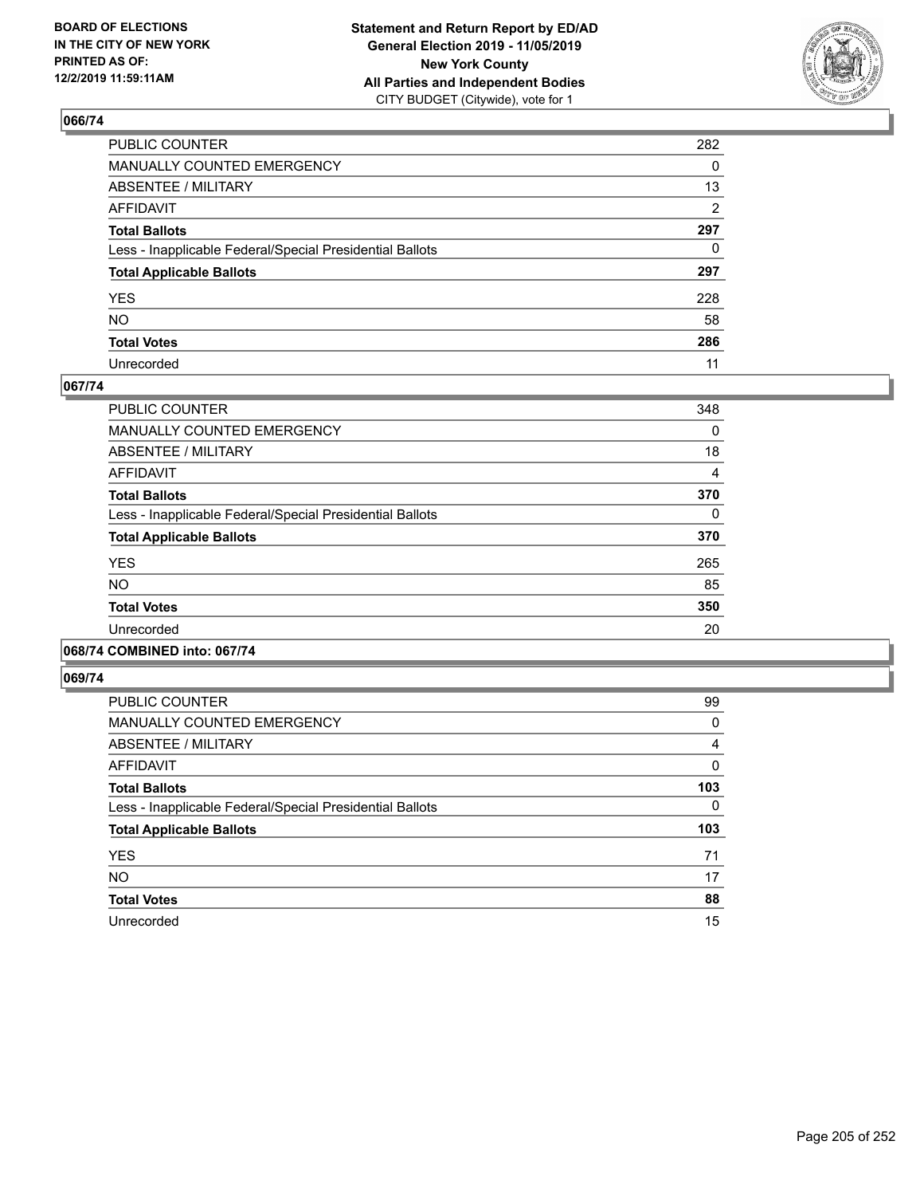## 066/74

| | |
|---|---|
| PUBLIC COUNTER | 282 |
| MANUALLY COUNTED EMERGENCY | 0 |
| ABSENTEE / MILITARY | 13 |
| AFFIDAVIT | 2 |
| **Total Ballots** | **297** |
| Less - Inapplicable Federal/Special Presidential Ballots | 0 |
| **Total Applicable Ballots** | **297** |
| YES | 228 |
| NO | 58 |
| **Total Votes** | **286** |
| Unrecorded | 11 |

## 067/74

| | |
|---|---|
| PUBLIC COUNTER | 348 |
| MANUALLY COUNTED EMERGENCY | 0 |
| ABSENTEE / MILITARY | 18 |
| AFFIDAVIT | 4 |
| **Total Ballots** | **370** |
| Less - Inapplicable Federal/Special Presidential Ballots | 0 |
| **Total Applicable Ballots** | **370** |
| YES | 265 |
| NO | 85 |
| **Total Votes** | **350** |
| Unrecorded | 20 |

## 068/74 COMBINED into: 067/74

## 069/74

| | |
|---|---|
| PUBLIC COUNTER | 99 |
| MANUALLY COUNTED EMERGENCY | 0 |
| ABSENTEE / MILITARY | 4 |
| AFFIDAVIT | 0 |
| **Total Ballots** | **103** |
| Less - Inapplicable Federal/Special Presidential Ballots | 0 |
| **Total Applicable Ballots** | **103** |
| YES | 71 |
| NO | 17 |
| **Total Votes** | **88** |
| Unrecorded | 15 |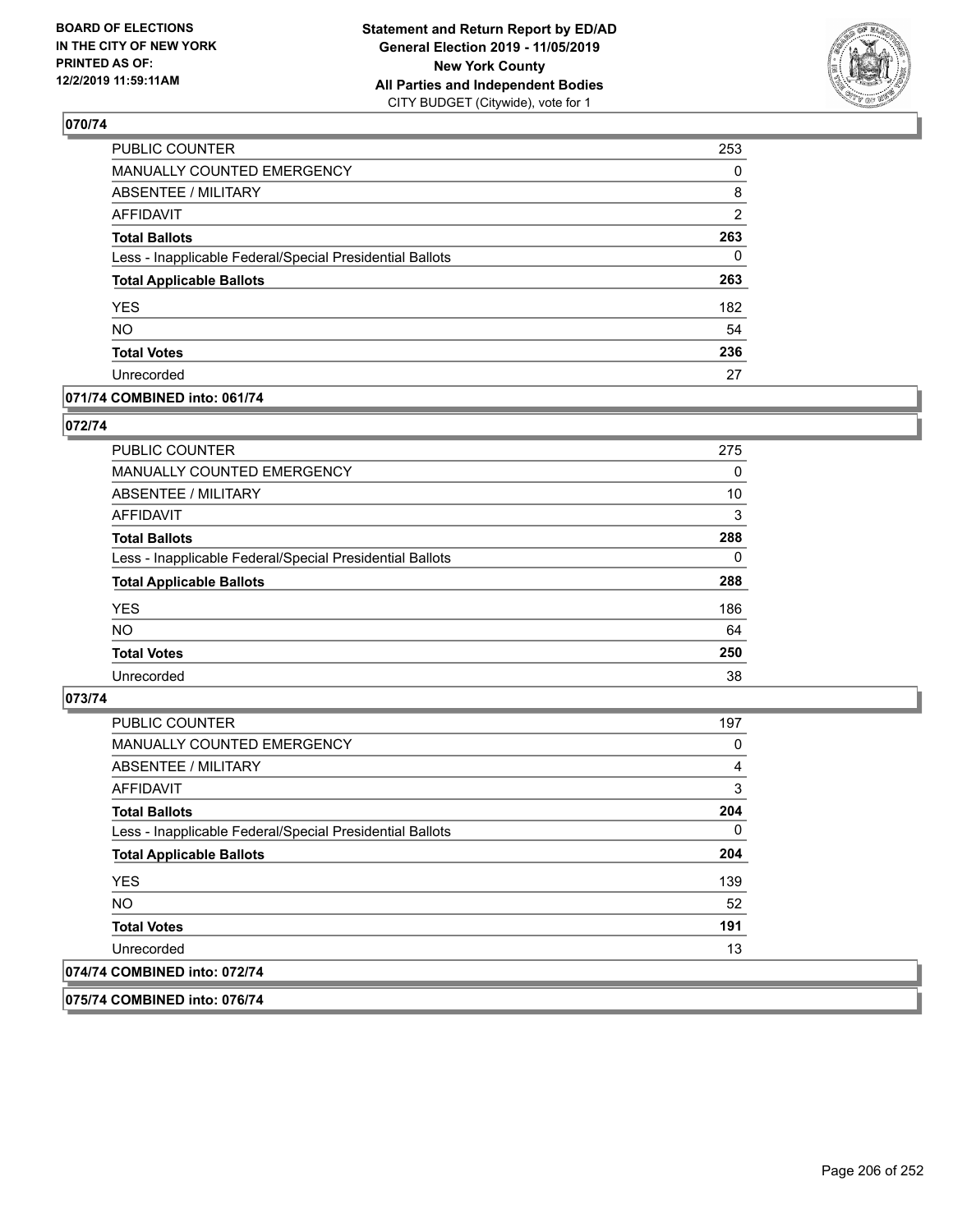## 070/74

| | |
|---|---|
| PUBLIC COUNTER | 253 |
| MANUALLY COUNTED EMERGENCY | 0 |
| ABSENTEE / MILITARY | 8 |
| AFFIDAVIT | 2 |
| **Total Ballots** | **263** |
| Less - Inapplicable Federal/Special Presidential Ballots | 0 |
| **Total Applicable Ballots** | **263** |
| YES | 182 |
| NO | 54 |
| **Total Votes** | **236** |
| Unrecorded | 27 |

## 071/74 COMBINED into: 061/74

## 072/74

| | |
|---|---|
| PUBLIC COUNTER | 275 |
| MANUALLY COUNTED EMERGENCY | 0 |
| ABSENTEE / MILITARY | 10 |
| AFFIDAVIT | 3 |
| **Total Ballots** | **288** |
| Less - Inapplicable Federal/Special Presidential Ballots | 0 |
| **Total Applicable Ballots** | **288** |
| YES | 186 |
| NO | 64 |
| **Total Votes** | **250** |
| Unrecorded | 38 |

## 073/74

| | |
|---|---|
| PUBLIC COUNTER | 197 |
| MANUALLY COUNTED EMERGENCY | 0 |
| ABSENTEE / MILITARY | 4 |
| AFFIDAVIT | 3 |
| **Total Ballots** | **204** |
| Less - Inapplicable Federal/Special Presidential Ballots | 0 |
| **Total Applicable Ballots** | **204** |
| YES | 139 |
| NO | 52 |
| **Total Votes** | **191** |
| Unrecorded | 13 |

## 074/74 COMBINED into: 072/74

## 075/74 COMBINED into: 076/74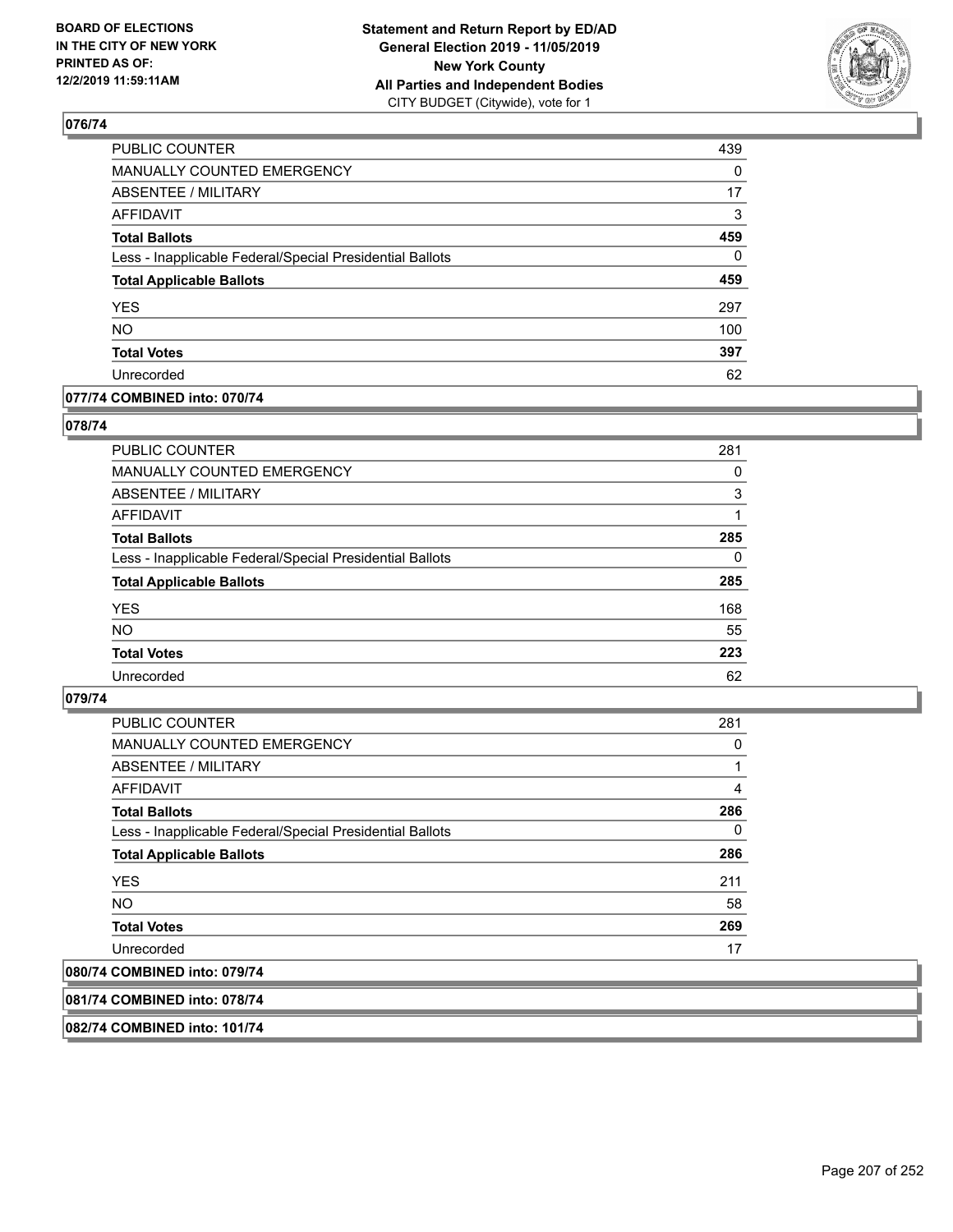## 076/74

| | |
|---|---|
| PUBLIC COUNTER | 439 |
| MANUALLY COUNTED EMERGENCY | 0 |
| ABSENTEE / MILITARY | 17 |
| AFFIDAVIT | 3 |
| **Total Ballots** | **459** |
| Less - Inapplicable Federal/Special Presidential Ballots | 0 |
| **Total Applicable Ballots** | **459** |
| YES | 297 |
| NO | 100 |
| **Total Votes** | **397** |
| Unrecorded | 62 |

## 077/74 COMBINED into: 070/74

## 078/74

| | |
|---|---|
| PUBLIC COUNTER | 281 |
| MANUALLY COUNTED EMERGENCY | 0 |
| ABSENTEE / MILITARY | 3 |
| AFFIDAVIT | 1 |
| **Total Ballots** | **285** |
| Less - Inapplicable Federal/Special Presidential Ballots | 0 |
| **Total Applicable Ballots** | **285** |
| YES | 168 |
| NO | 55 |
| **Total Votes** | **223** |
| Unrecorded | 62 |

## 079/74

| | |
|---|---|
| PUBLIC COUNTER | 281 |
| MANUALLY COUNTED EMERGENCY | 0 |
| ABSENTEE / MILITARY | 1 |
| AFFIDAVIT | 4 |
| **Total Ballots** | **286** |
| Less - Inapplicable Federal/Special Presidential Ballots | 0 |
| **Total Applicable Ballots** | **286** |
| YES | 211 |
| NO | 58 |
| **Total Votes** | **269** |
| Unrecorded | 17 |

## 080/74 COMBINED into: 079/74

## 081/74 COMBINED into: 078/74

## 082/74 COMBINED into: 101/74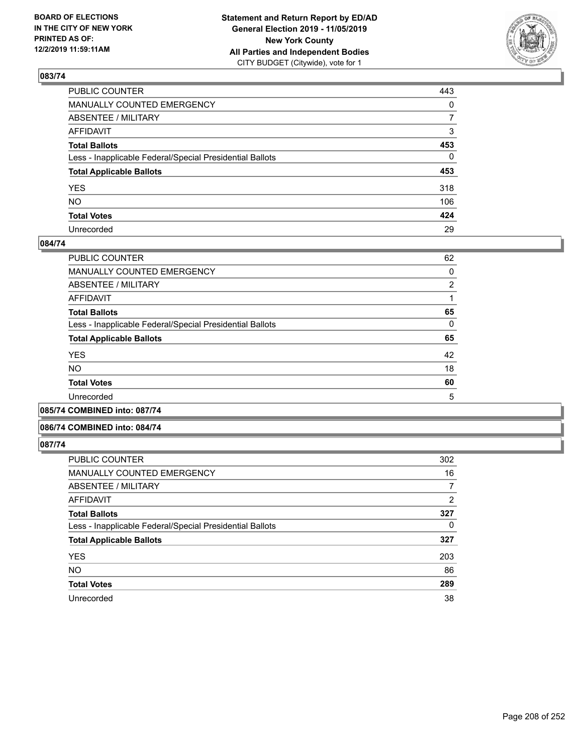BOARD OF ELECTIONS
IN THE CITY OF NEW YORK
PRINTED AS OF:
12/2/2019 11:59:11AM

**Statement and Return Report by ED/AD**
**General Election 2019 - 11/05/2019**
**New York County**
**All Parties and Independent Bodies**
CITY BUDGET (Citywide), vote for 1

### 083/74

| | |
|---|---|
| PUBLIC COUNTER | 443 |
| MANUALLY COUNTED EMERGENCY | 0 |
| ABSENTEE / MILITARY | 7 |
| AFFIDAVIT | 3 |
| **Total Ballots** | **453** |
| Less - Inapplicable Federal/Special Presidential Ballots | 0 |
| **Total Applicable Ballots** | **453** |
| YES | 318 |
| NO | 106 |
| **Total Votes** | **424** |
| Unrecorded | 29 |

### 084/74

| | |
|---|---|
| PUBLIC COUNTER | 62 |
| MANUALLY COUNTED EMERGENCY | 0 |
| ABSENTEE / MILITARY | 2 |
| AFFIDAVIT | 1 |
| **Total Ballots** | **65** |
| Less - Inapplicable Federal/Special Presidential Ballots | 0 |
| **Total Applicable Ballots** | **65** |
| YES | 42 |
| NO | 18 |
| **Total Votes** | **60** |
| Unrecorded | 5 |

### 085/74 COMBINED into: 087/74

### 086/74 COMBINED into: 084/74

### 087/74

| | |
|---|---|
| PUBLIC COUNTER | 302 |
| MANUALLY COUNTED EMERGENCY | 16 |
| ABSENTEE / MILITARY | 7 |
| AFFIDAVIT | 2 |
| **Total Ballots** | **327** |
| Less - Inapplicable Federal/Special Presidential Ballots | 0 |
| **Total Applicable Ballots** | **327** |
| YES | 203 |
| NO | 86 |
| **Total Votes** | **289** |
| Unrecorded | 38 |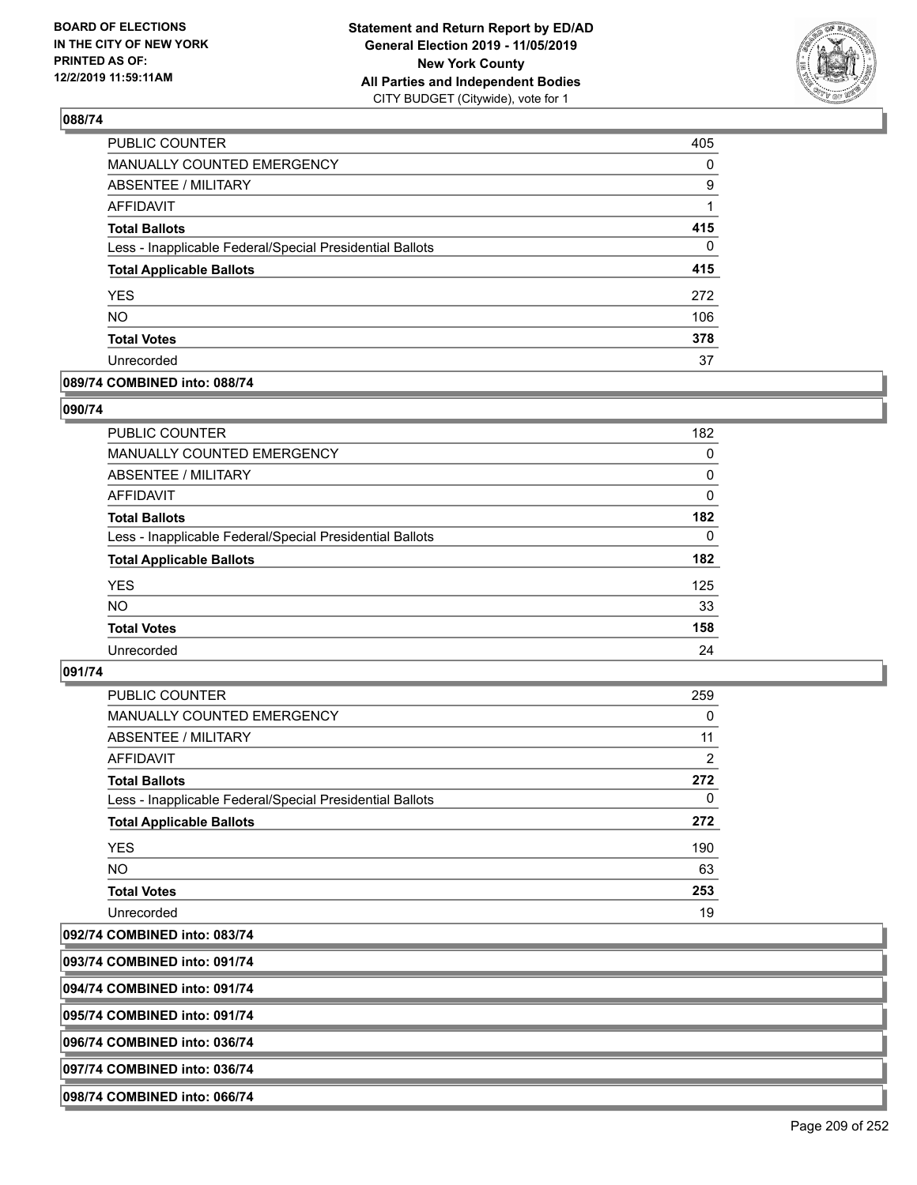### 088/74

| | |
|---|---|
| PUBLIC COUNTER | 405 |
| MANUALLY COUNTED EMERGENCY | 0 |
| ABSENTEE / MILITARY | 9 |
| AFFIDAVIT | 1 |
| **Total Ballots** | **415** |
| Less - Inapplicable Federal/Special Presidential Ballots | 0 |
| **Total Applicable Ballots** | **415** |
| YES | 272 |
| NO | 106 |
| **Total Votes** | **378** |
| Unrecorded | 37 |

### 089/74 COMBINED into: 088/74

### 090/74

| | |
|---|---|
| PUBLIC COUNTER | 182 |
| MANUALLY COUNTED EMERGENCY | 0 |
| ABSENTEE / MILITARY | 0 |
| AFFIDAVIT | 0 |
| **Total Ballots** | **182** |
| Less - Inapplicable Federal/Special Presidential Ballots | 0 |
| **Total Applicable Ballots** | **182** |
| YES | 125 |
| NO | 33 |
| **Total Votes** | **158** |
| Unrecorded | 24 |

### 091/74

| | |
|---|---|
| PUBLIC COUNTER | 259 |
| MANUALLY COUNTED EMERGENCY | 0 |
| ABSENTEE / MILITARY | 11 |
| AFFIDAVIT | 2 |
| **Total Ballots** | **272** |
| Less - Inapplicable Federal/Special Presidential Ballots | 0 |
| **Total Applicable Ballots** | **272** |
| YES | 190 |
| NO | 63 |
| **Total Votes** | **253** |
| Unrecorded | 19 |

### 092/74 COMBINED into: 083/74

### 093/74 COMBINED into: 091/74

### 094/74 COMBINED into: 091/74

### 095/74 COMBINED into: 091/74

### 096/74 COMBINED into: 036/74

### 097/74 COMBINED into: 036/74

### 098/74 COMBINED into: 066/74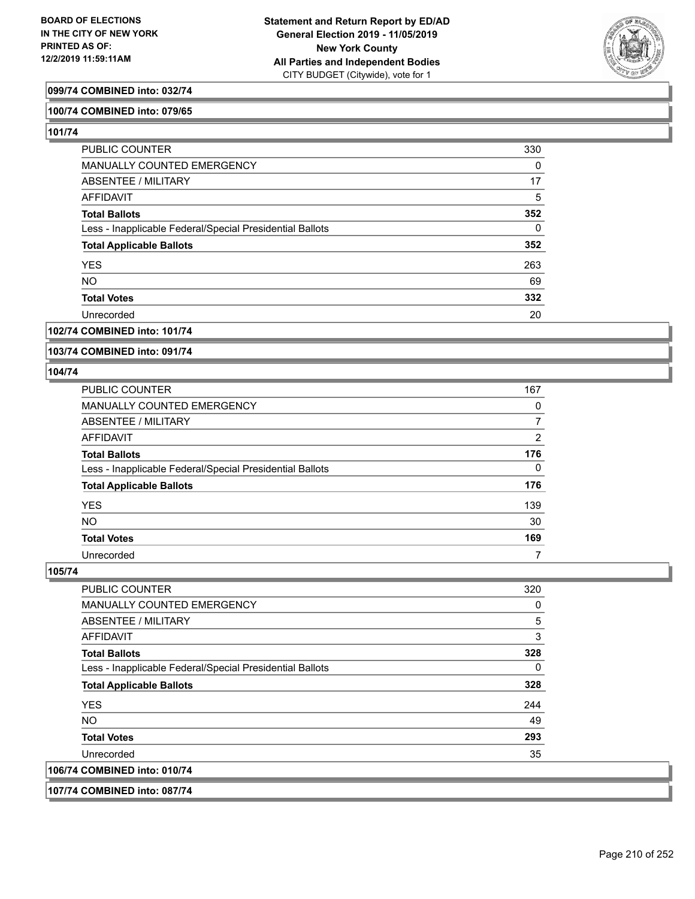**099/74 COMBINED into: 032/74**

**100/74 COMBINED into: 079/65**

**101/74**

| | |
|---|---|
| PUBLIC COUNTER | 330 |
| MANUALLY COUNTED EMERGENCY | 0 |
| ABSENTEE / MILITARY | 17 |
| AFFIDAVIT | 5 |
| **Total Ballots** | **352** |
| Less - Inapplicable Federal/Special Presidential Ballots | 0 |
| **Total Applicable Ballots** | **352** |
| YES | 263 |
| NO | 69 |
| **Total Votes** | **332** |
| Unrecorded | 20 |

**102/74 COMBINED into: 101/74**

**103/74 COMBINED into: 091/74**

**104/74**

| | |
|---|---|
| PUBLIC COUNTER | 167 |
| MANUALLY COUNTED EMERGENCY | 0 |
| ABSENTEE / MILITARY | 7 |
| AFFIDAVIT | 2 |
| **Total Ballots** | **176** |
| Less - Inapplicable Federal/Special Presidential Ballots | 0 |
| **Total Applicable Ballots** | **176** |
| YES | 139 |
| NO | 30 |
| **Total Votes** | **169** |
| Unrecorded | 7 |

**105/74**

| | |
|---|---|
| PUBLIC COUNTER | 320 |
| MANUALLY COUNTED EMERGENCY | 0 |
| ABSENTEE / MILITARY | 5 |
| AFFIDAVIT | 3 |
| **Total Ballots** | **328** |
| Less - Inapplicable Federal/Special Presidential Ballots | 0 |
| **Total Applicable Ballots** | **328** |
| YES | 244 |
| NO | 49 |
| **Total Votes** | **293** |
| Unrecorded | 35 |

**106/74 COMBINED into: 010/74**

**107/74 COMBINED into: 087/74**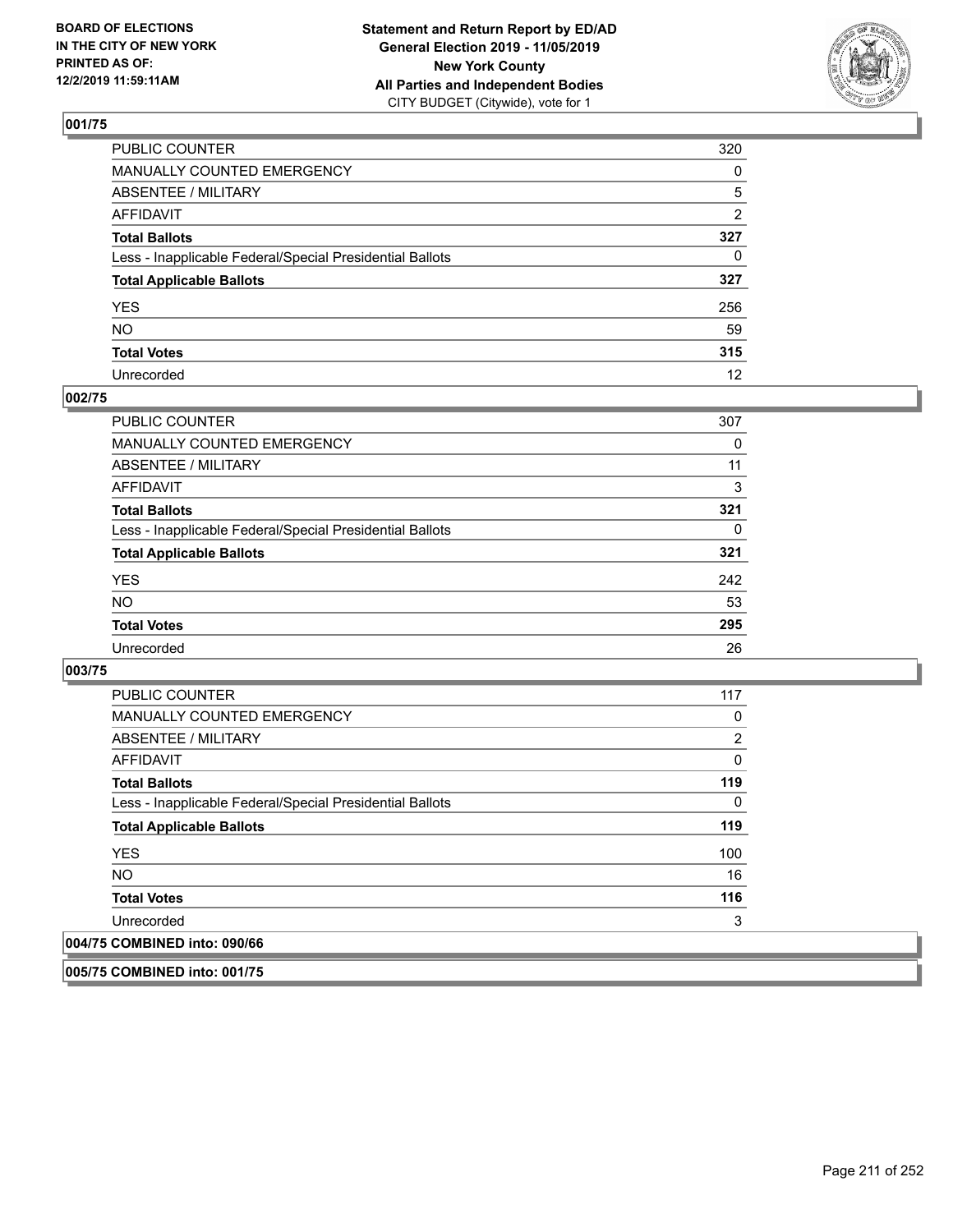BOARD OF ELECTIONS
IN THE CITY OF NEW YORK
PRINTED AS OF:
12/2/2019 11:59:11AM

**Statement and Return Report by ED/AD**
**General Election 2019 - 11/05/2019**
**New York County**
**All Parties and Independent Bodies**
CITY BUDGET (Citywide), vote for 1

## 001/75

| | |
|---|---|
| PUBLIC COUNTER | 320 |
| MANUALLY COUNTED EMERGENCY | 0 |
| ABSENTEE / MILITARY | 5 |
| AFFIDAVIT | 2 |
| **Total Ballots** | **327** |
| Less - Inapplicable Federal/Special Presidential Ballots | 0 |
| **Total Applicable Ballots** | **327** |
| YES | 256 |
| NO | 59 |
| **Total Votes** | **315** |
| Unrecorded | 12 |

## 002/75

| | |
|---|---|
| PUBLIC COUNTER | 307 |
| MANUALLY COUNTED EMERGENCY | 0 |
| ABSENTEE / MILITARY | 11 |
| AFFIDAVIT | 3 |
| **Total Ballots** | **321** |
| Less - Inapplicable Federal/Special Presidential Ballots | 0 |
| **Total Applicable Ballots** | **321** |
| YES | 242 |
| NO | 53 |
| **Total Votes** | **295** |
| Unrecorded | 26 |

## 003/75

| | |
|---|---|
| PUBLIC COUNTER | 117 |
| MANUALLY COUNTED EMERGENCY | 0 |
| ABSENTEE / MILITARY | 2 |
| AFFIDAVIT | 0 |
| **Total Ballots** | **119** |
| Less - Inapplicable Federal/Special Presidential Ballots | 0 |
| **Total Applicable Ballots** | **119** |
| YES | 100 |
| NO | 16 |
| **Total Votes** | **116** |
| Unrecorded | 3 |

## 004/75 COMBINED into: 090/66

## 005/75 COMBINED into: 001/75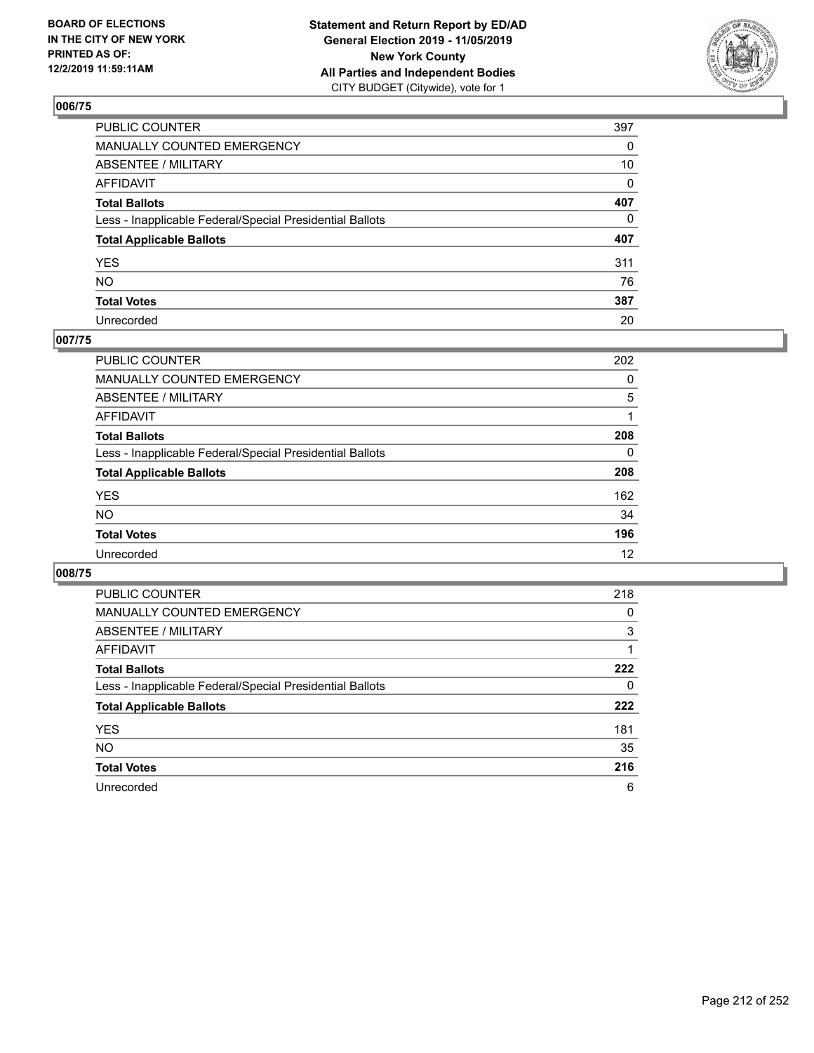**BOARD OF ELECTIONS IN THE CITY OF NEW YORK PRINTED AS OF: 12/2/2019 11:59:11AM**

**Statement and Return Report by ED/AD General Election 2019 - 11/05/2019 New York County All Parties and Independent Bodies**
CITY BUDGET (Citywide), vote for 1

## 006/75

| | |
|---|---|
| PUBLIC COUNTER | 397 |
| MANUALLY COUNTED EMERGENCY | 0 |
| ABSENTEE / MILITARY | 10 |
| AFFIDAVIT | 0 |
| **Total Ballots** | **407** |
| Less - Inapplicable Federal/Special Presidential Ballots | 0 |
| **Total Applicable Ballots** | **407** |
| YES | 311 |
| NO | 76 |
| **Total Votes** | **387** |
| Unrecorded | 20 |

## 007/75

| | |
|---|---|
| PUBLIC COUNTER | 202 |
| MANUALLY COUNTED EMERGENCY | 0 |
| ABSENTEE / MILITARY | 5 |
| AFFIDAVIT | 1 |
| **Total Ballots** | **208** |
| Less - Inapplicable Federal/Special Presidential Ballots | 0 |
| **Total Applicable Ballots** | **208** |
| YES | 162 |
| NO | 34 |
| **Total Votes** | **196** |
| Unrecorded | 12 |

## 008/75

| | |
|---|---|
| PUBLIC COUNTER | 218 |
| MANUALLY COUNTED EMERGENCY | 0 |
| ABSENTEE / MILITARY | 3 |
| AFFIDAVIT | 1 |
| **Total Ballots** | **222** |
| Less - Inapplicable Federal/Special Presidential Ballots | 0 |
| **Total Applicable Ballots** | **222** |
| YES | 181 |
| NO | 35 |
| **Total Votes** | **216** |
| Unrecorded | 6 |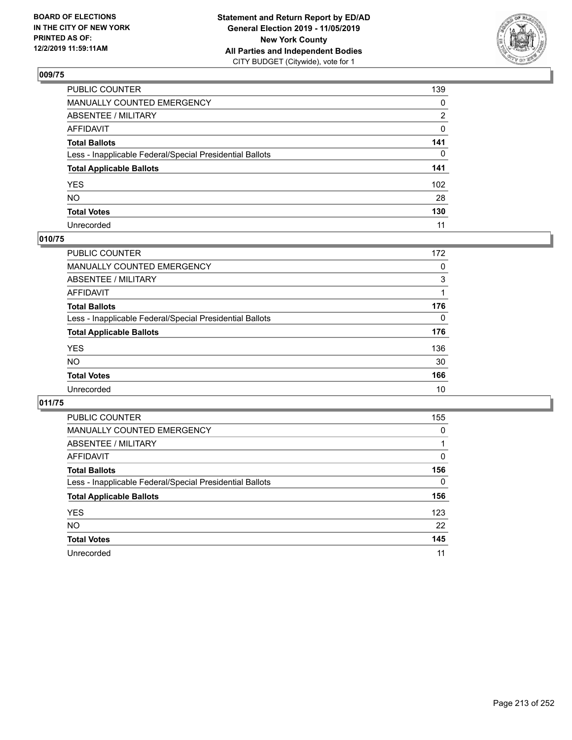BOARD OF ELECTIONS
IN THE CITY OF NEW YORK
PRINTED AS OF:
12/2/2019 11:59:11AM

**Statement and Return Report by ED/AD**
**General Election 2019 - 11/05/2019**
**New York County**
**All Parties and Independent Bodies**
CITY BUDGET (Citywide), vote for 1

### 009/75

| | |
|---|---|
| PUBLIC COUNTER | 139 |
| MANUALLY COUNTED EMERGENCY | 0 |
| ABSENTEE / MILITARY | 2 |
| AFFIDAVIT | 0 |
| **Total Ballots** | **141** |
| Less - Inapplicable Federal/Special Presidential Ballots | 0 |
| **Total Applicable Ballots** | **141** |
| YES | 102 |
| NO | 28 |
| **Total Votes** | **130** |
| Unrecorded | 11 |

### 010/75

| | |
|---|---|
| PUBLIC COUNTER | 172 |
| MANUALLY COUNTED EMERGENCY | 0 |
| ABSENTEE / MILITARY | 3 |
| AFFIDAVIT | 1 |
| **Total Ballots** | **176** |
| Less - Inapplicable Federal/Special Presidential Ballots | 0 |
| **Total Applicable Ballots** | **176** |
| YES | 136 |
| NO | 30 |
| **Total Votes** | **166** |
| Unrecorded | 10 |

### 011/75

| | |
|---|---|
| PUBLIC COUNTER | 155 |
| MANUALLY COUNTED EMERGENCY | 0 |
| ABSENTEE / MILITARY | 1 |
| AFFIDAVIT | 0 |
| **Total Ballots** | **156** |
| Less - Inapplicable Federal/Special Presidential Ballots | 0 |
| **Total Applicable Ballots** | **156** |
| YES | 123 |
| NO | 22 |
| **Total Votes** | **145** |
| Unrecorded | 11 |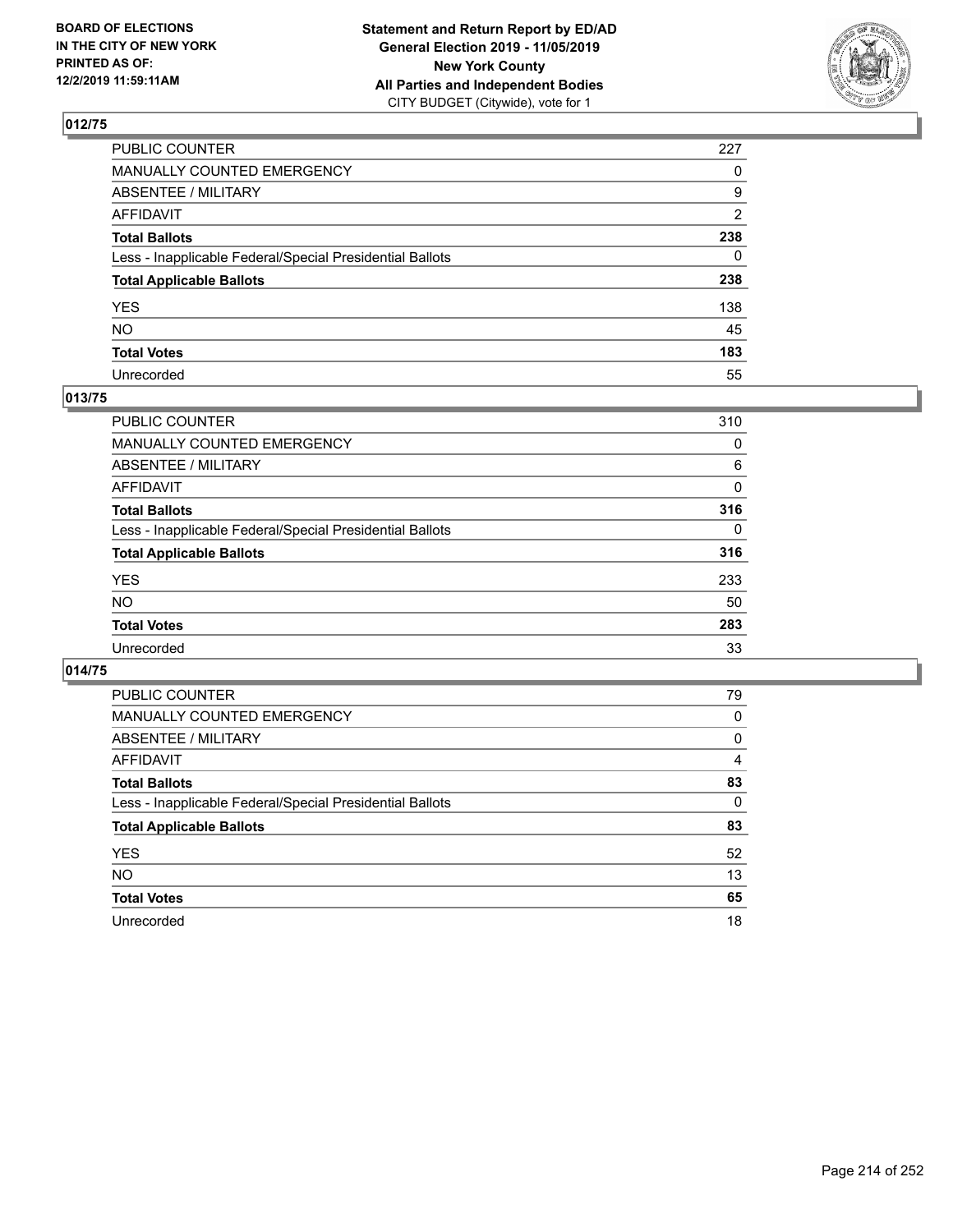**Statement and Return Report by ED/AD**
**General Election 2019 - 11/05/2019**
**New York County**
**All Parties and Independent Bodies**
CITY BUDGET (Citywide), vote for 1

BOARD OF ELECTIONS IN THE CITY OF NEW YORK PRINTED AS OF: 12/2/2019 11:59:11AM

## 012/75

| | |
|---|---|
| PUBLIC COUNTER | 227 |
| MANUALLY COUNTED EMERGENCY | 0 |
| ABSENTEE / MILITARY | 9 |
| AFFIDAVIT | 2 |
| **Total Ballots** | **238** |
| Less - Inapplicable Federal/Special Presidential Ballots | 0 |
| **Total Applicable Ballots** | **238** |
| YES | 138 |
| NO | 45 |
| **Total Votes** | **183** |
| Unrecorded | 55 |

## 013/75

| | |
|---|---|
| PUBLIC COUNTER | 310 |
| MANUALLY COUNTED EMERGENCY | 0 |
| ABSENTEE / MILITARY | 6 |
| AFFIDAVIT | 0 |
| **Total Ballots** | **316** |
| Less - Inapplicable Federal/Special Presidential Ballots | 0 |
| **Total Applicable Ballots** | **316** |
| YES | 233 |
| NO | 50 |
| **Total Votes** | **283** |
| Unrecorded | 33 |

## 014/75

| | |
|---|---|
| PUBLIC COUNTER | 79 |
| MANUALLY COUNTED EMERGENCY | 0 |
| ABSENTEE / MILITARY | 0 |
| AFFIDAVIT | 4 |
| **Total Ballots** | **83** |
| Less - Inapplicable Federal/Special Presidential Ballots | 0 |
| **Total Applicable Ballots** | **83** |
| YES | 52 |
| NO | 13 |
| **Total Votes** | **65** |
| Unrecorded | 18 |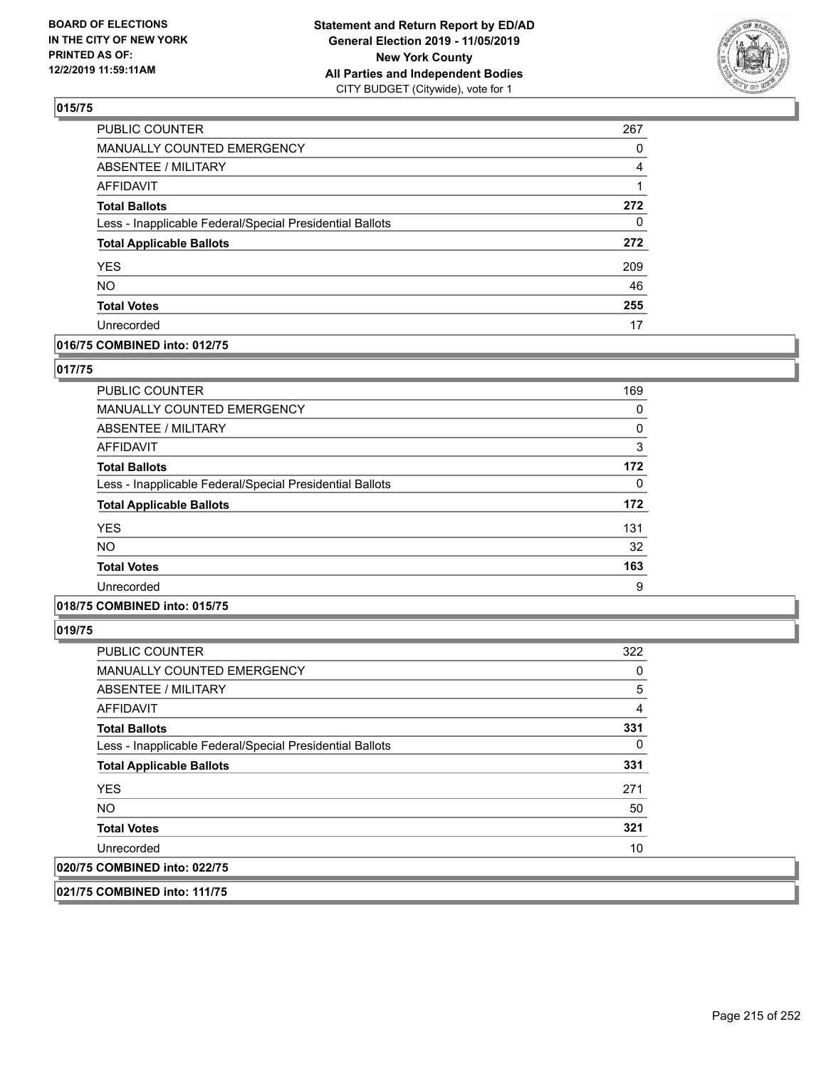## 015/75

| | |
|---|---|
| PUBLIC COUNTER | 267 |
| MANUALLY COUNTED EMERGENCY | 0 |
| ABSENTEE / MILITARY | 4 |
| AFFIDAVIT | 1 |
| **Total Ballots** | **272** |
| Less - Inapplicable Federal/Special Presidential Ballots | 0 |
| **Total Applicable Ballots** | **272** |
| YES | 209 |
| NO | 46 |
| **Total Votes** | **255** |
| Unrecorded | 17 |

## 016/75 COMBINED into: 012/75

## 017/75

| | |
|---|---|
| PUBLIC COUNTER | 169 |
| MANUALLY COUNTED EMERGENCY | 0 |
| ABSENTEE / MILITARY | 0 |
| AFFIDAVIT | 3 |
| **Total Ballots** | **172** |
| Less - Inapplicable Federal/Special Presidential Ballots | 0 |
| **Total Applicable Ballots** | **172** |
| YES | 131 |
| NO | 32 |
| **Total Votes** | **163** |
| Unrecorded | 9 |

## 018/75 COMBINED into: 015/75

## 019/75

| | |
|---|---|
| PUBLIC COUNTER | 322 |
| MANUALLY COUNTED EMERGENCY | 0 |
| ABSENTEE / MILITARY | 5 |
| AFFIDAVIT | 4 |
| **Total Ballots** | **331** |
| Less - Inapplicable Federal/Special Presidential Ballots | 0 |
| **Total Applicable Ballots** | **331** |
| YES | 271 |
| NO | 50 |
| **Total Votes** | **321** |
| Unrecorded | 10 |

## 020/75 COMBINED into: 022/75

## 021/75 COMBINED into: 111/75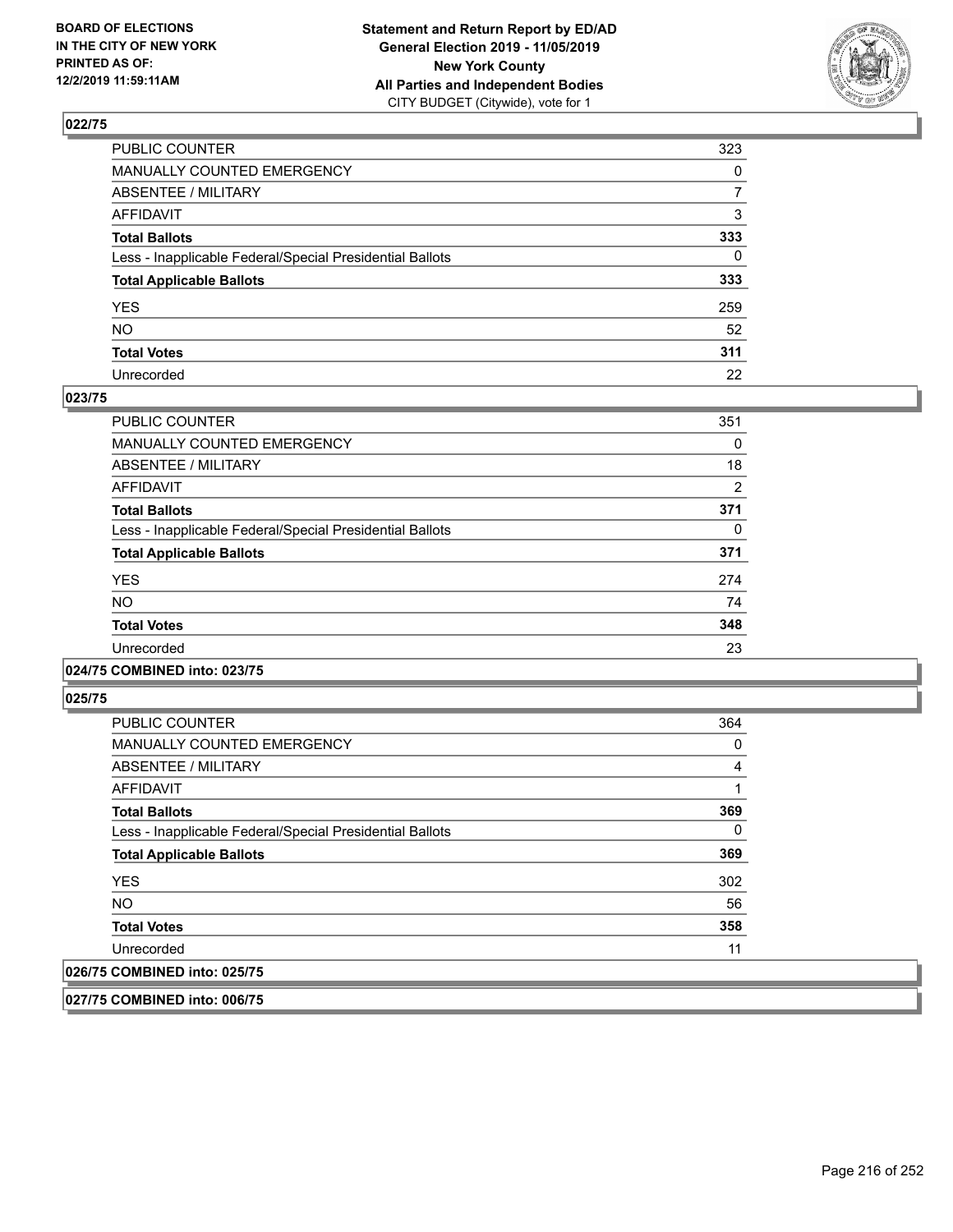**BOARD OF ELECTIONS IN THE CITY OF NEW YORK PRINTED AS OF: 12/2/2019 11:59:11AM**

**Statement and Return Report by ED/AD General Election 2019 - 11/05/2019 New York County All Parties and Independent Bodies**
CITY BUDGET (Citywide), vote for 1

### 022/75

| | |
|---|---|
| PUBLIC COUNTER | 323 |
| MANUALLY COUNTED EMERGENCY | 0 |
| ABSENTEE / MILITARY | 7 |
| AFFIDAVIT | 3 |
| **Total Ballots** | **333** |
| Less - Inapplicable Federal/Special Presidential Ballots | 0 |
| **Total Applicable Ballots** | **333** |
| YES | 259 |
| NO | 52 |
| **Total Votes** | **311** |
| Unrecorded | 22 |

### 023/75

| | |
|---|---|
| PUBLIC COUNTER | 351 |
| MANUALLY COUNTED EMERGENCY | 0 |
| ABSENTEE / MILITARY | 18 |
| AFFIDAVIT | 2 |
| **Total Ballots** | **371** |
| Less - Inapplicable Federal/Special Presidential Ballots | 0 |
| **Total Applicable Ballots** | **371** |
| YES | 274 |
| NO | 74 |
| **Total Votes** | **348** |
| Unrecorded | 23 |

### 024/75 COMBINED into: 023/75

### 025/75

| | |
|---|---|
| PUBLIC COUNTER | 364 |
| MANUALLY COUNTED EMERGENCY | 0 |
| ABSENTEE / MILITARY | 4 |
| AFFIDAVIT | 1 |
| **Total Ballots** | **369** |
| Less - Inapplicable Federal/Special Presidential Ballots | 0 |
| **Total Applicable Ballots** | **369** |
| YES | 302 |
| NO | 56 |
| **Total Votes** | **358** |
| Unrecorded | 11 |

### 026/75 COMBINED into: 025/75

### 027/75 COMBINED into: 006/75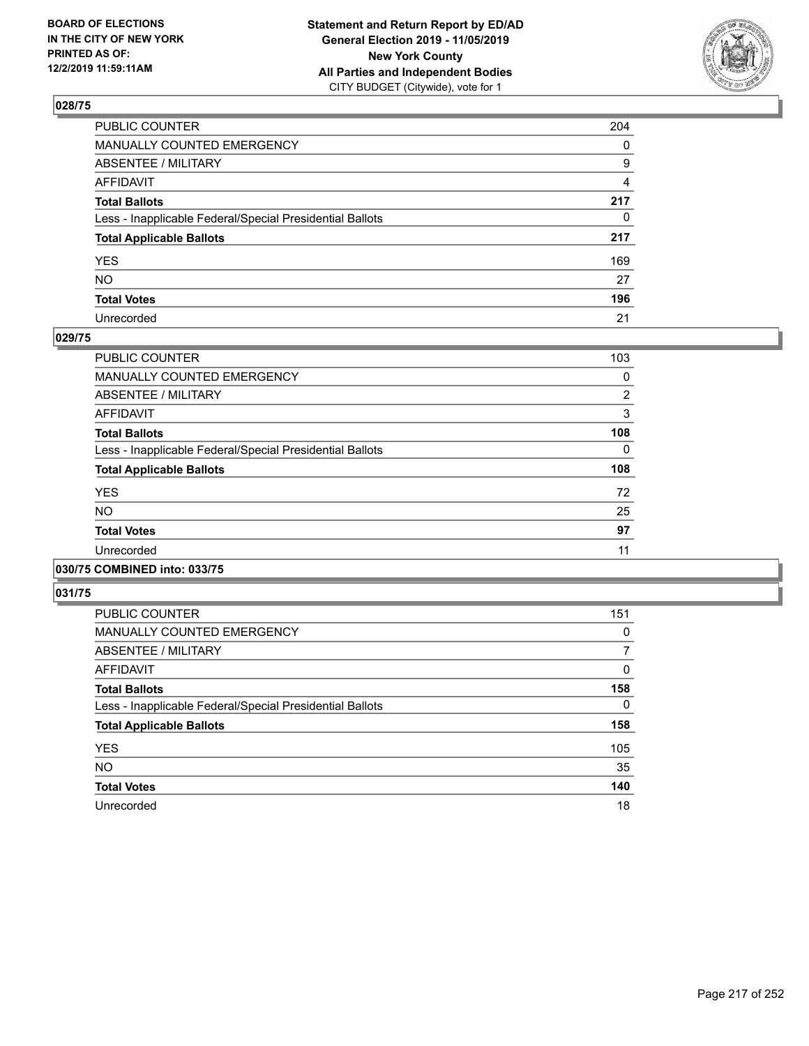### 028/75

| | |
|---|---|
| PUBLIC COUNTER | 204 |
| MANUALLY COUNTED EMERGENCY | 0 |
| ABSENTEE / MILITARY | 9 |
| AFFIDAVIT | 4 |
| **Total Ballots** | **217** |
| Less - Inapplicable Federal/Special Presidential Ballots | 0 |
| **Total Applicable Ballots** | **217** |
| YES | 169 |
| NO | 27 |
| **Total Votes** | **196** |
| Unrecorded | 21 |

### 029/75

| | |
|---|---|
| PUBLIC COUNTER | 103 |
| MANUALLY COUNTED EMERGENCY | 0 |
| ABSENTEE / MILITARY | 2 |
| AFFIDAVIT | 3 |
| **Total Ballots** | **108** |
| Less - Inapplicable Federal/Special Presidential Ballots | 0 |
| **Total Applicable Ballots** | **108** |
| YES | 72 |
| NO | 25 |
| **Total Votes** | **97** |
| Unrecorded | 11 |

### 030/75 COMBINED into: 033/75

### 031/75

| | |
|---|---|
| PUBLIC COUNTER | 151 |
| MANUALLY COUNTED EMERGENCY | 0 |
| ABSENTEE / MILITARY | 7 |
| AFFIDAVIT | 0 |
| **Total Ballots** | **158** |
| Less - Inapplicable Federal/Special Presidential Ballots | 0 |
| **Total Applicable Ballots** | **158** |
| YES | 105 |
| NO | 35 |
| **Total Votes** | **140** |
| Unrecorded | 18 |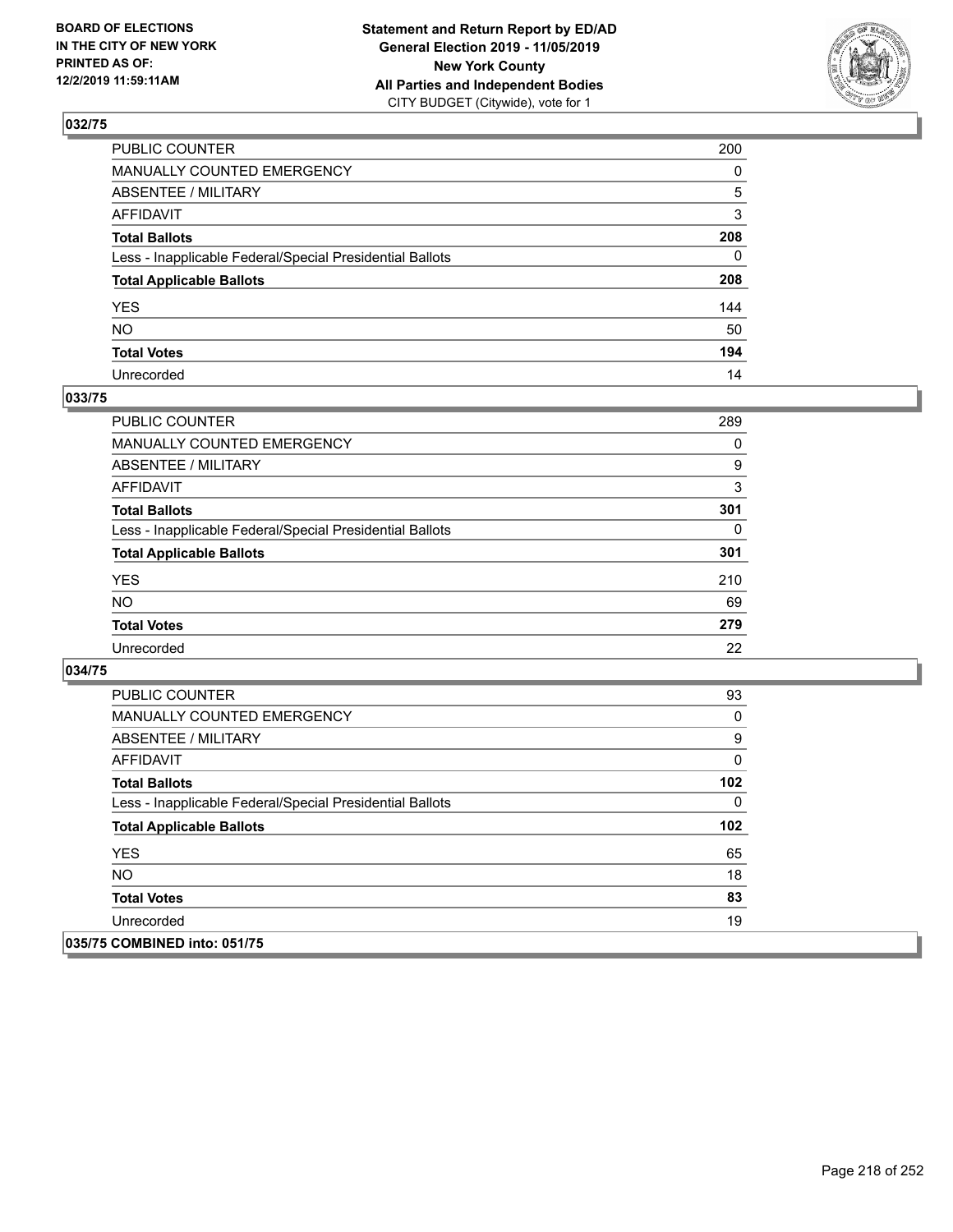## 032/75

| | |
|---|---|
| PUBLIC COUNTER | 200 |
| MANUALLY COUNTED EMERGENCY | 0 |
| ABSENTEE / MILITARY | 5 |
| AFFIDAVIT | 3 |
| **Total Ballots** | **208** |
| Less - Inapplicable Federal/Special Presidential Ballots | 0 |
| **Total Applicable Ballots** | **208** |
| YES | 144 |
| NO | 50 |
| **Total Votes** | **194** |
| Unrecorded | 14 |

## 033/75

| | |
|---|---|
| PUBLIC COUNTER | 289 |
| MANUALLY COUNTED EMERGENCY | 0 |
| ABSENTEE / MILITARY | 9 |
| AFFIDAVIT | 3 |
| **Total Ballots** | **301** |
| Less - Inapplicable Federal/Special Presidential Ballots | 0 |
| **Total Applicable Ballots** | **301** |
| YES | 210 |
| NO | 69 |
| **Total Votes** | **279** |
| Unrecorded | 22 |

## 034/75

| | |
|---|---|
| PUBLIC COUNTER | 93 |
| MANUALLY COUNTED EMERGENCY | 0 |
| ABSENTEE / MILITARY | 9 |
| AFFIDAVIT | 0 |
| **Total Ballots** | **102** |
| Less - Inapplicable Federal/Special Presidential Ballots | 0 |
| **Total Applicable Ballots** | **102** |
| YES | 65 |
| NO | 18 |
| **Total Votes** | **83** |
| Unrecorded | 19 |

## 035/75 COMBINED into: 051/75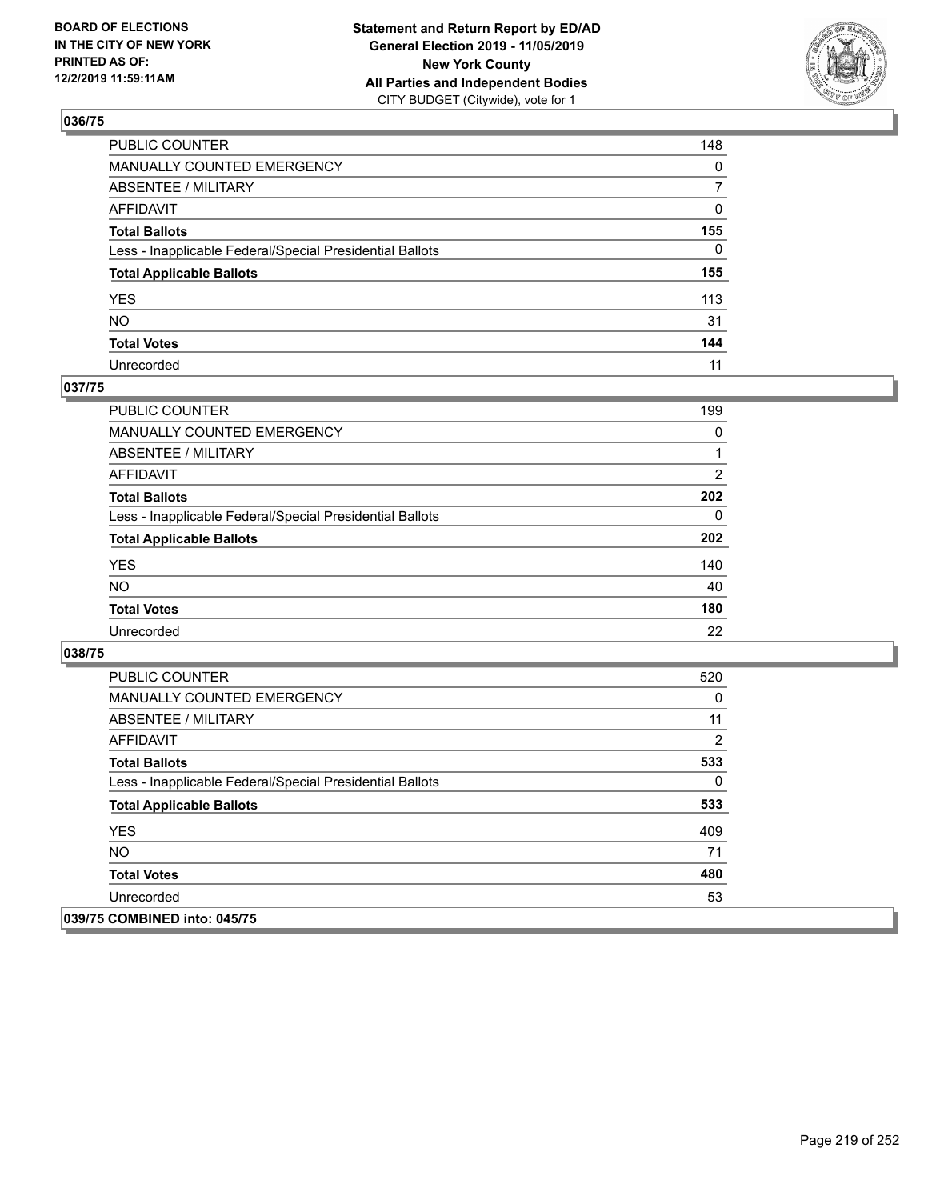**BOARD OF ELECTIONS IN THE CITY OF NEW YORK PRINTED AS OF: 12/2/2019 11:59:11AM**

**Statement and Return Report by ED/AD General Election 2019 - 11/05/2019 New York County All Parties and Independent Bodies**
CITY BUDGET (Citywide), vote for 1

## 036/75

| | |
|---|---|
| PUBLIC COUNTER | 148 |
| MANUALLY COUNTED EMERGENCY | 0 |
| ABSENTEE / MILITARY | 7 |
| AFFIDAVIT | 0 |
| **Total Ballots** | **155** |
| Less - Inapplicable Federal/Special Presidential Ballots | 0 |
| **Total Applicable Ballots** | **155** |
| YES | 113 |
| NO | 31 |
| **Total Votes** | **144** |
| Unrecorded | 11 |

## 037/75

| | |
|---|---|
| PUBLIC COUNTER | 199 |
| MANUALLY COUNTED EMERGENCY | 0 |
| ABSENTEE / MILITARY | 1 |
| AFFIDAVIT | 2 |
| **Total Ballots** | **202** |
| Less - Inapplicable Federal/Special Presidential Ballots | 0 |
| **Total Applicable Ballots** | **202** |
| YES | 140 |
| NO | 40 |
| **Total Votes** | **180** |
| Unrecorded | 22 |

## 038/75

| | |
|---|---|
| PUBLIC COUNTER | 520 |
| MANUALLY COUNTED EMERGENCY | 0 |
| ABSENTEE / MILITARY | 11 |
| AFFIDAVIT | 2 |
| **Total Ballots** | **533** |
| Less - Inapplicable Federal/Special Presidential Ballots | 0 |
| **Total Applicable Ballots** | **533** |
| YES | 409 |
| NO | 71 |
| **Total Votes** | **480** |
| Unrecorded | 53 |

## 039/75 COMBINED into: 045/75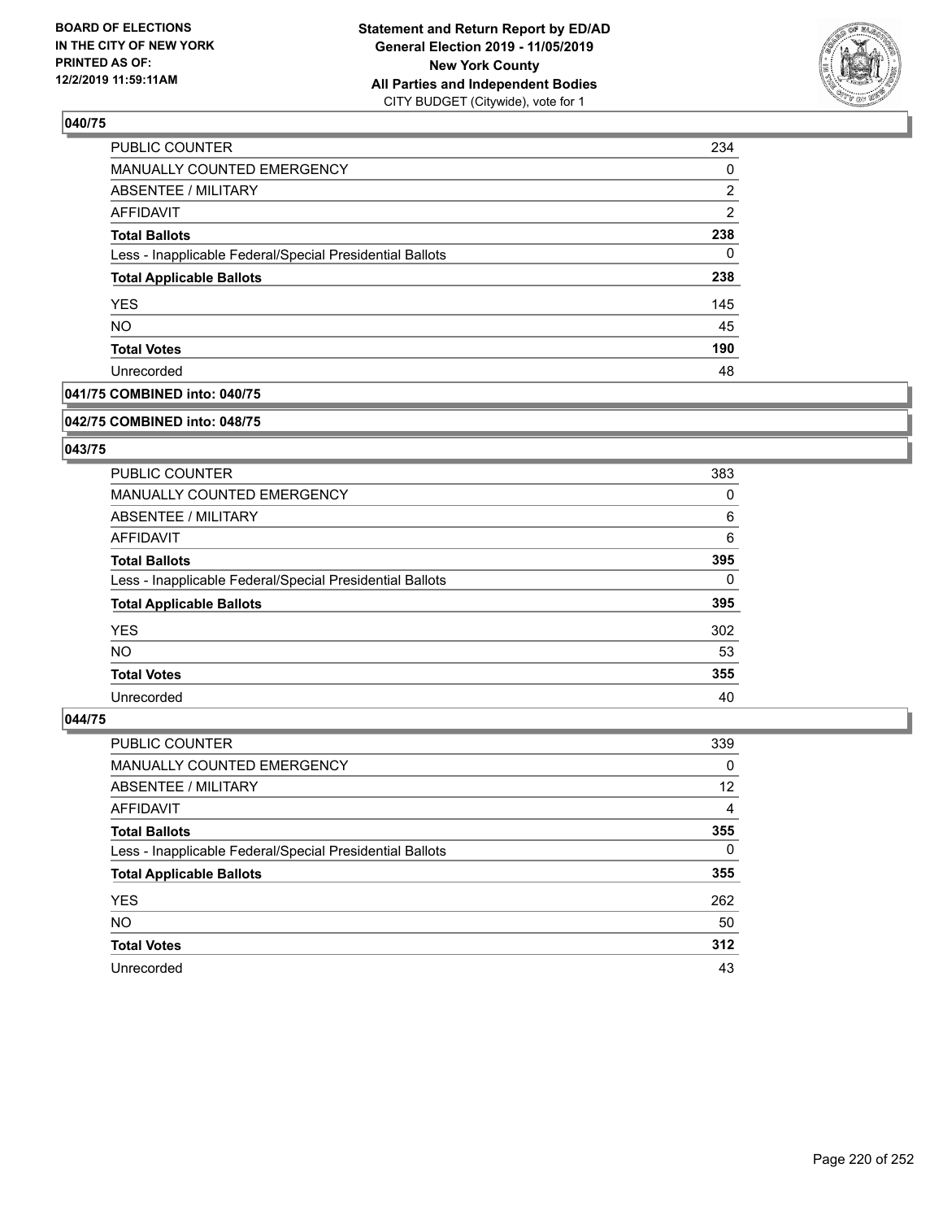**BOARD OF ELECTIONS IN THE CITY OF NEW YORK PRINTED AS OF: 12/2/2019 11:59:11AM**

**Statement and Return Report by ED/AD General Election 2019 - 11/05/2019 New York County All Parties and Independent Bodies**
CITY BUDGET (Citywide), vote for 1

## 040/75

| | |
|---|---|
| PUBLIC COUNTER | 234 |
| MANUALLY COUNTED EMERGENCY | 0 |
| ABSENTEE / MILITARY | 2 |
| AFFIDAVIT | 2 |
| **Total Ballots** | **238** |
| Less - Inapplicable Federal/Special Presidential Ballots | 0 |
| **Total Applicable Ballots** | **238** |
| YES | 145 |
| NO | 45 |
| **Total Votes** | **190** |
| Unrecorded | 48 |

## 041/75 COMBINED into: 040/75

## 042/75 COMBINED into: 048/75

## 043/75

| | |
|---|---|
| PUBLIC COUNTER | 383 |
| MANUALLY COUNTED EMERGENCY | 0 |
| ABSENTEE / MILITARY | 6 |
| AFFIDAVIT | 6 |
| **Total Ballots** | **395** |
| Less - Inapplicable Federal/Special Presidential Ballots | 0 |
| **Total Applicable Ballots** | **395** |
| YES | 302 |
| NO | 53 |
| **Total Votes** | **355** |
| Unrecorded | 40 |

## 044/75

| | |
|---|---|
| PUBLIC COUNTER | 339 |
| MANUALLY COUNTED EMERGENCY | 0 |
| ABSENTEE / MILITARY | 12 |
| AFFIDAVIT | 4 |
| **Total Ballots** | **355** |
| Less - Inapplicable Federal/Special Presidential Ballots | 0 |
| **Total Applicable Ballots** | **355** |
| YES | 262 |
| NO | 50 |
| **Total Votes** | **312** |
| Unrecorded | 43 |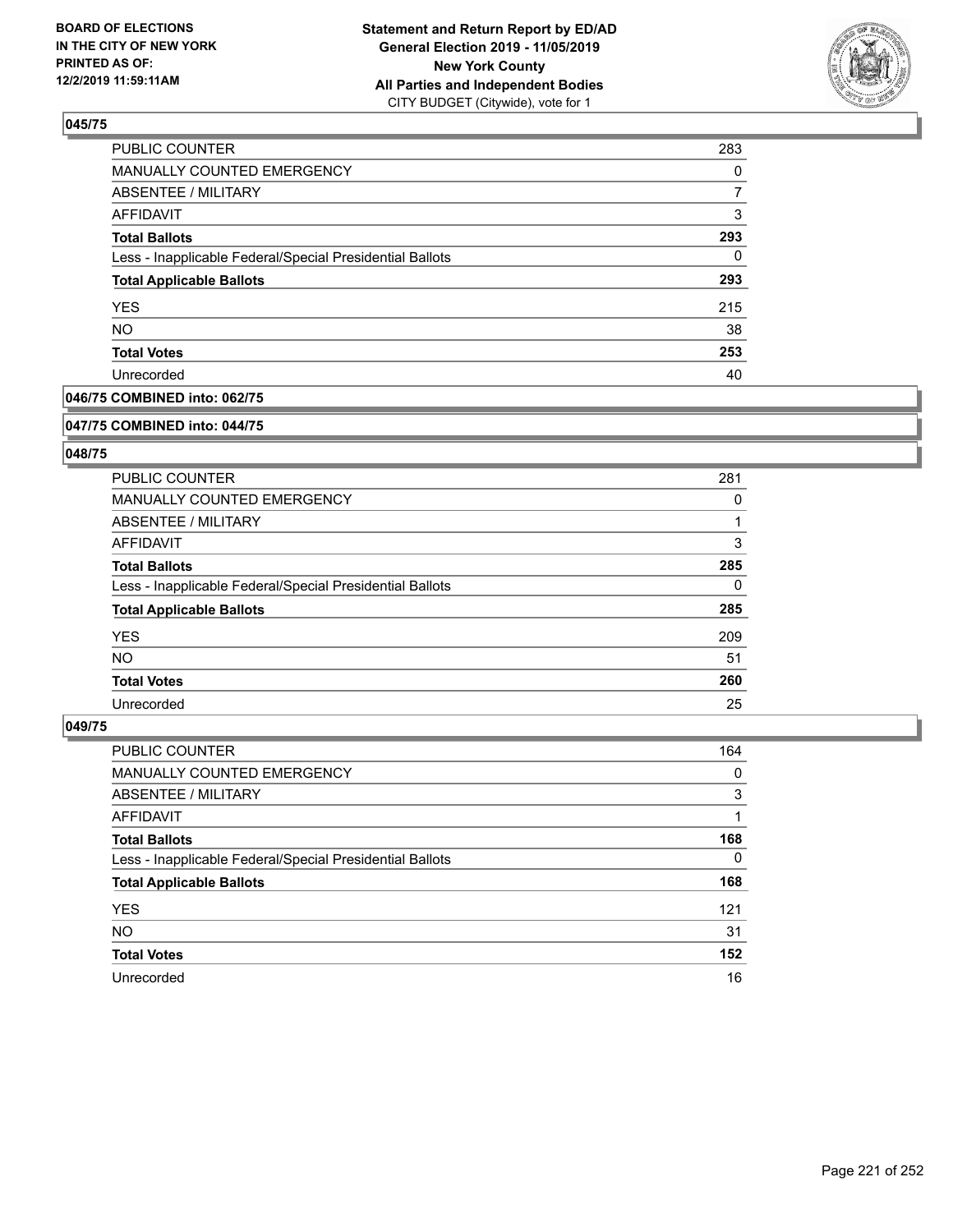**Statement and Return Report by ED/AD**
**General Election 2019 - 11/05/2019**
**New York County**
**All Parties and Independent Bodies**
CITY BUDGET (Citywide), vote for 1

BOARD OF ELECTIONS
IN THE CITY OF NEW YORK
PRINTED AS OF:
12/2/2019 11:59:11AM

### 045/75

| | |
|---|---|
| PUBLIC COUNTER | 283 |
| MANUALLY COUNTED EMERGENCY | 0 |
| ABSENTEE / MILITARY | 7 |
| AFFIDAVIT | 3 |
| **Total Ballots** | **293** |
| Less - Inapplicable Federal/Special Presidential Ballots | 0 |
| **Total Applicable Ballots** | **293** |
| YES | 215 |
| NO | 38 |
| **Total Votes** | **253** |
| Unrecorded | 40 |

### 046/75 COMBINED into: 062/75

### 047/75 COMBINED into: 044/75

### 048/75

| | |
|---|---|
| PUBLIC COUNTER | 281 |
| MANUALLY COUNTED EMERGENCY | 0 |
| ABSENTEE / MILITARY | 1 |
| AFFIDAVIT | 3 |
| **Total Ballots** | **285** |
| Less - Inapplicable Federal/Special Presidential Ballots | 0 |
| **Total Applicable Ballots** | **285** |
| YES | 209 |
| NO | 51 |
| **Total Votes** | **260** |
| Unrecorded | 25 |

### 049/75

| | |
|---|---|
| PUBLIC COUNTER | 164 |
| MANUALLY COUNTED EMERGENCY | 0 |
| ABSENTEE / MILITARY | 3 |
| AFFIDAVIT | 1 |
| **Total Ballots** | **168** |
| Less - Inapplicable Federal/Special Presidential Ballots | 0 |
| **Total Applicable Ballots** | **168** |
| YES | 121 |
| NO | 31 |
| **Total Votes** | **152** |
| Unrecorded | 16 |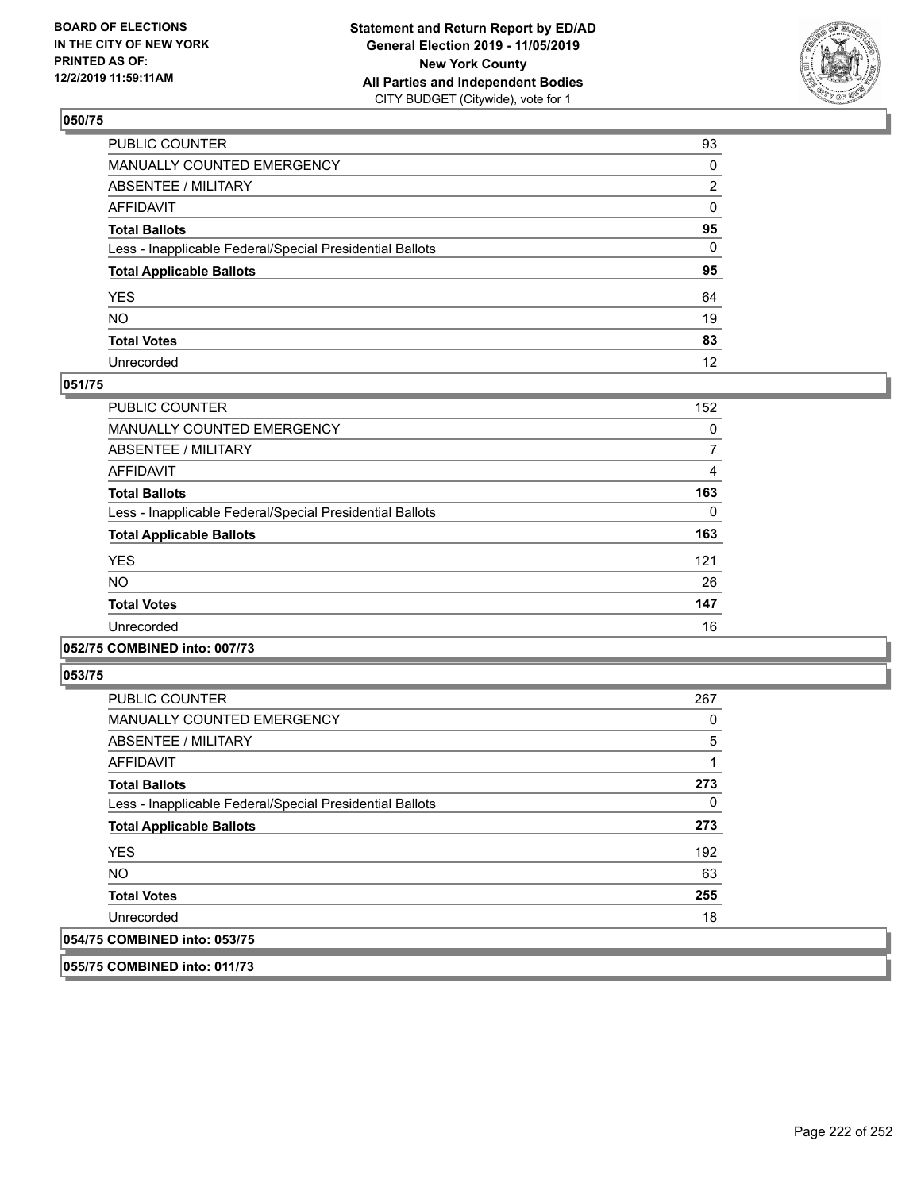## 050/75

| | |
|---|---|
| PUBLIC COUNTER | 93 |
| MANUALLY COUNTED EMERGENCY | 0 |
| ABSENTEE / MILITARY | 2 |
| AFFIDAVIT | 0 |
| **Total Ballots** | **95** |
| Less - Inapplicable Federal/Special Presidential Ballots | 0 |
| **Total Applicable Ballots** | **95** |
| YES | 64 |
| NO | 19 |
| **Total Votes** | **83** |
| Unrecorded | 12 |

## 051/75

| | |
|---|---|
| PUBLIC COUNTER | 152 |
| MANUALLY COUNTED EMERGENCY | 0 |
| ABSENTEE / MILITARY | 7 |
| AFFIDAVIT | 4 |
| **Total Ballots** | **163** |
| Less - Inapplicable Federal/Special Presidential Ballots | 0 |
| **Total Applicable Ballots** | **163** |
| YES | 121 |
| NO | 26 |
| **Total Votes** | **147** |
| Unrecorded | 16 |

## 052/75 COMBINED into: 007/73

## 053/75

| | |
|---|---|
| PUBLIC COUNTER | 267 |
| MANUALLY COUNTED EMERGENCY | 0 |
| ABSENTEE / MILITARY | 5 |
| AFFIDAVIT | 1 |
| **Total Ballots** | **273** |
| Less - Inapplicable Federal/Special Presidential Ballots | 0 |
| **Total Applicable Ballots** | **273** |
| YES | 192 |
| NO | 63 |
| **Total Votes** | **255** |
| Unrecorded | 18 |

## 054/75 COMBINED into: 053/75

## 055/75 COMBINED into: 011/73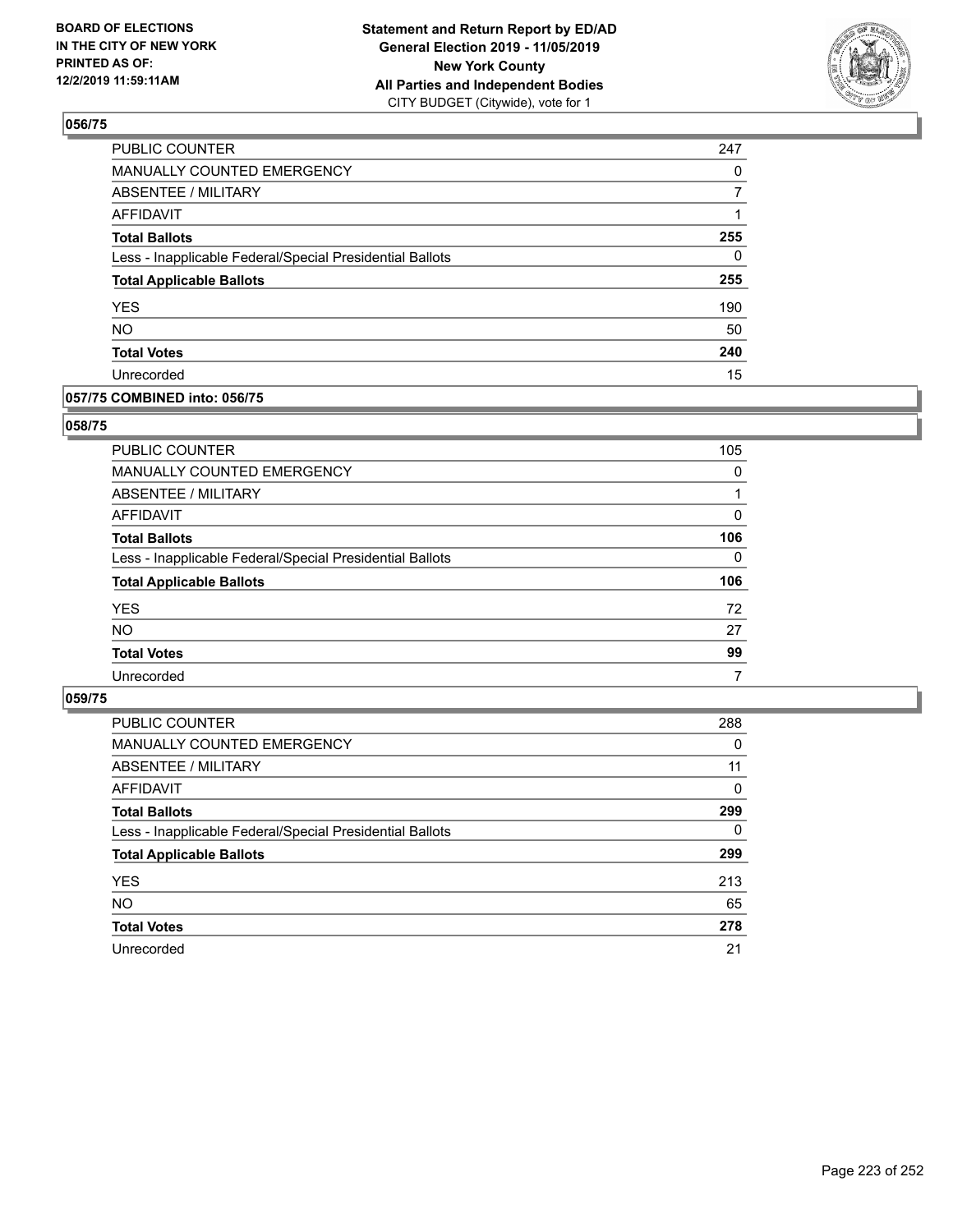## 056/75

| | |
|---|---|
| PUBLIC COUNTER | 247 |
| MANUALLY COUNTED EMERGENCY | 0 |
| ABSENTEE / MILITARY | 7 |
| AFFIDAVIT | 1 |
| **Total Ballots** | **255** |
| Less - Inapplicable Federal/Special Presidential Ballots | 0 |
| **Total Applicable Ballots** | **255** |
| YES | 190 |
| NO | 50 |
| **Total Votes** | **240** |
| Unrecorded | 15 |

## 057/75 COMBINED into: 056/75

## 058/75

| | |
|---|---|
| PUBLIC COUNTER | 105 |
| MANUALLY COUNTED EMERGENCY | 0 |
| ABSENTEE / MILITARY | 1 |
| AFFIDAVIT | 0 |
| **Total Ballots** | **106** |
| Less - Inapplicable Federal/Special Presidential Ballots | 0 |
| **Total Applicable Ballots** | **106** |
| YES | 72 |
| NO | 27 |
| **Total Votes** | **99** |
| Unrecorded | 7 |

## 059/75

| | |
|---|---|
| PUBLIC COUNTER | 288 |
| MANUALLY COUNTED EMERGENCY | 0 |
| ABSENTEE / MILITARY | 11 |
| AFFIDAVIT | 0 |
| **Total Ballots** | **299** |
| Less - Inapplicable Federal/Special Presidential Ballots | 0 |
| **Total Applicable Ballots** | **299** |
| YES | 213 |
| NO | 65 |
| **Total Votes** | **278** |
| Unrecorded | 21 |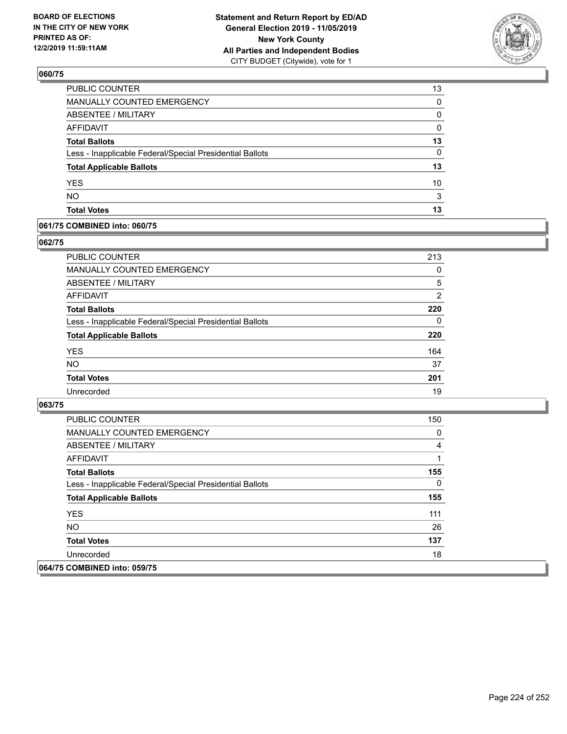## 060/75

| | |
|---|---|
| PUBLIC COUNTER | 13 |
| MANUALLY COUNTED EMERGENCY | 0 |
| ABSENTEE / MILITARY | 0 |
| AFFIDAVIT | 0 |
| **Total Ballots** | **13** |
| Less - Inapplicable Federal/Special Presidential Ballots | 0 |
| **Total Applicable Ballots** | **13** |
| YES | 10 |
| NO | 3 |
| **Total Votes** | **13** |

## 061/75 COMBINED into: 060/75

## 062/75

| | |
|---|---|
| PUBLIC COUNTER | 213 |
| MANUALLY COUNTED EMERGENCY | 0 |
| ABSENTEE / MILITARY | 5 |
| AFFIDAVIT | 2 |
| **Total Ballots** | **220** |
| Less - Inapplicable Federal/Special Presidential Ballots | 0 |
| **Total Applicable Ballots** | **220** |
| YES | 164 |
| NO | 37 |
| **Total Votes** | **201** |
| Unrecorded | 19 |

## 063/75

| | |
|---|---|
| PUBLIC COUNTER | 150 |
| MANUALLY COUNTED EMERGENCY | 0 |
| ABSENTEE / MILITARY | 4 |
| AFFIDAVIT | 1 |
| **Total Ballots** | **155** |
| Less - Inapplicable Federal/Special Presidential Ballots | 0 |
| **Total Applicable Ballots** | **155** |
| YES | 111 |
| NO | 26 |
| **Total Votes** | **137** |
| Unrecorded | 18 |

## 064/75 COMBINED into: 059/75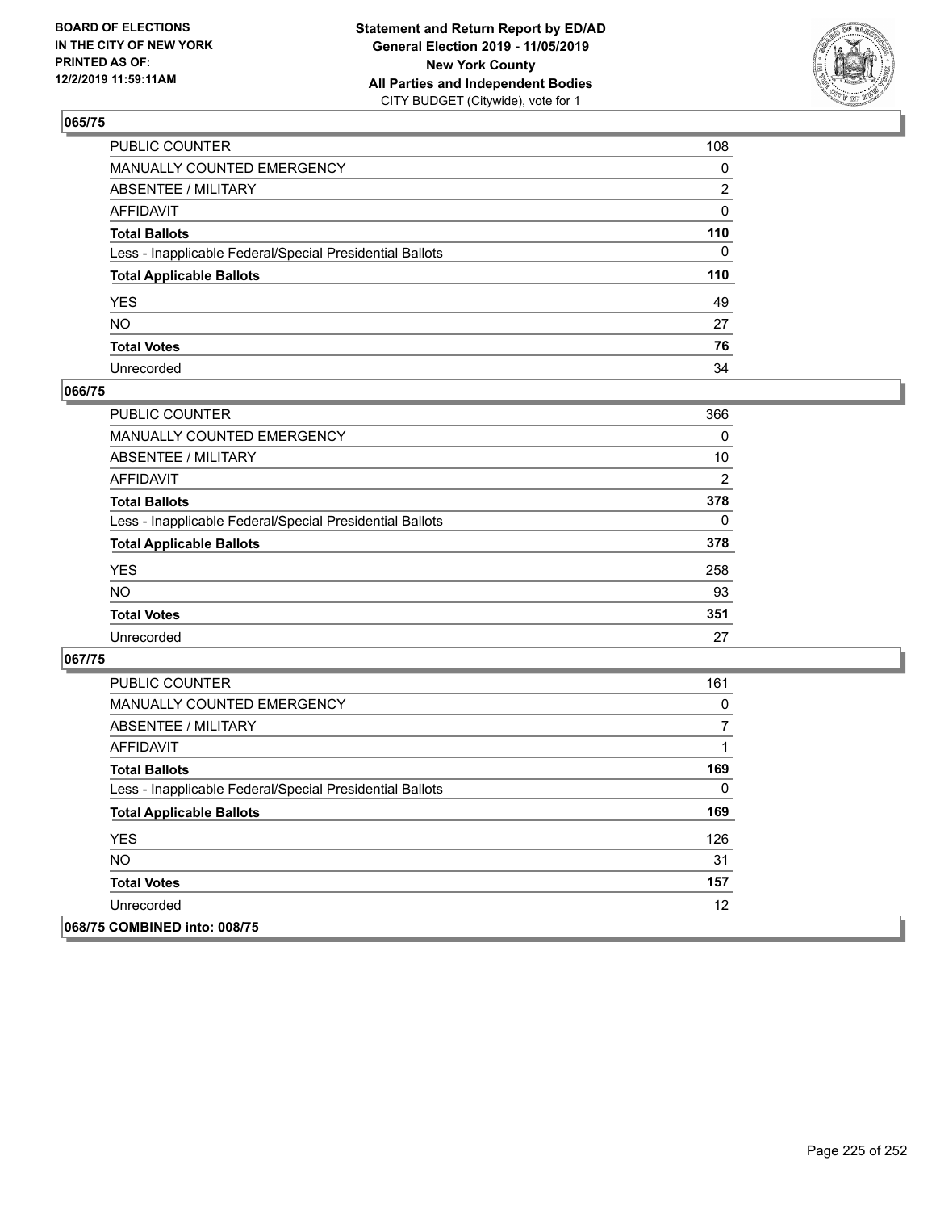**BOARD OF ELECTIONS IN THE CITY OF NEW YORK PRINTED AS OF: 12/2/2019 11:59:11AM**

**Statement and Return Report by ED/AD General Election 2019 - 11/05/2019 New York County All Parties and Independent Bodies**
CITY BUDGET (Citywide), vote for 1

## 065/75

| | |
|---|---|
| PUBLIC COUNTER | 108 |
| MANUALLY COUNTED EMERGENCY | 0 |
| ABSENTEE / MILITARY | 2 |
| AFFIDAVIT | 0 |
| **Total Ballots** | **110** |
| Less - Inapplicable Federal/Special Presidential Ballots | 0 |
| **Total Applicable Ballots** | **110** |
| YES | 49 |
| NO | 27 |
| **Total Votes** | **76** |
| Unrecorded | 34 |

## 066/75

| | |
|---|---|
| PUBLIC COUNTER | 366 |
| MANUALLY COUNTED EMERGENCY | 0 |
| ABSENTEE / MILITARY | 10 |
| AFFIDAVIT | 2 |
| **Total Ballots** | **378** |
| Less - Inapplicable Federal/Special Presidential Ballots | 0 |
| **Total Applicable Ballots** | **378** |
| YES | 258 |
| NO | 93 |
| **Total Votes** | **351** |
| Unrecorded | 27 |

## 067/75

| | |
|---|---|
| PUBLIC COUNTER | 161 |
| MANUALLY COUNTED EMERGENCY | 0 |
| ABSENTEE / MILITARY | 7 |
| AFFIDAVIT | 1 |
| **Total Ballots** | **169** |
| Less - Inapplicable Federal/Special Presidential Ballots | 0 |
| **Total Applicable Ballots** | **169** |
| YES | 126 |
| NO | 31 |
| **Total Votes** | **157** |
| Unrecorded | 12 |

## 068/75 COMBINED into: 008/75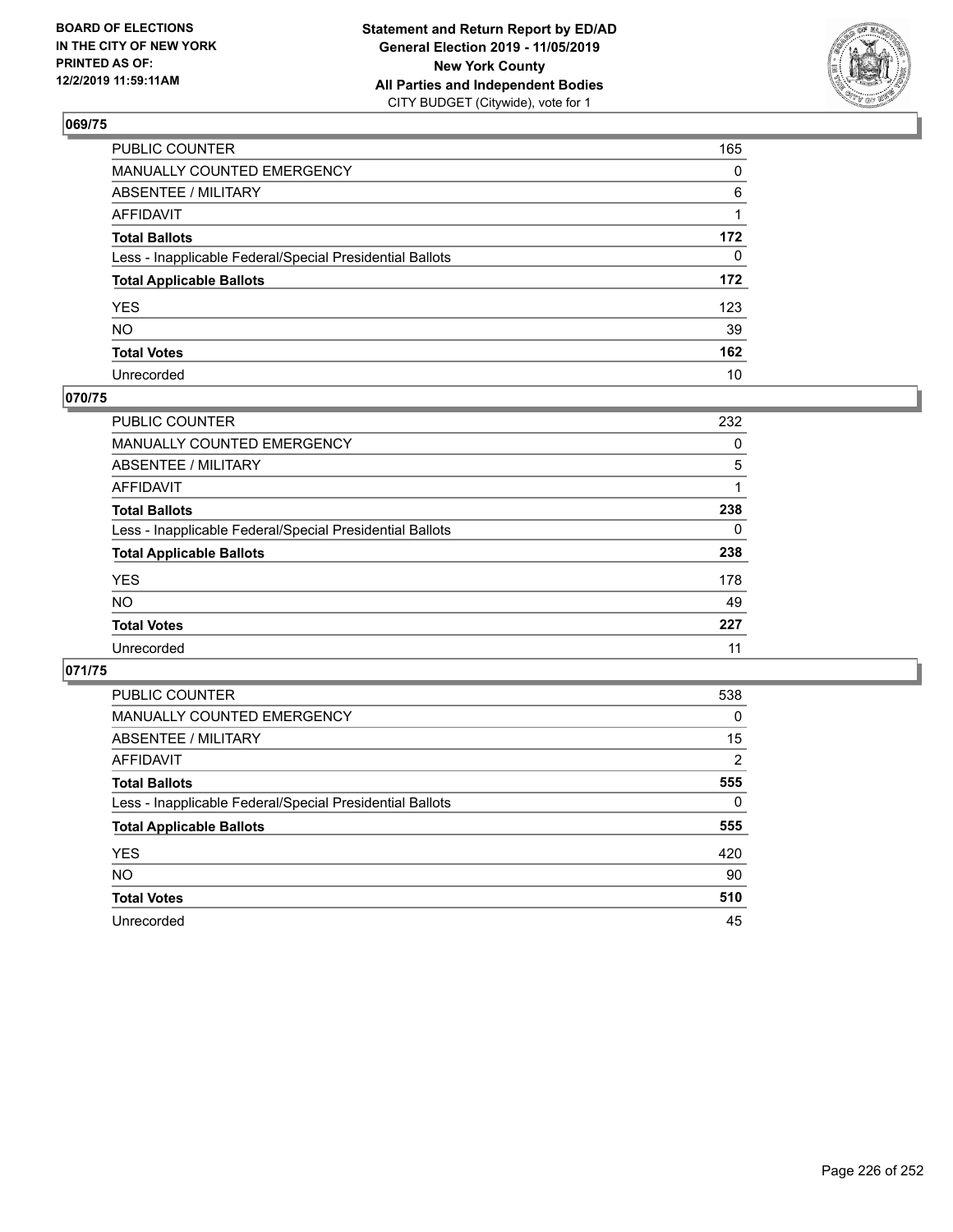BOARD OF ELECTIONS
IN THE CITY OF NEW YORK
PRINTED AS OF:
12/2/2019 11:59:11AM

**Statement and Return Report by ED/AD**
**General Election 2019 - 11/05/2019**
**New York County**
**All Parties and Independent Bodies**
CITY BUDGET (Citywide), vote for 1

## 069/75

| | |
|---|---|
| PUBLIC COUNTER | 165 |
| MANUALLY COUNTED EMERGENCY | 0 |
| ABSENTEE / MILITARY | 6 |
| AFFIDAVIT | 1 |
| **Total Ballots** | **172** |
| Less - Inapplicable Federal/Special Presidential Ballots | 0 |
| **Total Applicable Ballots** | **172** |
| YES | 123 |
| NO | 39 |
| **Total Votes** | **162** |
| Unrecorded | 10 |

## 070/75

| | |
|---|---|
| PUBLIC COUNTER | 232 |
| MANUALLY COUNTED EMERGENCY | 0 |
| ABSENTEE / MILITARY | 5 |
| AFFIDAVIT | 1 |
| **Total Ballots** | **238** |
| Less - Inapplicable Federal/Special Presidential Ballots | 0 |
| **Total Applicable Ballots** | **238** |
| YES | 178 |
| NO | 49 |
| **Total Votes** | **227** |
| Unrecorded | 11 |

## 071/75

| | |
|---|---|
| PUBLIC COUNTER | 538 |
| MANUALLY COUNTED EMERGENCY | 0 |
| ABSENTEE / MILITARY | 15 |
| AFFIDAVIT | 2 |
| **Total Ballots** | **555** |
| Less - Inapplicable Federal/Special Presidential Ballots | 0 |
| **Total Applicable Ballots** | **555** |
| YES | 420 |
| NO | 90 |
| **Total Votes** | **510** |
| Unrecorded | 45 |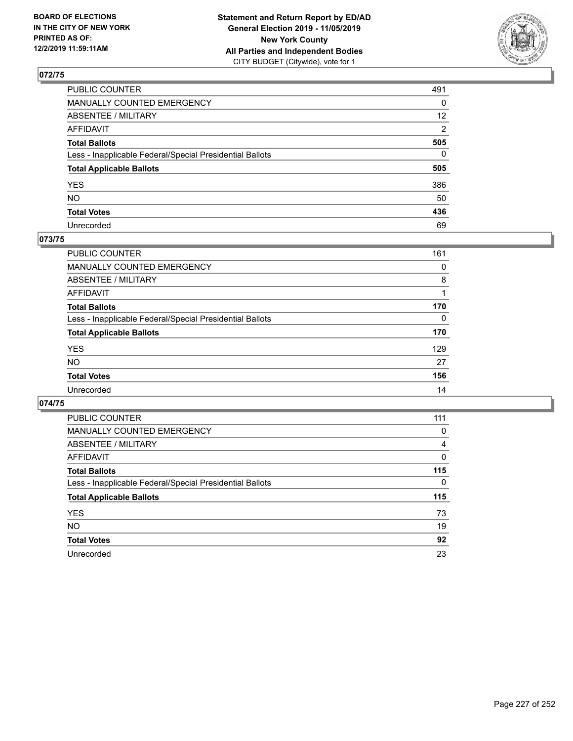**BOARD OF ELECTIONS IN THE CITY OF NEW YORK PRINTED AS OF: 12/2/2019 11:59:11AM**

**Statement and Return Report by ED/AD General Election 2019 - 11/05/2019 New York County All Parties and Independent Bodies**
CITY BUDGET (Citywide), vote for 1

## 072/75

| | |
|---|---|
| PUBLIC COUNTER | 491 |
| MANUALLY COUNTED EMERGENCY | 0 |
| ABSENTEE / MILITARY | 12 |
| AFFIDAVIT | 2 |
| **Total Ballots** | **505** |
| Less - Inapplicable Federal/Special Presidential Ballots | 0 |
| **Total Applicable Ballots** | **505** |
| YES | 386 |
| NO | 50 |
| **Total Votes** | **436** |
| Unrecorded | 69 |

## 073/75

| | |
|---|---|
| PUBLIC COUNTER | 161 |
| MANUALLY COUNTED EMERGENCY | 0 |
| ABSENTEE / MILITARY | 8 |
| AFFIDAVIT | 1 |
| **Total Ballots** | **170** |
| Less - Inapplicable Federal/Special Presidential Ballots | 0 |
| **Total Applicable Ballots** | **170** |
| YES | 129 |
| NO | 27 |
| **Total Votes** | **156** |
| Unrecorded | 14 |

## 074/75

| | |
|---|---|
| PUBLIC COUNTER | 111 |
| MANUALLY COUNTED EMERGENCY | 0 |
| ABSENTEE / MILITARY | 4 |
| AFFIDAVIT | 0 |
| **Total Ballots** | **115** |
| Less - Inapplicable Federal/Special Presidential Ballots | 0 |
| **Total Applicable Ballots** | **115** |
| YES | 73 |
| NO | 19 |
| **Total Votes** | **92** |
| Unrecorded | 23 |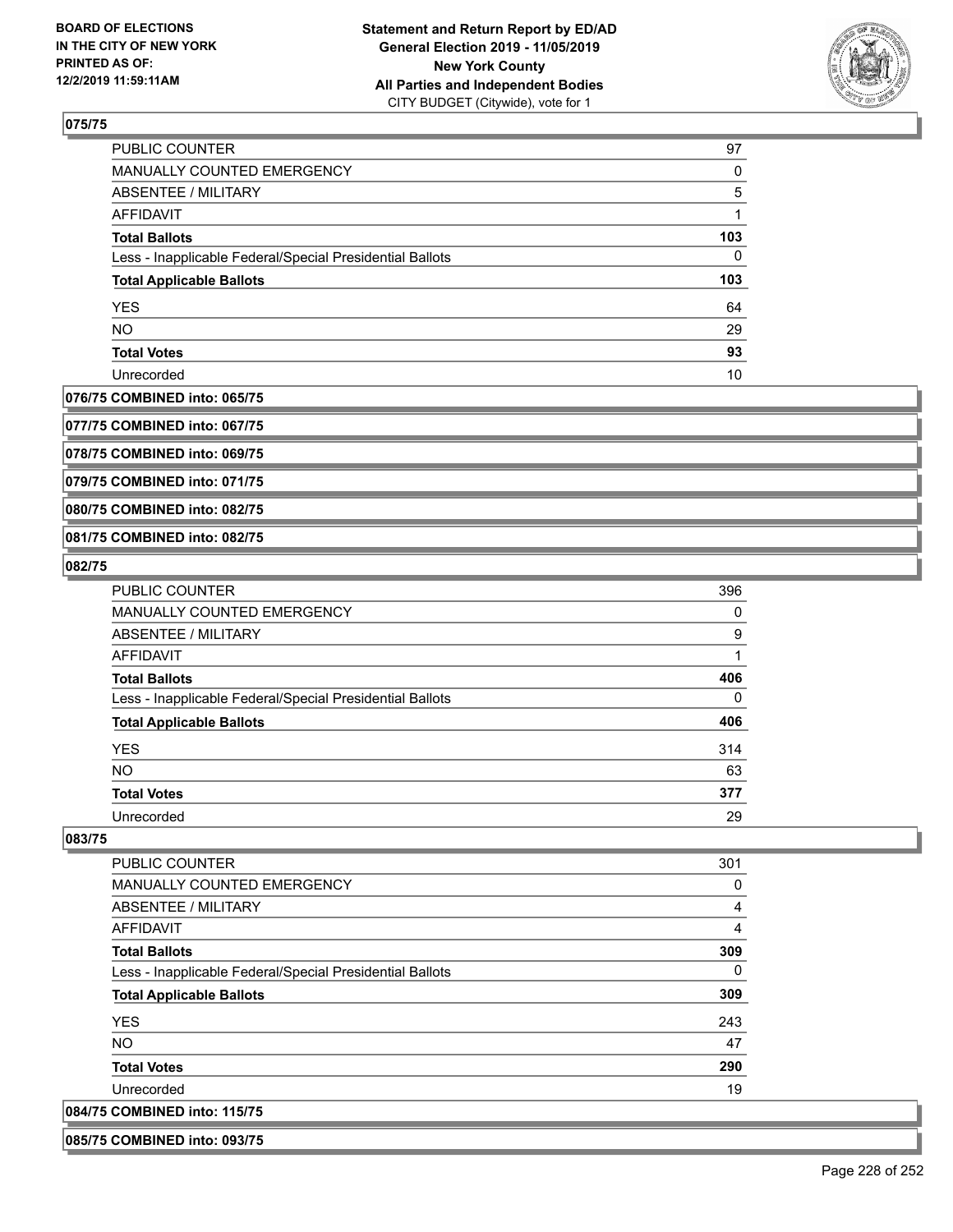**075/75**

| | |
|---|---|
| PUBLIC COUNTER | 97 |
| MANUALLY COUNTED EMERGENCY | 0 |
| ABSENTEE / MILITARY | 5 |
| AFFIDAVIT | 1 |
| **Total Ballots** | **103** |
| Less - Inapplicable Federal/Special Presidential Ballots | 0 |
| **Total Applicable Ballots** | **103** |
| YES | 64 |
| NO | 29 |
| **Total Votes** | **93** |
| Unrecorded | 10 |

**076/75 COMBINED into: 065/75**

**077/75 COMBINED into: 067/75**

**078/75 COMBINED into: 069/75**

**079/75 COMBINED into: 071/75**

**080/75 COMBINED into: 082/75**

**081/75 COMBINED into: 082/75**

**082/75**

| | |
|---|---|
| PUBLIC COUNTER | 396 |
| MANUALLY COUNTED EMERGENCY | 0 |
| ABSENTEE / MILITARY | 9 |
| AFFIDAVIT | 1 |
| **Total Ballots** | **406** |
| Less - Inapplicable Federal/Special Presidential Ballots | 0 |
| **Total Applicable Ballots** | **406** |
| YES | 314 |
| NO | 63 |
| **Total Votes** | **377** |
| Unrecorded | 29 |

**083/75**

| | |
|---|---|
| PUBLIC COUNTER | 301 |
| MANUALLY COUNTED EMERGENCY | 0 |
| ABSENTEE / MILITARY | 4 |
| AFFIDAVIT | 4 |
| **Total Ballots** | **309** |
| Less - Inapplicable Federal/Special Presidential Ballots | 0 |
| **Total Applicable Ballots** | **309** |
| YES | 243 |
| NO | 47 |
| **Total Votes** | **290** |
| Unrecorded | 19 |

**084/75 COMBINED into: 115/75**

**085/75 COMBINED into: 093/75**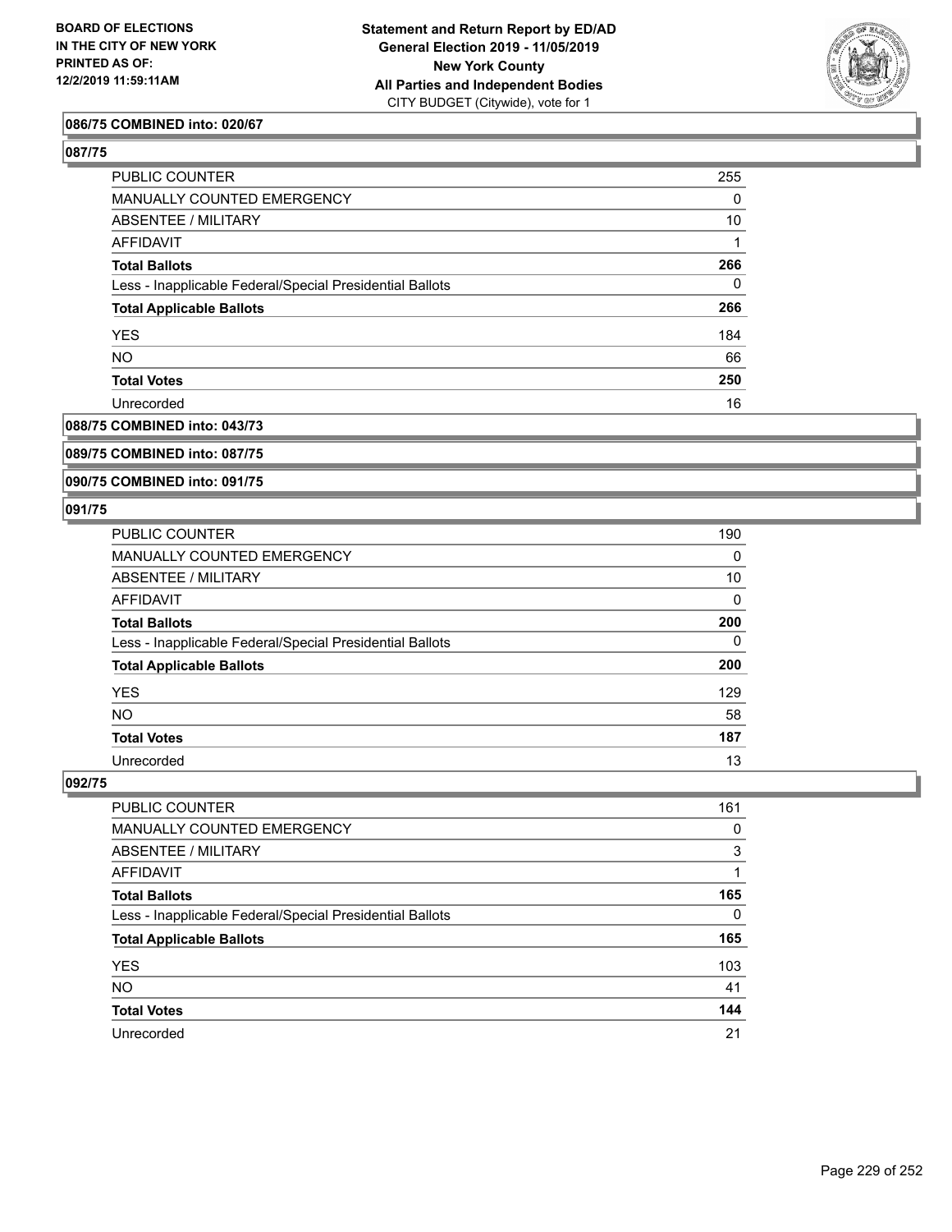**086/75 COMBINED into: 020/67**

**087/75**

| | |
|---|---|
| PUBLIC COUNTER | 255 |
| MANUALLY COUNTED EMERGENCY | 0 |
| ABSENTEE / MILITARY | 10 |
| AFFIDAVIT | 1 |
| **Total Ballots** | **266** |
| Less - Inapplicable Federal/Special Presidential Ballots | 0 |
| **Total Applicable Ballots** | **266** |
| YES | 184 |
| NO | 66 |
| **Total Votes** | **250** |
| Unrecorded | 16 |

**088/75 COMBINED into: 043/73**

**089/75 COMBINED into: 087/75**

**090/75 COMBINED into: 091/75**

**091/75**

| | |
|---|---|
| PUBLIC COUNTER | 190 |
| MANUALLY COUNTED EMERGENCY | 0 |
| ABSENTEE / MILITARY | 10 |
| AFFIDAVIT | 0 |
| **Total Ballots** | **200** |
| Less - Inapplicable Federal/Special Presidential Ballots | 0 |
| **Total Applicable Ballots** | **200** |
| YES | 129 |
| NO | 58 |
| **Total Votes** | **187** |
| Unrecorded | 13 |

**092/75**

| | |
|---|---|
| PUBLIC COUNTER | 161 |
| MANUALLY COUNTED EMERGENCY | 0 |
| ABSENTEE / MILITARY | 3 |
| AFFIDAVIT | 1 |
| **Total Ballots** | **165** |
| Less - Inapplicable Federal/Special Presidential Ballots | 0 |
| **Total Applicable Ballots** | **165** |
| YES | 103 |
| NO | 41 |
| **Total Votes** | **144** |
| Unrecorded | 21 |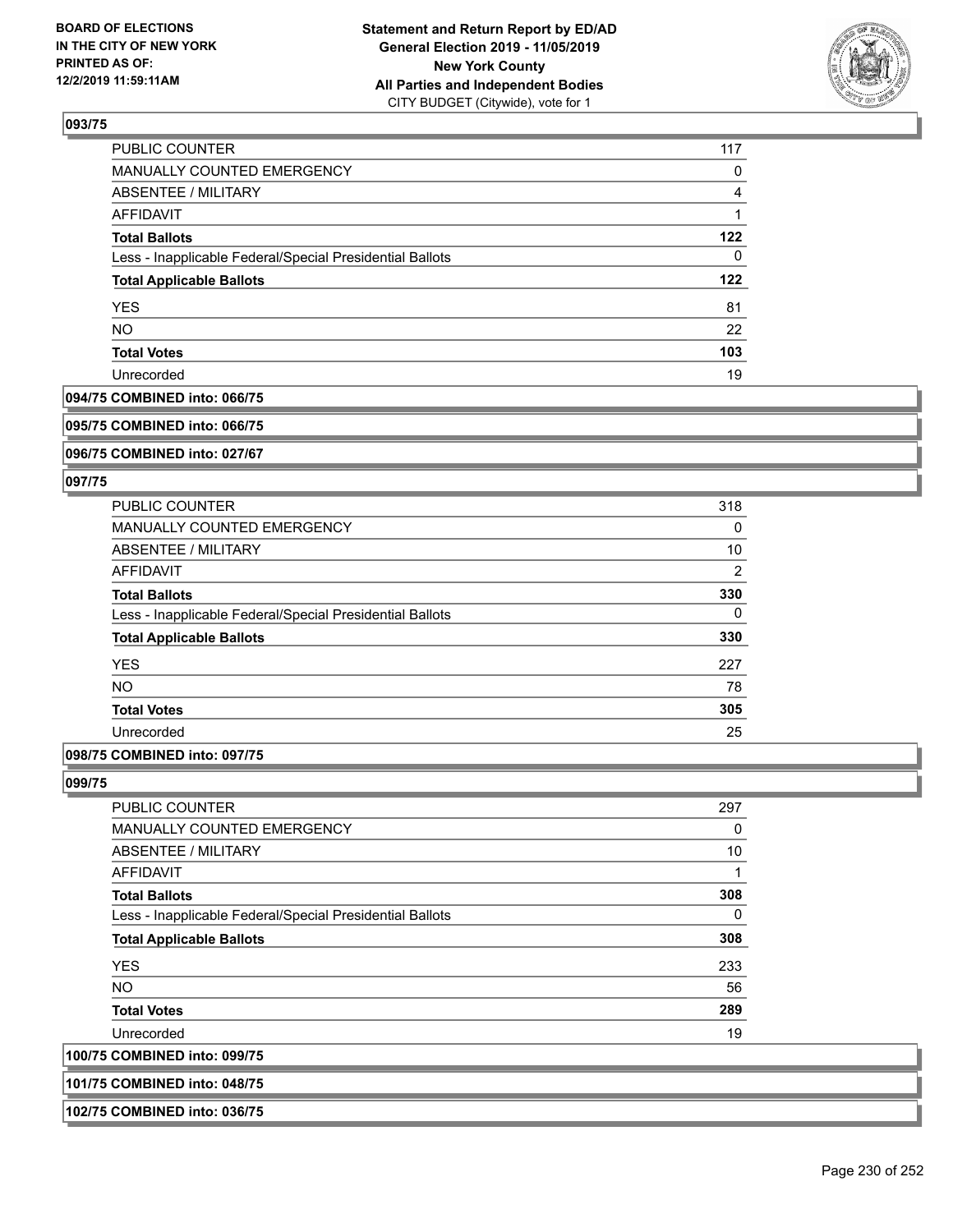BOARD OF ELECTIONS
IN THE CITY OF NEW YORK
PRINTED AS OF:
12/2/2019 11:59:11AM

**Statement and Return Report by ED/AD**
**General Election 2019 - 11/05/2019**
**New York County**
**All Parties and Independent Bodies**
CITY BUDGET (Citywide), vote for 1

## 093/75

| | |
|---|---|
| PUBLIC COUNTER | 117 |
| MANUALLY COUNTED EMERGENCY | 0 |
| ABSENTEE / MILITARY | 4 |
| AFFIDAVIT | 1 |
| **Total Ballots** | **122** |
| Less - Inapplicable Federal/Special Presidential Ballots | 0 |
| **Total Applicable Ballots** | **122** |
| YES | 81 |
| NO | 22 |
| **Total Votes** | **103** |
| Unrecorded | 19 |

**094/75 COMBINED into: 066/75**

**095/75 COMBINED into: 066/75**

**096/75 COMBINED into: 027/67**

## 097/75

| | |
|---|---|
| PUBLIC COUNTER | 318 |
| MANUALLY COUNTED EMERGENCY | 0 |
| ABSENTEE / MILITARY | 10 |
| AFFIDAVIT | 2 |
| **Total Ballots** | **330** |
| Less - Inapplicable Federal/Special Presidential Ballots | 0 |
| **Total Applicable Ballots** | **330** |
| YES | 227 |
| NO | 78 |
| **Total Votes** | **305** |
| Unrecorded | 25 |

**098/75 COMBINED into: 097/75**

## 099/75

| | |
|---|---|
| PUBLIC COUNTER | 297 |
| MANUALLY COUNTED EMERGENCY | 0 |
| ABSENTEE / MILITARY | 10 |
| AFFIDAVIT | 1 |
| **Total Ballots** | **308** |
| Less - Inapplicable Federal/Special Presidential Ballots | 0 |
| **Total Applicable Ballots** | **308** |
| YES | 233 |
| NO | 56 |
| **Total Votes** | **289** |
| Unrecorded | 19 |

**100/75 COMBINED into: 099/75**

**101/75 COMBINED into: 048/75**

**102/75 COMBINED into: 036/75**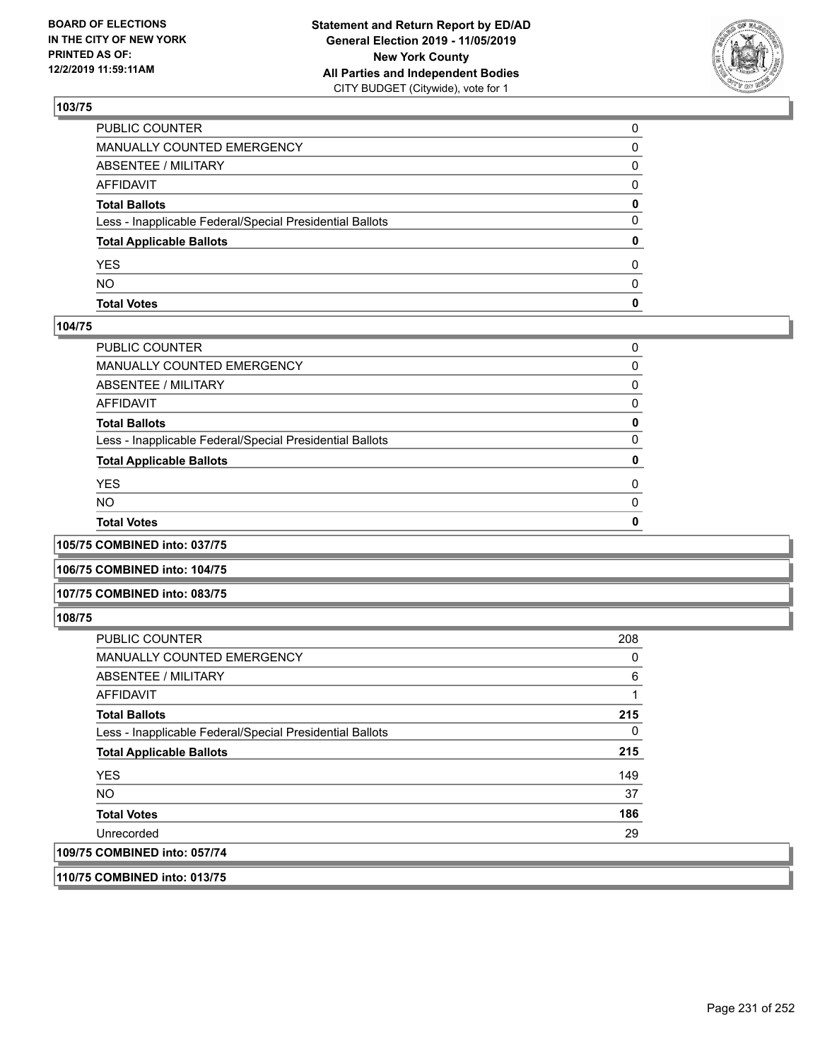## 103/75

| | |
|---|---|
| PUBLIC COUNTER | 0 |
| MANUALLY COUNTED EMERGENCY | 0 |
| ABSENTEE / MILITARY | 0 |
| AFFIDAVIT | 0 |
| **Total Ballots** | **0** |
| Less - Inapplicable Federal/Special Presidential Ballots | 0 |
| **Total Applicable Ballots** | **0** |
| YES | 0 |
| NO | 0 |
| **Total Votes** | **0** |

## 104/75

| | |
|---|---|
| PUBLIC COUNTER | 0 |
| MANUALLY COUNTED EMERGENCY | 0 |
| ABSENTEE / MILITARY | 0 |
| AFFIDAVIT | 0 |
| **Total Ballots** | **0** |
| Less - Inapplicable Federal/Special Presidential Ballots | 0 |
| **Total Applicable Ballots** | **0** |
| YES | 0 |
| NO | 0 |
| **Total Votes** | **0** |

## 105/75 COMBINED into: 037/75

## 106/75 COMBINED into: 104/75

## 107/75 COMBINED into: 083/75

## 108/75

| | |
|---|---|
| PUBLIC COUNTER | 208 |
| MANUALLY COUNTED EMERGENCY | 0 |
| ABSENTEE / MILITARY | 6 |
| AFFIDAVIT | 1 |
| **Total Ballots** | **215** |
| Less - Inapplicable Federal/Special Presidential Ballots | 0 |
| **Total Applicable Ballots** | **215** |
| YES | 149 |
| NO | 37 |
| **Total Votes** | **186** |
| Unrecorded | 29 |

## 109/75 COMBINED into: 057/74

## 110/75 COMBINED into: 013/75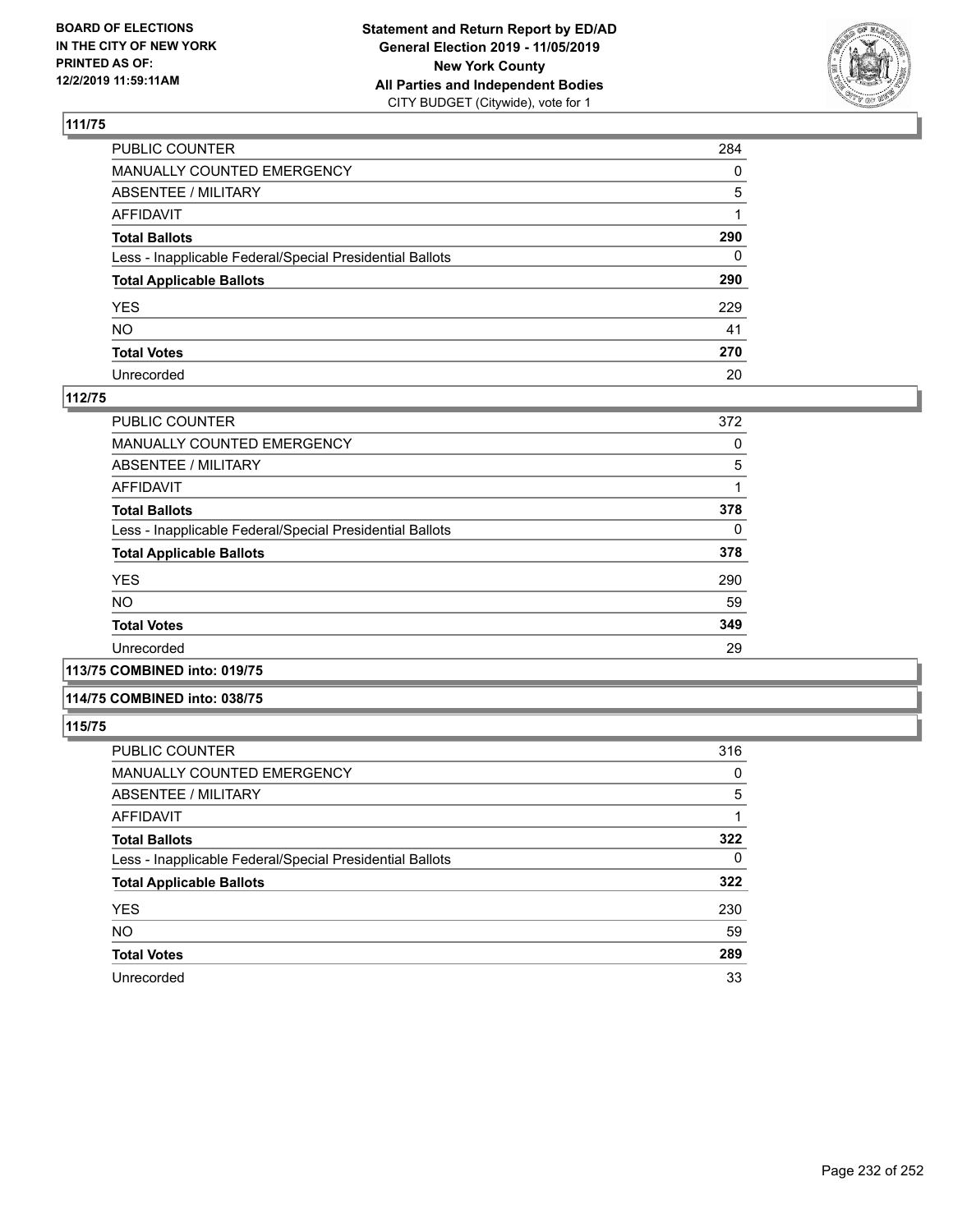**BOARD OF ELECTIONS IN THE CITY OF NEW YORK PRINTED AS OF: 12/2/2019 11:59:11AM**

**Statement and Return Report by ED/AD General Election 2019 - 11/05/2019 New York County All Parties and Independent Bodies**
CITY BUDGET (Citywide), vote for 1

## 111/75

| | |
|---|---|
| PUBLIC COUNTER | 284 |
| MANUALLY COUNTED EMERGENCY | 0 |
| ABSENTEE / MILITARY | 5 |
| AFFIDAVIT | 1 |
| **Total Ballots** | **290** |
| Less - Inapplicable Federal/Special Presidential Ballots | 0 |
| **Total Applicable Ballots** | **290** |
| YES | 229 |
| NO | 41 |
| **Total Votes** | **270** |
| Unrecorded | 20 |

## 112/75

| | |
|---|---|
| PUBLIC COUNTER | 372 |
| MANUALLY COUNTED EMERGENCY | 0 |
| ABSENTEE / MILITARY | 5 |
| AFFIDAVIT | 1 |
| **Total Ballots** | **378** |
| Less - Inapplicable Federal/Special Presidential Ballots | 0 |
| **Total Applicable Ballots** | **378** |
| YES | 290 |
| NO | 59 |
| **Total Votes** | **349** |
| Unrecorded | 29 |

## 113/75 COMBINED into: 019/75

## 114/75 COMBINED into: 038/75

## 115/75

| | |
|---|---|
| PUBLIC COUNTER | 316 |
| MANUALLY COUNTED EMERGENCY | 0 |
| ABSENTEE / MILITARY | 5 |
| AFFIDAVIT | 1 |
| **Total Ballots** | **322** |
| Less - Inapplicable Federal/Special Presidential Ballots | 0 |
| **Total Applicable Ballots** | **322** |
| YES | 230 |
| NO | 59 |
| **Total Votes** | **289** |
| Unrecorded | 33 |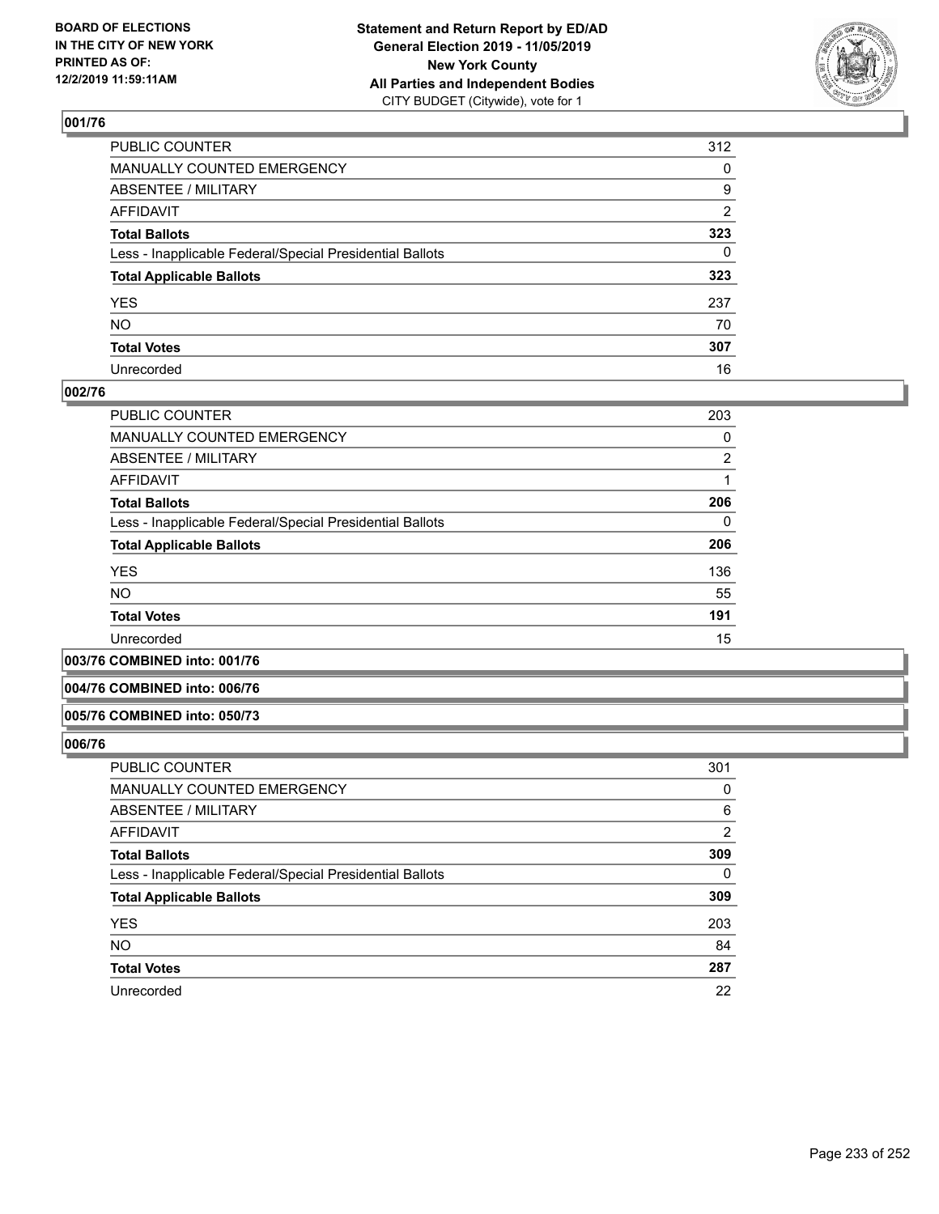**BOARD OF ELECTIONS IN THE CITY OF NEW YORK PRINTED AS OF: 12/2/2019 11:59:11AM**

**Statement and Return Report by ED/AD**
**General Election 2019 - 11/05/2019**
**New York County**
**All Parties and Independent Bodies**
CITY BUDGET (Citywide), vote for 1

### 001/76

| | |
|---|---|
| PUBLIC COUNTER | 312 |
| MANUALLY COUNTED EMERGENCY | 0 |
| ABSENTEE / MILITARY | 9 |
| AFFIDAVIT | 2 |
| **Total Ballots** | **323** |
| Less - Inapplicable Federal/Special Presidential Ballots | 0 |
| **Total Applicable Ballots** | **323** |
| YES | 237 |
| NO | 70 |
| **Total Votes** | **307** |
| Unrecorded | 16 |

### 002/76

| | |
|---|---|
| PUBLIC COUNTER | 203 |
| MANUALLY COUNTED EMERGENCY | 0 |
| ABSENTEE / MILITARY | 2 |
| AFFIDAVIT | 1 |
| **Total Ballots** | **206** |
| Less - Inapplicable Federal/Special Presidential Ballots | 0 |
| **Total Applicable Ballots** | **206** |
| YES | 136 |
| NO | 55 |
| **Total Votes** | **191** |
| Unrecorded | 15 |

### 003/76 COMBINED into: 001/76

### 004/76 COMBINED into: 006/76

### 005/76 COMBINED into: 050/73

### 006/76

| | |
|---|---|
| PUBLIC COUNTER | 301 |
| MANUALLY COUNTED EMERGENCY | 0 |
| ABSENTEE / MILITARY | 6 |
| AFFIDAVIT | 2 |
| **Total Ballots** | **309** |
| Less - Inapplicable Federal/Special Presidential Ballots | 0 |
| **Total Applicable Ballots** | **309** |
| YES | 203 |
| NO | 84 |
| **Total Votes** | **287** |
| Unrecorded | 22 |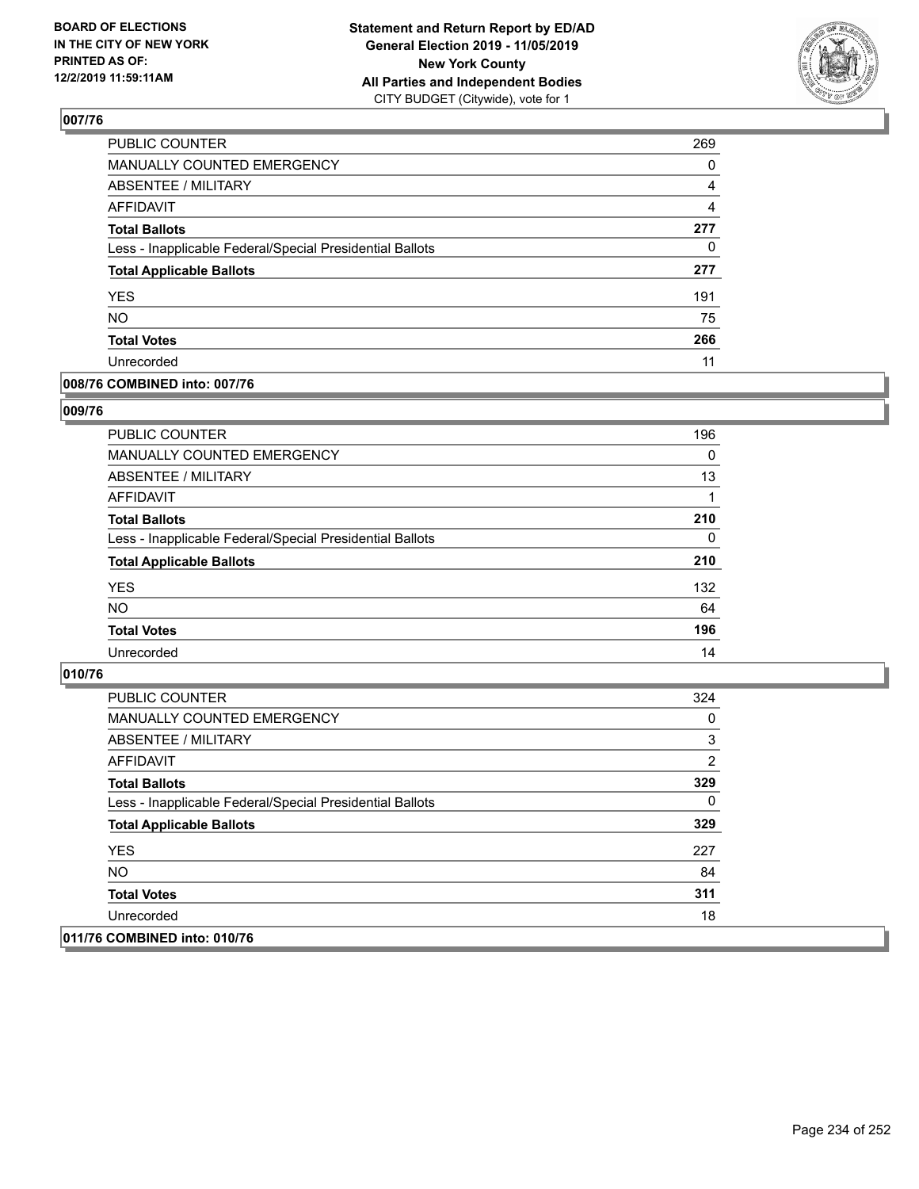**BOARD OF ELECTIONS IN THE CITY OF NEW YORK PRINTED AS OF: 12/2/2019 11:59:11AM**

**Statement and Return Report by ED/AD General Election 2019 - 11/05/2019 New York County All Parties and Independent Bodies**
CITY BUDGET (Citywide), vote for 1

## 007/76

| | |
|---|---|
| PUBLIC COUNTER | 269 |
| MANUALLY COUNTED EMERGENCY | 0 |
| ABSENTEE / MILITARY | 4 |
| AFFIDAVIT | 4 |
| **Total Ballots** | **277** |
| Less - Inapplicable Federal/Special Presidential Ballots | 0 |
| **Total Applicable Ballots** | **277** |
| YES | 191 |
| NO | 75 |
| **Total Votes** | **266** |
| Unrecorded | 11 |

## 008/76 COMBINED into: 007/76

## 009/76

| | |
|---|---|
| PUBLIC COUNTER | 196 |
| MANUALLY COUNTED EMERGENCY | 0 |
| ABSENTEE / MILITARY | 13 |
| AFFIDAVIT | 1 |
| **Total Ballots** | **210** |
| Less - Inapplicable Federal/Special Presidential Ballots | 0 |
| **Total Applicable Ballots** | **210** |
| YES | 132 |
| NO | 64 |
| **Total Votes** | **196** |
| Unrecorded | 14 |

## 010/76

| | |
|---|---|
| PUBLIC COUNTER | 324 |
| MANUALLY COUNTED EMERGENCY | 0 |
| ABSENTEE / MILITARY | 3 |
| AFFIDAVIT | 2 |
| **Total Ballots** | **329** |
| Less - Inapplicable Federal/Special Presidential Ballots | 0 |
| **Total Applicable Ballots** | **329** |
| YES | 227 |
| NO | 84 |
| **Total Votes** | **311** |
| Unrecorded | 18 |

## 011/76 COMBINED into: 010/76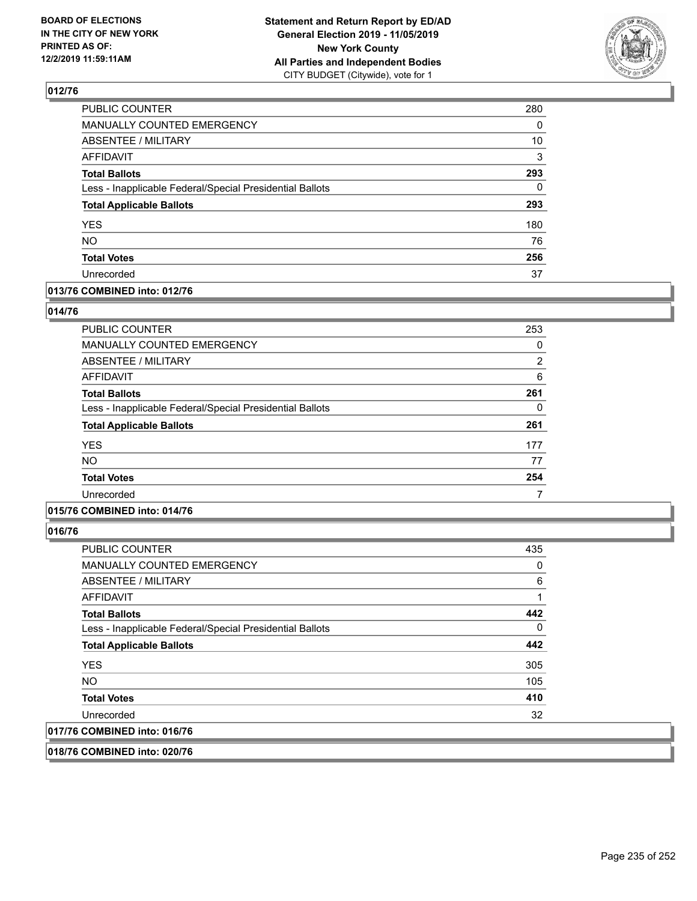## 012/76

| | |
|---|---|
| PUBLIC COUNTER | 280 |
| MANUALLY COUNTED EMERGENCY | 0 |
| ABSENTEE / MILITARY | 10 |
| AFFIDAVIT | 3 |
| **Total Ballots** | **293** |
| Less - Inapplicable Federal/Special Presidential Ballots | 0 |
| **Total Applicable Ballots** | **293** |
| YES | 180 |
| NO | 76 |
| **Total Votes** | **256** |
| Unrecorded | 37 |

## 013/76 COMBINED into: 012/76

## 014/76

| | |
|---|---|
| PUBLIC COUNTER | 253 |
| MANUALLY COUNTED EMERGENCY | 0 |
| ABSENTEE / MILITARY | 2 |
| AFFIDAVIT | 6 |
| **Total Ballots** | **261** |
| Less - Inapplicable Federal/Special Presidential Ballots | 0 |
| **Total Applicable Ballots** | **261** |
| YES | 177 |
| NO | 77 |
| **Total Votes** | **254** |
| Unrecorded | 7 |

## 015/76 COMBINED into: 014/76

## 016/76

| | |
|---|---|
| PUBLIC COUNTER | 435 |
| MANUALLY COUNTED EMERGENCY | 0 |
| ABSENTEE / MILITARY | 6 |
| AFFIDAVIT | 1 |
| **Total Ballots** | **442** |
| Less - Inapplicable Federal/Special Presidential Ballots | 0 |
| **Total Applicable Ballots** | **442** |
| YES | 305 |
| NO | 105 |
| **Total Votes** | **410** |
| Unrecorded | 32 |

## 017/76 COMBINED into: 016/76

## 018/76 COMBINED into: 020/76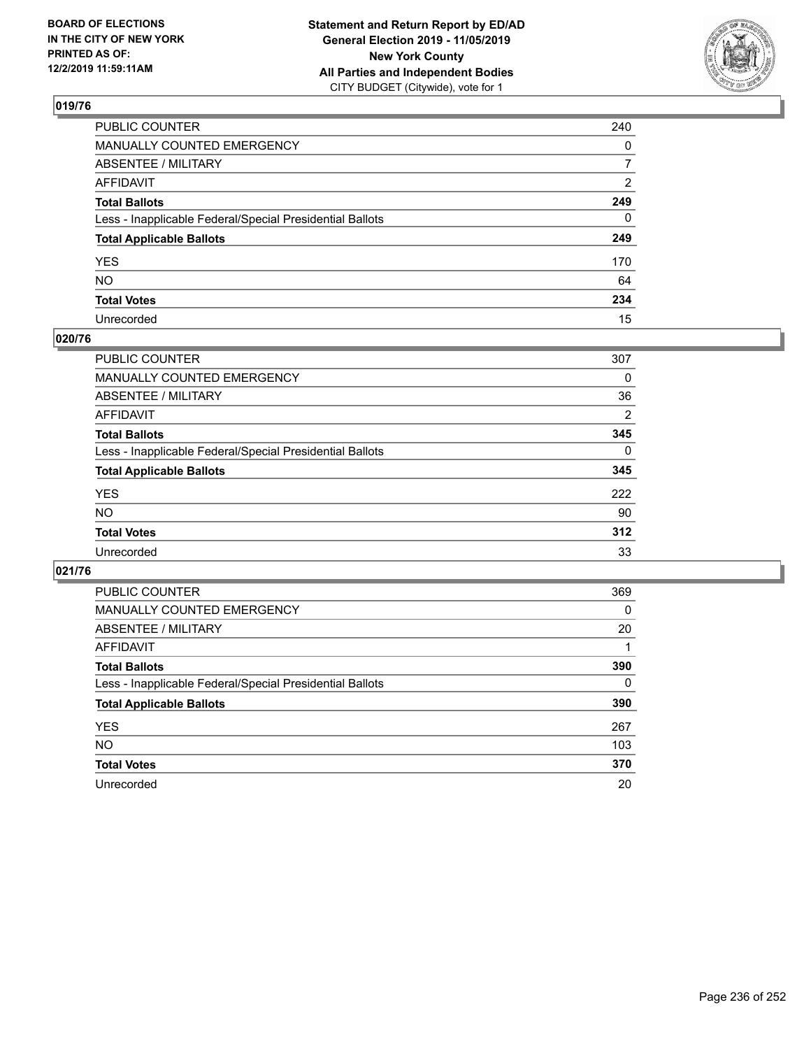BOARD OF ELECTIONS
IN THE CITY OF NEW YORK
PRINTED AS OF:
12/2/2019 11:59:11AM

**Statement and Return Report by ED/AD**
**General Election 2019 - 11/05/2019**
**New York County**
**All Parties and Independent Bodies**
CITY BUDGET (Citywide), vote for 1

## 019/76

| | |
|---|---|
| PUBLIC COUNTER | 240 |
| MANUALLY COUNTED EMERGENCY | 0 |
| ABSENTEE / MILITARY | 7 |
| AFFIDAVIT | 2 |
| **Total Ballots** | **249** |
| Less - Inapplicable Federal/Special Presidential Ballots | 0 |
| **Total Applicable Ballots** | **249** |
| YES | 170 |
| NO | 64 |
| **Total Votes** | **234** |
| Unrecorded | 15 |

## 020/76

| | |
|---|---|
| PUBLIC COUNTER | 307 |
| MANUALLY COUNTED EMERGENCY | 0 |
| ABSENTEE / MILITARY | 36 |
| AFFIDAVIT | 2 |
| **Total Ballots** | **345** |
| Less - Inapplicable Federal/Special Presidential Ballots | 0 |
| **Total Applicable Ballots** | **345** |
| YES | 222 |
| NO | 90 |
| **Total Votes** | **312** |
| Unrecorded | 33 |

## 021/76

| | |
|---|---|
| PUBLIC COUNTER | 369 |
| MANUALLY COUNTED EMERGENCY | 0 |
| ABSENTEE / MILITARY | 20 |
| AFFIDAVIT | 1 |
| **Total Ballots** | **390** |
| Less - Inapplicable Federal/Special Presidential Ballots | 0 |
| **Total Applicable Ballots** | **390** |
| YES | 267 |
| NO | 103 |
| **Total Votes** | **370** |
| Unrecorded | 20 |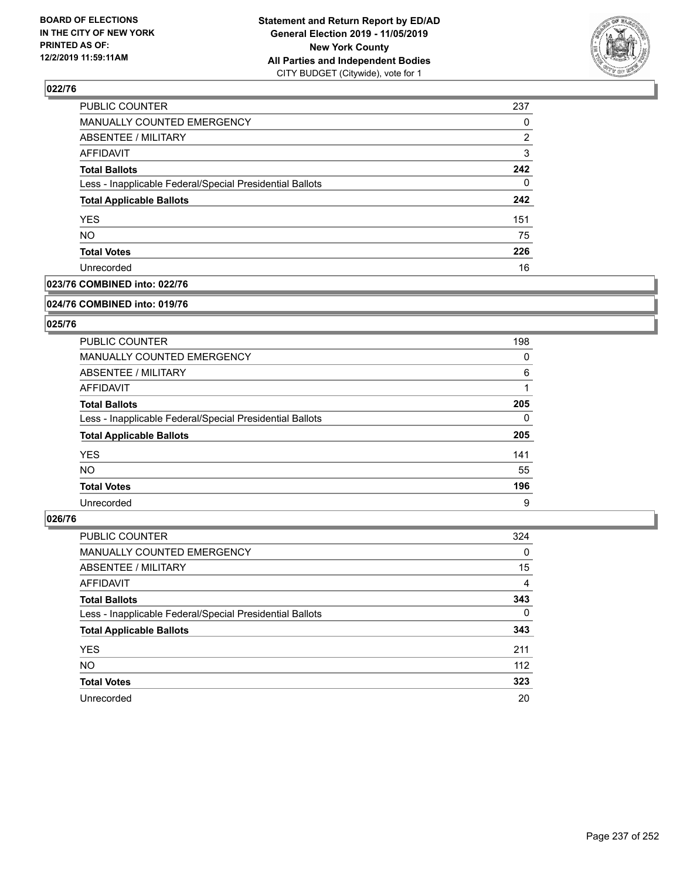**BOARD OF ELECTIONS IN THE CITY OF NEW YORK PRINTED AS OF: 12/2/2019 11:59:11AM**

**Statement and Return Report by ED/AD General Election 2019 - 11/05/2019 New York County All Parties and Independent Bodies**
CITY BUDGET (Citywide), vote for 1

### 022/76

| | |
|---|---|
| PUBLIC COUNTER | 237 |
| MANUALLY COUNTED EMERGENCY | 0 |
| ABSENTEE / MILITARY | 2 |
| AFFIDAVIT | 3 |
| **Total Ballots** | **242** |
| Less - Inapplicable Federal/Special Presidential Ballots | 0 |
| **Total Applicable Ballots** | **242** |
| YES | 151 |
| NO | 75 |
| **Total Votes** | **226** |
| Unrecorded | 16 |

### 023/76 COMBINED into: 022/76

### 024/76 COMBINED into: 019/76

### 025/76

| | |
|---|---|
| PUBLIC COUNTER | 198 |
| MANUALLY COUNTED EMERGENCY | 0 |
| ABSENTEE / MILITARY | 6 |
| AFFIDAVIT | 1 |
| **Total Ballots** | **205** |
| Less - Inapplicable Federal/Special Presidential Ballots | 0 |
| **Total Applicable Ballots** | **205** |
| YES | 141 |
| NO | 55 |
| **Total Votes** | **196** |
| Unrecorded | 9 |

### 026/76

| | |
|---|---|
| PUBLIC COUNTER | 324 |
| MANUALLY COUNTED EMERGENCY | 0 |
| ABSENTEE / MILITARY | 15 |
| AFFIDAVIT | 4 |
| **Total Ballots** | **343** |
| Less - Inapplicable Federal/Special Presidential Ballots | 0 |
| **Total Applicable Ballots** | **343** |
| YES | 211 |
| NO | 112 |
| **Total Votes** | **323** |
| Unrecorded | 20 |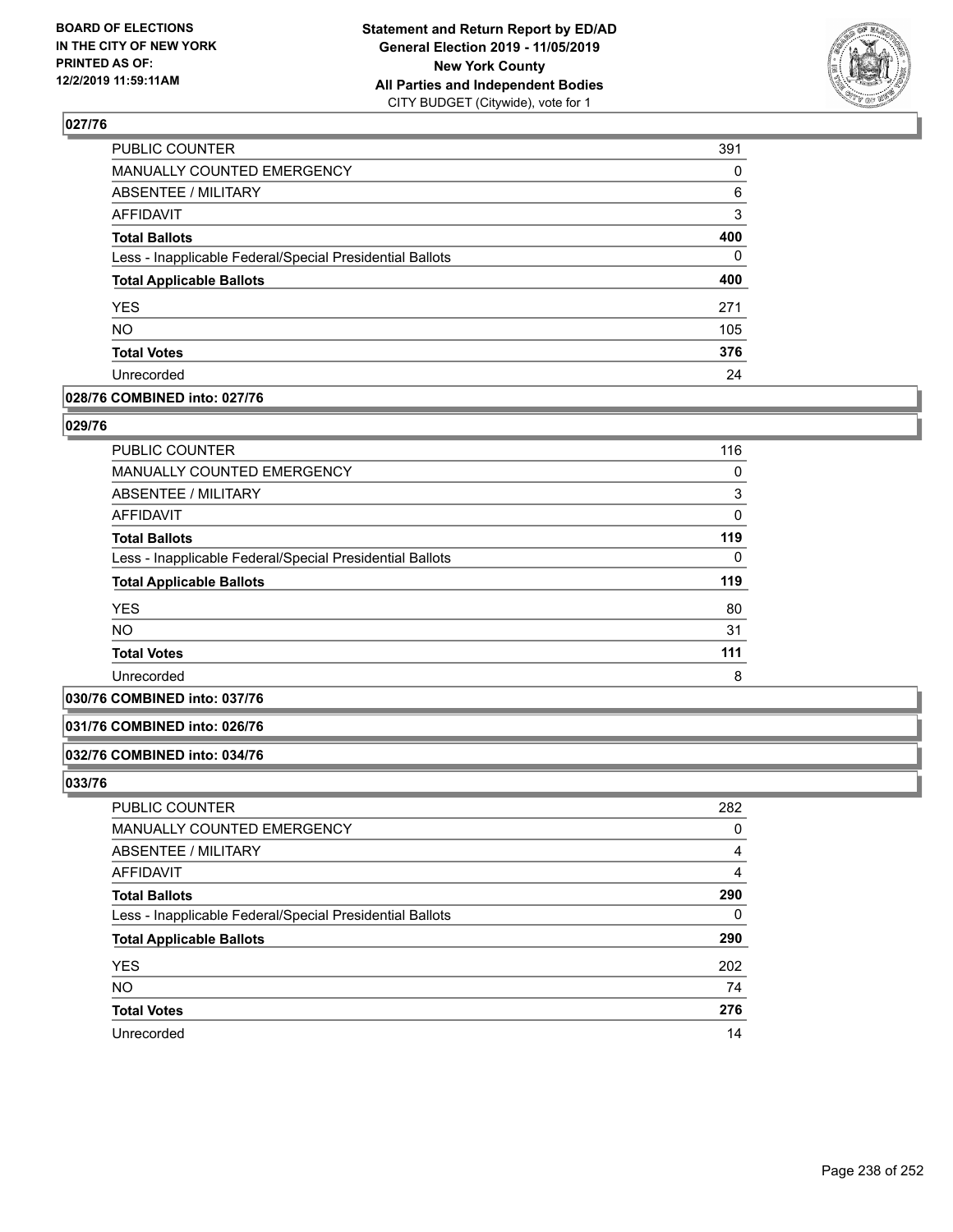## 027/76

| | |
|---|---|
| PUBLIC COUNTER | 391 |
| MANUALLY COUNTED EMERGENCY | 0 |
| ABSENTEE / MILITARY | 6 |
| AFFIDAVIT | 3 |
| **Total Ballots** | **400** |
| Less - Inapplicable Federal/Special Presidential Ballots | 0 |
| **Total Applicable Ballots** | **400** |
| YES | 271 |
| NO | 105 |
| **Total Votes** | **376** |
| Unrecorded | 24 |

## 028/76 COMBINED into: 027/76

## 029/76

| | |
|---|---|
| PUBLIC COUNTER | 116 |
| MANUALLY COUNTED EMERGENCY | 0 |
| ABSENTEE / MILITARY | 3 |
| AFFIDAVIT | 0 |
| **Total Ballots** | **119** |
| Less - Inapplicable Federal/Special Presidential Ballots | 0 |
| **Total Applicable Ballots** | **119** |
| YES | 80 |
| NO | 31 |
| **Total Votes** | **111** |
| Unrecorded | 8 |

## 030/76 COMBINED into: 037/76

## 031/76 COMBINED into: 026/76

## 032/76 COMBINED into: 034/76

## 033/76

| | |
|---|---|
| PUBLIC COUNTER | 282 |
| MANUALLY COUNTED EMERGENCY | 0 |
| ABSENTEE / MILITARY | 4 |
| AFFIDAVIT | 4 |
| **Total Ballots** | **290** |
| Less - Inapplicable Federal/Special Presidential Ballots | 0 |
| **Total Applicable Ballots** | **290** |
| YES | 202 |
| NO | 74 |
| **Total Votes** | **276** |
| Unrecorded | 14 |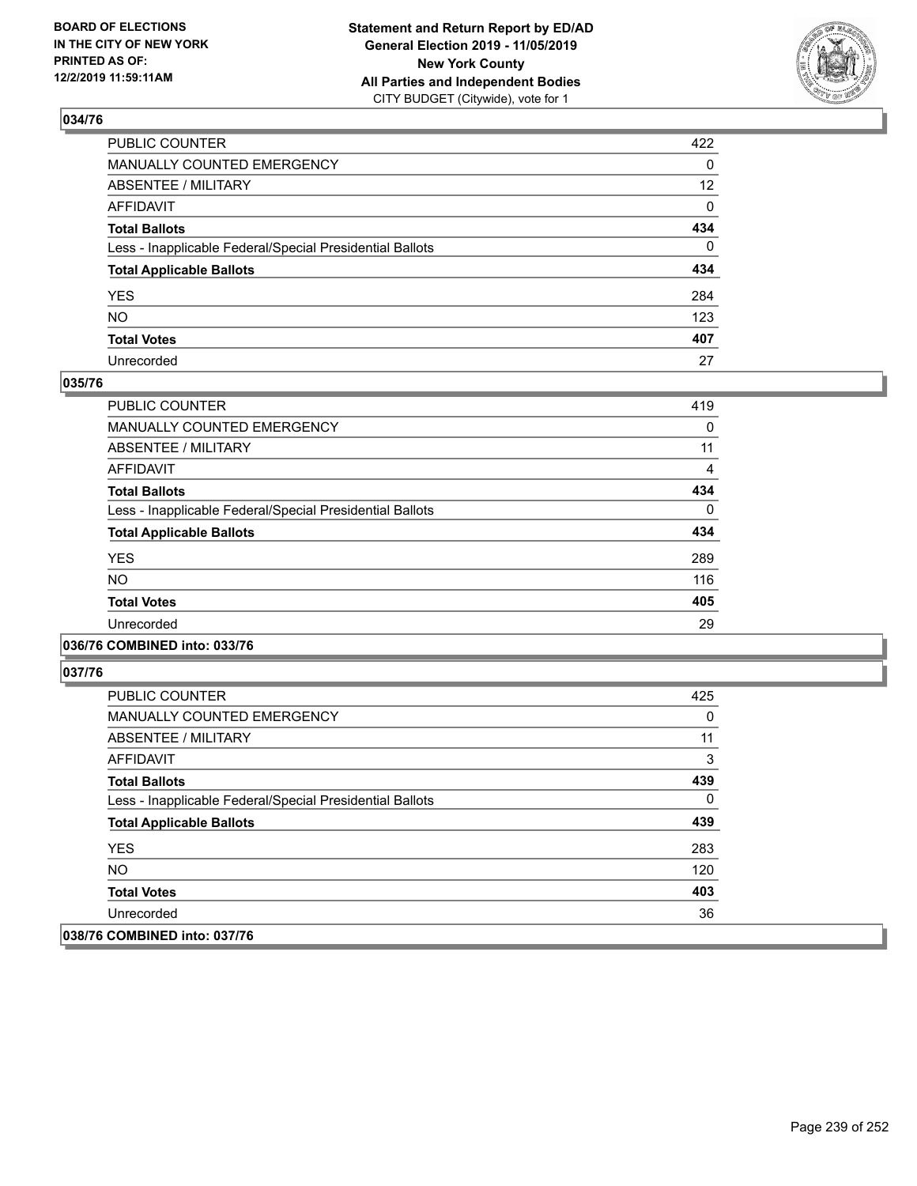### 034/76

| | |
|---|---|
| PUBLIC COUNTER | 422 |
| MANUALLY COUNTED EMERGENCY | 0 |
| ABSENTEE / MILITARY | 12 |
| AFFIDAVIT | 0 |
| **Total Ballots** | **434** |
| Less - Inapplicable Federal/Special Presidential Ballots | 0 |
| **Total Applicable Ballots** | **434** |
| YES | 284 |
| NO | 123 |
| **Total Votes** | **407** |
| Unrecorded | 27 |

### 035/76

| | |
|---|---|
| PUBLIC COUNTER | 419 |
| MANUALLY COUNTED EMERGENCY | 0 |
| ABSENTEE / MILITARY | 11 |
| AFFIDAVIT | 4 |
| **Total Ballots** | **434** |
| Less - Inapplicable Federal/Special Presidential Ballots | 0 |
| **Total Applicable Ballots** | **434** |
| YES | 289 |
| NO | 116 |
| **Total Votes** | **405** |
| Unrecorded | 29 |

### 036/76 COMBINED into: 033/76

### 037/76

| | |
|---|---|
| PUBLIC COUNTER | 425 |
| MANUALLY COUNTED EMERGENCY | 0 |
| ABSENTEE / MILITARY | 11 |
| AFFIDAVIT | 3 |
| **Total Ballots** | **439** |
| Less - Inapplicable Federal/Special Presidential Ballots | 0 |
| **Total Applicable Ballots** | **439** |
| YES | 283 |
| NO | 120 |
| **Total Votes** | **403** |
| Unrecorded | 36 |

### 038/76 COMBINED into: 037/76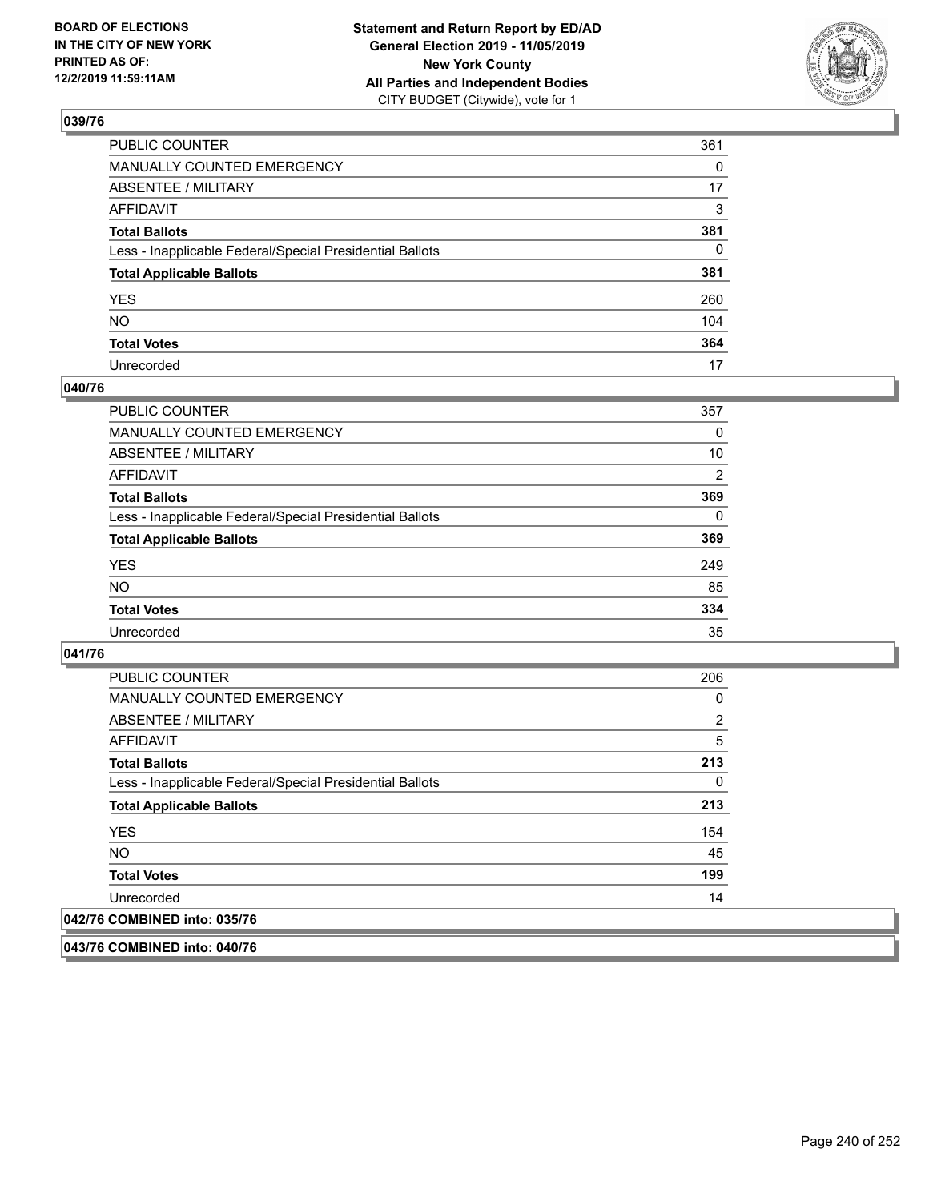BOARD OF ELECTIONS
IN THE CITY OF NEW YORK
PRINTED AS OF:
12/2/2019 11:59:11AM

**Statement and Return Report by ED/AD**
**General Election 2019 - 11/05/2019**
**New York County**
**All Parties and Independent Bodies**
CITY BUDGET (Citywide), vote for 1

### 039/76

| | |
|---|---|
| PUBLIC COUNTER | 361 |
| MANUALLY COUNTED EMERGENCY | 0 |
| ABSENTEE / MILITARY | 17 |
| AFFIDAVIT | 3 |
| **Total Ballots** | **381** |
| Less - Inapplicable Federal/Special Presidential Ballots | 0 |
| **Total Applicable Ballots** | **381** |
| YES | 260 |
| NO | 104 |
| **Total Votes** | **364** |
| Unrecorded | 17 |

### 040/76

| | |
|---|---|
| PUBLIC COUNTER | 357 |
| MANUALLY COUNTED EMERGENCY | 0 |
| ABSENTEE / MILITARY | 10 |
| AFFIDAVIT | 2 |
| **Total Ballots** | **369** |
| Less - Inapplicable Federal/Special Presidential Ballots | 0 |
| **Total Applicable Ballots** | **369** |
| YES | 249 |
| NO | 85 |
| **Total Votes** | **334** |
| Unrecorded | 35 |

### 041/76

| | |
|---|---|
| PUBLIC COUNTER | 206 |
| MANUALLY COUNTED EMERGENCY | 0 |
| ABSENTEE / MILITARY | 2 |
| AFFIDAVIT | 5 |
| **Total Ballots** | **213** |
| Less - Inapplicable Federal/Special Presidential Ballots | 0 |
| **Total Applicable Ballots** | **213** |
| YES | 154 |
| NO | 45 |
| **Total Votes** | **199** |
| Unrecorded | 14 |

### 042/76 COMBINED into: 035/76

### 043/76 COMBINED into: 040/76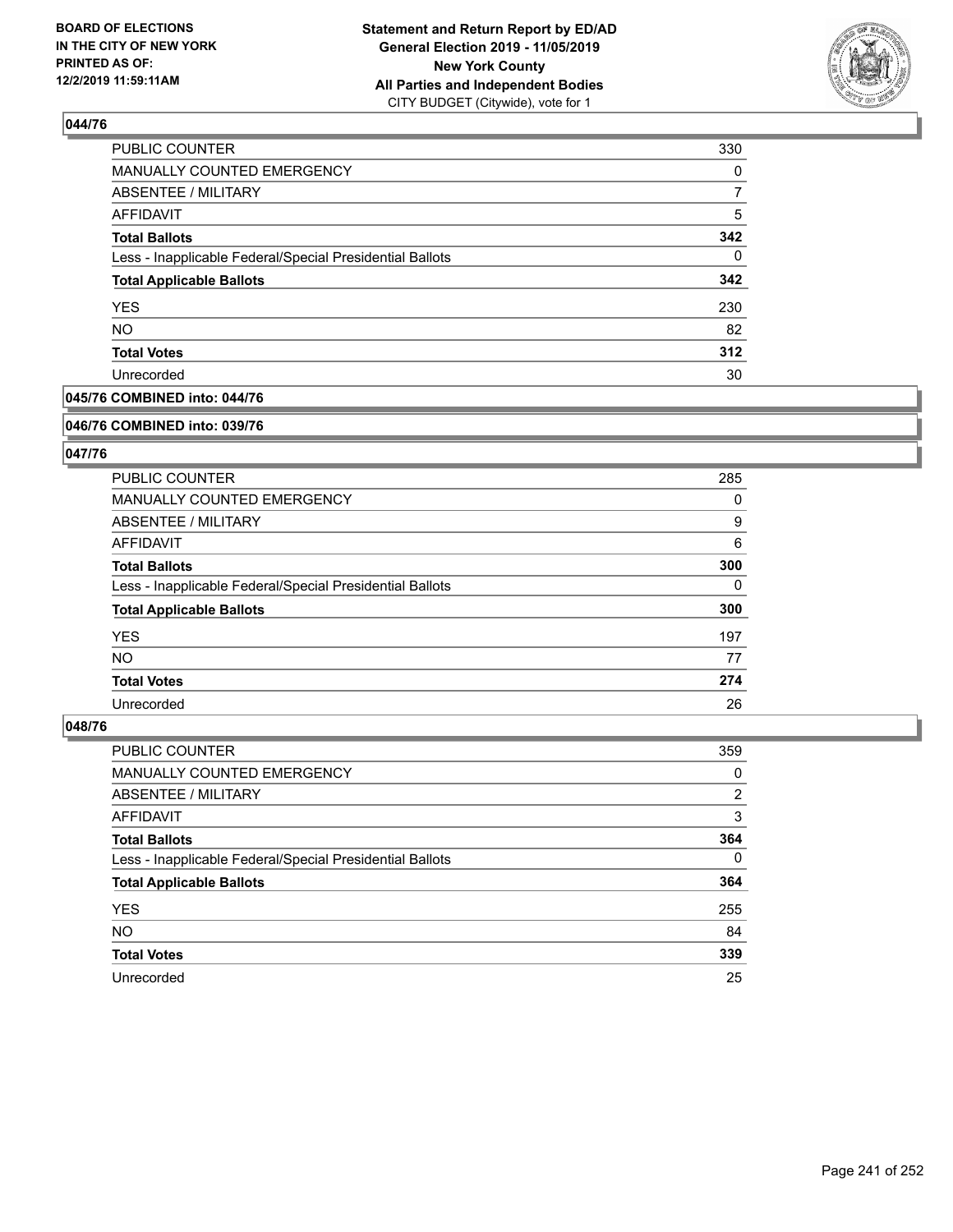**BOARD OF ELECTIONS IN THE CITY OF NEW YORK PRINTED AS OF: 12/2/2019 11:59:11AM**

**Statement and Return Report by ED/AD**
**General Election 2019 - 11/05/2019**
**New York County**
**All Parties and Independent Bodies**
CITY BUDGET (Citywide), vote for 1

### 044/76

| | |
|---|---|
| PUBLIC COUNTER | 330 |
| MANUALLY COUNTED EMERGENCY | 0 |
| ABSENTEE / MILITARY | 7 |
| AFFIDAVIT | 5 |
| **Total Ballots** | **342** |
| Less - Inapplicable Federal/Special Presidential Ballots | 0 |
| **Total Applicable Ballots** | **342** |
| YES | 230 |
| NO | 82 |
| **Total Votes** | **312** |
| Unrecorded | 30 |

### 045/76 COMBINED into: 044/76

### 046/76 COMBINED into: 039/76

### 047/76

| | |
|---|---|
| PUBLIC COUNTER | 285 |
| MANUALLY COUNTED EMERGENCY | 0 |
| ABSENTEE / MILITARY | 9 |
| AFFIDAVIT | 6 |
| **Total Ballots** | **300** |
| Less - Inapplicable Federal/Special Presidential Ballots | 0 |
| **Total Applicable Ballots** | **300** |
| YES | 197 |
| NO | 77 |
| **Total Votes** | **274** |
| Unrecorded | 26 |

### 048/76

| | |
|---|---|
| PUBLIC COUNTER | 359 |
| MANUALLY COUNTED EMERGENCY | 0 |
| ABSENTEE / MILITARY | 2 |
| AFFIDAVIT | 3 |
| **Total Ballots** | **364** |
| Less - Inapplicable Federal/Special Presidential Ballots | 0 |
| **Total Applicable Ballots** | **364** |
| YES | 255 |
| NO | 84 |
| **Total Votes** | **339** |
| Unrecorded | 25 |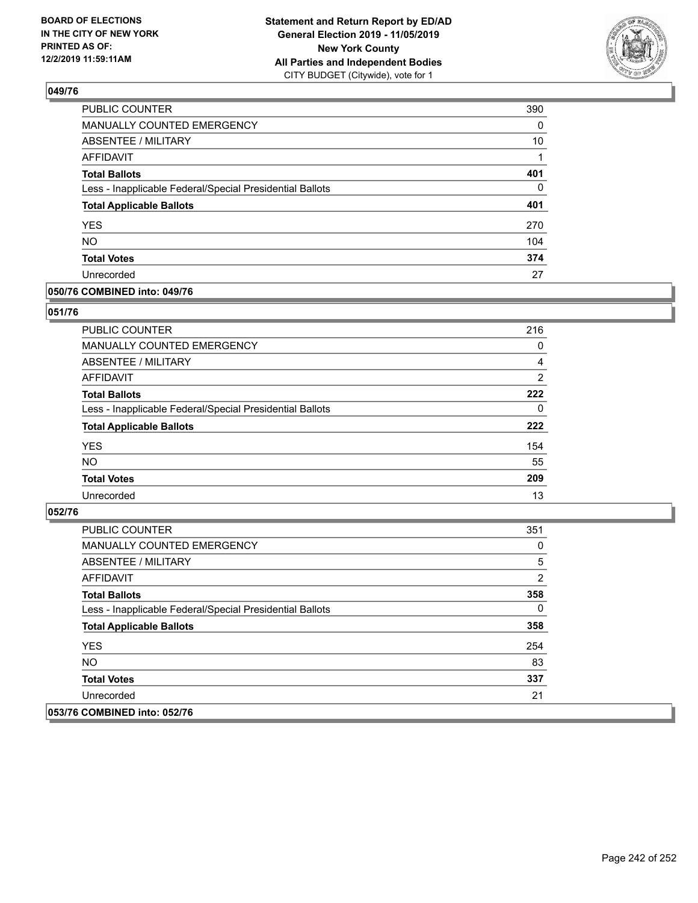**BOARD OF ELECTIONS IN THE CITY OF NEW YORK PRINTED AS OF: 12/2/2019 11:59:11AM**

**Statement and Return Report by ED/AD General Election 2019 - 11/05/2019 New York County All Parties and Independent Bodies**
CITY BUDGET (Citywide), vote for 1

### 049/76

| | |
|---|---|
| PUBLIC COUNTER | 390 |
| MANUALLY COUNTED EMERGENCY | 0 |
| ABSENTEE / MILITARY | 10 |
| AFFIDAVIT | 1 |
| **Total Ballots** | **401** |
| Less - Inapplicable Federal/Special Presidential Ballots | 0 |
| **Total Applicable Ballots** | **401** |
| YES | 270 |
| NO | 104 |
| **Total Votes** | **374** |
| Unrecorded | 27 |

### 050/76 COMBINED into: 049/76

### 051/76

| | |
|---|---|
| PUBLIC COUNTER | 216 |
| MANUALLY COUNTED EMERGENCY | 0 |
| ABSENTEE / MILITARY | 4 |
| AFFIDAVIT | 2 |
| **Total Ballots** | **222** |
| Less - Inapplicable Federal/Special Presidential Ballots | 0 |
| **Total Applicable Ballots** | **222** |
| YES | 154 |
| NO | 55 |
| **Total Votes** | **209** |
| Unrecorded | 13 |

### 052/76

| | |
|---|---|
| PUBLIC COUNTER | 351 |
| MANUALLY COUNTED EMERGENCY | 0 |
| ABSENTEE / MILITARY | 5 |
| AFFIDAVIT | 2 |
| **Total Ballots** | **358** |
| Less - Inapplicable Federal/Special Presidential Ballots | 0 |
| **Total Applicable Ballots** | **358** |
| YES | 254 |
| NO | 83 |
| **Total Votes** | **337** |
| Unrecorded | 21 |

### 053/76 COMBINED into: 052/76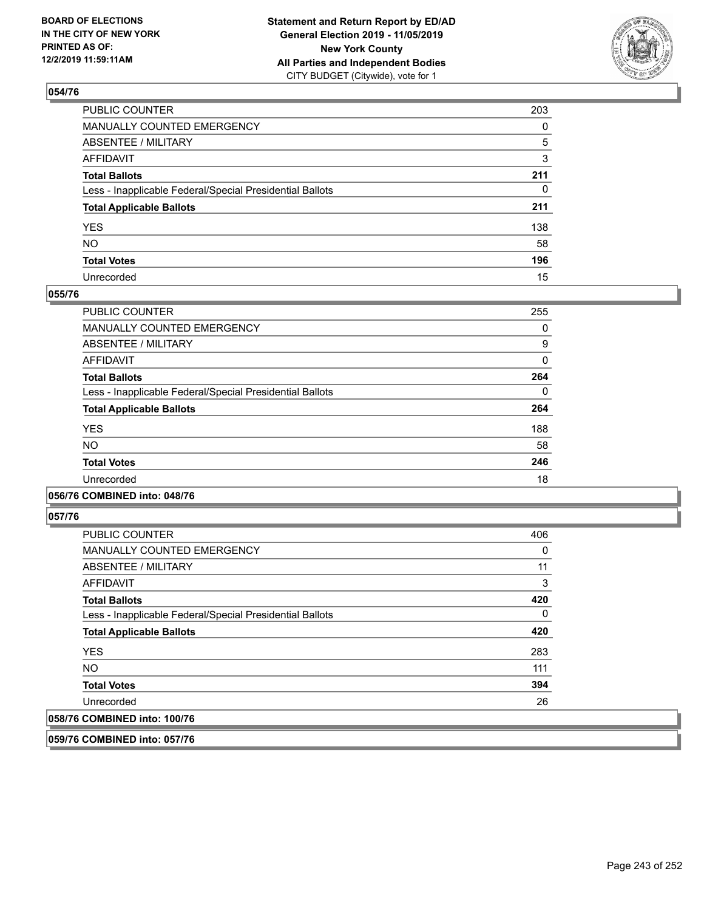**BOARD OF ELECTIONS IN THE CITY OF NEW YORK PRINTED AS OF: 12/2/2019 11:59:11AM**

**Statement and Return Report by ED/AD General Election 2019 - 11/05/2019 New York County All Parties and Independent Bodies** CITY BUDGET (Citywide), vote for 1

## 054/76

| | |
|---|---|
| PUBLIC COUNTER | 203 |
| MANUALLY COUNTED EMERGENCY | 0 |
| ABSENTEE / MILITARY | 5 |
| AFFIDAVIT | 3 |
| **Total Ballots** | **211** |
| Less - Inapplicable Federal/Special Presidential Ballots | 0 |
| **Total Applicable Ballots** | **211** |
| YES | 138 |
| NO | 58 |
| **Total Votes** | **196** |
| Unrecorded | 15 |

## 055/76

| | |
|---|---|
| PUBLIC COUNTER | 255 |
| MANUALLY COUNTED EMERGENCY | 0 |
| ABSENTEE / MILITARY | 9 |
| AFFIDAVIT | 0 |
| **Total Ballots** | **264** |
| Less - Inapplicable Federal/Special Presidential Ballots | 0 |
| **Total Applicable Ballots** | **264** |
| YES | 188 |
| NO | 58 |
| **Total Votes** | **246** |
| Unrecorded | 18 |

## 056/76 COMBINED into: 048/76

## 057/76

| | |
|---|---|
| PUBLIC COUNTER | 406 |
| MANUALLY COUNTED EMERGENCY | 0 |
| ABSENTEE / MILITARY | 11 |
| AFFIDAVIT | 3 |
| **Total Ballots** | **420** |
| Less - Inapplicable Federal/Special Presidential Ballots | 0 |
| **Total Applicable Ballots** | **420** |
| YES | 283 |
| NO | 111 |
| **Total Votes** | **394** |
| Unrecorded | 26 |

## 058/76 COMBINED into: 100/76

## 059/76 COMBINED into: 057/76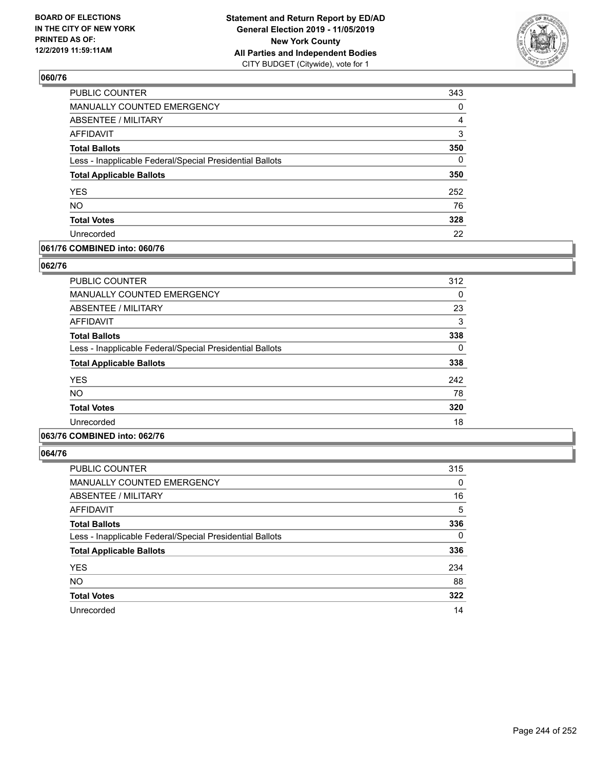## 060/76

| | |
|---|---|
| PUBLIC COUNTER | 343 |
| MANUALLY COUNTED EMERGENCY | 0 |
| ABSENTEE / MILITARY | 4 |
| AFFIDAVIT | 3 |
| **Total Ballots** | **350** |
| Less - Inapplicable Federal/Special Presidential Ballots | 0 |
| **Total Applicable Ballots** | **350** |
| YES | 252 |
| NO | 76 |
| **Total Votes** | **328** |
| Unrecorded | 22 |

## 061/76 COMBINED into: 060/76

## 062/76

| | |
|---|---|
| PUBLIC COUNTER | 312 |
| MANUALLY COUNTED EMERGENCY | 0 |
| ABSENTEE / MILITARY | 23 |
| AFFIDAVIT | 3 |
| **Total Ballots** | **338** |
| Less - Inapplicable Federal/Special Presidential Ballots | 0 |
| **Total Applicable Ballots** | **338** |
| YES | 242 |
| NO | 78 |
| **Total Votes** | **320** |
| Unrecorded | 18 |

## 063/76 COMBINED into: 062/76

## 064/76

| | |
|---|---|
| PUBLIC COUNTER | 315 |
| MANUALLY COUNTED EMERGENCY | 0 |
| ABSENTEE / MILITARY | 16 |
| AFFIDAVIT | 5 |
| **Total Ballots** | **336** |
| Less - Inapplicable Federal/Special Presidential Ballots | 0 |
| **Total Applicable Ballots** | **336** |
| YES | 234 |
| NO | 88 |
| **Total Votes** | **322** |
| Unrecorded | 14 |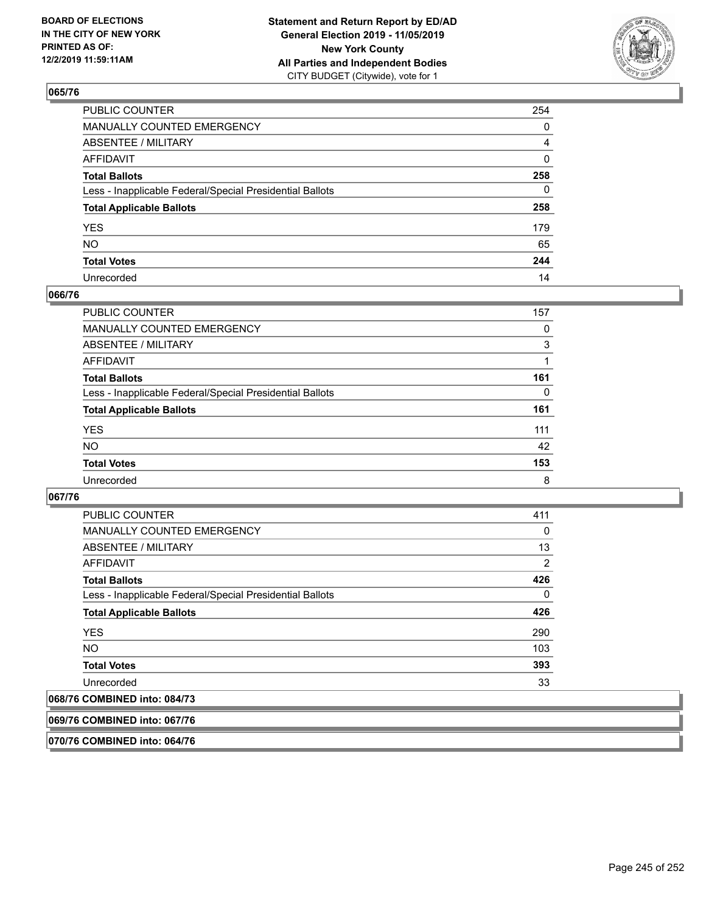## 065/76

| | |
|---|---|
| PUBLIC COUNTER | 254 |
| MANUALLY COUNTED EMERGENCY | 0 |
| ABSENTEE / MILITARY | 4 |
| AFFIDAVIT | 0 |
| **Total Ballots** | **258** |
| Less - Inapplicable Federal/Special Presidential Ballots | 0 |
| **Total Applicable Ballots** | **258** |
| YES | 179 |
| NO | 65 |
| **Total Votes** | **244** |
| Unrecorded | 14 |

## 066/76

| | |
|---|---|
| PUBLIC COUNTER | 157 |
| MANUALLY COUNTED EMERGENCY | 0 |
| ABSENTEE / MILITARY | 3 |
| AFFIDAVIT | 1 |
| **Total Ballots** | **161** |
| Less - Inapplicable Federal/Special Presidential Ballots | 0 |
| **Total Applicable Ballots** | **161** |
| YES | 111 |
| NO | 42 |
| **Total Votes** | **153** |
| Unrecorded | 8 |

## 067/76

| | |
|---|---|
| PUBLIC COUNTER | 411 |
| MANUALLY COUNTED EMERGENCY | 0 |
| ABSENTEE / MILITARY | 13 |
| AFFIDAVIT | 2 |
| **Total Ballots** | **426** |
| Less - Inapplicable Federal/Special Presidential Ballots | 0 |
| **Total Applicable Ballots** | **426** |
| YES | 290 |
| NO | 103 |
| **Total Votes** | **393** |
| Unrecorded | 33 |

## 068/76 COMBINED into: 084/73

## 069/76 COMBINED into: 067/76

## 070/76 COMBINED into: 064/76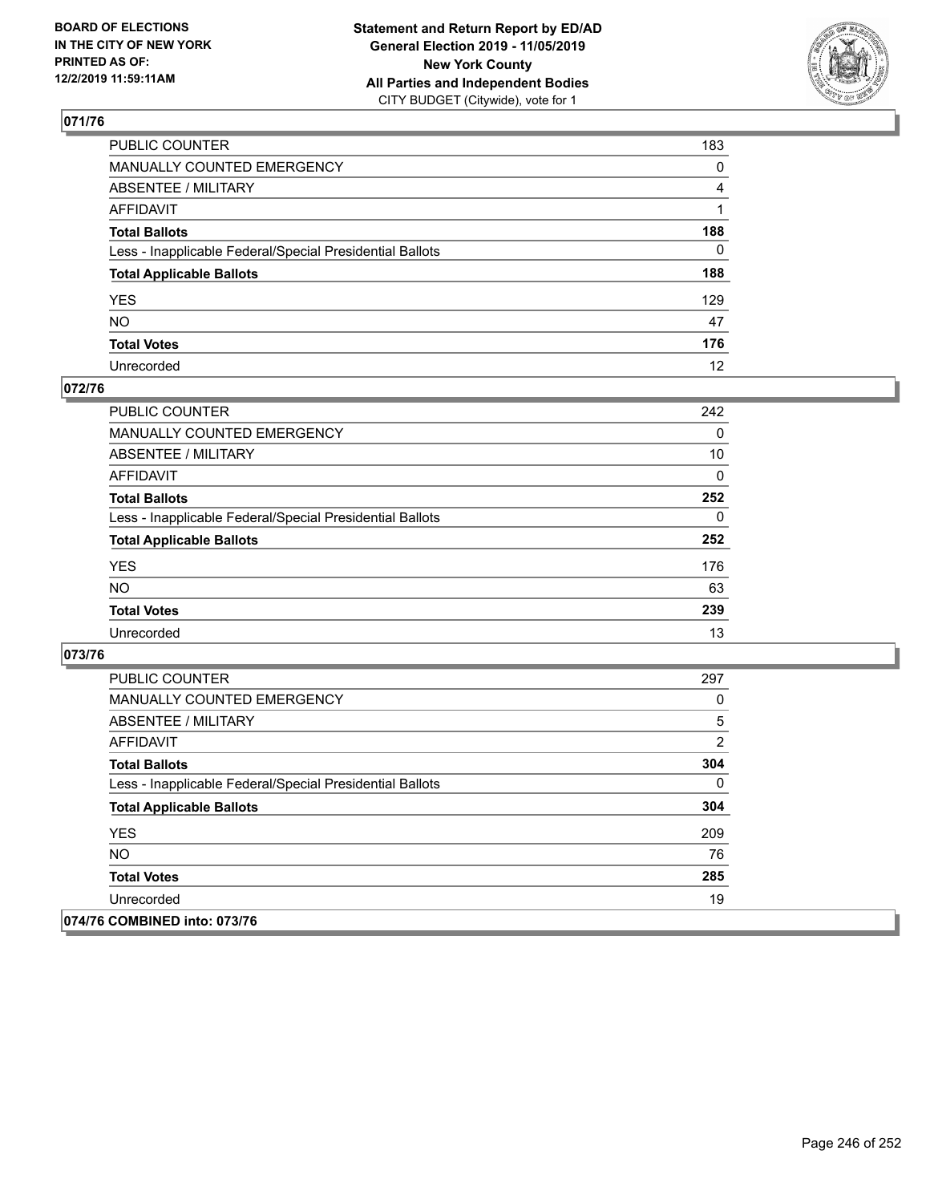BOARD OF ELECTIONS
IN THE CITY OF NEW YORK
PRINTED AS OF:
12/2/2019 11:59:11AM

**Statement and Return Report by ED/AD**
**General Election 2019 - 11/05/2019**
**New York County**
**All Parties and Independent Bodies**
CITY BUDGET (Citywide), vote for 1

## 071/76

| | |
|---|---|
| PUBLIC COUNTER | 183 |
| MANUALLY COUNTED EMERGENCY | 0 |
| ABSENTEE / MILITARY | 4 |
| AFFIDAVIT | 1 |
| **Total Ballots** | **188** |
| Less - Inapplicable Federal/Special Presidential Ballots | 0 |
| **Total Applicable Ballots** | **188** |
| YES | 129 |
| NO | 47 |
| **Total Votes** | **176** |
| Unrecorded | 12 |

## 072/76

| | |
|---|---|
| PUBLIC COUNTER | 242 |
| MANUALLY COUNTED EMERGENCY | 0 |
| ABSENTEE / MILITARY | 10 |
| AFFIDAVIT | 0 |
| **Total Ballots** | **252** |
| Less - Inapplicable Federal/Special Presidential Ballots | 0 |
| **Total Applicable Ballots** | **252** |
| YES | 176 |
| NO | 63 |
| **Total Votes** | **239** |
| Unrecorded | 13 |

## 073/76

| | |
|---|---|
| PUBLIC COUNTER | 297 |
| MANUALLY COUNTED EMERGENCY | 0 |
| ABSENTEE / MILITARY | 5 |
| AFFIDAVIT | 2 |
| **Total Ballots** | **304** |
| Less - Inapplicable Federal/Special Presidential Ballots | 0 |
| **Total Applicable Ballots** | **304** |
| YES | 209 |
| NO | 76 |
| **Total Votes** | **285** |
| Unrecorded | 19 |

## 074/76 COMBINED into: 073/76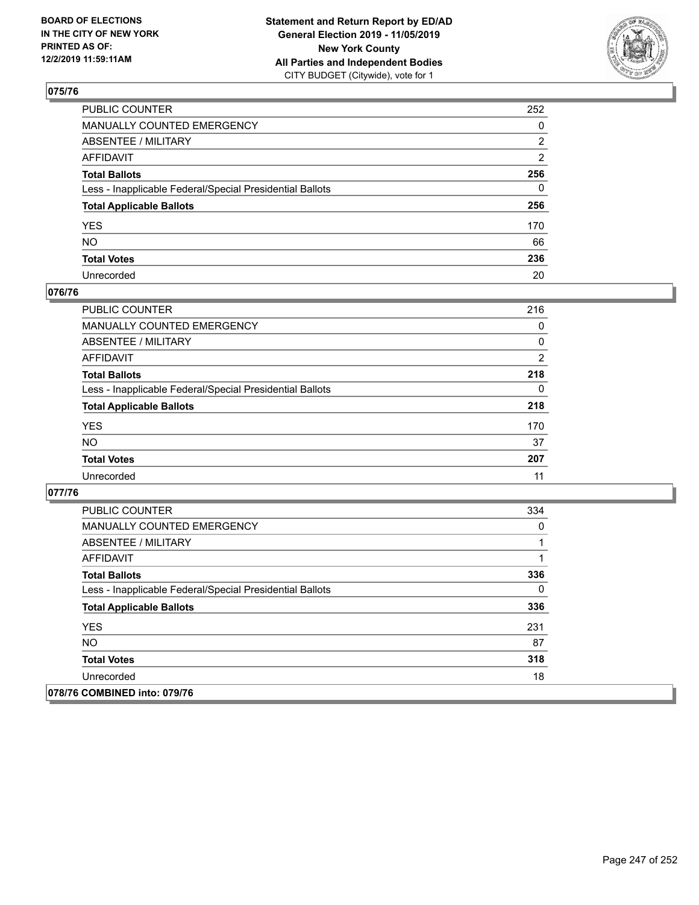## 075/76

| | |
|---|---|
| PUBLIC COUNTER | 252 |
| MANUALLY COUNTED EMERGENCY | 0 |
| ABSENTEE / MILITARY | 2 |
| AFFIDAVIT | 2 |
| **Total Ballots** | **256** |
| Less - Inapplicable Federal/Special Presidential Ballots | 0 |
| **Total Applicable Ballots** | **256** |
| YES | 170 |
| NO | 66 |
| **Total Votes** | **236** |
| Unrecorded | 20 |

## 076/76

| | |
|---|---|
| PUBLIC COUNTER | 216 |
| MANUALLY COUNTED EMERGENCY | 0 |
| ABSENTEE / MILITARY | 0 |
| AFFIDAVIT | 2 |
| **Total Ballots** | **218** |
| Less - Inapplicable Federal/Special Presidential Ballots | 0 |
| **Total Applicable Ballots** | **218** |
| YES | 170 |
| NO | 37 |
| **Total Votes** | **207** |
| Unrecorded | 11 |

## 077/76

| | |
|---|---|
| PUBLIC COUNTER | 334 |
| MANUALLY COUNTED EMERGENCY | 0 |
| ABSENTEE / MILITARY | 1 |
| AFFIDAVIT | 1 |
| **Total Ballots** | **336** |
| Less - Inapplicable Federal/Special Presidential Ballots | 0 |
| **Total Applicable Ballots** | **336** |
| YES | 231 |
| NO | 87 |
| **Total Votes** | **318** |
| Unrecorded | 18 |

## 078/76 COMBINED into: 079/76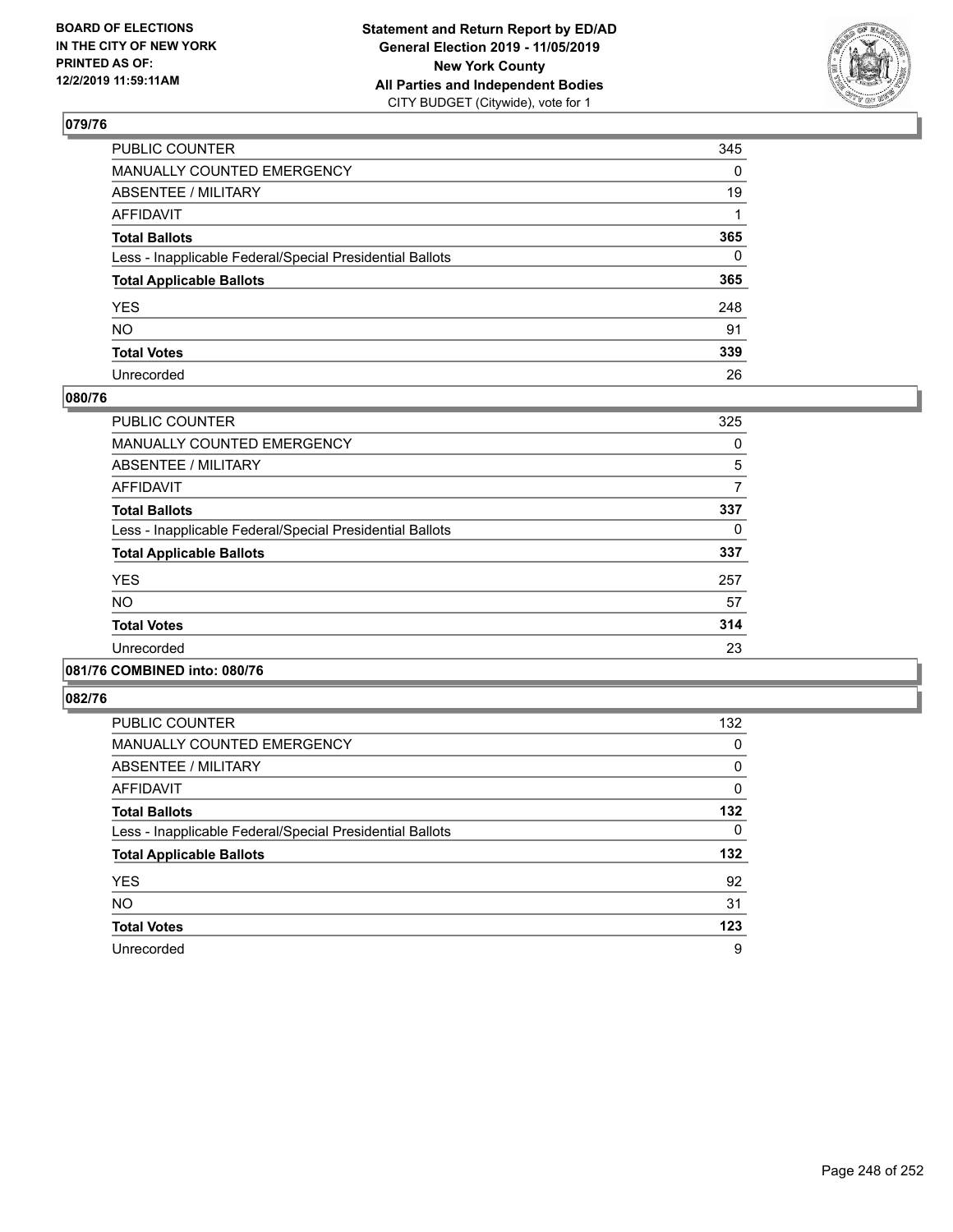**BOARD OF ELECTIONS IN THE CITY OF NEW YORK PRINTED AS OF: 12/2/2019 11:59:11AM**

**Statement and Return Report by ED/AD General Election 2019 - 11/05/2019 New York County All Parties and Independent Bodies**
CITY BUDGET (Citywide), vote for 1

## 079/76

| | |
|---|---|
| PUBLIC COUNTER | 345 |
| MANUALLY COUNTED EMERGENCY | 0 |
| ABSENTEE / MILITARY | 19 |
| AFFIDAVIT | 1 |
| **Total Ballots** | **365** |
| Less - Inapplicable Federal/Special Presidential Ballots | 0 |
| **Total Applicable Ballots** | **365** |
| YES | 248 |
| NO | 91 |
| **Total Votes** | **339** |
| Unrecorded | 26 |

## 080/76

| | |
|---|---|
| PUBLIC COUNTER | 325 |
| MANUALLY COUNTED EMERGENCY | 0 |
| ABSENTEE / MILITARY | 5 |
| AFFIDAVIT | 7 |
| **Total Ballots** | **337** |
| Less - Inapplicable Federal/Special Presidential Ballots | 0 |
| **Total Applicable Ballots** | **337** |
| YES | 257 |
| NO | 57 |
| **Total Votes** | **314** |
| Unrecorded | 23 |

## 081/76 COMBINED into: 080/76

## 082/76

| | |
|---|---|
| PUBLIC COUNTER | 132 |
| MANUALLY COUNTED EMERGENCY | 0 |
| ABSENTEE / MILITARY | 0 |
| AFFIDAVIT | 0 |
| **Total Ballots** | **132** |
| Less - Inapplicable Federal/Special Presidential Ballots | 0 |
| **Total Applicable Ballots** | **132** |
| YES | 92 |
| NO | 31 |
| **Total Votes** | **123** |
| Unrecorded | 9 |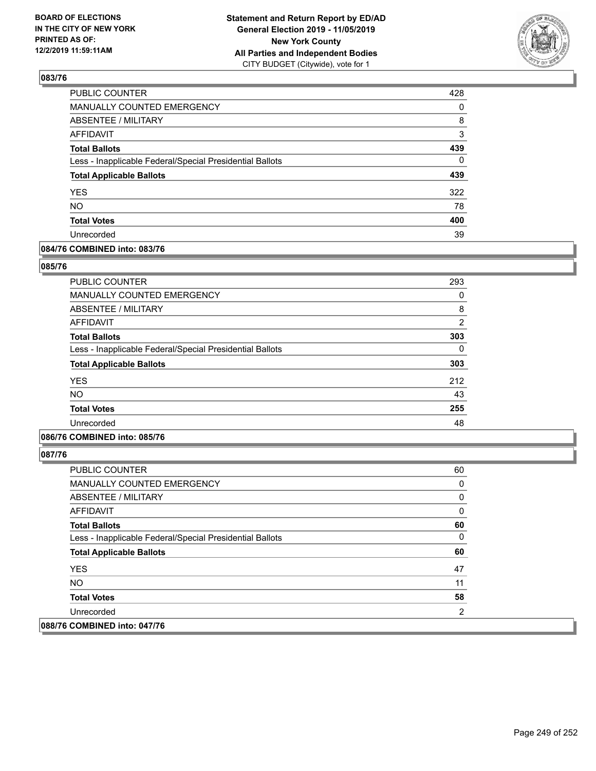## 083/76

| | |
|---|---|
| PUBLIC COUNTER | 428 |
| MANUALLY COUNTED EMERGENCY | 0 |
| ABSENTEE / MILITARY | 8 |
| AFFIDAVIT | 3 |
| **Total Ballots** | **439** |
| Less - Inapplicable Federal/Special Presidential Ballots | 0 |
| **Total Applicable Ballots** | **439** |
| YES | 322 |
| NO | 78 |
| **Total Votes** | **400** |
| Unrecorded | 39 |

## 084/76 COMBINED into: 083/76

## 085/76

| | |
|---|---|
| PUBLIC COUNTER | 293 |
| MANUALLY COUNTED EMERGENCY | 0 |
| ABSENTEE / MILITARY | 8 |
| AFFIDAVIT | 2 |
| **Total Ballots** | **303** |
| Less - Inapplicable Federal/Special Presidential Ballots | 0 |
| **Total Applicable Ballots** | **303** |
| YES | 212 |
| NO | 43 |
| **Total Votes** | **255** |
| Unrecorded | 48 |

## 086/76 COMBINED into: 085/76

## 087/76

| | |
|---|---|
| PUBLIC COUNTER | 60 |
| MANUALLY COUNTED EMERGENCY | 0 |
| ABSENTEE / MILITARY | 0 |
| AFFIDAVIT | 0 |
| **Total Ballots** | **60** |
| Less - Inapplicable Federal/Special Presidential Ballots | 0 |
| **Total Applicable Ballots** | **60** |
| YES | 47 |
| NO | 11 |
| **Total Votes** | **58** |
| Unrecorded | 2 |

## 088/76 COMBINED into: 047/76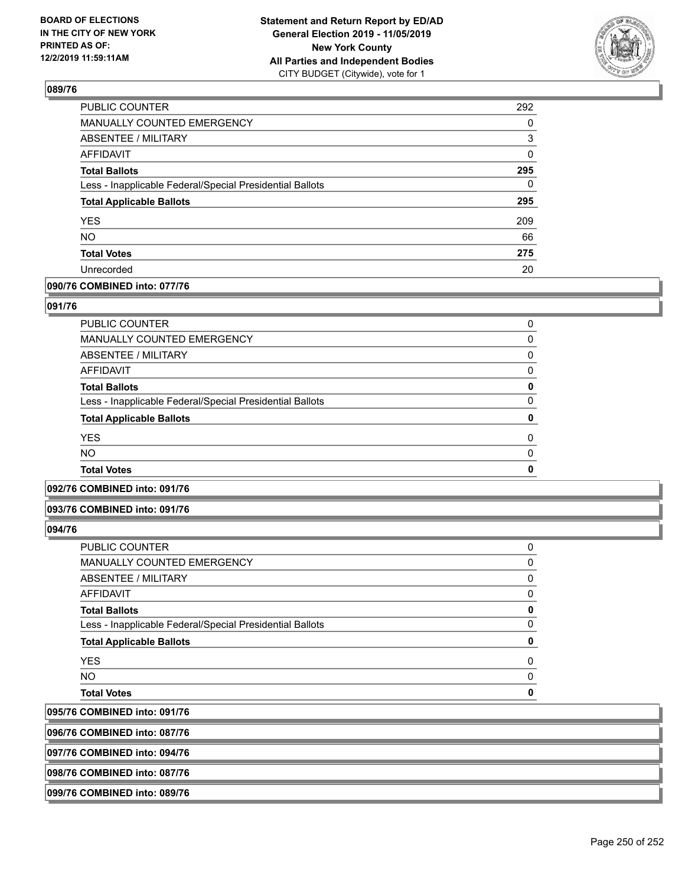### 089/76

| | |
|---|---|
| PUBLIC COUNTER | 292 |
| MANUALLY COUNTED EMERGENCY | 0 |
| ABSENTEE / MILITARY | 3 |
| AFFIDAVIT | 0 |
| **Total Ballots** | **295** |
| Less - Inapplicable Federal/Special Presidential Ballots | 0 |
| **Total Applicable Ballots** | **295** |
| YES | 209 |
| NO | 66 |
| **Total Votes** | **275** |
| Unrecorded | 20 |

### 090/76 COMBINED into: 077/76

### 091/76

| | |
|---|---|
| PUBLIC COUNTER | 0 |
| MANUALLY COUNTED EMERGENCY | 0 |
| ABSENTEE / MILITARY | 0 |
| AFFIDAVIT | 0 |
| **Total Ballots** | **0** |
| Less - Inapplicable Federal/Special Presidential Ballots | 0 |
| **Total Applicable Ballots** | **0** |
| YES | 0 |
| NO | 0 |
| **Total Votes** | **0** |

### 092/76 COMBINED into: 091/76

### 093/76 COMBINED into: 091/76

### 094/76

| | |
|---|---|
| PUBLIC COUNTER | 0 |
| MANUALLY COUNTED EMERGENCY | 0 |
| ABSENTEE / MILITARY | 0 |
| AFFIDAVIT | 0 |
| **Total Ballots** | **0** |
| Less - Inapplicable Federal/Special Presidential Ballots | 0 |
| **Total Applicable Ballots** | **0** |
| YES | 0 |
| NO | 0 |
| **Total Votes** | **0** |

### 095/76 COMBINED into: 091/76

### 096/76 COMBINED into: 087/76

### 097/76 COMBINED into: 094/76

### 098/76 COMBINED into: 087/76

### 099/76 COMBINED into: 089/76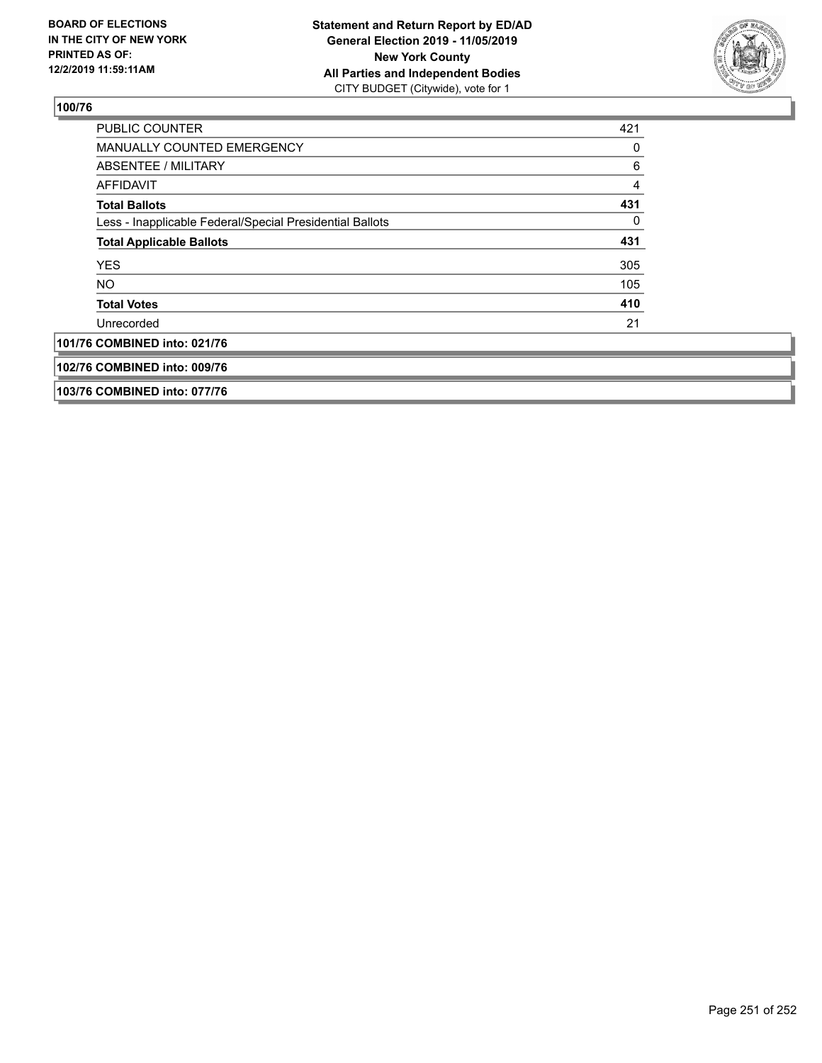**100/76**

| | |
|---|---|
| PUBLIC COUNTER | 421 |
| MANUALLY COUNTED EMERGENCY | 0 |
| ABSENTEE / MILITARY | 6 |
| AFFIDAVIT | 4 |
| **Total Ballots** | **431** |
| Less - Inapplicable Federal/Special Presidential Ballots | 0 |
| **Total Applicable Ballots** | **431** |
| YES | 305 |
| NO | 105 |
| **Total Votes** | **410** |
| Unrecorded | 21 |

**101/76 COMBINED into: 021/76**

**102/76 COMBINED into: 009/76**

**103/76 COMBINED into: 077/76**